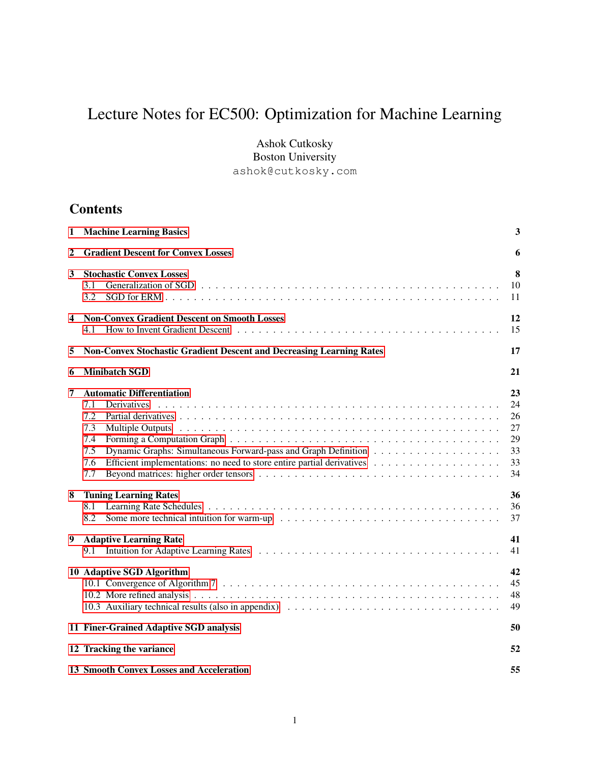# Lecture Notes for EC500: Optimization for Machine Learning

Ashok Cutkosky
Boston University
ashok@cutkosky.com

## Contents

**1 Machine Learning Basics** — 3

**2 Gradient Descent for Convex Losses** — 6

**3 Stochastic Convex Losses** — 8
- 3.1 Generalization of SGD — 10
- 3.2 SGD for ERM — 11

**4 Non-Convex Gradient Descent on Smooth Losses** — 12
- 4.1 How to Invent Gradient Descent — 15

**5 Non-Convex Stochastic Gradient Descent and Decreasing Learning Rates** — 17

**6 Minibatch SGD** — 21

**7 Automatic Differentiation** — 23
- 7.1 Derivatives — 24
- 7.2 Partial derivatives — 26
- 7.3 Multiple Outputs — 27
- 7.4 Forming a Computation Graph — 29
- 7.5 Dynamic Graphs: Simultaneous Forward-pass and Graph Definition — 33
- 7.6 Efficient implementations: no need to store entire partial derivatives — 33
- 7.7 Beyond matrices: higher order tensors — 34

**8 Tuning Learning Rates** — 36
- 8.1 Learning Rate Schedules — 36
- 8.2 Some more technical intuition for warm-up — 37

**9 Adaptive Learning Rate** — 41
- 9.1 Intuition for Adaptive Learning Rates — 41

**10 Adaptive SGD Algorithm** — 42
- 10.1 Convergence of Algorithm 7 — 45
- 10.2 More refined analysis — 48
- 10.3 Auxiliary technical results (also in appendix) — 49

**11 Finer-Grained Adaptive SGD analysis** — 50

**12 Tracking the variance** — 52

**13 Smooth Convex Losses and Acceleration** — 55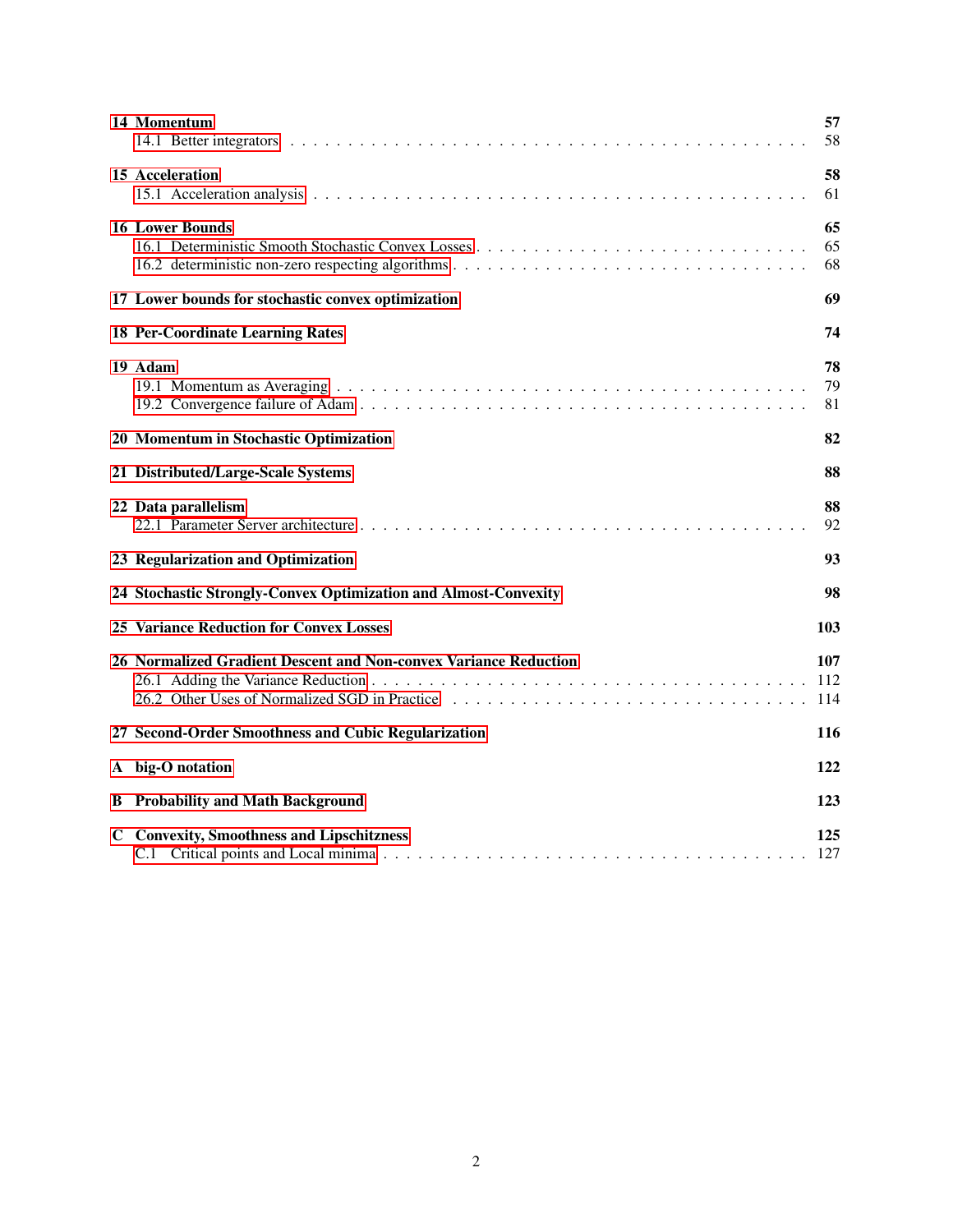**14 Momentum** **57**
  14.1 Better integrators . . . . . . . . . . 58

**15 Acceleration** **58**
  15.1 Acceleration analysis . . . . . . . . . . 61

**16 Lower Bounds** **65**
  16.1 Deterministic Smooth Stochastic Convex Losses . . . . . . . . . . 65
  16.2 deterministic non-zero respecting algorithms . . . . . . . . . . 68

**17 Lower bounds for stochastic convex optimization** **69**

**18 Per-Coordinate Learning Rates** **74**

**19 Adam** **78**
  19.1 Momentum as Averaging . . . . . . . . . . 79
  19.2 Convergence failure of Adam . . . . . . . . . . 81

**20 Momentum in Stochastic Optimization** **82**

**21 Distributed/Large-Scale Systems** **88**

**22 Data parallelism** **88**
  22.1 Parameter Server architecture . . . . . . . . . . 92

**23 Regularization and Optimization** **93**

**24 Stochastic Strongly-Convex Optimization and Almost-Convexity** **98**

**25 Variance Reduction for Convex Losses** **103**

**26 Normalized Gradient Descent and Non-convex Variance Reduction** **107**
  26.1 Adding the Variance Reduction . . . . . . . . . . 112
  26.2 Other Uses of Normalized SGD in Practice . . . . . . . . . . 114

**27 Second-Order Smoothness and Cubic Regularization** **116**

**A big-O notation** **122**

**B Probability and Math Background** **123**

**C Convexity, Smoothness and Lipschitzness** **125**
  C.1 Critical points and Local minima . . . . . . . . . . 127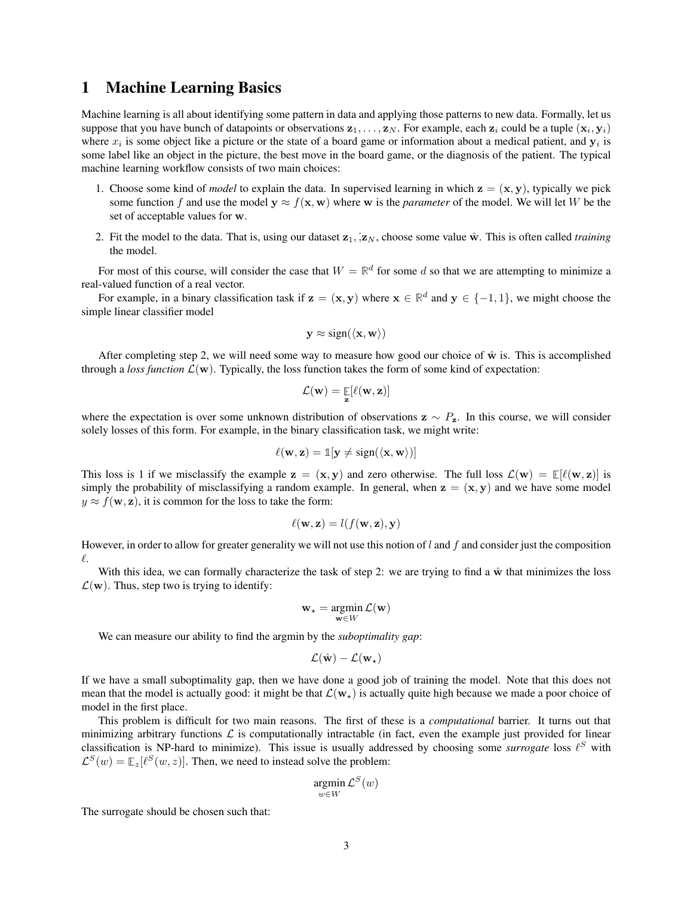# 1 Machine Learning Basics

Machine learning is all about identifying some pattern in data and applying those patterns to new data. Formally, let us suppose that you have bunch of datapoints or observations $\mathbf{z}_1, \dots, \mathbf{z}_N$. For example, each $\mathbf{z}_i$ could be a tuple $(\mathbf{x}_i, \mathbf{y}_i)$ where $x_i$ is some object like a picture or the state of a board game or information about a medical patient, and $\mathbf{y}_i$ is some label like an object in the picture, the best move in the board game, or the diagnosis of the patient. The typical machine learning workflow consists of two main choices:

1. Choose some kind of *model* to explain the data. In supervised learning in which $\mathbf{z} = (\mathbf{x}, \mathbf{y})$, typically we pick some function $f$ and use the model $\mathbf{y} \approx f(\mathbf{x}, \mathbf{w})$ where $\mathbf{w}$ is the *parameter* of the model. We will let $W$ be the set of acceptable values for $\mathbf{w}$.

2. Fit the model to the data. That is, using our dataset $\mathbf{z}_1, \dot{;} \mathbf{z}_N$, choose some value $\hat{\mathbf{w}}$. This is often called *training* the model.

For most of this course, will consider the case that $W = \mathbb{R}^d$ for some $d$ so that we are attempting to minimize a real-valued function of a real vector.

For example, in a binary classification task if $\mathbf{z} = (\mathbf{x}, \mathbf{y})$ where $\mathbf{x} \in \mathbb{R}^d$ and $\mathbf{y} \in \{-1, 1\}$, we might choose the simple linear classifier model

$$\mathbf{y} \approx \text{sign}(\langle \mathbf{x}, \mathbf{w} \rangle)$$

After completing step 2, we will need some way to measure how good our choice of $\hat{\mathbf{w}}$ is. This is accomplished through a *loss function* $\mathcal{L}(\mathbf{w})$. Typically, the loss function takes the form of some kind of expectation:

$$\mathcal{L}(\mathbf{w}) = \mathop{\mathbb{E}}_{\mathbf{z}}[\ell(\mathbf{w}, \mathbf{z})]$$

where the expectation is over some unknown distribution of observations $\mathbf{z} \sim P_{\mathbf{z}}$. In this course, we will consider solely losses of this form. For example, in the binary classification task, we might write:

$$\ell(\mathbf{w}, \mathbf{z}) = \mathbb{1}[\mathbf{y} \neq \text{sign}(\langle \mathbf{x}, \mathbf{w} \rangle)]$$

This loss is 1 if we misclassify the example $\mathbf{z} = (\mathbf{x}, \mathbf{y})$ and zero otherwise. The full loss $\mathcal{L}(\mathbf{w}) = \mathbb{E}[\ell(\mathbf{w}, \mathbf{z})]$ is simply the probability of misclassifying a random example. In general, when $\mathbf{z} = (\mathbf{x}, \mathbf{y})$ and we have some model $y \approx f(\mathbf{w}, \mathbf{z})$, it is common for the loss to take the form:

$$\ell(\mathbf{w}, \mathbf{z}) = l(f(\mathbf{w}, \mathbf{z}), \mathbf{y})$$

However, in order to allow for greater generality we will not use this notion of $l$ and $f$ and consider just the composition $\ell$.

With this idea, we can formally characterize the task of step 2: we are trying to find a $\hat{\mathbf{w}}$ that minimizes the loss $\mathcal{L}(\mathbf{w})$. Thus, step two is trying to identify:

$$\mathbf{w}_\star = \operatorname*{argmin}_{\mathbf{w} \in W} \mathcal{L}(\mathbf{w})$$

We can measure our ability to find the argmin by the *suboptimality gap*:

$$\mathcal{L}(\hat{\mathbf{w}}) - \mathcal{L}(\mathbf{w}_\star)$$

If we have a small suboptimality gap, then we have done a good job of training the model. Note that this does not mean that the model is actually good: it might be that $\mathcal{L}(\mathbf{w}_\star)$ is actually quite high because we made a poor choice of model in the first place.

This problem is difficult for two main reasons. The first of these is a *computational* barrier. It turns out that minimizing arbitrary functions $\mathcal{L}$ is computationally intractable (in fact, even the example just provided for linear classification is NP-hard to minimize). This issue is usually addressed by choosing some *surrogate* loss $\ell^S$ with $\mathcal{L}^S(w) = \mathbb{E}_z[\ell^S(w, z)]$. Then, we need to instead solve the problem:

$$\operatorname*{argmin}_{w \in W} \mathcal{L}^S(w)$$

The surrogate should be chosen such that: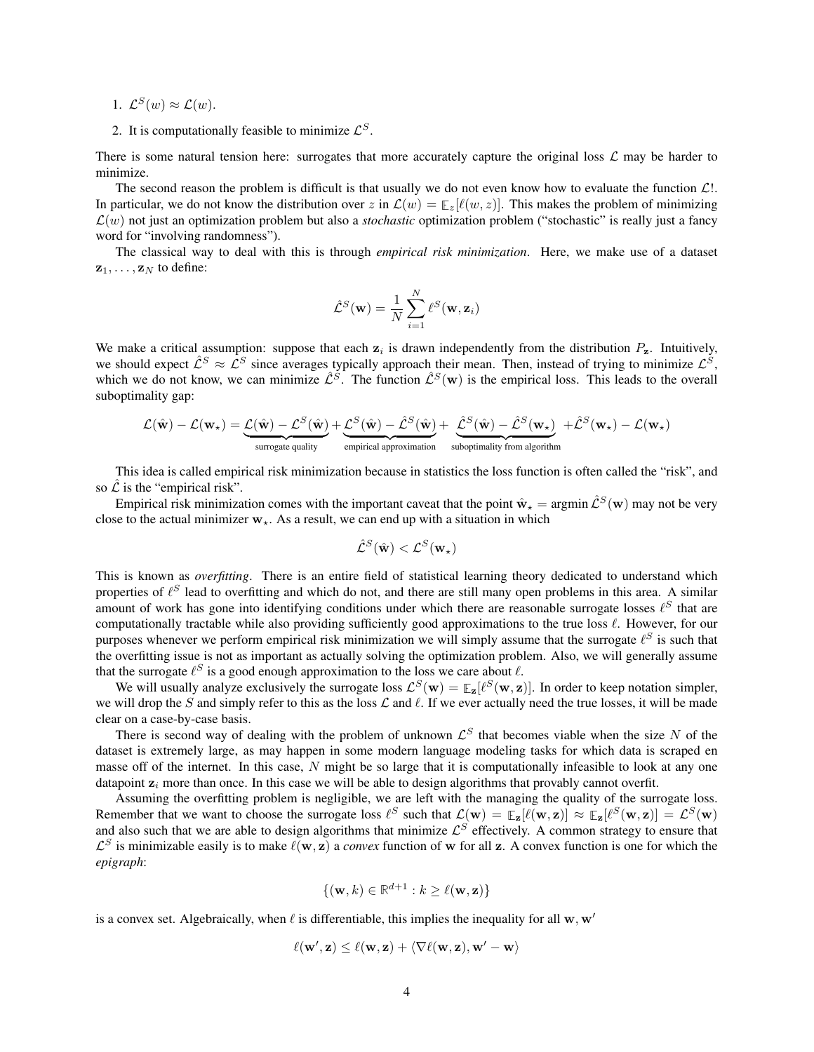1. $\mathcal{L}^S(w) \approx \mathcal{L}(w)$.
2. It is computationally feasible to minimize $\mathcal{L}^S$.

There is some natural tension here: surrogates that more accurately capture the original loss $\mathcal{L}$ may be harder to minimize.

The second reason the problem is difficult is that usually we do not even know how to evaluate the function $\mathcal{L}$!. In particular, we do not know the distribution over $z$ in $\mathcal{L}(w) = \mathbb{E}_z[\ell(w, z)]$. This makes the problem of minimizing $\mathcal{L}(w)$ not just an optimization problem but also a *stochastic* optimization problem ("stochastic" is really just a fancy word for "involving randomness").

The classical way to deal with this is through *empirical risk minimization*. Here, we make use of a dataset $\mathbf{z}_1, \dots, \mathbf{z}_N$ to define:

$$\hat{\mathcal{L}}^S(\mathbf{w}) = \frac{1}{N}\sum_{i=1}^N \ell^S(\mathbf{w}, \mathbf{z}_i)$$

We make a critical assumption: suppose that each $\mathbf{z}_i$ is drawn independently from the distribution $P_{\mathbf{z}}$. Intuitively, we should expect $\hat{\mathcal{L}}^S \approx \mathcal{L}^S$ since averages typically approach their mean. Then, instead of trying to minimize $\mathcal{L}^S$, which we do not know, we can minimize $\hat{\mathcal{L}}^S$. The function $\hat{\mathcal{L}}^S(\mathbf{w})$ is the empirical loss. This leads to the overall suboptimality gap:

$$\mathcal{L}(\hat{\mathbf{w}}) - \mathcal{L}(\mathbf{w}_\star) = \underbrace{\mathcal{L}(\hat{\mathbf{w}}) - \mathcal{L}^S(\hat{\mathbf{w}})}_{\text{surrogate quality}} + \underbrace{\mathcal{L}^S(\hat{\mathbf{w}}) - \hat{\mathcal{L}}^S(\hat{\mathbf{w}})}_{\text{empirical approximation}} + \underbrace{\hat{\mathcal{L}}^S(\hat{\mathbf{w}}) - \hat{\mathcal{L}}^S(\mathbf{w}_\star)}_{\text{suboptimality from algorithm}} + \hat{\mathcal{L}}^S(\mathbf{w}_\star) - \mathcal{L}(\mathbf{w}_\star)$$

This idea is called empirical risk minimization because in statistics the loss function is often called the "risk", and so $\hat{\mathcal{L}}$ is the "empirical risk".

Empirical risk minimization comes with the important caveat that the point $\hat{\mathbf{w}}_\star = \text{argmin}\, \hat{\mathcal{L}}^S(\mathbf{w})$ may not be very close to the actual minimizer $\mathbf{w}_\star$. As a result, we can end up with a situation in which

$$\hat{\mathcal{L}}^S(\hat{\mathbf{w}}) < \mathcal{L}^S(\mathbf{w}_\star)$$

This is known as *overfitting*. There is an entire field of statistical learning theory dedicated to understand which properties of $\ell^S$ lead to overfitting and which do not, and there are still many open problems in this area. A similar amount of work has gone into identifying conditions under which there are reasonable surrogate losses $\ell^S$ that are computationally tractable while also providing sufficiently good approximations to the true loss $\ell$. However, for our purposes whenever we perform empirical risk minimization we will simply assume that the surrogate $\ell^S$ is such that the overfitting issue is not as important as actually solving the optimization problem. Also, we will generally assume that the surrogate $\ell^S$ is a good enough approximation to the loss we care about $\ell$.

We will usually analyze exclusively the surrogate loss $\mathcal{L}^S(\mathbf{w}) = \mathbb{E}_{\mathbf{z}}[\ell^S(\mathbf{w}, \mathbf{z})]$. In order to keep notation simpler, we will drop the $S$ and simply refer to this as the loss $\mathcal{L}$ and $\ell$. If we ever actually need the true losses, it will be made clear on a case-by-case basis.

There is second way of dealing with the problem of unknown $\mathcal{L}^S$ that becomes viable when the size $N$ of the dataset is extremely large, as may happen in some modern language modeling tasks for which data is scraped en masse off of the internet. In this case, $N$ might be so large that it is computationally infeasible to look at any one datapoint $\mathbf{z}_i$ more than once. In this case we will be able to design algorithms that provably cannot overfit.

Assuming the overfitting problem is negligible, we are left with the managing the quality of the surrogate loss. Remember that we want to choose the surrogate loss $\ell^S$ such that $\mathcal{L}(\mathbf{w}) = \mathbb{E}_{\mathbf{z}}[\ell(\mathbf{w}, \mathbf{z})] \approx \mathbb{E}_{\mathbf{z}}[\ell^S(\mathbf{w}, \mathbf{z})] = \mathcal{L}^S(\mathbf{w})$ and also such that we are able to design algorithms that minimize $\mathcal{L}^S$ effectively. A common strategy to ensure that $\mathcal{L}^S$ is minimizable easily is to make $\ell(\mathbf{w}, \mathbf{z})$ a *convex* function of $\mathbf{w}$ for all $\mathbf{z}$. A convex function is one for which the *epigraph*:

$$\{(\mathbf{w}, k) \in \mathbb{R}^{d+1} : k \geq \ell(\mathbf{w}, \mathbf{z})\}$$

is a convex set. Algebraically, when $\ell$ is differentiable, this implies the inequality for all $\mathbf{w}, \mathbf{w}'$

$$\ell(\mathbf{w}', \mathbf{z}) \leq \ell(\mathbf{w}, \mathbf{z}) + \langle \nabla \ell(\mathbf{w}, \mathbf{z}), \mathbf{w}' - \mathbf{w} \rangle$$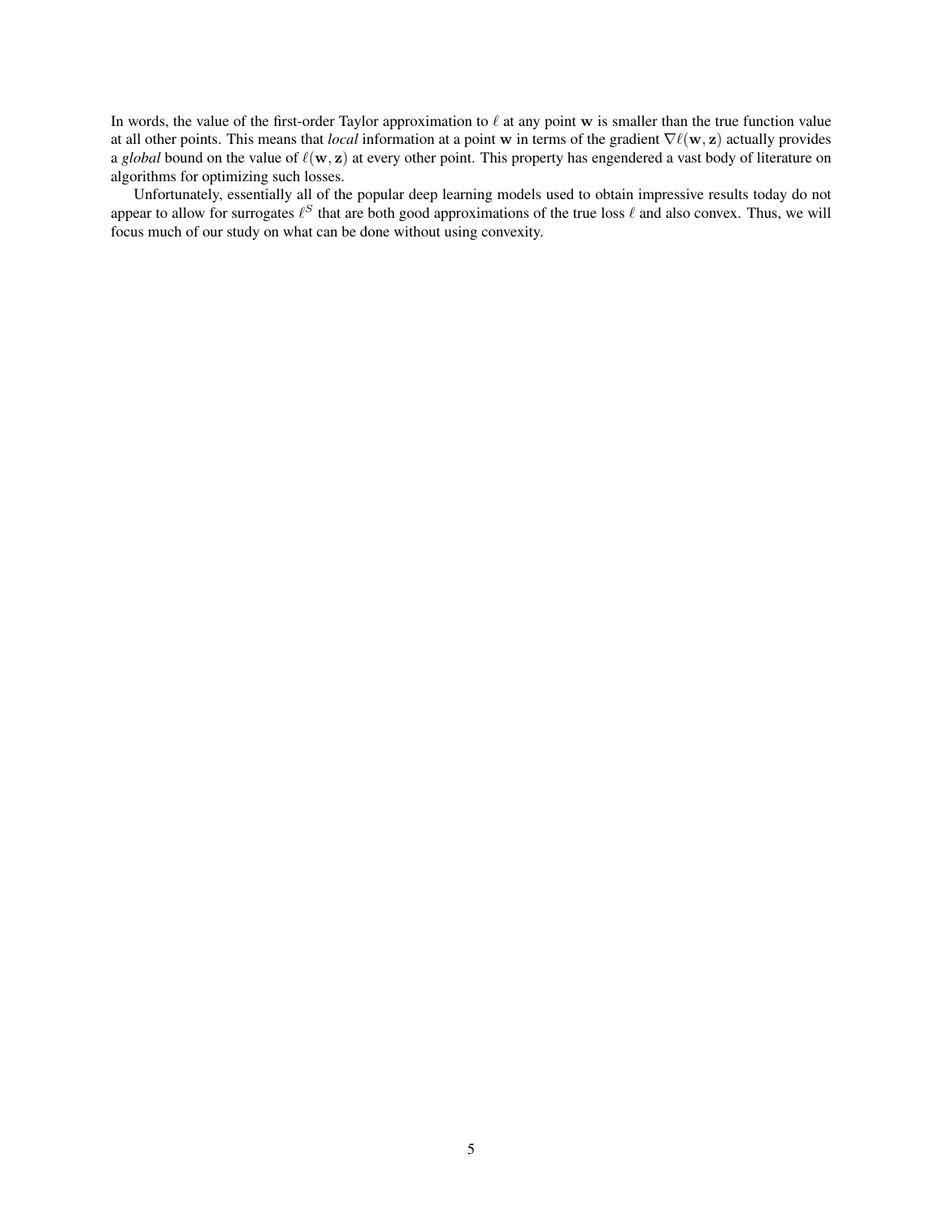In words, the value of the first-order Taylor approximation to $\ell$ at any point $\mathbf{w}$ is smaller than the true function value at all other points. This means that *local* information at a point $\mathbf{w}$ in terms of the gradient $\nabla \ell(\mathbf{w}, \mathbf{z})$ actually provides a *global* bound on the value of $\ell(\mathbf{w}, \mathbf{z})$ at every other point. This property has engendered a vast body of literature on algorithms for optimizing such losses.

Unfortunately, essentially all of the popular deep learning models used to obtain impressive results today do not appear to allow for surrogates $\ell^S$ that are both good approximations of the true loss $\ell$ and also convex. Thus, we will focus much of our study on what can be done without using convexity.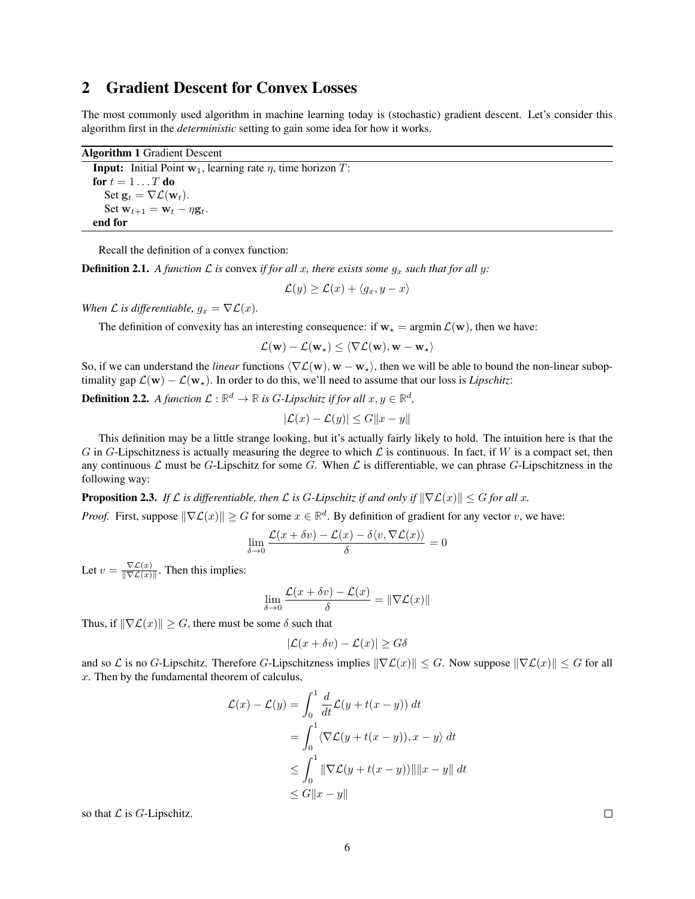## 2 Gradient Descent for Convex Losses

The most commonly used algorithm in machine learning today is (stochastic) gradient descent. Let's consider this algorithm first in the *deterministic* setting to gain some idea for how it works.

**Algorithm 1** Gradient Descent

**Input:** Initial Point $\mathbf{w}_1$, learning rate $\eta$, time horizon $T$:
**for** $t = 1 \dots T$ **do**
  Set $\mathbf{g}_t = \nabla \mathcal{L}(\mathbf{w}_t)$.
  Set $\mathbf{w}_{t+1} = \mathbf{w}_t - \eta \mathbf{g}_t$.
**end for**

Recall the definition of a convex function:

**Definition 2.1.** *A function $\mathcal{L}$ is* convex *if for all $x$, there exists some $g_x$ such that for all $y$:*

$$\mathcal{L}(y) \geq \mathcal{L}(x) + \langle g_x, y - x \rangle$$

*When $\mathcal{L}$ is differentiable, $g_x = \nabla \mathcal{L}(x)$.*

The definition of convexity has an interesting consequence: if $\mathbf{w}_\star = \text{argmin}\, \mathcal{L}(\mathbf{w})$, then we have:

$$\mathcal{L}(\mathbf{w}) - \mathcal{L}(\mathbf{w}_\star) \leq \langle \nabla \mathcal{L}(\mathbf{w}), \mathbf{w} - \mathbf{w}_\star \rangle$$

So, if we can understand the *linear* functions $\langle \nabla \mathcal{L}(\mathbf{w}), \mathbf{w} - \mathbf{w}_\star \rangle$, then we will be able to bound the non-linear suboptimality gap $\mathcal{L}(\mathbf{w}) - \mathcal{L}(\mathbf{w}_\star)$. In order to do this, we'll need to assume that our loss is *Lipschitz*:

**Definition 2.2.** *A function $\mathcal{L} : \mathbb{R}^d \to \mathbb{R}$ is $G$-Lipschitz if for all $x, y \in \mathbb{R}^d$,*

$$|\mathcal{L}(x) - \mathcal{L}(y)| \leq G\|x - y\|$$

This definition may be a little strange looking, but it's actually fairly likely to hold. The intuition here is that the $G$ in $G$-Lipschitzness is actually measuring the degree to which $\mathcal{L}$ is continuous. In fact, if $W$ is a compact set, then any continuous $\mathcal{L}$ must be $G$-Lipschitz for some $G$. When $\mathcal{L}$ is differentiable, we can phrase $G$-Lipschitzness in the following way:

**Proposition 2.3.** *If $\mathcal{L}$ is differentiable, then $\mathcal{L}$ is $G$-Lipschitz if and only if $\|\nabla \mathcal{L}(x)\| \leq G$ for all $x$.*

*Proof.* First, suppose $\|\nabla \mathcal{L}(x)\| \geq G$ for some $x \in \mathbb{R}^d$. By definition of gradient for any vector $v$, we have:

$$\lim_{\delta \to 0} \frac{\mathcal{L}(x + \delta v) - \mathcal{L}(x) - \delta \langle v, \nabla \mathcal{L}(x) \rangle}{\delta} = 0$$

Let $v = \frac{\nabla \mathcal{L}(x)}{\|\nabla \mathcal{L}(x)\|}$. Then this implies:

$$\lim_{\delta \to 0} \frac{\mathcal{L}(x + \delta v) - \mathcal{L}(x)}{\delta} = \|\nabla \mathcal{L}(x)\|$$

Thus, if $\|\nabla \mathcal{L}(x)\| \geq G$, there must be some $\delta$ such that

$$|\mathcal{L}(x + \delta v) - \mathcal{L}(x)| \geq G\delta$$

and so $\mathcal{L}$ is no $G$-Lipschitz. Therefore $G$-Lipschitzness implies $\|\nabla \mathcal{L}(x)\| \leq G$. Now suppose $\|\nabla \mathcal{L}(x)\| \leq G$ for all $x$. Then by the fundamental theorem of calculus,

$$\begin{aligned}
\mathcal{L}(x) - \mathcal{L}(y) &= \int_0^1 \frac{d}{dt} \mathcal{L}(y + t(x - y))\, dt \\
&= \int_0^1 \langle \nabla \mathcal{L}(y + t(x - y)), x - y \rangle\, dt \\
&\leq \int_0^1 \|\nabla \mathcal{L}(y + t(x - y))\| \|x - y\|\, dt \\
&\leq G\|x - y\|
\end{aligned}$$

so that $\mathcal{L}$ is $G$-Lipschitz. $\square$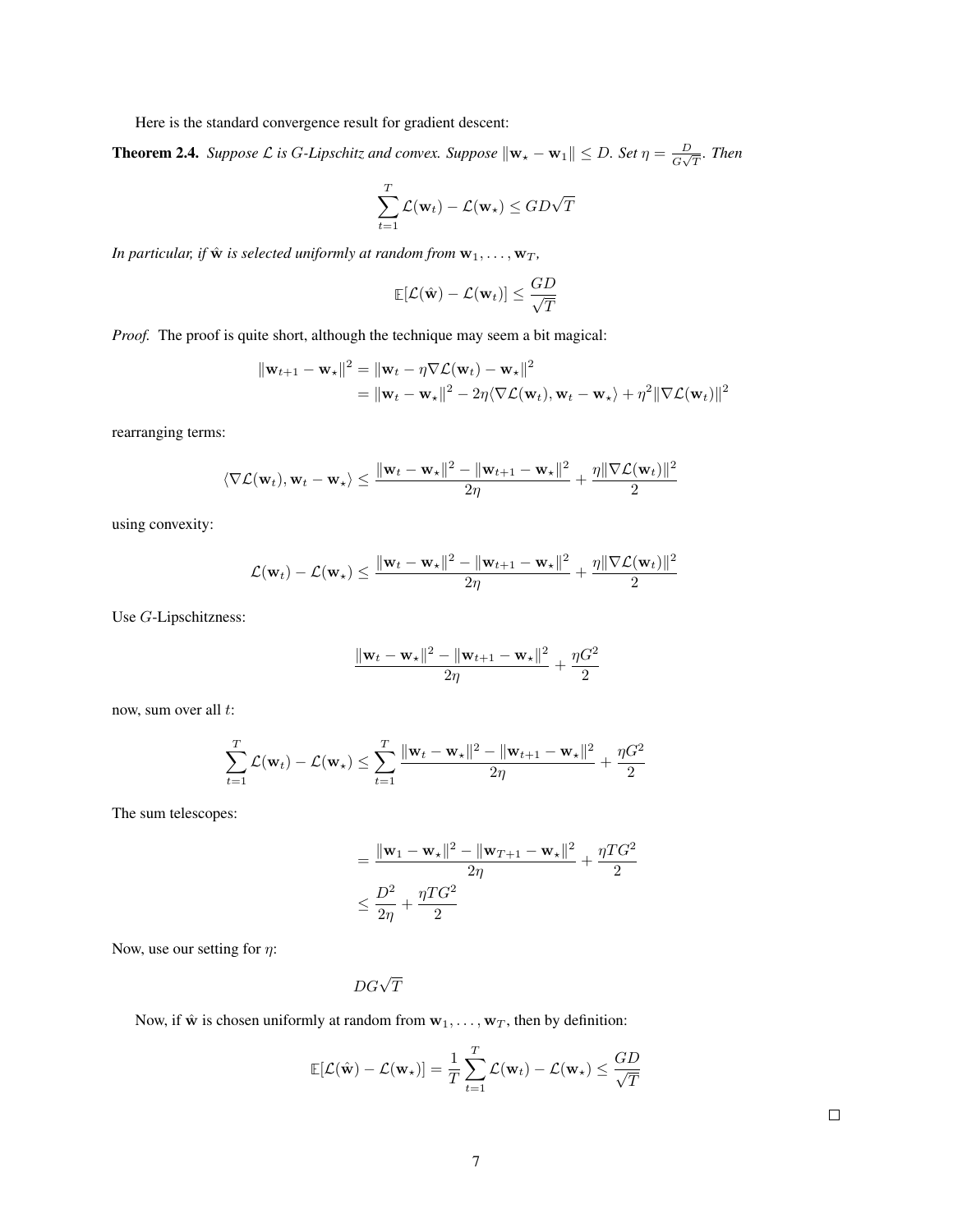Here is the standard convergence result for gradient descent:

**Theorem 2.4.** *Suppose $\mathcal{L}$ is $G$-Lipschitz and convex. Suppose $\|\mathbf{w}_\star - \mathbf{w}_1\| \le D$. Set $\eta = \frac{D}{G\sqrt{T}}$. Then*

$$\sum_{t=1}^{T} \mathcal{L}(\mathbf{w}_t) - \mathcal{L}(\mathbf{w}_\star) \le GD\sqrt{T}$$

*In particular, if $\hat{\mathbf{w}}$ is selected uniformly at random from $\mathbf{w}_1, \dots, \mathbf{w}_T$,*

$$\mathbb{E}[\mathcal{L}(\hat{\mathbf{w}}) - \mathcal{L}(\mathbf{w}_t)] \le \frac{GD}{\sqrt{T}}$$

*Proof.* The proof is quite short, although the technique may seem a bit magical:

$$\begin{aligned}
\|\mathbf{w}_{t+1} - \mathbf{w}_\star\|^2 &= \|\mathbf{w}_t - \eta \nabla \mathcal{L}(\mathbf{w}_t) - \mathbf{w}_\star\|^2 \\
&= \|\mathbf{w}_t - \mathbf{w}_\star\|^2 - 2\eta \langle \nabla \mathcal{L}(\mathbf{w}_t), \mathbf{w}_t - \mathbf{w}_\star \rangle + \eta^2 \|\nabla \mathcal{L}(\mathbf{w}_t)\|^2
\end{aligned}$$

rearranging terms:

$$\langle \nabla \mathcal{L}(\mathbf{w}_t), \mathbf{w}_t - \mathbf{w}_\star \rangle \le \frac{\|\mathbf{w}_t - \mathbf{w}_\star\|^2 - \|\mathbf{w}_{t+1} - \mathbf{w}_\star\|^2}{2\eta} + \frac{\eta \|\nabla \mathcal{L}(\mathbf{w}_t)\|^2}{2}$$

using convexity:

$$\mathcal{L}(\mathbf{w}_t) - \mathcal{L}(\mathbf{w}_\star) \le \frac{\|\mathbf{w}_t - \mathbf{w}_\star\|^2 - \|\mathbf{w}_{t+1} - \mathbf{w}_\star\|^2}{2\eta} + \frac{\eta \|\nabla \mathcal{L}(\mathbf{w}_t)\|^2}{2}$$

Use $G$-Lipschitzness:

$$\frac{\|\mathbf{w}_t - \mathbf{w}_\star\|^2 - \|\mathbf{w}_{t+1} - \mathbf{w}_\star\|^2}{2\eta} + \frac{\eta G^2}{2}$$

now, sum over all $t$:

$$\sum_{t=1}^{T} \mathcal{L}(\mathbf{w}_t) - \mathcal{L}(\mathbf{w}_\star) \le \sum_{t=1}^{T} \frac{\|\mathbf{w}_t - \mathbf{w}_\star\|^2 - \|\mathbf{w}_{t+1} - \mathbf{w}_\star\|^2}{2\eta} + \frac{\eta G^2}{2}$$

The sum telescopes:

$$\begin{aligned}
&= \frac{\|\mathbf{w}_1 - \mathbf{w}_\star\|^2 - \|\mathbf{w}_{T+1} - \mathbf{w}_\star\|^2}{2\eta} + \frac{\eta T G^2}{2} \\
&\le \frac{D^2}{2\eta} + \frac{\eta T G^2}{2}
\end{aligned}$$

Now, use our setting for $\eta$:

$$DG\sqrt{T}$$

Now, if $\hat{\mathbf{w}}$ is chosen uniformly at random from $\mathbf{w}_1, \dots, \mathbf{w}_T$, then by definition:

$$\mathbb{E}[\mathcal{L}(\hat{\mathbf{w}}) - \mathcal{L}(\mathbf{w}_\star)] = \frac{1}{T} \sum_{t=1}^{T} \mathcal{L}(\mathbf{w}_t) - \mathcal{L}(\mathbf{w}_\star) \le \frac{GD}{\sqrt{T}}$$

□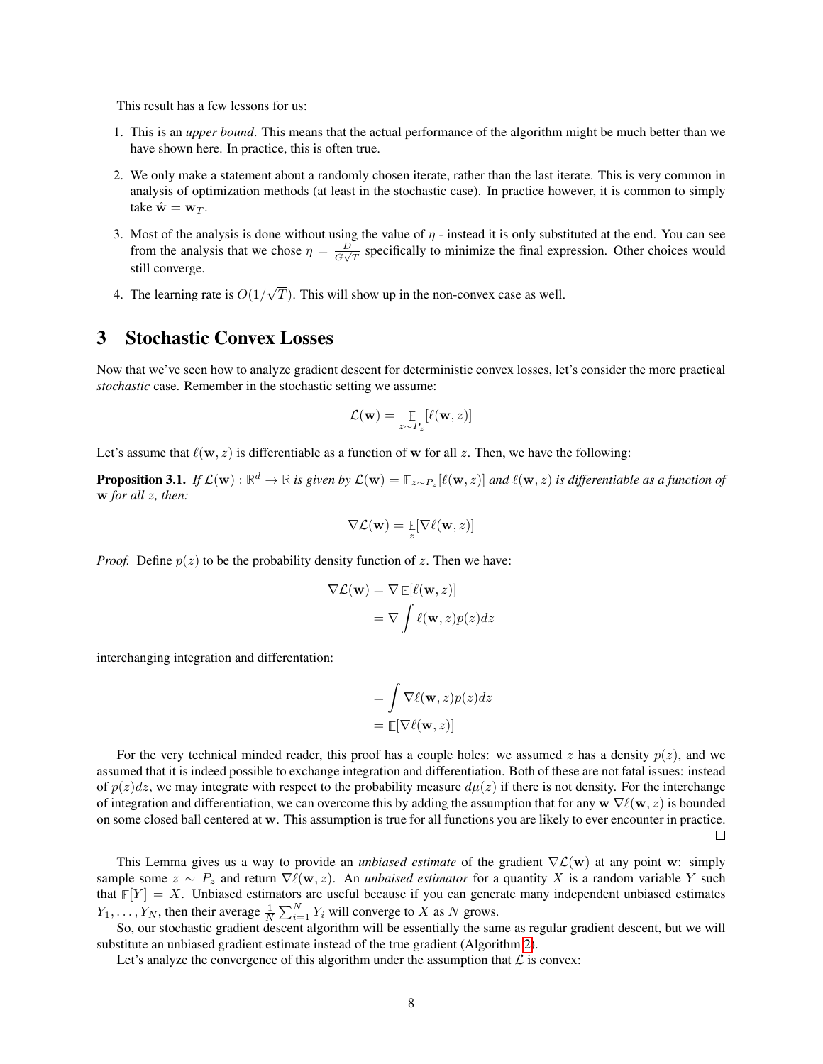This result has a few lessons for us:

1. This is an *upper bound*. This means that the actual performance of the algorithm might be much better than we have shown here. In practice, this is often true.
2. We only make a statement about a randomly chosen iterate, rather than the last iterate. This is very common in analysis of optimization methods (at least in the stochastic case). In practice however, it is common to simply take $\hat{\mathbf{w}} = \mathbf{w}_T$.
3. Most of the analysis is done without using the value of $\eta$ - instead it is only substituted at the end. You can see from the analysis that we chose $\eta = \frac{D}{G\sqrt{T}}$ specifically to minimize the final expression. Other choices would still converge.
4. The learning rate is $O(1/\sqrt{T})$. This will show up in the non-convex case as well.

# 3 Stochastic Convex Losses

Now that we've seen how to analyze gradient descent for deterministic convex losses, let's consider the more practical *stochastic* case. Remember in the stochastic setting we assume:

$$\mathcal{L}(\mathbf{w}) = \mathop{\mathbb{E}}_{z \sim P_z}[\ell(\mathbf{w}, z)]$$

Let's assume that $\ell(\mathbf{w}, z)$ is differentiable as a function of $\mathbf{w}$ for all $z$. Then, we have the following:

**Proposition 3.1.** *If $\mathcal{L}(\mathbf{w}) : \mathbb{R}^d \to \mathbb{R}$ is given by $\mathcal{L}(\mathbf{w}) = \mathbb{E}_{z \sim P_z}[\ell(\mathbf{w}, z)]$ and $\ell(\mathbf{w}, z)$ is differentiable as a function of $\mathbf{w}$ for all $z$, then:*

$$\nabla \mathcal{L}(\mathbf{w}) = \mathop{\mathbb{E}}_{z}[\nabla \ell(\mathbf{w}, z)]$$

*Proof.* Define $p(z)$ to be the probability density function of $z$. Then we have:

$$\begin{aligned}
\nabla \mathcal{L}(\mathbf{w}) &= \nabla \mathbb{E}[\ell(\mathbf{w}, z)] \\
&= \nabla \int \ell(\mathbf{w}, z) p(z) dz
\end{aligned}$$

interchanging integration and differentation:

$$\begin{aligned}
&= \int \nabla \ell(\mathbf{w}, z) p(z) dz \\
&= \mathbb{E}[\nabla \ell(\mathbf{w}, z)]
\end{aligned}$$

For the very technical minded reader, this proof has a couple holes: we assumed $z$ has a density $p(z)$, and we assumed that it is indeed possible to exchange integration and differentiation. Both of these are not fatal issues: instead of $p(z)dz$, we may integrate with respect to the probability measure $d\mu(z)$ if there is not density. For the interchange of integration and differentiation, we can overcome this by adding the assumption that for any $\mathbf{w}$ $\nabla \ell(\mathbf{w}, z)$ is bounded on some closed ball centered at $\mathbf{w}$. This assumption is true for all functions you are likely to ever encounter in practice. $\square$

This Lemma gives us a way to provide an *unbiased estimate* of the gradient $\nabla \mathcal{L}(\mathbf{w})$ at any point $\mathbf{w}$: simply sample some $z \sim P_z$ and return $\nabla \ell(\mathbf{w}, z)$. An *unbiased estimator* for a quantity $X$ is a random variable $Y$ such that $\mathbb{E}[Y] = X$. Unbiased estimators are useful because if you can generate many independent unbiased estimates $Y_1, \dots, Y_N$, then their average $\frac{1}{N} \sum_{i=1}^{N} Y_i$ will converge to $X$ as $N$ grows.

So, our stochastic gradient descent algorithm will be essentially the same as regular gradient descent, but we will substitute an unbiased gradient estimate instead of the true gradient (Algorithm 2).

Let's analyze the convergence of this algorithm under the assumption that $\mathcal{L}$ is convex: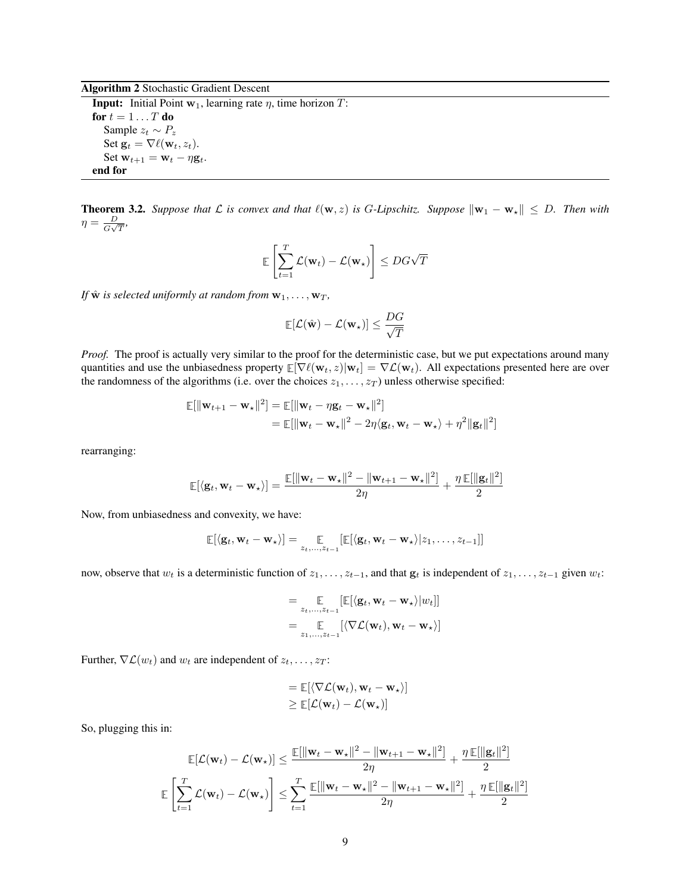**Algorithm 2** Stochastic Gradient Descent

---

**Input:** Initial Point $\mathbf{w}_1$, learning rate $\eta$, time horizon $T$:
**for** $t = 1 \dots T$ **do**
  Sample $z_t \sim P_z$
  Set $\mathbf{g}_t = \nabla \ell(\mathbf{w}_t, z_t)$.
  Set $\mathbf{w}_{t+1} = \mathbf{w}_t - \eta \mathbf{g}_t$.
**end for**

---

**Theorem 3.2.** *Suppose that $\mathcal{L}$ is convex and that $\ell(\mathbf{w}, z)$ is $G$-Lipschitz. Suppose $\|\mathbf{w}_1 - \mathbf{w}_\star\| \le D$. Then with $\eta = \frac{D}{G\sqrt{T}}$,*

$$\mathbb{E}\left[\sum_{t=1}^T \mathcal{L}(\mathbf{w}_t) - \mathcal{L}(\mathbf{w}_\star)\right] \le DG\sqrt{T}$$

*If $\hat{\mathbf{w}}$ is selected uniformly at random from $\mathbf{w}_1, \dots, \mathbf{w}_T$,*

$$\mathbb{E}[\mathcal{L}(\hat{\mathbf{w}}) - \mathcal{L}(\mathbf{w}_\star)] \le \frac{DG}{\sqrt{T}}$$

*Proof.* The proof is actually very similar to the proof for the deterministic case, but we put expectations around many quantities and use the unbiasedness property $\mathbb{E}[\nabla \ell(\mathbf{w}_t, z)|\mathbf{w}_t] = \nabla \mathcal{L}(\mathbf{w}_t)$. All expectations presented here are over the randomness of the algorithms (i.e. over the choices $z_1, \dots, z_T$) unless otherwise specified:

$$\begin{aligned}
\mathbb{E}[\|\mathbf{w}_{t+1} - \mathbf{w}_\star\|^2] &= \mathbb{E}[\|\mathbf{w}_t - \eta \mathbf{g}_t - \mathbf{w}_\star\|^2] \\
&= \mathbb{E}[\|\mathbf{w}_t - \mathbf{w}_\star\|^2 - 2\eta\langle \mathbf{g}_t, \mathbf{w}_t - \mathbf{w}_\star\rangle + \eta^2\|\mathbf{g}_t\|^2]
\end{aligned}$$

rearranging:

$$\mathbb{E}[\langle \mathbf{g}_t, \mathbf{w}_t - \mathbf{w}_\star\rangle] = \frac{\mathbb{E}[\|\mathbf{w}_t - \mathbf{w}_\star\|^2 - \|\mathbf{w}_{t+1} - \mathbf{w}_\star\|^2]}{2\eta} + \frac{\eta\,\mathbb{E}[\|\mathbf{g}_t\|^2]}{2}$$

Now, from unbiasedness and convexity, we have:

$$\mathbb{E}[\langle \mathbf{g}_t, \mathbf{w}_t - \mathbf{w}_\star\rangle] = \mathop{\mathbb{E}}_{z_t, \dots, z_{t-1}}[\mathbb{E}[\langle \mathbf{g}_t, \mathbf{w}_t - \mathbf{w}_\star\rangle | z_1, \dots, z_{t-1}]]$$

now, observe that $w_t$ is a deterministic function of $z_1, \dots, z_{t-1}$, and that $\mathbf{g}_t$ is independent of $z_1, \dots, z_{t-1}$ given $w_t$:

$$\begin{aligned}
&= \mathop{\mathbb{E}}_{z_t, \dots, z_{t-1}}[\mathbb{E}[\langle \mathbf{g}_t, \mathbf{w}_t - \mathbf{w}_\star\rangle | w_t]] \\
&= \mathop{\mathbb{E}}_{z_1, \dots, z_{t-1}}[\langle \nabla \mathcal{L}(\mathbf{w}_t), \mathbf{w}_t - \mathbf{w}_\star\rangle]
\end{aligned}$$

Further, $\nabla \mathcal{L}(w_t)$ and $w_t$ are independent of $z_t, \dots, z_T$:

$$\begin{aligned}
&= \mathbb{E}[\langle \nabla \mathcal{L}(\mathbf{w}_t), \mathbf{w}_t - \mathbf{w}_\star\rangle] \\
&\ge \mathbb{E}[\mathcal{L}(\mathbf{w}_t) - \mathcal{L}(\mathbf{w}_\star)]
\end{aligned}$$

So, plugging this in:

$$\begin{aligned}
\mathbb{E}[\mathcal{L}(\mathbf{w}_t) - \mathcal{L}(\mathbf{w}_\star)] &\le \frac{\mathbb{E}[\|\mathbf{w}_t - \mathbf{w}_\star\|^2 - \|\mathbf{w}_{t+1} - \mathbf{w}_\star\|^2]}{2\eta} + \frac{\eta\,\mathbb{E}[\|\mathbf{g}_t\|^2]}{2} \\
\mathbb{E}\left[\sum_{t=1}^T \mathcal{L}(\mathbf{w}_t) - \mathcal{L}(\mathbf{w}_\star)\right] &\le \sum_{t=1}^T \frac{\mathbb{E}[\|\mathbf{w}_t - \mathbf{w}_\star\|^2 - \|\mathbf{w}_{t+1} - \mathbf{w}_\star\|^2]}{2\eta} + \frac{\eta\,\mathbb{E}[\|\mathbf{g}_t\|^2]}{2}
\end{aligned}$$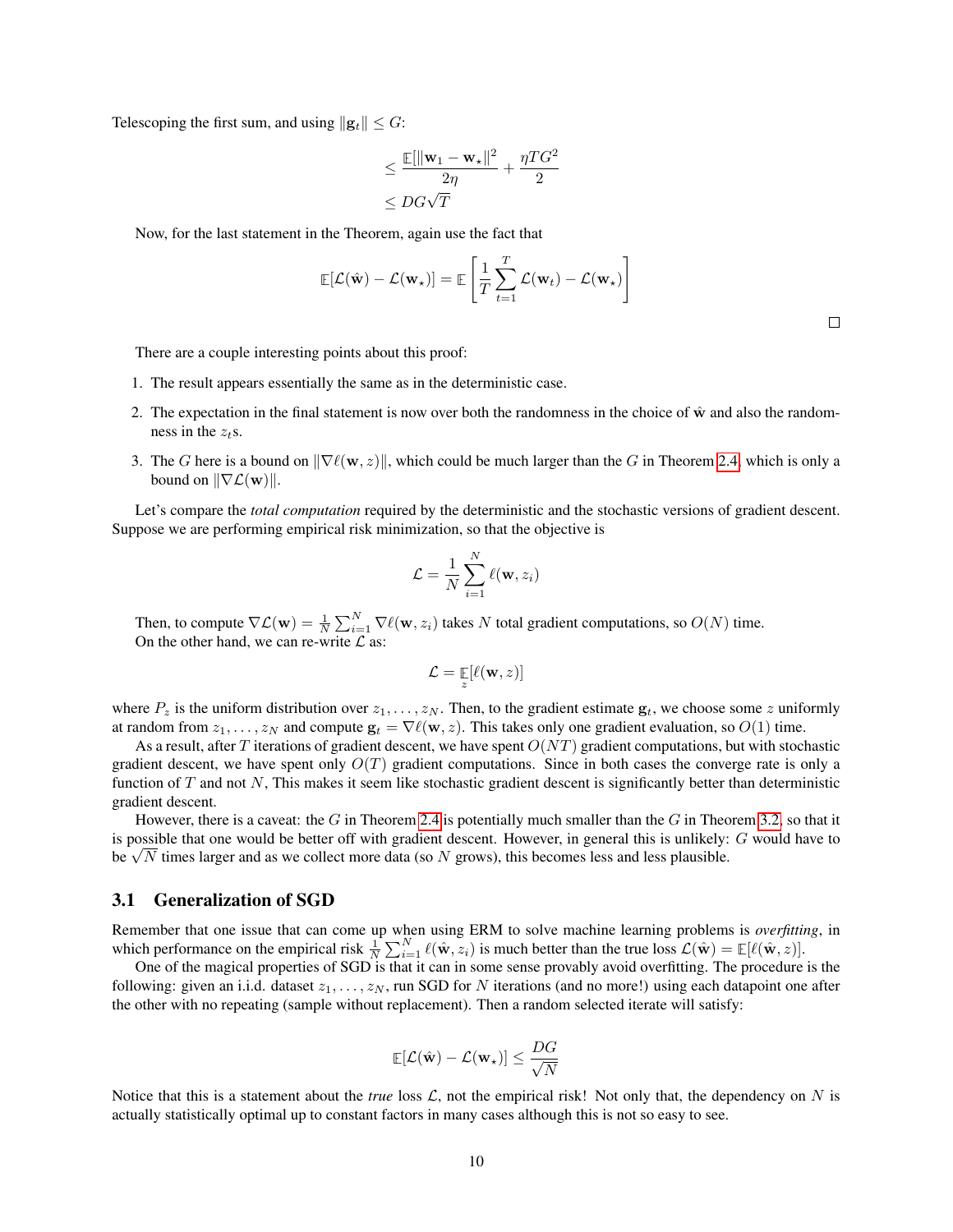Telescoping the first sum, and using $\|\mathbf{g}_t\| \leq G$:

$$\leq \frac{\mathbb{E}[\|\mathbf{w}_1 - \mathbf{w}_\star\|^2}{2\eta} + \frac{\eta T G^2}{2}$$
$$\leq DG\sqrt{T}$$

Now, for the last statement in the Theorem, again use the fact that

$$\mathbb{E}[\mathcal{L}(\hat{\mathbf{w}}) - \mathcal{L}(\mathbf{w}_\star)] = \mathbb{E}\left[\frac{1}{T}\sum_{t=1}^{T} \mathcal{L}(\mathbf{w}_t) - \mathcal{L}(\mathbf{w}_\star)\right]$$

□

There are a couple interesting points about this proof:

1. The result appears essentially the same as in the deterministic case.
2. The expectation in the final statement is now over both the randomness in the choice of $\hat{\mathbf{w}}$ and also the randomness in the $z_t$s.
3. The $G$ here is a bound on $\|\nabla \ell(\mathbf{w}, z)\|$, which could be much larger than the $G$ in Theorem 2.4, which is only a bound on $\|\nabla \mathcal{L}(\mathbf{w})\|$.

Let's compare the *total computation* required by the deterministic and the stochastic versions of gradient descent. Suppose we are performing empirical risk minimization, so that the objective is

$$\mathcal{L} = \frac{1}{N}\sum_{i=1}^{N} \ell(\mathbf{w}, z_i)$$

Then, to compute $\nabla \mathcal{L}(\mathbf{w}) = \frac{1}{N}\sum_{i=1}^{N} \nabla \ell(\mathbf{w}, z_i)$ takes $N$ total gradient computations, so $O(N)$ time.
On the other hand, we can re-write $\mathcal{L}$ as:

$$\mathcal{L} = \mathop{\mathbb{E}}_{z}[\ell(\mathbf{w}, z)]$$

where $P_z$ is the uniform distribution over $z_1, \dots, z_N$. Then, to the gradient estimate $\mathbf{g}_t$, we choose some $z$ uniformly at random from $z_1, \dots, z_N$ and compute $\mathbf{g}_t = \nabla \ell(\mathbf{w}, z)$. This takes only one gradient evaluation, so $O(1)$ time.

As a result, after $T$ iterations of gradient descent, we have spent $O(NT)$ gradient computations, but with stochastic gradient descent, we have spent only $O(T)$ gradient computations. Since in both cases the converge rate is only a function of $T$ and not $N$, This makes it seem like stochastic gradient descent is significantly better than deterministic gradient descent.

However, there is a caveat: the $G$ in Theorem 2.4 is potentially much smaller than the $G$ in Theorem 3.2, so that it is possible that one would be better off with gradient descent. However, in general this is unlikely: $G$ would have to be $\sqrt{N}$ times larger and as we collect more data (so $N$ grows), this becomes less and less plausible.

## 3.1 Generalization of SGD

Remember that one issue that can come up when using ERM to solve machine learning problems is *overfitting*, in which performance on the empirical risk $\frac{1}{N}\sum_{i=1}^{N} \ell(\hat{\mathbf{w}}, z_i)$ is much better than the true loss $\mathcal{L}(\hat{\mathbf{w}}) = \mathbb{E}[\ell(\hat{\mathbf{w}}, z)]$.

One of the magical properties of SGD is that it can in some sense provably avoid overfitting. The procedure is the following: given an i.i.d. dataset $z_1, \dots, z_N$, run SGD for $N$ iterations (and no more!) using each datapoint one after the other with no repeating (sample without replacement). Then a random selected iterate will satisfy:

$$\mathbb{E}[\mathcal{L}(\hat{\mathbf{w}}) - \mathcal{L}(\mathbf{w}_\star)] \leq \frac{DG}{\sqrt{N}}$$

Notice that this is a statement about the *true* loss $\mathcal{L}$, not the empirical risk! Not only that, the dependency on $N$ is actually statistically optimal up to constant factors in many cases although this is not so easy to see.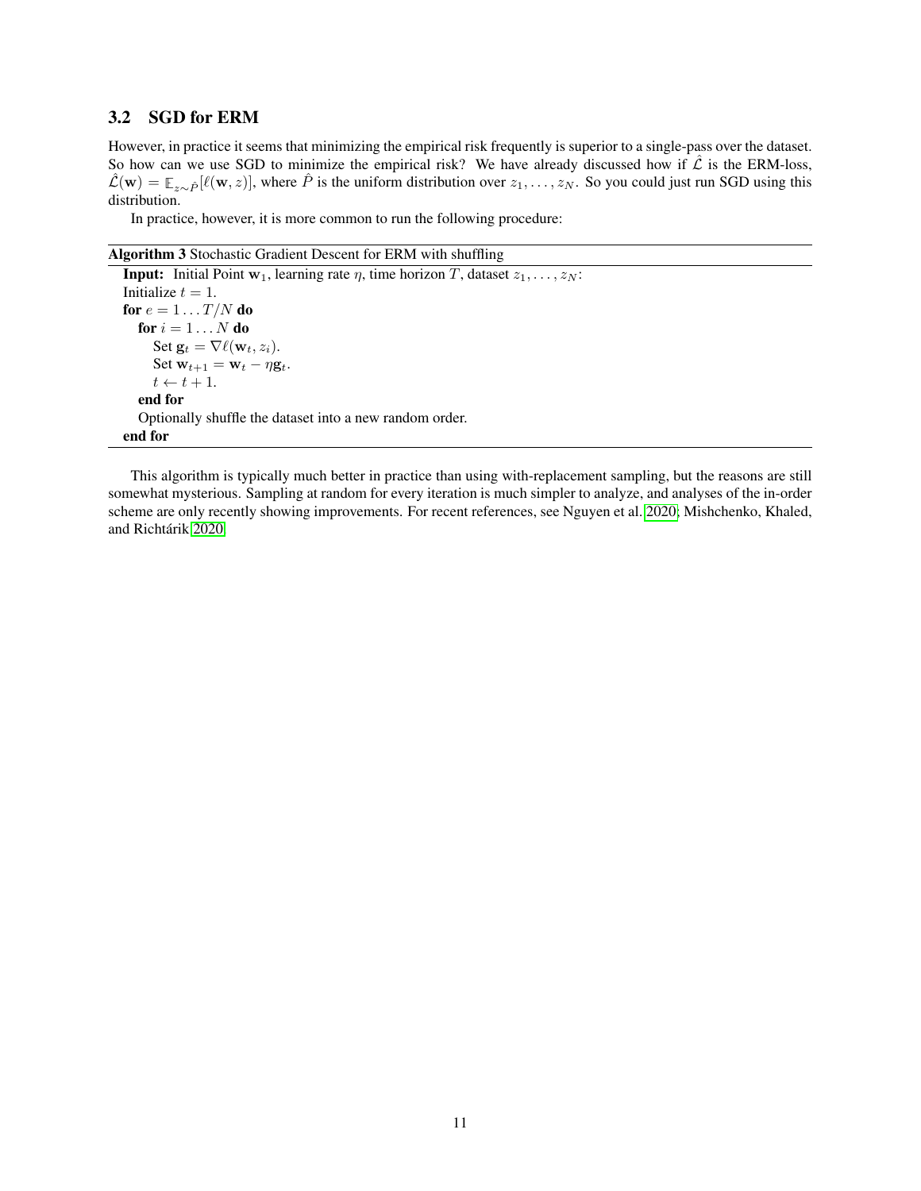## 3.2 SGD for ERM

However, in practice it seems that minimizing the empirical risk frequently is superior to a single-pass over the dataset. So how can we use SGD to minimize the empirical risk? We have already discussed how if $\hat{\mathcal{L}}$ is the ERM-loss, $\hat{\mathcal{L}}(\mathbf{w}) = \mathbb{E}_{z\sim\hat{P}}[\ell(\mathbf{w}, z)]$, where $\hat{P}$ is the uniform distribution over $z_1, \ldots, z_N$. So you could just run SGD using this distribution.

In practice, however, it is more common to run the following procedure:

**Algorithm 3** Stochastic Gradient Descent for ERM with shuffling

```
Input: Initial Point w_1, learning rate η, time horizon T, dataset z_1, ..., z_N:
Initialize t = 1.
for e = 1 ... T/N do
    for i = 1 ... N do
        Set g_t = ∇ℓ(w_t, z_i).
        Set w_{t+1} = w_t − η g_t.
        t ← t + 1.
    end for
    Optionally shuffle the dataset into a new random order.
end for
```

This algorithm is typically much better in practice than using with-replacement sampling, but the reasons are still somewhat mysterious. Sampling at random for every iteration is much simpler to analyze, and analyses of the in-order scheme are only recently showing improvements. For recent references, see Nguyen et al. 2020; Mishchenko, Khaled, and Richtárik 2020.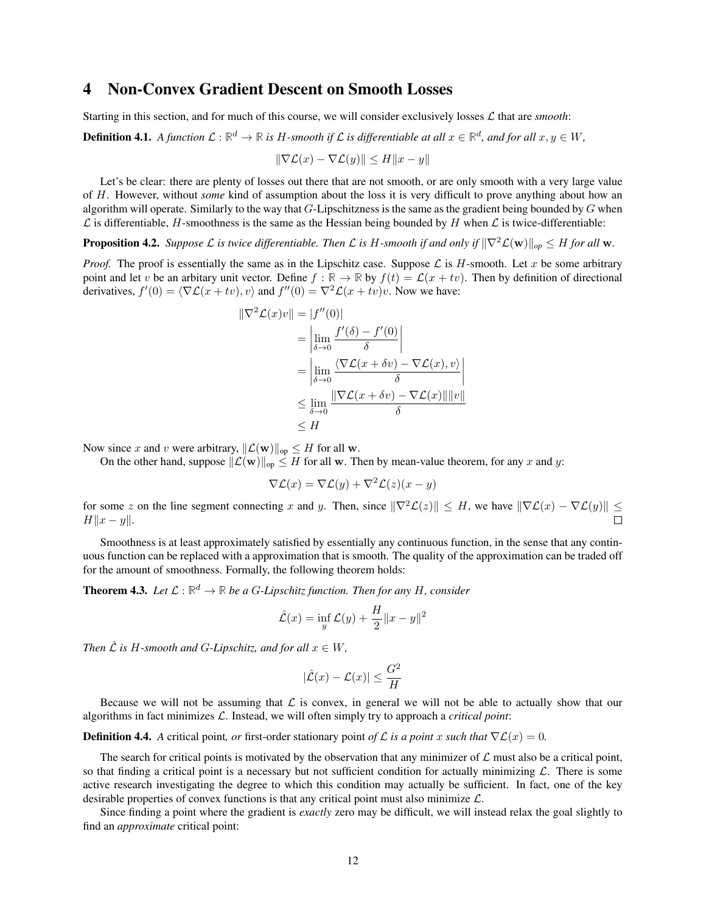# 4 Non-Convex Gradient Descent on Smooth Losses

Starting in this section, and for much of this course, we will consider exclusively losses $\mathcal{L}$ that are *smooth*:

**Definition 4.1.** *A function $\mathcal{L} : \mathbb{R}^d \to \mathbb{R}$ is $H$-smooth if $\mathcal{L}$ is differentiable at all $x \in \mathbb{R}^d$, and for all $x, y \in W$,*

$$\|\nabla \mathcal{L}(x) - \nabla \mathcal{L}(y)\| \le H\|x - y\|$$

Let's be clear: there are plenty of losses out there that are not smooth, or are only smooth with a very large value of $H$. However, without *some* kind of assumption about the loss it is very difficult to prove anything about how an algorithm will operate. Similarly to the way that $G$-Lipschitzness is the same as the gradient being bounded by $G$ when $\mathcal{L}$ is differentiable, $H$-smoothness is the same as the Hessian being bounded by $H$ when $\mathcal{L}$ is twice-differentiable:

**Proposition 4.2.** *Suppose $\mathcal{L}$ is twice differentiable. Then $\mathcal{L}$ is $H$-smooth if and only if $\|\nabla^2 \mathcal{L}(\mathbf{w})\|_{op} \le H$ for all $\mathbf{w}$.*

*Proof.* The proof is essentially the same as in the Lipschitz case. Suppose $\mathcal{L}$ is $H$-smooth. Let $x$ be some arbitrary point and let $v$ be an arbitary unit vector. Define $f : \mathbb{R} \to \mathbb{R}$ by $f(t) = \mathcal{L}(x + tv)$. Then by definition of directional derivatives, $f'(0) = \langle \nabla \mathcal{L}(x + tv), v\rangle$ and $f''(0) = \nabla^2 \mathcal{L}(x + tv)v$. Now we have:

$$\begin{aligned}
\|\nabla^2 \mathcal{L}(x)v\| &= |f''(0)| \\
&= \left|\lim_{\delta \to 0} \frac{f'(\delta) - f'(0)}{\delta}\right| \\
&= \left|\lim_{\delta \to 0} \frac{\langle \nabla \mathcal{L}(x + \delta v) - \nabla \mathcal{L}(x), v\rangle}{\delta}\right| \\
&\le \lim_{\delta \to 0} \frac{\|\nabla \mathcal{L}(x + \delta v) - \nabla \mathcal{L}(x)\|\|v\|}{\delta} \\
&\le H
\end{aligned}$$

Now since $x$ and $v$ were arbitrary, $\|\mathcal{L}(\mathbf{w})\|_{\text{op}} \le H$ for all $\mathbf{w}$.

On the other hand, suppose $\|\mathcal{L}(\mathbf{w})\|_{\text{op}} \le H$ for all $\mathbf{w}$. Then by mean-value theorem, for any $x$ and $y$:

$$\nabla \mathcal{L}(x) = \nabla \mathcal{L}(y) + \nabla^2 \mathcal{L}(z)(x - y)$$

for some $z$ on the line segment connecting $x$ and $y$. Then, since $\|\nabla^2 \mathcal{L}(z)\| \le H$, we have $\|\nabla \mathcal{L}(x) - \nabla \mathcal{L}(y)\| \le H\|x - y\|$. ∎

Smoothness is at least approximately satisfied by essentially any continuous function, in the sense that any continuous function can be replaced with a approximation that is smooth. The quality of the approximation can be traded off for the amount of smoothness. Formally, the following theorem holds:

**Theorem 4.3.** *Let $\mathcal{L} : \mathbb{R}^d \to \mathbb{R}$ be a $G$-Lipschitz function. Then for any $H$, consider*

$$\hat{\mathcal{L}}(x) = \inf_y \mathcal{L}(y) + \frac{H}{2}\|x - y\|^2$$

*Then $\hat{\mathcal{L}}$ is $H$-smooth and $G$-Lipschitz, and for all $x \in W$,*

$$|\hat{\mathcal{L}}(x) - \mathcal{L}(x)| \le \frac{G^2}{H}$$

Because we will not be assuming that $\mathcal{L}$ is convex, in general we will not be able to actually show that our algorithms in fact minimizes $\mathcal{L}$. Instead, we will often simply try to approach a *critical point*:

**Definition 4.4.** *A* critical point*, or* first-order stationary point *of $\mathcal{L}$ is a point $x$ such that $\nabla \mathcal{L}(x) = 0$.*

The search for critical points is motivated by the observation that any minimizer of $\mathcal{L}$ must also be a critical point, so that finding a critical point is a necessary but not sufficient condition for actually minimizing $\mathcal{L}$. There is some active research investigating the degree to which this condition may actually be sufficient. In fact, one of the key desirable properties of convex functions is that any critical point must also minimize $\mathcal{L}$.

Since finding a point where the gradient is *exactly* zero may be difficult, we will instead relax the goal slightly to find an *approximate* critical point: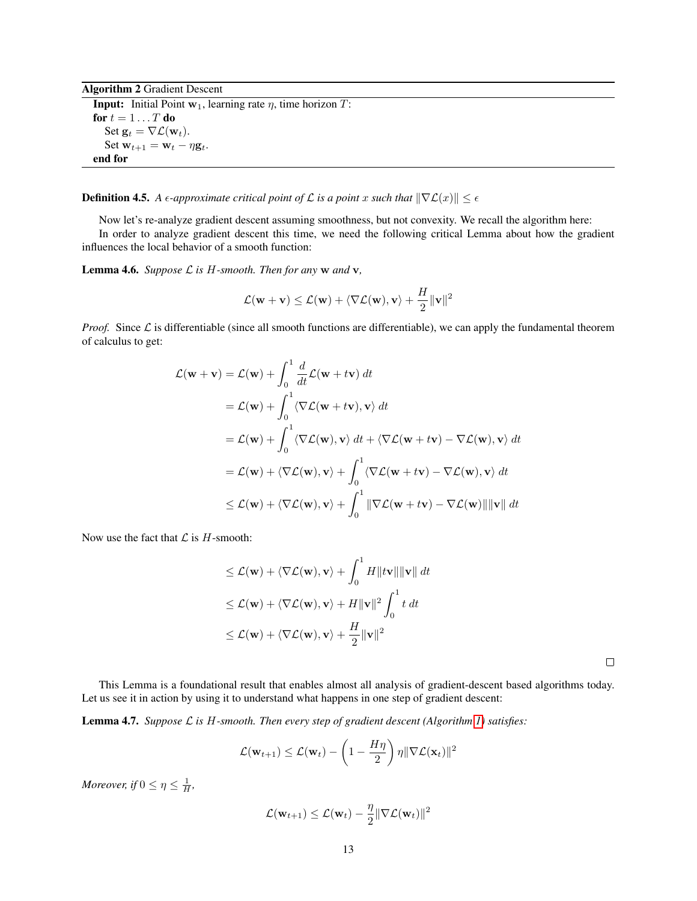**Algorithm 2** Gradient Descent

**Input:** Initial Point $\mathbf{w}_1$, learning rate $\eta$, time horizon $T$:
**for** $t = 1 \dots T$ **do**
  Set $\mathbf{g}_t = \nabla \mathcal{L}(\mathbf{w}_t)$.
  Set $\mathbf{w}_{t+1} = \mathbf{w}_t - \eta \mathbf{g}_t$.
**end for**

**Definition 4.5.** *A $\epsilon$-approximate critical point of $\mathcal{L}$ is a point $x$ such that $\|\nabla \mathcal{L}(x)\| \le \epsilon$*

Now let's re-analyze gradient descent assuming smoothness, but not convexity. We recall the algorithm here:

In order to analyze gradient descent this time, we need the following critical Lemma about how the gradient influences the local behavior of a smooth function:

**Lemma 4.6.** *Suppose $\mathcal{L}$ is $H$-smooth. Then for any $\mathbf{w}$ and $\mathbf{v}$,*

$$\mathcal{L}(\mathbf{w} + \mathbf{v}) \le \mathcal{L}(\mathbf{w}) + \langle \nabla \mathcal{L}(\mathbf{w}), \mathbf{v} \rangle + \frac{H}{2}\|\mathbf{v}\|^2$$

*Proof.* Since $\mathcal{L}$ is differentiable (since all smooth functions are differentiable), we can apply the fundamental theorem of calculus to get:

$$\begin{aligned}
\mathcal{L}(\mathbf{w} + \mathbf{v}) &= \mathcal{L}(\mathbf{w}) + \int_0^1 \frac{d}{dt}\mathcal{L}(\mathbf{w} + t\mathbf{v})\, dt \\
&= \mathcal{L}(\mathbf{w}) + \int_0^1 \langle \nabla \mathcal{L}(\mathbf{w} + t\mathbf{v}), \mathbf{v} \rangle \, dt \\
&= \mathcal{L}(\mathbf{w}) + \int_0^1 \langle \nabla \mathcal{L}(\mathbf{w}), \mathbf{v} \rangle \, dt + \langle \nabla \mathcal{L}(\mathbf{w} + t\mathbf{v}) - \nabla \mathcal{L}(\mathbf{w}), \mathbf{v} \rangle \, dt \\
&= \mathcal{L}(\mathbf{w}) + \langle \nabla \mathcal{L}(\mathbf{w}), \mathbf{v} \rangle + \int_0^1 \langle \nabla \mathcal{L}(\mathbf{w} + t\mathbf{v}) - \nabla \mathcal{L}(\mathbf{w}), \mathbf{v} \rangle \, dt \\
&\le \mathcal{L}(\mathbf{w}) + \langle \nabla \mathcal{L}(\mathbf{w}), \mathbf{v} \rangle + \int_0^1 \|\nabla \mathcal{L}(\mathbf{w} + t\mathbf{v}) - \nabla \mathcal{L}(\mathbf{w})\| \|\mathbf{v}\| \, dt
\end{aligned}$$

Now use the fact that $\mathcal{L}$ is $H$-smooth:

$$\begin{aligned}
&\le \mathcal{L}(\mathbf{w}) + \langle \nabla \mathcal{L}(\mathbf{w}), \mathbf{v} \rangle + \int_0^1 H\|t\mathbf{v}\|\|\mathbf{v}\| \, dt \\
&\le \mathcal{L}(\mathbf{w}) + \langle \nabla \mathcal{L}(\mathbf{w}), \mathbf{v} \rangle + H\|\mathbf{v}\|^2 \int_0^1 t \, dt \\
&\le \mathcal{L}(\mathbf{w}) + \langle \nabla \mathcal{L}(\mathbf{w}), \mathbf{v} \rangle + \frac{H}{2}\|\mathbf{v}\|^2
\end{aligned}$$

$\square$

This Lemma is a foundational result that enables almost all analysis of gradient-descent based algorithms today. Let us see it in action by using it to understand what happens in one step of gradient descent:

**Lemma 4.7.** *Suppose $\mathcal{L}$ is $H$-smooth. Then every step of gradient descent (Algorithm 1) satisfies:*

$$\mathcal{L}(\mathbf{w}_{t+1}) \le \mathcal{L}(\mathbf{w}_t) - \left(1 - \frac{H\eta}{2}\right)\eta\|\nabla \mathcal{L}(\mathbf{x}_t)\|^2$$

*Moreover, if $0 \le \eta \le \frac{1}{H}$,*

$$\mathcal{L}(\mathbf{w}_{t+1}) \le \mathcal{L}(\mathbf{w}_t) - \frac{\eta}{2}\|\nabla \mathcal{L}(\mathbf{w}_t)\|^2$$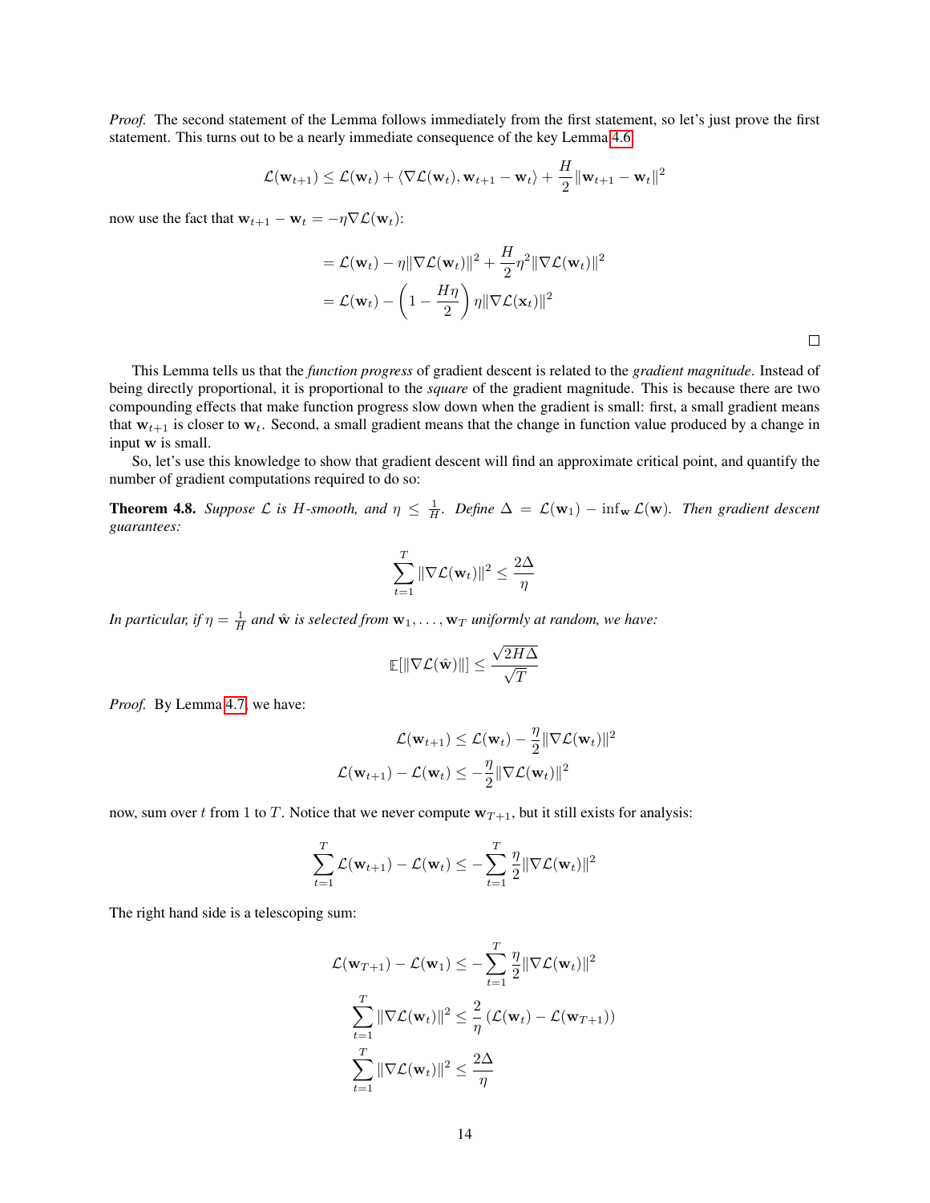*Proof.* The second statement of the Lemma follows immediately from the first statement, so let's just prove the first statement. This turns out to be a nearly immediate consequence of the key Lemma 4.6

$$\mathcal{L}(\mathbf{w}_{t+1}) \leq \mathcal{L}(\mathbf{w}_t) + \langle \nabla \mathcal{L}(\mathbf{w}_t), \mathbf{w}_{t+1} - \mathbf{w}_t \rangle + \frac{H}{2}\|\mathbf{w}_{t+1} - \mathbf{w}_t\|^2$$

now use the fact that $\mathbf{w}_{t+1} - \mathbf{w}_t = -\eta \nabla \mathcal{L}(\mathbf{w}_t)$:

$$\begin{aligned}
&= \mathcal{L}(\mathbf{w}_t) - \eta \|\nabla \mathcal{L}(\mathbf{w}_t)\|^2 + \frac{H}{2}\eta^2 \|\nabla \mathcal{L}(\mathbf{w}_t)\|^2 \\
&= \mathcal{L}(\mathbf{w}_t) - \left(1 - \frac{H\eta}{2}\right) \eta \|\nabla \mathcal{L}(\mathbf{x}_t)\|^2
\end{aligned}$$

□

This Lemma tells us that the *function progress* of gradient descent is related to the *gradient magnitude*. Instead of being directly proportional, it is proportional to the *square* of the gradient magnitude. This is because there are two compounding effects that make function progress slow down when the gradient is small: first, a small gradient means that $\mathbf{w}_{t+1}$ is closer to $\mathbf{w}_t$. Second, a small gradient means that the change in function value produced by a change in input $\mathbf{w}$ is small.

So, let's use this knowledge to show that gradient descent will find an approximate critical point, and quantify the number of gradient computations required to do so:

**Theorem 4.8.** *Suppose $\mathcal{L}$ is $H$-smooth, and $\eta \leq \frac{1}{H}$. Define $\Delta = \mathcal{L}(\mathbf{w}_1) - \inf_{\mathbf{w}} \mathcal{L}(\mathbf{w})$. Then gradient descent guarantees:*

$$\sum_{t=1}^{T} \|\nabla \mathcal{L}(\mathbf{w}_t)\|^2 \leq \frac{2\Delta}{\eta}$$

*In particular, if $\eta = \frac{1}{H}$ and $\hat{\mathbf{w}}$ is selected from $\mathbf{w}_1, \dots, \mathbf{w}_T$ uniformly at random, we have:*

$$\mathbb{E}[\|\nabla \mathcal{L}(\hat{\mathbf{w}})\|] \leq \frac{\sqrt{2H\Delta}}{\sqrt{T}}$$

*Proof.* By Lemma 4.7, we have:

$$\begin{aligned}
\mathcal{L}(\mathbf{w}_{t+1}) &\leq \mathcal{L}(\mathbf{w}_t) - \frac{\eta}{2}\|\nabla \mathcal{L}(\mathbf{w}_t)\|^2 \\
\mathcal{L}(\mathbf{w}_{t+1}) - \mathcal{L}(\mathbf{w}_t) &\leq -\frac{\eta}{2}\|\nabla \mathcal{L}(\mathbf{w}_t)\|^2
\end{aligned}$$

now, sum over $t$ from 1 to $T$. Notice that we never compute $\mathbf{w}_{T+1}$, but it still exists for analysis:

$$\sum_{t=1}^{T} \mathcal{L}(\mathbf{w}_{t+1}) - \mathcal{L}(\mathbf{w}_t) \leq -\sum_{t=1}^{T} \frac{\eta}{2}\|\nabla \mathcal{L}(\mathbf{w}_t)\|^2$$

The right hand side is a telescoping sum:

$$\begin{aligned}
\mathcal{L}(\mathbf{w}_{T+1}) - \mathcal{L}(\mathbf{w}_1) &\leq -\sum_{t=1}^{T} \frac{\eta}{2}\|\nabla \mathcal{L}(\mathbf{w}_t)\|^2 \\
\sum_{t=1}^{T} \|\nabla \mathcal{L}(\mathbf{w}_t)\|^2 &\leq \frac{2}{\eta}\left(\mathcal{L}(\mathbf{w}_t) - \mathcal{L}(\mathbf{w}_{T+1})\right) \\
\sum_{t=1}^{T} \|\nabla \mathcal{L}(\mathbf{w}_t)\|^2 &\leq \frac{2\Delta}{\eta}
\end{aligned}$$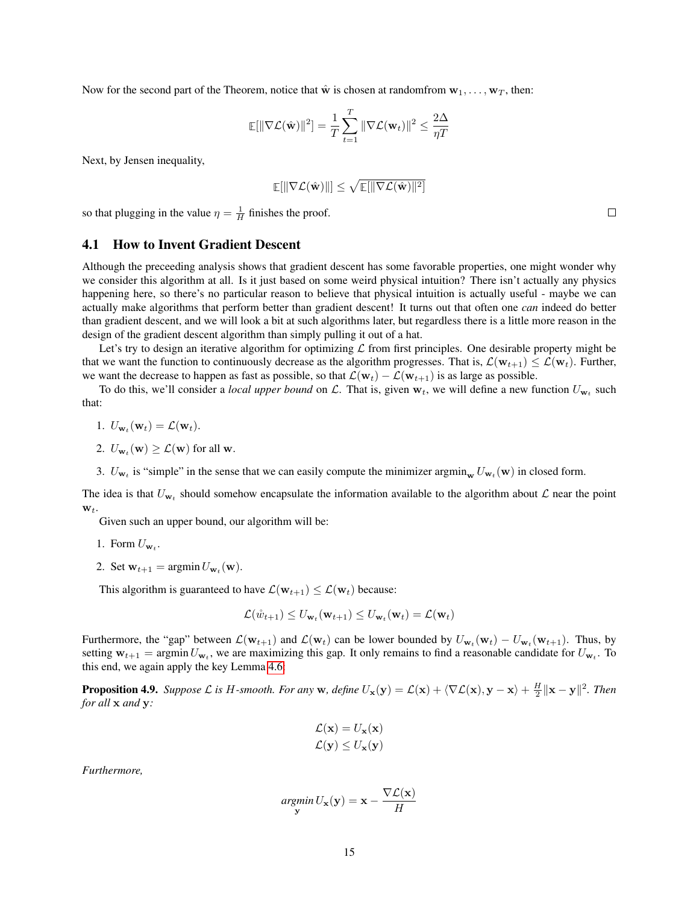Now for the second part of the Theorem, notice that $\hat{\mathbf{w}}$ is chosen at randomfrom $\mathbf{w}_1, \dots, \mathbf{w}_T$, then:

$$\mathbb{E}[\|\nabla \mathcal{L}(\hat{\mathbf{w}})\|^2] = \frac{1}{T}\sum_{t=1}^{T} \|\nabla \mathcal{L}(\mathbf{w}_t)\|^2 \leq \frac{2\Delta}{\eta T}$$

Next, by Jensen inequality,

$$\mathbb{E}[\|\nabla \mathcal{L}(\hat{\mathbf{w}})\|] \leq \sqrt{\mathbb{E}[\|\nabla \mathcal{L}(\hat{\mathbf{w}})\|^2]}$$

so that plugging in the value $\eta = \frac{1}{H}$ finishes the proof. □

## 4.1 How to Invent Gradient Descent

Although the preceeding analysis shows that gradient descent has some favorable properties, one might wonder why we consider this algorithm at all. Is it just based on some weird physical intuition? There isn't actually any physics happening here, so there's no particular reason to believe that physical intuition is actually useful - maybe we can actually make algorithms that perform better than gradient descent! It turns out that often one *can* indeed do better than gradient descent, and we will look a bit at such algorithms later, but regardless there is a little more reason in the design of the gradient descent algorithm than simply pulling it out of a hat.

Let's try to design an iterative algorithm for optimizing $\mathcal{L}$ from first principles. One desirable property might be that we want the function to continuously decrease as the algorithm progresses. That is, $\mathcal{L}(\mathbf{w}_{t+1}) \leq \mathcal{L}(\mathbf{w}_t)$. Further, we want the decrease to happen as fast as possible, so that $\mathcal{L}(\mathbf{w}_t) - \mathcal{L}(\mathbf{w}_{t+1})$ is as large as possible.

To do this, we'll consider a *local upper bound* on $\mathcal{L}$. That is, given $\mathbf{w}_t$, we will define a new function $U_{\mathbf{w}_t}$ such that:

1. $U_{\mathbf{w}_t}(\mathbf{w}_t) = \mathcal{L}(\mathbf{w}_t)$.
2. $U_{\mathbf{w}_t}(\mathbf{w}) \geq \mathcal{L}(\mathbf{w})$ for all $\mathbf{w}$.
3. $U_{\mathbf{w}_t}$ is "simple" in the sense that we can easily compute the minimizer $\mathrm{argmin}_{\mathbf{w}} U_{\mathbf{w}_t}(\mathbf{w})$ in closed form.

The idea is that $U_{\mathbf{w}_t}$ should somehow encapsulate the information available to the algorithm about $\mathcal{L}$ near the point $\mathbf{w}_t$.

Given such an upper bound, our algorithm will be:

1. Form $U_{\mathbf{w}_t}$.
2. Set $\mathbf{w}_{t+1} = \mathrm{argmin}\, U_{\mathbf{w}_t}(\mathbf{w})$.

This algorithm is guaranteed to have $\mathcal{L}(\mathbf{w}_{t+1}) \leq \mathcal{L}(\mathbf{w}_t)$ because:

$$\mathcal{L}(\hat{w}_{t+1}) \leq U_{\mathbf{w}_t}(\mathbf{w}_{t+1}) \leq U_{\mathbf{w}_t}(\mathbf{w}_t) = \mathcal{L}(\mathbf{w}_t)$$

Furthermore, the "gap" between $\mathcal{L}(\mathbf{w}_{t+1})$ and $\mathcal{L}(\mathbf{w}_t)$ can be lower bounded by $U_{\mathbf{w}_t}(\mathbf{w}_t) - U_{\mathbf{w}_t}(\mathbf{w}_{t+1})$. Thus, by setting $\mathbf{w}_{t+1} = \mathrm{argmin}\, U_{\mathbf{w}_t}$, we are maximizing this gap. It only remains to find a reasonable candidate for $U_{\mathbf{w}_t}$. To this end, we again apply the key Lemma 4.6:

**Proposition 4.9.** *Suppose $\mathcal{L}$ is $H$-smooth. For any $\mathbf{w}$, define $U_{\mathbf{x}}(\mathbf{y}) = \mathcal{L}(\mathbf{x}) + \langle \nabla \mathcal{L}(\mathbf{x}), \mathbf{y} - \mathbf{x}\rangle + \frac{H}{2}\|\mathbf{x} - \mathbf{y}\|^2$. Then for all $\mathbf{x}$ and $\mathbf{y}$:*

$$\mathcal{L}(\mathbf{x}) = U_{\mathbf{x}}(\mathbf{x})$$
$$\mathcal{L}(\mathbf{y}) \leq U_{\mathbf{x}}(\mathbf{y})$$

*Furthermore,*

$$\underset{\mathbf{y}}{\mathrm{argmin}}\, U_{\mathbf{x}}(\mathbf{y}) = \mathbf{x} - \frac{\nabla \mathcal{L}(\mathbf{x})}{H}$$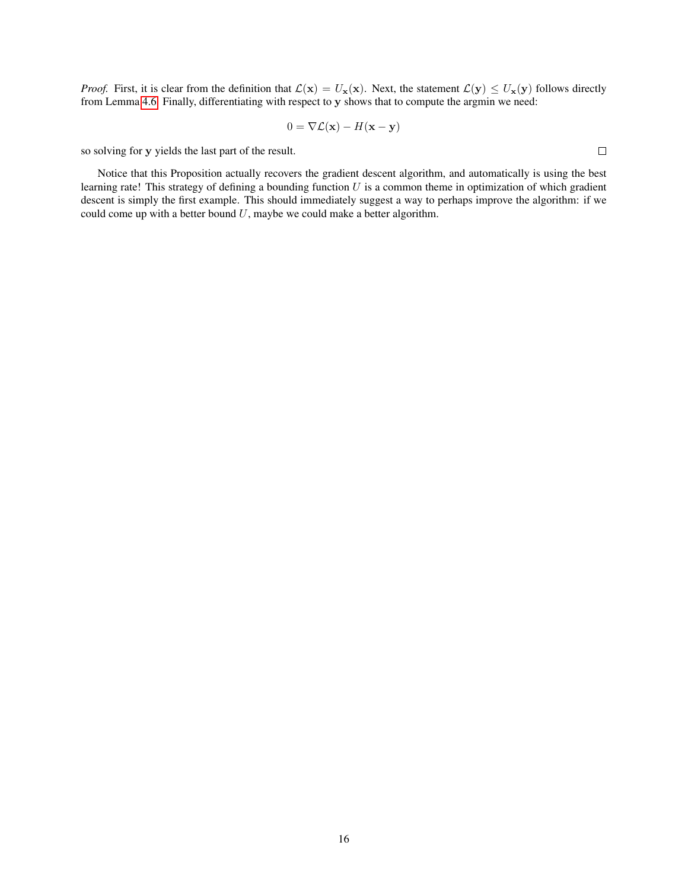*Proof.* First, it is clear from the definition that $\mathcal{L}(\mathbf{x}) = U_{\mathbf{x}}(\mathbf{x})$. Next, the statement $\mathcal{L}(\mathbf{y}) \leq U_{\mathbf{x}}(\mathbf{y})$ follows directly from Lemma 4.6. Finally, differentiating with respect to $\mathbf{y}$ shows that to compute the argmin we need:

$$0 = \nabla\mathcal{L}(\mathbf{x}) - H(\mathbf{x} - \mathbf{y})$$

so solving for $\mathbf{y}$ yields the last part of the result. □

Notice that this Proposition actually recovers the gradient descent algorithm, and automatically is using the best learning rate! This strategy of defining a bounding function $U$ is a common theme in optimization of which gradient descent is simply the first example. This should immediately suggest a way to perhaps improve the algorithm: if we could come up with a better bound $U$, maybe we could make a better algorithm.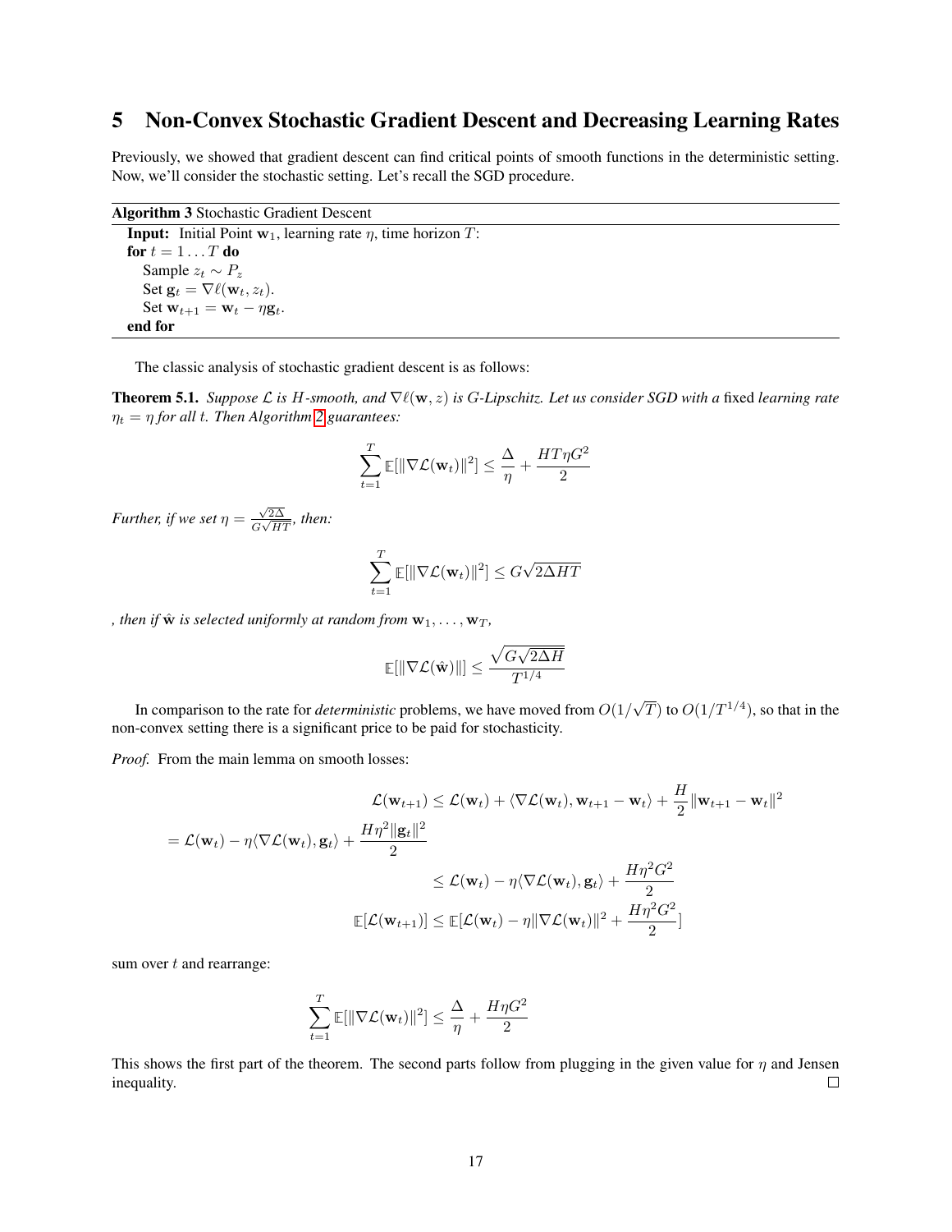# 5 Non-Convex Stochastic Gradient Descent and Decreasing Learning Rates

Previously, we showed that gradient descent can find critical points of smooth functions in the deterministic setting. Now, we'll consider the stochastic setting. Let's recall the SGD procedure.

**Algorithm 3** Stochastic Gradient Descent

```
Input: Initial Point w_1, learning rate η, time horizon T:
for t = 1 ... T do
    Sample z_t ~ P_z
    Set g_t = ∇ℓ(w_t, z_t).
    Set w_{t+1} = w_t − η g_t.
end for
```

The classic analysis of stochastic gradient descent is as follows:

**Theorem 5.1.** *Suppose $\mathcal{L}$ is $H$-smooth, and $\nabla \ell(\mathbf{w}, z)$ is $G$-Lipschitz. Let us consider SGD with a* fixed *learning rate $\eta_t = \eta$ for all $t$. Then Algorithm 2 guarantees:*

$$\sum_{t=1}^{T} \mathbb{E}[\|\nabla \mathcal{L}(\mathbf{w}_t)\|^2] \leq \frac{\Delta}{\eta} + \frac{HT\eta G^2}{2}$$

*Further, if we set $\eta = \frac{\sqrt{2\Delta}}{G\sqrt{HT}}$, then:*

$$\sum_{t=1}^{T} \mathbb{E}[\|\nabla \mathcal{L}(\mathbf{w}_t)\|^2] \leq G\sqrt{2\Delta HT}$$

*, then if $\hat{\mathbf{w}}$ is selected uniformly at random from $\mathbf{w}_1, \dots, \mathbf{w}_T$,*

$$\mathbb{E}[\|\nabla \mathcal{L}(\hat{\mathbf{w}})\|] \leq \frac{\sqrt{G\sqrt{2\Delta H}}}{T^{1/4}}$$

In comparison to the rate for *deterministic* problems, we have moved from $O(1/\sqrt{T})$ to $O(1/T^{1/4})$, so that in the non-convex setting there is a significant price to be paid for stochasticity.

*Proof.* From the main lemma on smooth losses:

$$\mathcal{L}(\mathbf{w}_{t+1}) \leq \mathcal{L}(\mathbf{w}_t) + \langle \nabla \mathcal{L}(\mathbf{w}_t), \mathbf{w}_{t+1} - \mathbf{w}_t \rangle + \frac{H}{2}\|\mathbf{w}_{t+1} - \mathbf{w}_t\|^2$$

$$= \mathcal{L}(\mathbf{w}_t) - \eta \langle \nabla \mathcal{L}(\mathbf{w}_t), \mathbf{g}_t \rangle + \frac{H\eta^2 \|\mathbf{g}_t\|^2}{2}$$

$$\leq \mathcal{L}(\mathbf{w}_t) - \eta \langle \nabla \mathcal{L}(\mathbf{w}_t), \mathbf{g}_t \rangle + \frac{H\eta^2 G^2}{2}$$

$$\mathbb{E}[\mathcal{L}(\mathbf{w}_{t+1})] \leq \mathbb{E}[\mathcal{L}(\mathbf{w}_t) - \eta \|\nabla \mathcal{L}(\mathbf{w}_t)\|^2 + \frac{H\eta^2 G^2}{2}]$$

sum over $t$ and rearrange:

$$\sum_{t=1}^{T} \mathbb{E}[\|\nabla \mathcal{L}(\mathbf{w}_t)\|^2] \leq \frac{\Delta}{\eta} + \frac{H\eta G^2}{2}$$

This shows the first part of the theorem. The second parts follow from plugging in the given value for $\eta$ and Jensen inequality. ☐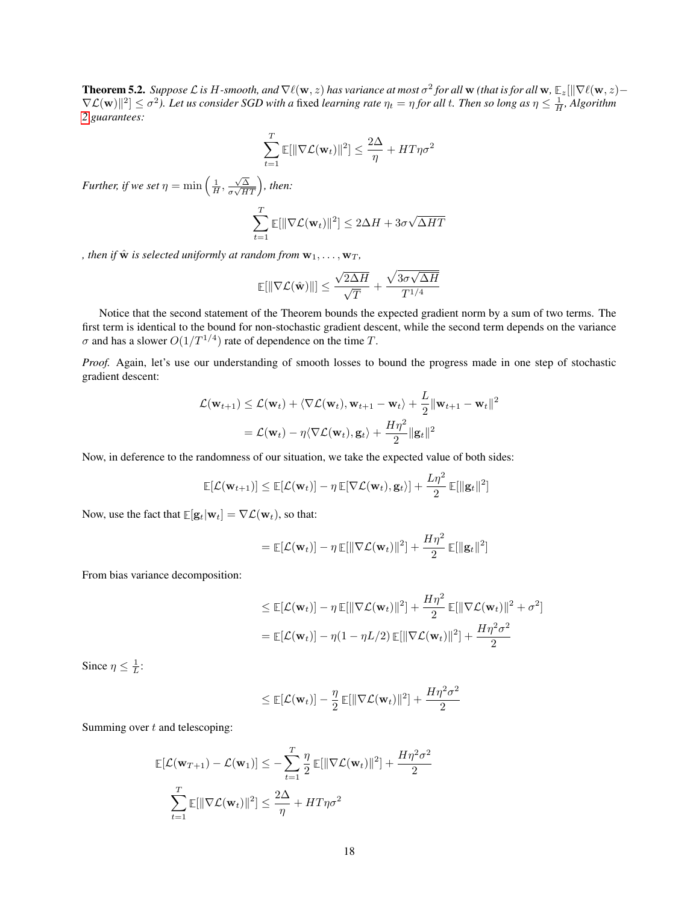**Theorem 5.2.** *Suppose $\mathcal{L}$ is $H$-smooth, and $\nabla \ell(\mathbf{w}, z)$ has variance at most $\sigma^2$ for all $\mathbf{w}$ (that is for all $\mathbf{w}$, $\mathbb{E}_z[\|\nabla \ell(\mathbf{w}, z) - \nabla \mathcal{L}(\mathbf{w})\|^2] \leq \sigma^2$). Let us consider SGD with a* fixed *learning rate $\eta_t = \eta$ for all $t$. Then so long as $\eta \leq \frac{1}{H}$, Algorithm 2 guarantees:*

$$\sum_{t=1}^{T} \mathbb{E}[\|\nabla \mathcal{L}(\mathbf{w}_t)\|^2] \leq \frac{2\Delta}{\eta} + HT\eta\sigma^2$$

*Further, if we set $\eta = \min\left(\frac{1}{H}, \frac{\sqrt{\Delta}}{\sigma\sqrt{HT}}\right)$, then:*

$$\sum_{t=1}^{T} \mathbb{E}[\|\nabla \mathcal{L}(\mathbf{w}_t)\|^2] \leq 2\Delta H + 3\sigma\sqrt{\Delta HT}$$

*, then if $\hat{\mathbf{w}}$ is selected uniformly at random from $\mathbf{w}_1, \dots, \mathbf{w}_T$,*

$$\mathbb{E}[\|\nabla \mathcal{L}(\hat{\mathbf{w}})\|] \leq \frac{\sqrt{2\Delta H}}{\sqrt{T}} + \frac{\sqrt{3\sigma\sqrt{\Delta H}}}{T^{1/4}}$$

Notice that the second statement of the Theorem bounds the expected gradient norm by a sum of two terms. The first term is identical to the bound for non-stochastic gradient descent, while the second term depends on the variance $\sigma$ and has a slower $O(1/T^{1/4})$ rate of dependence on the time $T$.

*Proof.* Again, let's use our understanding of smooth losses to bound the progress made in one step of stochastic gradient descent:

$$\begin{aligned}
\mathcal{L}(\mathbf{w}_{t+1}) &\leq \mathcal{L}(\mathbf{w}_t) + \langle \nabla \mathcal{L}(\mathbf{w}_t), \mathbf{w}_{t+1} - \mathbf{w}_t \rangle + \frac{L}{2}\|\mathbf{w}_{t+1} - \mathbf{w}_t\|^2 \\
&= \mathcal{L}(\mathbf{w}_t) - \eta \langle \nabla \mathcal{L}(\mathbf{w}_t), \mathbf{g}_t \rangle + \frac{H\eta^2}{2}\|\mathbf{g}_t\|^2
\end{aligned}$$

Now, in deference to the randomness of our situation, we take the expected value of both sides:

$$\mathbb{E}[\mathcal{L}(\mathbf{w}_{t+1})] \leq \mathbb{E}[\mathcal{L}(\mathbf{w}_t)] - \eta\, \mathbb{E}[\nabla \mathcal{L}(\mathbf{w}_t), \mathbf{g}_t \rangle] + \frac{L\eta^2}{2}\,\mathbb{E}[\|\mathbf{g}_t\|^2]$$

Now, use the fact that $\mathbb{E}[\mathbf{g}_t | \mathbf{w}_t] = \nabla \mathcal{L}(\mathbf{w}_t)$, so that:

$$= \mathbb{E}[\mathcal{L}(\mathbf{w}_t)] - \eta\, \mathbb{E}[\|\nabla \mathcal{L}(\mathbf{w}_t)\|^2] + \frac{H\eta^2}{2}\,\mathbb{E}[\|\mathbf{g}_t\|^2]$$

From bias variance decomposition:

$$\begin{aligned}
&\leq \mathbb{E}[\mathcal{L}(\mathbf{w}_t)] - \eta\, \mathbb{E}[\|\nabla \mathcal{L}(\mathbf{w}_t)\|^2] + \frac{H\eta^2}{2}\,\mathbb{E}[\|\nabla \mathcal{L}(\mathbf{w}_t)\|^2 + \sigma^2] \\
&= \mathbb{E}[\mathcal{L}(\mathbf{w}_t)] - \eta(1 - \eta L/2)\,\mathbb{E}[\|\nabla \mathcal{L}(\mathbf{w}_t)\|^2] + \frac{H\eta^2\sigma^2}{2}
\end{aligned}$$

Since $\eta \leq \frac{1}{L}$:

$$\leq \mathbb{E}[\mathcal{L}(\mathbf{w}_t)] - \frac{\eta}{2}\,\mathbb{E}[\|\nabla \mathcal{L}(\mathbf{w}_t)\|^2] + \frac{H\eta^2\sigma^2}{2}$$

Summing over $t$ and telescoping:

$$\begin{aligned}
\mathbb{E}[\mathcal{L}(\mathbf{w}_{T+1}) - \mathcal{L}(\mathbf{w}_1)] &\leq -\sum_{t=1}^{T} \frac{\eta}{2}\,\mathbb{E}[\|\nabla \mathcal{L}(\mathbf{w}_t)\|^2] + \frac{H\eta^2\sigma^2}{2} \\
\sum_{t=1}^{T} \mathbb{E}[\|\nabla \mathcal{L}(\mathbf{w}_t)\|^2] &\leq \frac{2\Delta}{\eta} + HT\eta\sigma^2
\end{aligned}$$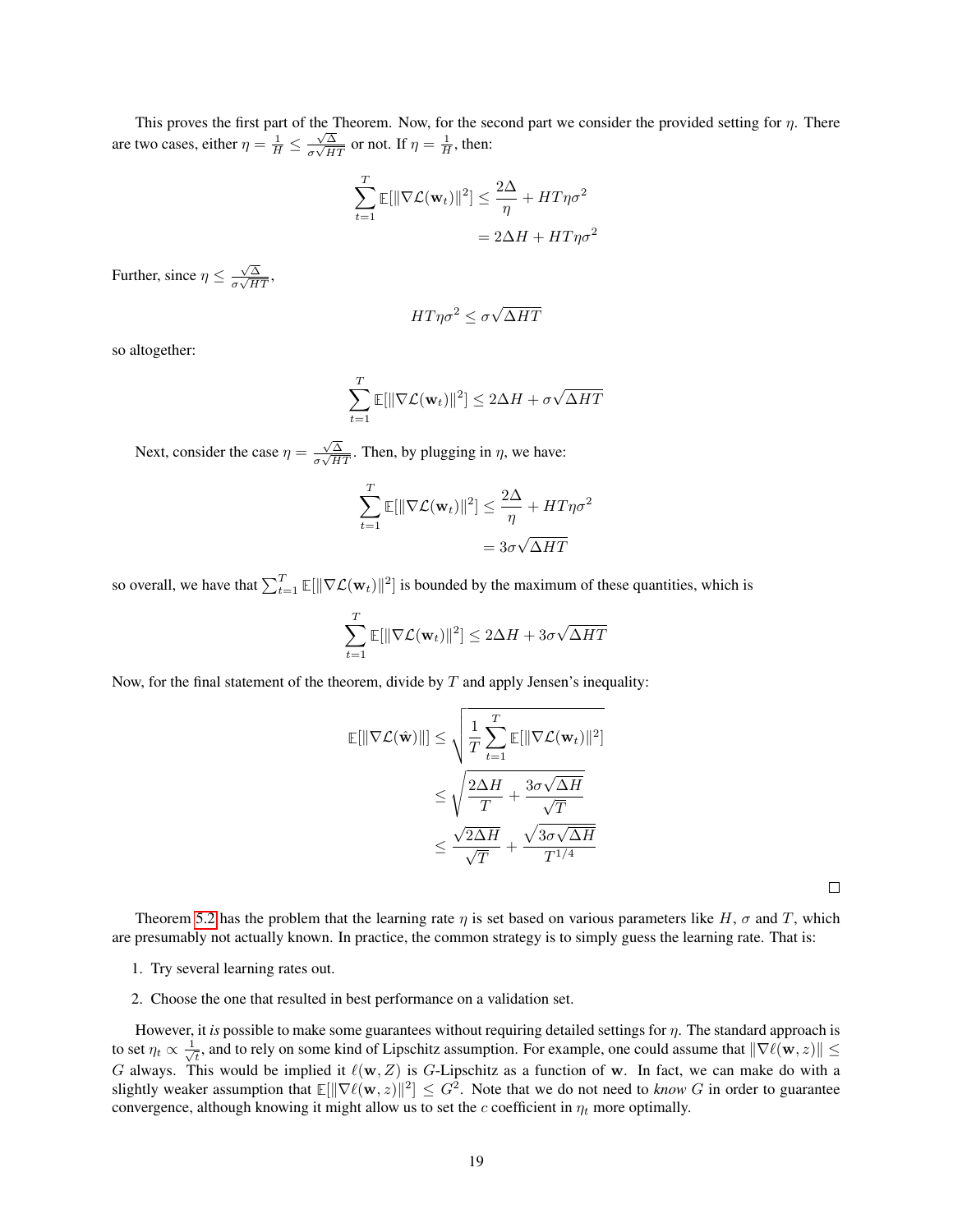This proves the first part of the Theorem. Now, for the second part we consider the provided setting for $\eta$. There are two cases, either $\eta = \frac{1}{H} \le \frac{\sqrt{\Delta}}{\sigma\sqrt{HT}}$ or not. If $\eta = \frac{1}{H}$, then:

$$\sum_{t=1}^{T} \mathbb{E}[\|\nabla \mathcal{L}(\mathbf{w}_t)\|^2] \le \frac{2\Delta}{\eta} + HT\eta\sigma^2$$
$$= 2\Delta H + HT\eta\sigma^2$$

Further, since $\eta \le \frac{\sqrt{\Delta}}{\sigma\sqrt{HT}}$,

$$HT\eta\sigma^2 \le \sigma\sqrt{\Delta HT}$$

so altogether:

$$\sum_{t=1}^{T} \mathbb{E}[\|\nabla \mathcal{L}(\mathbf{w}_t)\|^2] \le 2\Delta H + \sigma\sqrt{\Delta HT}$$

Next, consider the case $\eta = \frac{\sqrt{\Delta}}{\sigma\sqrt{HT}}$. Then, by plugging in $\eta$, we have:

$$\sum_{t=1}^{T} \mathbb{E}[\|\nabla \mathcal{L}(\mathbf{w}_t)\|^2] \le \frac{2\Delta}{\eta} + HT\eta\sigma^2$$
$$= 3\sigma\sqrt{\Delta HT}$$

so overall, we have that $\sum_{t=1}^{T} \mathbb{E}[\|\nabla \mathcal{L}(\mathbf{w}_t)\|^2]$ is bounded by the maximum of these quantities, which is

$$\sum_{t=1}^{T} \mathbb{E}[\|\nabla \mathcal{L}(\mathbf{w}_t)\|^2] \le 2\Delta H + 3\sigma\sqrt{\Delta HT}$$

Now, for the final statement of the theorem, divide by $T$ and apply Jensen's inequality:

$$\mathbb{E}[\|\nabla \mathcal{L}(\hat{\mathbf{w}})\|] \le \sqrt{\frac{1}{T}\sum_{t=1}^{T} \mathbb{E}[\|\nabla \mathcal{L}(\mathbf{w}_t)\|^2]}$$
$$\le \sqrt{\frac{2\Delta H}{T} + \frac{3\sigma\sqrt{\Delta H}}{\sqrt{T}}}$$
$$\le \frac{\sqrt{2\Delta H}}{\sqrt{T}} + \frac{\sqrt{3\sigma\sqrt{\Delta H}}}{T^{1/4}}$$

□

Theorem 5.2 has the problem that the learning rate $\eta$ is set based on various parameters like $H$, $\sigma$ and $T$, which are presumably not actually known. In practice, the common strategy is to simply guess the learning rate. That is:

1. Try several learning rates out.
2. Choose the one that resulted in best performance on a validation set.

However, it *is* possible to make some guarantees without requiring detailed settings for $\eta$. The standard approach is to set $\eta_t \propto \frac{1}{\sqrt{t}}$, and to rely on some kind of Lipschitz assumption. For example, one could assume that $\|\nabla \ell(\mathbf{w}, z)\| \le G$ always. This would be implied it $\ell(\mathbf{w}, Z)$ is $G$-Lipschitz as a function of $\mathbf{w}$. In fact, we can make do with a slightly weaker assumption that $\mathbb{E}[\|\nabla \ell(\mathbf{w}, z)\|^2] \le G^2$. Note that we do not need to *know* $G$ in order to guarantee convergence, although knowing it might allow us to set the $c$ coefficient in $\eta_t$ more optimally.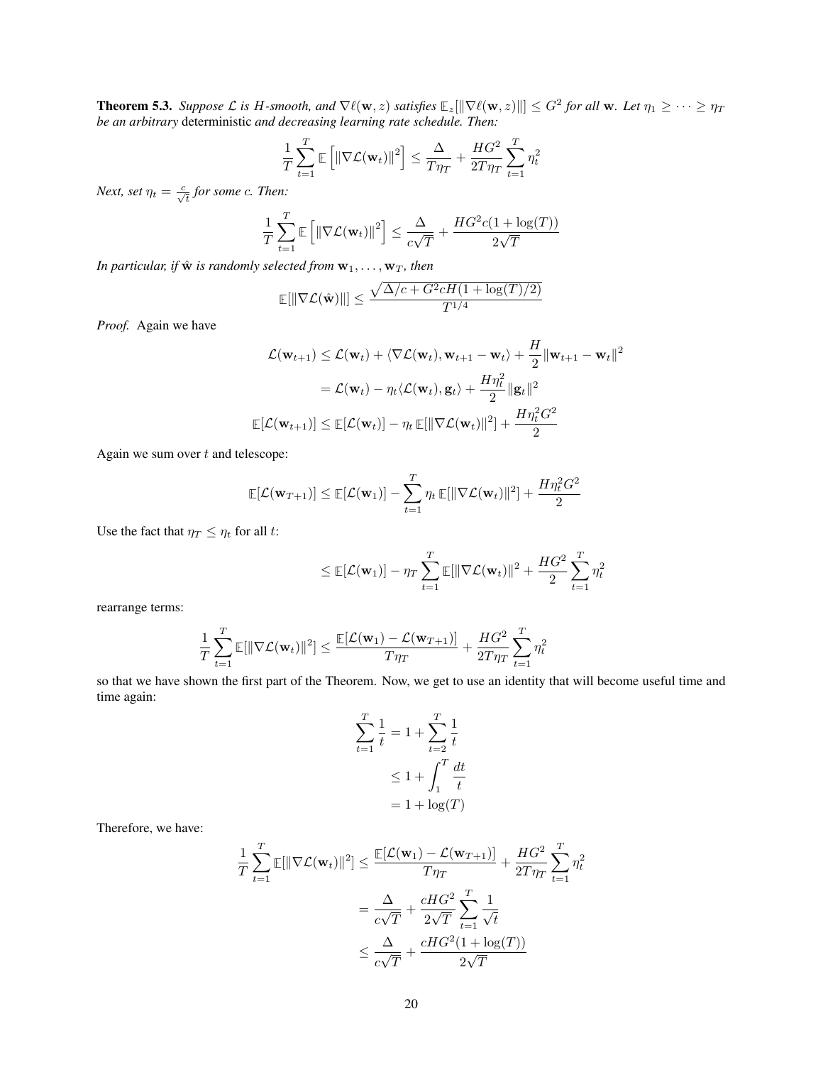**Theorem 5.3.** *Suppose $\mathcal{L}$ is $H$-smooth, and $\nabla \ell(\mathbf{w}, z)$ satisfies $\mathbb{E}_z[\|\nabla \ell(\mathbf{w}, z)\|] \le G^2$ for all $\mathbf{w}$. Let $\eta_1 \ge \cdots \ge \eta_T$ be an arbitrary* deterministic *and decreasing learning rate schedule. Then:*

$$\frac{1}{T}\sum_{t=1}^{T} \mathbb{E}\left[\|\nabla \mathcal{L}(\mathbf{w}_t)\|^2\right] \le \frac{\Delta}{T\eta_T} + \frac{HG^2}{2T\eta_T}\sum_{t=1}^{T}\eta_t^2$$

*Next, set $\eta_t = \frac{c}{\sqrt{t}}$ for some $c$. Then:*

$$\frac{1}{T}\sum_{t=1}^{T} \mathbb{E}\left[\|\nabla \mathcal{L}(\mathbf{w}_t)\|^2\right] \le \frac{\Delta}{c\sqrt{T}} + \frac{HG^2c(1+\log(T))}{2\sqrt{T}}$$

*In particular, if $\hat{\mathbf{w}}$ is randomly selected from $\mathbf{w}_1, \dots, \mathbf{w}_T$, then*

$$\mathbb{E}[\|\nabla \mathcal{L}(\hat{\mathbf{w}})\|] \le \frac{\sqrt{\Delta/c + G^2cH(1+\log(T)/2)}}{T^{1/4}}$$

*Proof.* Again we have

$$\begin{aligned}
\mathcal{L}(\mathbf{w}_{t+1}) &\le \mathcal{L}(\mathbf{w}_t) + \langle \nabla \mathcal{L}(\mathbf{w}_t), \mathbf{w}_{t+1} - \mathbf{w}_t\rangle + \frac{H}{2}\|\mathbf{w}_{t+1} - \mathbf{w}_t\|^2 \\
&= \mathcal{L}(\mathbf{w}_t) - \eta_t\langle \mathcal{L}(\mathbf{w}_t), \mathbf{g}_t\rangle + \frac{H\eta_t^2}{2}\|\mathbf{g}_t\|^2 \\
\mathbb{E}[\mathcal{L}(\mathbf{w}_{t+1})] &\le \mathbb{E}[\mathcal{L}(\mathbf{w}_t)] - \eta_t\,\mathbb{E}[\|\nabla \mathcal{L}(\mathbf{w}_t)\|^2] + \frac{H\eta_t^2G^2}{2}
\end{aligned}$$

Again we sum over $t$ and telescope:

$$\mathbb{E}[\mathcal{L}(\mathbf{w}_{T+1})] \le \mathbb{E}[\mathcal{L}(\mathbf{w}_1)] - \sum_{t=1}^{T}\eta_t\,\mathbb{E}[\|\nabla \mathcal{L}(\mathbf{w}_t)\|^2] + \frac{H\eta_t^2G^2}{2}$$

Use the fact that $\eta_T \le \eta_t$ for all $t$:

$$\le \mathbb{E}[\mathcal{L}(\mathbf{w}_1)] - \eta_T\sum_{t=1}^{T}\mathbb{E}[\|\nabla \mathcal{L}(\mathbf{w}_t)\|^2 + \frac{HG^2}{2}\sum_{t=1}^{T}\eta_t^2$$

rearrange terms:

$$\frac{1}{T}\sum_{t=1}^{T}\mathbb{E}[\|\nabla \mathcal{L}(\mathbf{w}_t)\|^2] \le \frac{\mathbb{E}[\mathcal{L}(\mathbf{w}_1) - \mathcal{L}(\mathbf{w}_{T+1})]}{T\eta_T} + \frac{HG^2}{2T\eta_T}\sum_{t=1}^{T}\eta_t^2$$

so that we have shown the first part of the Theorem. Now, we get to use an identity that will become useful time and time again:

$$\begin{aligned}
\sum_{t=1}^{T}\frac{1}{t} &= 1 + \sum_{t=2}^{T}\frac{1}{t} \\
&\le 1 + \int_1^T \frac{dt}{t} \\
&= 1 + \log(T)
\end{aligned}$$

Therefore, we have:

$$\begin{aligned}
\frac{1}{T}\sum_{t=1}^{T}\mathbb{E}[\|\nabla \mathcal{L}(\mathbf{w}_t)\|^2] &\le \frac{\mathbb{E}[\mathcal{L}(\mathbf{w}_1) - \mathcal{L}(\mathbf{w}_{T+1})]}{T\eta_T} + \frac{HG^2}{2T\eta_T}\sum_{t=1}^{T}\eta_t^2 \\
&= \frac{\Delta}{c\sqrt{T}} + \frac{cHG^2}{2\sqrt{T}}\sum_{t=1}^{T}\frac{1}{\sqrt{t}} \\
&\le \frac{\Delta}{c\sqrt{T}} + \frac{cHG^2(1+\log(T))}{2\sqrt{T}}
\end{aligned}$$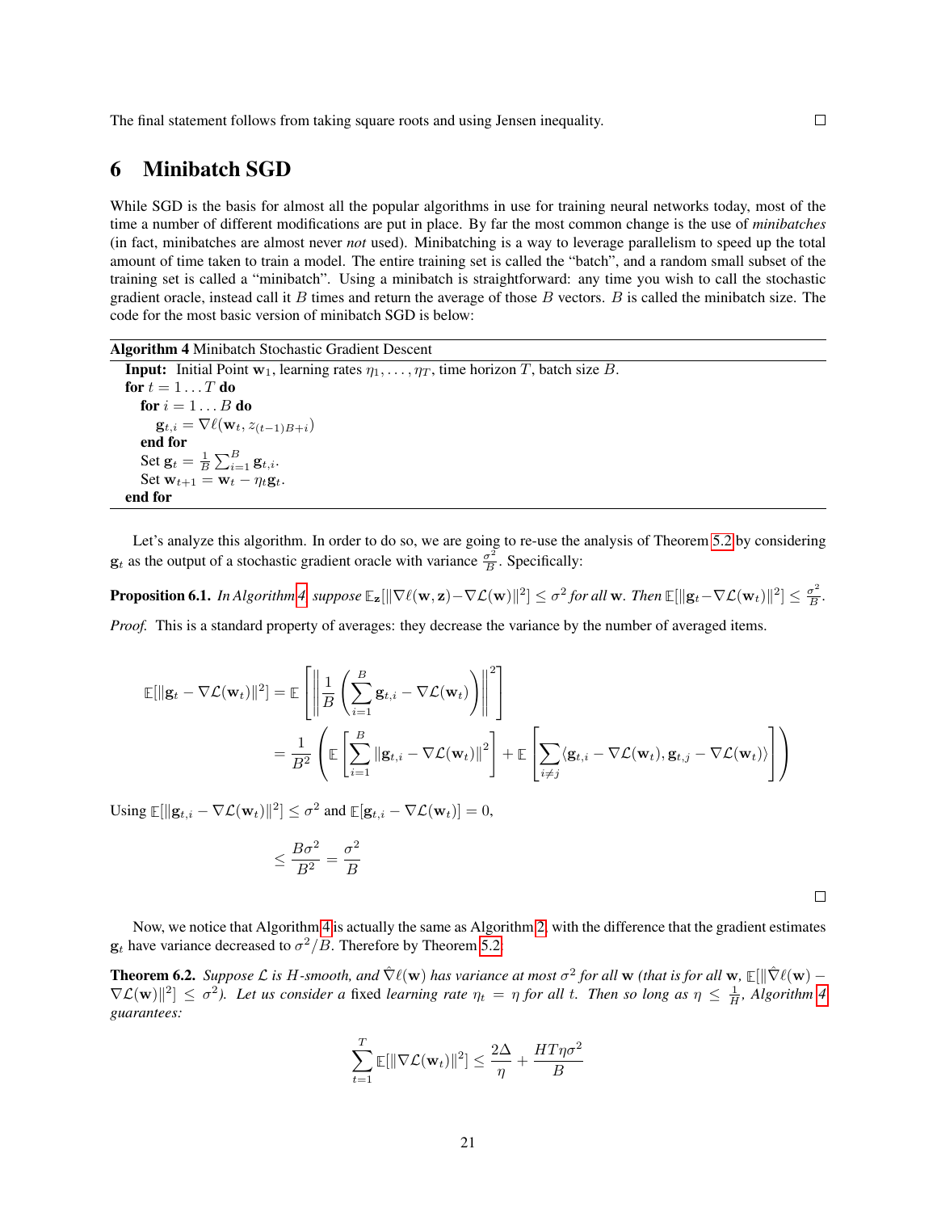The final statement follows from taking square roots and using Jensen inequality. □

# 6 Minibatch SGD

While SGD is the basis for almost all the popular algorithms in use for training neural networks today, most of the time a number of different modifications are put in place. By far the most common change is the use of *minibatches* (in fact, minibatches are almost never *not* used). Minibatching is a way to leverage parallelism to speed up the total amount of time taken to train a model. The entire training set is called the "batch", and a random small subset of the training set is called a "minibatch". Using a minibatch is straightforward: any time you wish to call the stochastic gradient oracle, instead call it $B$ times and return the average of those $B$ vectors. $B$ is called the minibatch size. The code for the most basic version of minibatch SGD is below:

---

**Algorithm 4** Minibatch Stochastic Gradient Descent

---

**Input:** Initial Point $\mathbf{w}_1$, learning rates $\eta_1, \dots, \eta_T$, time horizon $T$, batch size $B$.
**for** $t = 1 \dots T$ **do**
  **for** $i = 1 \dots B$ **do**
    $\mathbf{g}_{t,i} = \nabla \ell(\mathbf{w}_t, z_{(t-1)B+i})$
  **end for**
  Set $\mathbf{g}_t = \frac{1}{B}\sum_{i=1}^{B} \mathbf{g}_{t,i}$.
  Set $\mathbf{w}_{t+1} = \mathbf{w}_t - \eta_t \mathbf{g}_t$.
**end for**

---

Let's analyze this algorithm. In order to do so, we are going to re-use the analysis of Theorem 5.2 by considering $\mathbf{g}_t$ as the output of a stochastic gradient oracle with variance $\frac{\sigma^2}{B}$. Specifically:

**Proposition 6.1.** *In Algorithm 4, suppose $\mathbb{E}_{\mathbf{z}}[\|\nabla \ell(\mathbf{w}, \mathbf{z}) - \nabla \mathcal{L}(\mathbf{w})\|^2] \le \sigma^2$ for all $\mathbf{w}$. Then $\mathbb{E}[\|\mathbf{g}_t - \nabla \mathcal{L}(\mathbf{w}_t)\|^2] \le \frac{\sigma^2}{B}$.*

*Proof.* This is a standard property of averages: they decrease the variance by the number of averaged items.

$$
\begin{aligned}
\mathbb{E}[\|\mathbf{g}_t - \nabla \mathcal{L}(\mathbf{w}_t)\|^2] &= \mathbb{E}\left[\left\|\frac{1}{B}\left(\sum_{i=1}^{B} \mathbf{g}_{t,i} - \nabla \mathcal{L}(\mathbf{w}_t)\right)\right\|^2\right] \\
&= \frac{1}{B^2}\left(\mathbb{E}\left[\sum_{i=1}^{B} \|\mathbf{g}_{t,i} - \nabla \mathcal{L}(\mathbf{w}_t)\|^2\right] + \mathbb{E}\left[\sum_{i \neq j} \langle \mathbf{g}_{t,i} - \nabla \mathcal{L}(\mathbf{w}_t), \mathbf{g}_{t,j} - \nabla \mathcal{L}(\mathbf{w}_t)\rangle\right]\right)
\end{aligned}
$$

Using $\mathbb{E}[\|\mathbf{g}_{t,i} - \nabla \mathcal{L}(\mathbf{w}_t)\|^2] \le \sigma^2$ and $\mathbb{E}[\mathbf{g}_{t,i} - \nabla \mathcal{L}(\mathbf{w}_t)] = 0$,

$$
\le \frac{B\sigma^2}{B^2} = \frac{\sigma^2}{B}
$$

□

Now, we notice that Algorithm 4 is actually the same as Algorithm 2, with the difference that the gradient estimates $\mathbf{g}_t$ have variance decreased to $\sigma^2/B$. Therefore by Theorem 5.2:

**Theorem 6.2.** *Suppose $\mathcal{L}$ is $H$-smooth, and $\hat{\nabla}\ell(\mathbf{w})$ has variance at most $\sigma^2$ for all $\mathbf{w}$ (that is for all $\mathbf{w}$, $\mathbb{E}[\|\hat{\nabla}\ell(\mathbf{w}) - \nabla \mathcal{L}(\mathbf{w})\|^2] \le \sigma^2$). Let us consider a* fixed *learning rate $\eta_t = \eta$ for all $t$. Then so long as $\eta \le \frac{1}{H}$, Algorithm 4 guarantees:*

$$
\sum_{t=1}^{T} \mathbb{E}[\|\nabla \mathcal{L}(\mathbf{w}_t)\|^2] \le \frac{2\Delta}{\eta} + \frac{HT\eta\sigma^2}{B}
$$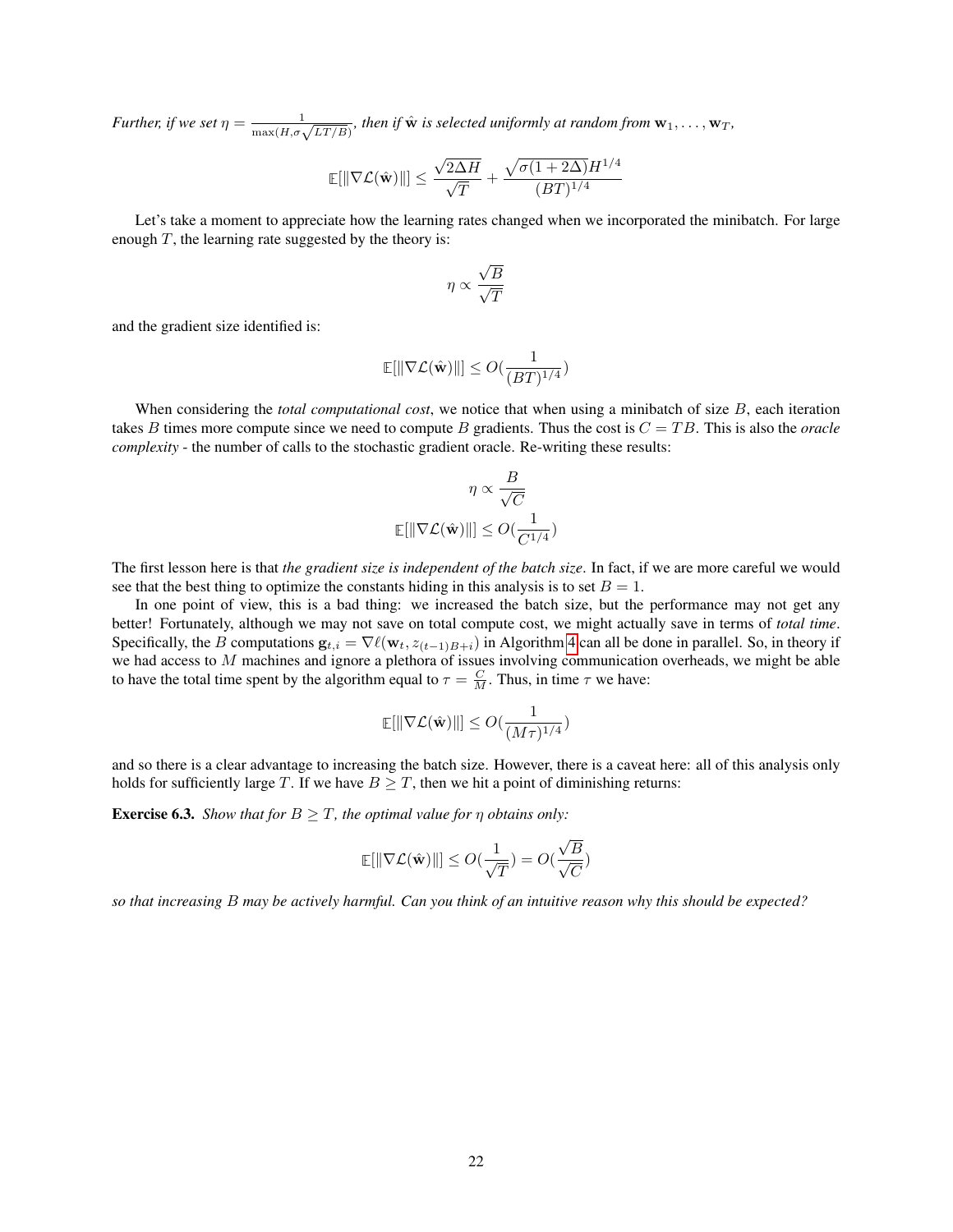*Further, if we set $\eta = \frac{1}{\max(H, \sigma\sqrt{LT/B})}$, then if $\hat{\mathbf{w}}$ is selected uniformly at random from $\mathbf{w}_1, \dots, \mathbf{w}_T$,*

$$\mathbb{E}[\|\nabla\mathcal{L}(\hat{\mathbf{w}})\|] \leq \frac{\sqrt{2\Delta H}}{\sqrt{T}} + \frac{\sqrt{\sigma(1+2\Delta)}H^{1/4}}{(BT)^{1/4}}$$

Let's take a moment to appreciate how the learning rates changed when we incorporated the minibatch. For large enough $T$, the learning rate suggested by the theory is:

$$\eta \propto \frac{\sqrt{B}}{\sqrt{T}}$$

and the gradient size identified is:

$$\mathbb{E}[\|\nabla\mathcal{L}(\hat{\mathbf{w}})\|] \leq O(\frac{1}{(BT)^{1/4}})$$

When considering the *total computational cost*, we notice that when using a minibatch of size $B$, each iteration takes $B$ times more compute since we need to compute $B$ gradients. Thus the cost is $C = TB$. This is also the *oracle complexity* - the number of calls to the stochastic gradient oracle. Re-writing these results:

$$\eta \propto \frac{B}{\sqrt{C}}$$

$$\mathbb{E}[\|\nabla\mathcal{L}(\hat{\mathbf{w}})\|] \leq O(\frac{1}{C^{1/4}})$$

The first lesson here is that *the gradient size is independent of the batch size*. In fact, if we are more careful we would see that the best thing to optimize the constants hiding in this analysis is to set $B = 1$.

In one point of view, this is a bad thing: we increased the batch size, but the performance may not get any better! Fortunately, although we may not save on total compute cost, we might actually save in terms of *total time*. Specifically, the $B$ computations $\mathbf{g}_{t,i} = \nabla\ell(\mathbf{w}_t, z_{(t-1)B+i})$ in Algorithm 4 can all be done in parallel. So, in theory if we had access to $M$ machines and ignore a plethora of issues involving communication overheads, we might be able to have the total time spent by the algorithm equal to $\tau = \frac{C}{M}$. Thus, in time $\tau$ we have:

$$\mathbb{E}[\|\nabla\mathcal{L}(\hat{\mathbf{w}})\|] \leq O(\frac{1}{(M\tau)^{1/4}})$$

and so there is a clear advantage to increasing the batch size. However, there is a caveat here: all of this analysis only holds for sufficiently large $T$. If we have $B \geq T$, then we hit a point of diminishing returns:

**Exercise 6.3.** *Show that for $B \geq T$, the optimal value for $\eta$ obtains only:*

$$\mathbb{E}[\|\nabla\mathcal{L}(\hat{\mathbf{w}})\|] \leq O(\frac{1}{\sqrt{T}}) = O(\frac{\sqrt{B}}{\sqrt{C}})$$

*so that increasing $B$ may be actively harmful. Can you think of an intuitive reason why this should be expected?*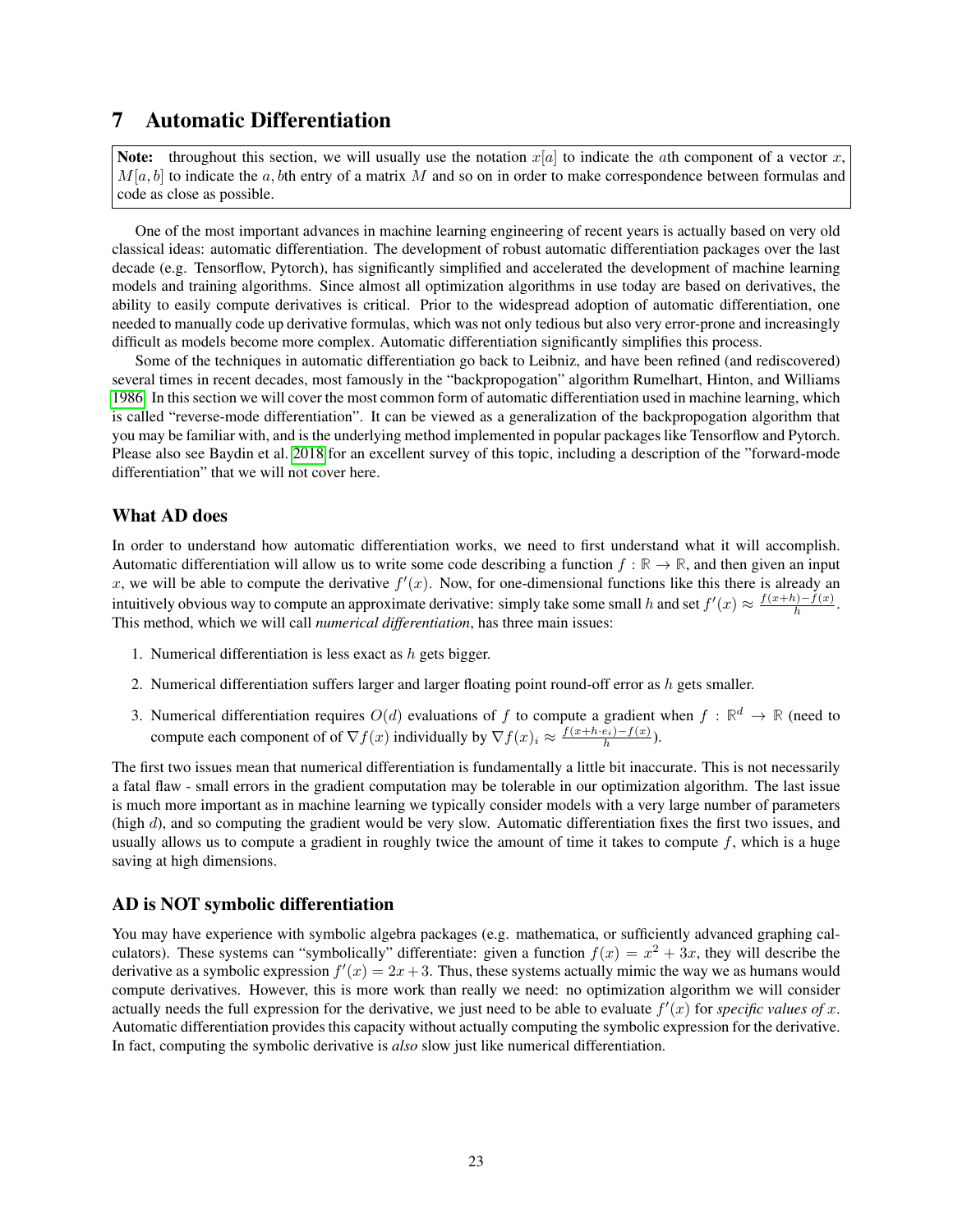// Page 23 of 128 (doc id: 1177aa19031c)

# 7 Automatic Differentiation

**Note:** throughout this section, we will usually use the notation $x[a]$ to indicate the $a$th component of a vector $x$, $M[a, b]$ to indicate the $a, b$th entry of a matrix $M$ and so on in order to make correspondence between formulas and code as close as possible.

One of the most important advances in machine learning engineering of recent years is actually based on very old classical ideas: automatic differentiation. The development of robust automatic differentiation packages over the last decade (e.g. Tensorflow, Pytorch), has significantly simplified and accelerated the development of machine learning models and training algorithms. Since almost all optimization algorithms in use today are based on derivatives, the ability to easily compute derivatives is critical. Prior to the widespread adoption of automatic differentiation, one needed to manually code up derivative formulas, which was not only tedious but also very error-prone and increasingly difficult as models become more complex. Automatic differentiation significantly simplifies this process.

Some of the techniques in automatic differentiation go back to Leibniz, and have been refined (and rediscovered) several times in recent decades, most famously in the "backpropogation" algorithm Rumelhart, Hinton, and Williams 1986. In this section we will cover the most common form of automatic differentiation used in machine learning, which is called "reverse-mode differentiation". It can be viewed as a generalization of the backpropogation algorithm that you may be familiar with, and is the underlying method implemented in popular packages like Tensorflow and Pytorch. Please also see Baydin et al. 2018 for an excellent survey of this topic, including a description of the "forward-mode differentiation" that we will not cover here.

### What AD does

In order to understand how automatic differentiation works, we need to first understand what it will accomplish. Automatic differentiation will allow us to write some code describing a function $f : \mathbb{R} \to \mathbb{R}$, and then given an input $x$, we will be able to compute the derivative $f'(x)$. Now, for one-dimensional functions like this there is already an intuitively obvious way to compute an approximate derivative: simply take some small $h$ and set $f'(x) \approx \frac{f(x+h)-f(x)}{h}$. This method, which we will call *numerical differentiation*, has three main issues:

1. Numerical differentiation is less exact as $h$ gets bigger.
2. Numerical differentiation suffers larger and larger floating point round-off error as $h$ gets smaller.
3. Numerical differentiation requires $O(d)$ evaluations of $f$ to compute a gradient when $f : \mathbb{R}^d \to \mathbb{R}$ (need to compute each component of of $\nabla f(x)$ individually by $\nabla f(x)_i \approx \frac{f(x+h \cdot e_i)-f(x)}{h}$).

The first two issues mean that numerical differentiation is fundamentally a little bit inaccurate. This is not necessarily a fatal flaw - small errors in the gradient computation may be tolerable in our optimization algorithm. The last issue is much more important as in machine learning we typically consider models with a very large number of parameters (high $d$), and so computing the gradient would be very slow. Automatic differentiation fixes the first two issues, and usually allows us to compute a gradient in roughly twice the amount of time it takes to compute $f$, which is a huge saving at high dimensions.

### AD is NOT symbolic differentiation

You may have experience with symbolic algebra packages (e.g. mathematica, or sufficiently advanced graphing calculators). These systems can "symbolically" differentiate: given a function $f(x) = x^2 + 3x$, they will describe the derivative as a symbolic expression $f'(x) = 2x + 3$. Thus, these systems actually mimic the way we as humans would compute derivatives. However, this is more work than really we need: no optimization algorithm we will consider actually needs the full expression for the derivative, we just need to be able to evaluate $f'(x)$ for *specific values of* $x$. Automatic differentiation provides this capacity without actually computing the symbolic expression for the derivative. In fact, computing the symbolic derivative is *also* slow just like numerical differentiation.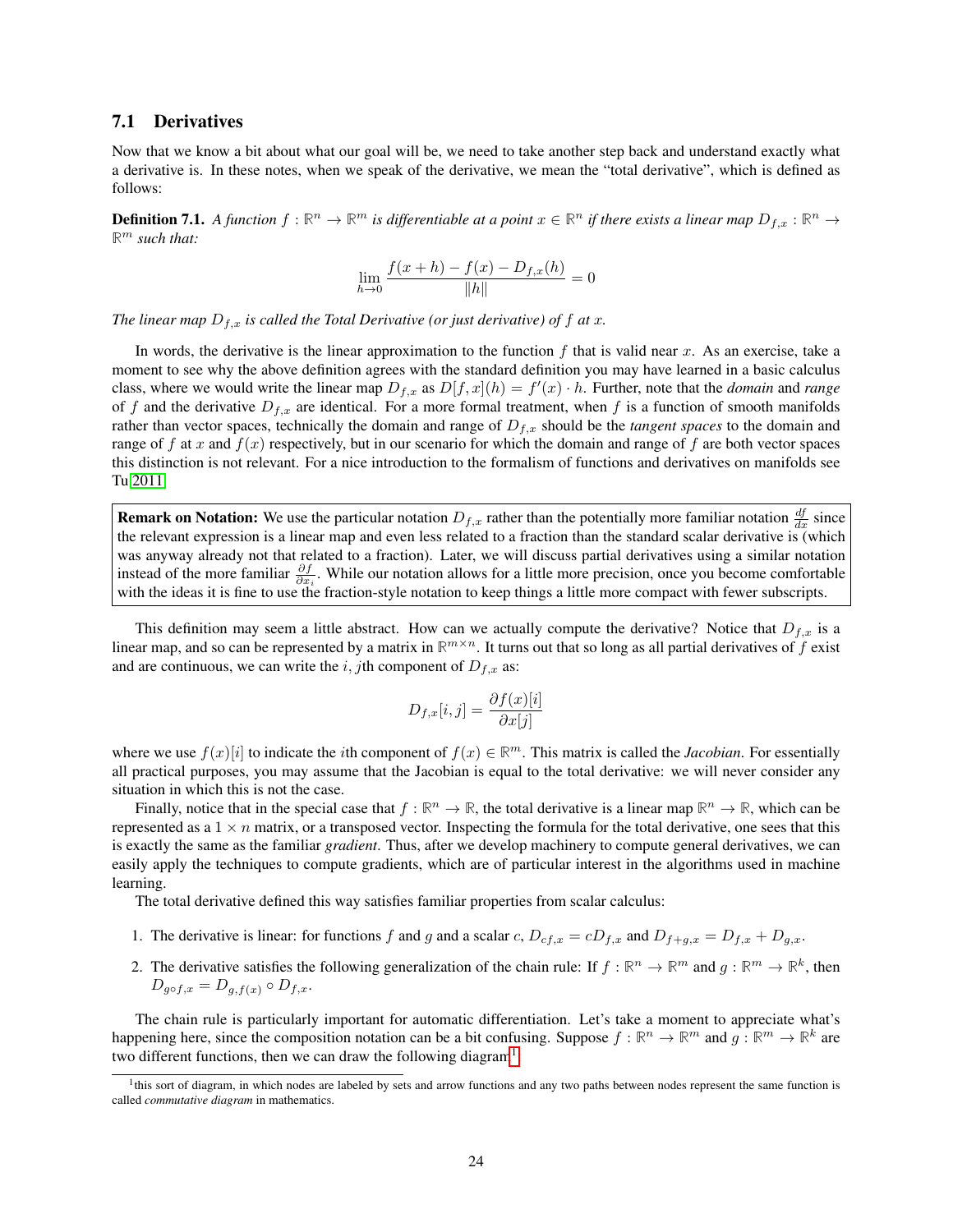## 7.1 Derivatives

Now that we know a bit about what our goal will be, we need to take another step back and understand exactly what a derivative is. In these notes, when we speak of the derivative, we mean the "total derivative", which is defined as follows:

**Definition 7.1.** *A function $f : \mathbb{R}^n \to \mathbb{R}^m$ is differentiable at a point $x \in \mathbb{R}^n$ if there exists a linear map $D_{f,x} : \mathbb{R}^n \to \mathbb{R}^m$ such that:*

$$\lim_{h \to 0} \frac{f(x+h) - f(x) - D_{f,x}(h)}{\|h\|} = 0$$

*The linear map $D_{f,x}$ is called the Total Derivative (or just derivative) of $f$ at $x$.*

In words, the derivative is the linear approximation to the function $f$ that is valid near $x$. As an exercise, take a moment to see why the above definition agrees with the standard definition you may have learned in a basic calculus class, where we would write the linear map $D_{f,x}$ as $D[f,x](h) = f'(x) \cdot h$. Further, note that the *domain* and *range* of $f$ and the derivative $D_{f,x}$ are identical. For a more formal treatment, when $f$ is a function of smooth manifolds rather than vector spaces, technically the domain and range of $D_{f,x}$ should be the *tangent spaces* to the domain and range of $f$ at $x$ and $f(x)$ respectively, but in our scenario for which the domain and range of $f$ are both vector spaces this distinction is not relevant. For a nice introduction to the formalism of functions and derivatives on manifolds see Tu 2011.

> **Remark on Notation:** We use the particular notation $D_{f,x}$ rather than the potentially more familiar notation $\frac{df}{dx}$ since the relevant expression is a linear map and even less related to a fraction than the standard scalar derivative is (which was anyway already not that related to a fraction). Later, we will discuss partial derivatives using a similar notation instead of the more familiar $\frac{\partial f}{\partial x_i}$. While our notation allows for a little more precision, once you become comfortable with the ideas it is fine to use the fraction-style notation to keep things a little more compact with fewer subscripts.

This definition may seem a little abstract. How can we actually compute the derivative? Notice that $D_{f,x}$ is a linear map, and so can be represented by a matrix in $\mathbb{R}^{m \times n}$. It turns out that so long as all partial derivatives of $f$ exist and are continuous, we can write the $i,j$th component of $D_{f,x}$ as:

$$D_{f,x}[i,j] = \frac{\partial f(x)[i]}{\partial x[j]}$$

where we use $f(x)[i]$ to indicate the $i$th component of $f(x) \in \mathbb{R}^m$. This matrix is called the *Jacobian*. For essentially all practical purposes, you may assume that the Jacobian is equal to the total derivative: we will never consider any situation in which this is not the case.

Finally, notice that in the special case that $f : \mathbb{R}^n \to \mathbb{R}$, the total derivative is a linear map $\mathbb{R}^n \to \mathbb{R}$, which can be represented as a $1 \times n$ matrix, or a transposed vector. Inspecting the formula for the total derivative, one sees that this is exactly the same as the familiar *gradient*. Thus, after we develop machinery to compute general derivatives, we can easily apply the techniques to compute gradients, which are of particular interest in the algorithms used in machine learning.

The total derivative defined this way satisfies familiar properties from scalar calculus:

1. The derivative is linear: for functions $f$ and $g$ and a scalar $c$, $D_{cf,x} = cD_{f,x}$ and $D_{f+g,x} = D_{f,x} + D_{g,x}$.
2. The derivative satisfies the following generalization of the chain rule: If $f : \mathbb{R}^n \to \mathbb{R}^m$ and $g : \mathbb{R}^m \to \mathbb{R}^k$, then $D_{g \circ f,x} = D_{g,f(x)} \circ D_{f,x}$.

The chain rule is particularly important for automatic differentiation. Let's take a moment to appreciate what's happening here, since the composition notation can be a bit confusing. Suppose $f : \mathbb{R}^n \to \mathbb{R}^m$ and $g : \mathbb{R}^m \to \mathbb{R}^k$ are two different functions, then we can draw the following diagram[1]

[1] this sort of diagram, in which nodes are labeled by sets and arrow functions and any two paths between nodes represent the same function is called *commutative diagram* in mathematics.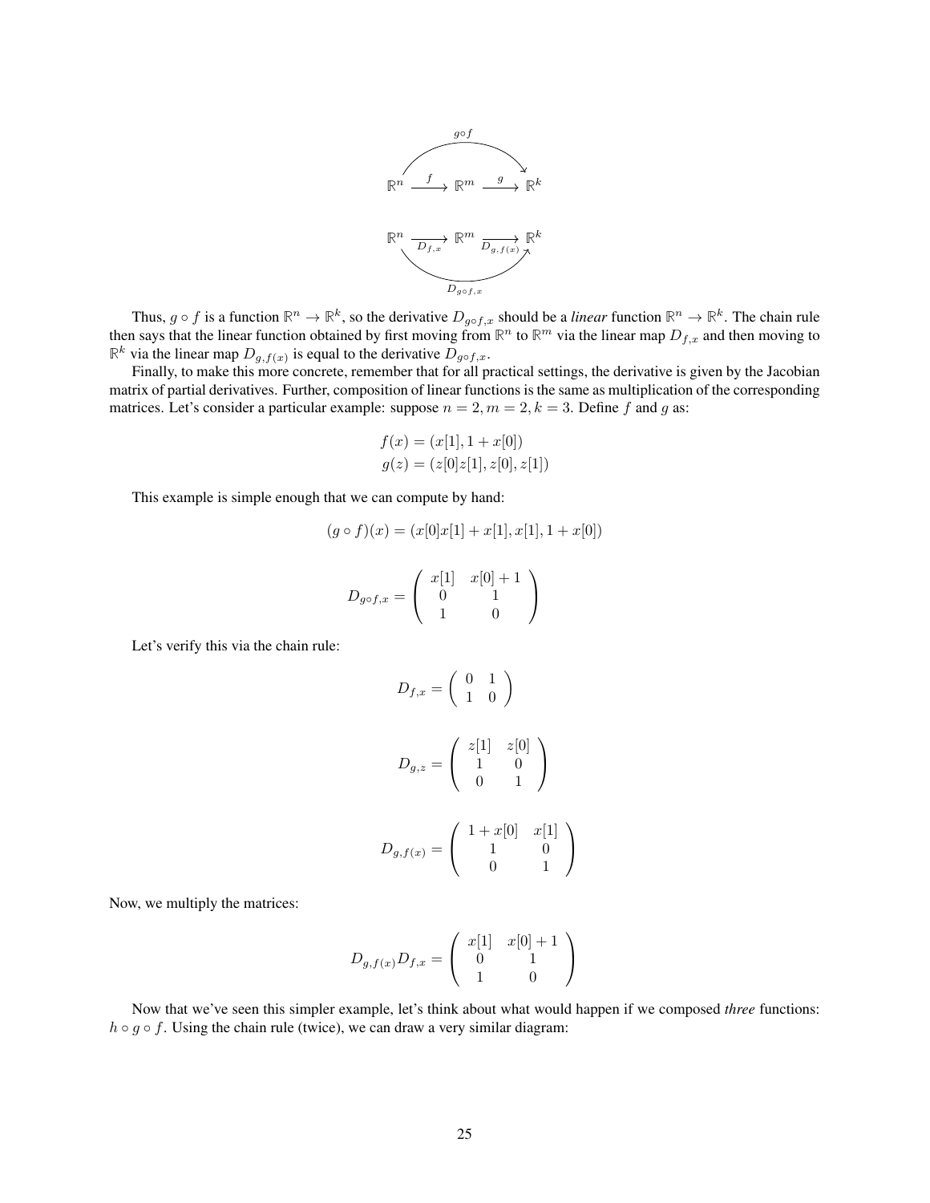$$\mathbb{R}^n \xrightarrow{f} \mathbb{R}^m \xrightarrow{g} \mathbb{R}^k \quad (g \circ f : \mathbb{R}^n \to \mathbb{R}^k)$$

$$\mathbb{R}^n \xrightarrow{D_{f,x}} \mathbb{R}^m \xrightarrow{D_{g,f(x)}} \mathbb{R}^k \quad (D_{g \circ f, x} : \mathbb{R}^n \to \mathbb{R}^k)$$

Thus, $g \circ f$ is a function $\mathbb{R}^n \to \mathbb{R}^k$, so the derivative $D_{g \circ f,x}$ should be a *linear* function $\mathbb{R}^n \to \mathbb{R}^k$. The chain rule then says that the linear function obtained by first moving from $\mathbb{R}^n$ to $\mathbb{R}^m$ via the linear map $D_{f,x}$ and then moving to $\mathbb{R}^k$ via the linear map $D_{g,f(x)}$ is equal to the derivative $D_{g \circ f,x}$.

Finally, to make this more concrete, remember that for all practical settings, the derivative is given by the Jacobian matrix of partial derivatives. Further, composition of linear functions is the same as multiplication of the corresponding matrices. Let's consider a particular example: suppose $n = 2, m = 2, k = 3$. Define $f$ and $g$ as:

$$f(x) = (x[1], 1 + x[0])$$
$$g(z) = (z[0]z[1], z[0], z[1])$$

This example is simple enough that we can compute by hand:

$$(g \circ f)(x) = (x[0]x[1] + x[1], x[1], 1 + x[0])$$

$$D_{g \circ f,x} = \begin{pmatrix} x[1] & x[0]+1 \\ 0 & 1 \\ 1 & 0 \end{pmatrix}$$

Let's verify this via the chain rule:

$$D_{f,x} = \begin{pmatrix} 0 & 1 \\ 1 & 0 \end{pmatrix}$$

$$D_{g,z} = \begin{pmatrix} z[1] & z[0] \\ 1 & 0 \\ 0 & 1 \end{pmatrix}$$

$$D_{g,f(x)} = \begin{pmatrix} 1+x[0] & x[1] \\ 1 & 0 \\ 0 & 1 \end{pmatrix}$$

Now, we multiply the matrices:

$$D_{g,f(x)} D_{f,x} = \begin{pmatrix} x[1] & x[0]+1 \\ 0 & 1 \\ 1 & 0 \end{pmatrix}$$

Now that we've seen this simpler example, let's think about what would happen if we composed *three* functions: $h \circ g \circ f$. Using the chain rule (twice), we can draw a very similar diagram: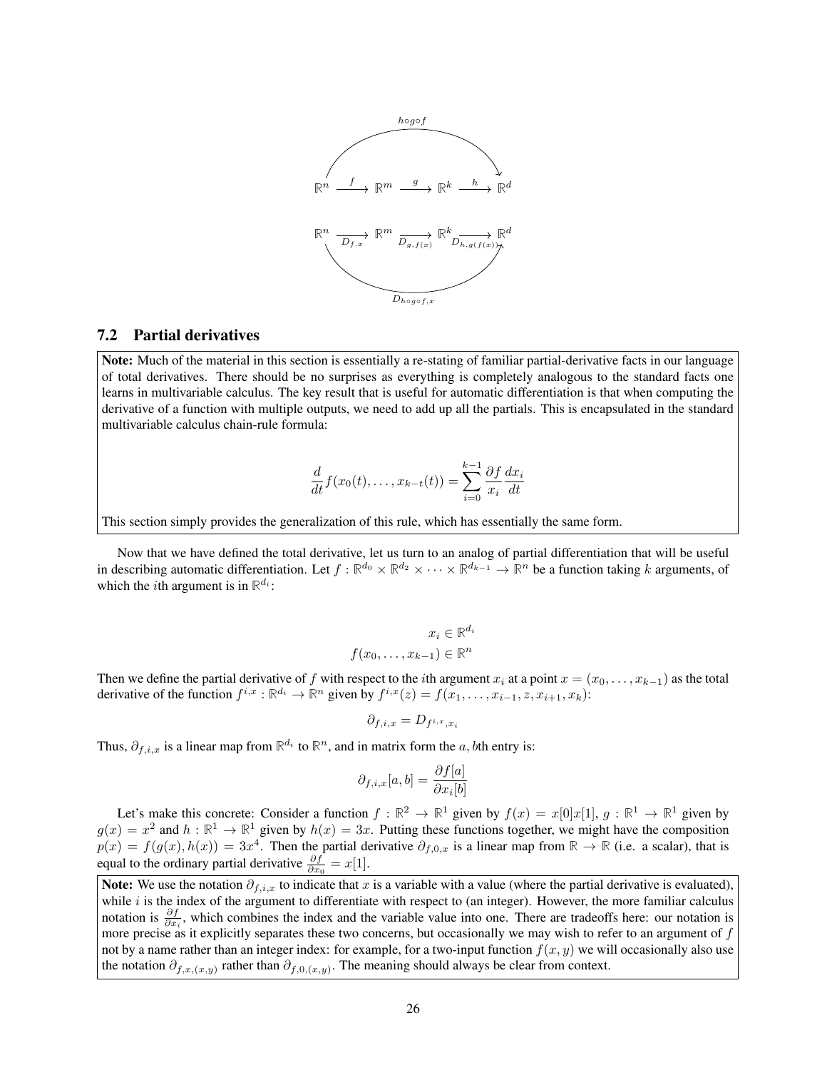$$\mathbb{R}^n \xrightarrow{f} \mathbb{R}^m \xrightarrow{g} \mathbb{R}^k \xrightarrow{h} \mathbb{R}^d \quad (h \circ g \circ f)$$

$$\mathbb{R}^n \xrightarrow[D_{f,x}]{} \mathbb{R}^m \xrightarrow[D_{g,f(x)}]{} \mathbb{R}^k \xrightarrow[D_{h,g(f(x))}]{} \mathbb{R}^d \quad (D_{h \circ g \circ f, x})$$

## 7.2 Partial derivatives

**Note:** Much of the material in this section is essentially a re-stating of familiar partial-derivative facts in our language of total derivatives. There should be no surprises as everything is completely analogous to the standard facts one learns in multivariable calculus. The key result that is useful for automatic differentiation is that when computing the derivative of a function with multiple outputs, we need to add up all the partials. This is encapsulated in the standard multivariable calculus chain-rule formula:

$$\frac{d}{dt} f(x_0(t), \ldots, x_{k-t}(t)) = \sum_{i=0}^{k-1} \frac{\partial f}{x_i} \frac{dx_i}{dt}$$

This section simply provides the generalization of this rule, which has essentially the same form.

Now that we have defined the total derivative, let us turn to an analog of partial differentiation that will be useful in describing automatic differentiation. Let $f : \mathbb{R}^{d_0} \times \mathbb{R}^{d_2} \times \cdots \times \mathbb{R}^{d_{k-1}} \to \mathbb{R}^n$ be a function taking $k$ arguments, of which the $i$th argument is in $\mathbb{R}^{d_i}$:

$$x_i \in \mathbb{R}^{d_i}$$
$$f(x_0, \ldots, x_{k-1}) \in \mathbb{R}^n$$

Then we define the partial derivative of $f$ with respect to the $i$th argument $x_i$ at a point $x = (x_0, \ldots, x_{k-1})$ as the total derivative of the function $f^{i,x} : \mathbb{R}^{d_i} \to \mathbb{R}^n$ given by $f^{i,x}(z) = f(x_1, \ldots, x_{i-1}, z, x_{i+1}, x_k)$:

$$\partial_{f,i,x} = D_{f^{i,x}, x_i}$$

Thus, $\partial_{f,i,x}$ is a linear map from $\mathbb{R}^{d_i}$ to $\mathbb{R}^n$, and in matrix form the $a, b$th entry is:

$$\partial_{f,i,x}[a, b] = \frac{\partial f[a]}{\partial x_i[b]}$$

Let's make this concrete: Consider a function $f : \mathbb{R}^2 \to \mathbb{R}^1$ given by $f(x) = x[0]x[1]$, $g : \mathbb{R}^1 \to \mathbb{R}^1$ given by $g(x) = x^2$ and $h : \mathbb{R}^1 \to \mathbb{R}^1$ given by $h(x) = 3x$. Putting these functions together, we might have the composition $p(x) = f(g(x), h(x)) = 3x^4$. Then the partial derivative $\partial_{f,0,x}$ is a linear map from $\mathbb{R} \to \mathbb{R}$ (i.e. a scalar), that is equal to the ordinary partial derivative $\frac{\partial f}{\partial x_0} = x[1]$.

**Note:** We use the notation $\partial_{f,i,x}$ to indicate that $x$ is a variable with a value (where the partial derivative is evaluated), while $i$ is the index of the argument to differentiate with respect to (an integer). However, the more familiar calculus notation is $\frac{\partial f}{\partial x_i}$, which combines the index and the variable value into one. There are tradeoffs here: our notation is more precise as it explicitly separates these two concerns, but occasionally we may wish to refer to an argument of $f$ not by a name rather than an integer index: for example, for a two-input function $f(x, y)$ we will occasionally also use the notation $\partial_{f,x,(x,y)}$ rather than $\partial_{f,0,(x,y)}$. The meaning should always be clear from context.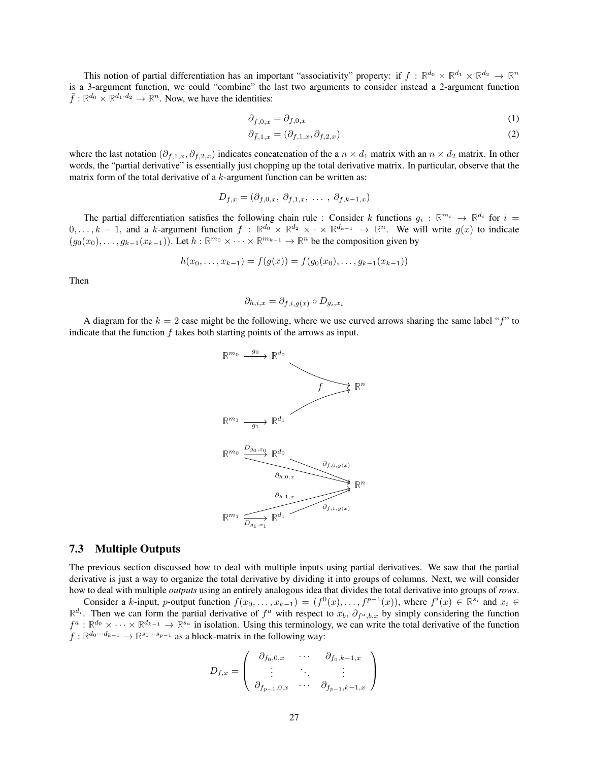This notion of partial differentiation has an important "associativity" property: if $f : \mathbb{R}^{d_0} \times \mathbb{R}^{d_1} \times \mathbb{R}^{d_2} \to \mathbb{R}^n$ is a 3-argument function, we could "combine" the last two arguments to consider instead a 2-argument function $\bar{f} : \mathbb{R}^{d_0} \times \mathbb{R}^{d_1 \cdot d_2} \to \mathbb{R}^n$. Now, we have the identities:

$$\partial_{\bar{f},0,x} = \partial_{f,0,x} \tag{1}$$

$$\partial_{\bar{f},1,x} = (\partial_{f,1,x}, \partial_{f,2,x}) \tag{2}$$

where the last notation $(\partial_{f,1,x}, \partial_{f,2,x})$ indicates concatenation of the a $n \times d_1$ matrix with an $n \times d_2$ matrix. In other words, the "partial derivative" is essentially just chopping up the total derivative matrix. In particular, observe that the matrix form of the total derivative of a $k$-argument function can be written as:

$$D_{f,x} = (\partial_{f,0,x},\ \partial_{f,1,x},\ \dots\ ,\ \partial_{f,k-1,x})$$

The partial differentiation satisfies the following chain rule : Consider $k$ functions $g_i : \mathbb{R}^{m_i} \to \mathbb{R}^{d_i}$ for $i = 0, \dots, k-1$, and a $k$-argument function $f : \mathbb{R}^{d_0} \times \mathbb{R}^{d_2} \times \cdot \times \mathbb{R}^{d_{k-1}} \to \mathbb{R}^n$. We will write $g(x)$ to indicate $(g_0(x_0), \dots, g_{k-1}(x_{k-1}))$. Let $h : \mathbb{R}^{m_0} \times \cdots \times \mathbb{R}^{m_{k-1}} \to \mathbb{R}^n$ be the composition given by

$$h(x_0, \dots, x_{k-1}) = f(g(x)) = f(g_0(x_0), \dots, g_{k-1}(x_{k-1}))$$

Then

$$\partial_{h,i,x} = \partial_{f,i,g(x)} \circ D_{g_i,x_i}$$

A diagram for the $k = 2$ case might be the following, where we use curved arrows sharing the same label "$f$" to indicate that the function $f$ takes both starting points of the arrows as input.

$$\mathbb{R}^{m_0} \xrightarrow{g_0} \mathbb{R}^{d_0} \quad \overset{f}{\searrow} \quad \mathbb{R}^n \quad \overset{f}{\nearrow} \quad \mathbb{R}^{m_1} \xrightarrow{g_1} \mathbb{R}^{d_1}$$

$$\mathbb{R}^{m_0} \xrightarrow{D_{g_0,x_0}} \mathbb{R}^{d_0} \xrightarrow{\partial_{f,0,g(x)}} \mathbb{R}^n, \quad \mathbb{R}^{m_0} \xrightarrow{\partial_{h,0,x}} \mathbb{R}^n$$

$$\mathbb{R}^{m_1} \xrightarrow{D_{g_1,x_1}} \mathbb{R}^{d_1} \xrightarrow{\partial_{f,1,g(x)}} \mathbb{R}^n, \quad \mathbb{R}^{m_1} \xrightarrow{\partial_{h,1,x}} \mathbb{R}^n$$

### 7.3 Multiple Outputs

The previous section discussed how to deal with multiple inputs using partial derivatives. We saw that the partial derivative is just a way to organize the total derivative by dividing it into groups of columns. Next, we will consider how to deal with multiple *outputs* using an entirely analogous idea that divides the total derivative into groups of *rows*.

Consider a $k$-input, $p$-output function $f(x_0, \dots, x_{k-1}) = (f^0(x), \dots, f^{p-1}(x))$, where $f^i(x) \in \mathbb{R}^{s_i}$ and $x_i \in \mathbb{R}^{d_i}$. Then we can form the partial derivative of $f^a$ with respect to $x_b$, $\partial_{f^a,b,x}$ by simply considering the function $f^a : \mathbb{R}^{d_0} \times \cdots \times \mathbb{R}^{d_{k-1}} \to \mathbb{R}^{s_a}$ in isolation. Using this terminology, we can write the total derivative of the function $f : \mathbb{R}^{d_0 \cdots d_{k-1}} \to \mathbb{R}^{s_0 \cdots s_{p-1}}$ as a block-matrix in the following way:

$$D_{f,x} = \begin{pmatrix} \partial_{f_0,0,x} & \cdots & \partial_{f_0,k-1,x} \\ \vdots & \ddots & \vdots \\ \partial_{f_{p-1},0,x} & \cdots & \partial_{f_{p-1},k-1,x} \end{pmatrix}$$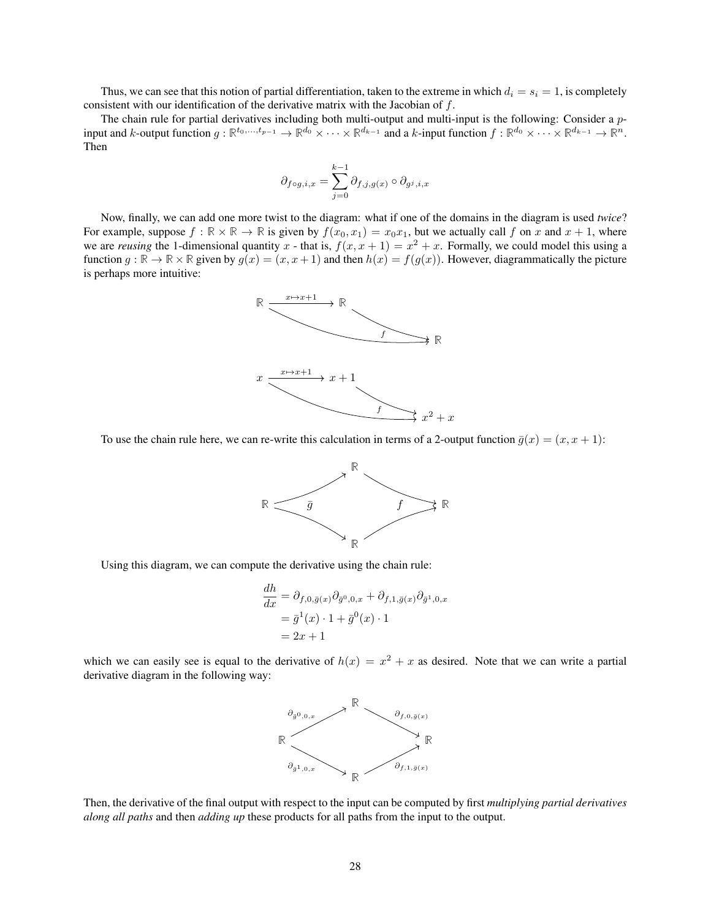Thus, we can see that this notion of partial differentiation, taken to the extreme in which $d_i = s_i = 1$, is completely consistent with our identification of the derivative matrix with the Jacobian of $f$.

The chain rule for partial derivatives including both multi-output and multi-input is the following: Consider a $p$-input and $k$-output function $g : \mathbb{R}^{t_0,\ldots,t_{p-1}} \to \mathbb{R}^{d_0} \times \cdots \times \mathbb{R}^{d_{k-1}}$ and a $k$-input function $f : \mathbb{R}^{d_0} \times \cdots \times \mathbb{R}^{d_{k-1}} \to \mathbb{R}^n$. Then

$$\partial_{f \circ g, i, x} = \sum_{j=0}^{k-1} \partial_{f,j,g(x)} \circ \partial_{g^j,i,x}$$

Now, finally, we can add one more twist to the diagram: what if one of the domains in the diagram is used *twice*? For example, suppose $f : \mathbb{R} \times \mathbb{R} \to \mathbb{R}$ is given by $f(x_0, x_1) = x_0 x_1$, but we actually call $f$ on $x$ and $x + 1$, where we are ***reusing*** the 1-dimensional quantity $x$ - that is, $f(x, x+1) = x^2 + x$. Formally, we could model this using a function $g : \mathbb{R} \to \mathbb{R} \times \mathbb{R}$ given by $g(x) = (x, x + 1)$ and then $h(x) = f(g(x))$. However, diagrammatically the picture is perhaps more intuitive:

$$\mathbb{R} \xrightarrow{x \mapsto x+1} \mathbb{R} \xrightarrow{f} \mathbb{R}$$

$$x \xrightarrow{x \mapsto x+1} x+1 \xrightarrow{f} x^2 + x$$

To use the chain rule here, we can re-write this calculation in terms of a 2-output function $\bar{g}(x) = (x, x + 1)$:

$$\mathbb{R} \xrightarrow{\bar{g}} \mathbb{R}, \mathbb{R} \xrightarrow{f} \mathbb{R}$$

Using this diagram, we can compute the derivative using the chain rule:

$$\begin{aligned}
\frac{dh}{dx} &= \partial_{f,0,\bar{g}(x)} \partial_{\bar{g}^0,0,x} + \partial_{f,1,\bar{g}(x)} \partial_{\bar{g}^1,0,x} \\
&= \bar{g}^1(x) \cdot 1 + \bar{g}^0(x) \cdot 1 \\
&= 2x + 1
\end{aligned}$$

which we can easily see is equal to the derivative of $h(x) = x^2 + x$ as desired. Note that we can write a partial derivative diagram in the following way:

$$\mathbb{R} \xrightarrow{\partial_{\bar{g}^0,0,x}} \mathbb{R} \xrightarrow{\partial_{f,0,\bar{g}(x)}} \mathbb{R}$$

$$\mathbb{R} \xrightarrow{\partial_{\bar{g}^1,0,x}} \mathbb{R} \xrightarrow{\partial_{f,1,\bar{g}(x)}} \mathbb{R}$$

Then, the derivative of the final output with respect to the input can be computed by first *multiplying partial derivatives along all paths* and then *adding up* these products for all paths from the input to the output.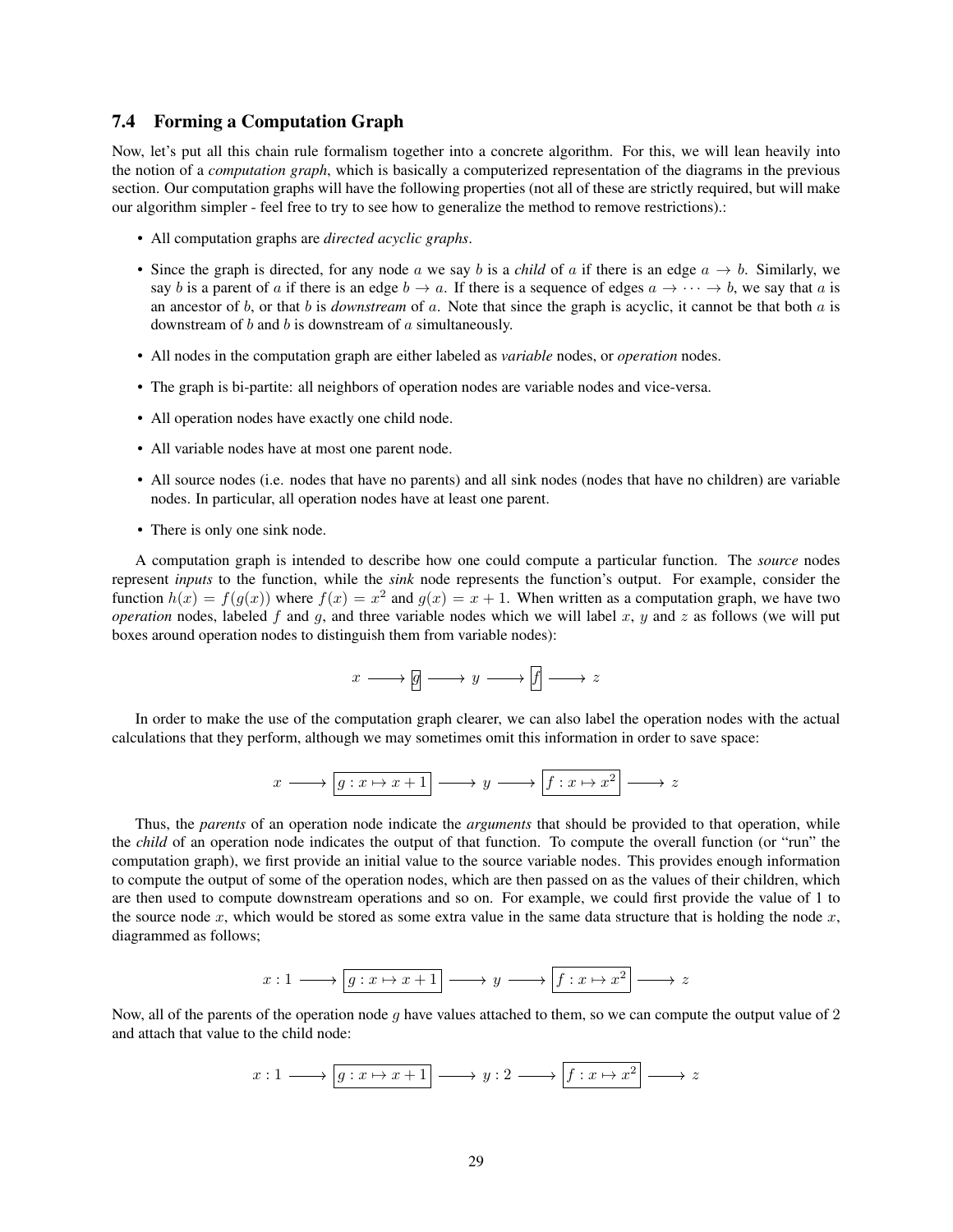### 7.4 Forming a Computation Graph

Now, let's put all this chain rule formalism together into a concrete algorithm. For this, we will lean heavily into the notion of a *computation graph*, which is basically a computerized representation of the diagrams in the previous section. Our computation graphs will have the following properties (not all of these are strictly required, but will make our algorithm simpler - feel free to try to see how to generalize the method to remove restrictions).:

- All computation graphs are *directed acyclic graphs*.
- Since the graph is directed, for any node $a$ we say $b$ is a *child* of $a$ if there is an edge $a \to b$. Similarly, we say $b$ is a parent of $a$ if there is an edge $b \to a$. If there is a sequence of edges $a \to \cdots \to b$, we say that $a$ is an ancestor of $b$, or that $b$ is *downstream* of $a$. Note that since the graph is acyclic, it cannot be that both $a$ is downstream of $b$ and $b$ is downstream of $a$ simultaneously.
- All nodes in the computation graph are either labeled as *variable* nodes, or *operation* nodes.
- The graph is bi-partite: all neighbors of operation nodes are variable nodes and vice-versa.
- All operation nodes have exactly one child node.
- All variable nodes have at most one parent node.
- All source nodes (i.e. nodes that have no parents) and all sink nodes (nodes that have no children) are variable nodes. In particular, all operation nodes have at least one parent.
- There is only one sink node.

A computation graph is intended to describe how one could compute a particular function. The *source* nodes represent *inputs* to the function, while the *sink* node represents the function's output. For example, consider the function $h(x) = f(g(x))$ where $f(x) = x^2$ and $g(x) = x + 1$. When written as a computation graph, we have two *operation* nodes, labeled $f$ and $g$, and three variable nodes which we will label $x$, $y$ and $z$ as follows (we will put boxes around operation nodes to distinguish them from variable nodes):

$$x \longrightarrow \boxed{g} \longrightarrow y \longrightarrow \boxed{f} \longrightarrow z$$

In order to make the use of the computation graph clearer, we can also label the operation nodes with the actual calculations that they perform, although we may sometimes omit this information in order to save space:

$$x \longrightarrow \boxed{g : x \mapsto x + 1} \longrightarrow y \longrightarrow \boxed{f : x \mapsto x^2} \longrightarrow z$$

Thus, the *parents* of an operation node indicate the *arguments* that should be provided to that operation, while the *child* of an operation node indicates the output of that function. To compute the overall function (or "run" the computation graph), we first provide an initial value to the source variable nodes. This provides enough information to compute the output of some of the operation nodes, which are then passed on as the values of their children, which are then used to compute downstream operations and so on. For example, we could first provide the value of 1 to the source node $x$, which would be stored as some extra value in the same data structure that is holding the node $x$, diagrammed as follows;

$$x : 1 \longrightarrow \boxed{g : x \mapsto x + 1} \longrightarrow y \longrightarrow \boxed{f : x \mapsto x^2} \longrightarrow z$$

Now, all of the parents of the operation node $g$ have values attached to them, so we can compute the output value of 2 and attach that value to the child node:

$$x : 1 \longrightarrow \boxed{g : x \mapsto x + 1} \longrightarrow y : 2 \longrightarrow \boxed{f : x \mapsto x^2} \longrightarrow z$$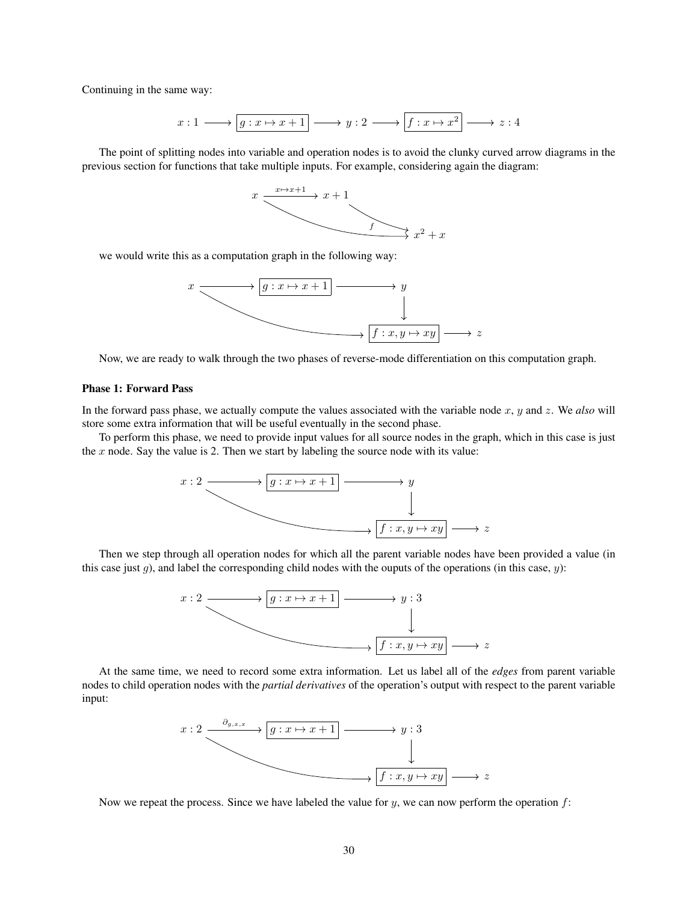Continuing in the same way:

$$x : 1 \longrightarrow \boxed{g : x \mapsto x + 1} \longrightarrow y : 2 \longrightarrow \boxed{f : x \mapsto x^2} \longrightarrow z : 4$$

The point of splitting nodes into variable and operation nodes is to avoid the clunky curved arrow diagrams in the previous section for functions that take multiple inputs. For example, considering again the diagram:

$$x \xrightarrow{x \mapsto x+1} x + 1 \qquad x, x+1 \xrightarrow{f} x^2 + x$$

we would write this as a computation graph in the following way:

$$x \longrightarrow \boxed{g : x \mapsto x + 1} \longrightarrow y, \qquad x, y \longrightarrow \boxed{f : x, y \mapsto xy} \longrightarrow z$$

Now, we are ready to walk through the two phases of reverse-mode differentiation on this computation graph.

**Phase 1: Forward Pass**

In the forward pass phase, we actually compute the values associated with the variable node $x$, $y$ and $z$. We *also* will store some extra information that will be useful eventually in the second phase.

To perform this phase, we need to provide input values for all source nodes in the graph, which in this case is just the $x$ node. Say the value is 2. Then we start by labeling the source node with its value:

$$x : 2 \longrightarrow \boxed{g : x \mapsto x + 1} \longrightarrow y, \qquad x, y \longrightarrow \boxed{f : x, y \mapsto xy} \longrightarrow z$$

Then we step through all operation nodes for which all the parent variable nodes have been provided a value (in this case just $g$), and label the corresponding child nodes with the ouputs of the operations (in this case, $y$):

$$x : 2 \longrightarrow \boxed{g : x \mapsto x + 1} \longrightarrow y : 3, \qquad x, y \longrightarrow \boxed{f : x, y \mapsto xy} \longrightarrow z$$

At the same time, we need to record some extra information. Let us label all of the *edges* from parent variable nodes to child operation nodes with the *partial derivatives* of the operation's output with respect to the parent variable input:

$$x : 2 \xrightarrow{\partial_{g,x,x}} \boxed{g : x \mapsto x + 1} \longrightarrow y : 3, \qquad x, y \longrightarrow \boxed{f : x, y \mapsto xy} \longrightarrow z$$

Now we repeat the process. Since we have labeled the value for $y$, we can now perform the operation $f$: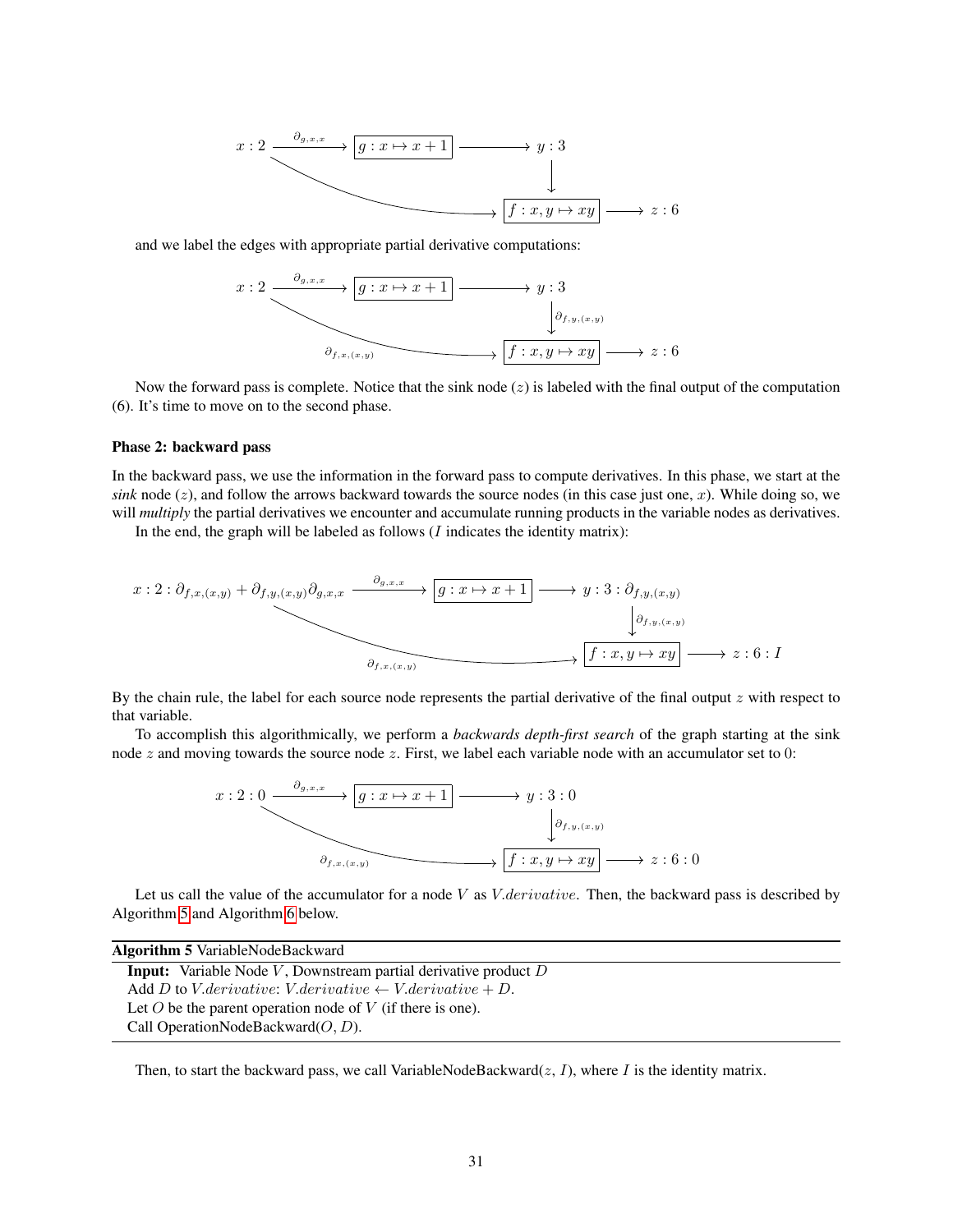$$x : 2 \xrightarrow{\partial_{g,x,x}} \boxed{g : x \mapsto x+1} \longrightarrow y : 3$$

$$y : 3 \longrightarrow \boxed{f : x, y \mapsto xy} \longrightarrow z : 6$$

$$x : 2 \longrightarrow \boxed{f : x, y \mapsto xy}$$

and we label the edges with appropriate partial derivative computations:

$$x : 2 \xrightarrow{\partial_{g,x,x}} \boxed{g : x \mapsto x+1} \longrightarrow y : 3$$

$$y : 3 \xrightarrow{\partial_{f,y,(x,y)}} \boxed{f : x, y \mapsto xy} \longrightarrow z : 6$$

$$x : 2 \xrightarrow{\partial_{f,x,(x,y)}} \boxed{f : x, y \mapsto xy}$$

Now the forward pass is complete. Notice that the sink node ($z$) is labeled with the final output of the computation (6). It's time to move on to the second phase.

**Phase 2: backward pass**

In the backward pass, we use the information in the forward pass to compute derivatives. In this phase, we start at the *sink* node ($z$), and follow the arrows backward towards the source nodes (in this case just one, $x$). While doing so, we will *multiply* the partial derivatives we encounter and accumulate running products in the variable nodes as derivatives.

In the end, the graph will be labeled as follows ($I$ indicates the identity matrix):

$$x : 2 : \partial_{f,x,(x,y)} + \partial_{f,y,(x,y)}\partial_{g,x,x} \xrightarrow{\partial_{g,x,x}} \boxed{g : x \mapsto x+1} \longrightarrow y : 3 : \partial_{f,y,(x,y)}$$

$$y : 3 : \partial_{f,y,(x,y)} \xrightarrow{\partial_{f,y,(x,y)}} \boxed{f : x, y \mapsto xy} \longrightarrow z : 6 : I$$

$$x \xrightarrow{\partial_{f,x,(x,y)}} \boxed{f : x, y \mapsto xy}$$

By the chain rule, the label for each source node represents the partial derivative of the final output $z$ with respect to that variable.

To accomplish this algorithmically, we perform a *backwards depth-first search* of the graph starting at the sink node $z$ and moving towards the source node $z$. First, we label each variable node with an accumulator set to 0:

$$x : 2 : 0 \xrightarrow{\partial_{g,x,x}} \boxed{g : x \mapsto x+1} \longrightarrow y : 3 : 0$$

$$y : 3 : 0 \xrightarrow{\partial_{f,y,(x,y)}} \boxed{f : x, y \mapsto xy} \longrightarrow z : 6 : 0$$

$$x : 2 : 0 \xrightarrow{\partial_{f,x,(x,y)}} \boxed{f : x, y \mapsto xy}$$

Let us call the value of the accumulator for a node $V$ as $V.derivative$. Then, the backward pass is described by Algorithm 5 and Algorithm 6 below.

**Algorithm 5** VariableNodeBackward

**Input:** Variable Node $V$, Downstream partial derivative product $D$
Add $D$ to $V.derivative$: $V.derivative \leftarrow V.derivative + D$.
Let $O$ be the parent operation node of $V$ (if there is one).
Call OperationNodeBackward($O$, $D$).

Then, to start the backward pass, we call VariableNodeBackward($z$, $I$), where $I$ is the identity matrix.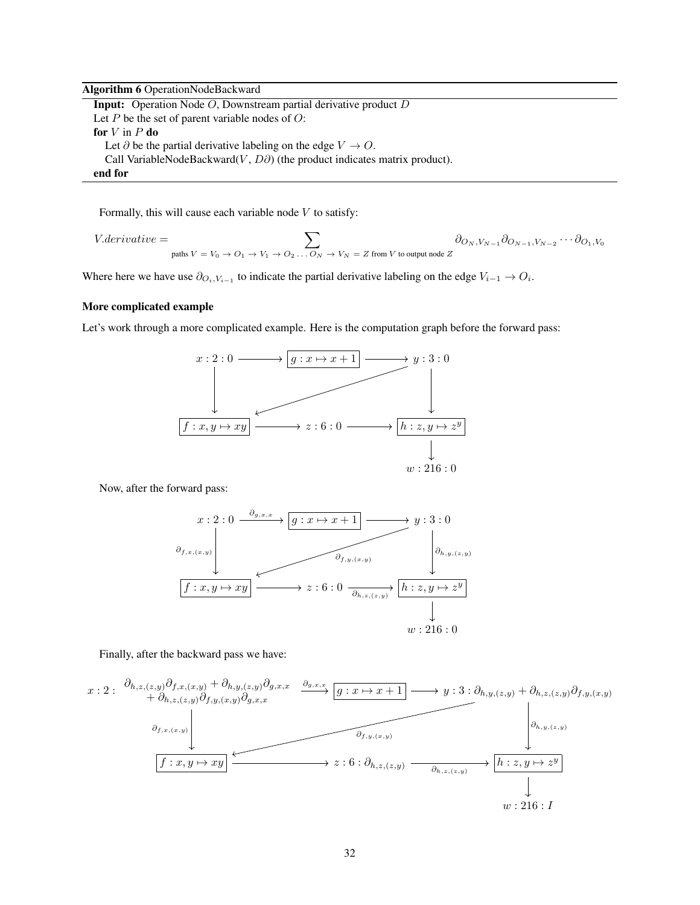**Algorithm 6** OperationNodeBackward

```
Input: Operation Node O, Downstream partial derivative product D
Let P be the set of parent variable nodes of O:
for V in P do
    Let ∂ be the partial derivative labeling on the edge V → O.
    Call VariableNodeBackward(V, D∂) (the product indicates matrix product).
end for
```

Formally, this will cause each variable node $V$ to satisfy:

$$V.derivative = \sum_{\text{paths } V = V_0 \to O_1 \to V_1 \to O_2 \ldots O_N \to V_N = Z \text{ from } V \text{ to output node } Z} \partial_{O_N, V_{N-1}} \partial_{O_{N-1}, V_{N-2}} \cdots \partial_{O_1, V_0}$$

Where here we have use $\partial_{O_i, V_{i-1}}$ to indicate the partial derivative labeling on the edge $V_{i-1} \to O_i$.

**More complicated example**

Let's work through a more complicated example. Here is the computation graph before the forward pass:

$$\begin{array}{ccccc}
x : 2 : 0 & \longrightarrow & \boxed{g : x \mapsto x + 1} & \longrightarrow & y : 3 : 0 \\
\downarrow & & \swarrow & & \downarrow \\
\boxed{f : x, y \mapsto xy} & \longrightarrow & z : 6 : 0 & \longrightarrow & \boxed{h : z, y \mapsto z^y} \\
& & & & \downarrow \\
& & & & w : 216 : 0
\end{array}$$

Now, after the forward pass:

$$\begin{array}{ccccc}
x : 2 : 0 & \xrightarrow{\partial_{g,x,x}} & \boxed{g : x \mapsto x + 1} & \longrightarrow & y : 3 : 0 \\
\downarrow \partial_{f,x,(x,y)} & & \swarrow \partial_{f,y,(x,y)} & & \downarrow \partial_{h,y,(z,y)} \\
\boxed{f : x, y \mapsto xy} & \longrightarrow & z : 6 : 0 & \xrightarrow[\partial_{h,z,(z,y)}]{} & \boxed{h : z, y \mapsto z^y} \\
& & & & \downarrow \\
& & & & w : 216 : 0
\end{array}$$

Finally, after the backward pass we have:

$$\begin{array}{ccccc}
x : 2 : \begin{array}{c}\partial_{h,z,(z,y)}\partial_{f,x,(x,y)} + \partial_{h,y,(z,y)}\partial_{g,x,x} \\ + \partial_{h,z,(z,y)}\partial_{f,y,(x,y)}\partial_{g,x,x}\end{array} & \xrightarrow{\partial_{g,x,x}} & \boxed{g : x \mapsto x + 1} & \longrightarrow & y : 3 : \partial_{h,y,(z,y)} + \partial_{h,z,(z,y)}\partial_{f,y,(x,y)} \\
\downarrow \partial_{f,x,(x,y)} & & \swarrow \partial_{f,y,(x,y)} & & \downarrow \partial_{h,y,(z,y)} \\
\boxed{f : x, y \mapsto xy} & \longrightarrow & z : 6 : \partial_{h,z,(z,y)} & \xrightarrow[\partial_{h,z,(z,y)}]{} & \boxed{h : z, y \mapsto z^y} \\
& & & & \downarrow \\
& & & & w : 216 : I
\end{array}$$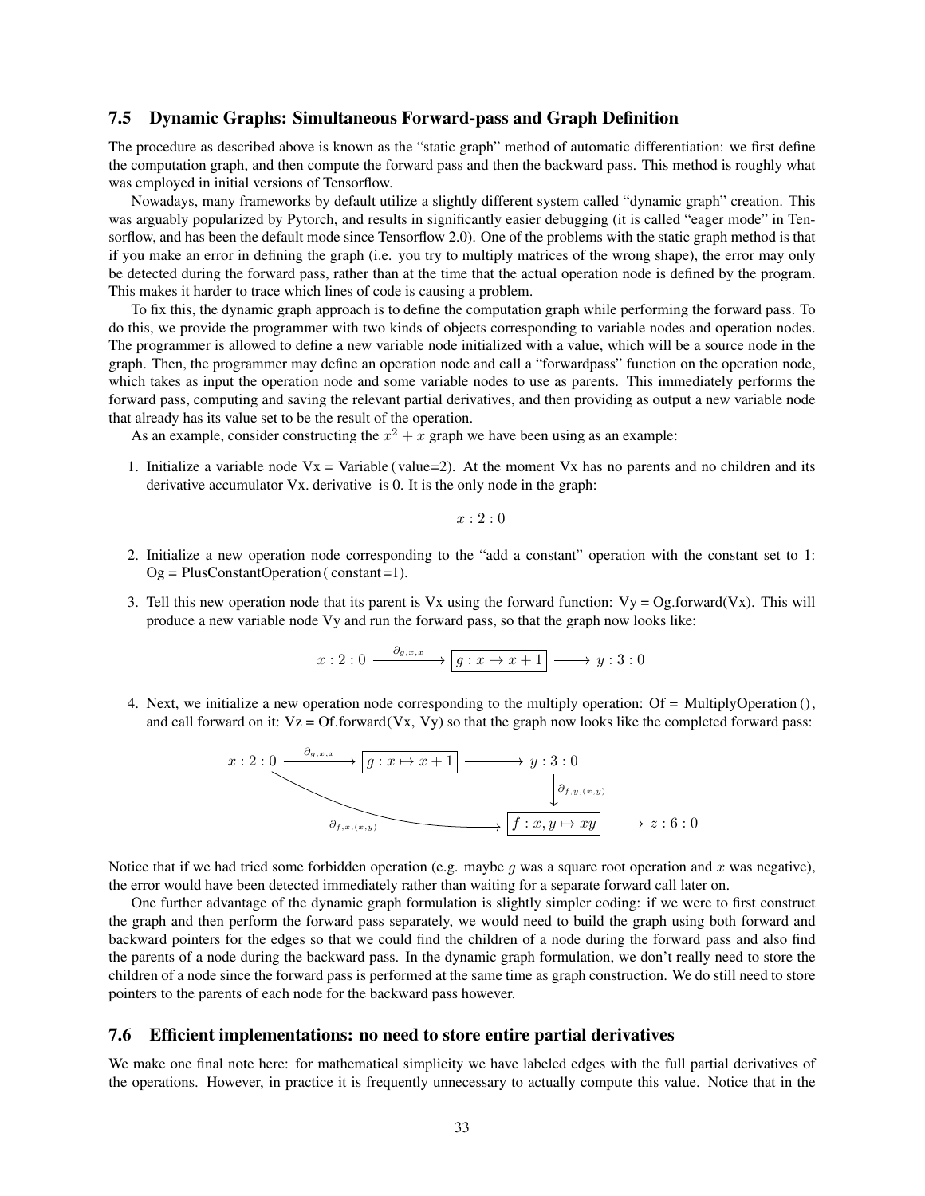## 7.5 Dynamic Graphs: Simultaneous Forward-pass and Graph Definition

The procedure as described above is known as the "static graph" method of automatic differentiation: we first define the computation graph, and then compute the forward pass and then the backward pass. This method is roughly what was employed in initial versions of Tensorflow.

Nowadays, many frameworks by default utilize a slightly different system called "dynamic graph" creation. This was arguably popularized by Pytorch, and results in significantly easier debugging (it is called "eager mode" in Tensorflow, and has been the default mode since Tensorflow 2.0). One of the problems with the static graph method is that if you make an error in defining the graph (i.e. you try to multiply matrices of the wrong shape), the error may only be detected during the forward pass, rather than at the time that the actual operation node is defined by the program. This makes it harder to trace which lines of code is causing a problem.

To fix this, the dynamic graph approach is to define the computation graph while performing the forward pass. To do this, we provide the programmer with two kinds of objects corresponding to variable nodes and operation nodes. The programmer is allowed to define a new variable node initialized with a value, which will be a source node in the graph. Then, the programmer may define an operation node and call a "forwardpass" function on the operation node, which takes as input the operation node and some variable nodes to use as parents. This immediately performs the forward pass, computing and saving the relevant partial derivatives, and then providing as output a new variable node that already has its value set to be the result of the operation.

As an example, consider constructing the $x^2 + x$ graph we have been using as an example:

1. Initialize a variable node Vx = Variable ( value=2). At the moment Vx has no parents and no children and its derivative accumulator Vx. derivative is 0. It is the only node in the graph:

$$x : 2 : 0$$

2. Initialize a new operation node corresponding to the "add a constant" operation with the constant set to 1: Og = PlusConstantOperation ( constant=1).

3. Tell this new operation node that its parent is Vx using the forward function: Vy = Og.forward(Vx). This will produce a new variable node Vy and run the forward pass, so that the graph now looks like:

$$x : 2 : 0 \xrightarrow{\partial_{g,x,x}} \boxed{g : x \mapsto x + 1} \longrightarrow y : 3 : 0$$

4. Next, we initialize a new operation node corresponding to the multiply operation: Of = MultiplyOperation (), and call forward on it: Vz = Of.forward(Vx, Vy) so that the graph now looks like the completed forward pass:

$$\begin{array}{ccccc} x : 2 : 0 & \xrightarrow{\partial_{g,x,x}} & \boxed{g : x \mapsto x + 1} & \longrightarrow & y : 3 : 0 \\ & \searrow^{\partial_{f,x,(x,y)}} & & & \downarrow \partial_{f,y,(x,y)} \\ & & & & \boxed{f : x, y \mapsto xy} \longrightarrow z : 6 : 0 \end{array}$$

Notice that if we had tried some forbidden operation (e.g. maybe $g$ was a square root operation and $x$ was negative), the error would have been detected immediately rather than waiting for a separate forward call later on.

One further advantage of the dynamic graph formulation is slightly simpler coding: if we were to first construct the graph and then perform the forward pass separately, we would need to build the graph using both forward and backward pointers for the edges so that we could find the children of a node during the forward pass and also find the parents of a node during the backward pass. In the dynamic graph formulation, we don't really need to store the children of a node since the forward pass is performed at the same time as graph construction. We do still need to store pointers to the parents of each node for the backward pass however.

## 7.6 Efficient implementations: no need to store entire partial derivatives

We make one final note here: for mathematical simplicity we have labeled edges with the full partial derivatives of the operations. However, in practice it is frequently unnecessary to actually compute this value. Notice that in the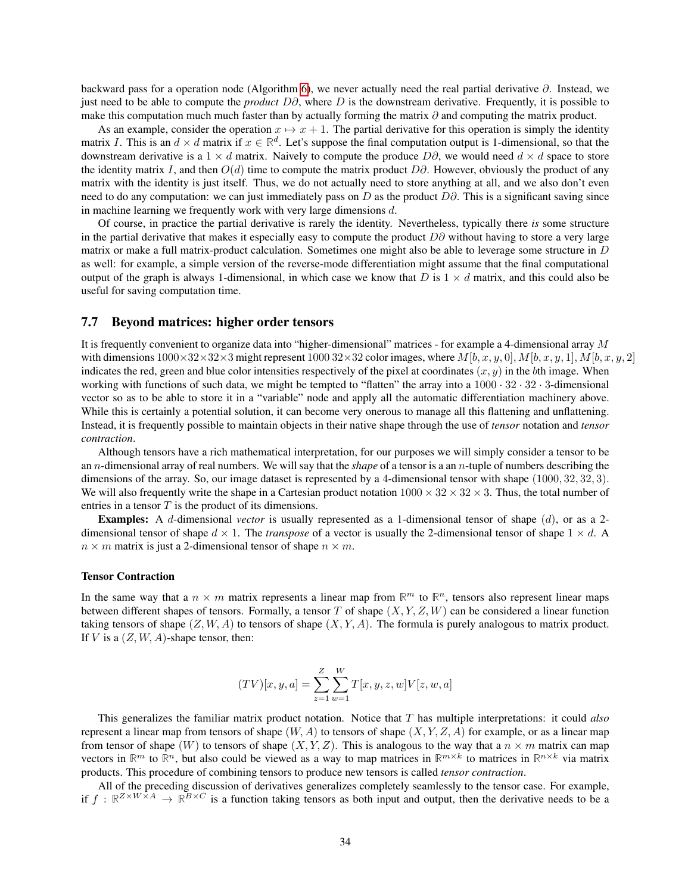backward pass for a operation node (Algorithm 6), we never actually need the real partial derivative $\partial$. Instead, we just need to be able to compute the *product* $D\partial$, where $D$ is the downstream derivative. Frequently, it is possible to make this computation much much faster than by actually forming the matrix $\partial$ and computing the matrix product.

As an example, consider the operation $x \mapsto x + 1$. The partial derivative for this operation is simply the identity matrix $I$. This is an $d \times d$ matrix if $x \in \mathbb{R}^d$. Let's suppose the final computation output is 1-dimensional, so that the downstream derivative is a $1 \times d$ matrix. Naively to compute the produce $D\partial$, we would need $d \times d$ space to store the identity matrix $I$, and then $O(d)$ time to compute the matrix product $D\partial$. However, obviously the product of any matrix with the identity is just itself. Thus, we do not actually need to store anything at all, and we also don't even need to do any computation: we can just immediately pass on $D$ as the product $D\partial$. This is a significant saving since in machine learning we frequently work with very large dimensions $d$.

Of course, in practice the partial derivative is rarely the identity. Nevertheless, typically there *is* some structure in the partial derivative that makes it especially easy to compute the product $D\partial$ without having to store a very large matrix or make a full matrix-product calculation. Sometimes one might also be able to leverage some structure in $D$ as well: for example, a simple version of the reverse-mode differentiation might assume that the final computational output of the graph is always 1-dimensional, in which case we know that $D$ is $1 \times d$ matrix, and this could also be useful for saving computation time.

## 7.7 Beyond matrices: higher order tensors

It is frequently convenient to organize data into "higher-dimensional" matrices - for example a 4-dimensional array $M$ with dimensions $1000\times32\times32\times3$ might represent $1000$ $32\times32$ color images, where $M[b, x, y, 0], M[b, x, y, 1], M[b, x, y, 2]$ indicates the red, green and blue color intensities respectively of the pixel at coordinates $(x, y)$ in the $b$th image. When working with functions of such data, we might be tempted to "flatten" the array into a $1000 \cdot 32 \cdot 32 \cdot 3$-dimensional vector so as to be able to store it in a "variable" node and apply all the automatic differentiation machinery above. While this is certainly a potential solution, it can become very onerous to manage all this flattening and unflattening. Instead, it is frequently possible to maintain objects in their native shape through the use of *tensor* notation and *tensor contraction*.

Although tensors have a rich mathematical interpretation, for our purposes we will simply consider a tensor to be an $n$-dimensional array of real numbers. We will say that the *shape* of a tensor is a an $n$-tuple of numbers describing the dimensions of the array. So, our image dataset is represented by a 4-dimensional tensor with shape $(1000, 32, 32, 3)$. We will also frequently write the shape in a Cartesian product notation $1000 \times 32 \times 32 \times 3$. Thus, the total number of entries in a tensor $T$ is the product of its dimensions.

**Examples:** A $d$-dimensional *vector* is usually represented as a 1-dimensional tensor of shape $(d)$, or as a 2-dimensional tensor of shape $d \times 1$. The *transpose* of a vector is usually the 2-dimensional tensor of shape $1 \times d$. A $n \times m$ matrix is just a 2-dimensional tensor of shape $n \times m$.

#### Tensor Contraction

In the same way that a $n \times m$ matrix represents a linear map from $\mathbb{R}^m$ to $\mathbb{R}^n$, tensors also represent linear maps between different shapes of tensors. Formally, a tensor $T$ of shape $(X, Y, Z, W)$ can be considered a linear function taking tensors of shape $(Z, W, A)$ to tensors of shape $(X, Y, A)$. The formula is purely analogous to matrix product. If $V$ is a $(Z, W, A)$-shape tensor, then:

$$(TV)[x, y, a] = \sum_{z=1}^{Z} \sum_{w=1}^{W} T[x, y, z, w]V[z, w, a]$$

This generalizes the familiar matrix product notation. Notice that $T$ has multiple interpretations: it could *also* represent a linear map from tensors of shape $(W, A)$ to tensors of shape $(X, Y, Z, A)$ for example, or as a linear map from tensor of shape $(W)$ to tensors of shape $(X, Y, Z)$. This is analogous to the way that a $n \times m$ matrix can map vectors in $\mathbb{R}^m$ to $\mathbb{R}^n$, but also could be viewed as a way to map matrices in $\mathbb{R}^{m\times k}$ to matrices in $\mathbb{R}^{n\times k}$ via matrix products. This procedure of combining tensors to produce new tensors is called *tensor contraction*.

All of the preceding discussion of derivatives generalizes completely seamlessly to the tensor case. For example, if $f : \mathbb{R}^{Z\times W\times A} \to \mathbb{R}^{B\times C}$ is a function taking tensors as both input and output, then the derivative needs to be a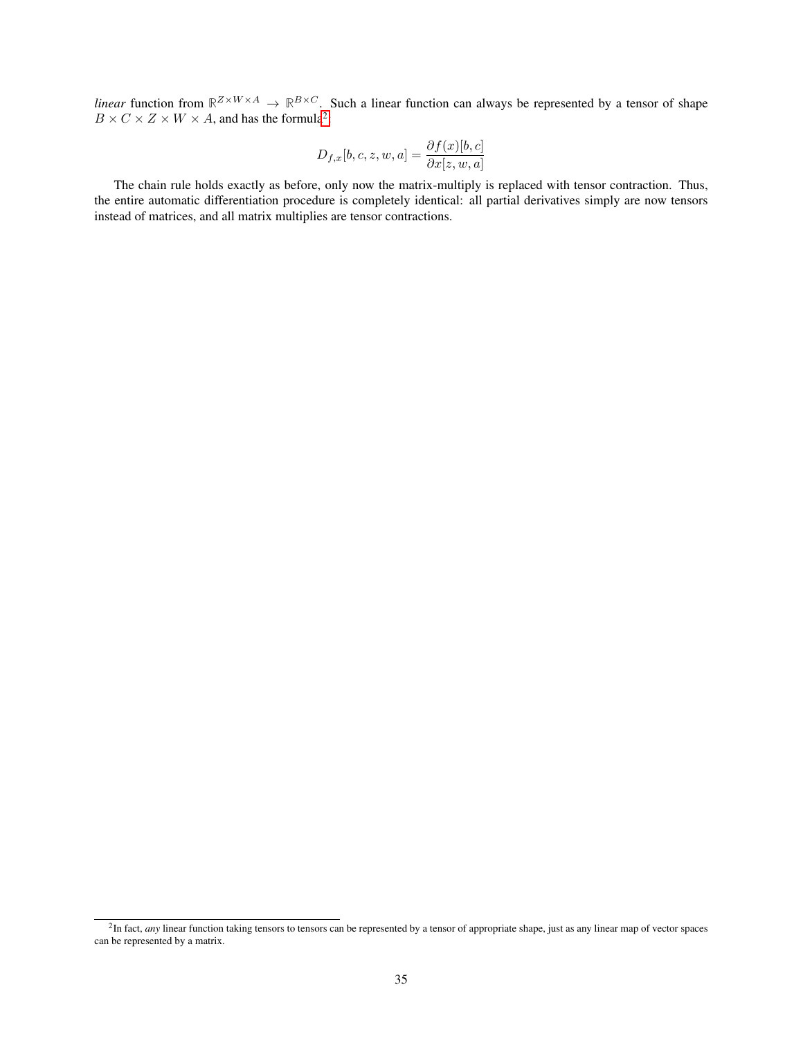*linear* function from $\mathbb{R}^{Z \times W \times A} \to \mathbb{R}^{B \times C}$. Such a linear function can always be represented by a tensor of shape $B \times C \times Z \times W \times A$, and has the formula[2]:

$$D_{f,x}[b, c, z, w, a] = \frac{\partial f(x)[b, c]}{\partial x[z, w, a]}$$

The chain rule holds exactly as before, only now the matrix-multiply is replaced with tensor contraction. Thus, the entire automatic differentiation procedure is completely identical: all partial derivatives simply are now tensors instead of matrices, and all matrix multiplies are tensor contractions.

[2] In fact, *any* linear function taking tensors to tensors can be represented by a tensor of appropriate shape, just as any linear map of vector spaces can be represented by a matrix.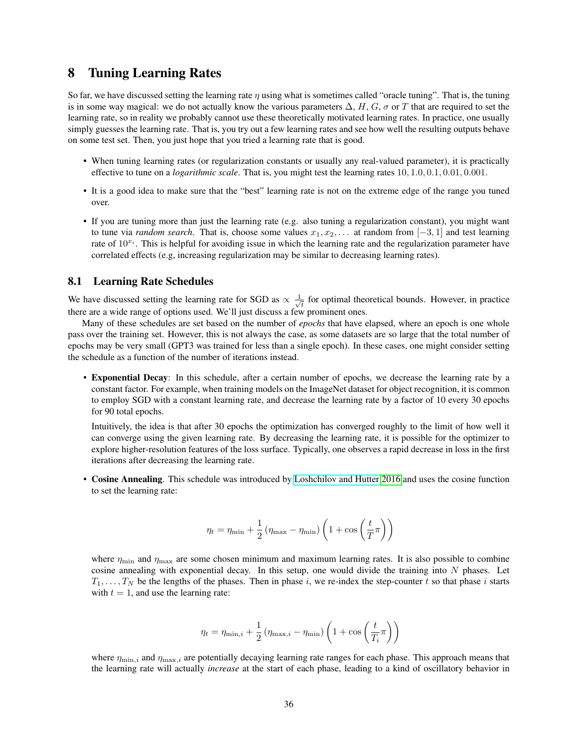# 8 Tuning Learning Rates

So far, we have discussed setting the learning rate $\eta$ using what is sometimes called "oracle tuning". That is, the tuning is in some way magical: we do not actually know the various parameters $\Delta$, $H$, $G$, $\sigma$ or $T$ that are required to set the learning rate, so in reality we probably cannot use these theoretically motivated learning rates. In practice, one usually simply guesses the learning rate. That is, you try out a few learning rates and see how well the resulting outputs behave on some test set. Then, you just hope that you tried a learning rate that is good.

- When tuning learning rates (or regularization constants or usually any real-valued parameter), it is practically effective to tune on a *logarithmic scale*. That is, you might test the learning rates $10, 1.0, 0.1, 0.01, 0.001$.
- It is a good idea to make sure that the "best" learning rate is not on the extreme edge of the range you tuned over.
- If you are tuning more than just the learning rate (e.g. also tuning a regularization constant), you might want to tune via *random search*. That is, choose some values $x_1, x_2, \dots$ at random from $[-3, 1]$ and test learning rate of $10^{x_i}$. This is helpful for avoiding issue in which the learning rate and the regularization parameter have correlated effects (e.g, increasing regularization may be similar to decreasing learning rates).

## 8.1 Learning Rate Schedules

We have discussed setting the learning rate for SGD as $\propto \frac{1}{\sqrt{t}}$ for optimal theoretical bounds. However, in practice there are a wide range of options used. We'll just discuss a few prominent ones.

Many of these schedules are set based on the number of *epochs* that have elapsed, where an epoch is one whole pass over the training set. However, this is not always the case, as some datasets are so large that the total number of epochs may be very small (GPT3 was trained for less than a single epoch). In these cases, one might consider setting the schedule as a function of the number of iterations instead.

- **Exponential Decay**: In this schedule, after a certain number of epochs, we decrease the learning rate by a constant factor. For example, when training models on the ImageNet dataset for object recognition, it is common to employ SGD with a constant learning rate, and decrease the learning rate by a factor of 10 every 30 epochs for 90 total epochs.

  Intuitively, the idea is that after 30 epochs the optimization has converged roughly to the limit of how well it can converge using the given learning rate. By decreasing the learning rate, it is possible for the optimizer to explore higher-resolution features of the loss surface. Typically, one observes a rapid decrease in loss in the first iterations after decreasing the learning rate.

- **Cosine Annealing**. This schedule was introduced by Loshchilov and Hutter 2016 and uses the cosine function to set the learning rate:

  $$\eta_t = \eta_{\min} + \frac{1}{2}\left(\eta_{\max} - \eta_{\min}\right)\left(1 + \cos\left(\frac{t}{T}\pi\right)\right)$$

  where $\eta_{\min}$ and $\eta_{\max}$ are some chosen minimum and maximum learning rates. It is also possible to combine cosine annealing with exponential decay. In this setup, one would divide the training into $N$ phases. Let $T_1, \dots, T_N$ be the lengths of the phases. Then in phase $i$, we re-index the step-counter $t$ so that phase $i$ starts with $t = 1$, and use the learning rate:

  $$\eta_t = \eta_{\min,i} + \frac{1}{2}\left(\eta_{\max,i} - \eta_{\min}\right)\left(1 + \cos\left(\frac{t}{T_i}\pi\right)\right)$$

  where $\eta_{\min,i}$ and $\eta_{\max,i}$ are potentially decaying learning rate ranges for each phase. This approach means that the learning rate will actually *increase* at the start of each phase, leading to a kind of oscillatory behavior in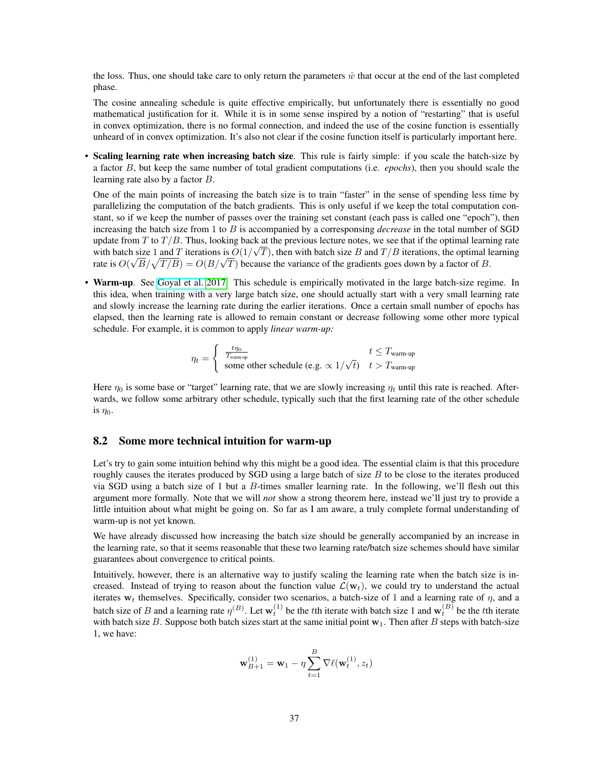the loss. Thus, one should take care to only return the parameters $\hat{w}$ that occur at the end of the last completed phase.

The cosine annealing schedule is quite effective empirically, but unfortunately there is essentially no good mathematical justification for it. While it is in some sense inspired by a notion of "restarting" that is useful in convex optimization, there is no formal connection, and indeed the use of the cosine function is essentially unheard of in convex optimization. It's also not clear if the cosine function itself is particularly important here.

- **Scaling learning rate when increasing batch size**. This rule is fairly simple: if you scale the batch-size by a factor $B$, but keep the same number of total gradient computations (i.e. *epochs*), then you should scale the learning rate also by a factor $B$.

  One of the main points of increasing the batch size is to train "faster" in the sense of spending less time by parallelizing the computation of the batch gradients. This is only useful if we keep the total computation constant, so if we keep the number of passes over the training set constant (each pass is called one "epoch"), then increasing the batch size from 1 to $B$ is accompanied by a corresponding *decrease* in the total number of SGD update from $T$ to $T/B$. Thus, looking back at the previous lecture notes, we see that if the optimal learning rate with batch size 1 and $T$ iterations is $O(1/\sqrt{T})$, then with batch size $B$ and $T/B$ iterations, the optimal learning rate is $O(\sqrt{B}/\sqrt{T/B}) = O(B/\sqrt{T})$ because the variance of the gradients goes down by a factor of $B$.

- **Warm-up**. See Goyal et al. 2017. This schedule is empirically motivated in the large batch-size regime. In this idea, when training with a very large batch size, one should actually start with a very small learning rate and slowly increase the learning rate during the earlier iterations. Once a certain small number of epochs has elapsed, then the learning rate is allowed to remain constant or decrease following some other more typical schedule. For example, it is common to apply *linear warm-up:*

$$\eta_t = \begin{cases} \frac{t\eta_0}{T_{\text{warm-up}}} & t \le T_{\text{warm-up}} \\ \text{some other schedule (e.g. } \propto 1/\sqrt{t}) & t > T_{\text{warm-up}} \end{cases}$$

  Here $\eta_0$ is some base or "target" learning rate, that we are slowly increasing $\eta_t$ until this rate is reached. Afterwards, we follow some arbitrary other schedule, typically such that the first learning rate of the other schedule is $\eta_0$.

## 8.2 Some more technical intuition for warm-up

Let's try to gain some intuition behind why this might be a good idea. The essential claim is that this procedure roughly causes the iterates produced by SGD using a large batch of size $B$ to be close to the iterates produced via SGD using a batch size of 1 but a $B$-times smaller learning rate. In the following, we'll flesh out this argument more formally. Note that we will *not* show a strong theorem here, instead we'll just try to provide a little intuition about what might be going on. So far as I am aware, a truly complete formal understanding of warm-up is not yet known.

We have already discussed how increasing the batch size should be generally accompanied by an increase in the learning rate, so that it seems reasonable that these two learning rate/batch size schemes should have similar guarantees about convergence to critical points.

Intuitively, however, there is an alternative way to justify scaling the learning rate when the batch size is increased. Instead of trying to reason about the function value $\mathcal{L}(\mathbf{w}_t)$, we could try to understand the actual iterates $\mathbf{w}_t$ themselves. Specifically, consider two scenarios, a batch-size of 1 and a learning rate of $\eta$, and a batch size of $B$ and a learning rate $\eta^{(B)}$. Let $\mathbf{w}_t^{(1)}$ be the $t$th iterate with batch size 1 and $\mathbf{w}_t^{(B)}$ be the $t$th iterate with batch size $B$. Suppose both batch sizes start at the same initial point $\mathbf{w}_1$. Then after $B$ steps with batch-size 1, we have:

$$\mathbf{w}_{B+1}^{(1)} = \mathbf{w}_1 - \eta \sum_{t=1}^{B} \nabla \ell(\mathbf{w}_t^{(1)}, z_t)$$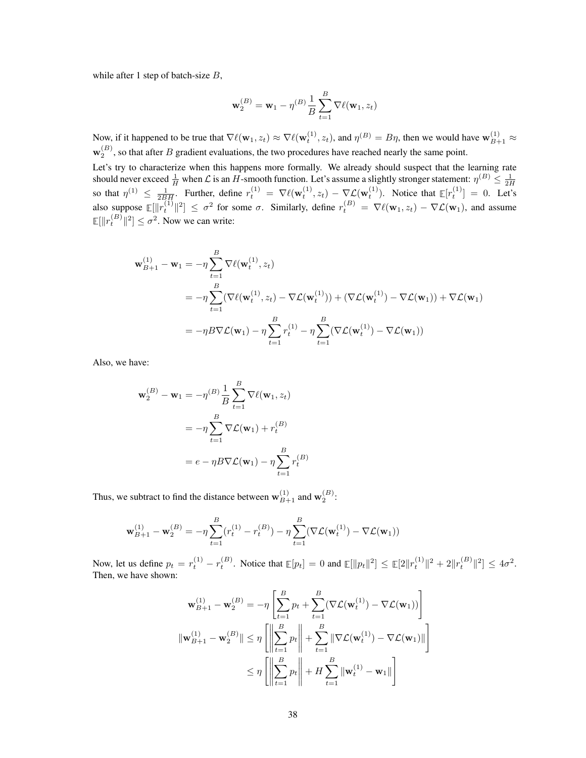while after 1 step of batch-size $B$,

$$\mathbf{w}_2^{(B)} = \mathbf{w}_1 - \eta^{(B)} \frac{1}{B} \sum_{t=1}^{B} \nabla \ell(\mathbf{w}_1, z_t)$$

Now, if it happened to be true that $\nabla \ell(\mathbf{w}_1, z_t) \approx \nabla \ell(\mathbf{w}_t^{(1)}, z_t)$, and $\eta^{(B)} = B\eta$, then we would have $\mathbf{w}_{B+1}^{(1)} \approx \mathbf{w}_2^{(B)}$, so that after $B$ gradient evaluations, the two procedures have reached nearly the same point.

Let's try to characterize when this happens more formally. We already should suspect that the learning rate should never exceed $\frac{1}{H}$ when $\mathcal{L}$ is an $H$-smooth function. Let's assume a slightly stronger statement: $\eta^{(B)} \leq \frac{1}{2H}$ so that $\eta^{(1)} \leq \frac{1}{2BH}$. Further, define $r_t^{(1)} = \nabla \ell(\mathbf{w}_t^{(1)}, z_t) - \nabla \mathcal{L}(\mathbf{w}_t^{(1)})$. Notice that $\mathbb{E}[r_t^{(1)}] = 0$. Let's also suppose $\mathbb{E}[\|r_t^{(1)}\|^2] \leq \sigma^2$ for some $\sigma$. Similarly, define $r_t^{(B)} = \nabla \ell(\mathbf{w}_1, z_t) - \nabla \mathcal{L}(\mathbf{w}_1)$, and assume $\mathbb{E}[\|r_t^{(B)}\|^2] \leq \sigma^2$. Now we can write:

$$\begin{aligned}
\mathbf{w}_{B+1}^{(1)} - \mathbf{w}_1 &= -\eta \sum_{t=1}^{B} \nabla \ell(\mathbf{w}_t^{(1)}, z_t) \\
&= -\eta \sum_{t=1}^{B} (\nabla \ell(\mathbf{w}_t^{(1)}, z_t) - \nabla \mathcal{L}(\mathbf{w}_t^{(1)})) + (\nabla \mathcal{L}(\mathbf{w}_t^{(1)}) - \nabla \mathcal{L}(\mathbf{w}_1)) + \nabla \mathcal{L}(\mathbf{w}_1) \\
&= -\eta B \nabla \mathcal{L}(\mathbf{w}_1) - \eta \sum_{t=1}^{B} r_t^{(1)} - \eta \sum_{t=1}^{B} (\nabla \mathcal{L}(\mathbf{w}_t^{(1)}) - \nabla \mathcal{L}(\mathbf{w}_1))
\end{aligned}$$

Also, we have:

$$\begin{aligned}
\mathbf{w}_2^{(B)} - \mathbf{w}_1 &= -\eta^{(B)} \frac{1}{B} \sum_{t=1}^{B} \nabla \ell(\mathbf{w}_1, z_t) \\
&= -\eta \sum_{t=1}^{B} \nabla \mathcal{L}(\mathbf{w}_1) + r_t^{(B)} \\
&= e - \eta B \nabla \mathcal{L}(\mathbf{w}_1) - \eta \sum_{t=1}^{B} r_t^{(B)}
\end{aligned}$$

Thus, we subtract to find the distance between $\mathbf{w}_{B+1}^{(1)}$ and $\mathbf{w}_2^{(B)}$:

$$\mathbf{w}_{B+1}^{(1)} - \mathbf{w}_2^{(B)} = -\eta \sum_{t=1}^{B} (r_t^{(1)} - r_t^{(B)}) - \eta \sum_{t=1}^{B} (\nabla \mathcal{L}(\mathbf{w}_t^{(1)}) - \nabla \mathcal{L}(\mathbf{w}_1))$$

Now, let us define $p_t = r_t^{(1)} - r_t^{(B)}$. Notice that $\mathbb{E}[p_t] = 0$ and $\mathbb{E}[\|p_t\|^2] \leq \mathbb{E}[2\|r_t^{(1)}\|^2 + 2\|r_t^{(B)}\|^2] \leq 4\sigma^2$. Then, we have shown:

$$\begin{aligned}
\mathbf{w}_{B+1}^{(1)} - \mathbf{w}_2^{(B)} &= -\eta \left[ \sum_{t=1}^{B} p_t + \sum_{t=1}^{B} (\nabla \mathcal{L}(\mathbf{w}_t^{(1)}) - \nabla \mathcal{L}(\mathbf{w}_1)) \right] \\
\|\mathbf{w}_{B+1}^{(1)} - \mathbf{w}_2^{(B)}\| &\leq \eta \left[ \left\| \sum_{t=1}^{B} p_t \right\| + \sum_{t=1}^{B} \|\nabla \mathcal{L}(\mathbf{w}_t^{(1)}) - \nabla \mathcal{L}(\mathbf{w}_1)\| \right] \\
&\leq \eta \left[ \left\| \sum_{t=1}^{B} p_t \right\| + H \sum_{t=1}^{B} \|\mathbf{w}_t^{(1)} - \mathbf{w}_1\| \right]
\end{aligned}$$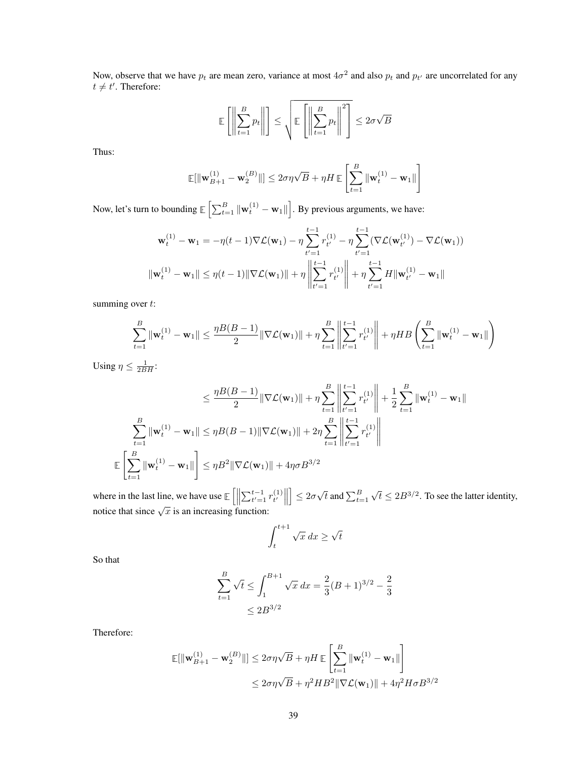Now, observe that we have $p_t$ are mean zero, variance at most $4\sigma^2$ and also $p_t$ and $p_{t'}$ are uncorrelated for any $t \neq t'$. Therefore:

$$\mathbb{E}\left[\left\|\sum_{t=1}^{B} p_t\right\|\right] \leq \sqrt{\mathbb{E}\left[\left\|\sum_{t=1}^{B} p_t\right\|^2\right]} \leq 2\sigma\sqrt{B}$$

Thus:

$$\mathbb{E}[\|\mathbf{w}_{B+1}^{(1)} - \mathbf{w}_2^{(B)}\|] \leq 2\sigma\eta\sqrt{B} + \eta H\,\mathbb{E}\left[\sum_{t=1}^{B}\|\mathbf{w}_t^{(1)} - \mathbf{w}_1\|\right]$$

Now, let's turn to bounding $\mathbb{E}\left[\sum_{t=1}^{B}\|\mathbf{w}_t^{(1)} - \mathbf{w}_1\|\right]$. By previous arguments, we have:

$$\mathbf{w}_t^{(1)} - \mathbf{w}_1 = -\eta(t-1)\nabla\mathcal{L}(\mathbf{w}_1) - \eta\sum_{t'=1}^{t-1} r_{t'}^{(1)} - \eta\sum_{t'=1}^{t-1}(\nabla\mathcal{L}(\mathbf{w}_{t'}^{(1)}) - \nabla\mathcal{L}(\mathbf{w}_1))$$

$$\|\mathbf{w}_t^{(1)} - \mathbf{w}_1\| \leq \eta(t-1)\|\nabla\mathcal{L}(\mathbf{w}_1)\| + \eta\left\|\sum_{t'=1}^{t-1} r_{t'}^{(1)}\right\| + \eta\sum_{t'=1}^{t-1} H\|\mathbf{w}_{t'}^{(1)} - \mathbf{w}_1\|$$

summing over $t$:

$$\sum_{t=1}^{B}\|\mathbf{w}_t^{(1)} - \mathbf{w}_1\| \leq \frac{\eta B(B-1)}{2}\|\nabla\mathcal{L}(\mathbf{w}_1)\| + \eta\sum_{t=1}^{B}\left\|\sum_{t'=1}^{t-1} r_{t'}^{(1)}\right\| + \eta HB\left(\sum_{t=1}^{B}\|\mathbf{w}_t^{(1)} - \mathbf{w}_1\|\right)$$

Using $\eta \leq \frac{1}{2BH}$:

$$\leq \frac{\eta B(B-1)}{2}\|\nabla\mathcal{L}(\mathbf{w}_1)\| + \eta\sum_{t=1}^{B}\left\|\sum_{t'=1}^{t-1} r_{t'}^{(1)}\right\| + \frac{1}{2}\sum_{t=1}^{B}\|\mathbf{w}_t^{(1)} - \mathbf{w}_1\|$$

$$\sum_{t=1}^{B}\|\mathbf{w}_t^{(1)} - \mathbf{w}_1\| \leq \eta B(B-1)\|\nabla\mathcal{L}(\mathbf{w}_1)\| + 2\eta\sum_{t=1}^{B}\left\|\sum_{t'=1}^{t-1} r_{t'}^{(1)}\right\|$$

$$\mathbb{E}\left[\sum_{t=1}^{B}\|\mathbf{w}_t^{(1)} - \mathbf{w}_1\|\right] \leq \eta B^2\|\nabla\mathcal{L}(\mathbf{w}_1)\| + 4\eta\sigma B^{3/2}$$

where in the last line, we have use $\mathbb{E}\left[\left\|\sum_{t'=1}^{t-1} r_{t'}^{(1)}\right\|\right] \leq 2\sigma\sqrt{t}$ and $\sum_{t=1}^{B}\sqrt{t} \leq 2B^{3/2}$. To see the latter identity, notice that since $\sqrt{x}$ is an increasing function:

$$\int_t^{t+1}\sqrt{x}\,dx \geq \sqrt{t}$$

So that

$$\sum_{t=1}^{B}\sqrt{t} \leq \int_1^{B+1}\sqrt{x}\,dx = \frac{2}{3}(B+1)^{3/2} - \frac{2}{3}$$
$$\leq 2B^{3/2}$$

Therefore:

$$\mathbb{E}[\|\mathbf{w}_{B+1}^{(1)} - \mathbf{w}_2^{(B)}\|] \leq 2\sigma\eta\sqrt{B} + \eta H\,\mathbb{E}\left[\sum_{t=1}^{B}\|\mathbf{w}_t^{(1)} - \mathbf{w}_1\|\right]$$
$$\leq 2\sigma\eta\sqrt{B} + \eta^2 HB^2\|\nabla\mathcal{L}(\mathbf{w}_1)\| + 4\eta^2 H\sigma B^{3/2}$$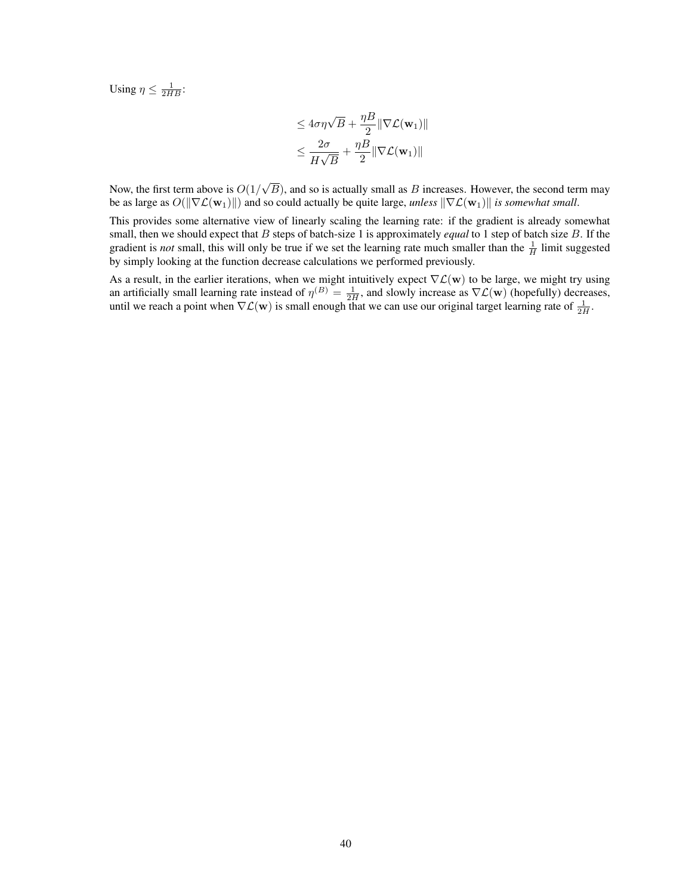Using $\eta \leq \frac{1}{2HB}$:

$$
\begin{aligned}
&\leq 4\sigma\eta\sqrt{B} + \frac{\eta B}{2}\|\nabla\mathcal{L}(\mathbf{w}_1)\| \\
&\leq \frac{2\sigma}{H\sqrt{B}} + \frac{\eta B}{2}\|\nabla\mathcal{L}(\mathbf{w}_1)\|
\end{aligned}
$$

Now, the first term above is $O(1/\sqrt{B})$, and so is actually small as $B$ increases. However, the second term may be as large as $O(\|\nabla\mathcal{L}(\mathbf{w}_1)\|)$ and so could actually be quite large, *unless* $\|\nabla\mathcal{L}(\mathbf{w}_1)\|$ *is somewhat small*.

This provides some alternative view of linearly scaling the learning rate: if the gradient is already somewhat small, then we should expect that $B$ steps of batch-size 1 is approximately *equal* to 1 step of batch size $B$. If the gradient is *not* small, this will only be true if we set the learning rate much smaller than the $\frac{1}{H}$ limit suggested by simply looking at the function decrease calculations we performed previously.

As a result, in the earlier iterations, when we might intuitively expect $\nabla\mathcal{L}(\mathbf{w})$ to be large, we might try using an artificially small learning rate instead of $\eta^{(B)} = \frac{1}{2H}$, and slowly increase as $\nabla\mathcal{L}(\mathbf{w})$ (hopefully) decreases, until we reach a point when $\nabla\mathcal{L}(\mathbf{w})$ is small enough that we can use our original target learning rate of $\frac{1}{2H}$.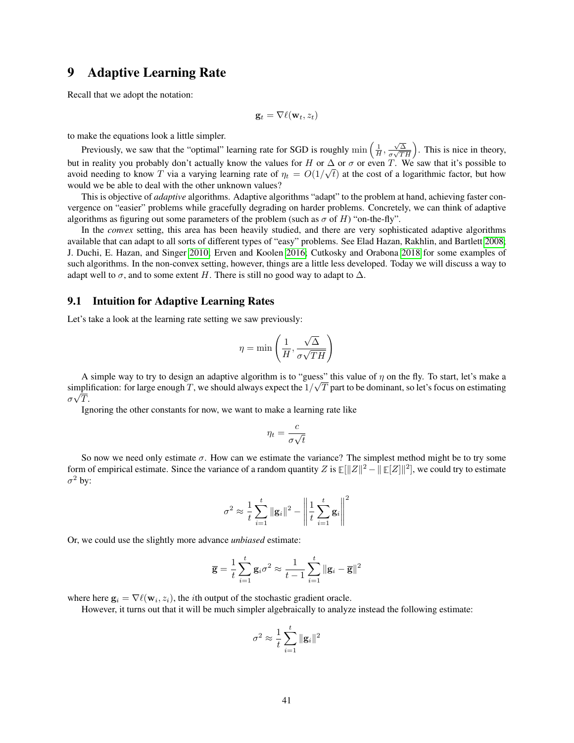# 9 Adaptive Learning Rate

Recall that we adopt the notation:

$$\mathbf{g}_t = \nabla \ell(\mathbf{w}_t, z_t)$$

to make the equations look a little simpler.

Previously, we saw that the "optimal" learning rate for SGD is roughly $\min\left(\frac{1}{H}, \frac{\sqrt{\Delta}}{\sigma\sqrt{TH}}\right)$. This is nice in theory, but in reality you probably don't actually know the values for $H$ or $\Delta$ or $\sigma$ or even $T$. We saw that it's possible to avoid needing to know $T$ via a varying learning rate of $\eta_t = O(1/\sqrt{t})$ at the cost of a logarithmic factor, but how would we be able to deal with the other unknown values?

This is objective of *adaptive* algorithms. Adaptive algorithms "adapt" to the problem at hand, achieving faster convergence on "easier" problems while gracefully degrading on harder problems. Concretely, we can think of adaptive algorithms as figuring out some parameters of the problem (such as $\sigma$ of $H$) "on-the-fly".

In the *convex* setting, this area has been heavily studied, and there are very sophisticated adaptive algorithms available that can adapt to all sorts of different types of "easy" problems. See Elad Hazan, Rakhlin, and Bartlett 2008; J. Duchi, E. Hazan, and Singer 2010; Erven and Koolen 2016; Cutkosky and Orabona 2018 for some examples of such algorithms. In the non-convex setting, however, things are a little less developed. Today we will discuss a way to adapt well to $\sigma$, and to some extent $H$. There is still no good way to adapt to $\Delta$.

## 9.1 Intuition for Adaptive Learning Rates

Let's take a look at the learning rate setting we saw previously:

$$\eta = \min\left(\frac{1}{H}, \frac{\sqrt{\Delta}}{\sigma\sqrt{TH}}\right)$$

A simple way to try to design an adaptive algorithm is to "guess" this value of $\eta$ on the fly. To start, let's make a simplification: for large enough $T$, we should always expect the $1/\sqrt{T}$ part to be dominant, so let's focus on estimating $\sigma\sqrt{T}$.

Ignoring the other constants for now, we want to make a learning rate like

$$\eta_t = \frac{c}{\sigma\sqrt{t}}$$

So now we need only estimate $\sigma$. How can we estimate the variance? The simplest method might be to try some form of empirical estimate. Since the variance of a random quantity $Z$ is $\mathbb{E}[\|Z\|^2 - \|\mathbb{E}[Z]\|^2]$, we could try to estimate $\sigma^2$ by:

$$\sigma^2 \approx \frac{1}{t}\sum_{i=1}^{t}\|\mathbf{g}_i\|^2 - \left\|\frac{1}{t}\sum_{i=1}^{t}\mathbf{g}_i\right\|^2$$

Or, we could use the slightly more advance *unbiased* estimate:

$$\overline{\mathbf{g}} = \frac{1}{t}\sum_{i=1}^{t}\mathbf{g}_i \sigma^2 \approx \frac{1}{t-1}\sum_{i=1}^{t}\|\mathbf{g}_i - \overline{\mathbf{g}}\|^2$$

where here $\mathbf{g}_i = \nabla \ell(\mathbf{w}_i, z_i)$, the $i$th output of the stochastic gradient oracle.

However, it turns out that it will be much simpler algebraically to analyze instead the following estimate:

$$\sigma^2 \approx \frac{1}{t}\sum_{i=1}^{t}\|\mathbf{g}_i\|^2$$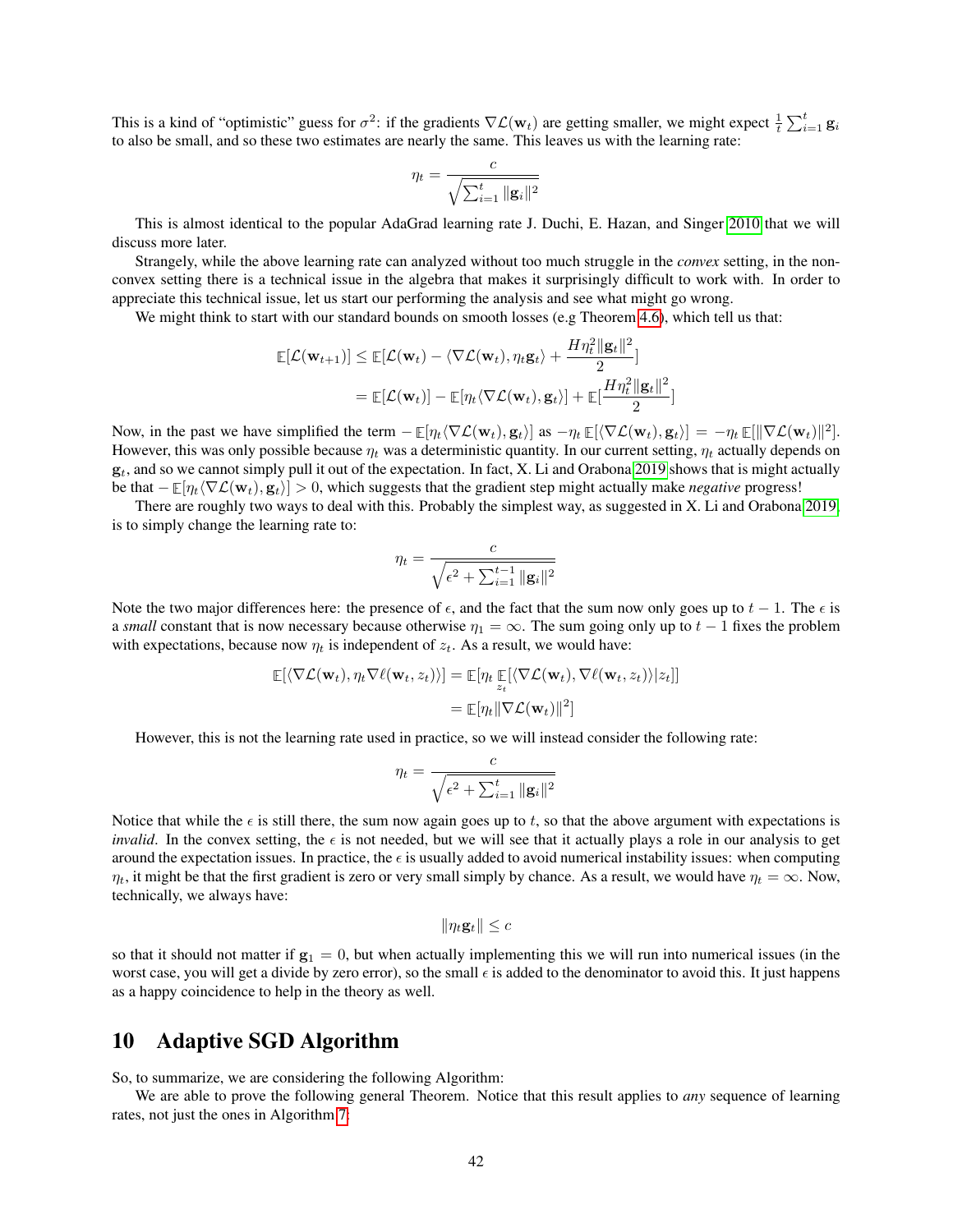This is a kind of "optimistic" guess for $\sigma^2$: if the gradients $\nabla \mathcal{L}(\mathbf{w}_t)$ are getting smaller, we might expect $\frac{1}{t}\sum_{i=1}^t \mathbf{g}_i$ to also be small, and so these two estimates are nearly the same. This leaves us with the learning rate:

$$\eta_t = \frac{c}{\sqrt{\sum_{i=1}^t \|\mathbf{g}_i\|^2}}$$

This is almost identical to the popular AdaGrad learning rate J. Duchi, E. Hazan, and Singer 2010 that we will discuss more later.

Strangely, while the above learning rate can analyzed without too much struggle in the *convex* setting, in the non-convex setting there is a technical issue in the algebra that makes it surprisingly difficult to work with. In order to appreciate this technical issue, let us start our performing the analysis and see what might go wrong.

We might think to start with our standard bounds on smooth losses (e.g Theorem 4.6), which tell us that:

$$\begin{aligned}
\mathbb{E}[\mathcal{L}(\mathbf{w}_{t+1})] &\le \mathbb{E}[\mathcal{L}(\mathbf{w}_t) - \langle \nabla \mathcal{L}(\mathbf{w}_t), \eta_t \mathbf{g}_t\rangle + \frac{H\eta_t^2\|\mathbf{g}_t\|^2}{2}] \\
&= \mathbb{E}[\mathcal{L}(\mathbf{w}_t)] - \mathbb{E}[\eta_t\langle \nabla \mathcal{L}(\mathbf{w}_t), \mathbf{g}_t\rangle] + \mathbb{E}[\frac{H\eta_t^2\|\mathbf{g}_t\|^2}{2}]
\end{aligned}$$

Now, in the past we have simplified the term $-\mathbb{E}[\eta_t\langle \nabla \mathcal{L}(\mathbf{w}_t), \mathbf{g}_t\rangle]$ as $-\eta_t\,\mathbb{E}[\langle \nabla \mathcal{L}(\mathbf{w}_t), \mathbf{g}_t\rangle] = -\eta_t\,\mathbb{E}[\|\nabla \mathcal{L}(\mathbf{w}_t)\|^2]$. However, this was only possible because $\eta_t$ was a deterministic quantity. In our current setting, $\eta_t$ actually depends on $\mathbf{g}_t$, and so we cannot simply pull it out of the expectation. In fact, X. Li and Orabona 2019 shows that is might actually be that $-\mathbb{E}[\eta_t\langle \nabla \mathcal{L}(\mathbf{w}_t), \mathbf{g}_t\rangle] > 0$, which suggests that the gradient step might actually make *negative* progress!

There are roughly two ways to deal with this. Probably the simplest way, as suggested in X. Li and Orabona 2019, is to simply change the learning rate to:

$$\eta_t = \frac{c}{\sqrt{\epsilon^2 + \sum_{i=1}^{t-1} \|\mathbf{g}_i\|^2}}$$

Note the two major differences here: the presence of $\epsilon$, and the fact that the sum now only goes up to $t-1$. The $\epsilon$ is a *small* constant that is now necessary because otherwise $\eta_1 = \infty$. The sum going only up to $t-1$ fixes the problem with expectations, because now $\eta_t$ is independent of $z_t$. As a result, we would have:

$$\begin{aligned}
\mathbb{E}[\langle \nabla \mathcal{L}(\mathbf{w}_t), \eta_t \nabla \ell(\mathbf{w}_t, z_t)\rangle] &= \mathbb{E}[\eta_t \mathop{\mathbb{E}}_{z_t}[\langle \nabla \mathcal{L}(\mathbf{w}_t), \nabla \ell(\mathbf{w}_t, z_t)\rangle | z_t]] \\
&= \mathbb{E}[\eta_t\|\nabla \mathcal{L}(\mathbf{w}_t)\|^2]
\end{aligned}$$

However, this is not the learning rate used in practice, so we will instead consider the following rate:

$$\eta_t = \frac{c}{\sqrt{\epsilon^2 + \sum_{i=1}^{t} \|\mathbf{g}_i\|^2}}$$

Notice that while the $\epsilon$ is still there, the sum now again goes up to $t$, so that the above argument with expectations is *invalid*. In the convex setting, the $\epsilon$ is not needed, but we will see that it actually plays a role in our analysis to get around the expectation issues. In practice, the $\epsilon$ is usually added to avoid numerical instability issues: when computing $\eta_t$, it might be that the first gradient is zero or very small simply by chance. As a result, we would have $\eta_t = \infty$. Now, technically, we always have:

$$\|\eta_t \mathbf{g}_t\| \le c$$

so that it should not matter if $\mathbf{g}_1 = 0$, but when actually implementing this we will run into numerical issues (in the worst case, you will get a divide by zero error), so the small $\epsilon$ is added to the denominator to avoid this. It just happens as a happy coincidence to help in the theory as well.

# 10 Adaptive SGD Algorithm

So, to summarize, we are considering the following Algorithm:

We are able to prove the following general Theorem. Notice that this result applies to *any* sequence of learning rates, not just the ones in Algorithm 7: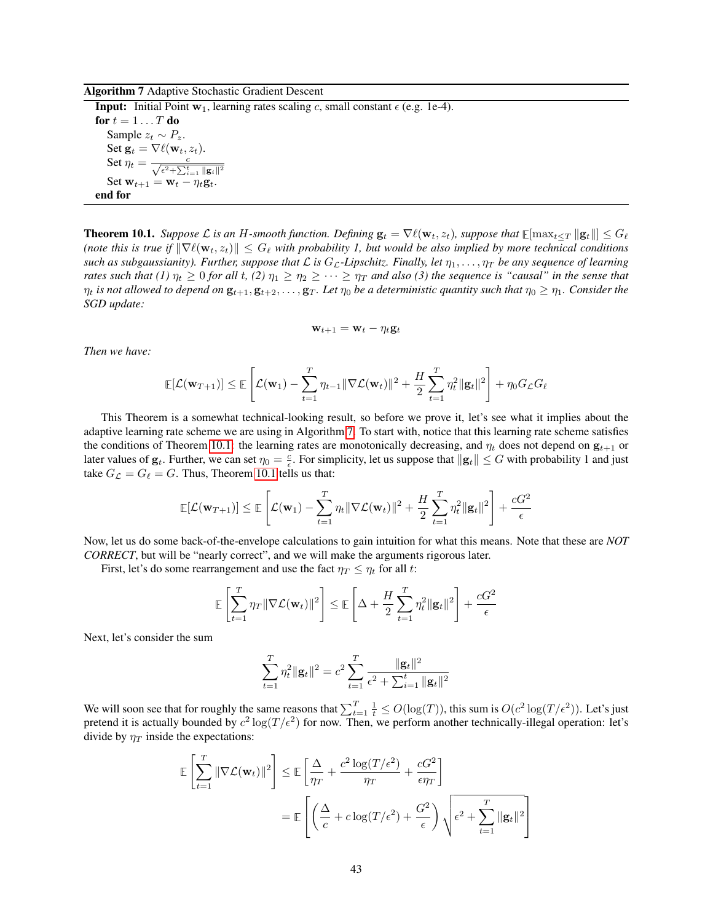**Algorithm 7** Adaptive Stochastic Gradient Descent

**Input:** Initial Point $\mathbf{w}_1$, learning rates scaling $c$, small constant $\epsilon$ (e.g. 1e-4).
**for** $t = 1 \dots T$ **do**
  Sample $z_t \sim P_z$.
  Set $\mathbf{g}_t = \nabla \ell(\mathbf{w}_t, z_t)$.
  Set $\eta_t = \frac{c}{\sqrt{\epsilon^2 + \sum_{i=1}^t \|\mathbf{g}_i\|^2}}$
  Set $\mathbf{w}_{t+1} = \mathbf{w}_t - \eta_t \mathbf{g}_t$.
**end for**

**Theorem 10.1.** *Suppose $\mathcal{L}$ is an $H$-smooth function. Defining $\mathbf{g}_t = \nabla \ell(\mathbf{w}_t, z_t)$, suppose that $\mathbb{E}[\max_{t \le T} \|\mathbf{g}_t\|] \le G_\ell$ (note this is true if $\|\nabla \ell(\mathbf{w}_t, z_t)\| \le G_\ell$ with probability 1, but would be also implied by more technical conditions such as subgaussianity). Further, suppose that $\mathcal{L}$ is $G_{\mathcal{L}}$-Lipschitz. Finally, let $\eta_1, \dots, \eta_T$ be any sequence of learning rates such that (1) $\eta_t \ge 0$ for all $t$, (2) $\eta_1 \ge \eta_2 \ge \dots \ge \eta_T$ and also (3) the sequence is "causal" in the sense that $\eta_t$ is not allowed to depend on $\mathbf{g}_{t+1}, \mathbf{g}_{t+2}, \dots, \mathbf{g}_T$. Let $\eta_0$ be a deterministic quantity such that $\eta_0 \ge \eta_1$. Consider the SGD update:*

$$\mathbf{w}_{t+1} = \mathbf{w}_t - \eta_t \mathbf{g}_t$$

*Then we have:*

$$\mathbb{E}[\mathcal{L}(\mathbf{w}_{T+1})] \le \mathbb{E}\left[\mathcal{L}(\mathbf{w}_1) - \sum_{t=1}^T \eta_{t-1} \|\nabla \mathcal{L}(\mathbf{w}_t)\|^2 + \frac{H}{2} \sum_{t=1}^T \eta_t^2 \|\mathbf{g}_t\|^2\right] + \eta_0 G_{\mathcal{L}} G_\ell$$

This Theorem is a somewhat technical-looking result, so before we prove it, let's see what it implies about the adaptive learning rate scheme we are using in Algorithm 7. To start with, notice that this learning rate scheme satisfies the conditions of Theorem 10.1: the learning rates are monotonically decreasing, and $\eta_t$ does not depend on $\mathbf{g}_{t+1}$ or later values of $\mathbf{g}_t$. Further, we can set $\eta_0 = \frac{c}{\epsilon}$. For simplicity, let us suppose that $\|\mathbf{g}_t\| \le G$ with probability 1 and just take $G_{\mathcal{L}} = G_\ell = G$. Thus, Theorem 10.1 tells us that:

$$\mathbb{E}[\mathcal{L}(\mathbf{w}_{T+1})] \le \mathbb{E}\left[\mathcal{L}(\mathbf{w}_1) - \sum_{t=1}^T \eta_t \|\nabla \mathcal{L}(\mathbf{w}_t)\|^2 + \frac{H}{2} \sum_{t=1}^T \eta_t^2 \|\mathbf{g}_t\|^2\right] + \frac{cG^2}{\epsilon}$$

Now, let us do some back-of-the-envelope calculations to gain intuition for what this means. Note that these are *NOT CORRECT*, but will be "nearly correct", and we will make the arguments rigorous later.

First, let's do some rearrangement and use the fact $\eta_T \le \eta_t$ for all $t$:

$$\mathbb{E}\left[\sum_{t=1}^T \eta_T \|\nabla \mathcal{L}(\mathbf{w}_t)\|^2\right] \le \mathbb{E}\left[\Delta + \frac{H}{2} \sum_{t=1}^T \eta_t^2 \|\mathbf{g}_t\|^2\right] + \frac{cG^2}{\epsilon}$$

Next, let's consider the sum

$$\sum_{t=1}^T \eta_t^2 \|\mathbf{g}_t\|^2 = c^2 \sum_{t=1}^T \frac{\|\mathbf{g}_t\|^2}{\epsilon^2 + \sum_{i=1}^t \|\mathbf{g}_i\|^2}$$

We will soon see that for roughly the same reasons that $\sum_{t=1}^T \frac{1}{t} \le O(\log(T))$, this sum is $O(c^2 \log(T/\epsilon^2))$. Let's just pretend it is actually bounded by $c^2 \log(T/\epsilon^2)$ for now. Then, we perform another technically-illegal operation: let's divide by $\eta_T$ inside the expectations:

$$\begin{aligned}
\mathbb{E}\left[\sum_{t=1}^T \|\nabla \mathcal{L}(\mathbf{w}_t)\|^2\right] &\le \mathbb{E}\left[\frac{\Delta}{\eta_T} + \frac{c^2 \log(T/\epsilon^2)}{\eta_T} + \frac{cG^2}{\epsilon \eta_T}\right] \\
&= \mathbb{E}\left[\left(\frac{\Delta}{c} + c \log(T/\epsilon^2) + \frac{G^2}{\epsilon}\right) \sqrt{\epsilon^2 + \sum_{t=1}^T \|\mathbf{g}_t\|^2}\right]
\end{aligned}$$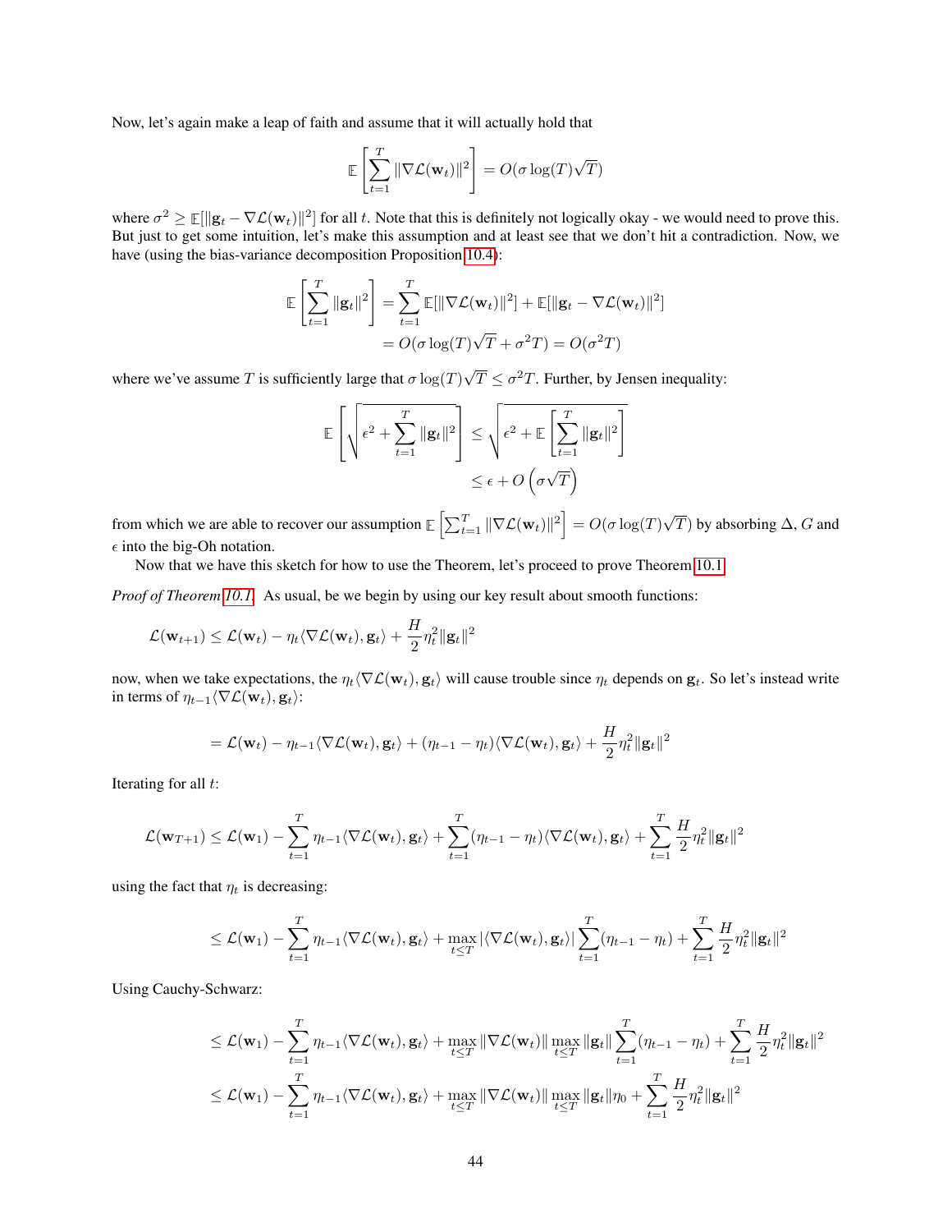Now, let's again make a leap of faith and assume that it will actually hold that

$$\mathbb{E}\left[\sum_{t=1}^{T} \|\nabla \mathcal{L}(\mathbf{w}_t)\|^2\right] = O(\sigma \log(T)\sqrt{T})$$

where $\sigma^2 \geq \mathbb{E}[\|\mathbf{g}_t - \nabla \mathcal{L}(\mathbf{w}_t)\|^2]$ for all $t$. Note that this is definitely not logically okay - we would need to prove this. But just to get some intuition, let's make this assumption and at least see that we don't hit a contradiction. Now, we have (using the bias-variance decomposition Proposition 10.4):

$$\begin{aligned}
\mathbb{E}\left[\sum_{t=1}^{T} \|\mathbf{g}_t\|^2\right] &= \sum_{t=1}^{T} \mathbb{E}[\|\nabla \mathcal{L}(\mathbf{w}_t)\|^2] + \mathbb{E}[\|\mathbf{g}_t - \nabla \mathcal{L}(\mathbf{w}_t)\|^2] \\
&= O(\sigma \log(T)\sqrt{T} + \sigma^2 T) = O(\sigma^2 T)
\end{aligned}$$

where we've assume $T$ is sufficiently large that $\sigma \log(T)\sqrt{T} \leq \sigma^2 T$. Further, by Jensen inequality:

$$\begin{aligned}
\mathbb{E}\left[\sqrt{\epsilon^2 + \sum_{t=1}^{T} \|\mathbf{g}_t\|^2}\right] &\leq \sqrt{\epsilon^2 + \mathbb{E}\left[\sum_{t=1}^{T} \|\mathbf{g}_t\|^2\right]} \\
&\leq \epsilon + O\left(\sigma\sqrt{T}\right)
\end{aligned}$$

from which we are able to recover our assumption $\mathbb{E}\left[\sum_{t=1}^{T} \|\nabla \mathcal{L}(\mathbf{w}_t)\|^2\right] = O(\sigma \log(T)\sqrt{T})$ by absorbing $\Delta$, $G$ and $\epsilon$ into the big-Oh notation.

Now that we have this sketch for how to use the Theorem, let's proceed to prove Theorem 10.1.

*Proof of Theorem 10.1.* As usual, be we begin by using our key result about smooth functions:

$$\mathcal{L}(\mathbf{w}_{t+1}) \leq \mathcal{L}(\mathbf{w}_t) - \eta_t \langle \nabla \mathcal{L}(\mathbf{w}_t), \mathbf{g}_t \rangle + \frac{H}{2}\eta_t^2 \|\mathbf{g}_t\|^2$$

now, when we take expectations, the $\eta_t \langle \nabla \mathcal{L}(\mathbf{w}_t), \mathbf{g}_t \rangle$ will cause trouble since $\eta_t$ depends on $\mathbf{g}_t$. So let's instead write in terms of $\eta_{t-1}\langle \nabla \mathcal{L}(\mathbf{w}_t), \mathbf{g}_t \rangle$:

$$= \mathcal{L}(\mathbf{w}_t) - \eta_{t-1}\langle \nabla \mathcal{L}(\mathbf{w}_t), \mathbf{g}_t \rangle + (\eta_{t-1} - \eta_t)\langle \nabla \mathcal{L}(\mathbf{w}_t), \mathbf{g}_t \rangle + \frac{H}{2}\eta_t^2 \|\mathbf{g}_t\|^2$$

Iterating for all $t$:

$$\mathcal{L}(\mathbf{w}_{T+1}) \leq \mathcal{L}(\mathbf{w}_1) - \sum_{t=1}^{T} \eta_{t-1}\langle \nabla \mathcal{L}(\mathbf{w}_t), \mathbf{g}_t \rangle + \sum_{t=1}^{T} (\eta_{t-1} - \eta_t)\langle \nabla \mathcal{L}(\mathbf{w}_t), \mathbf{g}_t \rangle + \sum_{t=1}^{T} \frac{H}{2}\eta_t^2 \|\mathbf{g}_t\|^2$$

using the fact that $\eta_t$ is decreasing:

$$\leq \mathcal{L}(\mathbf{w}_1) - \sum_{t=1}^{T} \eta_{t-1}\langle \nabla \mathcal{L}(\mathbf{w}_t), \mathbf{g}_t \rangle + \max_{t \leq T} |\langle \nabla \mathcal{L}(\mathbf{w}_t), \mathbf{g}_t \rangle| \sum_{t=1}^{T} (\eta_{t-1} - \eta_t) + \sum_{t=1}^{T} \frac{H}{2}\eta_t^2 \|\mathbf{g}_t\|^2$$

Using Cauchy-Schwarz:

$$\begin{aligned}
&\leq \mathcal{L}(\mathbf{w}_1) - \sum_{t=1}^{T} \eta_{t-1}\langle \nabla \mathcal{L}(\mathbf{w}_t), \mathbf{g}_t \rangle + \max_{t \leq T} \|\nabla \mathcal{L}(\mathbf{w}_t)\| \max_{t \leq T} \|\mathbf{g}_t\| \sum_{t=1}^{T} (\eta_{t-1} - \eta_t) + \sum_{t=1}^{T} \frac{H}{2}\eta_t^2 \|\mathbf{g}_t\|^2 \\
&\leq \mathcal{L}(\mathbf{w}_1) - \sum_{t=1}^{T} \eta_{t-1}\langle \nabla \mathcal{L}(\mathbf{w}_t), \mathbf{g}_t \rangle + \max_{t \leq T} \|\nabla \mathcal{L}(\mathbf{w}_t)\| \max_{t \leq T} \|\mathbf{g}_t\| \eta_0 + \sum_{t=1}^{T} \frac{H}{2}\eta_t^2 \|\mathbf{g}_t\|^2
\end{aligned}$$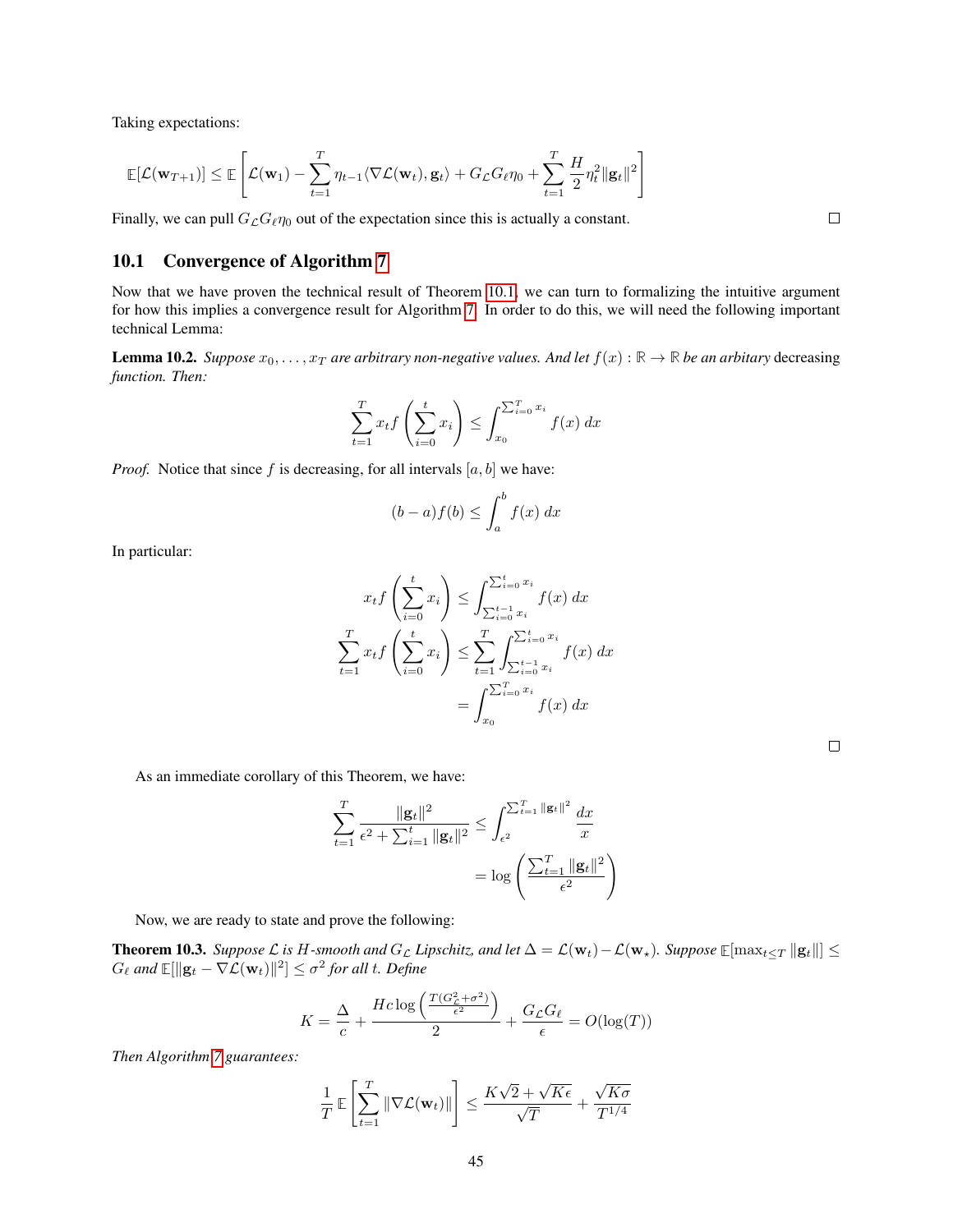Taking expectations:

$$\mathbb{E}[\mathcal{L}(\mathbf{w}_{T+1})] \leq \mathbb{E}\left[\mathcal{L}(\mathbf{w}_1) - \sum_{t=1}^{T} \eta_{t-1}\langle \nabla \mathcal{L}(\mathbf{w}_t), \mathbf{g}_t\rangle + G_{\mathcal{L}} G_\ell \eta_0 + \sum_{t=1}^{T} \frac{H}{2}\eta_t^2 \|\mathbf{g}_t\|^2\right]$$

Finally, we can pull $G_{\mathcal{L}} G_\ell \eta_0$ out of the expectation since this is actually a constant. □

## 10.1 Convergence of Algorithm 7

Now that we have proven the technical result of Theorem 10.1, we can turn to formalizing the intuitive argument for how this implies a convergence result for Algorithm 7. In order to do this, we will need the following important technical Lemma:

**Lemma 10.2.** *Suppose $x_0, \dots, x_T$ are arbitrary non-negative values. And let $f(x) : \mathbb{R} \to \mathbb{R}$ be an arbitary* decreasing *function. Then:*

$$\sum_{t=1}^{T} x_t f\left(\sum_{i=0}^{t} x_i\right) \leq \int_{x_0}^{\sum_{i=0}^{T} x_i} f(x)\, dx$$

*Proof.* Notice that since $f$ is decreasing, for all intervals $[a, b]$ we have:

$$(b-a)f(b) \leq \int_a^b f(x)\, dx$$

In particular:

$$x_t f\left(\sum_{i=0}^{t} x_i\right) \leq \int_{\sum_{i=0}^{t-1} x_i}^{\sum_{i=0}^{t} x_i} f(x)\, dx$$

$$\sum_{t=1}^{T} x_t f\left(\sum_{i=0}^{t} x_i\right) \leq \sum_{t=1}^{T} \int_{\sum_{i=0}^{t-1} x_i}^{\sum_{i=0}^{t} x_i} f(x)\, dx$$

$$= \int_{x_0}^{\sum_{i=0}^{T} x_i} f(x)\, dx$$

□

As an immediate corollary of this Theorem, we have:

$$\sum_{t=1}^{T} \frac{\|\mathbf{g}_t\|^2}{\epsilon^2 + \sum_{i=1}^{t} \|\mathbf{g}_t\|^2} \leq \int_{\epsilon^2}^{\sum_{t=1}^{T} \|\mathbf{g}_t\|^2} \frac{dx}{x}$$

$$= \log\left(\frac{\sum_{t=1}^{T} \|\mathbf{g}_t\|^2}{\epsilon^2}\right)$$

Now, we are ready to state and prove the following:

**Theorem 10.3.** *Suppose $\mathcal{L}$ is $H$-smooth and $G_{\mathcal{L}}$ Lipschitz, and let $\Delta = \mathcal{L}(\mathbf{w}_t) - \mathcal{L}(\mathbf{w}_\star)$. Suppose $\mathbb{E}[\max_{t\leq T} \|\mathbf{g}_t\|] \leq G_\ell$ and $\mathbb{E}[\|\mathbf{g}_t - \nabla \mathcal{L}(\mathbf{w}_t)\|^2] \leq \sigma^2$ for all $t$. Define*

$$K = \frac{\Delta}{c} + \frac{Hc \log\left(\frac{T(G_{\mathcal{L}}^2 + \sigma^2)}{\epsilon^2}\right)}{2} + \frac{G_{\mathcal{L}} G_\ell}{\epsilon} = O(\log(T))$$

*Then Algorithm 7 guarantees:*

$$\frac{1}{T}\mathbb{E}\left[\sum_{t=1}^{T} \|\nabla \mathcal{L}(\mathbf{w}_t)\|\right] \leq \frac{K\sqrt{2} + \sqrt{K\epsilon}}{\sqrt{T}} + \frac{\sqrt{K\sigma}}{T^{1/4}}$$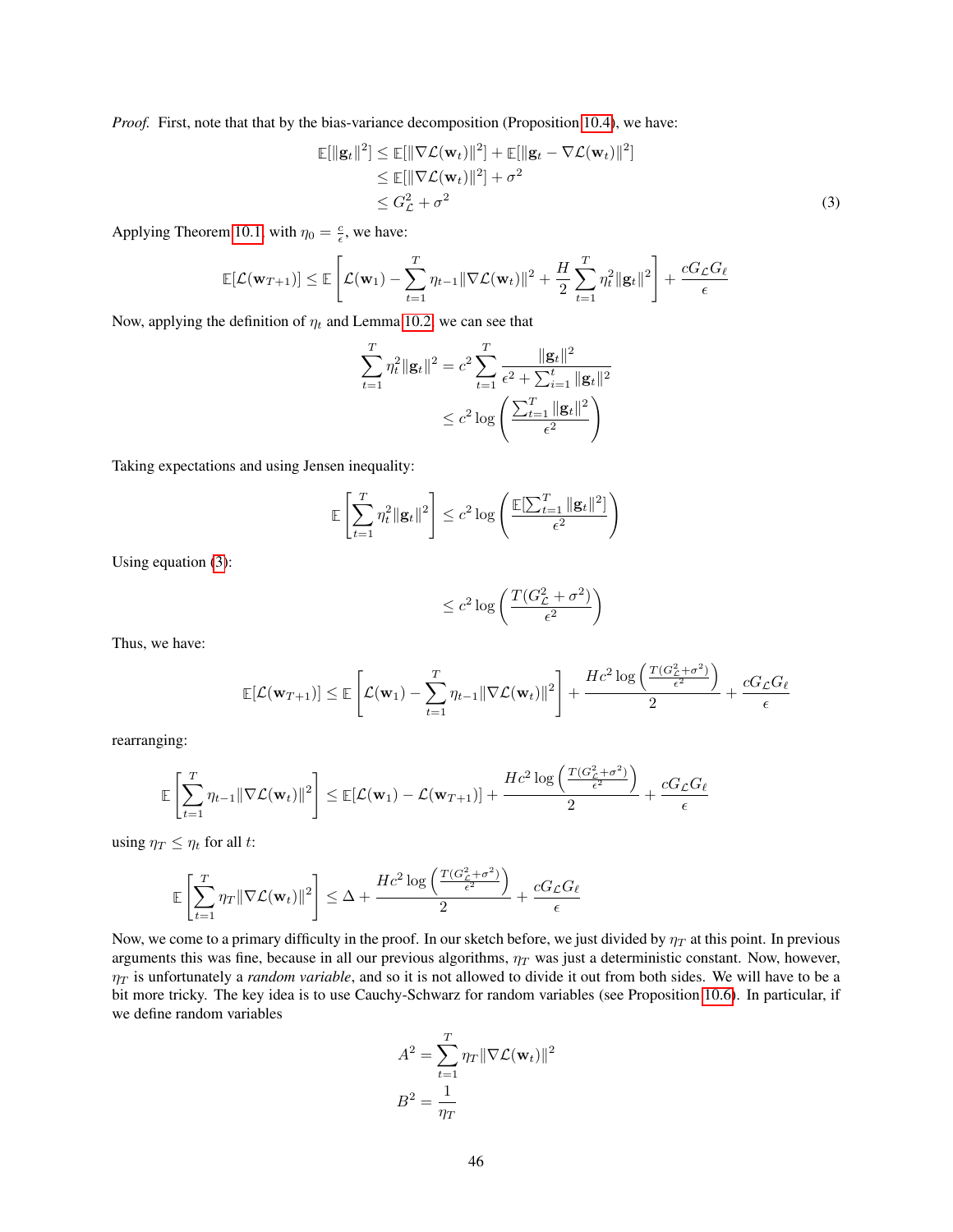*Proof.* First, note that that by the bias-variance decomposition (Proposition 10.4), we have:

$$\begin{aligned}
\mathbb{E}[\|\mathbf{g}_t\|^2] &\leq \mathbb{E}[\|\nabla \mathcal{L}(\mathbf{w}_t)\|^2] + \mathbb{E}[\|\mathbf{g}_t - \nabla \mathcal{L}(\mathbf{w}_t)\|^2] \\
&\leq \mathbb{E}[\|\nabla \mathcal{L}(\mathbf{w}_t)\|^2] + \sigma^2 \\
&\leq G_{\mathcal{L}}^2 + \sigma^2
\end{aligned} \tag{3}$$

Applying Theorem 10.1 with $\eta_0 = \frac{c}{\epsilon}$, we have:

$$\mathbb{E}[\mathcal{L}(\mathbf{w}_{T+1})] \leq \mathbb{E}\left[\mathcal{L}(\mathbf{w}_1) - \sum_{t=1}^T \eta_{t-1}\|\nabla \mathcal{L}(\mathbf{w}_t)\|^2 + \frac{H}{2}\sum_{t=1}^T \eta_t^2 \|\mathbf{g}_t\|^2\right] + \frac{cG_{\mathcal{L}}G_\ell}{\epsilon}$$

Now, applying the definition of $\eta_t$ and Lemma 10.2 we can see that

$$\begin{aligned}
\sum_{t=1}^T \eta_t^2 \|\mathbf{g}_t\|^2 &= c^2 \sum_{t=1}^T \frac{\|\mathbf{g}_t\|^2}{\epsilon^2 + \sum_{i=1}^t \|\mathbf{g}_t\|^2} \\
&\leq c^2 \log\left(\frac{\sum_{t=1}^T \|\mathbf{g}_t\|^2}{\epsilon^2}\right)
\end{aligned}$$

Taking expectations and using Jensen inequality:

$$\mathbb{E}\left[\sum_{t=1}^T \eta_t^2 \|\mathbf{g}_t\|^2\right] \leq c^2 \log\left(\frac{\mathbb{E}[\sum_{t=1}^T \|\mathbf{g}_t\|^2]}{\epsilon^2}\right)$$

Using equation (3):

$$\leq c^2 \log\left(\frac{T(G_{\mathcal{L}}^2 + \sigma^2)}{\epsilon^2}\right)$$

Thus, we have:

$$\mathbb{E}[\mathcal{L}(\mathbf{w}_{T+1})] \leq \mathbb{E}\left[\mathcal{L}(\mathbf{w}_1) - \sum_{t=1}^T \eta_{t-1}\|\nabla \mathcal{L}(\mathbf{w}_t)\|^2\right] + \frac{Hc^2 \log\left(\frac{T(G_{\mathcal{L}}^2+\sigma^2)}{\epsilon^2}\right)}{2} + \frac{cG_{\mathcal{L}}G_\ell}{\epsilon}$$

rearranging:

$$\mathbb{E}\left[\sum_{t=1}^T \eta_{t-1}\|\nabla \mathcal{L}(\mathbf{w}_t)\|^2\right] \leq \mathbb{E}[\mathcal{L}(\mathbf{w}_1) - \mathcal{L}(\mathbf{w}_{T+1})] + \frac{Hc^2 \log\left(\frac{T(G_{\mathcal{L}}^2+\sigma^2)}{\epsilon^2}\right)}{2} + \frac{cG_{\mathcal{L}}G_\ell}{\epsilon}$$

using $\eta_T \leq \eta_t$ for all $t$:

$$\mathbb{E}\left[\sum_{t=1}^T \eta_T\|\nabla \mathcal{L}(\mathbf{w}_t)\|^2\right] \leq \Delta + \frac{Hc^2 \log\left(\frac{T(G_{\mathcal{L}}^2+\sigma^2)}{\epsilon^2}\right)}{2} + \frac{cG_{\mathcal{L}}G_\ell}{\epsilon}$$

Now, we come to a primary difficulty in the proof. In our sketch before, we just divided by $\eta_T$ at this point. In previous arguments this was fine, because in all our previous algorithms, $\eta_T$ was just a deterministic constant. Now, however, $\eta_T$ is unfortunately a *random variable*, and so it is not allowed to divide it out from both sides. We will have to be a bit more tricky. The key idea is to use Cauchy-Schwarz for random variables (see Proposition 10.6). In particular, if we define random variables

$$\begin{aligned}
A^2 &= \sum_{t=1}^T \eta_T \|\nabla \mathcal{L}(\mathbf{w}_t)\|^2 \\
B^2 &= \frac{1}{\eta_T}
\end{aligned}$$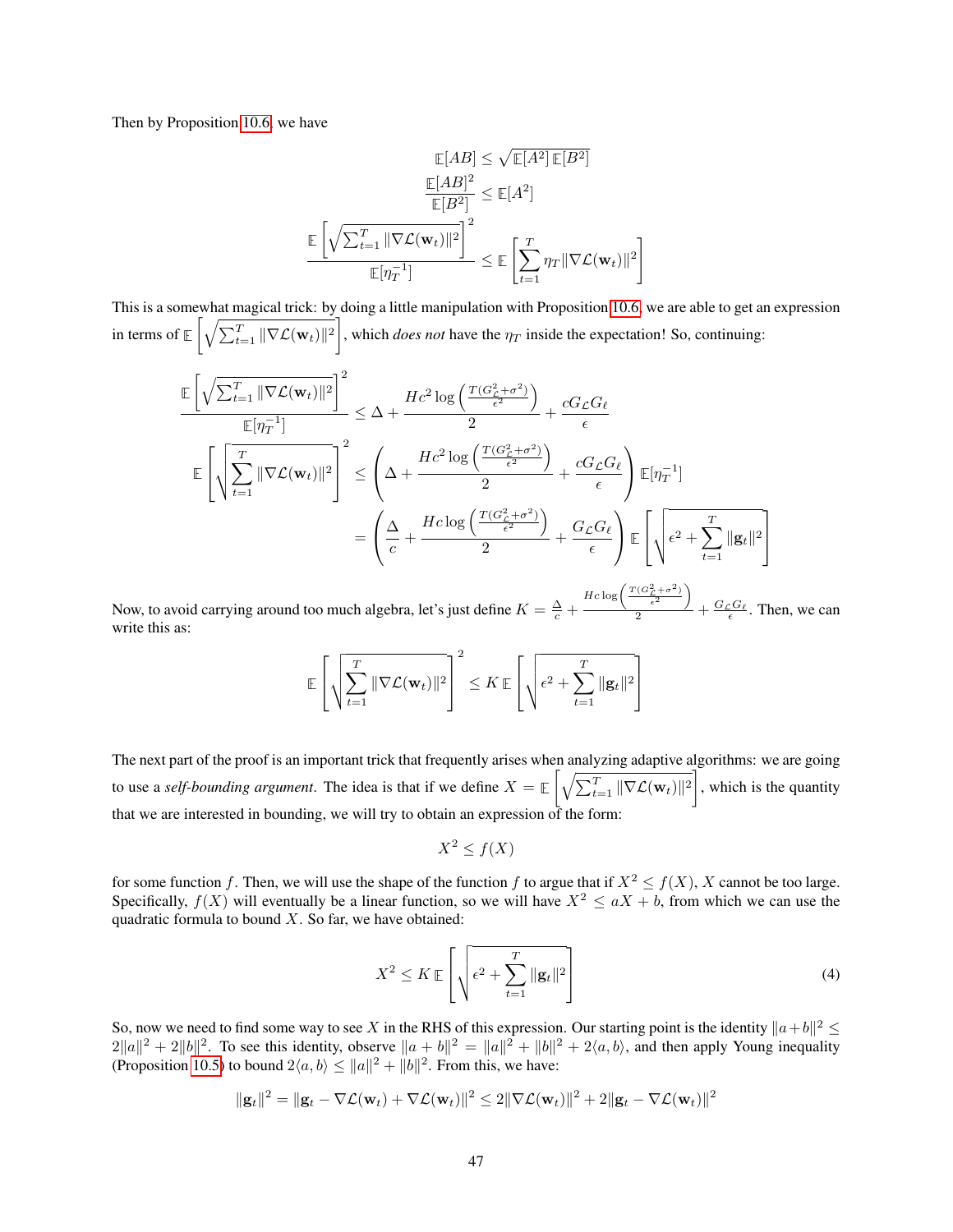Then by Proposition 10.6, we have

$$\mathbb{E}[AB] \leq \sqrt{\mathbb{E}[A^2]\,\mathbb{E}[B^2]}$$

$$\frac{\mathbb{E}[AB]^2}{\mathbb{E}[B^2]} \leq \mathbb{E}[A^2]$$

$$\frac{\mathbb{E}\left[\sqrt{\sum_{t=1}^T \|\nabla \mathcal{L}(\mathbf{w}_t)\|^2}\right]^2}{\mathbb{E}[\eta_T^{-1}]} \leq \mathbb{E}\left[\sum_{t=1}^T \eta_T \|\nabla \mathcal{L}(\mathbf{w}_t)\|^2\right]$$

This is a somewhat magical trick: by doing a little manipulation with Proposition 10.6, we are able to get an expression in terms of $\mathbb{E}\left[\sqrt{\sum_{t=1}^T \|\nabla \mathcal{L}(\mathbf{w}_t)\|^2}\right]$, which *does not* have the $\eta_T$ inside the expectation! So, continuing:

$$\frac{\mathbb{E}\left[\sqrt{\sum_{t=1}^T \|\nabla \mathcal{L}(\mathbf{w}_t)\|^2}\right]^2}{\mathbb{E}[\eta_T^{-1}]} \leq \Delta + \frac{Hc^2 \log\left(\frac{T(G_{\mathcal{L}}^2+\sigma^2)}{\epsilon^2}\right)}{2} + \frac{cG_{\mathcal{L}}G_\ell}{\epsilon}$$

$$\mathbb{E}\left[\sqrt{\sum_{t=1}^T \|\nabla \mathcal{L}(\mathbf{w}_t)\|^2}\right]^2 \leq \left(\Delta + \frac{Hc^2 \log\left(\frac{T(G_{\mathcal{L}}^2+\sigma^2)}{\epsilon^2}\right)}{2} + \frac{cG_{\mathcal{L}}G_\ell}{\epsilon}\right)\mathbb{E}[\eta_T^{-1}]$$

$$= \left(\frac{\Delta}{c} + \frac{Hc \log\left(\frac{T(G_{\mathcal{L}}^2+\sigma^2)}{\epsilon^2}\right)}{2} + \frac{G_{\mathcal{L}}G_\ell}{\epsilon}\right)\mathbb{E}\left[\sqrt{\epsilon^2 + \sum_{t=1}^T \|\mathbf{g}_t\|^2}\right]$$

Now, to avoid carrying around too much algebra, let's just define $K = \frac{\Delta}{c} + \frac{Hc \log\left(\frac{T(G_{\mathcal{L}}^2+\sigma^2)}{\epsilon^2}\right)}{2} + \frac{G_{\mathcal{L}}G_\ell}{\epsilon}$. Then, we can write this as:

$$\mathbb{E}\left[\sqrt{\sum_{t=1}^T \|\nabla \mathcal{L}(\mathbf{w}_t)\|^2}\right]^2 \leq K\,\mathbb{E}\left[\sqrt{\epsilon^2 + \sum_{t=1}^T \|\mathbf{g}_t\|^2}\right]$$

The next part of the proof is an important trick that frequently arises when analyzing adaptive algorithms: we are going to use a *self-bounding argument*. The idea is that if we define $X = \mathbb{E}\left[\sqrt{\sum_{t=1}^T \|\nabla \mathcal{L}(\mathbf{w}_t)\|^2}\right]$, which is the quantity that we are interested in bounding, we will try to obtain an expression of the form:

$$X^2 \leq f(X)$$

for some function $f$. Then, we will use the shape of the function $f$ to argue that if $X^2 \leq f(X)$, $X$ cannot be too large. Specifically, $f(X)$ will eventually be a linear function, so we will have $X^2 \leq aX + b$, from which we can use the quadratic formula to bound $X$. So far, we have obtained:

$$X^2 \leq K\,\mathbb{E}\left[\sqrt{\epsilon^2 + \sum_{t=1}^T \|\mathbf{g}_t\|^2}\right] \tag{4}$$

So, now we need to find some way to see $X$ in the RHS of this expression. Our starting point is the identity $\|a+b\|^2 \leq 2\|a\|^2 + 2\|b\|^2$. To see this identity, observe $\|a+b\|^2 = \|a\|^2 + \|b\|^2 + 2\langle a, b\rangle$, and then apply Young inequality (Proposition 10.5) to bound $2\langle a, b\rangle \leq \|a\|^2 + \|b\|^2$. From this, we have:

$$\|\mathbf{g}_t\|^2 = \|\mathbf{g}_t - \nabla \mathcal{L}(\mathbf{w}_t) + \nabla \mathcal{L}(\mathbf{w}_t)\|^2 \leq 2\|\nabla \mathcal{L}(\mathbf{w}_t)\|^2 + 2\|\mathbf{g}_t - \nabla \mathcal{L}(\mathbf{w}_t)\|^2$$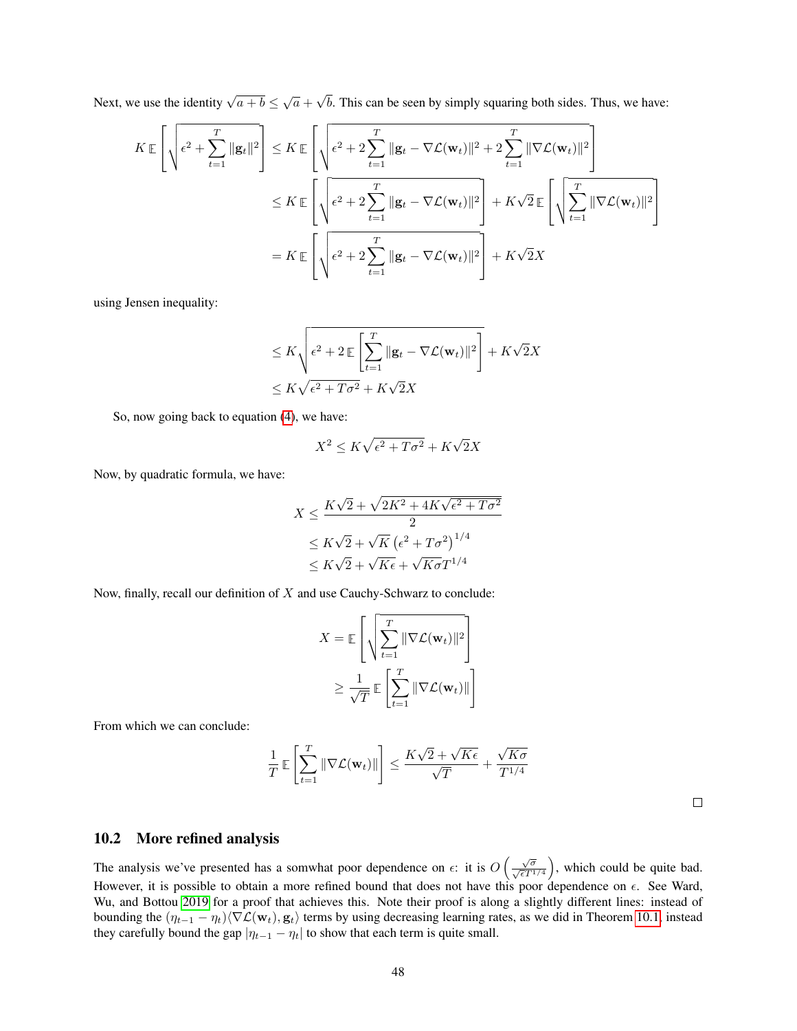Next, we use the identity $\sqrt{a+b} \leq \sqrt{a} + \sqrt{b}$. This can be seen by simply squaring both sides. Thus, we have:

$$
\begin{aligned}
K\,\mathbb{E}\left[\sqrt{\epsilon^2 + \sum_{t=1}^T \|\mathbf{g}_t\|^2}\right] &\leq K\,\mathbb{E}\left[\sqrt{\epsilon^2 + 2\sum_{t=1}^T \|\mathbf{g}_t - \nabla \mathcal{L}(\mathbf{w}_t)\|^2 + 2\sum_{t=1}^T \|\nabla \mathcal{L}(\mathbf{w}_t)\|^2}\right] \\
&\leq K\,\mathbb{E}\left[\sqrt{\epsilon^2 + 2\sum_{t=1}^T \|\mathbf{g}_t - \nabla \mathcal{L}(\mathbf{w}_t)\|^2}\right] + K\sqrt{2}\,\mathbb{E}\left[\sqrt{\sum_{t=1}^T \|\nabla \mathcal{L}(\mathbf{w}_t)\|^2}\right] \\
&= K\,\mathbb{E}\left[\sqrt{\epsilon^2 + 2\sum_{t=1}^T \|\mathbf{g}_t - \nabla \mathcal{L}(\mathbf{w}_t)\|^2}\right] + K\sqrt{2}X
\end{aligned}
$$

using Jensen inequality:

$$
\begin{aligned}
&\leq K\sqrt{\epsilon^2 + 2\,\mathbb{E}\left[\sum_{t=1}^T \|\mathbf{g}_t - \nabla \mathcal{L}(\mathbf{w}_t)\|^2\right]} + K\sqrt{2}X \\
&\leq K\sqrt{\epsilon^2 + T\sigma^2} + K\sqrt{2}X
\end{aligned}
$$

So, now going back to equation (4), we have:

$$
X^2 \leq K\sqrt{\epsilon^2 + T\sigma^2} + K\sqrt{2}X
$$

Now, by quadratic formula, we have:

$$
\begin{aligned}
X &\leq \frac{K\sqrt{2} + \sqrt{2K^2 + 4K\sqrt{\epsilon^2 + T\sigma^2}}}{2} \\
&\leq K\sqrt{2} + \sqrt{K}\left(\epsilon^2 + T\sigma^2\right)^{1/4} \\
&\leq K\sqrt{2} + \sqrt{K\epsilon} + \sqrt{K\sigma}T^{1/4}
\end{aligned}
$$

Now, finally, recall our definition of $X$ and use Cauchy-Schwarz to conclude:

$$
\begin{aligned}
X &= \mathbb{E}\left[\sqrt{\sum_{t=1}^T \|\nabla \mathcal{L}(\mathbf{w}_t)\|^2}\right] \\
&\geq \frac{1}{\sqrt{T}}\,\mathbb{E}\left[\sum_{t=1}^T \|\nabla \mathcal{L}(\mathbf{w}_t)\|\right]
\end{aligned}
$$

From which we can conclude:

$$
\frac{1}{T}\,\mathbb{E}\left[\sum_{t=1}^T \|\nabla \mathcal{L}(\mathbf{w}_t)\|\right] \leq \frac{K\sqrt{2} + \sqrt{K\epsilon}}{\sqrt{T}} + \frac{\sqrt{K\sigma}}{T^{1/4}}
$$

□

## 10.2 More refined analysis

The analysis we've presented has a somwhat poor dependence on $\epsilon$: it is $O\left(\frac{\sqrt{\sigma}}{\sqrt{\epsilon}T^{1/4}}\right)$, which could be quite bad. However, it is possible to obtain a more refined bound that does not have this poor dependence on $\epsilon$. See Ward, Wu, and Bottou 2019 for a proof that achieves this. Note their proof is along a slightly different lines: instead of bounding the $(\eta_{t-1} - \eta_t)\langle \nabla \mathcal{L}(\mathbf{w}_t), \mathbf{g}_t \rangle$ terms by using decreasing learning rates, as we did in Theorem 10.1, instead they carefully bound the gap $|\eta_{t-1} - \eta_t|$ to show that each term is quite small.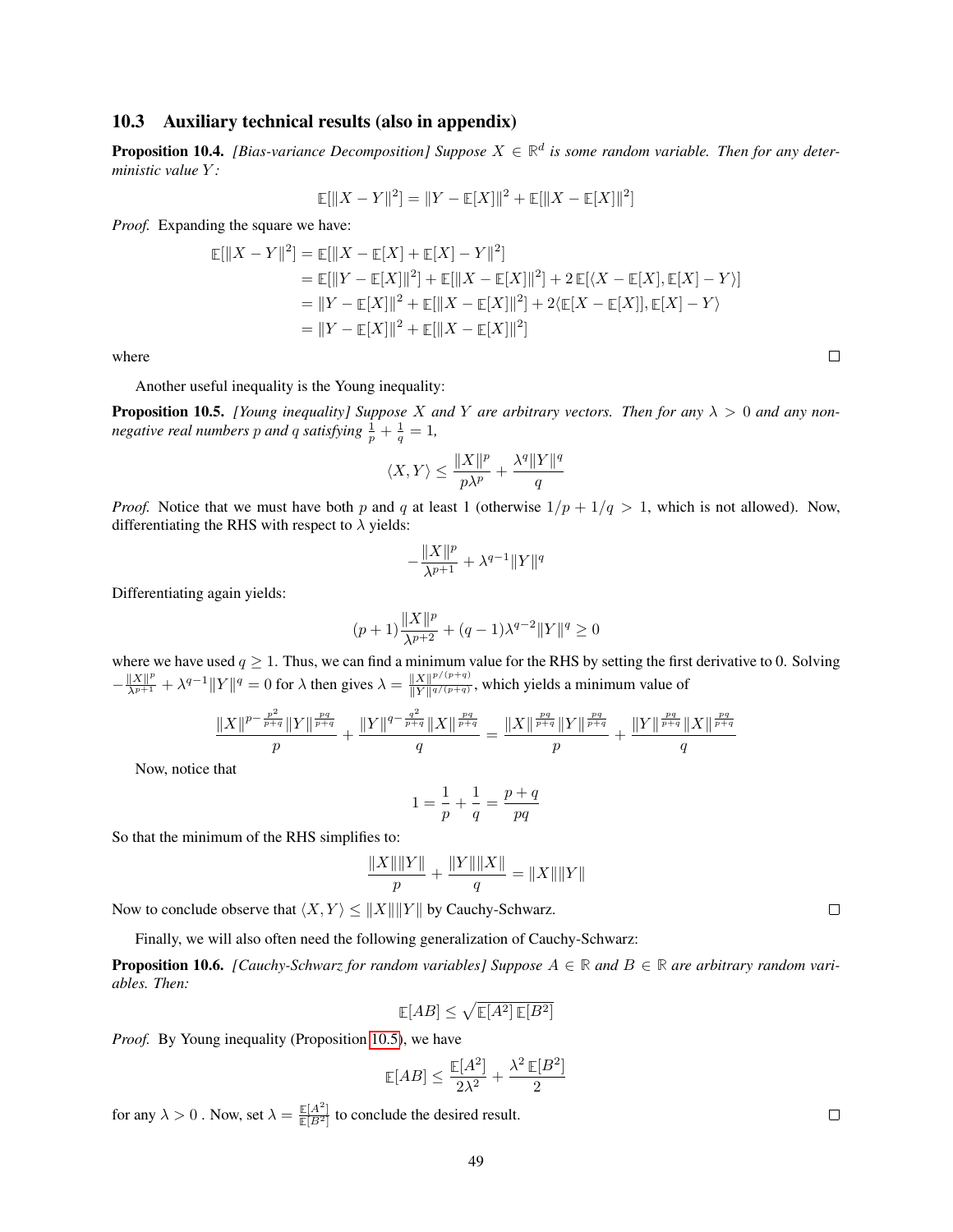### 10.3 Auxiliary technical results (also in appendix)

**Proposition 10.4.** *[Bias-variance Decomposition] Suppose $X \in \mathbb{R}^d$ is some random variable. Then for any deterministic value $Y$:*

$$\mathbb{E}[\|X - Y\|^2] = \|Y - \mathbb{E}[X]\|^2 + \mathbb{E}[\|X - \mathbb{E}[X]\|^2]$$

*Proof.* Expanding the square we have:

$$\begin{aligned}
\mathbb{E}[\|X - Y\|^2] &= \mathbb{E}[\|X - \mathbb{E}[X] + \mathbb{E}[X] - Y\|^2] \\
&= \mathbb{E}[\|Y - \mathbb{E}[X]\|^2] + \mathbb{E}[\|X - \mathbb{E}[X]\|^2] + 2\,\mathbb{E}[\langle X - \mathbb{E}[X], \mathbb{E}[X] - Y\rangle] \\
&= \|Y - \mathbb{E}[X]\|^2 + \mathbb{E}[\|X - \mathbb{E}[X]\|^2] + 2\langle \mathbb{E}[X - \mathbb{E}[X]], \mathbb{E}[X] - Y\rangle \\
&= \|Y - \mathbb{E}[X]\|^2 + \mathbb{E}[\|X - \mathbb{E}[X]\|^2]
\end{aligned}$$

where □

Another useful inequality is the Young inequality:

**Proposition 10.5.** *[Young inequality] Suppose $X$ and $Y$ are arbitrary vectors. Then for any $\lambda > 0$ and any non-negative real numbers $p$ and $q$ satisfying $\frac{1}{p} + \frac{1}{q} = 1$,*

$$\langle X, Y\rangle \le \frac{\|X\|^p}{p\lambda^p} + \frac{\lambda^q \|Y\|^q}{q}$$

*Proof.* Notice that we must have both $p$ and $q$ at least 1 (otherwise $1/p + 1/q > 1$, which is not allowed). Now, differentiating the RHS with respect to $\lambda$ yields:

$$-\frac{\|X\|^p}{\lambda^{p+1}} + \lambda^{q-1}\|Y\|^q$$

Differentiating again yields:

$$(p+1)\frac{\|X\|^p}{\lambda^{p+2}} + (q-1)\lambda^{q-2}\|Y\|^q \ge 0$$

where we have used $q \ge 1$. Thus, we can find a minimum value for the RHS by setting the first derivative to 0. Solving $-\frac{\|X\|^p}{\lambda^{p+1}} + \lambda^{q-1}\|Y\|^q = 0$ for $\lambda$ then gives $\lambda = \frac{\|X\|^{p/(p+q)}}{\|Y\|^{q/(p+q)}}$, which yields a minimum value of

$$\frac{\|X\|^{p - \frac{p^2}{p+q}}\|Y\|^{\frac{pq}{p+q}}}{p} + \frac{\|Y\|^{q - \frac{q^2}{p+q}}\|X\|^{\frac{pq}{p+q}}}{q} = \frac{\|X\|^{\frac{pq}{p+q}}\|Y\|^{\frac{pq}{p+q}}}{p} + \frac{\|Y\|^{\frac{pq}{p+q}}\|X\|^{\frac{pq}{p+q}}}{q}$$

Now, notice that

$$1 = \frac{1}{p} + \frac{1}{q} = \frac{p+q}{pq}$$

So that the minimum of the RHS simplifies to:

$$\frac{\|X\|\|Y\|}{p} + \frac{\|Y\|\|X\|}{q} = \|X\|\|Y\|$$

Now to conclude observe that $\langle X, Y\rangle \le \|X\|\|Y\|$ by Cauchy-Schwarz. □

Finally, we will also often need the following generalization of Cauchy-Schwarz:

**Proposition 10.6.** *[Cauchy-Schwarz for random variables] Suppose $A \in \mathbb{R}$ and $B \in \mathbb{R}$ are arbitrary random variables. Then:*

$$\mathbb{E}[AB] \le \sqrt{\mathbb{E}[A^2]\,\mathbb{E}[B^2]}$$

*Proof.* By Young inequality (Proposition 10.5), we have

$$\mathbb{E}[AB] \le \frac{\mathbb{E}[A^2]}{2\lambda^2} + \frac{\lambda^2\,\mathbb{E}[B^2]}{2}$$

for any $\lambda > 0$ . Now, set $\lambda = \frac{\mathbb{E}[A^2]}{\mathbb{E}[B^2]}$ to conclude the desired result. □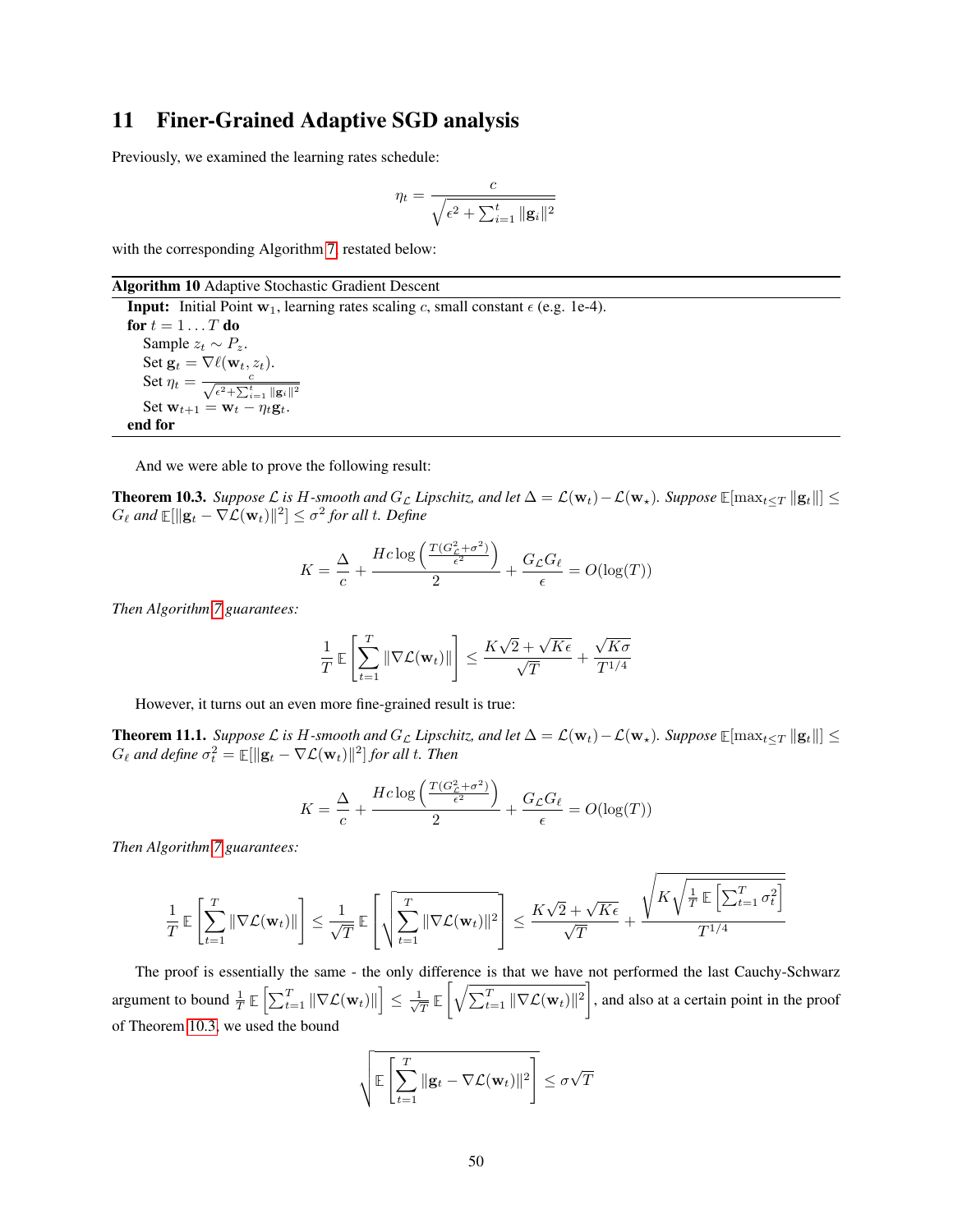# 11 Finer-Grained Adaptive SGD analysis

Previously, we examined the learning rates schedule:

$$\eta_t = \frac{c}{\sqrt{\epsilon^2 + \sum_{i=1}^t \|\mathbf{g}_i\|^2}}$$

with the corresponding Algorithm 7, restated below:

---

**Algorithm 10** Adaptive Stochastic Gradient Descent

---

**Input:** Initial Point $\mathbf{w}_1$, learning rates scaling $c$, small constant $\epsilon$ (e.g. 1e-4).

**for** $t = 1 \dots T$ **do**

  Sample $z_t \sim P_z$.

  Set $\mathbf{g}_t = \nabla \ell(\mathbf{w}_t, z_t)$.

  Set $\eta_t = \frac{c}{\sqrt{\epsilon^2 + \sum_{i=1}^t \|\mathbf{g}_i\|^2}}$

  Set $\mathbf{w}_{t+1} = \mathbf{w}_t - \eta_t \mathbf{g}_t$.

**end for**

---

And we were able to prove the following result:

**Theorem 10.3.** *Suppose $\mathcal{L}$ is $H$-smooth and $G_{\mathcal{L}}$ Lipschitz, and let $\Delta = \mathcal{L}(\mathbf{w}_t) - \mathcal{L}(\mathbf{w}_\star)$. Suppose $\mathbb{E}[\max_{t \le T} \|\mathbf{g}_t\|] \le G_\ell$ and $\mathbb{E}[\|\mathbf{g}_t - \nabla \mathcal{L}(\mathbf{w}_t)\|^2] \le \sigma^2$ for all $t$. Define*

$$K = \frac{\Delta}{c} + \frac{Hc \log\left(\frac{T(G_{\mathcal{L}}^2 + \sigma^2)}{\epsilon^2}\right)}{2} + \frac{G_{\mathcal{L}} G_\ell}{\epsilon} = O(\log(T))$$

*Then Algorithm 7 guarantees:*

$$\frac{1}{T} \mathbb{E}\left[\sum_{t=1}^T \|\nabla \mathcal{L}(\mathbf{w}_t)\|\right] \le \frac{K\sqrt{2} + \sqrt{K\epsilon}}{\sqrt{T}} + \frac{\sqrt{K\sigma}}{T^{1/4}}$$

However, it turns out an even more fine-grained result is true:

**Theorem 11.1.** *Suppose $\mathcal{L}$ is $H$-smooth and $G_{\mathcal{L}}$ Lipschitz, and let $\Delta = \mathcal{L}(\mathbf{w}_t) - \mathcal{L}(\mathbf{w}_\star)$. Suppose $\mathbb{E}[\max_{t \le T} \|\mathbf{g}_t\|] \le G_\ell$ and define $\sigma_t^2 = \mathbb{E}[\|\mathbf{g}_t - \nabla \mathcal{L}(\mathbf{w}_t)\|^2]$ for all $t$. Then*

$$K = \frac{\Delta}{c} + \frac{Hc \log\left(\frac{T(G_{\mathcal{L}}^2 + \sigma^2)}{\epsilon^2}\right)}{2} + \frac{G_{\mathcal{L}} G_\ell}{\epsilon} = O(\log(T))$$

*Then Algorithm 7 guarantees:*

$$\frac{1}{T} \mathbb{E}\left[\sum_{t=1}^T \|\nabla \mathcal{L}(\mathbf{w}_t)\|\right] \le \frac{1}{\sqrt{T}} \mathbb{E}\left[\sqrt{\sum_{t=1}^T \|\nabla \mathcal{L}(\mathbf{w}_t)\|^2}\right] \le \frac{K\sqrt{2} + \sqrt{K\epsilon}}{\sqrt{T}} + \frac{\sqrt{K\sqrt{\frac{1}{T}\mathbb{E}\left[\sum_{t=1}^T \sigma_t^2\right]}}}{T^{1/4}}$$

The proof is essentially the same - the only difference is that we have not performed the last Cauchy-Schwarz argument to bound $\frac{1}{T}\mathbb{E}\left[\sum_{t=1}^T \|\nabla \mathcal{L}(\mathbf{w}_t)\|\right] \le \frac{1}{\sqrt{T}} \mathbb{E}\left[\sqrt{\sum_{t=1}^T \|\nabla \mathcal{L}(\mathbf{w}_t)\|^2}\right]$, and also at a certain point in the proof of Theorem 10.3, we used the bound

$$\sqrt{\mathbb{E}\left[\sum_{t=1}^T \|\mathbf{g}_t - \nabla \mathcal{L}(\mathbf{w}_t)\|^2\right]} \le \sigma\sqrt{T}$$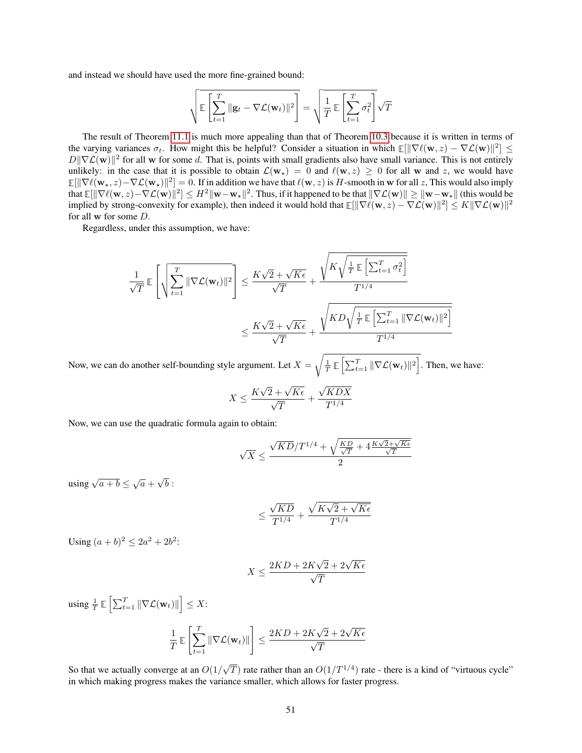and instead we should have used the more fine-grained bound:

$$\sqrt{\mathbb{E}\left[\sum_{t=1}^{T}\|\mathbf{g}_t - \nabla\mathcal{L}(\mathbf{w}_t)\|^2\right]} = \sqrt{\frac{1}{T}\mathbb{E}\left[\sum_{t=1}^{T}\sigma_t^2\right]}\sqrt{T}$$

The result of Theorem 11.1 is much more appealing than that of Theorem 10.3 because it is written in terms of the varying variances $\sigma_t$. How might this be helpful? Consider a situation in which $\mathbb{E}[\|\nabla\ell(\mathbf{w}, z) - \nabla\mathcal{L}(\mathbf{w})\|^2] \le D\|\nabla\mathcal{L}(\mathbf{w})\|^2$ for all $\mathbf{w}$ for some $d$. That is, points with small gradients also have small variance. This is not entirely unlikely: in the case that it is possible to obtain $\mathcal{L}(\mathbf{w}_\star) = 0$ and $\ell(\mathbf{w}, z) \ge 0$ for all $\mathbf{w}$ and $z$, we would have $\mathbb{E}[\|\nabla\ell(\mathbf{w}_\star, z) - \nabla\mathcal{L}(\mathbf{w}_\star)\|^2] = 0$. If in addition we have that $\ell(\mathbf{w}, z)$ is $H$-smooth in $\mathbf{w}$ for all $z$, This would also imply that $\mathbb{E}[\|\nabla\ell(\mathbf{w}, z) - \nabla\mathcal{L}(\mathbf{w})\|^2] \le H^2\|\mathbf{w} - \mathbf{w}_\star\|^2$. Thus, if it happened to be that $\|\nabla\mathcal{L}(\mathbf{w})\| \ge \|\mathbf{w} - \mathbf{w}_\star\|$ (this would be implied by strong-convexity for example), then indeed it would hold that $\mathbb{E}[\|\nabla\ell(\mathbf{w}, z) - \nabla\mathcal{L}(\mathbf{w})\|^2] \le K\|\nabla\mathcal{L}(\mathbf{w})\|^2$ for all $\mathbf{w}$ for some $D$.

Regardless, under this assumption, we have:

$$\frac{1}{\sqrt{T}}\mathbb{E}\left[\sqrt{\sum_{t=1}^{T}\|\nabla\mathcal{L}(\mathbf{w}_t)\|^2}\right] \le \frac{K\sqrt{2} + \sqrt{K\epsilon}}{\sqrt{T}} + \frac{\sqrt{K\sqrt{\frac{1}{T}\mathbb{E}\left[\sum_{t=1}^{T}\sigma_t^2\right]}}}{T^{1/4}}$$

$$\le \frac{K\sqrt{2} + \sqrt{K\epsilon}}{\sqrt{T}} + \frac{\sqrt{KD\sqrt{\frac{1}{T}\mathbb{E}\left[\sum_{t=1}^{T}\|\nabla\mathcal{L}(\mathbf{w}_t)\|^2\right]}}}{T^{1/4}}$$

Now, we can do another self-bounding style argument. Let $X = \sqrt{\frac{1}{T}\mathbb{E}\left[\sum_{t=1}^{T}\|\nabla\mathcal{L}(\mathbf{w}_t)\|^2\right]}$. Then, we have:

$$X \le \frac{K\sqrt{2} + \sqrt{K\epsilon}}{\sqrt{T}} + \frac{\sqrt{KDX}}{T^{1/4}}$$

Now, we can use the quadratic formula again to obtain:

$$\sqrt{X} \le \frac{\sqrt{KD}/T^{1/4} + \sqrt{\frac{KD}{\sqrt{T}} + 4\frac{K\sqrt{2}+\sqrt{K\epsilon}}{\sqrt{T}}}}{2}$$

using $\sqrt{a+b} \le \sqrt{a} + \sqrt{b}$ :

$$\le \frac{\sqrt{KD}}{T^{1/4}} + \frac{\sqrt{K\sqrt{2} + \sqrt{K\epsilon}}}{T^{1/4}}$$

Using $(a+b)^2 \le 2a^2 + 2b^2$:

$$X \le \frac{2KD + 2K\sqrt{2} + 2\sqrt{K\epsilon}}{\sqrt{T}}$$

using $\frac{1}{T}\mathbb{E}\left[\sum_{t=1}^{T}\|\nabla\mathcal{L}(\mathbf{w}_t)\|\right] \le X$:

$$\frac{1}{T}\mathbb{E}\left[\sum_{t=1}^{T}\|\nabla\mathcal{L}(\mathbf{w}_t)\|\right] \le \frac{2KD + 2K\sqrt{2} + 2\sqrt{K\epsilon}}{\sqrt{T}}$$

So that we actually converge at an $O(1/\sqrt{T})$ rate rather than an $O(1/T^{1/4})$ rate - there is a kind of "virtuous cycle" in which making progress makes the variance smaller, which allows for faster progress.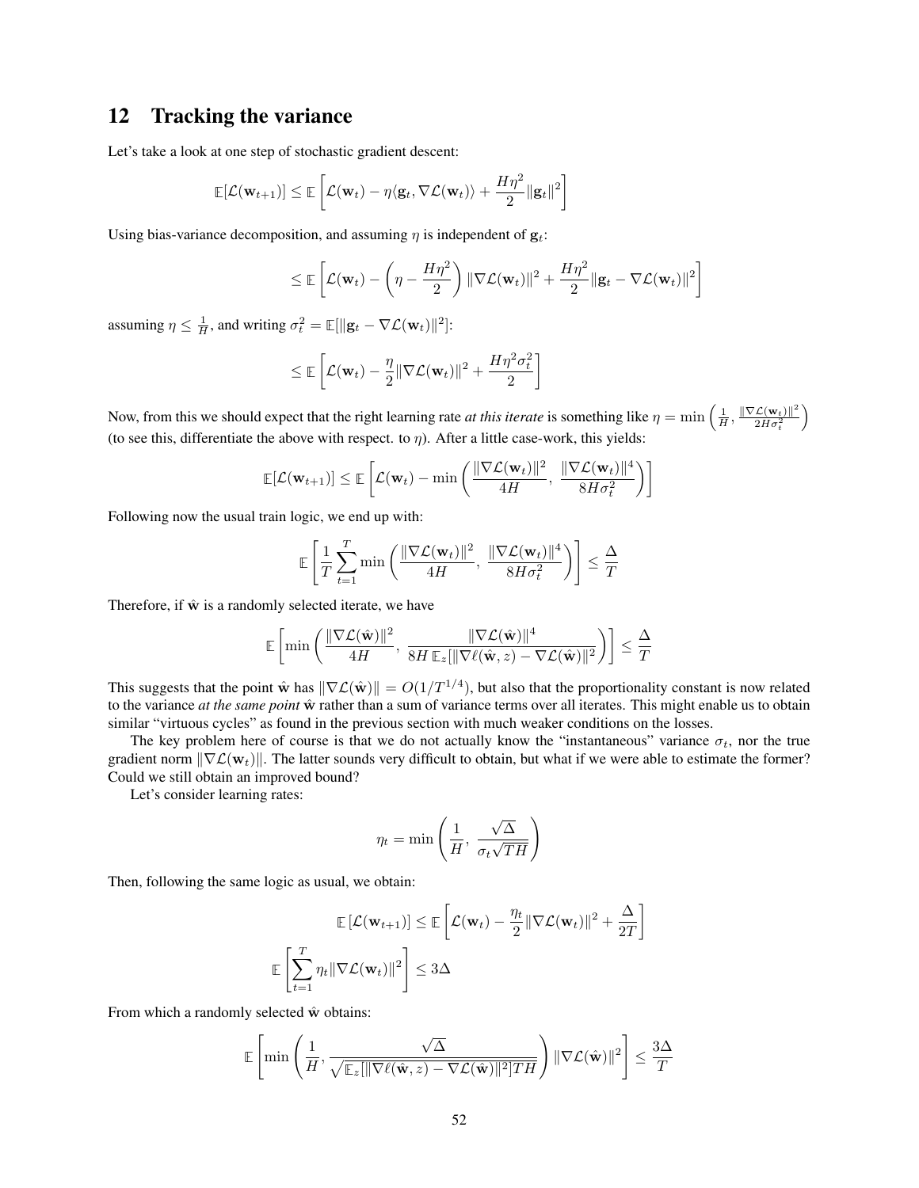## 12 Tracking the variance

Let's take a look at one step of stochastic gradient descent:

$$\mathbb{E}[\mathcal{L}(\mathbf{w}_{t+1})] \leq \mathbb{E}\left[\mathcal{L}(\mathbf{w}_t) - \eta\langle \mathbf{g}_t, \nabla \mathcal{L}(\mathbf{w}_t)\rangle + \frac{H\eta^2}{2}\|\mathbf{g}_t\|^2\right]$$

Using bias-variance decomposition, and assuming $\eta$ is independent of $\mathbf{g}_t$:

$$\leq \mathbb{E}\left[\mathcal{L}(\mathbf{w}_t) - \left(\eta - \frac{H\eta^2}{2}\right)\|\nabla \mathcal{L}(\mathbf{w}_t)\|^2 + \frac{H\eta^2}{2}\|\mathbf{g}_t - \nabla \mathcal{L}(\mathbf{w}_t)\|^2\right]$$

assuming $\eta \leq \frac{1}{H}$, and writing $\sigma_t^2 = \mathbb{E}[\|\mathbf{g}_t - \nabla \mathcal{L}(\mathbf{w}_t)\|^2]$:

$$\leq \mathbb{E}\left[\mathcal{L}(\mathbf{w}_t) - \frac{\eta}{2}\|\nabla \mathcal{L}(\mathbf{w}_t)\|^2 + \frac{H\eta^2\sigma_t^2}{2}\right]$$

Now, from this we should expect that the right learning rate *at this iterate* is something like $\eta = \min\left(\frac{1}{H}, \frac{\|\nabla \mathcal{L}(\mathbf{w}_t)\|^2}{2H\sigma_t^2}\right)$ (to see this, differentiate the above with respect. to $\eta$). After a little case-work, this yields:

$$\mathbb{E}[\mathcal{L}(\mathbf{w}_{t+1})] \leq \mathbb{E}\left[\mathcal{L}(\mathbf{w}_t) - \min\left(\frac{\|\nabla \mathcal{L}(\mathbf{w}_t)\|^2}{4H},\ \frac{\|\nabla \mathcal{L}(\mathbf{w}_t)\|^4}{8H\sigma_t^2}\right)\right]$$

Following now the usual train logic, we end up with:

$$\mathbb{E}\left[\frac{1}{T}\sum_{t=1}^{T}\min\left(\frac{\|\nabla \mathcal{L}(\mathbf{w}_t)\|^2}{4H},\ \frac{\|\nabla \mathcal{L}(\mathbf{w}_t)\|^4}{8H\sigma_t^2}\right)\right] \leq \frac{\Delta}{T}$$

Therefore, if $\hat{\mathbf{w}}$ is a randomly selected iterate, we have

$$\mathbb{E}\left[\min\left(\frac{\|\nabla \mathcal{L}(\hat{\mathbf{w}})\|^2}{4H},\ \frac{\|\nabla \mathcal{L}(\hat{\mathbf{w}})\|^4}{8H\,\mathbb{E}_z[\|\nabla \ell(\hat{\mathbf{w}}, z) - \nabla \mathcal{L}(\hat{\mathbf{w}})\|^2]}\right)\right] \leq \frac{\Delta}{T}$$

This suggests that the point $\hat{\mathbf{w}}$ has $\|\nabla \mathcal{L}(\hat{\mathbf{w}})\| = O(1/T^{1/4})$, but also that the proportionality constant is now related to the variance *at the same point* $\hat{\mathbf{w}}$ rather than a sum of variance terms over all iterates. This might enable us to obtain similar "virtuous cycles" as found in the previous section with much weaker conditions on the losses.

The key problem here of course is that we do not actually know the "instantaneous" variance $\sigma_t$, nor the true gradient norm $\|\nabla \mathcal{L}(\mathbf{w}_t)\|$. The latter sounds very difficult to obtain, but what if we were able to estimate the former? Could we still obtain an improved bound?

Let's consider learning rates:

$$\eta_t = \min\left(\frac{1}{H},\ \frac{\sqrt{\Delta}}{\sigma_t\sqrt{TH}}\right)$$

Then, following the same logic as usual, we obtain:

$$\mathbb{E}\left[\mathcal{L}(\mathbf{w}_{t+1})\right] \leq \mathbb{E}\left[\mathcal{L}(\mathbf{w}_t) - \frac{\eta_t}{2}\|\nabla \mathcal{L}(\mathbf{w}_t)\|^2 + \frac{\Delta}{2T}\right]$$

$$\mathbb{E}\left[\sum_{t=1}^{T}\eta_t\|\nabla \mathcal{L}(\mathbf{w}_t)\|^2\right] \leq 3\Delta$$

From which a randomly selected $\hat{\mathbf{w}}$ obtains:

$$\mathbb{E}\left[\min\left(\frac{1}{H}, \frac{\sqrt{\Delta}}{\sqrt{\mathbb{E}_z[\|\nabla \ell(\hat{\mathbf{w}}, z) - \nabla \mathcal{L}(\hat{\mathbf{w}})\|^2]TH}}\right)\|\nabla \mathcal{L}(\hat{\mathbf{w}})\|^2\right] \leq \frac{3\Delta}{T}$$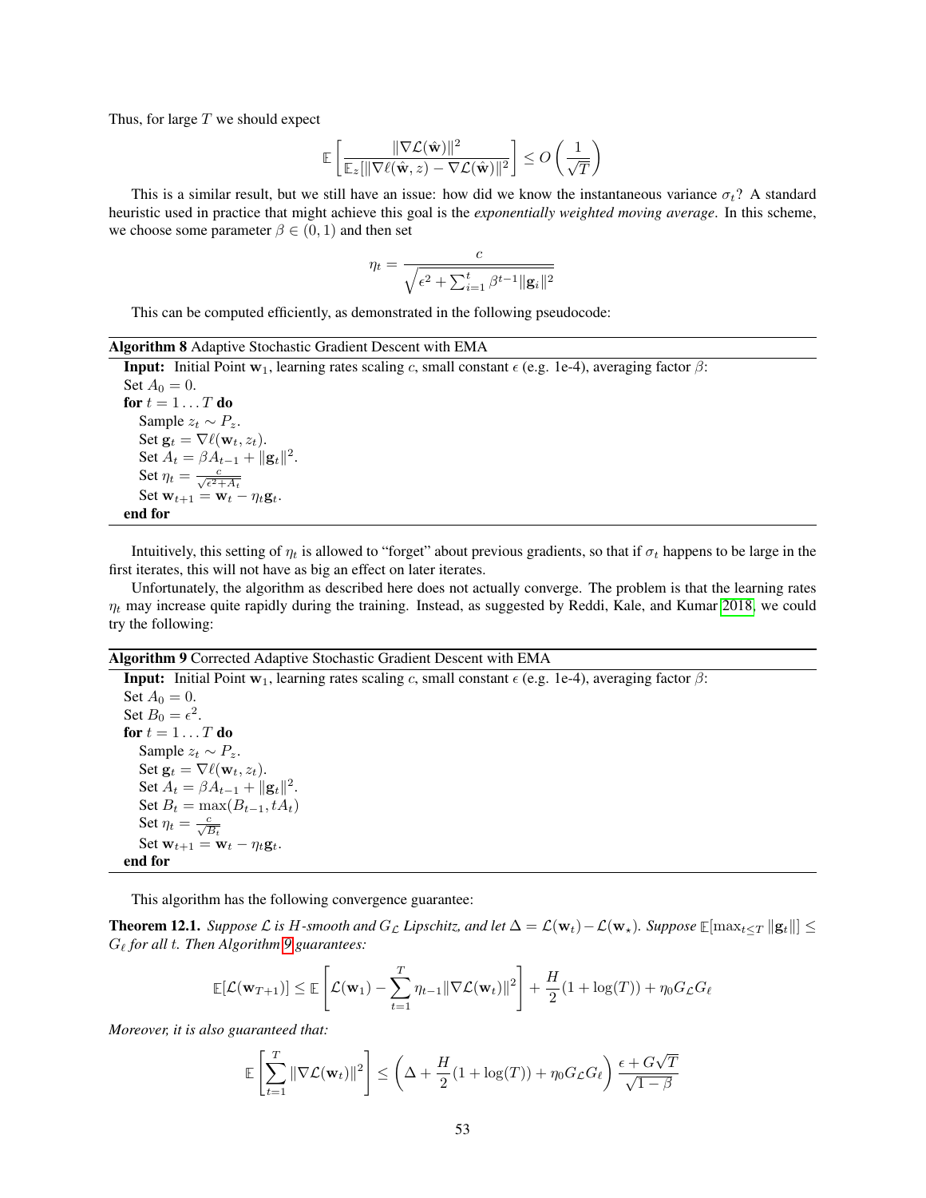Thus, for large $T$ we should expect

$$\mathbb{E}\left[\frac{\|\nabla\mathcal{L}(\hat{\mathbf{w}})\|^2}{\mathbb{E}_z[\|\nabla\ell(\hat{\mathbf{w}}, z) - \nabla\mathcal{L}(\hat{\mathbf{w}})\|^2]}\right] \le O\left(\frac{1}{\sqrt{T}}\right)$$

This is a similar result, but we still have an issue: how did we know the instantaneous variance $\sigma_t$? A standard heuristic used in practice that might achieve this goal is the *exponentially weighted moving average*. In this scheme, we choose some parameter $\beta \in (0, 1)$ and then set

$$\eta_t = \frac{c}{\sqrt{\epsilon^2 + \sum_{i=1}^t \beta^{t-1}\|\mathbf{g}_i\|^2}}$$

This can be computed efficiently, as demonstrated in the following pseudocode:

**Algorithm 8** Adaptive Stochastic Gradient Descent with EMA

**Input:** Initial Point $\mathbf{w}_1$, learning rates scaling $c$, small constant $\epsilon$ (e.g. 1e-4), averaging factor $\beta$:
Set $A_0 = 0$.
**for** $t = 1 \dots T$ **do**
  Sample $z_t \sim P_z$.
  Set $\mathbf{g}_t = \nabla\ell(\mathbf{w}_t, z_t)$.
  Set $A_t = \beta A_{t-1} + \|\mathbf{g}_t\|^2$.
  Set $\eta_t = \frac{c}{\sqrt{\epsilon^2 + A_t}}$
  Set $\mathbf{w}_{t+1} = \mathbf{w}_t - \eta_t \mathbf{g}_t$.
**end for**

Intuitively, this setting of $\eta_t$ is allowed to "forget" about previous gradients, so that if $\sigma_t$ happens to be large in the first iterates, this will not have as big an effect on later iterates.

Unfortunately, the algorithm as described here does not actually converge. The problem is that the learning rates $\eta_t$ may increase quite rapidly during the training. Instead, as suggested by Reddi, Kale, and Kumar 2018, we could try the following:

**Algorithm 9** Corrected Adaptive Stochastic Gradient Descent with EMA

**Input:** Initial Point $\mathbf{w}_1$, learning rates scaling $c$, small constant $\epsilon$ (e.g. 1e-4), averaging factor $\beta$:
Set $A_0 = 0$.
Set $B_0 = \epsilon^2$.
**for** $t = 1 \dots T$ **do**
  Sample $z_t \sim P_z$.
  Set $\mathbf{g}_t = \nabla\ell(\mathbf{w}_t, z_t)$.
  Set $A_t = \beta A_{t-1} + \|\mathbf{g}_t\|^2$.
  Set $B_t = \max(B_{t-1}, tA_t)$
  Set $\eta_t = \frac{c}{\sqrt{B_t}}$
  Set $\mathbf{w}_{t+1} = \mathbf{w}_t - \eta_t \mathbf{g}_t$.
**end for**

This algorithm has the following convergence guarantee:

**Theorem 12.1.** *Suppose $\mathcal{L}$ is $H$-smooth and $G_{\mathcal{L}}$ Lipschitz, and let $\Delta = \mathcal{L}(\mathbf{w}_t) - \mathcal{L}(\mathbf{w}_\star)$. Suppose $\mathbb{E}[\max_{t \le T}\|\mathbf{g}_t\|] \le G_\ell$ for all $t$. Then Algorithm 9 guarantees:*

$$\mathbb{E}[\mathcal{L}(\mathbf{w}_{T+1})] \le \mathbb{E}\left[\mathcal{L}(\mathbf{w}_1) - \sum_{t=1}^T \eta_{t-1}\|\nabla\mathcal{L}(\mathbf{w}_t)\|^2\right] + \frac{H}{2}(1 + \log(T)) + \eta_0 G_{\mathcal{L}} G_\ell$$

*Moreover, it is also guaranteed that:*

$$\mathbb{E}\left[\sum_{t=1}^T \|\nabla\mathcal{L}(\mathbf{w}_t)\|^2\right] \le \left(\Delta + \frac{H}{2}(1 + \log(T)) + \eta_0 G_{\mathcal{L}} G_\ell\right) \frac{\epsilon + G\sqrt{T}}{\sqrt{1-\beta}}$$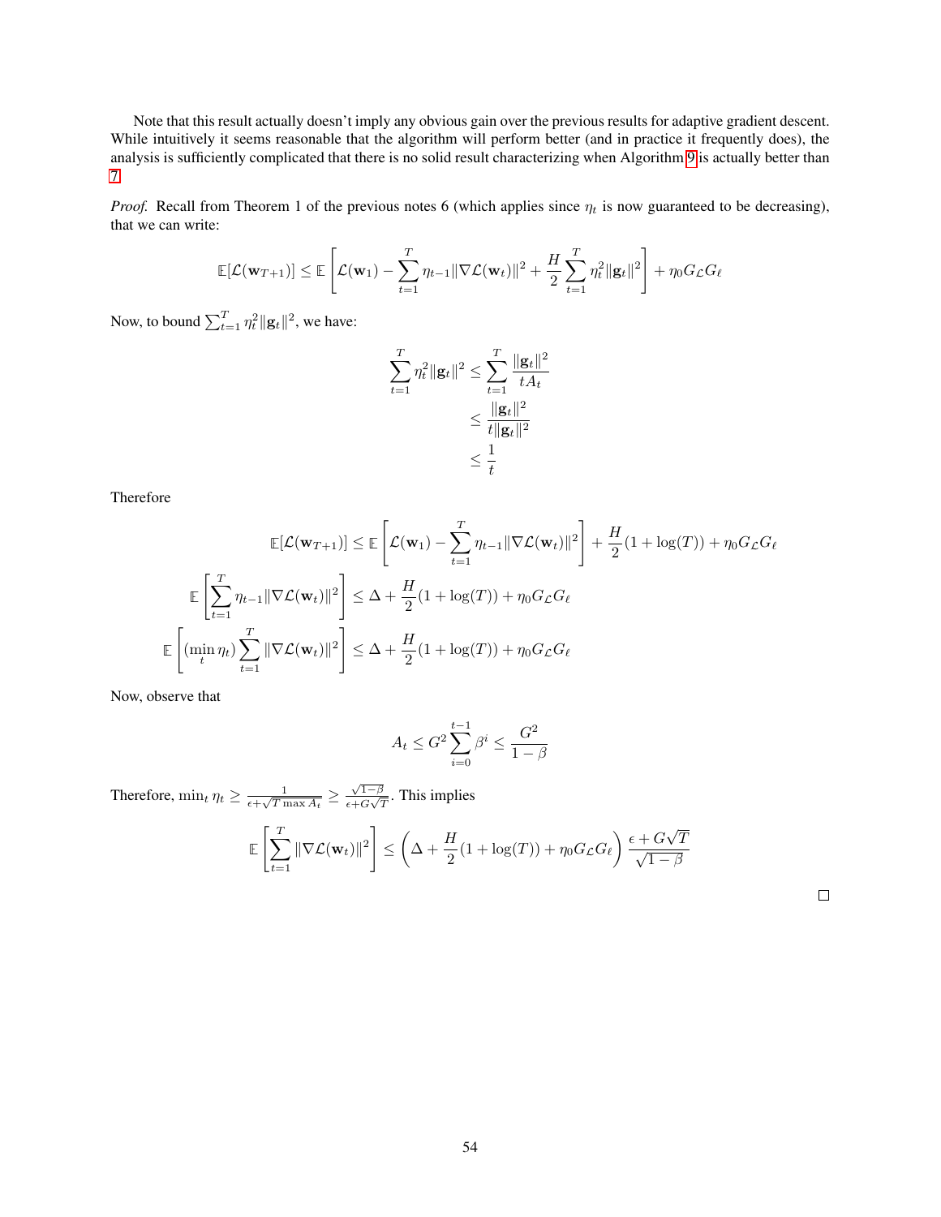Note that this result actually doesn't imply any obvious gain over the previous results for adaptive gradient descent. While intuitively it seems reasonable that the algorithm will perform better (and in practice it frequently does), the analysis is sufficiently complicated that there is no solid result characterizing when Algorithm 9 is actually better than 7.

*Proof.* Recall from Theorem 1 of the previous notes 6 (which applies since $\eta_t$ is now guaranteed to be decreasing), that we can write:

$$\mathbb{E}[\mathcal{L}(\mathbf{w}_{T+1})] \leq \mathbb{E}\left[\mathcal{L}(\mathbf{w}_1) - \sum_{t=1}^{T} \eta_{t-1}\|\nabla\mathcal{L}(\mathbf{w}_t)\|^2 + \frac{H}{2}\sum_{t=1}^{T}\eta_t^2\|\mathbf{g}_t\|^2\right] + \eta_0 G_{\mathcal{L}} G_\ell$$

Now, to bound $\sum_{t=1}^{T}\eta_t^2\|\mathbf{g}_t\|^2$, we have:

$$\begin{aligned}
\sum_{t=1}^{T}\eta_t^2\|\mathbf{g}_t\|^2 &\leq \sum_{t=1}^{T}\frac{\|\mathbf{g}_t\|^2}{tA_t} \\
&\leq \frac{\|\mathbf{g}_t\|^2}{t\|\mathbf{g}_t\|^2} \\
&\leq \frac{1}{t}
\end{aligned}$$

Therefore

$$\begin{aligned}
\mathbb{E}[\mathcal{L}(\mathbf{w}_{T+1})] &\leq \mathbb{E}\left[\mathcal{L}(\mathbf{w}_1) - \sum_{t=1}^{T}\eta_{t-1}\|\nabla\mathcal{L}(\mathbf{w}_t)\|^2\right] + \frac{H}{2}(1+\log(T)) + \eta_0 G_{\mathcal{L}} G_\ell \\
\mathbb{E}\left[\sum_{t=1}^{T}\eta_{t-1}\|\nabla\mathcal{L}(\mathbf{w}_t)\|^2\right] &\leq \Delta + \frac{H}{2}(1+\log(T)) + \eta_0 G_{\mathcal{L}} G_\ell \\
\mathbb{E}\left[(\min_t \eta_t)\sum_{t=1}^{T}\|\nabla\mathcal{L}(\mathbf{w}_t)\|^2\right] &\leq \Delta + \frac{H}{2}(1+\log(T)) + \eta_0 G_{\mathcal{L}} G_\ell
\end{aligned}$$

Now, observe that

$$A_t \leq G^2\sum_{i=0}^{t-1}\beta^i \leq \frac{G^2}{1-\beta}$$

Therefore, $\min_t \eta_t \geq \frac{1}{\epsilon + \sqrt{T\max A_t}} \geq \frac{\sqrt{1-\beta}}{\epsilon + G\sqrt{T}}$. This implies

$$\mathbb{E}\left[\sum_{t=1}^{T}\|\nabla\mathcal{L}(\mathbf{w}_t)\|^2\right] \leq \left(\Delta + \frac{H}{2}(1+\log(T)) + \eta_0 G_{\mathcal{L}} G_\ell\right)\frac{\epsilon + G\sqrt{T}}{\sqrt{1-\beta}}$$

□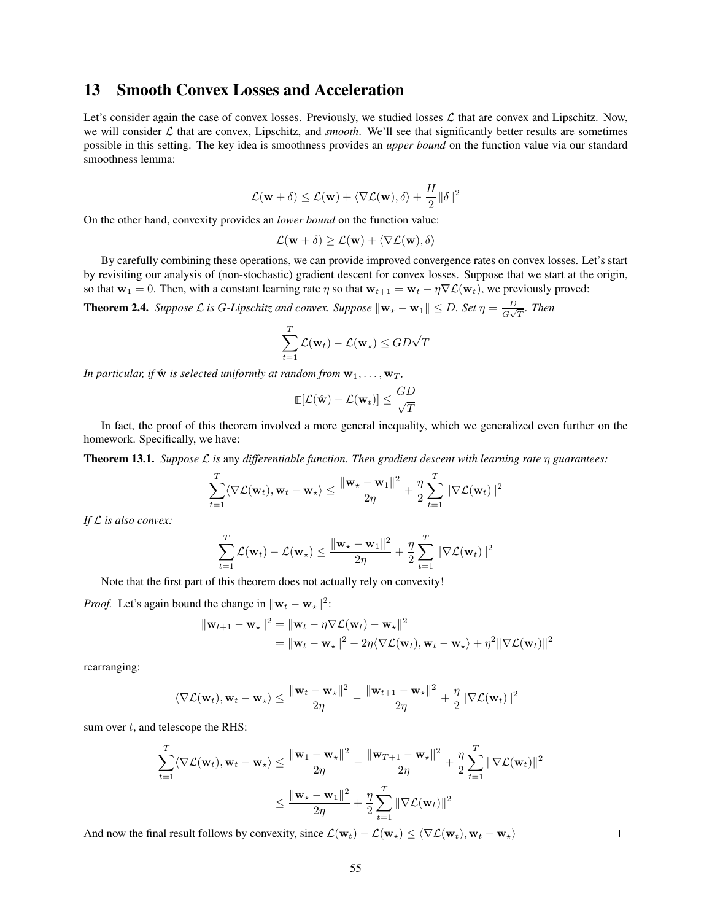# 13 Smooth Convex Losses and Acceleration

Let's consider again the case of convex losses. Previously, we studied losses $\mathcal{L}$ that are convex and Lipschitz. Now, we will consider $\mathcal{L}$ that are convex, Lipschitz, and *smooth*. We'll see that significantly better results are sometimes possible in this setting. The key idea is smoothness provides an *upper bound* on the function value via our standard smoothness lemma:

$$\mathcal{L}(\mathbf{w} + \delta) \leq \mathcal{L}(\mathbf{w}) + \langle \nabla \mathcal{L}(\mathbf{w}), \delta \rangle + \frac{H}{2}\|\delta\|^2$$

On the other hand, convexity provides an *lower bound* on the function value:

$$\mathcal{L}(\mathbf{w} + \delta) \geq \mathcal{L}(\mathbf{w}) + \langle \nabla \mathcal{L}(\mathbf{w}), \delta \rangle$$

By carefully combining these operations, we can provide improved convergence rates on convex losses. Let's start by revisiting our analysis of (non-stochastic) gradient descent for convex losses. Suppose that we start at the origin, so that $\mathbf{w}_1 = 0$. Then, with a constant learning rate $\eta$ so that $\mathbf{w}_{t+1} = \mathbf{w}_t - \eta \nabla \mathcal{L}(\mathbf{w}_t)$, we previously proved:

**Theorem 2.4.** *Suppose $\mathcal{L}$ is $G$-Lipschitz and convex. Suppose $\|\mathbf{w}_\star - \mathbf{w}_1\| \leq D$. Set $\eta = \frac{D}{G\sqrt{T}}$. Then*

$$\sum_{t=1}^{T} \mathcal{L}(\mathbf{w}_t) - \mathcal{L}(\mathbf{w}_\star) \leq GD\sqrt{T}$$

*In particular, if $\hat{\mathbf{w}}$ is selected uniformly at random from $\mathbf{w}_1, \ldots, \mathbf{w}_T$,*

$$\mathbb{E}[\mathcal{L}(\hat{\mathbf{w}}) - \mathcal{L}(\mathbf{w}_t)] \leq \frac{GD}{\sqrt{T}}$$

In fact, the proof of this theorem involved a more general inequality, which we generalized even further on the homework. Specifically, we have:

**Theorem 13.1.** *Suppose $\mathcal{L}$ is* any *differentiable function. Then gradient descent with learning rate $\eta$ guarantees:*

$$\sum_{t=1}^{T} \langle \nabla \mathcal{L}(\mathbf{w}_t), \mathbf{w}_t - \mathbf{w}_\star \rangle \leq \frac{\|\mathbf{w}_\star - \mathbf{w}_1\|^2}{2\eta} + \frac{\eta}{2}\sum_{t=1}^{T} \|\nabla \mathcal{L}(\mathbf{w}_t)\|^2$$

*If $\mathcal{L}$ is also convex:*

$$\sum_{t=1}^{T} \mathcal{L}(\mathbf{w}_t) - \mathcal{L}(\mathbf{w}_\star) \leq \frac{\|\mathbf{w}_\star - \mathbf{w}_1\|^2}{2\eta} + \frac{\eta}{2}\sum_{t=1}^{T} \|\nabla \mathcal{L}(\mathbf{w}_t)\|^2$$

Note that the first part of this theorem does not actually rely on convexity!

*Proof.* Let's again bound the change in $\|\mathbf{w}_t - \mathbf{w}_\star\|^2$:

$$\begin{aligned}
\|\mathbf{w}_{t+1} - \mathbf{w}_\star\|^2 &= \|\mathbf{w}_t - \eta \nabla \mathcal{L}(\mathbf{w}_t) - \mathbf{w}_\star\|^2 \\
&= \|\mathbf{w}_t - \mathbf{w}_\star\|^2 - 2\eta \langle \nabla \mathcal{L}(\mathbf{w}_t), \mathbf{w}_t - \mathbf{w}_\star \rangle + \eta^2 \|\nabla \mathcal{L}(\mathbf{w}_t)\|^2
\end{aligned}$$

rearranging:

$$\langle \nabla \mathcal{L}(\mathbf{w}_t), \mathbf{w}_t - \mathbf{w}_\star \rangle \leq \frac{\|\mathbf{w}_t - \mathbf{w}_\star\|^2}{2\eta} - \frac{\|\mathbf{w}_{t+1} - \mathbf{w}_\star\|^2}{2\eta} + \frac{\eta}{2}\|\nabla \mathcal{L}(\mathbf{w}_t)\|^2$$

sum over $t$, and telescope the RHS:

$$\begin{aligned}
\sum_{t=1}^{T} \langle \nabla \mathcal{L}(\mathbf{w}_t), \mathbf{w}_t - \mathbf{w}_\star \rangle &\leq \frac{\|\mathbf{w}_1 - \mathbf{w}_\star\|^2}{2\eta} - \frac{\|\mathbf{w}_{T+1} - \mathbf{w}_\star\|^2}{2\eta} + \frac{\eta}{2}\sum_{t=1}^{T} \|\nabla \mathcal{L}(\mathbf{w}_t)\|^2 \\
&\leq \frac{\|\mathbf{w}_\star - \mathbf{w}_1\|^2}{2\eta} + \frac{\eta}{2}\sum_{t=1}^{T} \|\nabla \mathcal{L}(\mathbf{w}_t)\|^2
\end{aligned}$$

And now the final result follows by convexity, since $\mathcal{L}(\mathbf{w}_t) - \mathcal{L}(\mathbf{w}_\star) \leq \langle \nabla \mathcal{L}(\mathbf{w}_t), \mathbf{w}_t - \mathbf{w}_\star \rangle$ ∎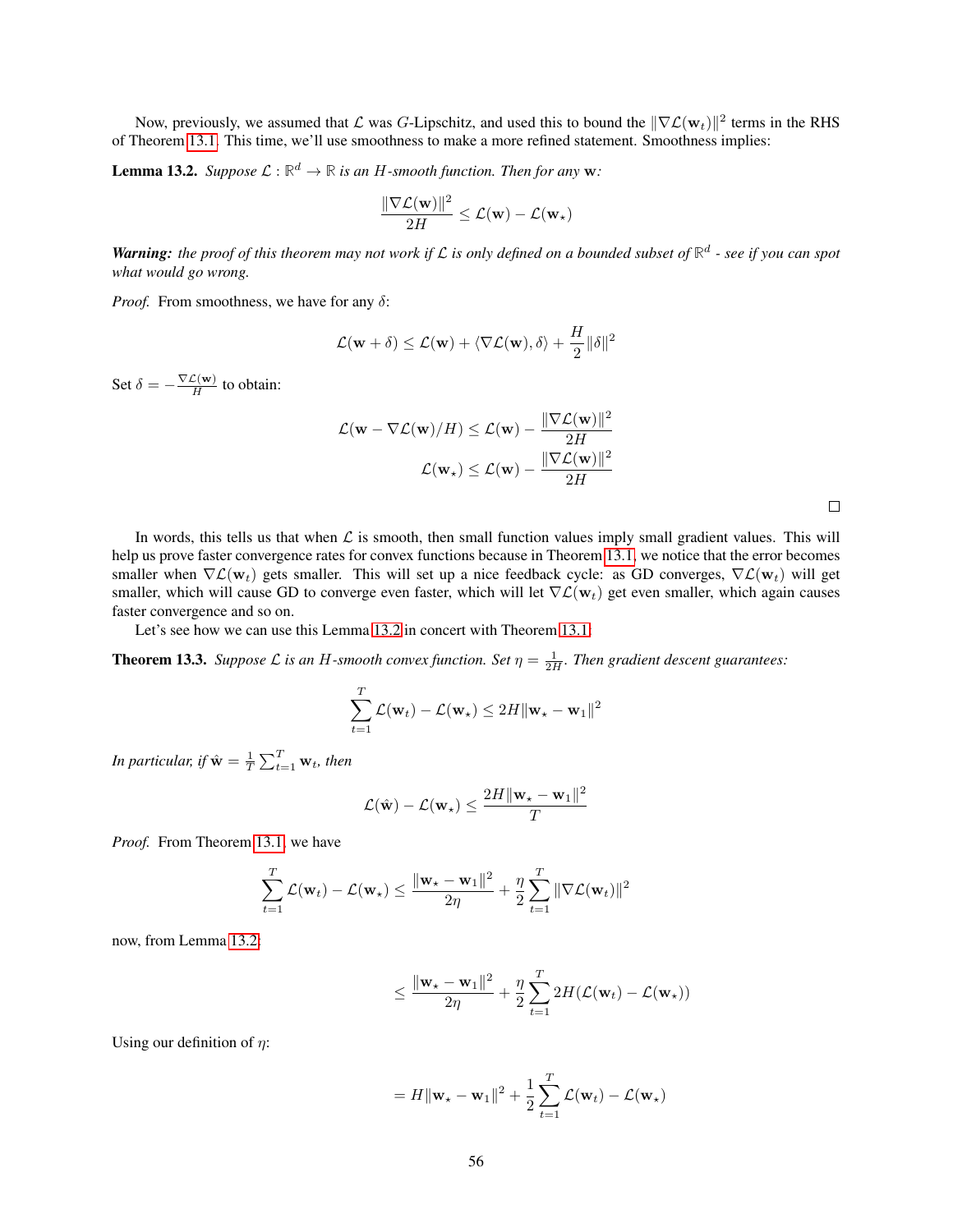Now, previously, we assumed that $\mathcal{L}$ was $G$-Lipschitz, and used this to bound the $\|\nabla\mathcal{L}(\mathbf{w}_t)\|^2$ terms in the RHS of Theorem 13.1. This time, we'll use smoothness to make a more refined statement. Smoothness implies:

**Lemma 13.2.** *Suppose $\mathcal{L}:\mathbb{R}^d\to\mathbb{R}$ is an $H$-smooth function. Then for any $\mathbf{w}$:*

$$\frac{\|\nabla\mathcal{L}(\mathbf{w})\|^2}{2H}\le\mathcal{L}(\mathbf{w})-\mathcal{L}(\mathbf{w}_\star)$$

***Warning:*** *the proof of this theorem may not work if $\mathcal{L}$ is only defined on a bounded subset of $\mathbb{R}^d$ - see if you can spot what would go wrong.*

*Proof.* From smoothness, we have for any $\delta$:

$$\mathcal{L}(\mathbf{w}+\delta)\le\mathcal{L}(\mathbf{w})+\langle\nabla\mathcal{L}(\mathbf{w}),\delta\rangle+\frac{H}{2}\|\delta\|^2$$

Set $\delta=-\frac{\nabla\mathcal{L}(\mathbf{w})}{H}$ to obtain:

$$\mathcal{L}(\mathbf{w}-\nabla\mathcal{L}(\mathbf{w})/H)\le\mathcal{L}(\mathbf{w})-\frac{\|\nabla\mathcal{L}(\mathbf{w})\|^2}{2H}$$
$$\mathcal{L}(\mathbf{w}_\star)\le\mathcal{L}(\mathbf{w})-\frac{\|\nabla\mathcal{L}(\mathbf{w})\|^2}{2H}$$

□

In words, this tells us that when $\mathcal{L}$ is smooth, then small function values imply small gradient values. This will help us prove faster convergence rates for convex functions because in Theorem 13.1, we notice that the error becomes smaller when $\nabla\mathcal{L}(\mathbf{w}_t)$ gets smaller. This will set up a nice feedback cycle: as GD converges, $\nabla\mathcal{L}(\mathbf{w}_t)$ will get smaller, which will cause GD to converge even faster, which will let $\nabla\mathcal{L}(\mathbf{w}_t)$ get even smaller, which again causes faster convergence and so on.

Let's see how we can use this Lemma 13.2 in concert with Theorem 13.1:

**Theorem 13.3.** *Suppose $\mathcal{L}$ is an $H$-smooth convex function. Set $\eta=\frac{1}{2H}$. Then gradient descent guarantees:*

$$\sum_{t=1}^T\mathcal{L}(\mathbf{w}_t)-\mathcal{L}(\mathbf{w}_\star)\le 2H\|\mathbf{w}_\star-\mathbf{w}_1\|^2$$

*In particular, if $\hat{\mathbf{w}}=\frac{1}{T}\sum_{t=1}^T\mathbf{w}_t$, then*

$$\mathcal{L}(\hat{\mathbf{w}})-\mathcal{L}(\mathbf{w}_\star)\le\frac{2H\|\mathbf{w}_\star-\mathbf{w}_1\|^2}{T}$$

*Proof.* From Theorem 13.1, we have

$$\sum_{t=1}^T\mathcal{L}(\mathbf{w}_t)-\mathcal{L}(\mathbf{w}_\star)\le\frac{\|\mathbf{w}_\star-\mathbf{w}_1\|^2}{2\eta}+\frac{\eta}{2}\sum_{t=1}^T\|\nabla\mathcal{L}(\mathbf{w}_t)\|^2$$

now, from Lemma 13.2:

$$\le\frac{\|\mathbf{w}_\star-\mathbf{w}_1\|^2}{2\eta}+\frac{\eta}{2}\sum_{t=1}^T 2H(\mathcal{L}(\mathbf{w}_t)-\mathcal{L}(\mathbf{w}_\star))$$

Using our definition of $\eta$:

$$=H\|\mathbf{w}_\star-\mathbf{w}_1\|^2+\frac{1}{2}\sum_{t=1}^T\mathcal{L}(\mathbf{w}_t)-\mathcal{L}(\mathbf{w}_\star)$$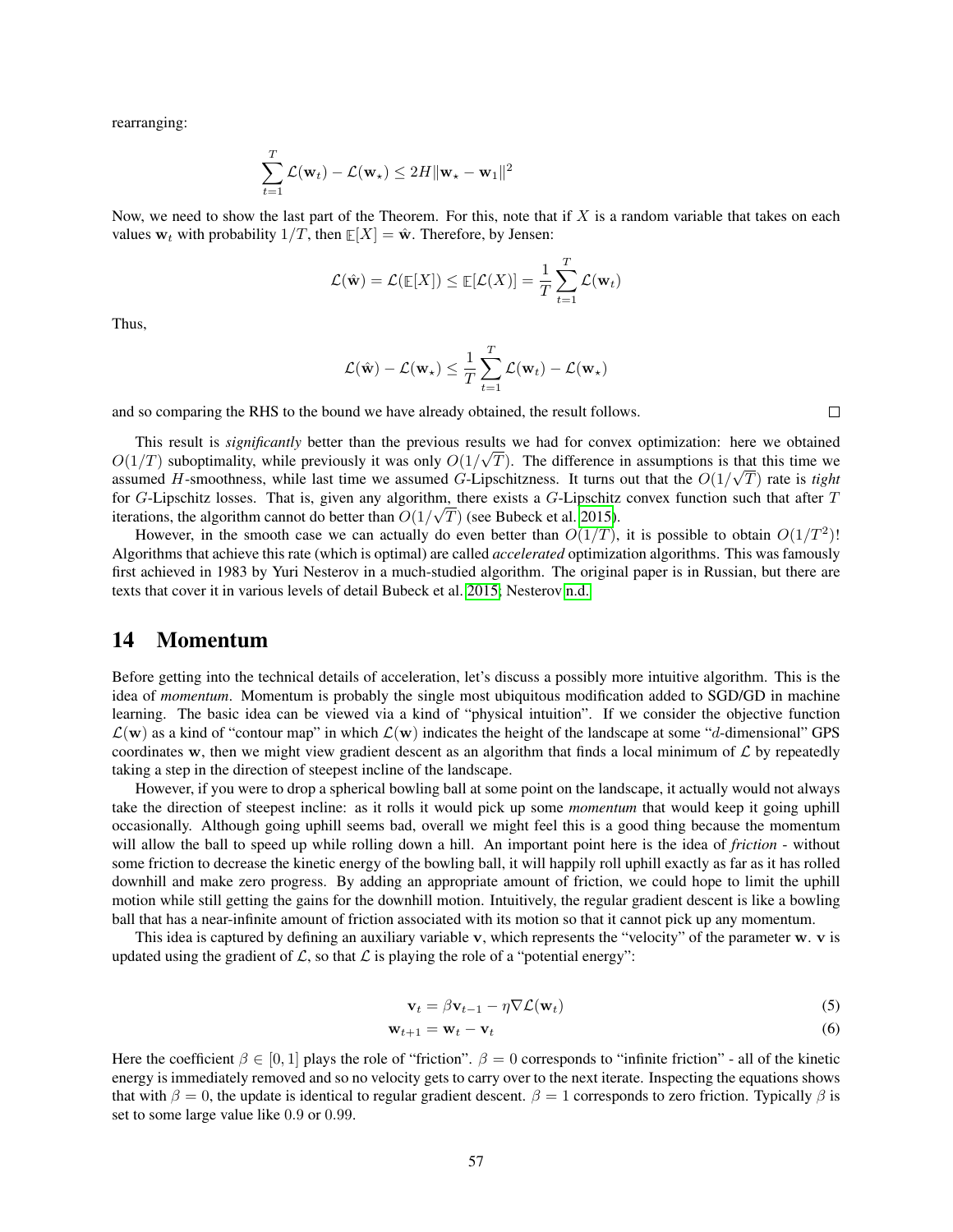rearranging:

$$\sum_{t=1}^{T} \mathcal{L}(\mathbf{w}_t) - \mathcal{L}(\mathbf{w}_\star) \leq 2H\|\mathbf{w}_\star - \mathbf{w}_1\|^2$$

Now, we need to show the last part of the Theorem. For this, note that if $X$ is a random variable that takes on each values $\mathbf{w}_t$ with probability $1/T$, then $\mathbb{E}[X] = \hat{\mathbf{w}}$. Therefore, by Jensen:

$$\mathcal{L}(\hat{\mathbf{w}}) = \mathcal{L}(\mathbb{E}[X]) \leq \mathbb{E}[\mathcal{L}(X)] = \frac{1}{T}\sum_{t=1}^{T} \mathcal{L}(\mathbf{w}_t)$$

Thus,

$$\mathcal{L}(\hat{\mathbf{w}}) - \mathcal{L}(\mathbf{w}_\star) \leq \frac{1}{T}\sum_{t=1}^{T} \mathcal{L}(\mathbf{w}_t) - \mathcal{L}(\mathbf{w}_\star)$$

and so comparing the RHS to the bound we have already obtained, the result follows. □

This result is *significantly* better than the previous results we had for convex optimization: here we obtained $O(1/T)$ suboptimality, while previously it was only $O(1/\sqrt{T})$. The difference in assumptions is that this time we assumed $H$-smoothness, while last time we assumed $G$-Lipschitzness. It turns out that the $O(1/\sqrt{T})$ rate is *tight* for $G$-Lipschitz losses. That is, given any algorithm, there exists a $G$-Lipschitz convex function such that after $T$ iterations, the algorithm cannot do better than $O(1/\sqrt{T})$ (see Bubeck et al. 2015).

However, in the smooth case we can actually do even better than $O(1/T)$, it is possible to obtain $O(1/T^2)$! Algorithms that achieve this rate (which is optimal) are called *accelerated* optimization algorithms. This was famously first achieved in 1983 by Yuri Nesterov in a much-studied algorithm. The original paper is in Russian, but there are texts that cover it in various levels of detail Bubeck et al. 2015; Nesterov n.d.

# 14 Momentum

Before getting into the technical details of acceleration, let's discuss a possibly more intuitive algorithm. This is the idea of *momentum*. Momentum is probably the single most ubiquitous modification added to SGD/GD in machine learning. The basic idea can be viewed via a kind of "physical intuition". If we consider the objective function $\mathcal{L}(\mathbf{w})$ as a kind of "contour map" in which $\mathcal{L}(\mathbf{w})$ indicates the height of the landscape at some "$d$-dimensional" GPS coordinates $\mathbf{w}$, then we might view gradient descent as an algorithm that finds a local minimum of $\mathcal{L}$ by repeatedly taking a step in the direction of steepest incline of the landscape.

However, if you were to drop a spherical bowling ball at some point on the landscape, it actually would not always take the direction of steepest incline: as it rolls it would pick up some *momentum* that would keep it going uphill occasionally. Although going uphill seems bad, overall we might feel this is a good thing because the momentum will allow the ball to speed up while rolling down a hill. An important point here is the idea of *friction* - without some friction to decrease the kinetic energy of the bowling ball, it will happily roll uphill exactly as far as it has rolled downhill and make zero progress. By adding an appropriate amount of friction, we could hope to limit the uphill motion while still getting the gains for the downhill motion. Intuitively, the regular gradient descent is like a bowling ball that has a near-infinite amount of friction associated with its motion so that it cannot pick up any momentum.

This idea is captured by defining an auxiliary variable $\mathbf{v}$, which represents the "velocity" of the parameter $\mathbf{w}$. $\mathbf{v}$ is updated using the gradient of $\mathcal{L}$, so that $\mathcal{L}$ is playing the role of a "potential energy":

$$\mathbf{v}_t = \beta\mathbf{v}_{t-1} - \eta\nabla\mathcal{L}(\mathbf{w}_t) \tag{5}$$

$$\mathbf{w}_{t+1} = \mathbf{w}_t - \mathbf{v}_t \tag{6}$$

Here the coefficient $\beta \in [0, 1]$ plays the role of "friction". $\beta = 0$ corresponds to "infinite friction" - all of the kinetic energy is immediately removed and so no velocity gets to carry over to the next iterate. Inspecting the equations shows that with $\beta = 0$, the update is identical to regular gradient descent. $\beta = 1$ corresponds to zero friction. Typically $\beta$ is set to some large value like $0.9$ or $0.99$.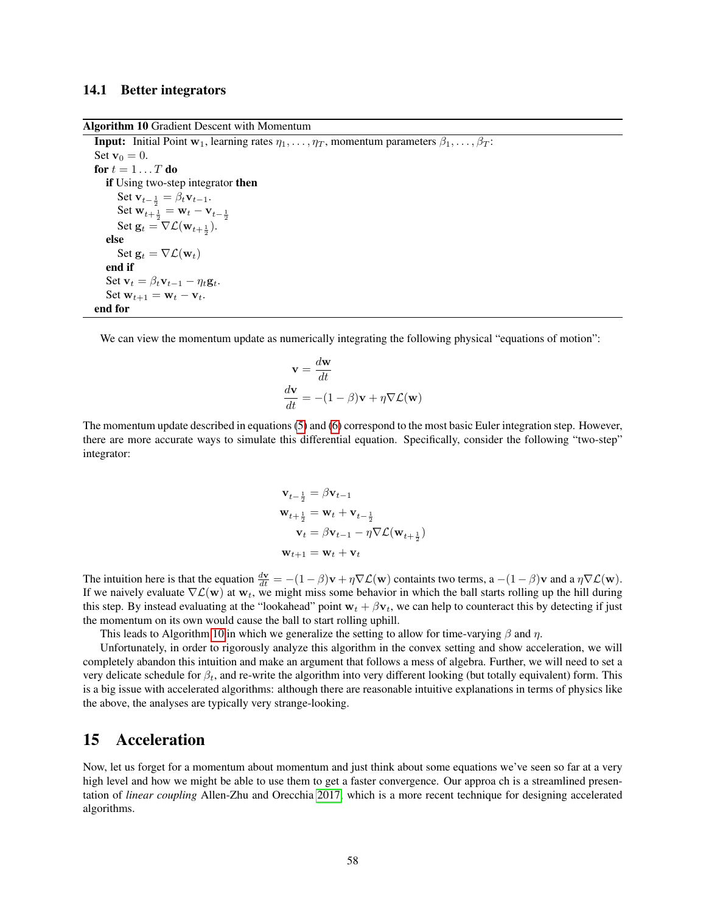### 14.1 Better integrators

**Algorithm 10** Gradient Descent with Momentum

```
Input: Initial Point w_1, learning rates η_1, ..., η_T, momentum parameters β_1, ..., β_T:
Set v_0 = 0.
for t = 1 ... T do
    if Using two-step integrator then
        Set v_{t-1/2} = β_t v_{t-1}.
        Set w_{t+1/2} = w_t − v_{t-1/2}
        Set g_t = ∇L(w_{t+1/2}).
    else
        Set g_t = ∇L(w_t)
    end if
    Set v_t = β_t v_{t-1} − η_t g_t.
    Set w_{t+1} = w_t − v_t.
end for
```

We can view the momentum update as numerically integrating the following physical "equations of motion":

$$\mathbf{v} = \frac{d\mathbf{w}}{dt}$$

$$\frac{d\mathbf{v}}{dt} = -(1-\beta)\mathbf{v} + \eta\nabla\mathcal{L}(\mathbf{w})$$

The momentum update described in equations (5) and (6) correspond to the most basic Euler integration step. However, there are more accurate ways to simulate this differential equation. Specifically, consider the following "two-step" integrator:

$$\mathbf{v}_{t-\frac{1}{2}} = \beta\mathbf{v}_{t-1}$$

$$\mathbf{w}_{t+\frac{1}{2}} = \mathbf{w}_t + \mathbf{v}_{t-\frac{1}{2}}$$

$$\mathbf{v}_t = \beta\mathbf{v}_{t-1} - \eta\nabla\mathcal{L}(\mathbf{w}_{t+\frac{1}{2}})$$

$$\mathbf{w}_{t+1} = \mathbf{w}_t + \mathbf{v}_t$$

The intuition here is that the equation $\frac{d\mathbf{v}}{dt} = -(1-\beta)\mathbf{v} + \eta\nabla\mathcal{L}(\mathbf{w})$ containts two terms, a $-(1-\beta)\mathbf{v}$ and a $\eta\nabla\mathcal{L}(\mathbf{w})$. If we naively evaluate $\nabla\mathcal{L}(\mathbf{w})$ at $\mathbf{w}_t$, we might miss some behavior in which the ball starts rolling up the hill during this step. By instead evaluating at the "lookahead" point $\mathbf{w}_t + \beta\mathbf{v}_t$, we can help to counteract this by detecting if just the momentum on its own would cause the ball to start rolling uphill.

This leads to Algorithm 10 in which we generalize the setting to allow for time-varying $\beta$ and $\eta$.

Unfortunately, in order to rigorously analyze this algorithm in the convex setting and show acceleration, we will completely abandon this intuition and make an argument that follows a mess of algebra. Further, we will need to set a very delicate schedule for $\beta_t$, and re-write the algorithm into very different looking (but totally equivalent) form. This is a big issue with accelerated algorithms: although there are reasonable intuitive explanations in terms of physics like the above, the analyses are typically very strange-looking.

## 15 Acceleration

Now, let us forget for a momentum about momentum and just think about some equations we've seen so far at a very high level and how we might be able to use them to get a faster convergence. Our approa ch is a streamlined presentation of *linear coupling* Allen-Zhu and Orecchia 2017, which is a more recent technique for designing accelerated algorithms.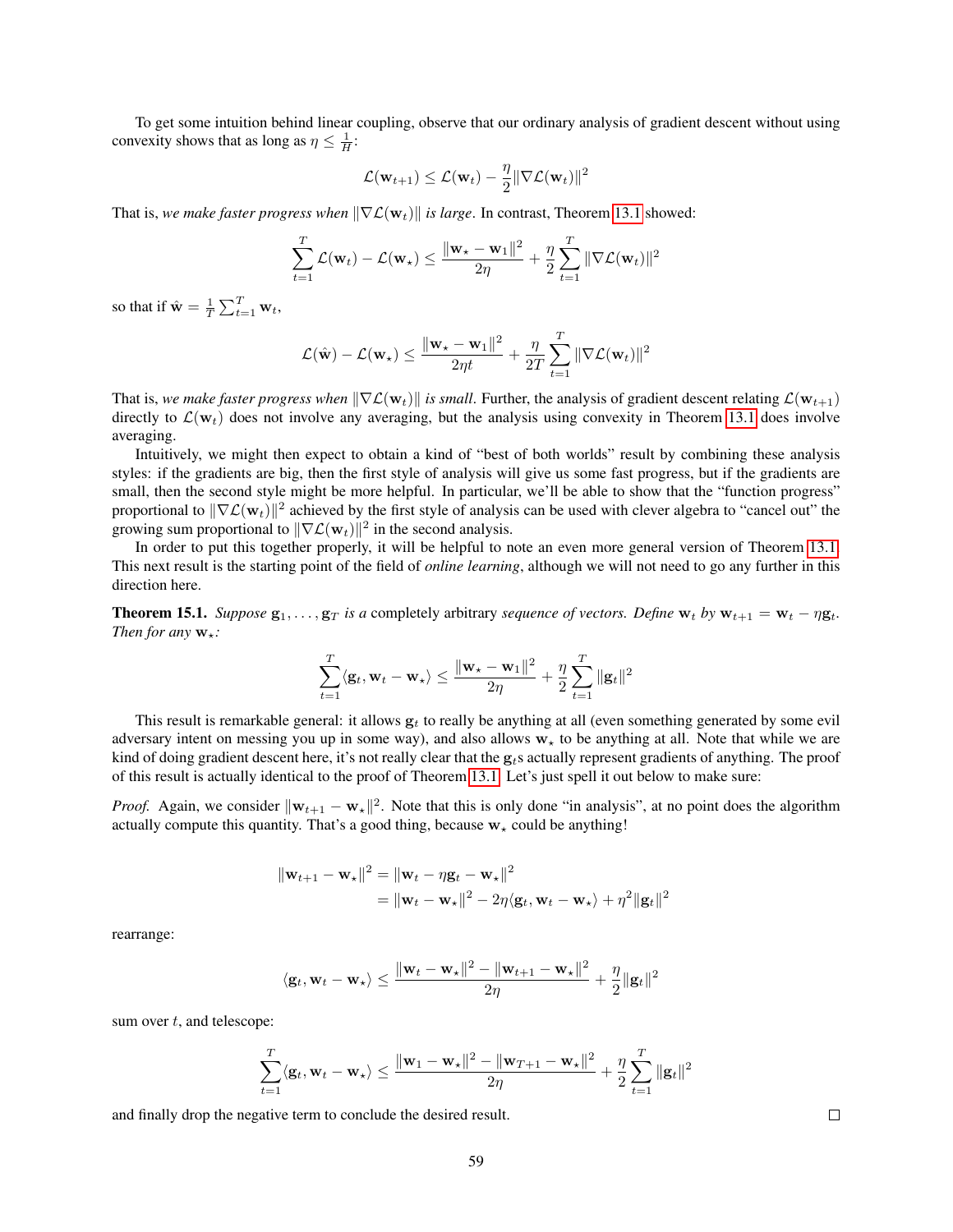To get some intuition behind linear coupling, observe that our ordinary analysis of gradient descent without using convexity shows that as long as $\eta \le \frac{1}{H}$:

$$\mathcal{L}(\mathbf{w}_{t+1}) \le \mathcal{L}(\mathbf{w}_t) - \frac{\eta}{2}\|\nabla \mathcal{L}(\mathbf{w}_t)\|^2$$

That is, *we make faster progress when* $\|\nabla \mathcal{L}(\mathbf{w}_t)\|$ *is large*. In contrast, Theorem 13.1 showed:

$$\sum_{t=1}^{T} \mathcal{L}(\mathbf{w}_t) - \mathcal{L}(\mathbf{w}_\star) \le \frac{\|\mathbf{w}_\star - \mathbf{w}_1\|^2}{2\eta} + \frac{\eta}{2}\sum_{t=1}^{T}\|\nabla \mathcal{L}(\mathbf{w}_t)\|^2$$

so that if $\hat{\mathbf{w}} = \frac{1}{T}\sum_{t=1}^{T}\mathbf{w}_t$,

$$\mathcal{L}(\hat{\mathbf{w}}) - \mathcal{L}(\mathbf{w}_\star) \le \frac{\|\mathbf{w}_\star - \mathbf{w}_1\|^2}{2\eta t} + \frac{\eta}{2T}\sum_{t=1}^{T}\|\nabla \mathcal{L}(\mathbf{w}_t)\|^2$$

That is, *we make faster progress when* $\|\nabla \mathcal{L}(\mathbf{w}_t)\|$ *is small*. Further, the analysis of gradient descent relating $\mathcal{L}(\mathbf{w}_{t+1})$ directly to $\mathcal{L}(\mathbf{w}_t)$ does not involve any averaging, but the analysis using convexity in Theorem 13.1 does involve averaging.

Intuitively, we might then expect to obtain a kind of "best of both worlds" result by combining these analysis styles: if the gradients are big, then the first style of analysis will give us some fast progress, but if the gradients are small, then the second style might be more helpful. In particular, we'll be able to show that the "function progress" proportional to $\|\nabla \mathcal{L}(\mathbf{w}_t)\|^2$ achieved by the first style of analysis can be used with clever algebra to "cancel out" the growing sum proportional to $\|\nabla \mathcal{L}(\mathbf{w}_t)\|^2$ in the second analysis.

In order to put this together properly, it will be helpful to note an even more general version of Theorem 13.1. This next result is the starting point of the field of *online learning*, although we will not need to go any further in this direction here.

**Theorem 15.1.** *Suppose* $\mathbf{g}_1, \dots, \mathbf{g}_T$ *is a* completely arbitrary *sequence of vectors. Define* $\mathbf{w}_t$ *by* $\mathbf{w}_{t+1} = \mathbf{w}_t - \eta \mathbf{g}_t$*. Then for any* $\mathbf{w}_\star$*:*

$$\sum_{t=1}^{T}\langle \mathbf{g}_t, \mathbf{w}_t - \mathbf{w}_\star\rangle \le \frac{\|\mathbf{w}_\star - \mathbf{w}_1\|^2}{2\eta} + \frac{\eta}{2}\sum_{t=1}^{T}\|\mathbf{g}_t\|^2$$

This result is remarkable general: it allows $\mathbf{g}_t$ to really be anything at all (even something generated by some evil adversary intent on messing you up in some way), and also allows $\mathbf{w}_\star$ to be anything at all. Note that while we are kind of doing gradient descent here, it's not really clear that the $\mathbf{g}_t$s actually represent gradients of anything. The proof of this result is actually identical to the proof of Theorem 13.1. Let's just spell it out below to make sure:

*Proof.* Again, we consider $\|\mathbf{w}_{t+1} - \mathbf{w}_\star\|^2$. Note that this is only done "in analysis", at no point does the algorithm actually compute this quantity. That's a good thing, because $\mathbf{w}_\star$ could be anything!

$$\begin{aligned}
\|\mathbf{w}_{t+1} - \mathbf{w}_\star\|^2 &= \|\mathbf{w}_t - \eta \mathbf{g}_t - \mathbf{w}_\star\|^2\\
&= \|\mathbf{w}_t - \mathbf{w}_\star\|^2 - 2\eta\langle \mathbf{g}_t, \mathbf{w}_t - \mathbf{w}_\star\rangle + \eta^2\|\mathbf{g}_t\|^2
\end{aligned}$$

rearrange:

$$\langle \mathbf{g}_t, \mathbf{w}_t - \mathbf{w}_\star\rangle \le \frac{\|\mathbf{w}_t - \mathbf{w}_\star\|^2 - \|\mathbf{w}_{t+1} - \mathbf{w}_\star\|^2}{2\eta} + \frac{\eta}{2}\|\mathbf{g}_t\|^2$$

sum over $t$, and telescope:

$$\sum_{t=1}^{T}\langle \mathbf{g}_t, \mathbf{w}_t - \mathbf{w}_\star\rangle \le \frac{\|\mathbf{w}_1 - \mathbf{w}_\star\|^2 - \|\mathbf{w}_{T+1} - \mathbf{w}_\star\|^2}{2\eta} + \frac{\eta}{2}\sum_{t=1}^{T}\|\mathbf{g}_t\|^2$$

and finally drop the negative term to conclude the desired result. ∎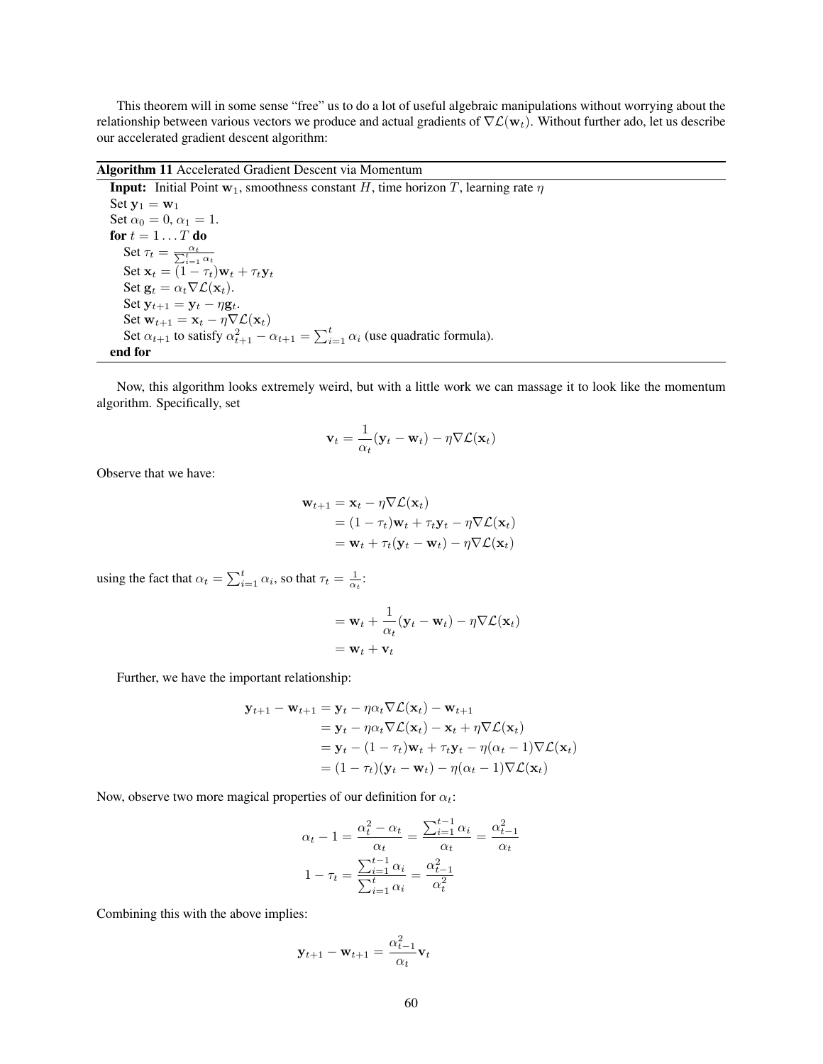This theorem will in some sense "free" us to do a lot of useful algebraic manipulations without worrying about the relationship between various vectors we produce and actual gradients of $\nabla \mathcal{L}(\mathbf{w}_t)$. Without further ado, let us describe our accelerated gradient descent algorithm:

---

**Algorithm 11** Accelerated Gradient Descent via Momentum

---

**Input:** Initial Point $\mathbf{w}_1$, smoothness constant $H$, time horizon $T$, learning rate $\eta$

Set $\mathbf{y}_1 = \mathbf{w}_1$

Set $\alpha_0 = 0$, $\alpha_1 = 1$.

**for** $t = 1 \dots T$ **do**

  Set $\tau_t = \frac{\alpha_t}{\sum_{i=1}^t \alpha_t}$

  Set $\mathbf{x}_t = (1 - \tau_t)\mathbf{w}_t + \tau_t \mathbf{y}_t$

  Set $\mathbf{g}_t = \alpha_t \nabla \mathcal{L}(\mathbf{x}_t)$.

  Set $\mathbf{y}_{t+1} = \mathbf{y}_t - \eta \mathbf{g}_t$.

  Set $\mathbf{w}_{t+1} = \mathbf{x}_t - \eta \nabla \mathcal{L}(\mathbf{x}_t)$

  Set $\alpha_{t+1}$ to satisfy $\alpha_{t+1}^2 - \alpha_{t+1} = \sum_{i=1}^t \alpha_i$ (use quadratic formula).

**end for**

---

Now, this algorithm looks extremely weird, but with a little work we can massage it to look like the momentum algorithm. Specifically, set

$$\mathbf{v}_t = \frac{1}{\alpha_t}(\mathbf{y}_t - \mathbf{w}_t) - \eta \nabla \mathcal{L}(\mathbf{x}_t)$$

Observe that we have:

$$\begin{aligned}
\mathbf{w}_{t+1} &= \mathbf{x}_t - \eta \nabla \mathcal{L}(\mathbf{x}_t) \\
&= (1 - \tau_t)\mathbf{w}_t + \tau_t \mathbf{y}_t - \eta \nabla \mathcal{L}(\mathbf{x}_t) \\
&= \mathbf{w}_t + \tau_t(\mathbf{y}_t - \mathbf{w}_t) - \eta \nabla \mathcal{L}(\mathbf{x}_t)
\end{aligned}$$

using the fact that $\alpha_t = \sum_{i=1}^t \alpha_i$, so that $\tau_t = \frac{1}{\alpha_t}$:

$$\begin{aligned}
&= \mathbf{w}_t + \frac{1}{\alpha_t}(\mathbf{y}_t - \mathbf{w}_t) - \eta \nabla \mathcal{L}(\mathbf{x}_t) \\
&= \mathbf{w}_t + \mathbf{v}_t
\end{aligned}$$

Further, we have the important relationship:

$$\begin{aligned}
\mathbf{y}_{t+1} - \mathbf{w}_{t+1} &= \mathbf{y}_t - \eta \alpha_t \nabla \mathcal{L}(\mathbf{x}_t) - \mathbf{w}_{t+1} \\
&= \mathbf{y}_t - \eta \alpha_t \nabla \mathcal{L}(\mathbf{x}_t) - \mathbf{x}_t + \eta \nabla \mathcal{L}(\mathbf{x}_t) \\
&= \mathbf{y}_t - (1 - \tau_t)\mathbf{w}_t + \tau_t \mathbf{y}_t - \eta(\alpha_t - 1)\nabla \mathcal{L}(\mathbf{x}_t) \\
&= (1 - \tau_t)(\mathbf{y}_t - \mathbf{w}_t) - \eta(\alpha_t - 1)\nabla \mathcal{L}(\mathbf{x}_t)
\end{aligned}$$

Now, observe two more magical properties of our definition for $\alpha_t$:

$$\begin{aligned}
\alpha_t - 1 &= \frac{\alpha_t^2 - \alpha_t}{\alpha_t} = \frac{\sum_{i=1}^{t-1} \alpha_i}{\alpha_t} = \frac{\alpha_{t-1}^2}{\alpha_t} \\
1 - \tau_t &= \frac{\sum_{i=1}^{t-1} \alpha_i}{\sum_{i=1}^t \alpha_i} = \frac{\alpha_{t-1}^2}{\alpha_t^2}
\end{aligned}$$

Combining this with the above implies:

$$\mathbf{y}_{t+1} - \mathbf{w}_{t+1} = \frac{\alpha_{t-1}^2}{\alpha_t} \mathbf{v}_t$$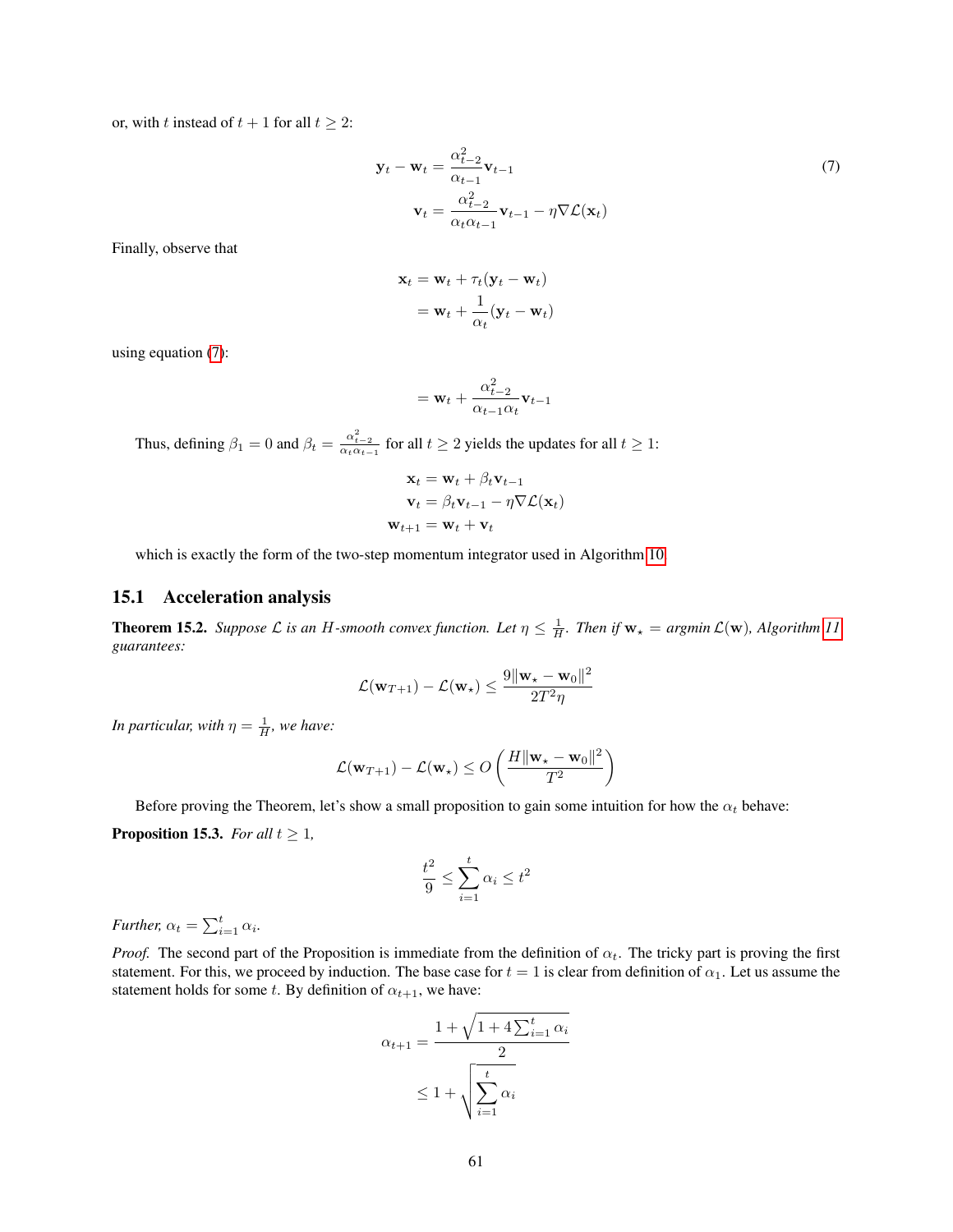or, with $t$ instead of $t+1$ for all $t \geq 2$:

$$\mathbf{y}_t - \mathbf{w}_t = \frac{\alpha_{t-2}^2}{\alpha_{t-1}}\mathbf{v}_{t-1} \tag{7}$$
$$\mathbf{v}_t = \frac{\alpha_{t-2}^2}{\alpha_t \alpha_{t-1}}\mathbf{v}_{t-1} - \eta \nabla \mathcal{L}(\mathbf{x}_t)$$

Finally, observe that

$$\mathbf{x}_t = \mathbf{w}_t + \tau_t(\mathbf{y}_t - \mathbf{w}_t)$$
$$= \mathbf{w}_t + \frac{1}{\alpha_t}(\mathbf{y}_t - \mathbf{w}_t)$$

using equation (7):

$$= \mathbf{w}_t + \frac{\alpha_{t-2}^2}{\alpha_{t-1}\alpha_t}\mathbf{v}_{t-1}$$

Thus, defining $\beta_1 = 0$ and $\beta_t = \frac{\alpha_{t-2}^2}{\alpha_t \alpha_{t-1}}$ for all $t \geq 2$ yields the updates for all $t \geq 1$:

$$\mathbf{x}_t = \mathbf{w}_t + \beta_t \mathbf{v}_{t-1}$$
$$\mathbf{v}_t = \beta_t \mathbf{v}_{t-1} - \eta \nabla \mathcal{L}(\mathbf{x}_t)$$
$$\mathbf{w}_{t+1} = \mathbf{w}_t + \mathbf{v}_t$$

which is exactly the form of the two-step momentum integrator used in Algorithm 10.

## 15.1 Acceleration analysis

**Theorem 15.2.** *Suppose $\mathcal{L}$ is an $H$-smooth convex function. Let $\eta \leq \frac{1}{H}$. Then if $\mathbf{w}_\star = \text{argmin}\, \mathcal{L}(\mathbf{w})$, Algorithm 11 guarantees:*

$$\mathcal{L}(\mathbf{w}_{T+1}) - \mathcal{L}(\mathbf{w}_\star) \leq \frac{9\|\mathbf{w}_\star - \mathbf{w}_0\|^2}{2T^2\eta}$$

*In particular, with $\eta = \frac{1}{H}$, we have:*

$$\mathcal{L}(\mathbf{w}_{T+1}) - \mathcal{L}(\mathbf{w}_\star) \leq O\left(\frac{H\|\mathbf{w}_\star - \mathbf{w}_0\|^2}{T^2}\right)$$

Before proving the Theorem, let's show a small proposition to gain some intuition for how the $\alpha_t$ behave:

**Proposition 15.3.** *For all $t \geq 1$,*

$$\frac{t^2}{9} \leq \sum_{i=1}^t \alpha_i \leq t^2$$

*Further, $\alpha_t = \sum_{i=1}^t \alpha_i$.*

*Proof.* The second part of the Proposition is immediate from the definition of $\alpha_t$. The tricky part is proving the first statement. For this, we proceed by induction. The base case for $t = 1$ is clear from definition of $\alpha_1$. Let us assume the statement holds for some $t$. By definition of $\alpha_{t+1}$, we have:

$$\alpha_{t+1} = \frac{1 + \sqrt{1 + 4\sum_{i=1}^t \alpha_i}}{2}$$
$$\leq 1 + \sqrt{\sum_{i=1}^t \alpha_i}$$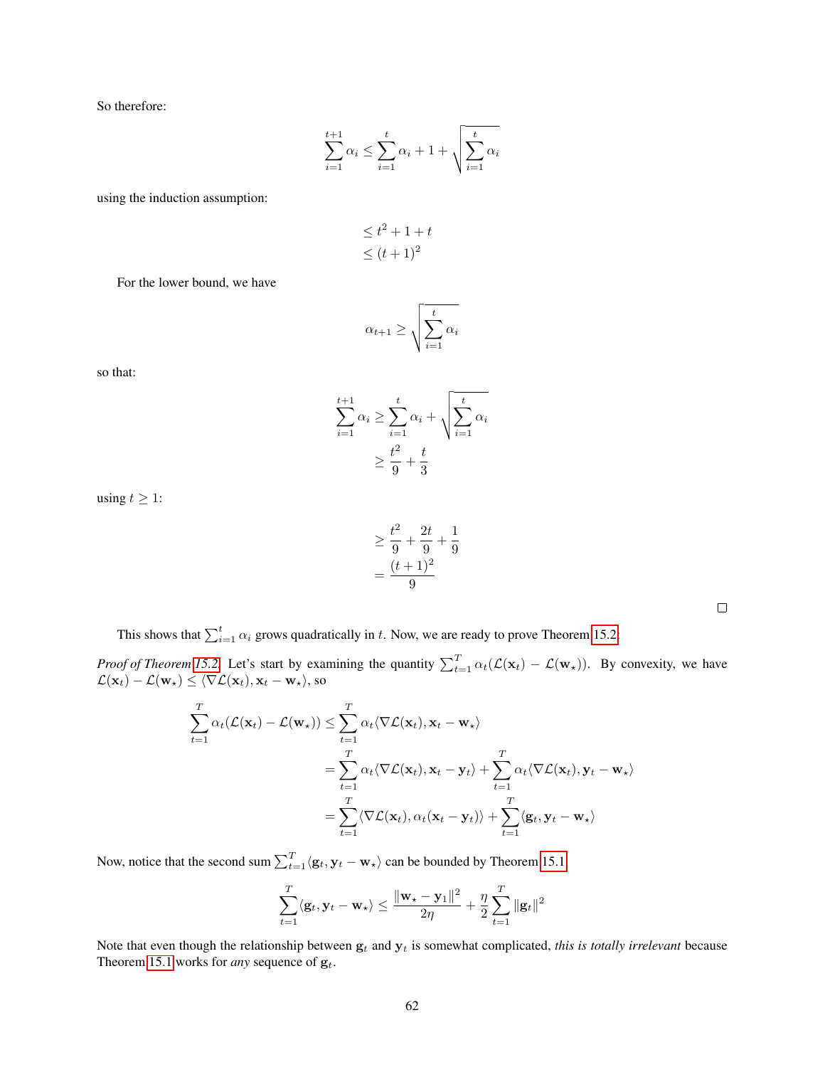So therefore:

$$\sum_{i=1}^{t+1} \alpha_i \leq \sum_{i=1}^{t} \alpha_i + 1 + \sqrt{\sum_{i=1}^{t} \alpha_i}$$

using the induction assumption:

$$\leq t^2 + 1 + t$$
$$\leq (t+1)^2$$

For the lower bound, we have

$$\alpha_{t+1} \geq \sqrt{\sum_{i=1}^{t} \alpha_i}$$

so that:

$$\sum_{i=1}^{t+1} \alpha_i \geq \sum_{i=1}^{t} \alpha_i + \sqrt{\sum_{i=1}^{t} \alpha_i}$$
$$\geq \frac{t^2}{9} + \frac{t}{3}$$

using $t \geq 1$:

$$\geq \frac{t^2}{9} + \frac{2t}{9} + \frac{1}{9}$$
$$= \frac{(t+1)^2}{9}$$

□

This shows that $\sum_{i=1}^{t} \alpha_i$ grows quadratically in $t$. Now, we are ready to prove Theorem 15.2:

*Proof of Theorem 15.2.* Let's start by examining the quantity $\sum_{t=1}^{T} \alpha_t(\mathcal{L}(\mathbf{x}_t) - \mathcal{L}(\mathbf{w}_\star))$. By convexity, we have $\mathcal{L}(\mathbf{x}_t) - \mathcal{L}(\mathbf{w}_\star) \leq \langle \nabla \mathcal{L}(\mathbf{x}_t), \mathbf{x}_t - \mathbf{w}_\star \rangle$, so

$$\begin{aligned}
\sum_{t=1}^{T} \alpha_t(\mathcal{L}(\mathbf{x}_t) - \mathcal{L}(\mathbf{w}_\star)) &\leq \sum_{t=1}^{T} \alpha_t \langle \nabla \mathcal{L}(\mathbf{x}_t), \mathbf{x}_t - \mathbf{w}_\star \rangle \\
&= \sum_{t=1}^{T} \alpha_t \langle \nabla \mathcal{L}(\mathbf{x}_t), \mathbf{x}_t - \mathbf{y}_t \rangle + \sum_{t=1}^{T} \alpha_t \langle \nabla \mathcal{L}(\mathbf{x}_t), \mathbf{y}_t - \mathbf{w}_\star \rangle \\
&= \sum_{t=1}^{T} \langle \nabla \mathcal{L}(\mathbf{x}_t), \alpha_t(\mathbf{x}_t - \mathbf{y}_t) \rangle + \sum_{t=1}^{T} \langle \mathbf{g}_t, \mathbf{y}_t - \mathbf{w}_\star \rangle
\end{aligned}$$

Now, notice that the second sum $\sum_{t=1}^{T} \langle \mathbf{g}_t, \mathbf{y}_t - \mathbf{w}_\star \rangle$ can be bounded by Theorem 15.1:

$$\sum_{t=1}^{T} \langle \mathbf{g}_t, \mathbf{y}_t - \mathbf{w}_\star \rangle \leq \frac{\|\mathbf{w}_\star - \mathbf{y}_1\|^2}{2\eta} + \frac{\eta}{2} \sum_{t=1}^{T} \|\mathbf{g}_t\|^2$$

Note that even though the relationship between $\mathbf{g}_t$ and $\mathbf{y}_t$ is somewhat complicated, *this is totally irrelevant* because Theorem 15.1 works for *any* sequence of $\mathbf{g}_t$.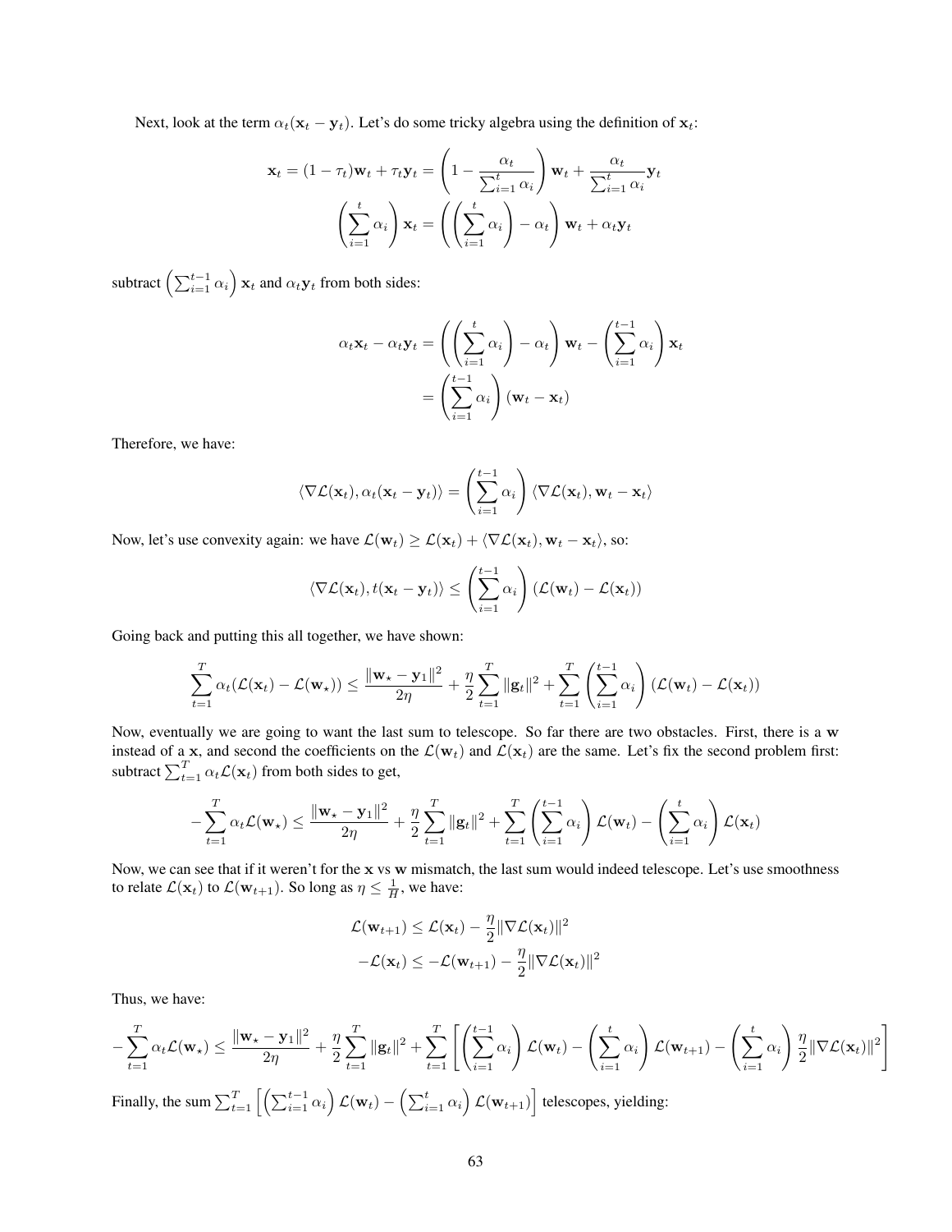Next, look at the term $\alpha_t(\mathbf{x}_t - \mathbf{y}_t)$. Let's do some tricky algebra using the definition of $\mathbf{x}_t$:

$$\mathbf{x}_t = (1 - \tau_t)\mathbf{w}_t + \tau_t \mathbf{y}_t = \left(1 - \frac{\alpha_t}{\sum_{i=1}^t \alpha_i}\right)\mathbf{w}_t + \frac{\alpha_t}{\sum_{i=1}^t \alpha_i}\mathbf{y}_t$$

$$\left(\sum_{i=1}^t \alpha_i\right)\mathbf{x}_t = \left(\left(\sum_{i=1}^t \alpha_i\right) - \alpha_t\right)\mathbf{w}_t + \alpha_t \mathbf{y}_t$$

subtract $\left(\sum_{i=1}^{t-1} \alpha_i\right)\mathbf{x}_t$ and $\alpha_t \mathbf{y}_t$ from both sides:

$$\begin{aligned}
\alpha_t \mathbf{x}_t - \alpha_t \mathbf{y}_t &= \left(\left(\sum_{i=1}^t \alpha_i\right) - \alpha_t\right)\mathbf{w}_t - \left(\sum_{i=1}^{t-1} \alpha_i\right)\mathbf{x}_t \\
&= \left(\sum_{i=1}^{t-1} \alpha_i\right)(\mathbf{w}_t - \mathbf{x}_t)
\end{aligned}$$

Therefore, we have:

$$\langle \nabla \mathcal{L}(\mathbf{x}_t), \alpha_t(\mathbf{x}_t - \mathbf{y}_t)\rangle = \left(\sum_{i=1}^{t-1} \alpha_i\right)\langle \nabla \mathcal{L}(\mathbf{x}_t), \mathbf{w}_t - \mathbf{x}_t\rangle$$

Now, let's use convexity again: we have $\mathcal{L}(\mathbf{w}_t) \geq \mathcal{L}(\mathbf{x}_t) + \langle \nabla \mathcal{L}(\mathbf{x}_t), \mathbf{w}_t - \mathbf{x}_t\rangle$, so:

$$\langle \nabla \mathcal{L}(\mathbf{x}_t), t(\mathbf{x}_t - \mathbf{y}_t)\rangle \leq \left(\sum_{i=1}^{t-1} \alpha_i\right)(\mathcal{L}(\mathbf{w}_t) - \mathcal{L}(\mathbf{x}_t))$$

Going back and putting this all together, we have shown:

$$\sum_{t=1}^T \alpha_t(\mathcal{L}(\mathbf{x}_t) - \mathcal{L}(\mathbf{w}_\star)) \leq \frac{\|\mathbf{w}_\star - \mathbf{y}_1\|^2}{2\eta} + \frac{\eta}{2}\sum_{t=1}^T \|\mathbf{g}_t\|^2 + \sum_{t=1}^T \left(\sum_{i=1}^{t-1} \alpha_i\right)(\mathcal{L}(\mathbf{w}_t) - \mathcal{L}(\mathbf{x}_t))$$

Now, eventually we are going to want the last sum to telescope. So far there are two obstacles. First, there is a $\mathbf{w}$ instead of a $\mathbf{x}$, and second the coefficients on the $\mathcal{L}(\mathbf{w}_t)$ and $\mathcal{L}(\mathbf{x}_t)$ are the same. Let's fix the second problem first: subtract $\sum_{t=1}^T \alpha_t \mathcal{L}(\mathbf{x}_t)$ from both sides to get,

$$-\sum_{t=1}^T \alpha_t \mathcal{L}(\mathbf{w}_\star) \leq \frac{\|\mathbf{w}_\star - \mathbf{y}_1\|^2}{2\eta} + \frac{\eta}{2}\sum_{t=1}^T \|\mathbf{g}_t\|^2 + \sum_{t=1}^T \left(\sum_{i=1}^{t-1} \alpha_i\right)\mathcal{L}(\mathbf{w}_t) - \left(\sum_{i=1}^{t} \alpha_i\right)\mathcal{L}(\mathbf{x}_t)$$

Now, we can see that if it weren't for the $\mathbf{x}$ vs $\mathbf{w}$ mismatch, the last sum would indeed telescope. Let's use smoothness to relate $\mathcal{L}(\mathbf{x}_t)$ to $\mathcal{L}(\mathbf{w}_{t+1})$. So long as $\eta \leq \frac{1}{H}$, we have:

$$\begin{aligned}
\mathcal{L}(\mathbf{w}_{t+1}) &\leq \mathcal{L}(\mathbf{x}_t) - \frac{\eta}{2}\|\nabla \mathcal{L}(\mathbf{x}_t)\|^2 \\
-\mathcal{L}(\mathbf{x}_t) &\leq -\mathcal{L}(\mathbf{w}_{t+1}) - \frac{\eta}{2}\|\nabla \mathcal{L}(\mathbf{x}_t)\|^2
\end{aligned}$$

Thus, we have:

$$-\sum_{t=1}^T \alpha_t \mathcal{L}(\mathbf{w}_\star) \leq \frac{\|\mathbf{w}_\star - \mathbf{y}_1\|^2}{2\eta} + \frac{\eta}{2}\sum_{t=1}^T \|\mathbf{g}_t\|^2 + \sum_{t=1}^T \left[\left(\sum_{i=1}^{t-1} \alpha_i\right)\mathcal{L}(\mathbf{w}_t) - \left(\sum_{i=1}^{t} \alpha_i\right)\mathcal{L}(\mathbf{w}_{t+1}) - \left(\sum_{i=1}^{t} \alpha_i\right)\frac{\eta}{2}\|\nabla \mathcal{L}(\mathbf{x}_t)\|^2\right]$$

Finally, the sum $\sum_{t=1}^T \left[\left(\sum_{i=1}^{t-1} \alpha_i\right)\mathcal{L}(\mathbf{w}_t) - \left(\sum_{i=1}^{t} \alpha_i\right)\mathcal{L}(\mathbf{w}_{t+1})\right]$ telescopes, yielding: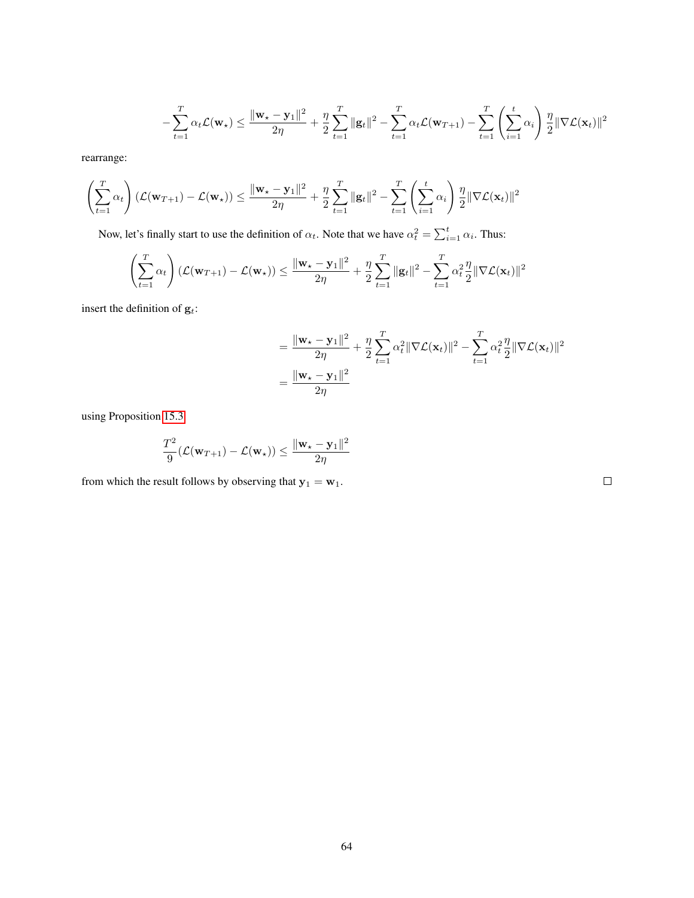$$
-\sum_{t=1}^{T} \alpha_t \mathcal{L}(\mathbf{w}_\star) \leq \frac{\|\mathbf{w}_\star - \mathbf{y}_1\|^2}{2\eta} + \frac{\eta}{2} \sum_{t=1}^{T} \|\mathbf{g}_t\|^2 - \sum_{t=1}^{T} \alpha_t \mathcal{L}(\mathbf{w}_{T+1}) - \sum_{t=1}^{T} \left( \sum_{i=1}^{t} \alpha_i \right) \frac{\eta}{2} \|\nabla \mathcal{L}(\mathbf{x}_t)\|^2
$$

rearrange:

$$
\left( \sum_{t=1}^{T} \alpha_t \right) (\mathcal{L}(\mathbf{w}_{T+1}) - \mathcal{L}(\mathbf{w}_\star)) \leq \frac{\|\mathbf{w}_\star - \mathbf{y}_1\|^2}{2\eta} + \frac{\eta}{2} \sum_{t=1}^{T} \|\mathbf{g}_t\|^2 - \sum_{t=1}^{T} \left( \sum_{i=1}^{t} \alpha_i \right) \frac{\eta}{2} \|\nabla \mathcal{L}(\mathbf{x}_t)\|^2
$$

Now, let's finally start to use the definition of $\alpha_t$. Note that we have $\alpha_t^2 = \sum_{i=1}^{t} \alpha_i$. Thus:

$$
\left( \sum_{t=1}^{T} \alpha_t \right) (\mathcal{L}(\mathbf{w}_{T+1}) - \mathcal{L}(\mathbf{w}_\star)) \leq \frac{\|\mathbf{w}_\star - \mathbf{y}_1\|^2}{2\eta} + \frac{\eta}{2} \sum_{t=1}^{T} \|\mathbf{g}_t\|^2 - \sum_{t=1}^{T} \alpha_t^2 \frac{\eta}{2} \|\nabla \mathcal{L}(\mathbf{x}_t)\|^2
$$

insert the definition of $\mathbf{g}_t$:

$$
\begin{aligned}
&= \frac{\|\mathbf{w}_\star - \mathbf{y}_1\|^2}{2\eta} + \frac{\eta}{2} \sum_{t=1}^{T} \alpha_t^2 \|\nabla \mathcal{L}(\mathbf{x}_t)\|^2 - \sum_{t=1}^{T} \alpha_t^2 \frac{\eta}{2} \|\nabla \mathcal{L}(\mathbf{x}_t)\|^2 \\
&= \frac{\|\mathbf{w}_\star - \mathbf{y}_1\|^2}{2\eta}
\end{aligned}
$$

using Proposition 15.3

$$
\frac{T^2}{9} (\mathcal{L}(\mathbf{w}_{T+1}) - \mathcal{L}(\mathbf{w}_\star)) \leq \frac{\|\mathbf{w}_\star - \mathbf{y}_1\|^2}{2\eta}
$$

from which the result follows by observing that $\mathbf{y}_1 = \mathbf{w}_1$. □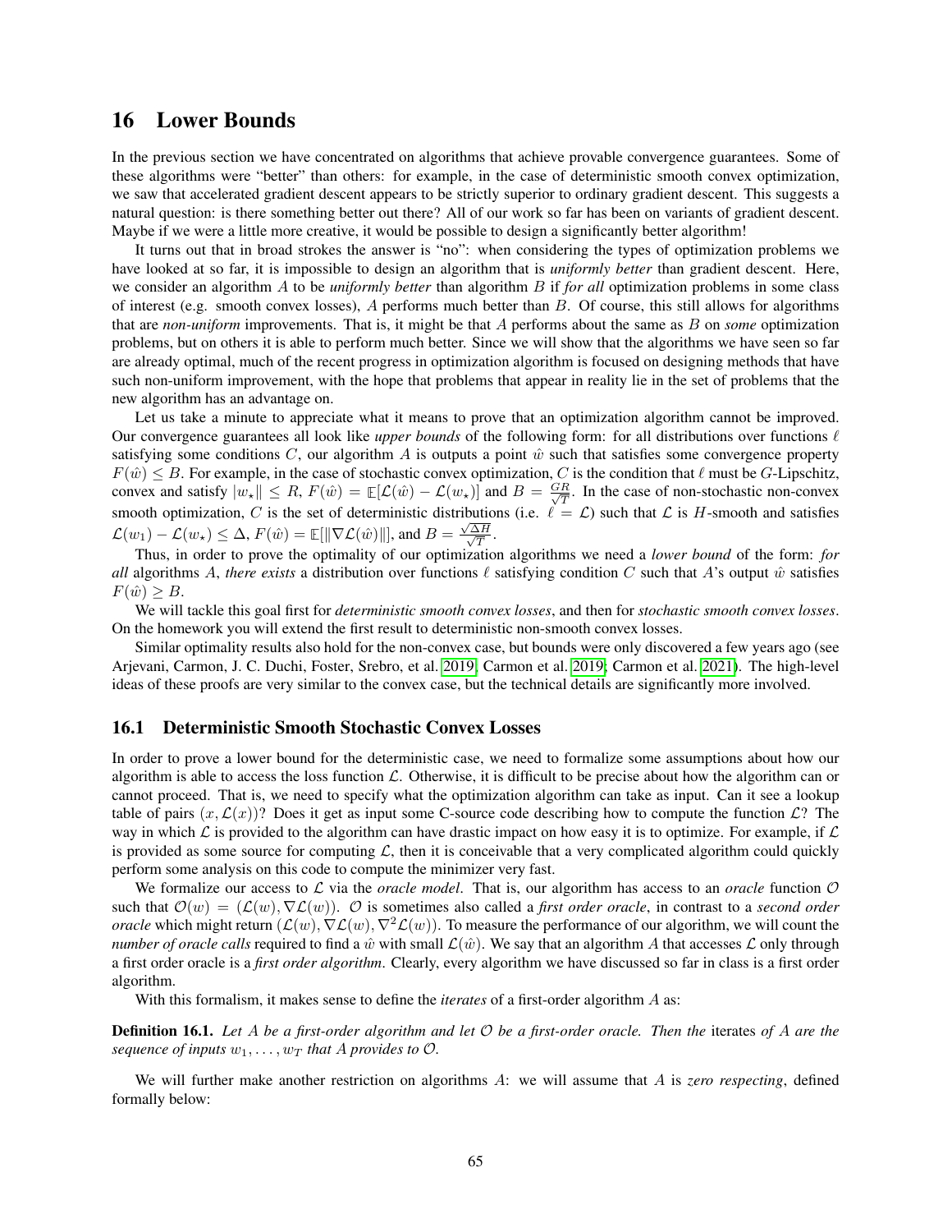# 16 Lower Bounds

In the previous section we have concentrated on algorithms that achieve provable convergence guarantees. Some of these algorithms were "better" than others: for example, in the case of deterministic smooth convex optimization, we saw that accelerated gradient descent appears to be strictly superior to ordinary gradient descent. This suggests a natural question: is there something better out there? All of our work so far has been on variants of gradient descent. Maybe if we were a little more creative, it would be possible to design a significantly better algorithm!

It turns out that in broad strokes the answer is "no": when considering the types of optimization problems we have looked at so far, it is impossible to design an algorithm that is *uniformly better* than gradient descent. Here, we consider an algorithm $A$ to be *uniformly better* than algorithm $B$ if *for all* optimization problems in some class of interest (e.g. smooth convex losses), $A$ performs much better than $B$. Of course, this still allows for algorithms that are *non-uniform* improvements. That is, it might be that $A$ performs about the same as $B$ on *some* optimization problems, but on others it is able to perform much better. Since we will show that the algorithms we have seen so far are already optimal, much of the recent progress in optimization algorithm is focused on designing methods that have such non-uniform improvement, with the hope that problems that appear in reality lie in the set of problems that the new algorithm has an advantage on.

Let us take a minute to appreciate what it means to prove that an optimization algorithm cannot be improved. Our convergence guarantees all look like *upper bounds* of the following form: for all distributions over functions $\ell$ satisfying some conditions $C$, our algorithm $A$ is outputs a point $\hat{w}$ such that satisfies some convergence property $F(\hat{w}) \le B$. For example, in the case of stochastic convex optimization, $C$ is the condition that $\ell$ must be $G$-Lipschitz, convex and satisfy $|w_\star\| \le R$, $F(\hat{w}) = \mathbb{E}[\mathcal{L}(\hat{w}) - \mathcal{L}(w_\star)]$ and $B = \frac{GR}{\sqrt{T}}$. In the case of non-stochastic non-convex smooth optimization, $C$ is the set of deterministic distributions (i.e. $\ell = \mathcal{L}$) such that $\mathcal{L}$ is $H$-smooth and satisfies $\mathcal{L}(w_1) - \mathcal{L}(w_\star) \le \Delta$, $F(\hat{w}) = \mathbb{E}[\|\nabla\mathcal{L}(\hat{w})\|]$, and $B = \frac{\sqrt{\Delta H}}{\sqrt{T}}$.

Thus, in order to prove the optimality of our optimization algorithms we need a *lower bound* of the form: *for all* algorithms $A$, *there exists* a distribution over functions $\ell$ satisfying condition $C$ such that $A$'s output $\hat{w}$ satisfies $F(\hat{w}) \ge B$.

We will tackle this goal first for *deterministic smooth convex losses*, and then for *stochastic smooth convex losses*. On the homework you will extend the first result to deterministic non-smooth convex losses.

Similar optimality results also hold for the non-convex case, but bounds were only discovered a few years ago (see Arjevani, Carmon, J. C. Duchi, Foster, Srebro, et al. 2019; Carmon et al. 2019; Carmon et al. 2021). The high-level ideas of these proofs are very similar to the convex case, but the technical details are significantly more involved.

## 16.1 Deterministic Smooth Stochastic Convex Losses

In order to prove a lower bound for the deterministic case, we need to formalize some assumptions about how our algorithm is able to access the loss function $\mathcal{L}$. Otherwise, it is difficult to be precise about how the algorithm can or cannot proceed. That is, we need to specify what the optimization algorithm can take as input. Can it see a lookup table of pairs $(x, \mathcal{L}(x))$? Does it get as input some C-source code describing how to compute the function $\mathcal{L}$? The way in which $\mathcal{L}$ is provided to the algorithm can have drastic impact on how easy it is to optimize. For example, if $\mathcal{L}$ is provided as some source for computing $\mathcal{L}$, then it is conceivable that a very complicated algorithm could quickly perform some analysis on this code to compute the minimizer very fast.

We formalize our access to $\mathcal{L}$ via the *oracle model*. That is, our algorithm has access to an *oracle* function $\mathcal{O}$ such that $\mathcal{O}(w) = (\mathcal{L}(w), \nabla\mathcal{L}(w))$. $\mathcal{O}$ is sometimes also called a *first order oracle*, in contrast to a *second order oracle* which might return $(\mathcal{L}(w), \nabla\mathcal{L}(w), \nabla^2\mathcal{L}(w))$. To measure the performance of our algorithm, we will count the *number of oracle calls* required to find a $\hat{w}$ with small $\mathcal{L}(\hat{w})$. We say that an algorithm $A$ that accesses $\mathcal{L}$ only through a first order oracle is a *first order algorithm*. Clearly, every algorithm we have discussed so far in class is a first order algorithm.

With this formalism, it makes sense to define the *iterates* of a first-order algorithm $A$ as:

**Definition 16.1.** *Let $A$ be a first-order algorithm and let $\mathcal{O}$ be a first-order oracle. Then the* iterates *of $A$ are the sequence of inputs $w_1, \dots, w_T$ that $A$ provides to $\mathcal{O}$.*

We will further make another restriction on algorithms $A$: we will assume that $A$ is *zero respecting*, defined formally below: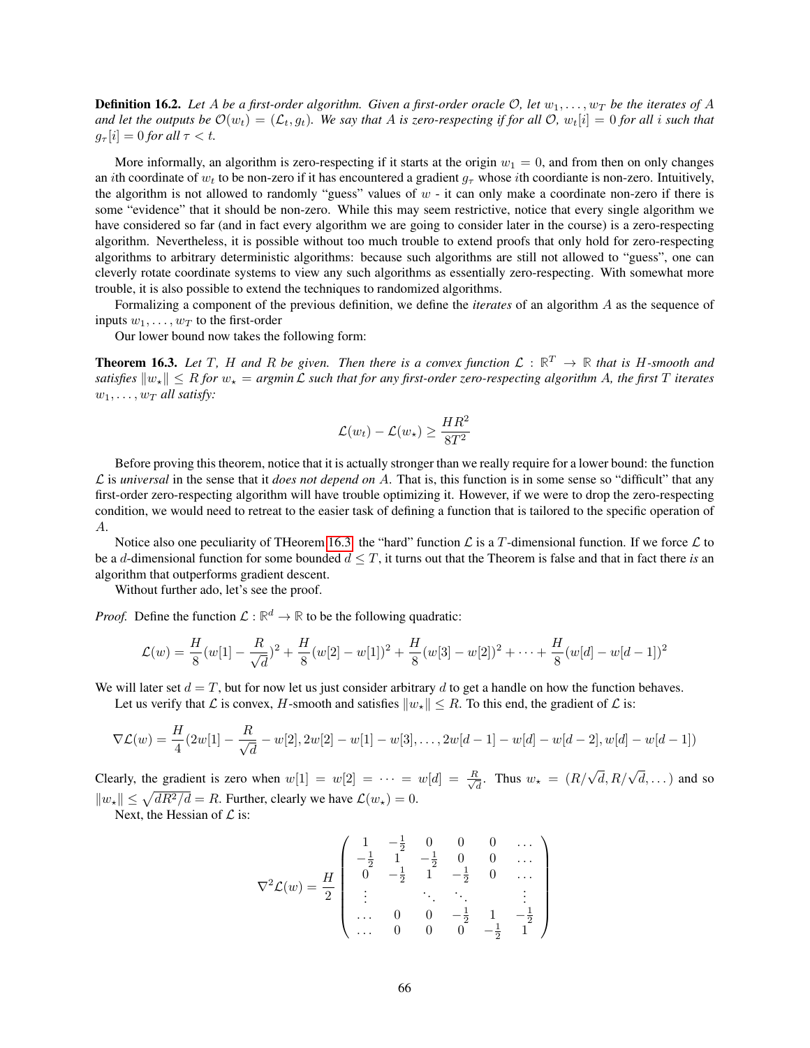**Definition 16.2.** *Let $A$ be a first-order algorithm. Given a first-order oracle $\mathcal{O}$, let $w_1, \dots, w_T$ be the iterates of $A$ and let the outputs be $\mathcal{O}(w_t) = (\mathcal{L}_t, g_t)$. We say that $A$ is zero-respecting if for all $\mathcal{O}$, $w_t[i] = 0$ for all $i$ such that $g_\tau[i] = 0$ for all $\tau < t$.*

More informally, an algorithm is zero-respecting if it starts at the origin $w_1 = 0$, and from then on only changes an $i$th coordinate of $w_t$ to be non-zero if it has encountered a gradient $g_\tau$ whose $i$th coordiante is non-zero. Intuitively, the algorithm is not allowed to randomly "guess" values of $w$ - it can only make a coordinate non-zero if there is some "evidence" that it should be non-zero. While this may seem restrictive, notice that every single algorithm we have considered so far (and in fact every algorithm we are going to consider later in the course) is a zero-respecting algorithm. Nevertheless, it is possible without too much trouble to extend proofs that only hold for zero-respecting algorithms to arbitrary deterministic algorithms: because such algorithms are still not allowed to "guess", one can cleverly rotate coordinate systems to view any such algorithms as essentially zero-respecting. With somewhat more trouble, it is also possible to extend the techniques to randomized algorithms.

Formalizing a component of the previous definition, we define the *iterates* of an algorithm $A$ as the sequence of inputs $w_1, \dots, w_T$ to the first-order

Our lower bound now takes the following form:

**Theorem 16.3.** *Let $T$, $H$ and $R$ be given. Then there is a convex function $\mathcal{L} : \mathbb{R}^T \to \mathbb{R}$ that is $H$-smooth and satisfies $\|w_\star\| \le R$ for $w_\star = \text{argmin}\, \mathcal{L}$ such that for any first-order zero-respecting algorithm $A$, the first $T$ iterates $w_1, \dots, w_T$ all satisfy:*

$$\mathcal{L}(w_t) - \mathcal{L}(w_\star) \ge \frac{HR^2}{8T^2}$$

Before proving this theorem, notice that it is actually stronger than we really require for a lower bound: the function $\mathcal{L}$ is *universal* in the sense that it *does not depend on* $A$. That is, this function is in some sense so "difficult" that any first-order zero-respecting algorithm will have trouble optimizing it. However, if we were to drop the zero-respecting condition, we would need to retreat to the easier task of defining a function that is tailored to the specific operation of $A$.

Notice also one peculiarity of THeorem 16.3: the "hard" function $\mathcal{L}$ is a $T$-dimensional function. If we force $\mathcal{L}$ to be a $d$-dimensional function for some bounded $d \le T$, it turns out that the Theorem is false and that in fact there *is* an algorithm that outperforms gradient descent.

Without further ado, let's see the proof.

*Proof.* Define the function $\mathcal{L} : \mathbb{R}^d \to \mathbb{R}$ to be the following quadratic:

$$\mathcal{L}(w) = \frac{H}{8}(w[1] - \frac{R}{\sqrt{d}})^2 + \frac{H}{8}(w[2] - w[1])^2 + \frac{H}{8}(w[3] - w[2])^2 + \cdots + \frac{H}{8}(w[d] - w[d-1])^2$$

We will later set $d = T$, but for now let us just consider arbitrary $d$ to get a handle on how the function behaves.

Let us verify that $\mathcal{L}$ is convex, $H$-smooth and satisfies $\|w_\star\| \le R$. To this end, the gradient of $\mathcal{L}$ is:

$$\nabla \mathcal{L}(w) = \frac{H}{4}(2w[1] - \frac{R}{\sqrt{d}} - w[2], 2w[2] - w[1] - w[3], \dots, 2w[d-1] - w[d] - w[d-2], w[d] - w[d-1])$$

Clearly, the gradient is zero when $w[1] = w[2] = \cdots = w[d] = \frac{R}{\sqrt{d}}$. Thus $w_\star = (R/\sqrt{d}, R/\sqrt{d}, \dots)$ and so $\|w_\star\| \le \sqrt{dR^2/d} = R$. Further, clearly we have $\mathcal{L}(w_\star) = 0$.

Next, the Hessian of $\mathcal{L}$ is:

$$\nabla^2 \mathcal{L}(w) = \frac{H}{2} \begin{pmatrix} 1 & -\frac{1}{2} & 0 & 0 & 0 & \dots \\ -\frac{1}{2} & 1 & -\frac{1}{2} & 0 & 0 & \dots \\ 0 & -\frac{1}{2} & 1 & -\frac{1}{2} & 0 & \dots \\ \vdots & & \ddots & \ddots & & \vdots \\ \dots & 0 & 0 & -\frac{1}{2} & 1 & -\frac{1}{2} \\ \dots & 0 & 0 & 0 & -\frac{1}{2} & 1 \end{pmatrix}$$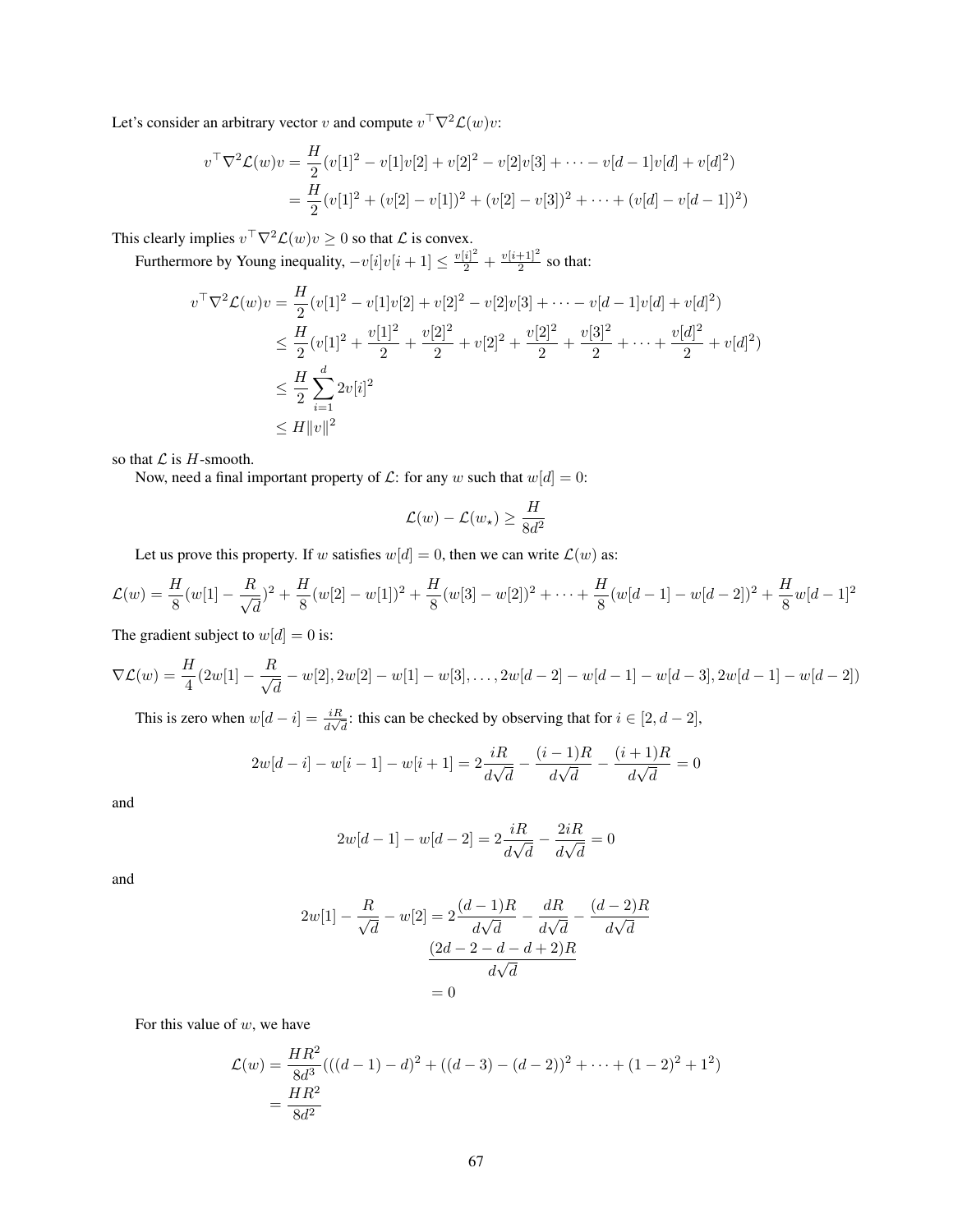Let's consider an arbitrary vector $v$ and compute $v^\top \nabla^2 \mathcal{L}(w) v$:

$$
\begin{aligned}
v^\top \nabla^2 \mathcal{L}(w) v &= \frac{H}{2}(v[1]^2 - v[1]v[2] + v[2]^2 - v[2]v[3] + \cdots - v[d-1]v[d] + v[d]^2) \\
&= \frac{H}{2}(v[1]^2 + (v[2]-v[1])^2 + (v[2]-v[3])^2 + \cdots + (v[d]-v[d-1])^2)
\end{aligned}
$$

This clearly implies $v^\top \nabla^2 \mathcal{L}(w) v \geq 0$ so that $\mathcal{L}$ is convex.

Furthermore by Young inequality, $-v[i]v[i+1] \leq \frac{v[i]^2}{2} + \frac{v[i+1]^2}{2}$ so that:

$$
\begin{aligned}
v^\top \nabla^2 \mathcal{L}(w) v &= \frac{H}{2}(v[1]^2 - v[1]v[2] + v[2]^2 - v[2]v[3] + \cdots - v[d-1]v[d] + v[d]^2) \\
&\leq \frac{H}{2}(v[1]^2 + \frac{v[1]^2}{2} + \frac{v[2]^2}{2} + v[2]^2 + \frac{v[2]^2}{2} + \frac{v[3]^2}{2} + \cdots + \frac{v[d]^2}{2} + v[d]^2) \\
&\leq \frac{H}{2}\sum_{i=1}^{d} 2v[i]^2 \\
&\leq H\|v\|^2
\end{aligned}
$$

so that $\mathcal{L}$ is $H$-smooth.

Now, need a final important property of $\mathcal{L}$: for any $w$ such that $w[d] = 0$:

$$
\mathcal{L}(w) - \mathcal{L}(w_\star) \geq \frac{H}{8d^2}
$$

Let us prove this property. If $w$ satisfies $w[d] = 0$, then we can write $\mathcal{L}(w)$ as:

$$
\mathcal{L}(w) = \frac{H}{8}(w[1] - \frac{R}{\sqrt{d}})^2 + \frac{H}{8}(w[2]-w[1])^2 + \frac{H}{8}(w[3]-w[2])^2 + \cdots + \frac{H}{8}(w[d-1]-w[d-2])^2 + \frac{H}{8}w[d-1]^2
$$

The gradient subject to $w[d] = 0$ is:

$$
\nabla \mathcal{L}(w) = \frac{H}{4}(2w[1] - \frac{R}{\sqrt{d}} - w[2], 2w[2] - w[1] - w[3], \ldots, 2w[d-2] - w[d-1] - w[d-3], 2w[d-1] - w[d-2])
$$

This is zero when $w[d-i] = \frac{iR}{d\sqrt{d}}$: this can be checked by observing that for $i \in [2, d-2]$,

$$
2w[d-i] - w[i-1] - w[i+1] = 2\frac{iR}{d\sqrt{d}} - \frac{(i-1)R}{d\sqrt{d}} - \frac{(i+1)R}{d\sqrt{d}} = 0
$$

and

$$
2w[d-1] - w[d-2] = 2\frac{iR}{d\sqrt{d}} - \frac{2iR}{d\sqrt{d}} = 0
$$

and

$$
\begin{aligned}
2w[1] - \frac{R}{\sqrt{d}} - w[2] &= 2\frac{(d-1)R}{d\sqrt{d}} - \frac{dR}{d\sqrt{d}} - \frac{(d-2)R}{d\sqrt{d}} \\
&\frac{(2d-2-d-d+2)R}{d\sqrt{d}} \\
&= 0
\end{aligned}
$$

For this value of $w$, we have

$$
\begin{aligned}
\mathcal{L}(w) &= \frac{HR^2}{8d^3}(((d-1)-d)^2 + ((d-3)-(d-2))^2 + \cdots + (1-2)^2 + 1^2) \\
&= \frac{HR^2}{8d^2}
\end{aligned}
$$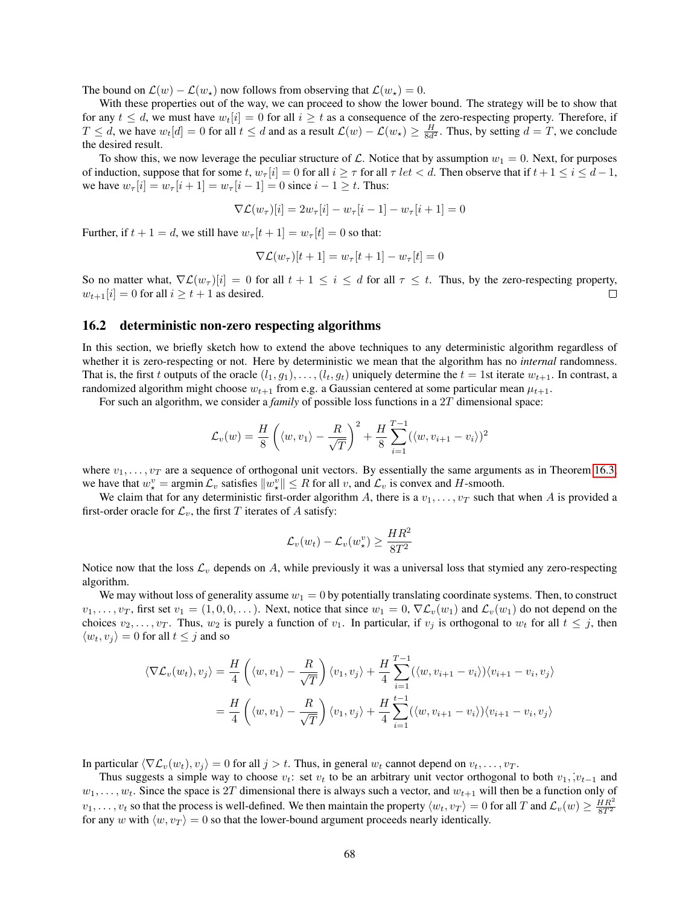The bound on $\mathcal{L}(w) - \mathcal{L}(w_\star)$ now follows from observing that $\mathcal{L}(w_\star) = 0$.

With these properties out of the way, we can proceed to show the lower bound. The strategy will be to show that for any $t \le d$, we must have $w_t[i] = 0$ for all $i \ge t$ as a consequence of the zero-respecting property. Therefore, if $T \le d$, we have $w_t[d] = 0$ for all $t \le d$ and as a result $\mathcal{L}(w) - \mathcal{L}(w_\star) \ge \frac{H}{8d^2}$. Thus, by setting $d = T$, we conclude the desired result.

To show this, we now leverage the peculiar structure of $\mathcal{L}$. Notice that by assumption $w_1 = 0$. Next, for purposes of induction, suppose that for some $t$, $w_\tau[i] = 0$ for all $i \ge \tau$ for all $\tau \; let < d$. Then observe that if $t+1 \le i \le d-1$, we have $w_\tau[i] = w_\tau[i+1] = w_\tau[i-1] = 0$ since $i - 1 \ge t$. Thus:

$$\nabla \mathcal{L}(w_\tau)[i] = 2w_\tau[i] - w_\tau[i-1] - w_\tau[i+1] = 0$$

Further, if $t + 1 = d$, we still have $w_\tau[t+1] = w_\tau[t] = 0$ so that:

$$\nabla \mathcal{L}(w_\tau)[t+1] = w_\tau[t+1] - w_\tau[t] = 0$$

So no matter what, $\nabla \mathcal{L}(w_\tau)[i] = 0$ for all $t + 1 \le i \le d$ for all $\tau \le t$. Thus, by the zero-respecting property, $w_{t+1}[i] = 0$ for all $i \ge t + 1$ as desired. □

## 16.2 deterministic non-zero respecting algorithms

In this section, we briefly sketch how to extend the above techniques to any deterministic algorithm regardless of whether it is zero-respecting or not. Here by deterministic we mean that the algorithm has no *internal* randomness. That is, the first $t$ outputs of the oracle $(l_1, g_1), \dots, (l_t, g_t)$ uniquely determine the $t = 1$st iterate $w_{t+1}$. In contrast, a randomized algorithm might choose $w_{t+1}$ from e.g. a Gaussian centered at some particular mean $\mu_{t+1}$.

For such an algorithm, we consider a *family* of possible loss functions in a $2T$ dimensional space:

$$\mathcal{L}_v(w) = \frac{H}{8}\left(\langle w, v_1\rangle - \frac{R}{\sqrt{T}}\right)^2 + \frac{H}{8}\sum_{i=1}^{T-1}(\langle w, v_{i+1} - v_i\rangle)^2$$

where $v_1, \dots, v_T$ are a sequence of orthogonal unit vectors. By essentially the same arguments as in Theorem 16.3, we have that $w_\star^v = \operatorname{argmin} \mathcal{L}_v$ satisfies $\|w_\star^v\| \le R$ for all $v$, and $\mathcal{L}_v$ is convex and $H$-smooth.

We claim that for any deterministic first-order algorithm $A$, there is a $v_1, \dots, v_T$ such that when $A$ is provided a first-order oracle for $\mathcal{L}_v$, the first $T$ iterates of $A$ satisfy:

$$\mathcal{L}_v(w_t) - \mathcal{L}_v(w_\star^v) \ge \frac{HR^2}{8T^2}$$

Notice now that the loss $\mathcal{L}_v$ depends on $A$, while previously it was a universal loss that stymied any zero-respecting algorithm.

We may without loss of generality assume $w_1 = 0$ by potentially translating coordinate systems. Then, to construct $v_1, \dots, v_T$, first set $v_1 = (1, 0, 0, \dots)$. Next, notice that since $w_1 = 0$, $\nabla \mathcal{L}_v(w_1)$ and $\mathcal{L}_v(w_1)$ do not depend on the choices $v_2, \dots, v_T$. Thus, $w_2$ is purely a function of $v_1$. In particular, if $v_j$ is orthogonal to $w_t$ for all $t \le j$, then $\langle w_t, v_j\rangle = 0$ for all $t \le j$ and so

$$\begin{aligned}
\langle \nabla \mathcal{L}_v(w_t), v_j\rangle &= \frac{H}{4}\left(\langle w, v_1\rangle - \frac{R}{\sqrt{T}}\right)\langle v_1, v_j\rangle + \frac{H}{4}\sum_{i=1}^{T-1}(\langle w, v_{i+1} - v_i\rangle)\langle v_{i+1} - v_i, v_j\rangle \\
&= \frac{H}{4}\left(\langle w, v_1\rangle - \frac{R}{\sqrt{T}}\right)\langle v_1, v_j\rangle + \frac{H}{4}\sum_{i=1}^{t-1}(\langle w, v_{i+1} - v_i\rangle)\langle v_{i+1} - v_i, v_j\rangle
\end{aligned}$$

In particular $\langle \nabla \mathcal{L}_v(w_t), v_j\rangle = 0$ for all $j > t$. Thus, in general $w_t$ cannot depend on $v_t, \dots, v_T$.

Thus suggests a simple way to choose $v_t$: set $v_t$ to be an arbitrary unit vector orthogonal to both $v_1, \dots, v_{t-1}$ and $w_1, \dots, w_t$. Since the space is $2T$ dimensional there is always such a vector, and $w_{t+1}$ will then be a function only of $v_1, \dots, v_t$ so that the process is well-defined. We then maintain the property $\langle w_t, v_T\rangle = 0$ for all $T$ and $\mathcal{L}_v(w) \ge \frac{HR^2}{8T^2}$ for any $w$ with $\langle w, v_T\rangle = 0$ so that the lower-bound argument proceeds nearly identically.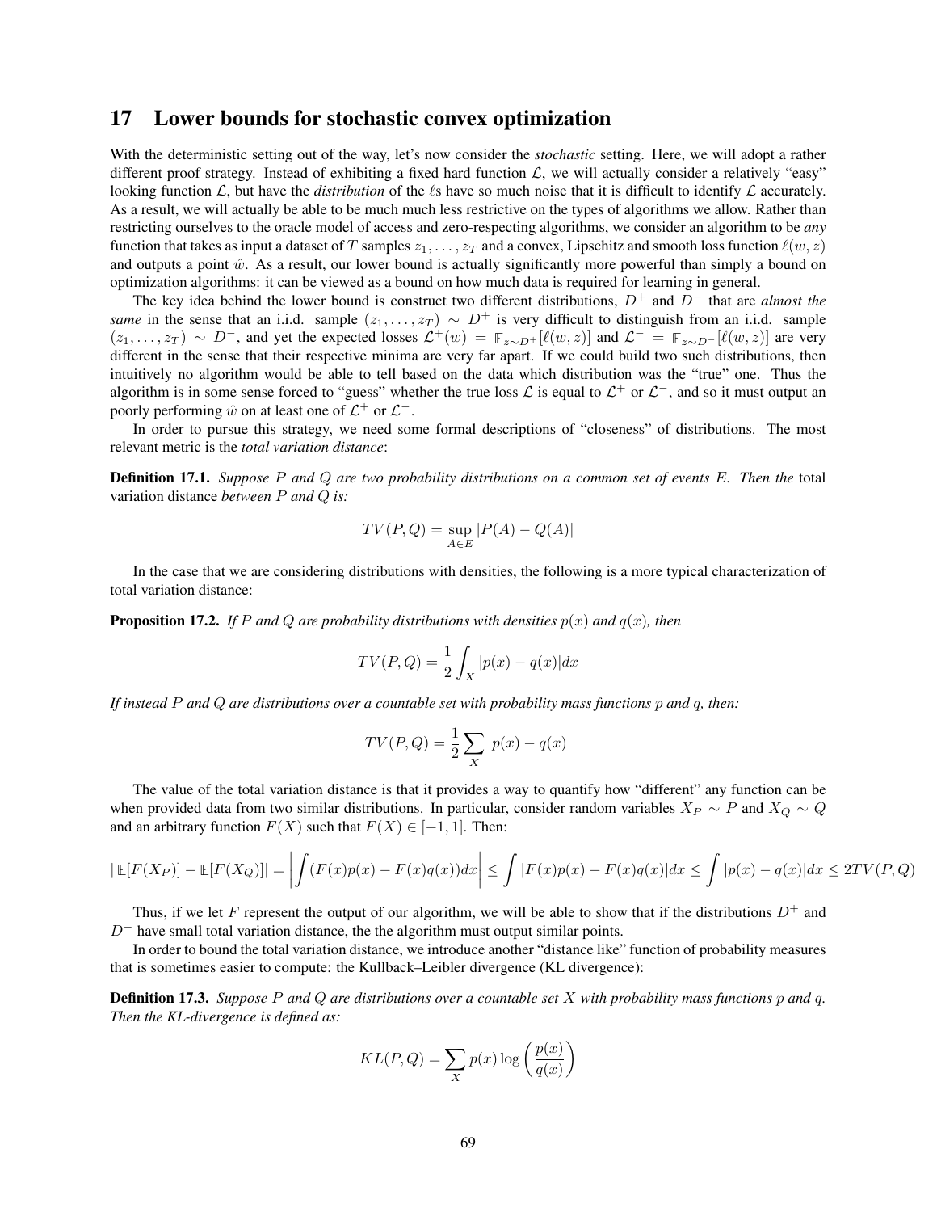## 17 Lower bounds for stochastic convex optimization

With the deterministic setting out of the way, let's now consider the *stochastic* setting. Here, we will adopt a rather different proof strategy. Instead of exhibiting a fixed hard function $\mathcal{L}$, we will actually consider a relatively "easy" looking function $\mathcal{L}$, but have the *distribution* of the $\ell$s have so much noise that it is difficult to identify $\mathcal{L}$ accurately. As a result, we will actually be able to be much much less restrictive on the types of algorithms we allow. Rather than restricting ourselves to the oracle model of access and zero-respecting algorithms, we consider an algorithm to be *any* function that takes as input a dataset of $T$ samples $z_1, \dots, z_T$ and a convex, Lipschitz and smooth loss function $\ell(w, z)$ and outputs a point $\hat{w}$. As a result, our lower bound is actually significantly more powerful than simply a bound on optimization algorithms: it can be viewed as a bound on how much data is required for learning in general.

The key idea behind the lower bound is construct two different distributions, $D^+$ and $D^-$ that are *almost the same* in the sense that an i.i.d. sample $(z_1, \dots, z_T) \sim D^+$ is very difficult to distinguish from an i.i.d. sample $(z_1, \dots, z_T) \sim D^-$, and yet the expected losses $\mathcal{L}^+(w) = \mathbb{E}_{z \sim D^+}[\ell(w, z)]$ and $\mathcal{L}^- = \mathbb{E}_{z \sim D^-}[\ell(w, z)]$ are very different in the sense that their respective minima are very far apart. If we could build two such distributions, then intuitively no algorithm would be able to tell based on the data which distribution was the "true" one. Thus the algorithm is in some sense forced to "guess" whether the true loss $\mathcal{L}$ is equal to $\mathcal{L}^+$ or $\mathcal{L}^-$, and so it must output an poorly performing $\hat{w}$ on at least one of $\mathcal{L}^+$ or $\mathcal{L}^-$.

In order to pursue this strategy, we need some formal descriptions of "closeness" of distributions. The most relevant metric is the *total variation distance*:

**Definition 17.1.** *Suppose $P$ and $Q$ are two probability distributions on a common set of events $E$. Then the* total variation distance *between $P$ and $Q$ is:*

$$TV(P, Q) = \sup_{A \in E} |P(A) - Q(A)|$$

In the case that we are considering distributions with densities, the following is a more typical characterization of total variation distance:

**Proposition 17.2.** *If $P$ and $Q$ are probability distributions with densities $p(x)$ and $q(x)$, then*

$$TV(P, Q) = \frac{1}{2} \int_X |p(x) - q(x)| dx$$

*If instead $P$ and $Q$ are distributions over a countable set with probability mass functions $p$ and $q$, then:*

$$TV(P, Q) = \frac{1}{2} \sum_X |p(x) - q(x)|$$

The value of the total variation distance is that it provides a way to quantify how "different" any function can be when provided data from two similar distributions. In particular, consider random variables $X_P \sim P$ and $X_Q \sim Q$ and an arbitrary function $F(X)$ such that $F(X) \in [-1, 1]$. Then:

$$|\mathbb{E}[F(X_P)] - \mathbb{E}[F(X_Q)]| = \left| \int (F(x)p(x) - F(x)q(x)) dx \right| \le \int |F(x)p(x) - F(x)q(x)| dx \le \int |p(x) - q(x)| dx \le 2TV(P, Q)$$

Thus, if we let $F$ represent the output of our algorithm, we will be able to show that if the distributions $D^+$ and $D^-$ have small total variation distance, the the algorithm must output similar points.

In order to bound the total variation distance, we introduce another "distance like" function of probability measures that is sometimes easier to compute: the Kullback–Leibler divergence (KL divergence):

**Definition 17.3.** *Suppose $P$ and $Q$ are distributions over a countable set $X$ with probability mass functions $p$ and $q$. Then the KL-divergence is defined as:*

$$KL(P, Q) = \sum_X p(x) \log \left( \frac{p(x)}{q(x)} \right)$$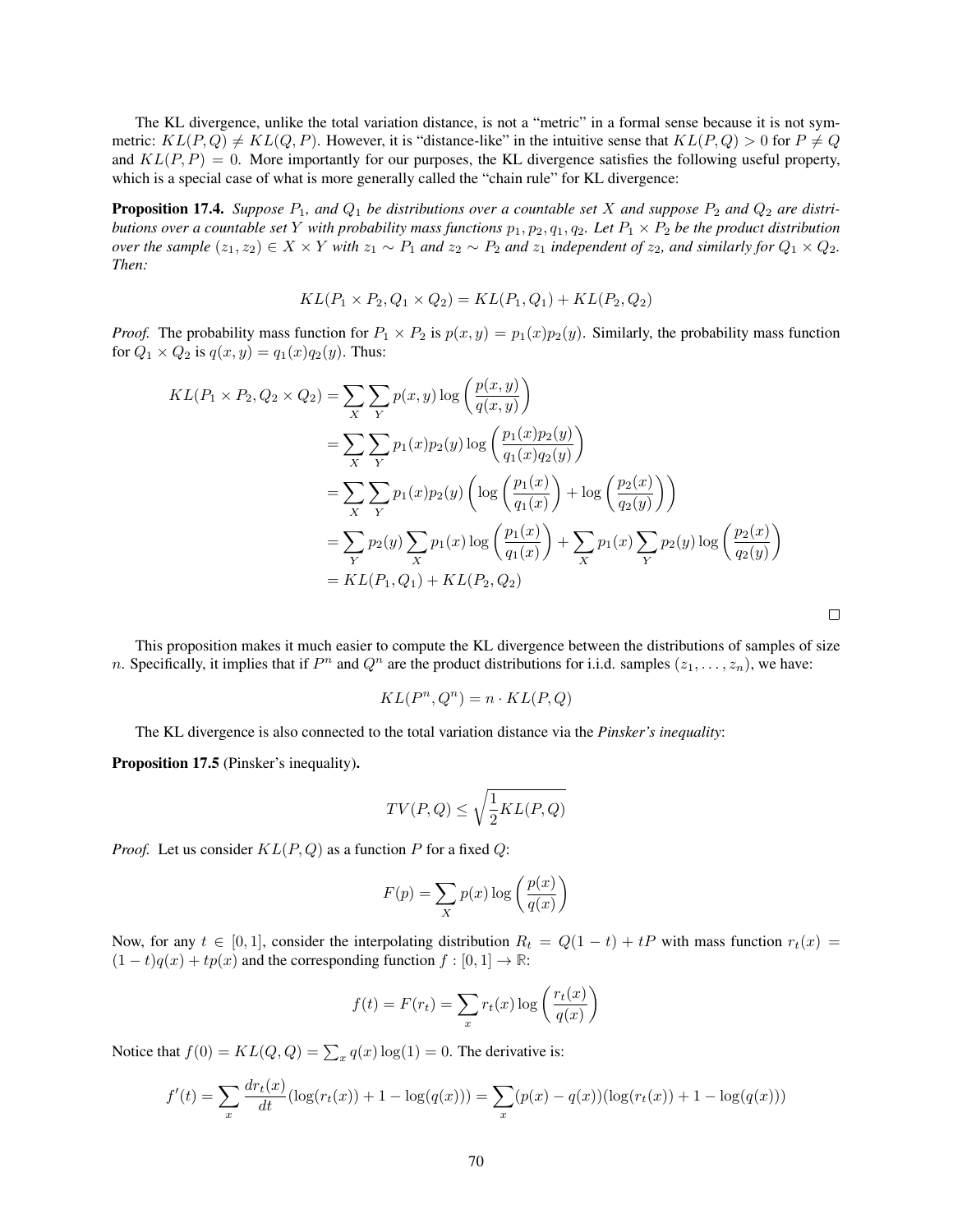The KL divergence, unlike the total variation distance, is not a "metric" in a formal sense because it is not symmetric: $KL(P, Q) \neq KL(Q, P)$. However, it is "distance-like" in the intuitive sense that $KL(P, Q) > 0$ for $P \neq Q$ and $KL(P, P) = 0$. More importantly for our purposes, the KL divergence satisfies the following useful property, which is a special case of what is more generally called the "chain rule" for KL divergence:

**Proposition 17.4.** *Suppose $P_1$, and $Q_1$ be distributions over a countable set $X$ and suppose $P_2$ and $Q_2$ are distributions over a countable set $Y$ with probability mass functions $p_1, p_2, q_1, q_2$. Let $P_1 \times P_2$ be the product distribution over the sample $(z_1, z_2) \in X \times Y$ with $z_1 \sim P_1$ and $z_2 \sim P_2$ and $z_1$ independent of $z_2$, and similarly for $Q_1 \times Q_2$. Then:*

$$KL(P_1 \times P_2, Q_1 \times Q_2) = KL(P_1, Q_1) + KL(P_2, Q_2)$$

*Proof.* The probability mass function for $P_1 \times P_2$ is $p(x, y) = p_1(x)p_2(y)$. Similarly, the probability mass function for $Q_1 \times Q_2$ is $q(x, y) = q_1(x)q_2(y)$. Thus:

$$\begin{aligned}
KL(P_1 \times P_2, Q_2 \times Q_2) &= \sum_X \sum_Y p(x, y) \log\left(\frac{p(x, y)}{q(x, y)}\right) \\
&= \sum_X \sum_Y p_1(x)p_2(y) \log\left(\frac{p_1(x)p_2(y)}{q_1(x)q_2(y)}\right) \\
&= \sum_X \sum_Y p_1(x)p_2(y) \left(\log\left(\frac{p_1(x)}{q_1(x)}\right) + \log\left(\frac{p_2(x)}{q_2(y)}\right)\right) \\
&= \sum_Y p_2(y) \sum_X p_1(x) \log\left(\frac{p_1(x)}{q_1(x)}\right) + \sum_X p_1(x) \sum_Y p_2(y) \log\left(\frac{p_2(x)}{q_2(y)}\right) \\
&= KL(P_1, Q_1) + KL(P_2, Q_2)
\end{aligned}$$

□

This proposition makes it much easier to compute the KL divergence between the distributions of samples of size $n$. Specifically, it implies that if $P^n$ and $Q^n$ are the product distributions for i.i.d. samples $(z_1, \ldots, z_n)$, we have:

$$KL(P^n, Q^n) = n \cdot KL(P, Q)$$

The KL divergence is also connected to the total variation distance via the *Pinsker's inequality*:

**Proposition 17.5** (Pinsker's inequality)**.**

$$TV(P, Q) \leq \sqrt{\frac{1}{2} KL(P, Q)}$$

*Proof.* Let us consider $KL(P, Q)$ as a function $P$ for a fixed $Q$:

$$F(p) = \sum_X p(x) \log\left(\frac{p(x)}{q(x)}\right)$$

Now, for any $t \in [0, 1]$, consider the interpolating distribution $R_t = Q(1 - t) + tP$ with mass function $r_t(x) = (1 - t)q(x) + tp(x)$ and the corresponding function $f : [0, 1] \to \mathbb{R}$:

$$f(t) = F(r_t) = \sum_x r_t(x) \log\left(\frac{r_t(x)}{q(x)}\right)$$

Notice that $f(0) = KL(Q, Q) = \sum_x q(x) \log(1) = 0$. The derivative is:

$$f'(t) = \sum_x \frac{dr_t(x)}{dt}(\log(r_t(x)) + 1 - \log(q(x))) = \sum_x (p(x) - q(x))(\log(r_t(x)) + 1 - \log(q(x)))$$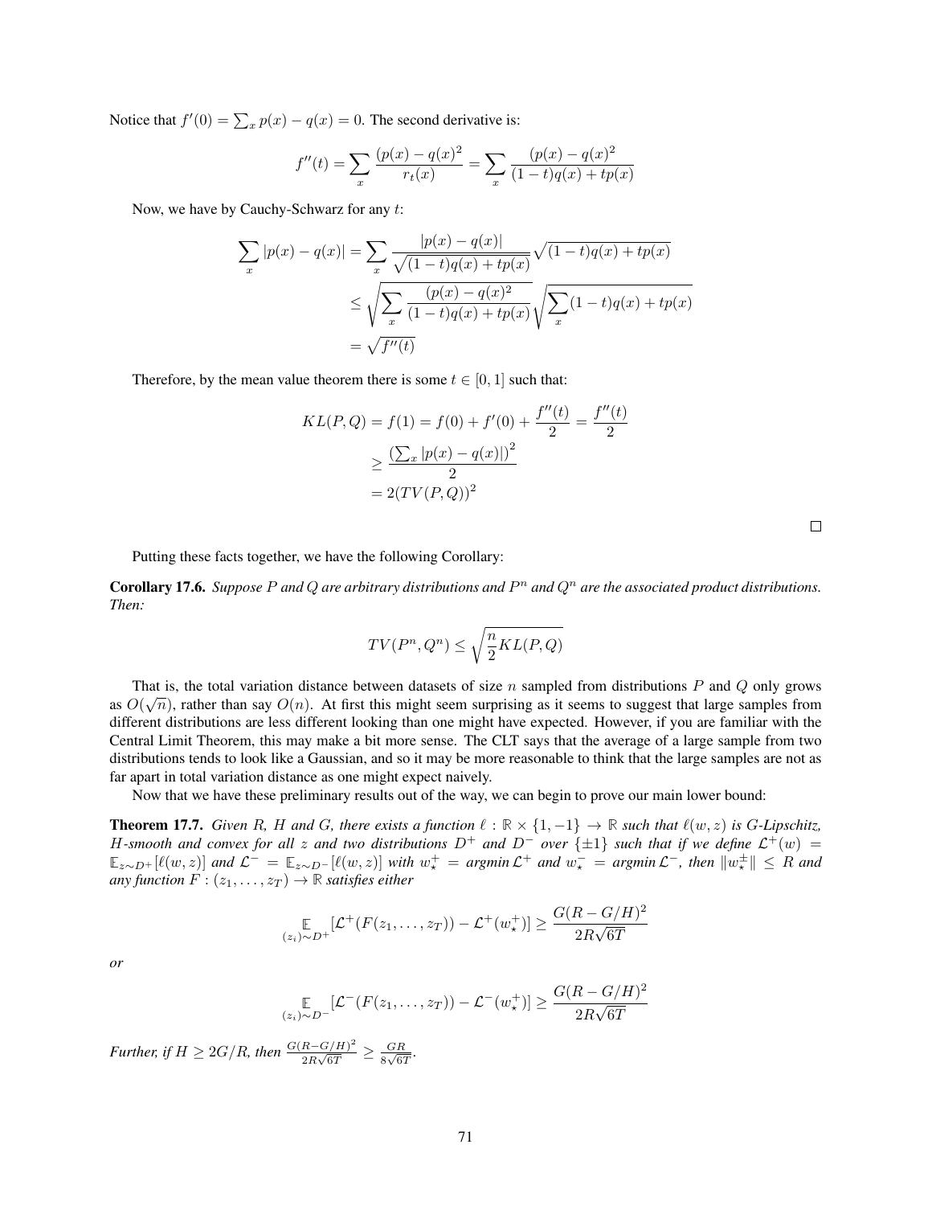Notice that $f'(0) = \sum_x p(x) - q(x) = 0$. The second derivative is:

$$f''(t) = \sum_x \frac{(p(x) - q(x)^2}{r_t(x)} = \sum_x \frac{(p(x) - q(x)^2}{(1-t)q(x) + tp(x)}$$

Now, we have by Cauchy-Schwarz for any $t$:

$$\begin{aligned}
\sum_x |p(x) - q(x)| &= \sum_x \frac{|p(x) - q(x)|}{\sqrt{(1-t)q(x) + tp(x)}} \sqrt{(1-t)q(x) + tp(x)} \\
&\leq \sqrt{\sum_x \frac{(p(x) - q(x)^2}{(1-t)q(x) + tp(x)}} \sqrt{\sum_x (1-t)q(x) + tp(x)} \\
&= \sqrt{f''(t)}
\end{aligned}$$

Therefore, by the mean value theorem there is some $t \in [0, 1]$ such that:

$$\begin{aligned}
KL(P, Q) = f(1) = f(0) + f'(0) + \frac{f''(t)}{2} &= \frac{f''(t)}{2} \\
&\geq \frac{\left(\sum_x |p(x) - q(x)|\right)^2}{2} \\
&= 2(TV(P, Q))^2
\end{aligned}$$

□

Putting these facts together, we have the following Corollary:

**Corollary 17.6.** *Suppose $P$ and $Q$ are arbitrary distributions and $P^n$ and $Q^n$ are the associated product distributions. Then:*

$$TV(P^n, Q^n) \leq \sqrt{\frac{n}{2} KL(P, Q)}$$

That is, the total variation distance between datasets of size $n$ sampled from distributions $P$ and $Q$ only grows as $O(\sqrt{n})$, rather than say $O(n)$. At first this might seem surprising as it seems to suggest that large samples from different distributions are less different looking than one might have expected. However, if you are familiar with the Central Limit Theorem, this may make a bit more sense. The CLT says that the average of a large sample from two distributions tends to look like a Gaussian, and so it may be more reasonable to think that the large samples are not as far apart in total variation distance as one might expect naively.

Now that we have these preliminary results out of the way, we can begin to prove our main lower bound:

**Theorem 17.7.** *Given $R$, $H$ and $G$, there exists a function $\ell : \mathbb{R} \times \{1, -1\} \to \mathbb{R}$ such that $\ell(w, z)$ is $G$-Lipschitz, $H$-smooth and convex for all $z$ and two distributions $D^+$ and $D^-$ over $\{\pm 1\}$ such that if we define $\mathcal{L}^+(w) = \mathbb{E}_{z \sim D^+}[\ell(w, z)]$ and $\mathcal{L}^- = \mathbb{E}_{z \sim D^-}[\ell(w, z)]$ with $w_\star^+ = \text{argmin}\, \mathcal{L}^+$ and $w_\star^- = \text{argmin}\, \mathcal{L}^-$, then $\|w_\star^\pm\| \leq R$ and any function $F : (z_1, \ldots, z_T) \to \mathbb{R}$ satisfies either*

$$\mathop{\mathbb{E}}_{(z_i) \sim D^+}[\mathcal{L}^+(F(z_1, \ldots, z_T)) - \mathcal{L}^+(w_\star^+)] \geq \frac{G(R - G/H)^2}{2R\sqrt{6T}}$$

*or*

$$\mathop{\mathbb{E}}_{(z_i) \sim D^-}[\mathcal{L}^-(F(z_1, \ldots, z_T)) - \mathcal{L}^-(w_\star^+)] \geq \frac{G(R - G/H)^2}{2R\sqrt{6T}}$$

*Further, if $H \geq 2G/R$, then $\frac{G(R-G/H)^2}{2R\sqrt{6T}} \geq \frac{GR}{8\sqrt{6T}}$.*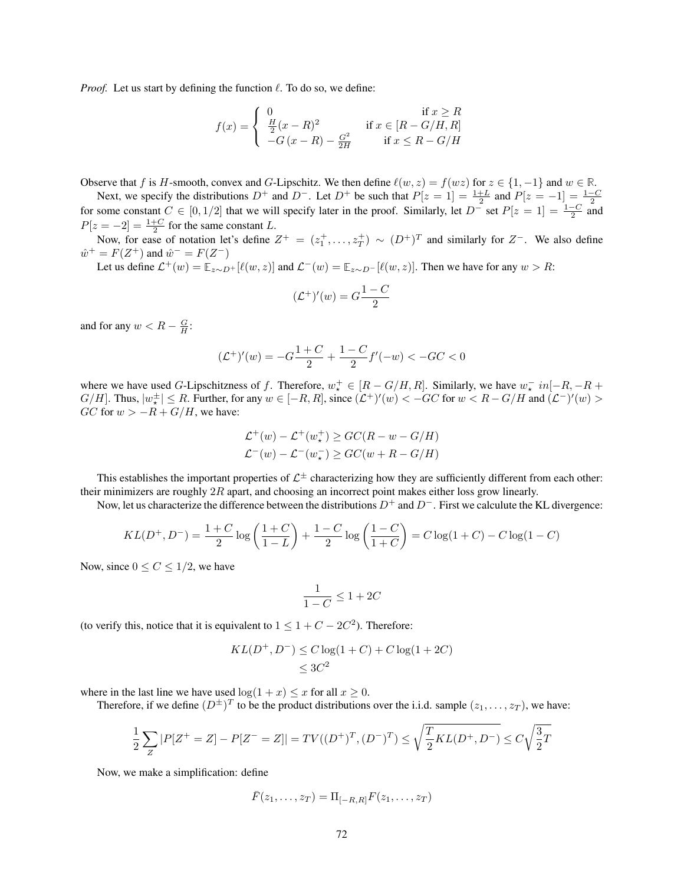*Proof.* Let us start by defining the function $\ell$. To do so, we define:

$$f(x) = \begin{cases} 0 & \text{if } x \geq R \\ \frac{H}{2}(x-R)^2 & \text{if } x \in [R - G/H, R] \\ -G\,(x-R) - \frac{G^2}{2H} & \text{if } x \leq R - G/H \end{cases}$$

Observe that $f$ is $H$-smooth, convex and $G$-Lipschitz. We then define $\ell(w, z) = f(wz)$ for $z \in \{1, -1\}$ and $w \in \mathbb{R}$.

Next, we specify the distributions $D^+$ and $D^-$. Let $D^+$ be such that $P[z = 1] = \frac{1+L}{2}$ and $P[z = -1] = \frac{1-C}{2}$ for some constant $C \in [0, 1/2]$ that we will specify later in the proof. Similarly, let $D^-$ set $P[z = 1] = \frac{1-C}{2}$ and $P[z = -2] = \frac{1+C}{2}$ for the same constant $L$.

Now, for ease of notation let's define $Z^+ = (z_1^+, \dots, z_T^+) \sim (D^+)^T$ and similarly for $Z^-$. We also define $\hat{w}^+ = F(Z^+)$ and $\hat{w}^- = F(Z^-)$

Let us define $\mathcal{L}^+(w) = \mathbb{E}_{z \sim D^+}[\ell(w, z)]$ and $\mathcal{L}^-(w) = \mathbb{E}_{z \sim D^-}[\ell(w, z)]$. Then we have for any $w > R$:

$$(\mathcal{L}^+)'(w) = G\frac{1-C}{2}$$

and for any $w < R - \frac{G}{H}$:

$$(\mathcal{L}^+)'(w) = -G\frac{1+C}{2} + \frac{1-C}{2}f'(-w) < -GC < 0$$

where we have used $G$-Lipschitzness of $f$. Therefore, $w_\star^+ \in [R - G/H, R]$. Similarly, we have $w_\star^- \ in[-R, -R + G/H]$. Thus, $|w_\star^\pm| \leq R$. Further, for any $w \in [-R, R]$, since $(\mathcal{L}^+)'(w) < -GC$ for $w < R - G/H$ and $(\mathcal{L}^-)'(w) > GC$ for $w > -R + G/H$, we have:

$$\mathcal{L}^+(w) - \mathcal{L}^+(w_\star^+) \geq GC(R - w - G/H)$$
$$\mathcal{L}^-(w) - \mathcal{L}^-(w_\star^-) \geq GC(w + R - G/H)$$

This establishes the important properties of $\mathcal{L}^\pm$ characterizing how they are sufficiently different from each other: their minimizers are roughly $2R$ apart, and choosing an incorrect point makes either loss grow linearly.

Now, let us characterize the difference between the distributions $D^+$ and $D^-$. First we calculate the KL divergence:

$$KL(D^+, D^-) = \frac{1+C}{2}\log\left(\frac{1+C}{1-L}\right) + \frac{1-C}{2}\log\left(\frac{1-C}{1+C}\right) = C\log(1+C) - C\log(1-C)$$

Now, since $0 \leq C \leq 1/2$, we have

$$\frac{1}{1-C} \leq 1 + 2C$$

(to verify this, notice that it is equivalent to $1 \leq 1 + C - 2C^2$). Therefore:

$$KL(D^+, D^-) \leq C\log(1+C) + C\log(1+2C)$$
$$\leq 3C^2$$

where in the last line we have used $\log(1+x) \leq x$ for all $x \geq 0$.

Therefore, if we define $(D^\pm)^T$ to be the product distributions over the i.i.d. sample $(z_1, \dots, z_T)$, we have:

$$\frac{1}{2}\sum_Z |P[Z^+ = Z] - P[Z^- = Z]| = TV((D^+)^T, (D^-)^T) \leq \sqrt{\frac{T}{2}KL(D^+, D^-)} \leq C\sqrt{\frac{3}{2}T}$$

Now, we make a simplification: define

$$\bar{F}(z_1, \dots, z_T) = \Pi_{[-R,R]}F(z_1, \dots, z_T)$$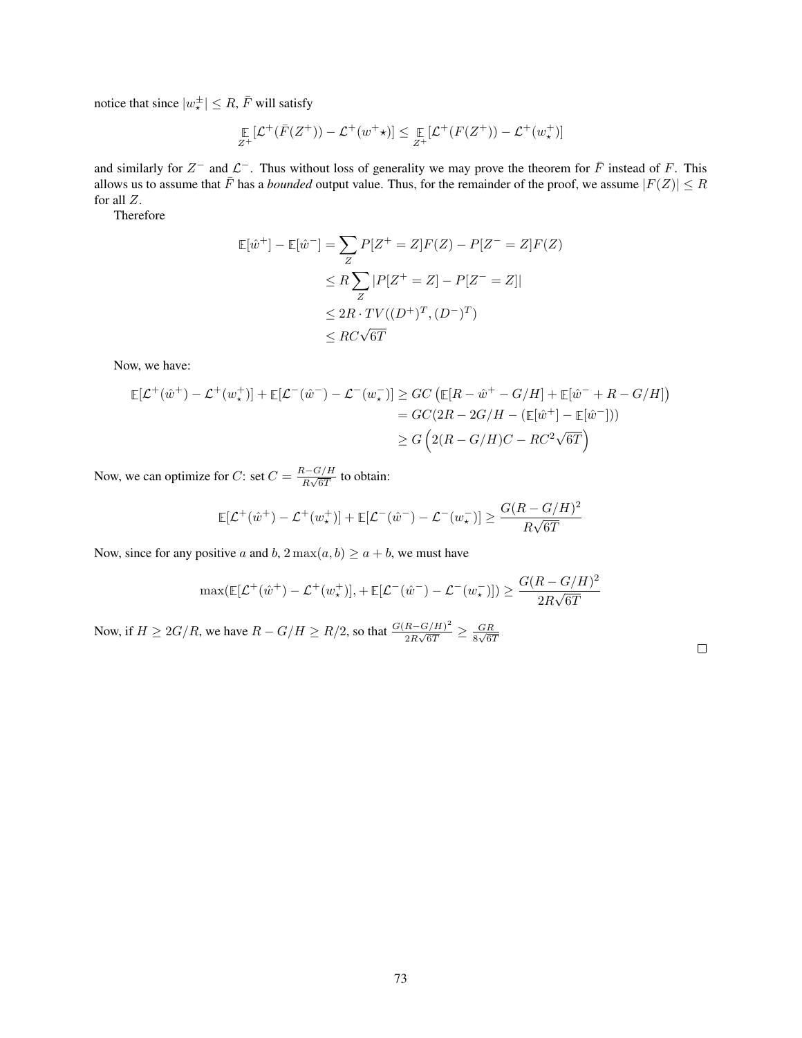notice that since $|w_\star^\pm| \le R$, $\bar{F}$ will satisfy

$$\mathop{\mathbb{E}}_{Z^+}[\mathcal{L}^+(\bar{F}(Z^+)) - \mathcal{L}^+(w^+\star)] \le \mathop{\mathbb{E}}_{Z^+}[\mathcal{L}^+(F(Z^+)) - \mathcal{L}^+(w_\star^+)]$$

and similarly for $Z^-$ and $\mathcal{L}^-$. Thus without loss of generality we may prove the theorem for $\bar{F}$ instead of $F$. This allows us to assume that $\bar{F}$ has a *bounded* output value. Thus, for the remainder of the proof, we assume $|F(Z)| \le R$ for all $Z$.

Therefore

$$\begin{aligned}
\mathbb{E}[\hat{w}^+] - \mathbb{E}[\hat{w}^-] &= \sum_Z P[Z^+ = Z]F(Z) - P[Z^- = Z]F(Z) \\
&\le R\sum_Z |P[Z^+ = Z] - P[Z^- = Z]| \\
&\le 2R \cdot TV((D^+)^T, (D^-)^T) \\
&\le RC\sqrt{6T}
\end{aligned}$$

Now, we have:

$$\begin{aligned}
\mathbb{E}[\mathcal{L}^+(\hat{w}^+) - \mathcal{L}^+(w_\star^+)] + \mathbb{E}[\mathcal{L}^-(\hat{w}^-) - \mathcal{L}^-(w_\star^-)] &\ge GC\left(\mathbb{E}[R - \hat{w}^+ - G/H] + \mathbb{E}[\hat{w}^- + R - G/H]\right) \\
&= GC(2R - 2G/H - (\mathbb{E}[\hat{w}^+] - \mathbb{E}[\hat{w}^-])) \\
&\ge G\left(2(R - G/H)C - RC^2\sqrt{6T}\right)
\end{aligned}$$

Now, we can optimize for $C$: set $C = \frac{R - G/H}{R\sqrt{6T}}$ to obtain:

$$\mathbb{E}[\mathcal{L}^+(\hat{w}^+) - \mathcal{L}^+(w_\star^+)] + \mathbb{E}[\mathcal{L}^-(\hat{w}^-) - \mathcal{L}^-(w_\star^-)] \ge \frac{G(R - G/H)^2}{R\sqrt{6T}}$$

Now, since for any positive $a$ and $b$, $2\max(a, b) \ge a + b$, we must have

$$\max(\mathbb{E}[\mathcal{L}^+(\hat{w}^+) - \mathcal{L}^+(w_\star^+)], +\mathbb{E}[\mathcal{L}^-(\hat{w}^-) - \mathcal{L}^-(w_\star^-)]) \ge \frac{G(R - G/H)^2}{2R\sqrt{6T}}$$

Now, if $H \ge 2G/R$, we have $R - G/H \ge R/2$, so that $\frac{G(R-G/H)^2}{2R\sqrt{6T}} \ge \frac{GR}{8\sqrt{6T}}$

□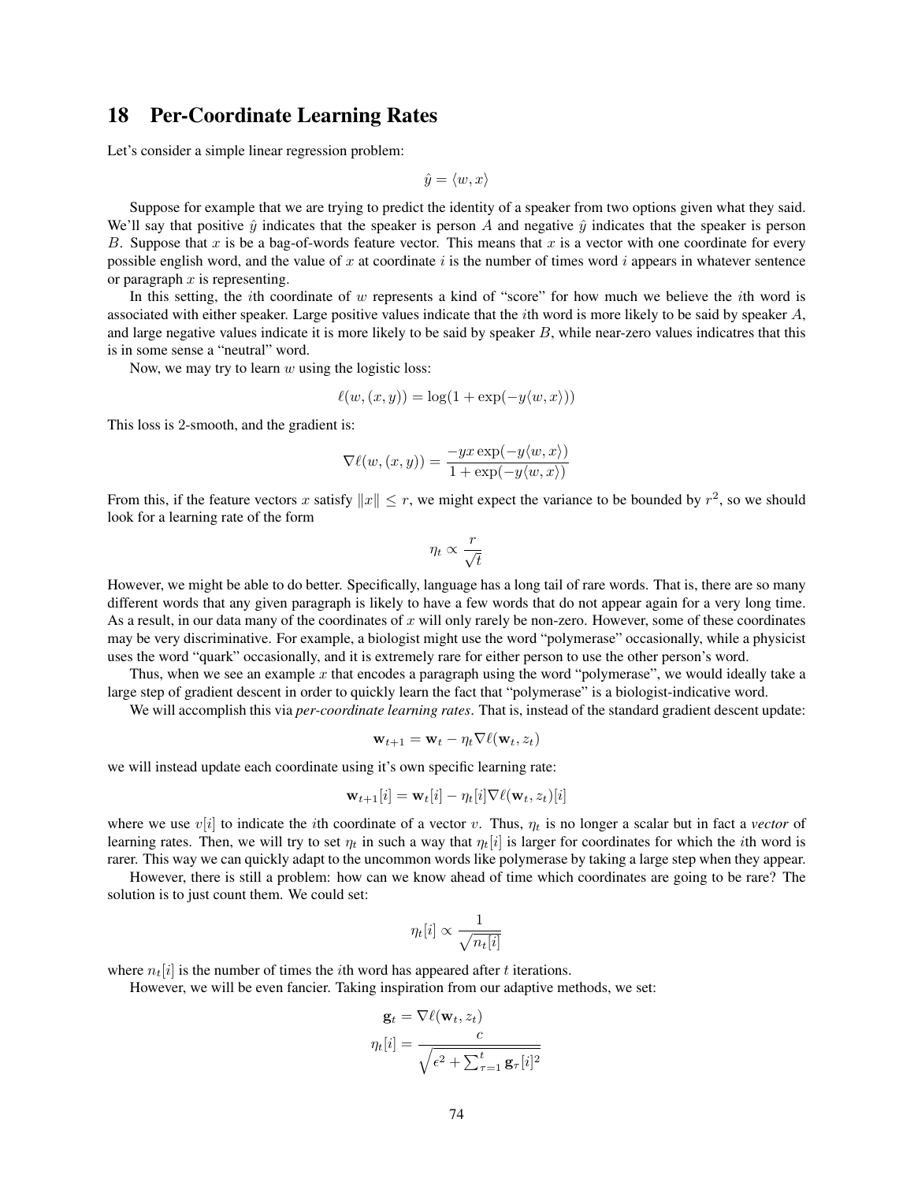## 18 Per-Coordinate Learning Rates

Let's consider a simple linear regression problem:

$$\hat{y} = \langle w, x \rangle$$

Suppose for example that we are trying to predict the identity of a speaker from two options given what they said. We'll say that positive $\hat{y}$ indicates that the speaker is person $A$ and negative $\hat{y}$ indicates that the speaker is person $B$. Suppose that $x$ is be a bag-of-words feature vector. This means that $x$ is a vector with one coordinate for every possible english word, and the value of $x$ at coordinate $i$ is the number of times word $i$ appears in whatever sentence or paragraph $x$ is representing.

In this setting, the $i$th coordinate of $w$ represents a kind of "score" for how much we believe the $i$th word is associated with either speaker. Large positive values indicate that the $i$th word is more likely to be said by speaker $A$, and large negative values indicate it is more likely to be said by speaker $B$, while near-zero values indicatres that this is in some sense a "neutral" word.

Now, we may try to learn $w$ using the logistic loss:

$$\ell(w, (x, y)) = \log(1 + \exp(-y\langle w, x \rangle))$$

This loss is 2-smooth, and the gradient is:

$$\nabla \ell(w, (x, y)) = \frac{-yx \exp(-y\langle w, x \rangle)}{1 + \exp(-y\langle w, x \rangle)}$$

From this, if the feature vectors $x$ satisfy $\|x\| \le r$, we might expect the variance to be bounded by $r^2$, so we should look for a learning rate of the form

$$\eta_t \propto \frac{r}{\sqrt{t}}$$

However, we might be able to do better. Specifically, language has a long tail of rare words. That is, there are so many different words that any given paragraph is likely to have a few words that do not appear again for a very long time. As a result, in our data many of the coordinates of $x$ will only rarely be non-zero. However, some of these coordinates may be very discriminative. For example, a biologist might use the word "polymerase" occasionally, while a physicist uses the word "quark" occasionally, and it is extremely rare for either person to use the other person's word.

Thus, when we see an example $x$ that encodes a paragraph using the word "polymerase", we would ideally take a large step of gradient descent in order to quickly learn the fact that "polymerase" is a biologist-indicative word.

We will accomplish this via *per-coordinate learning rates*. That is, instead of the standard gradient descent update:

$$\mathbf{w}_{t+1} = \mathbf{w}_t - \eta_t \nabla \ell(\mathbf{w}_t, z_t)$$

we will instead update each coordinate using it's own specific learning rate:

$$\mathbf{w}_{t+1}[i] = \mathbf{w}_t[i] - \eta_t[i] \nabla \ell(\mathbf{w}_t, z_t)[i]$$

where we use $v[i]$ to indicate the $i$th coordinate of a vector $v$. Thus, $\eta_t$ is no longer a scalar but in fact a *vector* of learning rates. Then, we will try to set $\eta_t$ in such a way that $\eta_t[i]$ is larger for coordinates for which the $i$th word is rarer. This way we can quickly adapt to the uncommon words like polymerase by taking a large step when they appear.

However, there is still a problem: how can we know ahead of time which coordinates are going to be rare? The solution is to just count them. We could set:

$$\eta_t[i] \propto \frac{1}{\sqrt{n_t[i]}}$$

where $n_t[i]$ is the number of times the $i$th word has appeared after $t$ iterations.

However, we will be even fancier. Taking inspiration from our adaptive methods, we set:

$$\mathbf{g}_t = \nabla \ell(\mathbf{w}_t, z_t)$$
$$\eta_t[i] = \frac{c}{\sqrt{\epsilon^2 + \sum_{\tau=1}^{t} \mathbf{g}_\tau[i]^2}}$$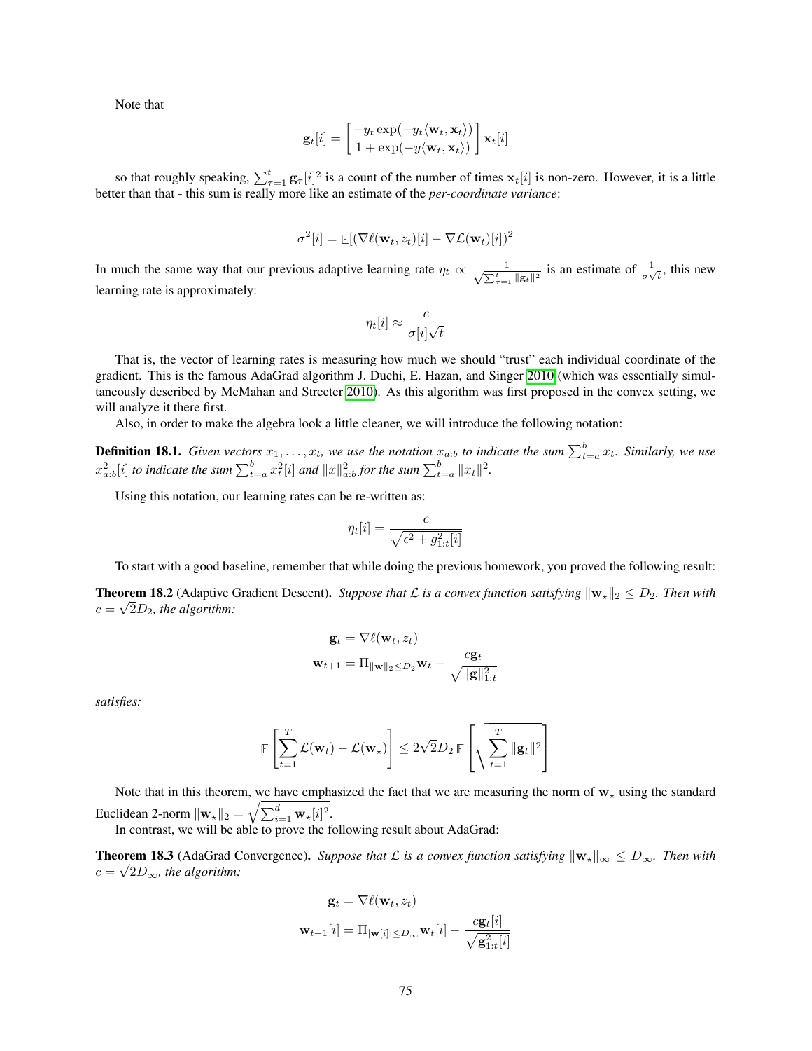Note that

$$\mathbf{g}_t[i] = \left[\frac{-y_t \exp(-y_t\langle \mathbf{w}_t, \mathbf{x}_t\rangle)}{1+\exp(-y\langle \mathbf{w}_t, \mathbf{x}_t\rangle)}\right]\mathbf{x}_t[i]$$

so that roughly speaking, $\sum_{\tau=1}^t \mathbf{g}_\tau[i]^2$ is a count of the number of times $\mathbf{x}_t[i]$ is non-zero. However, it is a little better than that - this sum is really more like an estimate of the *per-coordinate variance*:

$$\sigma^2[i] = \mathbb{E}[(\nabla \ell(\mathbf{w}_t, z_t)[i] - \nabla \mathcal{L}(\mathbf{w}_t)[i])^2$$

In much the same way that our previous adaptive learning rate $\eta_t \propto \frac{1}{\sqrt{\sum_{\tau=1}^t \|\mathbf{g}_t\|^2}}$ is an estimate of $\frac{1}{\sigma\sqrt{t}}$, this new learning rate is approximately:

$$\eta_t[i] \approx \frac{c}{\sigma[i]\sqrt{t}}$$

That is, the vector of learning rates is measuring how much we should "trust" each individual coordinate of the gradient. This is the famous AdaGrad algorithm J. Duchi, E. Hazan, and Singer 2010 (which was essentially simultaneously described by McMahan and Streeter 2010). As this algorithm was first proposed in the convex setting, we will analyze it there first.

Also, in order to make the algebra look a little cleaner, we will introduce the following notation:

**Definition 18.1.** *Given vectors $x_1, \dots, x_t$, we use the notation $x_{a:b}$ to indicate the sum $\sum_{t=a}^b x_t$. Similarly, we use $x_{a:b}^2[i]$ to indicate the sum $\sum_{t=a}^b x_t^2[i]$ and $\|x\|_{a:b}^2$ for the sum $\sum_{t=a}^b \|x_t\|^2$.*

Using this notation, our learning rates can be re-written as:

$$\eta_t[i] = \frac{c}{\sqrt{\epsilon^2 + g_{1:t}^2[i]}}$$

To start with a good baseline, remember that while doing the previous homework, you proved the following result:

**Theorem 18.2** (Adaptive Gradient Descent). *Suppose that $\mathcal{L}$ is a convex function satisfying $\|\mathbf{w}_\star\|_2 \le D_2$. Then with $c = \sqrt{2}D_2$, the algorithm:*

$$\mathbf{g}_t = \nabla \ell(\mathbf{w}_t, z_t)$$
$$\mathbf{w}_{t+1} = \Pi_{\|\mathbf{w}\|_2 \le D_2} \mathbf{w}_t - \frac{c\mathbf{g}_t}{\sqrt{\|\mathbf{g}\|_{1:t}^2}}$$

*satisfies:*

$$\mathbb{E}\left[\sum_{t=1}^T \mathcal{L}(\mathbf{w}_t) - \mathcal{L}(\mathbf{w}_\star)\right] \le 2\sqrt{2}D_2\,\mathbb{E}\left[\sqrt{\sum_{t=1}^T \|\mathbf{g}_t\|^2}\right]$$

Note that in this theorem, we have emphasized the fact that we are measuring the norm of $\mathbf{w}_\star$ using the standard Euclidean 2-norm $\|\mathbf{w}_\star\|_2 = \sqrt{\sum_{i=1}^d \mathbf{w}_\star[i]^2}$.

In contrast, we will be able to prove the following result about AdaGrad:

**Theorem 18.3** (AdaGrad Convergence). *Suppose that $\mathcal{L}$ is a convex function satisfying $\|\mathbf{w}_\star\|_\infty \le D_\infty$. Then with $c = \sqrt{2}D_\infty$, the algorithm:*

$$\mathbf{g}_t = \nabla \ell(\mathbf{w}_t, z_t)$$
$$\mathbf{w}_{t+1}[i] = \Pi_{|\mathbf{w}[i]| \le D_\infty} \mathbf{w}_t[i] - \frac{c\mathbf{g}_t[i]}{\sqrt{\mathbf{g}_{1:t}^2[i]}}$$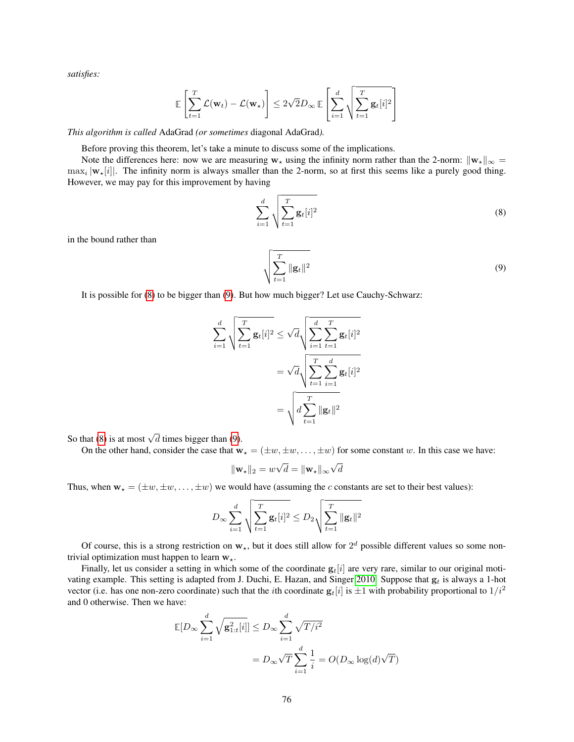*satisfies:*

$$\mathbb{E}\left[\sum_{t=1}^{T} \mathcal{L}(\mathbf{w}_t) - \mathcal{L}(\mathbf{w}_\star)\right] \le 2\sqrt{2} D_\infty \, \mathbb{E}\left[\sum_{i=1}^{d} \sqrt{\sum_{t=1}^{T} \mathbf{g}_t[i]^2}\right]$$

*This algorithm is called* AdaGrad *(or sometimes* diagonal AdaGrad*).*

Before proving this theorem, let's take a minute to discuss some of the implications.

Note the differences here: now we are measuring $\mathbf{w}_\star$ using the infinity norm rather than the 2-norm: $\|\mathbf{w}_\star\|_\infty = \max_i |\mathbf{w}_\star[i]|$. The infinity norm is always smaller than the 2-norm, so at first this seems like a purely good thing. However, we may pay for this improvement by having

$$\sum_{i=1}^{d} \sqrt{\sum_{t=1}^{T} \mathbf{g}_t[i]^2} \tag{8}$$

in the bound rather than

$$\sqrt{\sum_{t=1}^{T} \|\mathbf{g}_t\|^2} \tag{9}$$

It is possible for (8) to be bigger than (9). But how much bigger? Let use Cauchy-Schwarz:

$$\begin{aligned}
\sum_{i=1}^{d} \sqrt{\sum_{t=1}^{T} \mathbf{g}_t[i]^2} &\le \sqrt{d} \sqrt{\sum_{i=1}^{d} \sum_{t=1}^{T} \mathbf{g}_t[i]^2} \\
&= \sqrt{d} \sqrt{\sum_{t=1}^{T} \sum_{i=1}^{d} \mathbf{g}_t[i]^2} \\
&= \sqrt{d \sum_{t=1}^{T} \|\mathbf{g}_t\|^2}
\end{aligned}$$

So that (8) is at most $\sqrt{d}$ times bigger than (9).

On the other hand, consider the case that $\mathbf{w}_\star = (\pm w, \pm w, \dots, \pm w)$ for some constant $w$. In this case we have:

$$\|\mathbf{w}_\star\|_2 = w\sqrt{d} = \|\mathbf{w}_\star\|_\infty \sqrt{d}$$

Thus, when $\mathbf{w}_\star = (\pm w, \pm w, \dots, \pm w)$ we would have (assuming the $c$ constants are set to their best values):

$$D_\infty \sum_{i=1}^{d} \sqrt{\sum_{t=1}^{T} \mathbf{g}_t[i]^2} \le D_2 \sqrt{\sum_{t=1}^{T} \|\mathbf{g}_t\|^2}$$

Of course, this is a strong restriction on $\mathbf{w}_\star$, but it does still allow for $2^d$ possible different values so some non-trivial optimization must happen to learn $\mathbf{w}_\star$.

Finally, let us consider a setting in which some of the coordinate $\mathbf{g}_t[i]$ are very rare, similar to our original motivating example. This setting is adapted from J. Duchi, E. Hazan, and Singer 2010. Suppose that $\mathbf{g}_t$ is always a 1-hot vector (i.e. has one non-zero coordinate) such that the $i$th coordinate $\mathbf{g}_t[i]$ is $\pm 1$ with probability proportional to $1/i^2$ and 0 otherwise. Then we have:

$$\begin{aligned}
\mathbb{E}[D_\infty \sum_{i=1}^{d} \sqrt{\mathbf{g}_{1:t}^2[i]}] &\le D_\infty \sum_{i=1}^{d} \sqrt{T/i^2} \\
&= D_\infty \sqrt{T} \sum_{i=1}^{d} \frac{1}{i} = O(D_\infty \log(d)\sqrt{T})
\end{aligned}$$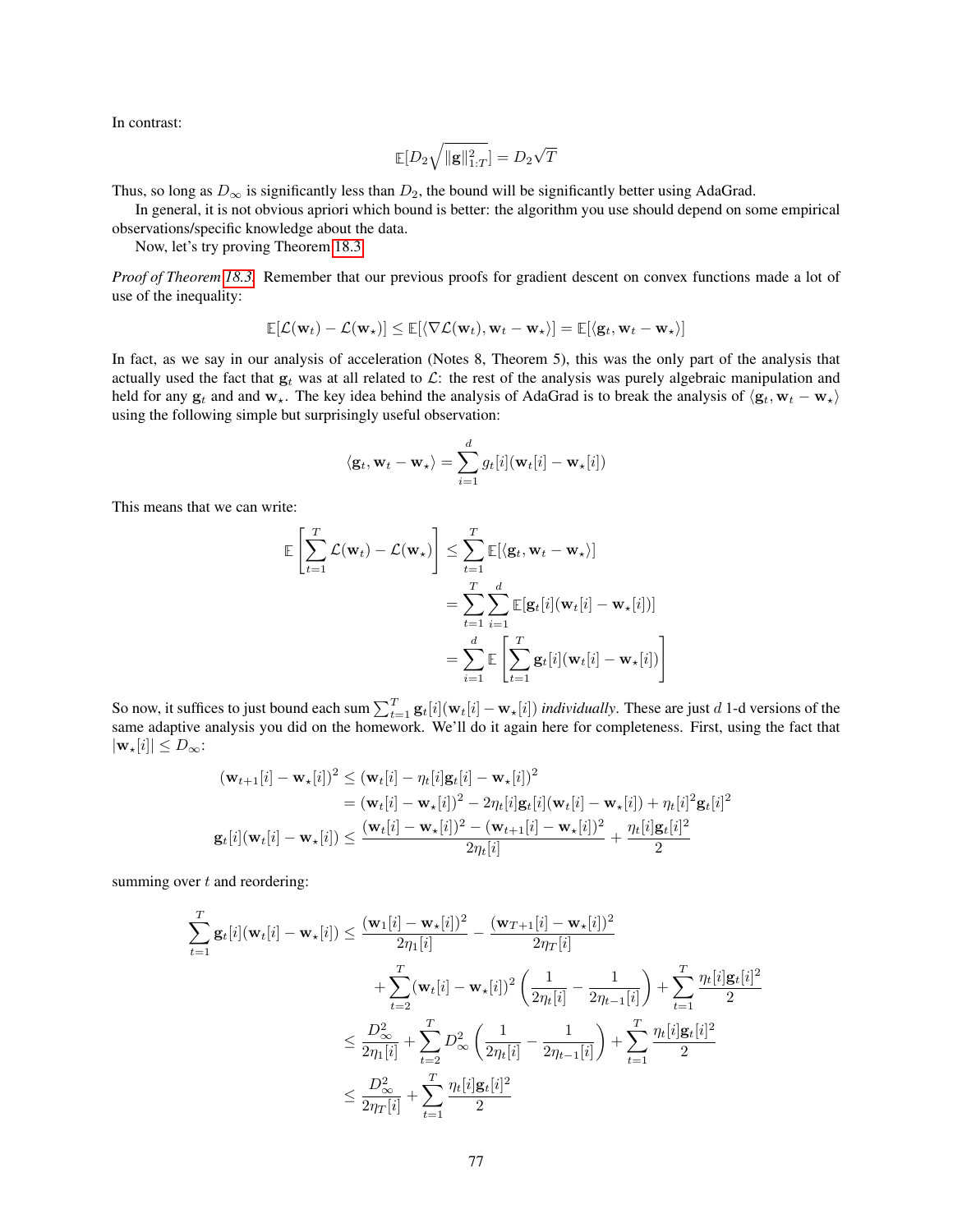In contrast:

$$\mathbb{E}[D_2\sqrt{\|\mathbf{g}\|_{1:T}^2}] = D_2\sqrt{T}$$

Thus, so long as $D_\infty$ is significantly less than $D_2$, the bound will be significantly better using AdaGrad.

In general, it is not obvious apriori which bound is better: the algorithm you use should depend on some empirical observations/specific knowledge about the data.

Now, let's try proving Theorem 18.3

*Proof of Theorem 18.3.* Remember that our previous proofs for gradient descent on convex functions made a lot of use of the inequality:

$$\mathbb{E}[\mathcal{L}(\mathbf{w}_t) - \mathcal{L}(\mathbf{w}_\star)] \le \mathbb{E}[\langle \nabla\mathcal{L}(\mathbf{w}_t), \mathbf{w}_t - \mathbf{w}_\star\rangle] = \mathbb{E}[\langle \mathbf{g}_t, \mathbf{w}_t - \mathbf{w}_\star\rangle]$$

In fact, as we say in our analysis of acceleration (Notes 8, Theorem 5), this was the only part of the analysis that actually used the fact that $\mathbf{g}_t$ was at all related to $\mathcal{L}$: the rest of the analysis was purely algebraic manipulation and held for any $\mathbf{g}_t$ and and $\mathbf{w}_\star$. The key idea behind the analysis of AdaGrad is to break the analysis of $\langle \mathbf{g}_t, \mathbf{w}_t - \mathbf{w}_\star\rangle$ using the following simple but surprisingly useful observation:

$$\langle \mathbf{g}_t, \mathbf{w}_t - \mathbf{w}_\star\rangle = \sum_{i=1}^d g_t[i](\mathbf{w}_t[i] - \mathbf{w}_\star[i])$$

This means that we can write:

$$\begin{aligned}
\mathbb{E}\left[\sum_{t=1}^T \mathcal{L}(\mathbf{w}_t) - \mathcal{L}(\mathbf{w}_\star)\right] &\le \sum_{t=1}^T \mathbb{E}[\langle \mathbf{g}_t, \mathbf{w}_t - \mathbf{w}_\star\rangle]\\
&= \sum_{t=1}^T\sum_{i=1}^d \mathbb{E}[\mathbf{g}_t[i](\mathbf{w}_t[i] - \mathbf{w}_\star[i])]\\
&= \sum_{i=1}^d \mathbb{E}\left[\sum_{t=1}^T \mathbf{g}_t[i](\mathbf{w}_t[i] - \mathbf{w}_\star[i])\right]
\end{aligned}$$

So now, it suffices to just bound each sum $\sum_{t=1}^T \mathbf{g}_t[i](\mathbf{w}_t[i] - \mathbf{w}_\star[i])$ *individually*. These are just $d$ 1-d versions of the same adaptive analysis you did on the homework. We'll do it again here for completeness. First, using the fact that $|\mathbf{w}_\star[i]| \le D_\infty$:

$$\begin{aligned}
(\mathbf{w}_{t+1}[i] - \mathbf{w}_\star[i])^2 &\le (\mathbf{w}_t[i] - \eta_t[i]\mathbf{g}_t[i] - \mathbf{w}_\star[i])^2\\
&= (\mathbf{w}_t[i] - \mathbf{w}_\star[i])^2 - 2\eta_t[i]\mathbf{g}_t[i](\mathbf{w}_t[i] - \mathbf{w}_\star[i]) + \eta_t[i]^2\mathbf{g}_t[i]^2\\
\mathbf{g}_t[i](\mathbf{w}_t[i] - \mathbf{w}_\star[i]) &\le \frac{(\mathbf{w}_t[i] - \mathbf{w}_\star[i])^2 - (\mathbf{w}_{t+1}[i] - \mathbf{w}_\star[i])^2}{2\eta_t[i]} + \frac{\eta_t[i]\mathbf{g}_t[i]^2}{2}
\end{aligned}$$

summing over $t$ and reordering:

$$\begin{aligned}
\sum_{t=1}^T \mathbf{g}_t[i](\mathbf{w}_t[i] - \mathbf{w}_\star[i]) &\le \frac{(\mathbf{w}_1[i] - \mathbf{w}_\star[i])^2}{2\eta_1[i]} - \frac{(\mathbf{w}_{T+1}[i] - \mathbf{w}_\star[i])^2}{2\eta_T[i]}\\
&\quad + \sum_{t=2}^T (\mathbf{w}_t[i] - \mathbf{w}_\star[i])^2\left(\frac{1}{2\eta_t[i]} - \frac{1}{2\eta_{t-1}[i]}\right) + \sum_{t=1}^T \frac{\eta_t[i]\mathbf{g}_t[i]^2}{2}\\
&\le \frac{D_\infty^2}{2\eta_1[i]} + \sum_{t=2}^T D_\infty^2\left(\frac{1}{2\eta_t[i]} - \frac{1}{2\eta_{t-1}[i]}\right) + \sum_{t=1}^T \frac{\eta_t[i]\mathbf{g}_t[i]^2}{2}\\
&\le \frac{D_\infty^2}{2\eta_T[i]} + \sum_{t=1}^T \frac{\eta_t[i]\mathbf{g}_t[i]^2}{2}
\end{aligned}$$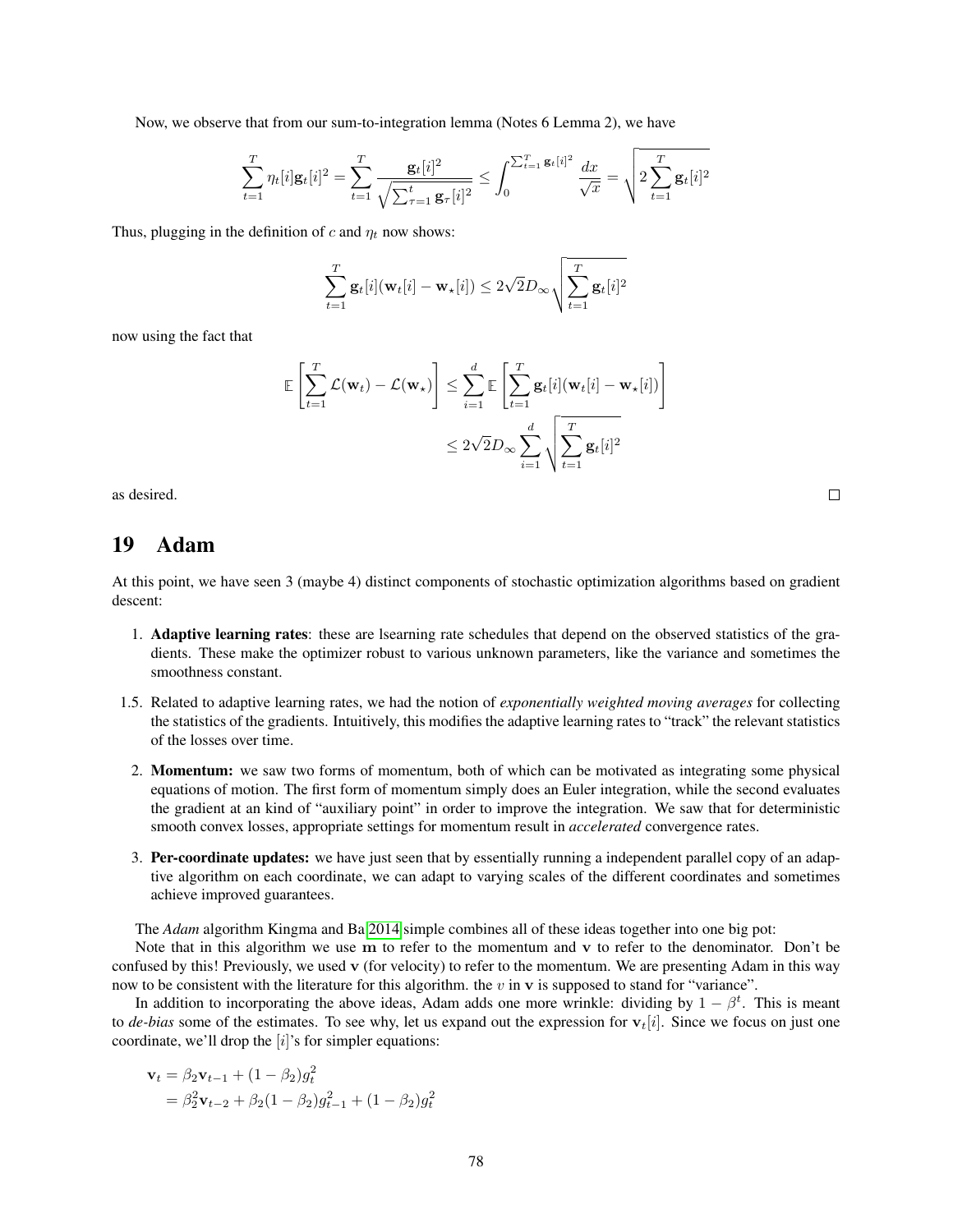Now, we observe that from our sum-to-integration lemma (Notes 6 Lemma 2), we have

$$\sum_{t=1}^{T} \eta_t[i]\mathbf{g}_t[i]^2 = \sum_{t=1}^{T} \frac{\mathbf{g}_t[i]^2}{\sqrt{\sum_{\tau=1}^{t} \mathbf{g}_\tau[i]^2}} \leq \int_0^{\sum_{t=1}^{T} \mathbf{g}_t[i]^2} \frac{dx}{\sqrt{x}} = \sqrt{2\sum_{t=1}^{T} \mathbf{g}_t[i]^2}$$

Thus, plugging in the definition of $c$ and $\eta_t$ now shows:

$$\sum_{t=1}^{T} \mathbf{g}_t[i](\mathbf{w}_t[i] - \mathbf{w}_\star[i]) \leq 2\sqrt{2}D_\infty \sqrt{\sum_{t=1}^{T} \mathbf{g}_t[i]^2}$$

now using the fact that

$$\begin{aligned}
\mathbb{E}\left[\sum_{t=1}^{T} \mathcal{L}(\mathbf{w}_t) - \mathcal{L}(\mathbf{w}_\star)\right] &\leq \sum_{i=1}^{d} \mathbb{E}\left[\sum_{t=1}^{T} \mathbf{g}_t[i](\mathbf{w}_t[i] - \mathbf{w}_\star[i])\right] \\
&\leq 2\sqrt{2}D_\infty \sum_{i=1}^{d} \sqrt{\sum_{t=1}^{T} \mathbf{g}_t[i]^2}
\end{aligned}$$

as desired. □

# 19 Adam

At this point, we have seen 3 (maybe 4) distinct components of stochastic optimization algorithms based on gradient descent:

1. **Adaptive learning rates**: these are lsearning rate schedules that depend on the observed statistics of the gradients. These make the optimizer robust to various unknown parameters, like the variance and sometimes the smoothness constant.

1.5. Related to adaptive learning rates, we had the notion of *exponentially weighted moving averages* for collecting the statistics of the gradients. Intuitively, this modifies the adaptive learning rates to "track" the relevant statistics of the losses over time.

2. **Momentum:** we saw two forms of momentum, both of which can be motivated as integrating some physical equations of motion. The first form of momentum simply does an Euler integration, while the second evaluates the gradient at an kind of "auxiliary point" in order to improve the integration. We saw that for deterministic smooth convex losses, appropriate settings for momentum result in *accelerated* convergence rates.

3. **Per-coordinate updates:** we have just seen that by essentially running a independent parallel copy of an adaptive algorithm on each coordinate, we can adapt to varying scales of the different coordinates and sometimes achieve improved guarantees.

The *Adam* algorithm Kingma and Ba 2014 simple combines all of these ideas together into one big pot:

Note that in this algorithm we use $\mathbf{m}$ to refer to the momentum and $\mathbf{v}$ to refer to the denominator. Don't be confused by this! Previously, we used $\mathbf{v}$ (for velocity) to refer to the momentum. We are presenting Adam in this way now to be consistent with the literature for this algorithm. the $v$ in $\mathbf{v}$ is supposed to stand for "variance".

In addition to incorporating the above ideas, Adam adds one more wrinkle: dividing by $1 - \beta^t$. This is meant to *de-bias* some of the estimates. To see why, let us expand out the expression for $\mathbf{v}_t[i]$. Since we focus on just one coordinate, we'll drop the $[i]$'s for simpler equations:

$$\begin{aligned}
\mathbf{v}_t &= \beta_2 \mathbf{v}_{t-1} + (1 - \beta_2)g_t^2 \\
&= \beta_2^2 \mathbf{v}_{t-2} + \beta_2(1 - \beta_2)g_{t-1}^2 + (1 - \beta_2)g_t^2
\end{aligned}$$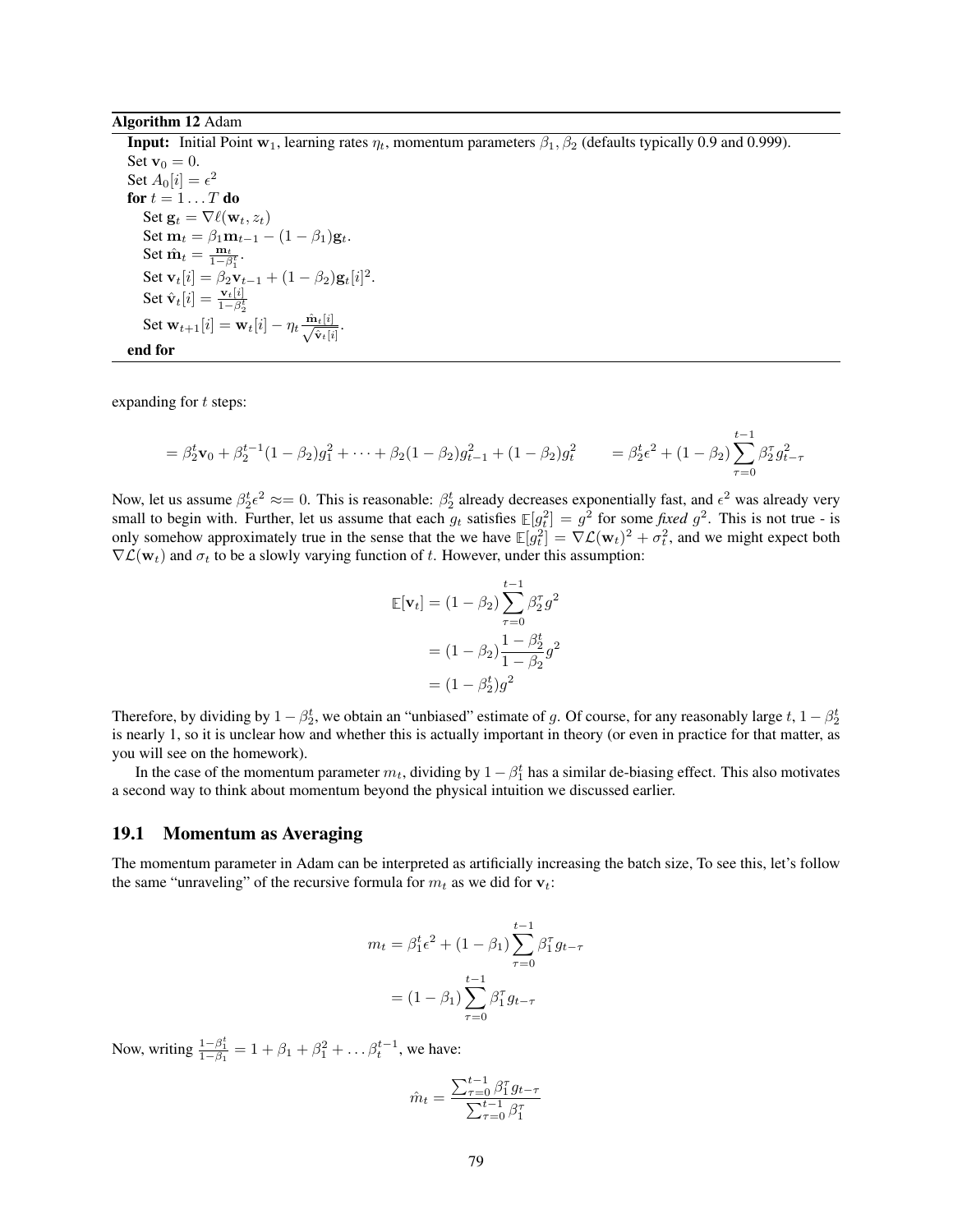**Algorithm 12** Adam

---

**Input:** Initial Point $\mathbf{w}_1$, learning rates $\eta_t$, momentum parameters $\beta_1, \beta_2$ (defaults typically 0.9 and 0.999).
Set $\mathbf{v}_0 = 0$.
Set $A_0[i] = \epsilon^2$
**for** $t = 1 \dots T$ **do**
  Set $\mathbf{g}_t = \nabla \ell(\mathbf{w}_t, z_t)$
  Set $\mathbf{m}_t = \beta_1 \mathbf{m}_{t-1} - (1 - \beta_1)\mathbf{g}_t$.
  Set $\hat{\mathbf{m}}_t = \frac{\mathbf{m}_t}{1-\beta_1^t}$.
  Set $\mathbf{v}_t[i] = \beta_2 \mathbf{v}_{t-1} + (1 - \beta_2)\mathbf{g}_t[i]^2$.
  Set $\hat{\mathbf{v}}_t[i] = \frac{\mathbf{v}_t[i]}{1-\beta_2^t}$
  Set $\mathbf{w}_{t+1}[i] = \mathbf{w}_t[i] - \eta_t \frac{\hat{\mathbf{m}}_t[i]}{\sqrt{\hat{\mathbf{v}}_t[i]}}$.
**end for**

---

expanding for $t$ steps:

$$= \beta_2^t \mathbf{v}_0 + \beta_2^{t-1}(1 - \beta_2)g_1^2 + \dots + \beta_2(1 - \beta_2)g_{t-1}^2 + (1 - \beta_2)g_t^2 \qquad = \beta_2^t \epsilon^2 + (1 - \beta_2)\sum_{\tau=0}^{t-1} \beta_2^\tau g_{t-\tau}^2$$

Now, let us assume $\beta_2^t \epsilon^2 \approx= 0$. This is reasonable: $\beta_2^t$ already decreases exponentially fast, and $\epsilon^2$ was already very small to begin with. Further, let us assume that each $g_t$ satisfies $\mathbb{E}[g_t^2] = g^2$ for some *fixed* $g^2$. This is not true - is only somehow approximately true in the sense that the we have $\mathbb{E}[g_t^2] = \nabla \mathcal{L}(\mathbf{w}_t)^2 + \sigma_t^2$, and we might expect both $\nabla \mathcal{L}(\mathbf{w}_t)$ and $\sigma_t$ to be a slowly varying function of $t$. However, under this assumption:

$$\begin{aligned}
\mathbb{E}[\mathbf{v}_t] &= (1 - \beta_2)\sum_{\tau=0}^{t-1} \beta_2^\tau g^2 \\
&= (1 - \beta_2)\frac{1 - \beta_2^t}{1 - \beta_2} g^2 \\
&= (1 - \beta_2^t) g^2
\end{aligned}$$

Therefore, by dividing by $1 - \beta_2^t$, we obtain an "unbiased" estimate of $g$. Of course, for any reasonably large $t$, $1 - \beta_2^t$ is nearly 1, so it is unclear how and whether this is actually important in theory (or even in practice for that matter, as you will see on the homework).

In the case of the momentum parameter $m_t$, dividing by $1 - \beta_1^t$ has a similar de-biasing effect. This also motivates a second way to think about momentum beyond the physical intuition we discussed earlier.

## 19.1 Momentum as Averaging

The momentum parameter in Adam can be interpreted as artificially increasing the batch size, To see this, let's follow the same "unraveling" of the recursive formula for $m_t$ as we did for $\mathbf{v}_t$:

$$\begin{aligned}
m_t &= \beta_1^t \epsilon^2 + (1 - \beta_1)\sum_{\tau=0}^{t-1} \beta_1^\tau g_{t-\tau} \\
&= (1 - \beta_1)\sum_{\tau=0}^{t-1} \beta_1^\tau g_{t-\tau}
\end{aligned}$$

Now, writing $\frac{1-\beta_1^t}{1-\beta_1} = 1 + \beta_1 + \beta_1^2 + \dots \beta_t^{t-1}$, we have:

$$\hat{m}_t = \frac{\sum_{\tau=0}^{t-1} \beta_1^\tau g_{t-\tau}}{\sum_{\tau=0}^{t-1} \beta_1^\tau}$$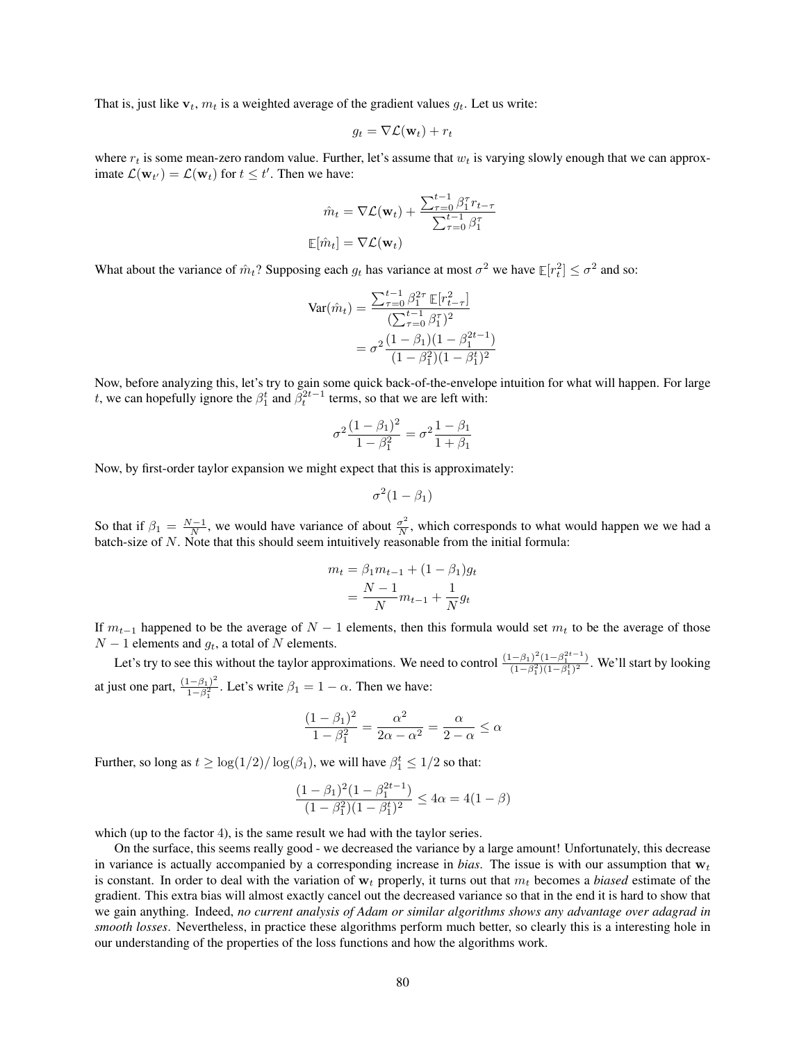That is, just like $\mathbf{v}_t$, $m_t$ is a weighted average of the gradient values $g_t$. Let us write:

$$g_t = \nabla \mathcal{L}(\mathbf{w}_t) + r_t$$

where $r_t$ is some mean-zero random value. Further, let's assume that $w_t$ is varying slowly enough that we can approximate $\mathcal{L}(\mathbf{w}_{t'}) = \mathcal{L}(\mathbf{w}_t)$ for $t \le t'$. Then we have:

$$\hat{m}_t = \nabla \mathcal{L}(\mathbf{w}_t) + \frac{\sum_{\tau=0}^{t-1} \beta_1^\tau r_{t-\tau}}{\sum_{\tau=0}^{t-1} \beta_1^\tau}$$

$$\mathbb{E}[\hat{m}_t] = \nabla \mathcal{L}(\mathbf{w}_t)$$

What about the variance of $\hat{m}_t$? Supposing each $g_t$ has variance at most $\sigma^2$ we have $\mathbb{E}[r_t^2] \le \sigma^2$ and so:

$$\begin{aligned}
\text{Var}(\hat{m}_t) &= \frac{\sum_{\tau=0}^{t-1} \beta_1^{2\tau} \mathbb{E}[r_{t-\tau}^2]}{(\sum_{\tau=0}^{t-1} \beta_1^\tau)^2} \\
&= \sigma^2 \frac{(1-\beta_1)(1-\beta_1^{2t-1})}{(1-\beta_1^2)(1-\beta_1^t)^2}
\end{aligned}$$

Now, before analyzing this, let's try to gain some quick back-of-the-envelope intuition for what will happen. For large $t$, we can hopefully ignore the $\beta_1^t$ and $\beta_t^{2t-1}$ terms, so that we are left with:

$$\sigma^2 \frac{(1-\beta_1)^2}{1-\beta_1^2} = \sigma^2 \frac{1-\beta_1}{1+\beta_1}$$

Now, by first-order taylor expansion we might expect that this is approximately:

$$\sigma^2(1-\beta_1)$$

So that if $\beta_1 = \frac{N-1}{N}$, we would have variance of about $\frac{\sigma^2}{N}$, which corresponds to what would happen we we had a batch-size of $N$. Note that this should seem intuitively reasonable from the initial formula:

$$\begin{aligned}
m_t &= \beta_1 m_{t-1} + (1-\beta_1) g_t \\
&= \frac{N-1}{N} m_{t-1} + \frac{1}{N} g_t
\end{aligned}$$

If $m_{t-1}$ happened to be the average of $N-1$ elements, then this formula would set $m_t$ to be the average of those $N-1$ elements and $g_t$, a total of $N$ elements.

Let's try to see this without the taylor approximations. We need to control $\frac{(1-\beta_1)^2(1-\beta_1^{2t-1})}{(1-\beta_1^2)(1-\beta_1^t)^2}$. We'll start by looking at just one part, $\frac{(1-\beta_1)^2}{1-\beta_1^2}$. Let's write $\beta_1 = 1-\alpha$. Then we have:

$$\frac{(1-\beta_1)^2}{1-\beta_1^2} = \frac{\alpha^2}{2\alpha - \alpha^2} = \frac{\alpha}{2-\alpha} \le \alpha$$

Further, so long as $t \ge \log(1/2)/\log(\beta_1)$, we will have $\beta_1^t \le 1/2$ so that:

$$\frac{(1-\beta_1)^2(1-\beta_1^{2t-1})}{(1-\beta_1^2)(1-\beta_1^t)^2} \le 4\alpha = 4(1-\beta)$$

which (up to the factor 4), is the same result we had with the taylor series.

On the surface, this seems really good - we decreased the variance by a large amount! Unfortunately, this decrease in variance is actually accompanied by a corresponding increase in *bias*. The issue is with our assumption that $\mathbf{w}_t$ is constant. In order to deal with the variation of $\mathbf{w}_t$ properly, it turns out that $m_t$ becomes a *biased* estimate of the gradient. This extra bias will almost exactly cancel out the decreased variance so that in the end it is hard to show that we gain anything. Indeed, *no current analysis of Adam or similar algorithms shows any advantage over adagrad in smooth losses*. Nevertheless, in practice these algorithms perform much better, so clearly this is a interesting hole in our understanding of the properties of the loss functions and how the algorithms work.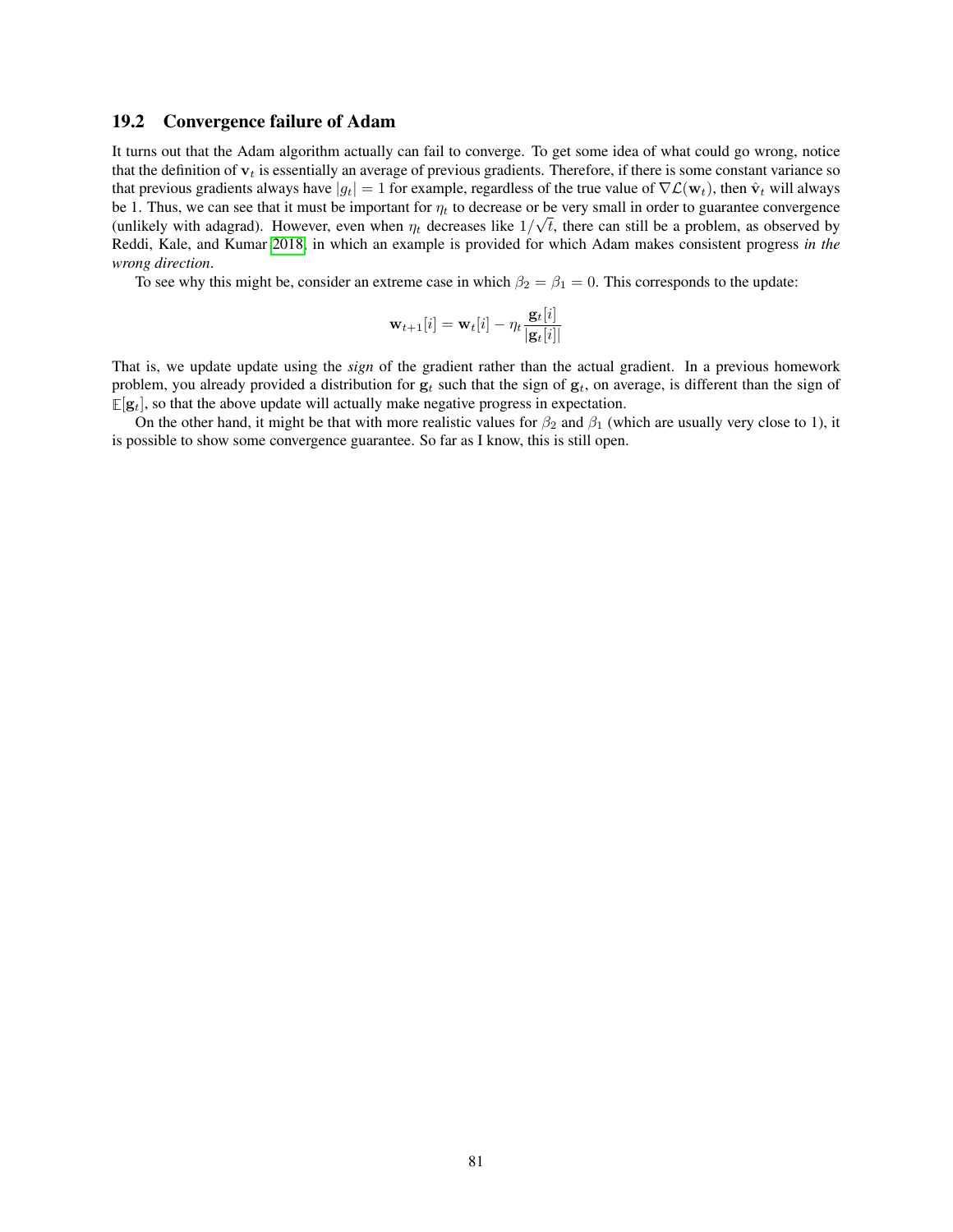## 19.2 Convergence failure of Adam

It turns out that the Adam algorithm actually can fail to converge. To get some idea of what could go wrong, notice that the definition of $\mathbf{v}_t$ is essentially an average of previous gradients. Therefore, if there is some constant variance so that previous gradients always have $|g_t| = 1$ for example, regardless of the true value of $\nabla \mathcal{L}(\mathbf{w}_t)$, then $\hat{\mathbf{v}}_t$ will always be 1. Thus, we can see that it must be important for $\eta_t$ to decrease or be very small in order to guarantee convergence (unlikely with adagrad). However, even when $\eta_t$ decreases like $1/\sqrt{t}$, there can still be a problem, as observed by Reddi, Kale, and Kumar 2018, in which an example is provided for which Adam makes consistent progress *in the wrong direction*.

To see why this might be, consider an extreme case in which $\beta_2 = \beta_1 = 0$. This corresponds to the update:

$$\mathbf{w}_{t+1}[i] = \mathbf{w}_t[i] - \eta_t \frac{\mathbf{g}_t[i]}{|\mathbf{g}_t[i]|}$$

That is, we update update using the *sign* of the gradient rather than the actual gradient. In a previous homework problem, you already provided a distribution for $\mathbf{g}_t$ such that the sign of $\mathbf{g}_t$, on average, is different than the sign of $\mathbb{E}[\mathbf{g}_t]$, so that the above update will actually make negative progress in expectation.

On the other hand, it might be that with more realistic values for $\beta_2$ and $\beta_1$ (which are usually very close to 1), it is possible to show some convergence guarantee. So far as I know, this is still open.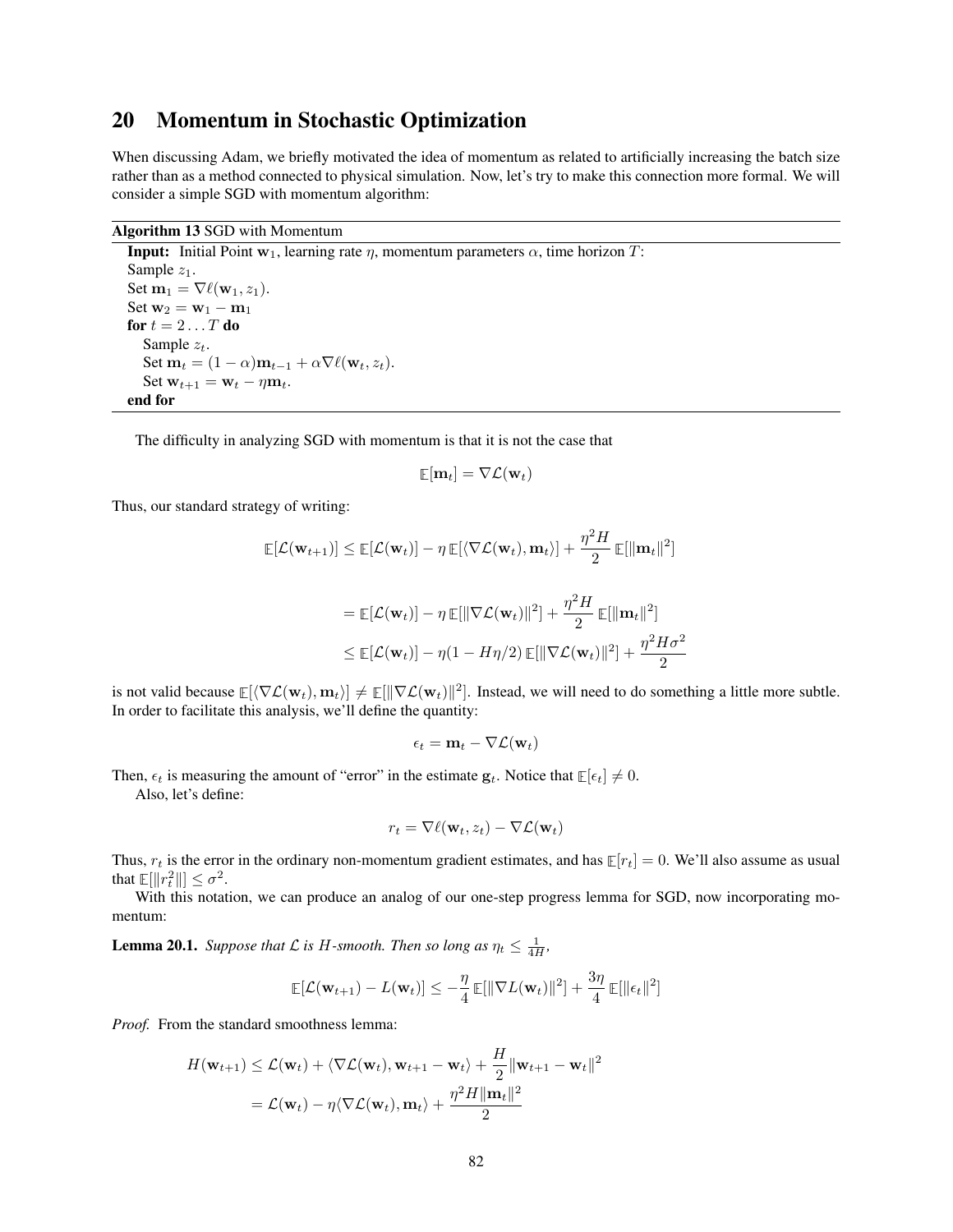## 20 Momentum in Stochastic Optimization

When discussing Adam, we briefly motivated the idea of momentum as related to artificially increasing the batch size rather than as a method connected to physical simulation. Now, let's try to make this connection more formal. We will consider a simple SGD with momentum algorithm:

**Algorithm 13** SGD with Momentum

```
Input: Initial Point w_1, learning rate η, momentum parameters α, time horizon T:
Sample z_1.
Set m_1 = ∇ℓ(w_1, z_1).
Set w_2 = w_1 − m_1
for t = 2 ... T do
    Sample z_t.
    Set m_t = (1 − α)m_{t−1} + α∇ℓ(w_t, z_t).
    Set w_{t+1} = w_t − ηm_t.
end for
```

The difficulty in analyzing SGD with momentum is that it is not the case that

$$\mathbb{E}[\mathbf{m}_t] = \nabla\mathcal{L}(\mathbf{w}_t)$$

Thus, our standard strategy of writing:

$$\mathbb{E}[\mathcal{L}(\mathbf{w}_{t+1})] \leq \mathbb{E}[\mathcal{L}(\mathbf{w}_t)] - \eta\,\mathbb{E}[\langle\nabla\mathcal{L}(\mathbf{w}_t), \mathbf{m}_t\rangle] + \frac{\eta^2 H}{2}\,\mathbb{E}[\|\mathbf{m}_t\|^2]$$

$$\begin{aligned}
&= \mathbb{E}[\mathcal{L}(\mathbf{w}_t)] - \eta\,\mathbb{E}[\|\nabla\mathcal{L}(\mathbf{w}_t)\|^2] + \frac{\eta^2 H}{2}\,\mathbb{E}[\|\mathbf{m}_t\|^2] \\
&\leq \mathbb{E}[\mathcal{L}(\mathbf{w}_t)] - \eta(1 - H\eta/2)\,\mathbb{E}[\|\nabla\mathcal{L}(\mathbf{w}_t)\|^2] + \frac{\eta^2 H\sigma^2}{2}
\end{aligned}$$

is not valid because $\mathbb{E}[\langle\nabla\mathcal{L}(\mathbf{w}_t), \mathbf{m}_t\rangle] \neq \mathbb{E}[\|\nabla\mathcal{L}(\mathbf{w}_t)\|^2]$. Instead, we will need to do something a little more subtle. In order to facilitate this analysis, we'll define the quantity:

$$\epsilon_t = \mathbf{m}_t - \nabla\mathcal{L}(\mathbf{w}_t)$$

Then, $\epsilon_t$ is measuring the amount of "error" in the estimate $\mathbf{g}_t$. Notice that $\mathbb{E}[\epsilon_t] \neq 0$.

Also, let's define:

$$r_t = \nabla\ell(\mathbf{w}_t, z_t) - \nabla\mathcal{L}(\mathbf{w}_t)$$

Thus, $r_t$ is the error in the ordinary non-momentum gradient estimates, and has $\mathbb{E}[r_t] = 0$. We'll also assume as usual that $\mathbb{E}[\|r_t^2\|] \leq \sigma^2$.

With this notation, we can produce an analog of our one-step progress lemma for SGD, now incorporating momentum:

**Lemma 20.1.** *Suppose that $\mathcal{L}$ is $H$-smooth. Then so long as $\eta_t \leq \frac{1}{4H}$,*

$$\mathbb{E}[\mathcal{L}(\mathbf{w}_{t+1}) - L(\mathbf{w}_t)] \leq -\frac{\eta}{4}\,\mathbb{E}[\|\nabla L(\mathbf{w}_t)\|^2] + \frac{3\eta}{4}\,\mathbb{E}[\|\epsilon_t\|^2]$$

*Proof.* From the standard smoothness lemma:

$$\begin{aligned}
H(\mathbf{w}_{t+1}) &\leq \mathcal{L}(\mathbf{w}_t) + \langle\nabla\mathcal{L}(\mathbf{w}_t), \mathbf{w}_{t+1} - \mathbf{w}_t\rangle + \frac{H}{2}\|\mathbf{w}_{t+1} - \mathbf{w}_t\|^2 \\
&= \mathcal{L}(\mathbf{w}_t) - \eta\langle\nabla\mathcal{L}(\mathbf{w}_t), \mathbf{m}_t\rangle + \frac{\eta^2 H\|\mathbf{m}_t\|^2}{2}
\end{aligned}$$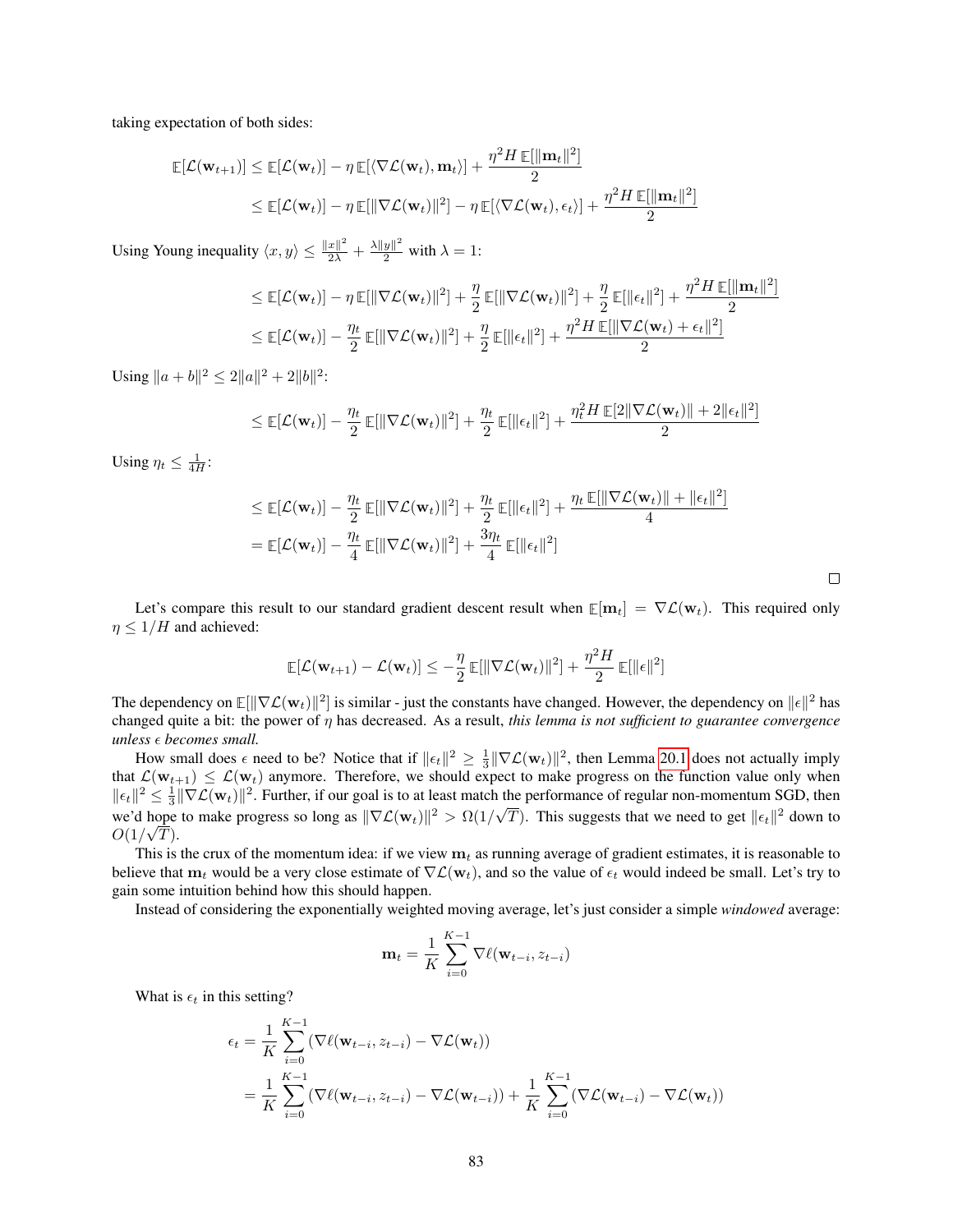taking expectation of both sides:

$$
\begin{aligned}
\mathbb{E}[\mathcal{L}(\mathbf{w}_{t+1})] &\leq \mathbb{E}[\mathcal{L}(\mathbf{w}_t)] - \eta\,\mathbb{E}[\langle \nabla\mathcal{L}(\mathbf{w}_t), \mathbf{m}_t\rangle] + \frac{\eta^2 H\,\mathbb{E}[\|\mathbf{m}_t\|^2]}{2} \\
&\leq \mathbb{E}[\mathcal{L}(\mathbf{w}_t)] - \eta\,\mathbb{E}[\|\nabla\mathcal{L}(\mathbf{w}_t)\|^2] - \eta\,\mathbb{E}[\langle \nabla\mathcal{L}(\mathbf{w}_t), \epsilon_t\rangle] + \frac{\eta^2 H\,\mathbb{E}[\|\mathbf{m}_t\|^2]}{2}
\end{aligned}
$$

Using Young inequality $\langle x, y\rangle \leq \frac{\|x\|^2}{2\lambda} + \frac{\lambda\|y\|^2}{2}$ with $\lambda = 1$:

$$
\begin{aligned}
&\leq \mathbb{E}[\mathcal{L}(\mathbf{w}_t)] - \eta\,\mathbb{E}[\|\nabla\mathcal{L}(\mathbf{w}_t)\|^2] + \frac{\eta}{2}\mathbb{E}[\|\nabla\mathcal{L}(\mathbf{w}_t)\|^2] + \frac{\eta}{2}\mathbb{E}[\|\epsilon_t\|^2] + \frac{\eta^2 H\,\mathbb{E}[\|\mathbf{m}_t\|^2]}{2} \\
&\leq \mathbb{E}[\mathcal{L}(\mathbf{w}_t)] - \frac{\eta_t}{2}\mathbb{E}[\|\nabla\mathcal{L}(\mathbf{w}_t)\|^2] + \frac{\eta}{2}\mathbb{E}[\|\epsilon_t\|^2] + \frac{\eta^2 H\,\mathbb{E}[\|\nabla\mathcal{L}(\mathbf{w}_t) + \epsilon_t\|^2]}{2}
\end{aligned}
$$

Using $\|a+b\|^2 \leq 2\|a\|^2 + 2\|b\|^2$:

$$
\leq \mathbb{E}[\mathcal{L}(\mathbf{w}_t)] - \frac{\eta_t}{2}\mathbb{E}[\|\nabla\mathcal{L}(\mathbf{w}_t)\|^2] + \frac{\eta_t}{2}\mathbb{E}[\|\epsilon_t\|^2] + \frac{\eta_t^2 H\,\mathbb{E}[2\|\nabla\mathcal{L}(\mathbf{w}_t)\| + 2\|\epsilon_t\|^2]}{2}
$$

Using $\eta_t \leq \frac{1}{4H}$:

$$
\begin{aligned}
&\leq \mathbb{E}[\mathcal{L}(\mathbf{w}_t)] - \frac{\eta_t}{2}\mathbb{E}[\|\nabla\mathcal{L}(\mathbf{w}_t)\|^2] + \frac{\eta_t}{2}\mathbb{E}[\|\epsilon_t\|^2] + \frac{\eta_t\,\mathbb{E}[\|\nabla\mathcal{L}(\mathbf{w}_t)\| + \|\epsilon_t\|^2]}{4} \\
&= \mathbb{E}[\mathcal{L}(\mathbf{w}_t)] - \frac{\eta_t}{4}\mathbb{E}[\|\nabla\mathcal{L}(\mathbf{w}_t)\|^2] + \frac{3\eta_t}{4}\mathbb{E}[\|\epsilon_t\|^2]
\end{aligned}
$$

□

Let's compare this result to our standard gradient descent result when $\mathbb{E}[\mathbf{m}_t] = \nabla\mathcal{L}(\mathbf{w}_t)$. This required only $\eta \leq 1/H$ and achieved:

$$
\mathbb{E}[\mathcal{L}(\mathbf{w}_{t+1}) - \mathcal{L}(\mathbf{w}_t)] \leq -\frac{\eta}{2}\mathbb{E}[\|\nabla\mathcal{L}(\mathbf{w}_t)\|^2] + \frac{\eta^2 H}{2}\mathbb{E}[\|\epsilon\|^2]
$$

The dependency on $\mathbb{E}[\|\nabla\mathcal{L}(\mathbf{w}_t)\|^2]$ is similar - just the constants have changed. However, the dependency on $\|\epsilon\|^2$ has changed quite a bit: the power of $\eta$ has decreased. As a result, *this lemma is not sufficient to guarantee convergence unless $\epsilon$ becomes small.*

How small does $\epsilon$ need to be? Notice that if $\|\epsilon_t\|^2 \geq \frac{1}{3}\|\nabla\mathcal{L}(\mathbf{w}_t)\|^2$, then Lemma 20.1 does not actually imply that $\mathcal{L}(\mathbf{w}_{t+1}) \leq \mathcal{L}(\mathbf{w}_t)$ anymore. Therefore, we should expect to make progress on the function value only when $\|\epsilon_t\|^2 \leq \frac{1}{3}\|\nabla\mathcal{L}(\mathbf{w}_t)\|^2$. Further, if our goal is to at least match the performance of regular non-momentum SGD, then we'd hope to make progress so long as $\|\nabla\mathcal{L}(\mathbf{w}_t)\|^2 > \Omega(1/\sqrt{T})$. This suggests that we need to get $\|\epsilon_t\|^2$ down to $O(1/\sqrt{T})$.

This is the crux of the momentum idea: if we view $\mathbf{m}_t$ as running average of gradient estimates, it is reasonable to believe that $\mathbf{m}_t$ would be a very close estimate of $\nabla\mathcal{L}(\mathbf{w}_t)$, and so the value of $\epsilon_t$ would indeed be small. Let's try to gain some intuition behind how this should happen.

Instead of considering the exponentially weighted moving average, let's just consider a simple *windowed* average:

$$
\mathbf{m}_t = \frac{1}{K}\sum_{i=0}^{K-1}\nabla\ell(\mathbf{w}_{t-i}, z_{t-i})
$$

What is $\epsilon_t$ in this setting?

$$
\begin{aligned}
\epsilon_t &= \frac{1}{K}\sum_{i=0}^{K-1}(\nabla\ell(\mathbf{w}_{t-i}, z_{t-i}) - \nabla\mathcal{L}(\mathbf{w}_t)) \\
&= \frac{1}{K}\sum_{i=0}^{K-1}(\nabla\ell(\mathbf{w}_{t-i}, z_{t-i}) - \nabla\mathcal{L}(\mathbf{w}_{t-i})) + \frac{1}{K}\sum_{i=0}^{K-1}(\nabla\mathcal{L}(\mathbf{w}_{t-i}) - \nabla\mathcal{L}(\mathbf{w}_t))
\end{aligned}
$$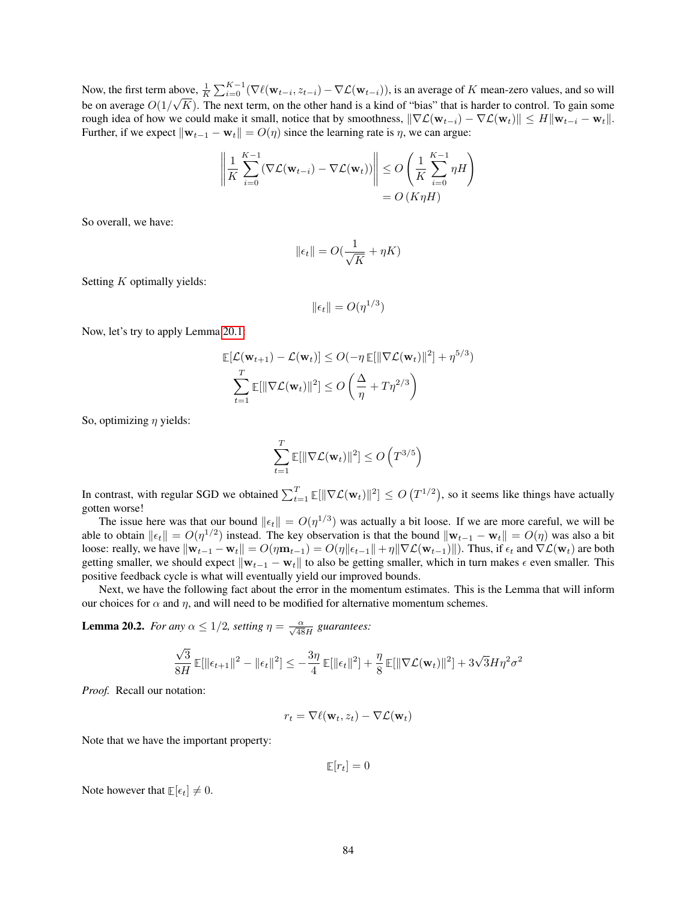Now, the first term above, $\frac{1}{K}\sum_{i=0}^{K-1}(\nabla \ell(\mathbf{w}_{t-i}, z_{t-i}) - \nabla \mathcal{L}(\mathbf{w}_{t-i}))$, is an average of $K$ mean-zero values, and so will be on average $O(1/\sqrt{K})$. The next term, on the other hand is a kind of "bias" that is harder to control. To gain some rough idea of how we could make it small, notice that by smoothness, $\|\nabla \mathcal{L}(\mathbf{w}_{t-i}) - \nabla \mathcal{L}(\mathbf{w}_t)\| \le H\|\mathbf{w}_{t-i} - \mathbf{w}_t\|$. Further, if we expect $\|\mathbf{w}_{t-1} - \mathbf{w}_t\| = O(\eta)$ since the learning rate is $\eta$, we can argue:

$$
\begin{aligned}
\left\| \frac{1}{K}\sum_{i=0}^{K-1}(\nabla \mathcal{L}(\mathbf{w}_{t-i}) - \nabla \mathcal{L}(\mathbf{w}_t)) \right\| &\le O\left(\frac{1}{K}\sum_{i=0}^{K-1} \eta H\right) \\
&= O\left(K\eta H\right)
\end{aligned}
$$

So overall, we have:

$$
\|\epsilon_t\| = O\left(\frac{1}{\sqrt{K}} + \eta K\right)
$$

Setting $K$ optimally yields:

$$
\|\epsilon_t\| = O(\eta^{1/3})
$$

Now, let's try to apply Lemma 20.1:

$$
\begin{aligned}
\mathbb{E}[\mathcal{L}(\mathbf{w}_{t+1}) - \mathcal{L}(\mathbf{w}_t)] &\le O(-\eta\,\mathbb{E}[\|\nabla \mathcal{L}(\mathbf{w}_t)\|^2] + \eta^{5/3}) \\
\sum_{t=1}^{T} \mathbb{E}[\|\nabla \mathcal{L}(\mathbf{w}_t)\|^2] &\le O\left(\frac{\Delta}{\eta} + T\eta^{2/3}\right)
\end{aligned}
$$

So, optimizing $\eta$ yields:

$$
\sum_{t=1}^{T} \mathbb{E}[\|\nabla \mathcal{L}(\mathbf{w}_t)\|^2] \le O\left(T^{3/5}\right)
$$

In contrast, with regular SGD we obtained $\sum_{t=1}^{T} \mathbb{E}[\|\nabla \mathcal{L}(\mathbf{w}_t)\|^2] \le O\left(T^{1/2}\right)$, so it seems like things have actually gotten worse!

The issue here was that our bound $\|\epsilon_t\| = O(\eta^{1/3})$ was actually a bit loose. If we are more careful, we will be able to obtain $\|\epsilon_t\| = O(\eta^{1/2})$ instead. The key observation is that the bound $\|\mathbf{w}_{t-1} - \mathbf{w}_t\| = O(\eta)$ was also a bit loose: really, we have $\|\mathbf{w}_{t-1} - \mathbf{w}_t\| = O(\eta \mathbf{m}_{t-1}) = O(\eta\|\epsilon_{t-1}\| + \eta\|\nabla \mathcal{L}(\mathbf{w}_{t-1})\|)$. Thus, if $\epsilon_t$ and $\nabla \mathcal{L}(\mathbf{w}_t)$ are both getting smaller, we should expect $\|\mathbf{w}_{t-1} - \mathbf{w}_t\|$ to also be getting smaller, which in turn makes $\epsilon$ even smaller. This positive feedback cycle is what will eventually yield our improved bounds.

Next, we have the following fact about the error in the momentum estimates. This is the Lemma that will inform our choices for $\alpha$ and $\eta$, and will need to be modified for alternative momentum schemes.

**Lemma 20.2.** *For any $\alpha \le 1/2$, setting $\eta = \frac{\alpha}{\sqrt{48}H}$ guarantees:*

$$
\frac{\sqrt{3}}{8H}\mathbb{E}[\|\epsilon_{t+1}\|^2 - \|\epsilon_t\|^2] \le -\frac{3\eta}{4}\mathbb{E}[\|\epsilon_t\|^2] + \frac{\eta}{8}\mathbb{E}[\|\nabla \mathcal{L}(\mathbf{w}_t)\|^2] + 3\sqrt{3}H\eta^2\sigma^2
$$

*Proof.* Recall our notation:

$$
r_t = \nabla \ell(\mathbf{w}_t, z_t) - \nabla \mathcal{L}(\mathbf{w}_t)
$$

Note that we have the important property:

$$
\mathbb{E}[r_t] = 0
$$

Note however that $\mathbb{E}[\epsilon_t] \ne 0$.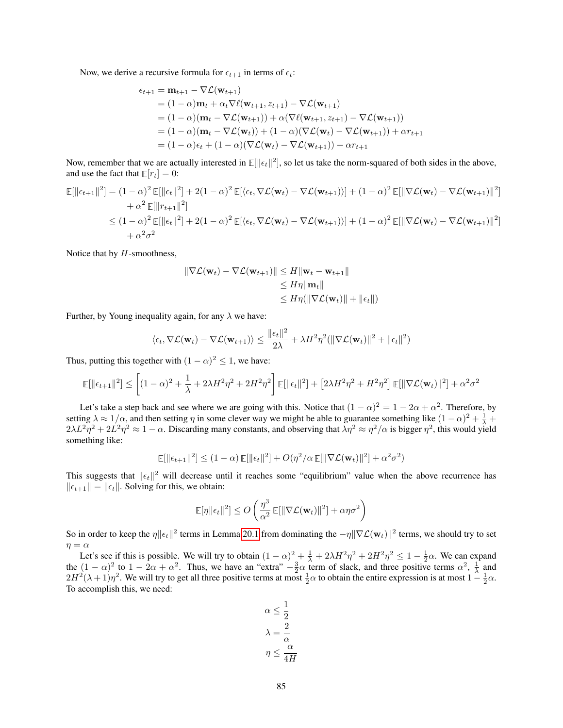Now, we derive a recursive formula for $\epsilon_{t+1}$ in terms of $\epsilon_t$:

$$
\begin{aligned}
\epsilon_{t+1} &= \mathbf{m}_{t+1} - \nabla\mathcal{L}(\mathbf{w}_{t+1}) \\
&= (1-\alpha)\mathbf{m}_t + \alpha_t \nabla\ell(\mathbf{w}_{t+1}, z_{t+1}) - \nabla\mathcal{L}(\mathbf{w}_{t+1}) \\
&= (1-\alpha)(\mathbf{m}_t - \nabla\mathcal{L}(\mathbf{w}_{t+1})) + \alpha(\nabla\ell(\mathbf{w}_{t+1}, z_{t+1}) - \nabla\mathcal{L}(\mathbf{w}_{t+1})) \\
&= (1-\alpha)(\mathbf{m}_t - \nabla\mathcal{L}(\mathbf{w}_t)) + (1-\alpha)(\nabla\mathcal{L}(\mathbf{w}_t) - \nabla\mathcal{L}(\mathbf{w}_{t+1})) + \alpha r_{t+1} \\
&= (1-\alpha)\epsilon_t + (1-\alpha)(\nabla\mathcal{L}(\mathbf{w}_t) - \nabla\mathcal{L}(\mathbf{w}_{t+1})) + \alpha r_{t+1}
\end{aligned}
$$

Now, remember that we are actually interested in $\mathbb{E}[\|\epsilon_t\|^2]$, so let us take the norm-squared of both sides in the above, and use the fact that $\mathbb{E}[r_t] = 0$:

$$
\begin{aligned}
\mathbb{E}[\|\epsilon_{t+1}\|^2] &= (1-\alpha)^2\,\mathbb{E}[\|\epsilon_t\|^2] + 2(1-\alpha)^2\,\mathbb{E}[\langle \epsilon_t, \nabla\mathcal{L}(\mathbf{w}_t) - \nabla\mathcal{L}(\mathbf{w}_{t+1})\rangle] + (1-\alpha)^2\,\mathbb{E}[\|\nabla\mathcal{L}(\mathbf{w}_t) - \nabla\mathcal{L}(\mathbf{w}_{t+1})\|^2] \\
&\quad + \alpha^2\,\mathbb{E}[\|r_{t+1}\|^2] \\
&\le (1-\alpha)^2\,\mathbb{E}[\|\epsilon_t\|^2] + 2(1-\alpha)^2\,\mathbb{E}[\langle \epsilon_t, \nabla\mathcal{L}(\mathbf{w}_t) - \nabla\mathcal{L}(\mathbf{w}_{t+1})\rangle] + (1-\alpha)^2\,\mathbb{E}[\|\nabla\mathcal{L}(\mathbf{w}_t) - \nabla\mathcal{L}(\mathbf{w}_{t+1})\|^2] \\
&\quad + \alpha^2\sigma^2
\end{aligned}
$$

Notice that by $H$-smoothness,

$$
\begin{aligned}
\|\nabla\mathcal{L}(\mathbf{w}_t) - \nabla\mathcal{L}(\mathbf{w}_{t+1})\| &\le H\|\mathbf{w}_t - \mathbf{w}_{t+1}\| \\
&\le H\eta\|\mathbf{m}_t\| \\
&\le H\eta(\|\nabla\mathcal{L}(\mathbf{w}_t)\| + \|\epsilon_t\|)
\end{aligned}
$$

Further, by Young inequality again, for any $\lambda$ we have:

$$
\langle \epsilon_t, \nabla\mathcal{L}(\mathbf{w}_t) - \nabla\mathcal{L}(\mathbf{w}_{t+1})\rangle \le \frac{\|\epsilon_t\|^2}{2\lambda} + \lambda H^2\eta^2(\|\nabla\mathcal{L}(\mathbf{w}_t)\|^2 + \|\epsilon_t\|^2)
$$

Thus, putting this together with $(1-\alpha)^2 \le 1$, we have:

$$
\mathbb{E}[\|\epsilon_{t+1}\|^2] \le \left[(1-\alpha)^2 + \frac{1}{\lambda} + 2\lambda H^2\eta^2 + 2H^2\eta^2\right]\mathbb{E}[\|\epsilon_t\|^2] + \left[2\lambda H^2\eta^2 + H^2\eta^2\right]\mathbb{E}[\|\nabla\mathcal{L}(\mathbf{w}_t)\|^2] + \alpha^2\sigma^2
$$

Let's take a step back and see where we are going with this. Notice that $(1-\alpha)^2 = 1 - 2\alpha + \alpha^2$. Therefore, by setting $\lambda \approx 1/\alpha$, and then setting $\eta$ in some clever way we might be able to guarantee something like $(1-\alpha)^2 + \frac{1}{\lambda} + 2\lambda L^2\eta^2 + 2L^2\eta^2 \approx 1-\alpha$. Discarding many constants, and observing that $\lambda\eta^2 \approx \eta^2/\alpha$ is bigger $\eta^2$, this would yield something like:

$$
\mathbb{E}[\|\epsilon_{t+1}\|^2] \le (1-\alpha)\,\mathbb{E}[\|\epsilon_t\|^2] + O(\eta^2/\alpha\,\mathbb{E}[\|\nabla\mathcal{L}(\mathbf{w}_t)\|^2] + \alpha^2\sigma^2)
$$

This suggests that $\|\epsilon_t\|^2$ will decrease until it reaches some "equilibrium" value when the above recurrence has $\|\epsilon_{t+1}\| = \|\epsilon_t\|$. Solving for this, we obtain:

$$
\mathbb{E}[\eta\|\epsilon_t\|^2] \le O\left(\frac{\eta^3}{\alpha^2}\,\mathbb{E}[\|\nabla\mathcal{L}(\mathbf{w}_t)\|^2] + \alpha\eta\sigma^2\right)
$$

So in order to keep the $\eta\|\epsilon_t\|^2$ terms in Lemma 20.1 from dominating the $-\eta\|\nabla\mathcal{L}(\mathbf{w}_t)\|^2$ terms, we should try to set $\eta = \alpha$

Let's see if this is possible. We will try to obtain $(1-\alpha)^2 + \frac{1}{\lambda} + 2\lambda H^2\eta^2 + 2H^2\eta^2 \le 1 - \frac{1}{2}\alpha$. We can expand the $(1-\alpha)^2$ to $1 - 2\alpha + \alpha^2$. Thus, we have an "extra" $-\frac{3}{2}\alpha$ term of slack, and three positive terms $\alpha^2$, $\frac{1}{\lambda}$ and $2H^2(\lambda+1)\eta^2$. We will try to get all three positive terms at most $\frac{1}{2}\alpha$ to obtain the entire expression is at most $1 - \frac{1}{2}\alpha$. To accomplish this, we need:

$$
\begin{aligned}
\alpha &\le \frac{1}{2} \\
\lambda &= \frac{2}{\alpha} \\
\eta &\le \frac{\alpha}{4H}
\end{aligned}
$$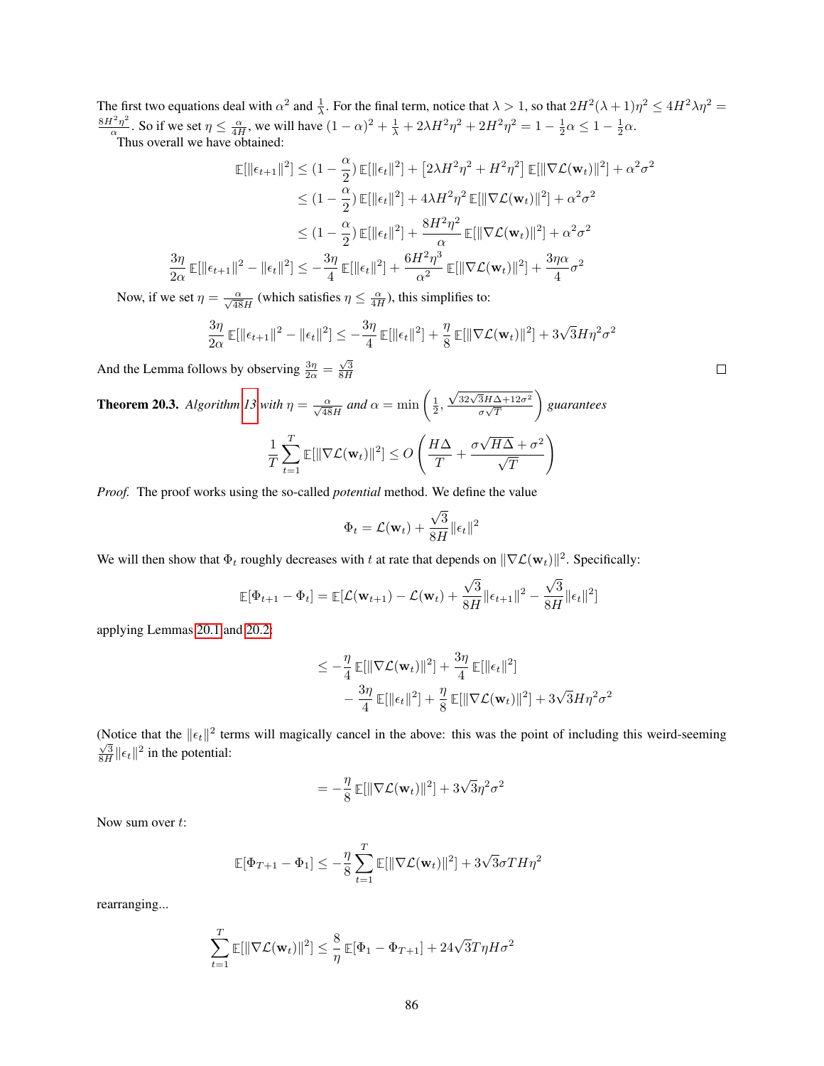The first two equations deal with $\alpha^2$ and $\frac{1}{\lambda}$. For the final term, notice that $\lambda > 1$, so that $2H^2(\lambda+1)\eta^2 \le 4H^2\lambda\eta^2 = \frac{8H^2\eta^2}{\alpha}$. So if we set $\eta \le \frac{\alpha}{4H}$, we will have $(1-\alpha)^2 + \frac{1}{\lambda} + 2\lambda H^2\eta^2 + 2H^2\eta^2 = 1 - \frac{1}{2}\alpha \le 1 - \frac{1}{2}\alpha$.

Thus overall we have obtained:

$$
\begin{aligned}
\mathbb{E}[\|\epsilon_{t+1}\|^2] &\le (1-\frac{\alpha}{2})\,\mathbb{E}[\|\epsilon_t\|^2] + \left[2\lambda H^2\eta^2 + H^2\eta^2\right]\mathbb{E}[\|\nabla\mathcal{L}(\mathbf{w}_t)\|^2] + \alpha^2\sigma^2 \\
&\le (1-\frac{\alpha}{2})\,\mathbb{E}[\|\epsilon_t\|^2] + 4\lambda H^2\eta^2\,\mathbb{E}[\|\nabla\mathcal{L}(\mathbf{w}_t)\|^2] + \alpha^2\sigma^2 \\
&\le (1-\frac{\alpha}{2})\,\mathbb{E}[\|\epsilon_t\|^2] + \frac{8H^2\eta^2}{\alpha}\,\mathbb{E}[\|\nabla\mathcal{L}(\mathbf{w}_t)\|^2] + \alpha^2\sigma^2 \\
\frac{3\eta}{2\alpha}\,\mathbb{E}[\|\epsilon_{t+1}\|^2 - \|\epsilon_t\|^2] &\le -\frac{3\eta}{4}\,\mathbb{E}[\|\epsilon_t\|^2] + \frac{6H^2\eta^3}{\alpha^2}\,\mathbb{E}[\|\nabla\mathcal{L}(\mathbf{w}_t)\|^2] + \frac{3\eta\alpha}{4}\sigma^2
\end{aligned}
$$

Now, if we set $\eta = \frac{\alpha}{\sqrt{48}H}$ (which satisfies $\eta \le \frac{\alpha}{4H}$), this simplifies to:

$$
\frac{3\eta}{2\alpha}\,\mathbb{E}[\|\epsilon_{t+1}\|^2 - \|\epsilon_t\|^2] \le -\frac{3\eta}{4}\,\mathbb{E}[\|\epsilon_t\|^2] + \frac{\eta}{8}\,\mathbb{E}[\|\nabla\mathcal{L}(\mathbf{w}_t)\|^2] + 3\sqrt{3}H\eta^2\sigma^2
$$

And the Lemma follows by observing $\frac{3\eta}{2\alpha} = \frac{\sqrt{3}}{8H}$ □

**Theorem 20.3.** *Algorithm 13 with $\eta = \frac{\alpha}{\sqrt{48}H}$ and $\alpha = \min\left(\frac{1}{2}, \frac{\sqrt{32\sqrt{3}H\Delta + 12\sigma^2}}{\sigma\sqrt{T}}\right)$ guarantees*

$$
\frac{1}{T}\sum_{t=1}^{T}\mathbb{E}[\|\nabla\mathcal{L}(\mathbf{w}_t)\|^2] \le O\left(\frac{H\Delta}{T} + \frac{\sigma\sqrt{H\Delta} + \sigma^2}{\sqrt{T}}\right)
$$

*Proof.* The proof works using the so-called *potential* method. We define the value

$$
\Phi_t = \mathcal{L}(\mathbf{w}_t) + \frac{\sqrt{3}}{8H}\|\epsilon_t\|^2
$$

We will then show that $\Phi_t$ roughly decreases with $t$ at rate that depends on $\|\nabla\mathcal{L}(\mathbf{w}_t)\|^2$. Specifically:

$$
\mathbb{E}[\Phi_{t+1} - \Phi_t] = \mathbb{E}[\mathcal{L}(\mathbf{w}_{t+1}) - \mathcal{L}(\mathbf{w}_t) + \frac{\sqrt{3}}{8H}\|\epsilon_{t+1}\|^2 - \frac{\sqrt{3}}{8H}\|\epsilon_t\|^2]
$$

applying Lemmas 20.1 and 20.2:

$$
\begin{aligned}
&\le -\frac{\eta}{4}\,\mathbb{E}[\|\nabla\mathcal{L}(\mathbf{w}_t)\|^2] + \frac{3\eta}{4}\,\mathbb{E}[\|\epsilon_t\|^2] \\
&\quad - \frac{3\eta}{4}\,\mathbb{E}[\|\epsilon_t\|^2] + \frac{\eta}{8}\,\mathbb{E}[\|\nabla\mathcal{L}(\mathbf{w}_t)\|^2] + 3\sqrt{3}H\eta^2\sigma^2
\end{aligned}
$$

(Notice that the $\|\epsilon_t\|^2$ terms will magically cancel in the above: this was the point of including this weird-seeming $\frac{\sqrt{3}}{8H}\|\epsilon_t\|^2$ in the potential:

$$
= -\frac{\eta}{8}\,\mathbb{E}[\|\nabla\mathcal{L}(\mathbf{w}_t)\|^2] + 3\sqrt{3}\eta^2\sigma^2
$$

Now sum over $t$:

$$
\mathbb{E}[\Phi_{T+1} - \Phi_1] \le -\frac{\eta}{8}\sum_{t=1}^{T}\mathbb{E}[\|\nabla\mathcal{L}(\mathbf{w}_t)\|^2] + 3\sqrt{3}\sigma TH\eta^2
$$

rearranging...

$$
\sum_{t=1}^{T}\mathbb{E}[\|\nabla\mathcal{L}(\mathbf{w}_t)\|^2] \le \frac{8}{\eta}\,\mathbb{E}[\Phi_1 - \Phi_{T+1}] + 24\sqrt{3}T\eta H\sigma^2
$$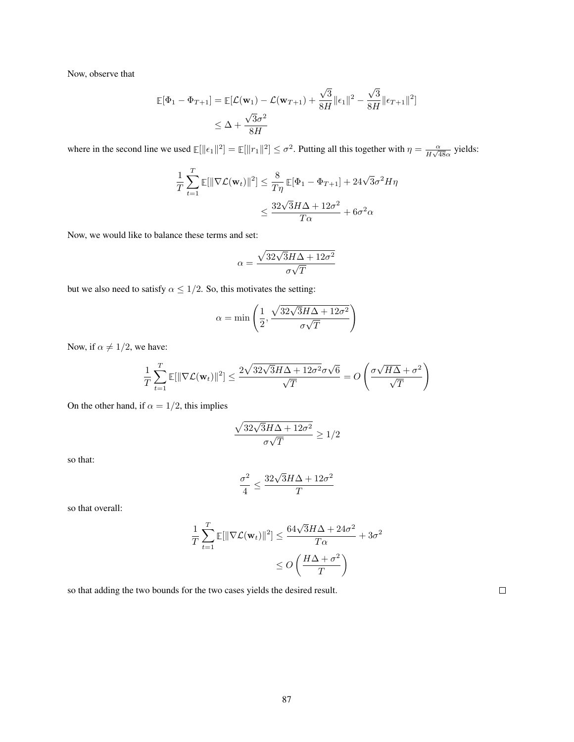Now, observe that

$$
\begin{aligned}
\mathbb{E}[\Phi_1 - \Phi_{T+1}] &= \mathbb{E}[\mathcal{L}(\mathbf{w}_1) - \mathcal{L}(\mathbf{w}_{T+1}) + \frac{\sqrt{3}}{8H}\|\epsilon_1\|^2 - \frac{\sqrt{3}}{8H}\|\epsilon_{T+1}\|^2] \\
&\leq \Delta + \frac{\sqrt{3}\sigma^2}{8H}
\end{aligned}
$$

where in the second line we used $\mathbb{E}[\|\epsilon_1\|^2] = \mathbb{E}[\|r_1\|^2] \leq \sigma^2$. Putting all this together with $\eta = \frac{\alpha}{H\sqrt{48\alpha}}$ yields:

$$
\begin{aligned}
\frac{1}{T}\sum_{t=1}^{T} \mathbb{E}[\|\nabla \mathcal{L}(\mathbf{w}_t)\|^2] &\leq \frac{8}{T\eta}\,\mathbb{E}[\Phi_1 - \Phi_{T+1}] + 24\sqrt{3}\sigma^2 H\eta \\
&\leq \frac{32\sqrt{3}H\Delta + 12\sigma^2}{T\alpha} + 6\sigma^2\alpha
\end{aligned}
$$

Now, we would like to balance these terms and set:

$$
\alpha = \frac{\sqrt{32\sqrt{3}H\Delta + 12\sigma^2}}{\sigma\sqrt{T}}
$$

but we also need to satisfy $\alpha \leq 1/2$. So, this motivates the setting:

$$
\alpha = \min\left(\frac{1}{2}, \frac{\sqrt{32\sqrt{3}H\Delta + 12\sigma^2}}{\sigma\sqrt{T}}\right)
$$

Now, if $\alpha \neq 1/2$, we have:

$$
\frac{1}{T}\sum_{t=1}^{T} \mathbb{E}[\|\nabla \mathcal{L}(\mathbf{w}_t)\|^2] \leq \frac{2\sqrt{32\sqrt{3}H\Delta + 12\sigma^2}\sigma\sqrt{6}}{\sqrt{T}} = O\left(\frac{\sigma\sqrt{H\Delta} + \sigma^2}{\sqrt{T}}\right)
$$

On the other hand, if $\alpha = 1/2$, this implies

$$
\frac{\sqrt{32\sqrt{3}H\Delta + 12\sigma^2}}{\sigma\sqrt{T}} \geq 1/2
$$

so that:

$$
\frac{\sigma^2}{4} \leq \frac{32\sqrt{3}H\Delta + 12\sigma^2}{T}
$$

so that overall:

$$
\begin{aligned}
\frac{1}{T}\sum_{t=1}^{T} \mathbb{E}[\|\nabla \mathcal{L}(\mathbf{w}_t)\|^2] &\leq \frac{64\sqrt{3}H\Delta + 24\sigma^2}{T\alpha} + 3\sigma^2 \\
&\leq O\left(\frac{H\Delta + \sigma^2}{T}\right)
\end{aligned}
$$

so that adding the two bounds for the two cases yields the desired result. ☐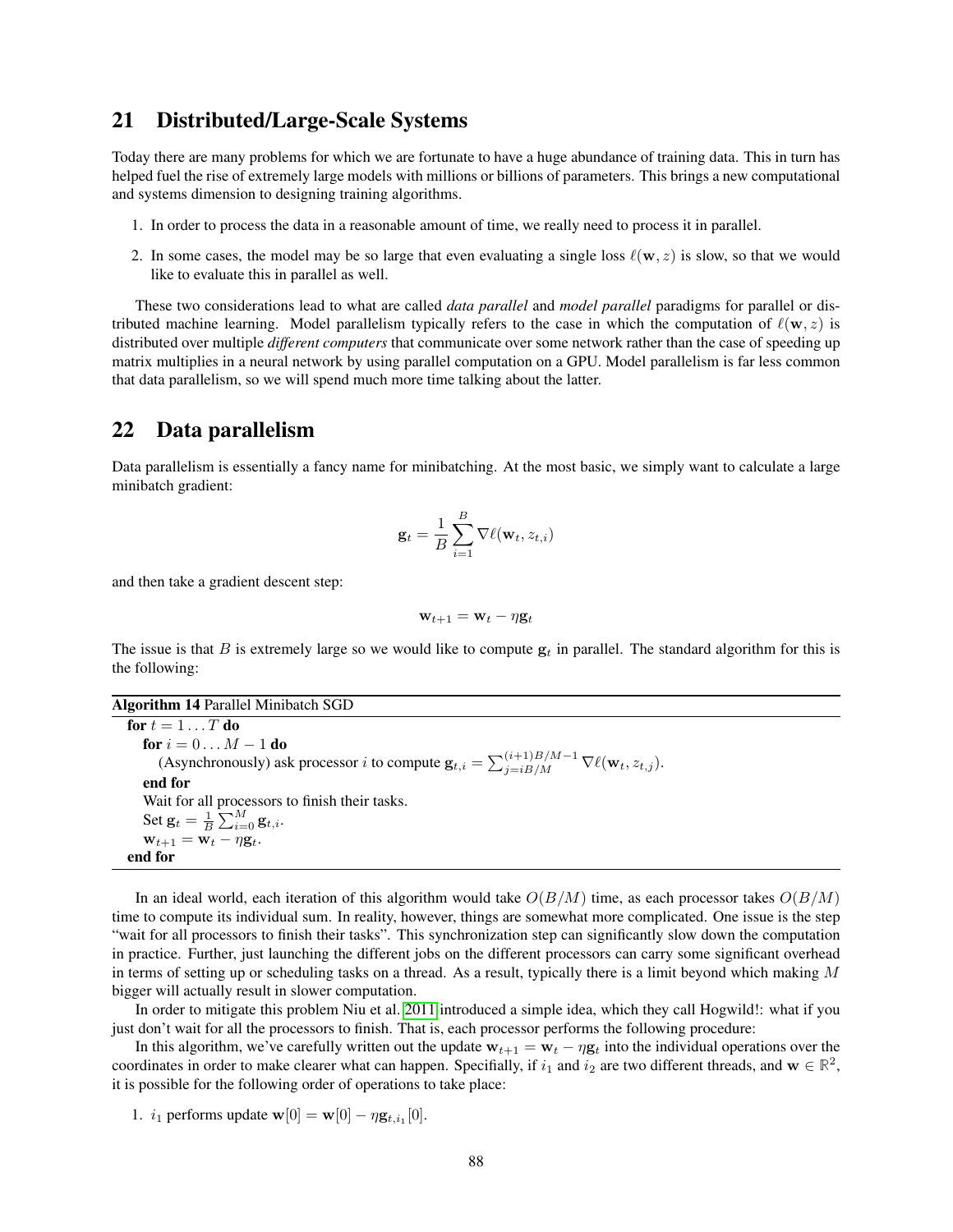## 21 Distributed/Large-Scale Systems

Today there are many problems for which we are fortunate to have a huge abundance of training data. This in turn has helped fuel the rise of extremely large models with millions or billions of parameters. This brings a new computational and systems dimension to designing training algorithms.

1. In order to process the data in a reasonable amount of time, we really need to process it in parallel.
2. In some cases, the model may be so large that even evaluating a single loss $\ell(\mathbf{w}, z)$ is slow, so that we would like to evaluate this in parallel as well.

These two considerations lead to what are called *data parallel* and *model parallel* paradigms for parallel or distributed machine learning. Model parallelism typically refers to the case in which the computation of $\ell(\mathbf{w}, z)$ is distributed over multiple *different computers* that communicate over some network rather than the case of speeding up matrix multiplies in a neural network by using parallel computation on a GPU. Model parallelism is far less common that data parallelism, so we will spend much more time talking about the latter.

## 22 Data parallelism

Data parallelism is essentially a fancy name for minibatching. At the most basic, we simply want to calculate a large minibatch gradient:

$$\mathbf{g}_t = \frac{1}{B}\sum_{i=1}^{B} \nabla \ell(\mathbf{w}_t, z_{t,i})$$

and then take a gradient descent step:

$$\mathbf{w}_{t+1} = \mathbf{w}_t - \eta \mathbf{g}_t$$

The issue is that $B$ is extremely large so we would like to compute $\mathbf{g}_t$ in parallel. The standard algorithm for this is the following:

**Algorithm 14** Parallel Minibatch SGD

```
for t = 1 ... T do
    for i = 0 ... M − 1 do
        (Asynchronously) ask processor i to compute g_{t,i} = Σ_{j=iB/M}^{(i+1)B/M−1} ∇ℓ(w_t, z_{t,j}).
    end for
    Wait for all processors to finish their tasks.
    Set g_t = (1/B) Σ_{i=0}^{M} g_{t,i}.
    w_{t+1} = w_t − η g_t.
end for
```

In an ideal world, each iteration of this algorithm would take $O(B/M)$ time, as each processor takes $O(B/M)$ time to compute its individual sum. In reality, however, things are somewhat more complicated. One issue is the step "wait for all processors to finish their tasks". This synchronization step can significantly slow down the computation in practice. Further, just launching the different jobs on the different processors can carry some significant overhead in terms of setting up or scheduling tasks on a thread. As a result, typically there is a limit beyond which making $M$ bigger will actually result in slower computation.

In order to mitigate this problem Niu et al. 2011 introduced a simple idea, which they call Hogwild!: what if you just don't wait for all the processors to finish. That is, each processor performs the following procedure:

In this algorithm, we've carefully written out the update $\mathbf{w}_{t+1} = \mathbf{w}_t - \eta \mathbf{g}_t$ into the individual operations over the coordinates in order to make clearer what can happen. Specifially, if $i_1$ and $i_2$ are two different threads, and $\mathbf{w} \in \mathbb{R}^2$, it is possible for the following order of operations to take place:

1. $i_1$ performs update $\mathbf{w}[0] = \mathbf{w}[0] - \eta \mathbf{g}_{t,i_1}[0]$.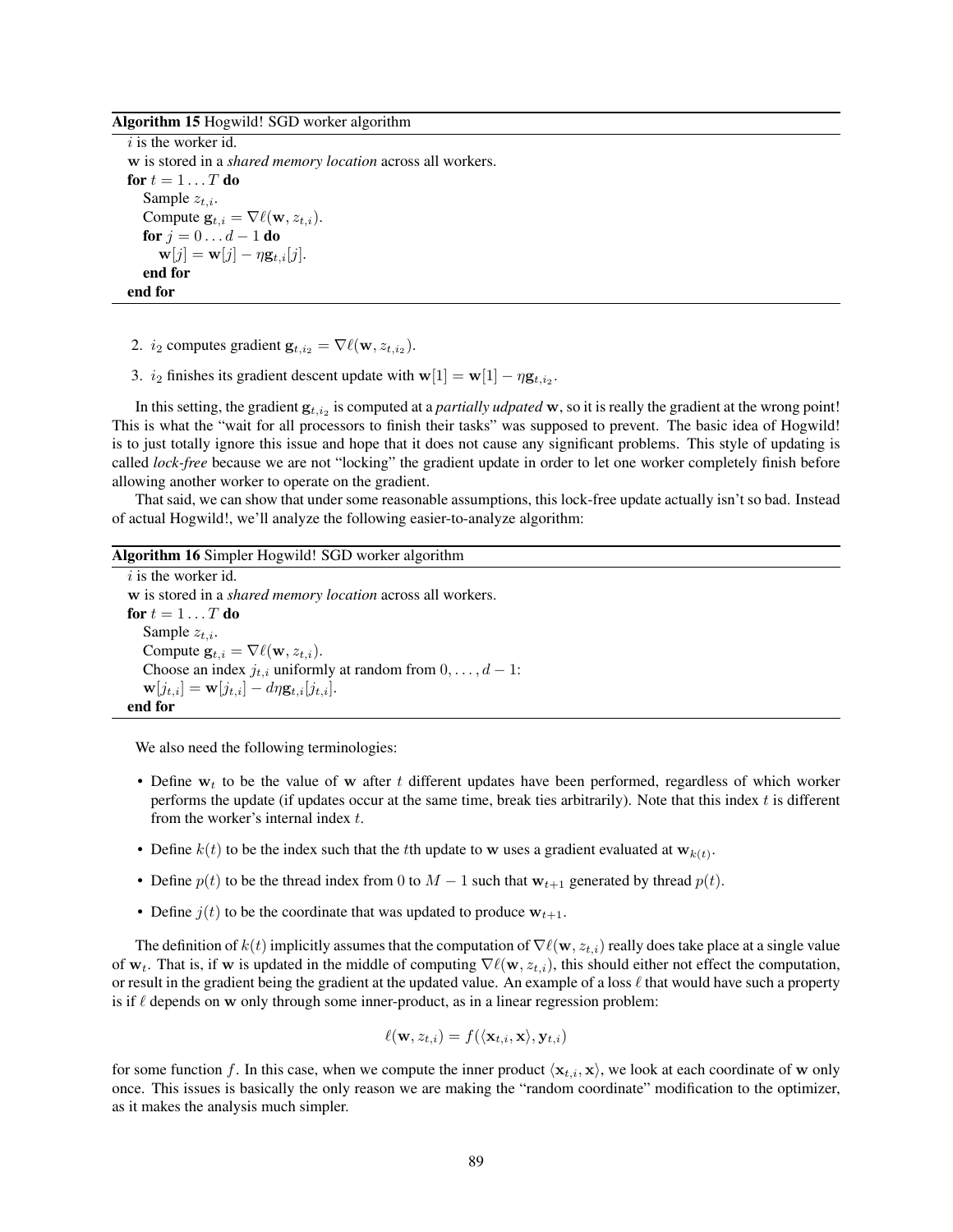**Algorithm 15** Hogwild! SGD worker algorithm

$i$ is the worker id.
$\mathbf{w}$ is stored in a *shared memory location* across all workers.
**for** $t = 1 \dots T$ **do**
  Sample $z_{t,i}$.
  Compute $\mathbf{g}_{t,i} = \nabla \ell(\mathbf{w}, z_{t,i})$.
  **for** $j = 0 \dots d-1$ **do**
    $\mathbf{w}[j] = \mathbf{w}[j] - \eta \mathbf{g}_{t,i}[j]$.
  **end for**
**end for**

2. $i_2$ computes gradient $\mathbf{g}_{t,i_2} = \nabla \ell(\mathbf{w}, z_{t,i_2})$.
3. $i_2$ finishes its gradient descent update with $\mathbf{w}[1] = \mathbf{w}[1] - \eta \mathbf{g}_{t,i_2}$.

In this setting, the gradient $\mathbf{g}_{t,i_2}$ is computed at a *partially udpated* $\mathbf{w}$, so it is really the gradient at the wrong point! This is what the "wait for all processors to finish their tasks" was supposed to prevent. The basic idea of Hogwild! is to just totally ignore this issue and hope that it does not cause any significant problems. This style of updating is called *lock-free* because we are not "locking" the gradient update in order to let one worker completely finish before allowing another worker to operate on the gradient.

That said, we can show that under some reasonable assumptions, this lock-free update actually isn't so bad. Instead of actual Hogwild!, we'll analyze the following easier-to-analyze algorithm:

**Algorithm 16** Simpler Hogwild! SGD worker algorithm

$i$ is the worker id.
$\mathbf{w}$ is stored in a *shared memory location* across all workers.
**for** $t = 1 \dots T$ **do**
  Sample $z_{t,i}$.
  Compute $\mathbf{g}_{t,i} = \nabla \ell(\mathbf{w}, z_{t,i})$.
  Choose an index $j_{t,i}$ uniformly at random from $0, \dots, d-1$:
  $\mathbf{w}[j_{t,i}] = \mathbf{w}[j_{t,i}] - d\eta \mathbf{g}_{t,i}[j_{t,i}]$.
**end for**

We also need the following terminologies:

- Define $\mathbf{w}_t$ to be the value of $\mathbf{w}$ after $t$ different updates have been performed, regardless of which worker performs the update (if updates occur at the same time, break ties arbitrarily). Note that this index $t$ is different from the worker's internal index $t$.
- Define $k(t)$ to be the index such that the $t$th update to $\mathbf{w}$ uses a gradient evaluated at $\mathbf{w}_{k(t)}$.
- Define $p(t)$ to be the thread index from 0 to $M-1$ such that $\mathbf{w}_{t+1}$ generated by thread $p(t)$.
- Define $j(t)$ to be the coordinate that was updated to produce $\mathbf{w}_{t+1}$.

The definition of $k(t)$ implicitly assumes that the computation of $\nabla \ell(\mathbf{w}, z_{t,i})$ really does take place at a single value of $\mathbf{w}_t$. That is, if $\mathbf{w}$ is updated in the middle of computing $\nabla \ell(\mathbf{w}, z_{t,i})$, this should either not effect the computation, or result in the gradient being the gradient at the updated value. An example of a loss $\ell$ that would have such a property is if $\ell$ depends on $\mathbf{w}$ only through some inner-product, as in a linear regression problem:

$$\ell(\mathbf{w}, z_{t,i}) = f(\langle \mathbf{x}_{t,i}, \mathbf{x} \rangle, \mathbf{y}_{t,i})$$

for some function $f$. In this case, when we compute the inner product $\langle \mathbf{x}_{t,i}, \mathbf{x} \rangle$, we look at each coordinate of $\mathbf{w}$ only once. This issues is basically the only reason we are making the "random coordinate" modification to the optimizer, as it makes the analysis much simpler.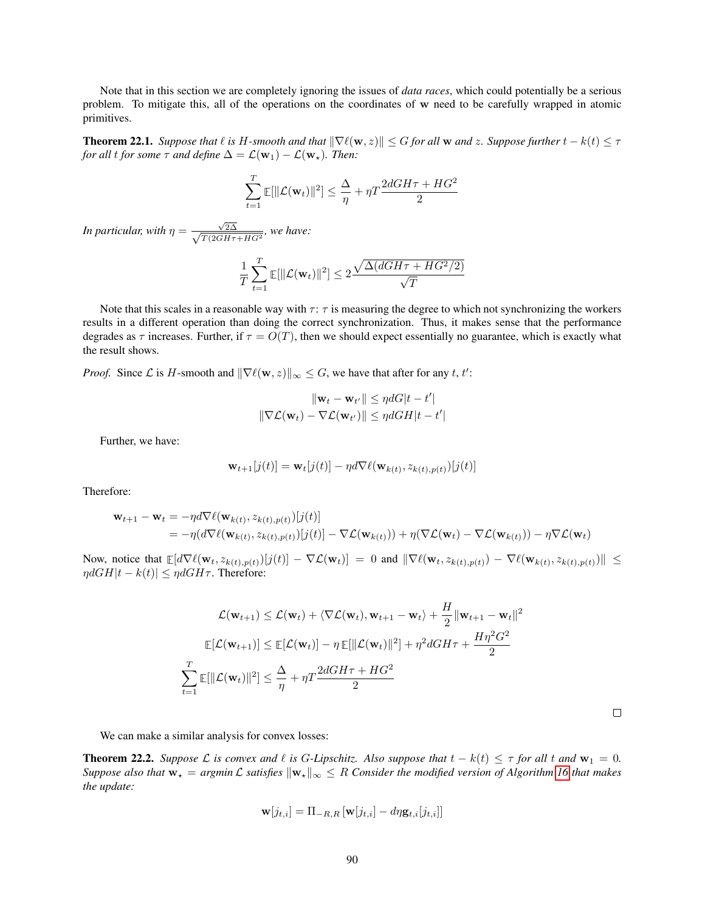Note that in this section we are completely ignoring the issues of *data races*, which could potentially be a serious problem. To mitigate this, all of the operations on the coordinates of $\mathbf{w}$ need to be carefully wrapped in atomic primitives.

**Theorem 22.1.** *Suppose that $\ell$ is $H$-smooth and that $\|\nabla \ell(\mathbf{w}, z)\| \le G$ for all $\mathbf{w}$ and $z$. Suppose further $t - k(t) \le \tau$ for all $t$ for some $\tau$ and define $\Delta = \mathcal{L}(\mathbf{w}_1) - \mathcal{L}(\mathbf{w}_\star)$. Then:*

$$\sum_{t=1}^{T} \mathbb{E}[\|\mathcal{L}(\mathbf{w}_t)\|^2] \le \frac{\Delta}{\eta} + \eta T \frac{2dGH\tau + HG^2}{2}$$

*In particular, with $\eta = \frac{\sqrt{2\Delta}}{\sqrt{T(2GH\tau + HG^2}}$, we have:*

$$\frac{1}{T}\sum_{t=1}^{T} \mathbb{E}[\|\mathcal{L}(\mathbf{w}_t)\|^2] \le 2\frac{\sqrt{\Delta(dGH\tau + HG^2/2)}}{\sqrt{T}}$$

Note that this scales in a reasonable way with $\tau$: $\tau$ is measuring the degree to which not synchronizing the workers results in a different operation than doing the correct synchronization. Thus, it makes sense that the performance degrades as $\tau$ increases. Further, if $\tau = O(T)$, then we should expect essentially no guarantee, which is exactly what the result shows.

*Proof.* Since $\mathcal{L}$ is $H$-smooth and $\|\nabla \ell(\mathbf{w}, z)\|_\infty \le G$, we have that after for any $t, t'$:

$$\|\mathbf{w}_t - \mathbf{w}_{t'}\| \le \eta dG|t - t'|$$
$$\|\nabla \mathcal{L}(\mathbf{w}_t) - \nabla \mathcal{L}(\mathbf{w}_{t'})\| \le \eta dGH|t - t'|$$

Further, we have:

$$\mathbf{w}_{t+1}[j(t)] = \mathbf{w}_t[j(t)] - \eta d \nabla \ell(\mathbf{w}_{k(t)}, z_{k(t),p(t)})[j(t)]$$

Therefore:

$$\begin{aligned}
\mathbf{w}_{t+1} - \mathbf{w}_t &= -\eta d \nabla \ell(\mathbf{w}_{k(t)}, z_{k(t),p(t)})[j(t)] \\
&= -\eta(d\nabla \ell(\mathbf{w}_{k(t)}, z_{k(t),p(t)})[j(t)] - \nabla \mathcal{L}(\mathbf{w}_{k(t)})) + \eta(\nabla \mathcal{L}(\mathbf{w}_t) - \nabla \mathcal{L}(\mathbf{w}_{k(t)})) - \eta \nabla \mathcal{L}(\mathbf{w}_t)
\end{aligned}$$

Now, notice that $\mathbb{E}[d\nabla \ell(\mathbf{w}_t, z_{k(t),p(t)})[j(t)] - \nabla \mathcal{L}(\mathbf{w}_t)] = 0$ and $\|\nabla \ell(\mathbf{w}_t, z_{k(t),p(t)}) - \nabla \ell(\mathbf{w}_{k(t)}, z_{k(t),p(t)})\| \le \eta dGH|t - k(t)| \le \eta dGH\tau$. Therefore:

$$\begin{aligned}
\mathcal{L}(\mathbf{w}_{t+1}) &\le \mathcal{L}(\mathbf{w}_t) + \langle \nabla \mathcal{L}(\mathbf{w}_t), \mathbf{w}_{t+1} - \mathbf{w}_t \rangle + \frac{H}{2}\|\mathbf{w}_{t+1} - \mathbf{w}_t\|^2 \\
\mathbb{E}[\mathcal{L}(\mathbf{w}_{t+1})] &\le \mathbb{E}[\mathcal{L}(\mathbf{w}_t)] - \eta\,\mathbb{E}[\|\mathcal{L}(\mathbf{w}_t)\|^2] + \eta^2 dGH\tau + \frac{H\eta^2 G^2}{2} \\
\sum_{t=1}^{T} \mathbb{E}[\|\mathcal{L}(\mathbf{w}_t)\|^2] &\le \frac{\Delta}{\eta} + \eta T \frac{2dGH\tau + HG^2}{2}
\end{aligned}$$

□

We can make a similar analysis for convex losses:

**Theorem 22.2.** *Suppose $\mathcal{L}$ is convex and $\ell$ is $G$-Lipschitz. Also suppose that $t - k(t) \le \tau$ for all $t$ and $\mathbf{w}_1 = 0$. Suppose also that $\mathbf{w}_\star = \text{argmin}\,\mathcal{L}$ satisfies $\|\mathbf{w}_\star\|_\infty \le R$ Consider the modified version of Algorithm 16 that makes the update:*

$$\mathbf{w}[j_{t,i}] = \Pi_{-R,R}\left[\mathbf{w}[j_{t,i}] - d\eta \mathbf{g}_{t,i}[j_{t,i}]\right]$$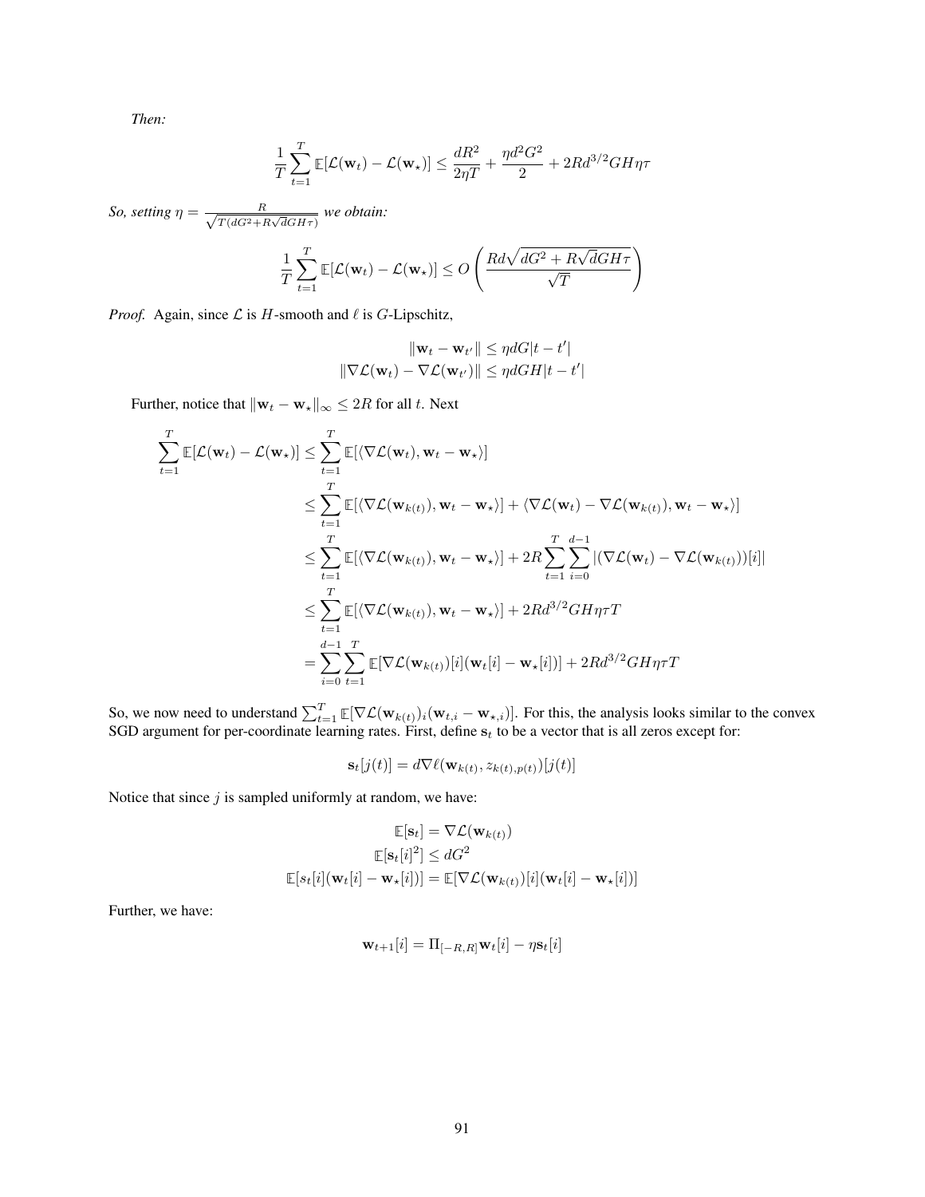*Then:*

$$\frac{1}{T}\sum_{t=1}^{T}\mathbb{E}[\mathcal{L}(\mathbf{w}_t) - \mathcal{L}(\mathbf{w}_\star)] \le \frac{dR^2}{2\eta T} + \frac{\eta d^2 G^2}{2} + 2Rd^{3/2}GH\eta\tau$$

*So, setting* $\eta = \frac{R}{\sqrt{T(dG^2 + R\sqrt{d}GH\tau)}}$ *we obtain:*

$$\frac{1}{T}\sum_{t=1}^{T}\mathbb{E}[\mathcal{L}(\mathbf{w}_t) - \mathcal{L}(\mathbf{w}_\star)] \le O\left(\frac{Rd\sqrt{dG^2 + R\sqrt{d}GH\tau}}{\sqrt{T}}\right)$$

*Proof.* Again, since $\mathcal{L}$ is $H$-smooth and $\ell$ is $G$-Lipschitz,

$$\|\mathbf{w}_t - \mathbf{w}_{t'}\| \le \eta dG|t - t'|$$
$$\|\nabla\mathcal{L}(\mathbf{w}_t) - \nabla\mathcal{L}(\mathbf{w}_{t'})\| \le \eta dGH|t - t'|$$

Further, notice that $\|\mathbf{w}_t - \mathbf{w}_\star\|_\infty \le 2R$ for all $t$. Next

$$\begin{aligned}
\sum_{t=1}^{T}\mathbb{E}[\mathcal{L}(\mathbf{w}_t) - \mathcal{L}(\mathbf{w}_\star)] &\le \sum_{t=1}^{T}\mathbb{E}[\langle\nabla\mathcal{L}(\mathbf{w}_t), \mathbf{w}_t - \mathbf{w}_\star\rangle] \\
&\le \sum_{t=1}^{T}\mathbb{E}[\langle\nabla\mathcal{L}(\mathbf{w}_{k(t)}), \mathbf{w}_t - \mathbf{w}_\star\rangle] + \langle\nabla\mathcal{L}(\mathbf{w}_t) - \nabla\mathcal{L}(\mathbf{w}_{k(t)}), \mathbf{w}_t - \mathbf{w}_\star\rangle] \\
&\le \sum_{t=1}^{T}\mathbb{E}[\langle\nabla\mathcal{L}(\mathbf{w}_{k(t)}), \mathbf{w}_t - \mathbf{w}_\star\rangle] + 2R\sum_{t=1}^{T}\sum_{i=0}^{d-1}|(\nabla\mathcal{L}(\mathbf{w}_t) - \nabla\mathcal{L}(\mathbf{w}_{k(t)}))[i]| \\
&\le \sum_{t=1}^{T}\mathbb{E}[\langle\nabla\mathcal{L}(\mathbf{w}_{k(t)}), \mathbf{w}_t - \mathbf{w}_\star\rangle] + 2Rd^{3/2}GH\eta\tau T \\
&= \sum_{i=0}^{d-1}\sum_{t=1}^{T}\mathbb{E}[\nabla\mathcal{L}(\mathbf{w}_{k(t)})[i](\mathbf{w}_t[i] - \mathbf{w}_\star[i])] + 2Rd^{3/2}GH\eta\tau T
\end{aligned}$$

So, we now need to understand $\sum_{t=1}^{T}\mathbb{E}[\nabla\mathcal{L}(\mathbf{w}_{k(t)})_i(\mathbf{w}_{t,i} - \mathbf{w}_{\star,i})]$. For this, the analysis looks similar to the convex SGD argument for per-coordinate learning rates. First, define $\mathbf{s}_t$ to be a vector that is all zeros except for:

$$\mathbf{s}_t[j(t)] = d\nabla\ell(\mathbf{w}_{k(t)}, z_{k(t),p(t)})[j(t)]$$

Notice that since $j$ is sampled uniformly at random, we have:

$$\mathbb{E}[\mathbf{s}_t] = \nabla\mathcal{L}(\mathbf{w}_{k(t)})$$
$$\mathbb{E}[\mathbf{s}_t[i]^2] \le dG^2$$
$$\mathbb{E}[s_t[i](\mathbf{w}_t[i] - \mathbf{w}_\star[i])] = \mathbb{E}[\nabla\mathcal{L}(\mathbf{w}_{k(t)})[i](\mathbf{w}_t[i] - \mathbf{w}_\star[i])]$$

Further, we have:

$$\mathbf{w}_{t+1}[i] = \Pi_{[-R,R]}\mathbf{w}_t[i] - \eta\mathbf{s}_t[i]$$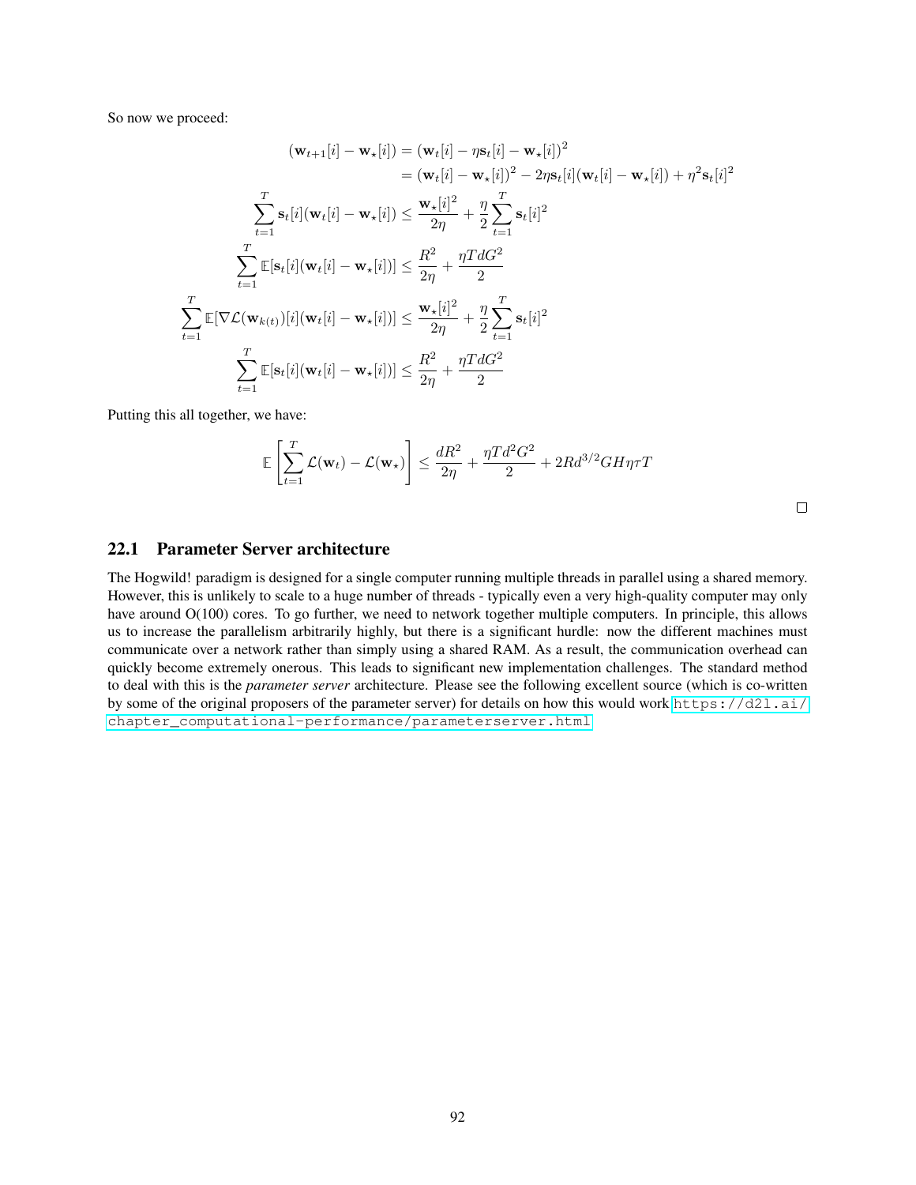So now we proceed:

$$
\begin{aligned}
(\mathbf{w}_{t+1}[i] - \mathbf{w}_\star[i]) &= (\mathbf{w}_t[i] - \eta \mathbf{s}_t[i] - \mathbf{w}_\star[i])^2 \\
&= (\mathbf{w}_t[i] - \mathbf{w}_\star[i])^2 - 2\eta \mathbf{s}_t[i](\mathbf{w}_t[i] - \mathbf{w}_\star[i]) + \eta^2 \mathbf{s}_t[i]^2 \\
\sum_{t=1}^T \mathbf{s}_t[i](\mathbf{w}_t[i] - \mathbf{w}_\star[i]) &\leq \frac{\mathbf{w}_\star[i]^2}{2\eta} + \frac{\eta}{2}\sum_{t=1}^T \mathbf{s}_t[i]^2 \\
\sum_{t=1}^T \mathbb{E}[\mathbf{s}_t[i](\mathbf{w}_t[i] - \mathbf{w}_\star[i])] &\leq \frac{R^2}{2\eta} + \frac{\eta T d G^2}{2} \\
\sum_{t=1}^T \mathbb{E}[\nabla \mathcal{L}(\mathbf{w}_{k(t)})[i](\mathbf{w}_t[i] - \mathbf{w}_\star[i])] &\leq \frac{\mathbf{w}_\star[i]^2}{2\eta} + \frac{\eta}{2}\sum_{t=1}^T \mathbf{s}_t[i]^2 \\
\sum_{t=1}^T \mathbb{E}[\mathbf{s}_t[i](\mathbf{w}_t[i] - \mathbf{w}_\star[i])] &\leq \frac{R^2}{2\eta} + \frac{\eta T d G^2}{2}
\end{aligned}
$$

Putting this all together, we have:

$$
\mathbb{E}\left[\sum_{t=1}^T \mathcal{L}(\mathbf{w}_t) - \mathcal{L}(\mathbf{w}_\star)\right] \leq \frac{dR^2}{2\eta} + \frac{\eta T d^2 G^2}{2} + 2Rd^{3/2}GH\eta\tau T
$$

□

## 22.1 Parameter Server architecture

The Hogwild! paradigm is designed for a single computer running multiple threads in parallel using a shared memory. However, this is unlikely to scale to a huge number of threads - typically even a very high-quality computer may only have around O(100) cores. To go further, we need to network together multiple computers. In principle, this allows us to increase the parallelism arbitrarily highly, but there is a significant hurdle: now the different machines must communicate over a network rather than simply using a shared RAM. As a result, the communication overhead can quickly become extremely onerous. This leads to significant new implementation challenges. The standard method to deal with this is the *parameter server* architecture. Please see the following excellent source (which is co-written by some of the original proposers of the parameter server) for details on how this would work https://d2l.ai/chapter_computational-performance/parameterserver.html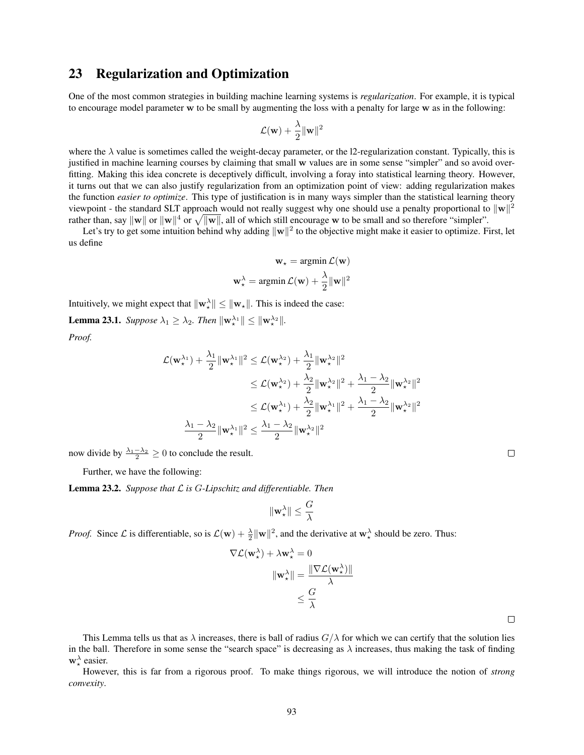# 23 Regularization and Optimization

One of the most common strategies in building machine learning systems is *regularization*. For example, it is typical to encourage model parameter $\mathbf{w}$ to be small by augmenting the loss with a penalty for large $\mathbf{w}$ as in the following:

$$\mathcal{L}(\mathbf{w}) + \frac{\lambda}{2}\|\mathbf{w}\|^2$$

where the $\lambda$ value is sometimes called the weight-decay parameter, or the l2-regularization constant. Typically, this is justified in machine learning courses by claiming that small $\mathbf{w}$ values are in some sense "simpler" and so avoid overfitting. Making this idea concrete is deceptively difficult, involving a foray into statistical learning theory. However, it turns out that we can also justify regularization from an optimization point of view: adding regularization makes the function *easier to optimize*. This type of justification is in many ways simpler than the statistical learning theory viewpoint - the standard SLT approach would not really suggest why one should use a penalty proportional to $\|\mathbf{w}\|^2$ rather than, say $\|\mathbf{w}\|$ or $\|\mathbf{w}\|^4$ or $\sqrt{\|\mathbf{w}\|}$, all of which still encourage $\mathbf{w}$ to be small and so therefore "simpler".

Let's try to get some intuition behind why adding $\|\mathbf{w}\|^2$ to the objective might make it easier to optimize. First, let us define

$$\mathbf{w}_\star = \operatorname{argmin} \mathcal{L}(\mathbf{w})$$

$$\mathbf{w}_\star^\lambda = \operatorname{argmin} \mathcal{L}(\mathbf{w}) + \frac{\lambda}{2}\|\mathbf{w}\|^2$$

Intuitively, we might expect that $\|\mathbf{w}_\star^\lambda\| \le \|\mathbf{w}_\star\|$. This is indeed the case:

**Lemma 23.1.** *Suppose $\lambda_1 \ge \lambda_2$. Then $\|\mathbf{w}_\star^{\lambda_1}\| \le \|\mathbf{w}_\star^{\lambda_2}\|$.*

*Proof.*

$$\begin{aligned}
\mathcal{L}(\mathbf{w}_\star^{\lambda_1}) + \frac{\lambda_1}{2}\|\mathbf{w}_\star^{\lambda_1}\|^2 &\le \mathcal{L}(\mathbf{w}_\star^{\lambda_2}) + \frac{\lambda_1}{2}\|\mathbf{w}_\star^{\lambda_2}\|^2 \\
&\le \mathcal{L}(\mathbf{w}_\star^{\lambda_2}) + \frac{\lambda_2}{2}\|\mathbf{w}_\star^{\lambda_2}\|^2 + \frac{\lambda_1 - \lambda_2}{2}\|\mathbf{w}_\star^{\lambda_2}\|^2 \\
&\le \mathcal{L}(\mathbf{w}_\star^{\lambda_1}) + \frac{\lambda_2}{2}\|\mathbf{w}_\star^{\lambda_1}\|^2 + \frac{\lambda_1 - \lambda_2}{2}\|\mathbf{w}_\star^{\lambda_2}\|^2 \\
\frac{\lambda_1 - \lambda_2}{2}\|\mathbf{w}_\star^{\lambda_1}\|^2 &\le \frac{\lambda_1 - \lambda_2}{2}\|\mathbf{w}_\star^{\lambda_2}\|^2
\end{aligned}$$

now divide by $\frac{\lambda_1 - \lambda_2}{2} \ge 0$ to conclude the result. □

Further, we have the following:

**Lemma 23.2.** *Suppose that $\mathcal{L}$ is $G$-Lipschitz and differentiable. Then*

$$\|\mathbf{w}_\star^\lambda\| \le \frac{G}{\lambda}$$

*Proof.* Since $\mathcal{L}$ is differentiable, so is $\mathcal{L}(\mathbf{w}) + \frac{\lambda}{2}\|\mathbf{w}\|^2$, and the derivative at $\mathbf{w}_\star^\lambda$ should be zero. Thus:

$$\begin{aligned}
\nabla \mathcal{L}(\mathbf{w}_\star^\lambda) + \lambda \mathbf{w}_\star^\lambda &= 0 \\
\|\mathbf{w}_\star^\lambda\| &= \frac{\|\nabla \mathcal{L}(\mathbf{w}_\star^\lambda)\|}{\lambda} \\
&\le \frac{G}{\lambda}
\end{aligned}$$

□

This Lemma tells us that as $\lambda$ increases, there is ball of radius $G/\lambda$ for which we can certify that the solution lies in the ball. Therefore in some sense the "search space" is decreasing as $\lambda$ increases, thus making the task of finding $\mathbf{w}_\star^\lambda$ easier.

However, this is far from a rigorous proof. To make things rigorous, we will introduce the notion of *strong convexity*.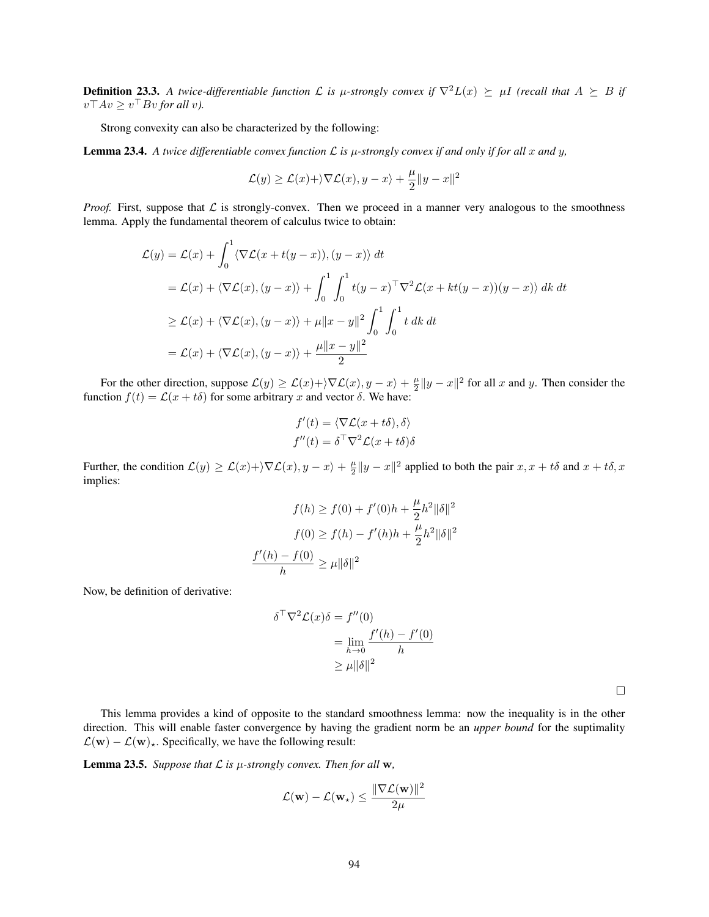**Definition 23.3.** *A twice-differentiable function $\mathcal{L}$ is $\mu$-strongly convex if $\nabla^2 L(x) \succeq \mu I$ (recall that $A \succeq B$ if $v\top Av \geq v^\top Bv$ for all $v$).*

Strong convexity can also be characterized by the following:

**Lemma 23.4.** *A twice differentiable convex function $\mathcal{L}$ is $\mu$-strongly convex if and only if for all $x$ and $y$,*

$$\mathcal{L}(y) \geq \mathcal{L}(x) + \rangle \nabla \mathcal{L}(x), y - x\rangle + \frac{\mu}{2}\|y - x\|^2$$

*Proof.* First, suppose that $\mathcal{L}$ is strongly-convex. Then we proceed in a manner very analogous to the smoothness lemma. Apply the fundamental theorem of calculus twice to obtain:

$$\begin{aligned}
\mathcal{L}(y) &= \mathcal{L}(x) + \int_0^1 \langle \nabla \mathcal{L}(x + t(y - x)), (y - x)\rangle \, dt \\
&= \mathcal{L}(x) + \langle \nabla \mathcal{L}(x), (y - x)\rangle + \int_0^1 \int_0^1 t(y - x)^\top \nabla^2 \mathcal{L}(x + kt(y - x))(y - x)\rangle \, dk \, dt \\
&\geq \mathcal{L}(x) + \langle \nabla \mathcal{L}(x), (y - x)\rangle + \mu\|x - y\|^2 \int_0^1 \int_0^1 t \, dk \, dt \\
&= \mathcal{L}(x) + \langle \nabla \mathcal{L}(x), (y - x)\rangle + \frac{\mu\|x - y\|^2}{2}
\end{aligned}$$

For the other direction, suppose $\mathcal{L}(y) \geq \mathcal{L}(x) + \rangle \nabla \mathcal{L}(x), y - x\rangle + \frac{\mu}{2}\|y - x\|^2$ for all $x$ and $y$. Then consider the function $f(t) = \mathcal{L}(x + t\delta)$ for some arbitrary $x$ and vector $\delta$. We have:

$$\begin{aligned}
f'(t) &= \langle \nabla \mathcal{L}(x + t\delta), \delta\rangle \\
f''(t) &= \delta^\top \nabla^2 \mathcal{L}(x + t\delta)\delta
\end{aligned}$$

Further, the condition $\mathcal{L}(y) \geq \mathcal{L}(x) + \rangle \nabla \mathcal{L}(x), y - x\rangle + \frac{\mu}{2}\|y - x\|^2$ applied to both the pair $x, x + t\delta$ and $x + t\delta, x$ implies:

$$\begin{aligned}
f(h) &\geq f(0) + f'(0)h + \frac{\mu}{2}h^2\|\delta\|^2 \\
f(0) &\geq f(h) - f'(h)h + \frac{\mu}{2}h^2\|\delta\|^2 \\
\frac{f'(h) - f(0)}{h} &\geq \mu\|\delta\|^2
\end{aligned}$$

Now, be definition of derivative:

$$\begin{aligned}
\delta^\top \nabla^2 \mathcal{L}(x)\delta &= f''(0) \\
&= \lim_{h \to 0} \frac{f'(h) - f'(0)}{h} \\
&\geq \mu\|\delta\|^2
\end{aligned}$$

$\square$

This lemma provides a kind of opposite to the standard smoothness lemma: now the inequality is in the other direction. This will enable faster convergence by having the gradient norm be an *upper bound* for the suptimality $\mathcal{L}(\mathbf{w}) - \mathcal{L}(\mathbf{w})_\star$. Specifically, we have the following result:

**Lemma 23.5.** *Suppose that $\mathcal{L}$ is $\mu$-strongly convex. Then for all $\mathbf{w}$,*

$$\mathcal{L}(\mathbf{w}) - \mathcal{L}(\mathbf{w}_\star) \leq \frac{\|\nabla \mathcal{L}(\mathbf{w})\|^2}{2\mu}$$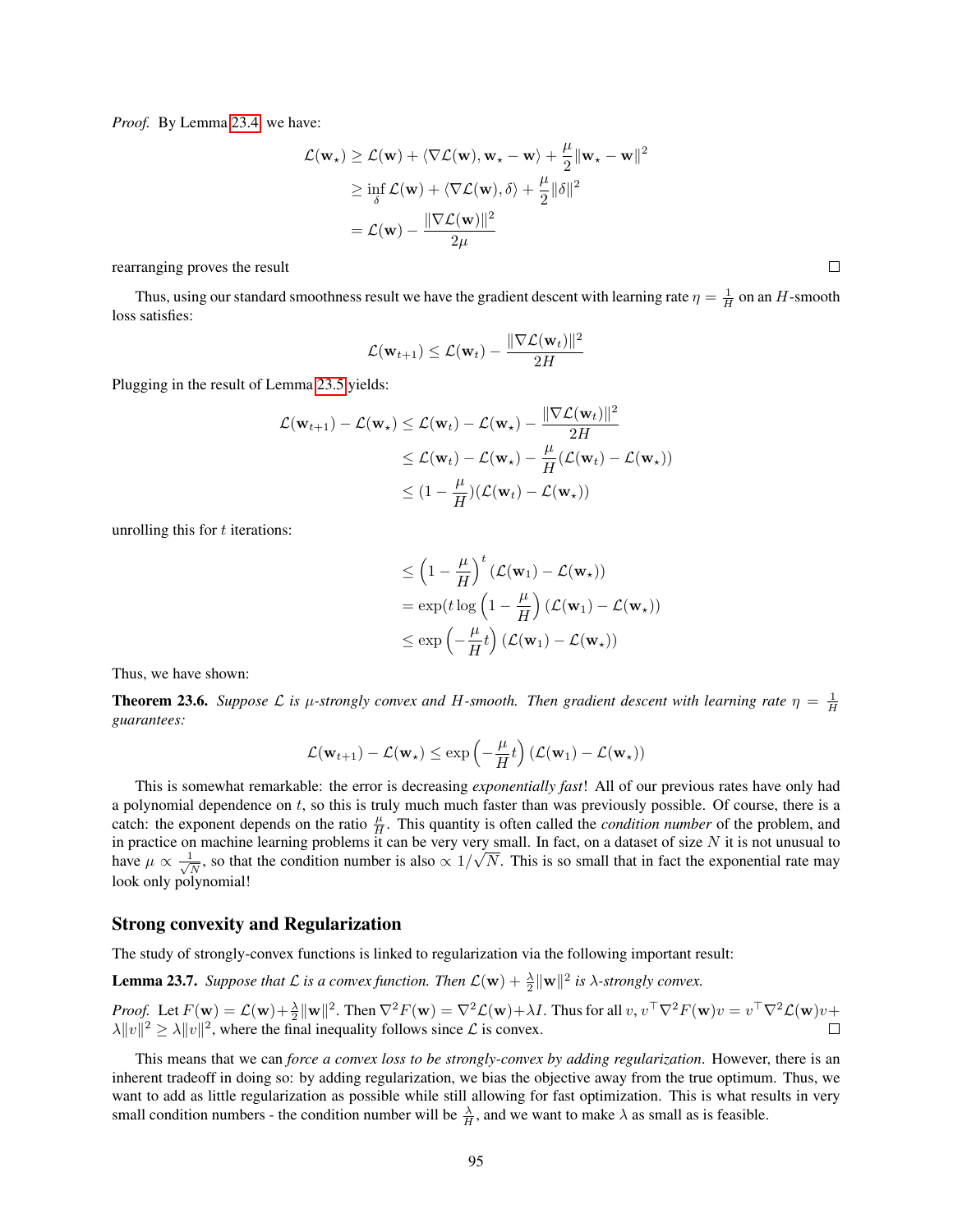*Proof.* By Lemma 23.4 we have:

$$
\begin{aligned}
\mathcal{L}(\mathbf{w}_\star) &\geq \mathcal{L}(\mathbf{w}) + \langle \nabla \mathcal{L}(\mathbf{w}), \mathbf{w}_\star - \mathbf{w} \rangle + \frac{\mu}{2}\|\mathbf{w}_\star - \mathbf{w}\|^2 \\
&\geq \inf_\delta \mathcal{L}(\mathbf{w}) + \langle \nabla \mathcal{L}(\mathbf{w}), \delta \rangle + \frac{\mu}{2}\|\delta\|^2 \\
&= \mathcal{L}(\mathbf{w}) - \frac{\|\nabla \mathcal{L}(\mathbf{w})\|^2}{2\mu}
\end{aligned}
$$

rearranging proves the result □

Thus, using our standard smoothness result we have the gradient descent with learning rate $\eta = \frac{1}{H}$ on an $H$-smooth loss satisfies:

$$
\mathcal{L}(\mathbf{w}_{t+1}) \leq \mathcal{L}(\mathbf{w}_t) - \frac{\|\nabla \mathcal{L}(\mathbf{w}_t)\|^2}{2H}
$$

Plugging in the result of Lemma 23.5 yields:

$$
\begin{aligned}
\mathcal{L}(\mathbf{w}_{t+1}) - \mathcal{L}(\mathbf{w}_\star) &\leq \mathcal{L}(\mathbf{w}_t) - \mathcal{L}(\mathbf{w}_\star) - \frac{\|\nabla \mathcal{L}(\mathbf{w}_t)\|^2}{2H} \\
&\leq \mathcal{L}(\mathbf{w}_t) - \mathcal{L}(\mathbf{w}_\star) - \frac{\mu}{H}(\mathcal{L}(\mathbf{w}_t) - \mathcal{L}(\mathbf{w}_\star)) \\
&\leq (1 - \frac{\mu}{H})(\mathcal{L}(\mathbf{w}_t) - \mathcal{L}(\mathbf{w}_\star))
\end{aligned}
$$

unrolling this for $t$ iterations:

$$
\begin{aligned}
&\leq \left(1 - \frac{\mu}{H}\right)^t (\mathcal{L}(\mathbf{w}_1) - \mathcal{L}(\mathbf{w}_\star)) \\
&= \exp(t \log\left(1 - \frac{\mu}{H}\right) (\mathcal{L}(\mathbf{w}_1) - \mathcal{L}(\mathbf{w}_\star)) \\
&\leq \exp\left(-\frac{\mu}{H}t\right) (\mathcal{L}(\mathbf{w}_1) - \mathcal{L}(\mathbf{w}_\star))
\end{aligned}
$$

Thus, we have shown:

**Theorem 23.6.** *Suppose $\mathcal{L}$ is $\mu$-strongly convex and $H$-smooth. Then gradient descent with learning rate $\eta = \frac{1}{H}$ guarantees:*

$$
\mathcal{L}(\mathbf{w}_{t+1}) - \mathcal{L}(\mathbf{w}_\star) \leq \exp\left(-\frac{\mu}{H}t\right) (\mathcal{L}(\mathbf{w}_1) - \mathcal{L}(\mathbf{w}_\star))
$$

This is somewhat remarkable: the error is decreasing *exponentially fast*! All of our previous rates have only had a polynomial dependence on $t$, so this is truly much much faster than was previously possible. Of course, there is a catch: the exponent depends on the ratio $\frac{\mu}{H}$. This quantity is often called the *condition number* of the problem, and in practice on machine learning problems it can be very very small. In fact, on a dataset of size $N$ it is not unusual to have $\mu \propto \frac{1}{\sqrt{N}}$, so that the condition number is also $\propto 1/\sqrt{N}$. This is so small that in fact the exponential rate may look only polynomial!

## Strong convexity and Regularization

The study of strongly-convex functions is linked to regularization via the following important result:

**Lemma 23.7.** *Suppose that $\mathcal{L}$ is a convex function. Then $\mathcal{L}(\mathbf{w}) + \frac{\lambda}{2}\|\mathbf{w}\|^2$ is $\lambda$-strongly convex.*

*Proof.* Let $F(\mathbf{w}) = \mathcal{L}(\mathbf{w}) + \frac{\lambda}{2}\|\mathbf{w}\|^2$. Then $\nabla^2 F(\mathbf{w}) = \nabla^2 \mathcal{L}(\mathbf{w}) + \lambda I$. Thus for all $v$, $v^\top \nabla^2 F(\mathbf{w}) v = v^\top \nabla^2 \mathcal{L}(\mathbf{w}) v + \lambda\|v\|^2 \geq \lambda\|v\|^2$, where the final inequality follows since $\mathcal{L}$ is convex. □

This means that we can *force a convex loss to be strongly-convex by adding regularization*. However, there is an inherent tradeoff in doing so: by adding regularization, we bias the objective away from the true optimum. Thus, we want to add as little regularization as possible while still allowing for fast optimization. This is what results in very small condition numbers - the condition number will be $\frac{\lambda}{H}$, and we want to make $\lambda$ as small as is feasible.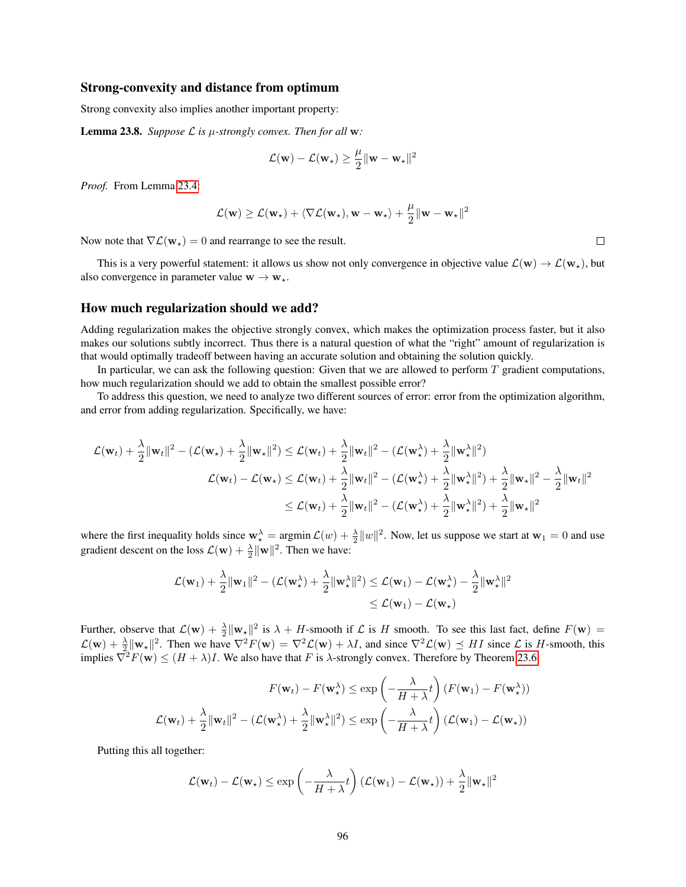## Strong-convexity and distance from optimum

Strong convexity also implies another important property:

**Lemma 23.8.** *Suppose $\mathcal{L}$ is $\mu$-strongly convex. Then for all $\mathbf{w}$:*

$$\mathcal{L}(\mathbf{w}) - \mathcal{L}(\mathbf{w}_\star) \geq \frac{\mu}{2}\|\mathbf{w} - \mathbf{w}_\star\|^2$$

*Proof.* From Lemma 23.4:

$$\mathcal{L}(\mathbf{w}) \geq \mathcal{L}(\mathbf{w}_\star) + \langle \nabla \mathcal{L}(\mathbf{w}_\star), \mathbf{w} - \mathbf{w}_\star \rangle + \frac{\mu}{2}\|\mathbf{w} - \mathbf{w}_\star\|^2$$

Now note that $\nabla \mathcal{L}(\mathbf{w}_\star) = 0$ and rearrange to see the result. □

This is a very powerful statement: it allows us show not only convergence in objective value $\mathcal{L}(\mathbf{w}) \to \mathcal{L}(\mathbf{w}_\star)$, but also convergence in parameter value $\mathbf{w} \to \mathbf{w}_\star$.

## How much regularization should we add?

Adding regularization makes the objective strongly convex, which makes the optimization process faster, but it also makes our solutions subtly incorrect. Thus there is a natural question of what the "right" amount of regularization is that would optimally tradeoff between having an accurate solution and obtaining the solution quickly.

In particular, we can ask the following question: Given that we are allowed to perform $T$ gradient computations, how much regularization should we add to obtain the smallest possible error?

To address this question, we need to analyze two different sources of error: error from the optimization algorithm, and error from adding regularization. Specifically, we have:

$$\begin{aligned}
\mathcal{L}(\mathbf{w}_t) + \frac{\lambda}{2}\|\mathbf{w}_t\|^2 - (\mathcal{L}(\mathbf{w}_\star) + \frac{\lambda}{2}\|\mathbf{w}_\star\|^2) &\leq \mathcal{L}(\mathbf{w}_t) + \frac{\lambda}{2}\|\mathbf{w}_t\|^2 - (\mathcal{L}(\mathbf{w}_\star^\lambda) + \frac{\lambda}{2}\|\mathbf{w}_\star^\lambda\|^2) \\
\mathcal{L}(\mathbf{w}_t) - \mathcal{L}(\mathbf{w}_\star) &\leq \mathcal{L}(\mathbf{w}_t) + \frac{\lambda}{2}\|\mathbf{w}_t\|^2 - (\mathcal{L}(\mathbf{w}_\star^\lambda) + \frac{\lambda}{2}\|\mathbf{w}_\star^\lambda\|^2) + \frac{\lambda}{2}\|\mathbf{w}_\star\|^2 - \frac{\lambda}{2}\|\mathbf{w}_t\|^2 \\
&\leq \mathcal{L}(\mathbf{w}_t) + \frac{\lambda}{2}\|\mathbf{w}_t\|^2 - (\mathcal{L}(\mathbf{w}_\star^\lambda) + \frac{\lambda}{2}\|\mathbf{w}_\star^\lambda\|^2) + \frac{\lambda}{2}\|\mathbf{w}_\star\|^2
\end{aligned}$$

where the first inequality holds since $\mathbf{w}_\star^\lambda = \text{argmin}\, \mathcal{L}(w) + \frac{\lambda}{2}\|w\|^2$. Now, let us suppose we start at $\mathbf{w}_1 = 0$ and use gradient descent on the loss $\mathcal{L}(\mathbf{w}) + \frac{\lambda}{2}\|\mathbf{w}\|^2$. Then we have:

$$\begin{aligned}
\mathcal{L}(\mathbf{w}_1) + \frac{\lambda}{2}\|\mathbf{w}_1\|^2 - (\mathcal{L}(\mathbf{w}_\star^\lambda) + \frac{\lambda}{2}\|\mathbf{w}_\star^\lambda\|^2) &\leq \mathcal{L}(\mathbf{w}_1) - \mathcal{L}(\mathbf{w}_\star^\lambda) - \frac{\lambda}{2}\|\mathbf{w}_\star^\lambda\|^2 \\
&\leq \mathcal{L}(\mathbf{w}_1) - \mathcal{L}(\mathbf{w}_\star)
\end{aligned}$$

Further, observe that $\mathcal{L}(\mathbf{w}) + \frac{\lambda}{2}\|\mathbf{w}_\star\|^2$ is $\lambda + H$-smooth if $\mathcal{L}$ is $H$ smooth. To see this last fact, define $F(\mathbf{w}) = \mathcal{L}(\mathbf{w}) + \frac{\lambda}{2}\|\mathbf{w}_\star\|^2$. Then we have $\nabla^2 F(\mathbf{w}) = \nabla^2 \mathcal{L}(\mathbf{w}) + \lambda I$, and since $\nabla^2 \mathcal{L}(\mathbf{w}) \preceq HI$ since $\mathcal{L}$ is $H$-smooth, this implies $\nabla^2 F(\mathbf{w}) \leq (H + \lambda)I$. We also have that $F$ is $\lambda$-strongly convex. Therefore by Theorem 23.6

$$\begin{aligned}
F(\mathbf{w}_t) - F(\mathbf{w}_\star^\lambda) &\leq \exp\left(-\frac{\lambda}{H + \lambda}t\right)(F(\mathbf{w}_1) - F(\mathbf{w}_\star^\lambda)) \\
\mathcal{L}(\mathbf{w}_t) + \frac{\lambda}{2}\|\mathbf{w}_t\|^2 - (\mathcal{L}(\mathbf{w}_\star^\lambda) + \frac{\lambda}{2}\|\mathbf{w}_\star^\lambda\|^2) &\leq \exp\left(-\frac{\lambda}{H + \lambda}t\right)(\mathcal{L}(\mathbf{w}_1) - \mathcal{L}(\mathbf{w}_\star))
\end{aligned}$$

Putting this all together:

$$\mathcal{L}(\mathbf{w}_t) - \mathcal{L}(\mathbf{w}_\star) \leq \exp\left(-\frac{\lambda}{H + \lambda}t\right)(\mathcal{L}(\mathbf{w}_1) - \mathcal{L}(\mathbf{w}_\star)) + \frac{\lambda}{2}\|\mathbf{w}_\star\|^2$$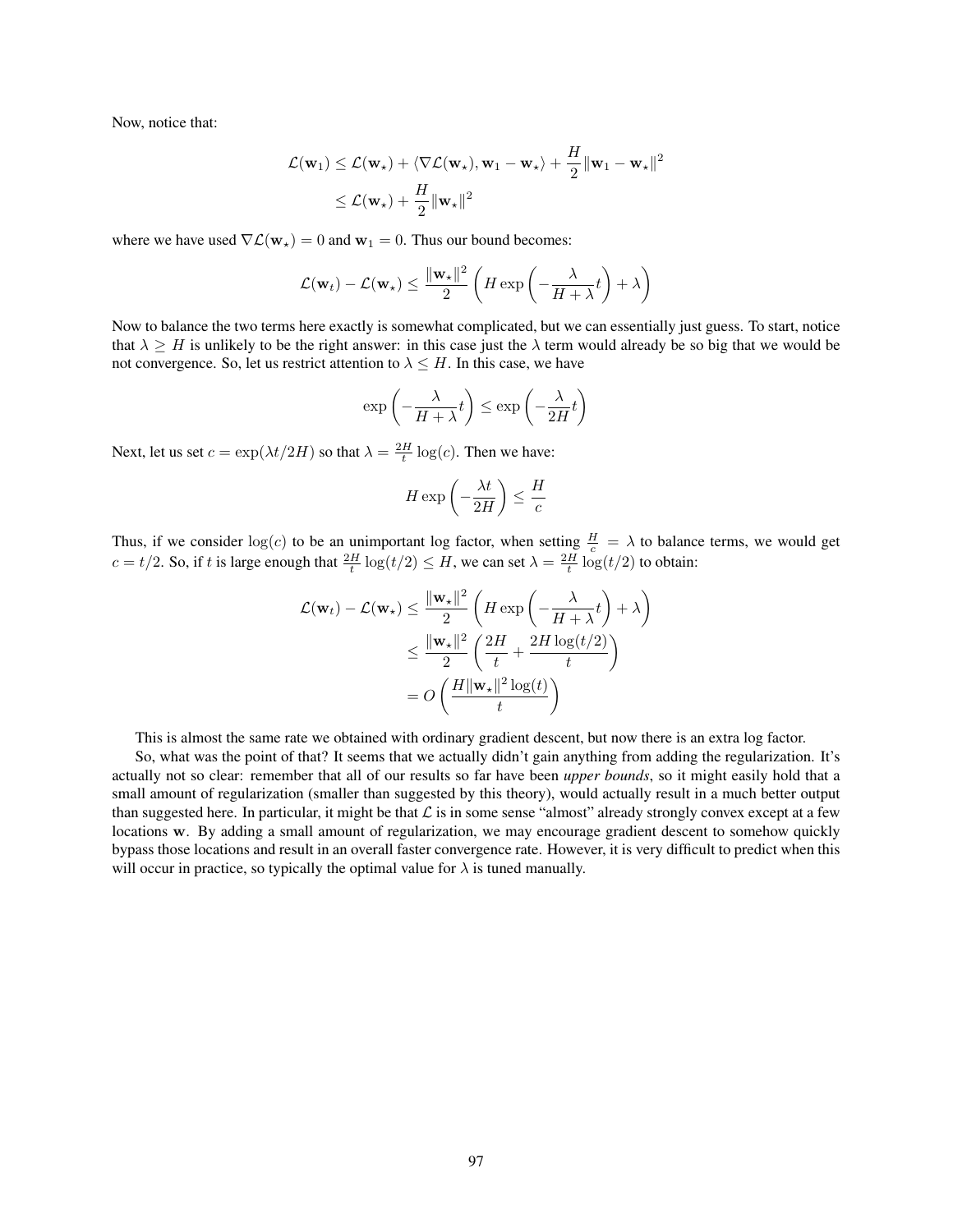Now, notice that:

$$
\begin{aligned}
\mathcal{L}(\mathbf{w}_1) &\leq \mathcal{L}(\mathbf{w}_\star) + \langle \nabla \mathcal{L}(\mathbf{w}_\star), \mathbf{w}_1 - \mathbf{w}_\star \rangle + \frac{H}{2}\|\mathbf{w}_1 - \mathbf{w}_\star\|^2 \\
&\leq \mathcal{L}(\mathbf{w}_\star) + \frac{H}{2}\|\mathbf{w}_\star\|^2
\end{aligned}
$$

where we have used $\nabla \mathcal{L}(\mathbf{w}_\star) = 0$ and $\mathbf{w}_1 = 0$. Thus our bound becomes:

$$
\mathcal{L}(\mathbf{w}_t) - \mathcal{L}(\mathbf{w}_\star) \leq \frac{\|\mathbf{w}_\star\|^2}{2}\left(H \exp\left(-\frac{\lambda}{H+\lambda}t\right) + \lambda\right)
$$

Now to balance the two terms here exactly is somewhat complicated, but we can essentially just guess. To start, notice that $\lambda \geq H$ is unlikely to be the right answer: in this case just the $\lambda$ term would already be so big that we would be not convergence. So, let us restrict attention to $\lambda \leq H$. In this case, we have

$$
\exp\left(-\frac{\lambda}{H+\lambda}t\right) \leq \exp\left(-\frac{\lambda}{2H}t\right)
$$

Next, let us set $c = \exp(\lambda t/2H)$ so that $\lambda = \frac{2H}{t}\log(c)$. Then we have:

$$
H \exp\left(-\frac{\lambda t}{2H}\right) \leq \frac{H}{c}
$$

Thus, if we consider $\log(c)$ to be an unimportant log factor, when setting $\frac{H}{c} = \lambda$ to balance terms, we would get $c = t/2$. So, if $t$ is large enough that $\frac{2H}{t}\log(t/2) \leq H$, we can set $\lambda = \frac{2H}{t}\log(t/2)$ to obtain:

$$
\begin{aligned}
\mathcal{L}(\mathbf{w}_t) - \mathcal{L}(\mathbf{w}_\star) &\leq \frac{\|\mathbf{w}_\star\|^2}{2}\left(H \exp\left(-\frac{\lambda}{H+\lambda}t\right) + \lambda\right) \\
&\leq \frac{\|\mathbf{w}_\star\|^2}{2}\left(\frac{2H}{t} + \frac{2H\log(t/2)}{t}\right) \\
&= O\left(\frac{H\|\mathbf{w}_\star\|^2 \log(t)}{t}\right)
\end{aligned}
$$

This is almost the same rate we obtained with ordinary gradient descent, but now there is an extra log factor.

So, what was the point of that? It seems that we actually didn't gain anything from adding the regularization. It's actually not so clear: remember that all of our results so far have been *upper bounds*, so it might easily hold that a small amount of regularization (smaller than suggested by this theory), would actually result in a much better output than suggested here. In particular, it might be that $\mathcal{L}$ is in some sense "almost" already strongly convex except at a few locations $\mathbf{w}$. By adding a small amount of regularization, we may encourage gradient descent to somehow quickly bypass those locations and result in an overall faster convergence rate. However, it is very difficult to predict when this will occur in practice, so typically the optimal value for $\lambda$ is tuned manually.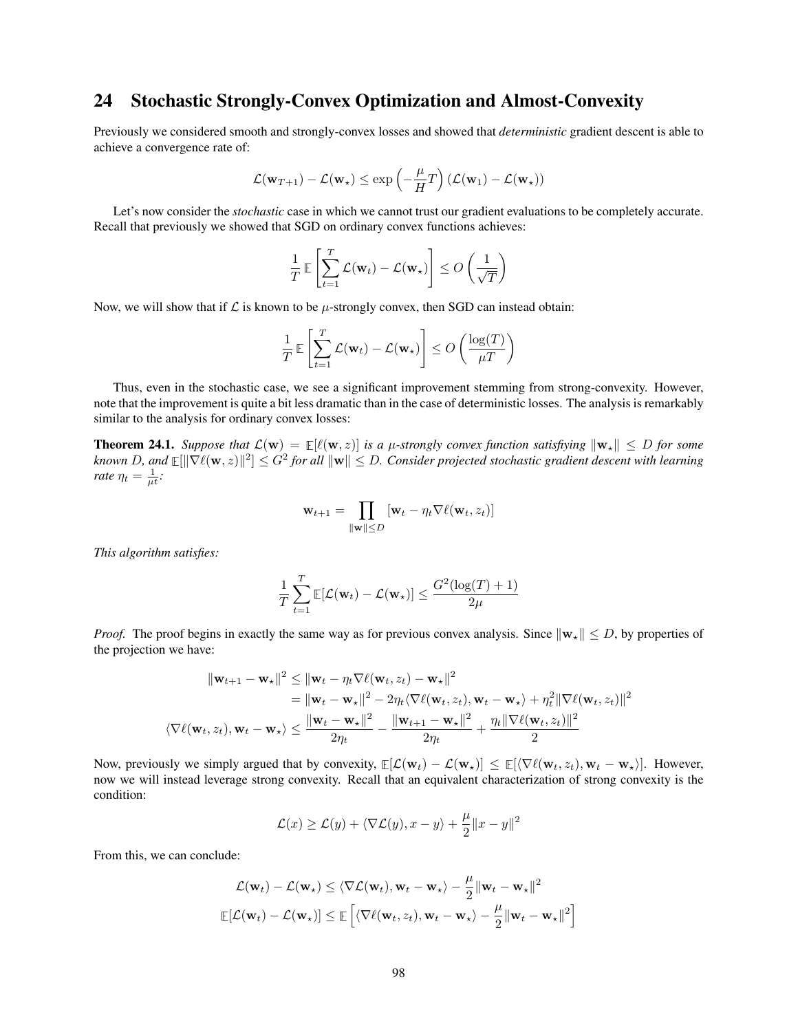## 24 Stochastic Strongly-Convex Optimization and Almost-Convexity

Previously we considered smooth and strongly-convex losses and showed that *deterministic* gradient descent is able to achieve a convergence rate of:

$$\mathcal{L}(\mathbf{w}_{T+1}) - \mathcal{L}(\mathbf{w}_\star) \leq \exp\left(-\frac{\mu}{H}T\right)(\mathcal{L}(\mathbf{w}_1) - \mathcal{L}(\mathbf{w}_\star))$$

Let's now consider the *stochastic* case in which we cannot trust our gradient evaluations to be completely accurate. Recall that previously we showed that SGD on ordinary convex functions achieves:

$$\frac{1}{T}\mathbb{E}\left[\sum_{t=1}^{T} \mathcal{L}(\mathbf{w}_t) - \mathcal{L}(\mathbf{w}_\star)\right] \leq O\left(\frac{1}{\sqrt{T}}\right)$$

Now, we will show that if $\mathcal{L}$ is known to be $\mu$-strongly convex, then SGD can instead obtain:

$$\frac{1}{T}\mathbb{E}\left[\sum_{t=1}^{T} \mathcal{L}(\mathbf{w}_t) - \mathcal{L}(\mathbf{w}_\star)\right] \leq O\left(\frac{\log(T)}{\mu T}\right)$$

Thus, even in the stochastic case, we see a significant improvement stemming from strong-convexity. However, note that the improvement is quite a bit less dramatic than in the case of deterministic losses. The analysis is remarkably similar to the analysis for ordinary convex losses:

**Theorem 24.1.** *Suppose that $\mathcal{L}(\mathbf{w}) = \mathbb{E}[\ell(\mathbf{w}, z)]$ is a $\mu$-strongly convex function satisfiying $\|\mathbf{w}_\star\| \leq D$ for some known $D$, and $\mathbb{E}[\|\nabla\ell(\mathbf{w}, z)\|^2] \leq G^2$ for all $\|\mathbf{w}\| \leq D$. Consider projected stochastic gradient descent with learning rate $\eta_t = \frac{1}{\mu t}$:*

$$\mathbf{w}_{t+1} = \prod_{\|\mathbf{w}\| \leq D} [\mathbf{w}_t - \eta_t \nabla\ell(\mathbf{w}_t, z_t)]$$

*This algorithm satisfies:*

$$\frac{1}{T}\sum_{t=1}^{T} \mathbb{E}[\mathcal{L}(\mathbf{w}_t) - \mathcal{L}(\mathbf{w}_\star)] \leq \frac{G^2(\log(T) + 1)}{2\mu}$$

*Proof.* The proof begins in exactly the same way as for previous convex analysis. Since $\|\mathbf{w}_\star\| \leq D$, by properties of the projection we have:

$$\begin{aligned}
\|\mathbf{w}_{t+1} - \mathbf{w}_\star\|^2 &\leq \|\mathbf{w}_t - \eta_t \nabla\ell(\mathbf{w}_t, z_t) - \mathbf{w}_\star\|^2 \\
&= \|\mathbf{w}_t - \mathbf{w}_\star\|^2 - 2\eta_t\langle\nabla\ell(\mathbf{w}_t, z_t), \mathbf{w}_t - \mathbf{w}_\star\rangle + \eta_t^2\|\nabla\ell(\mathbf{w}_t, z_t)\|^2 \\
\langle\nabla\ell(\mathbf{w}_t, z_t), \mathbf{w}_t - \mathbf{w}_\star\rangle &\leq \frac{\|\mathbf{w}_t - \mathbf{w}_\star\|^2}{2\eta_t} - \frac{\|\mathbf{w}_{t+1} - \mathbf{w}_\star\|^2}{2\eta_t} + \frac{\eta_t\|\nabla\ell(\mathbf{w}_t, z_t)\|^2}{2}
\end{aligned}$$

Now, previously we simply argued that by convexity, $\mathbb{E}[\mathcal{L}(\mathbf{w}_t) - \mathcal{L}(\mathbf{w}_\star)] \leq \mathbb{E}[\langle\nabla\ell(\mathbf{w}_t, z_t), \mathbf{w}_t - \mathbf{w}_\star\rangle]$. However, now we will instead leverage strong convexity. Recall that an equivalent characterization of strong convexity is the condition:

$$\mathcal{L}(x) \geq \mathcal{L}(y) + \langle\nabla\mathcal{L}(y), x - y\rangle + \frac{\mu}{2}\|x - y\|^2$$

From this, we can conclude:

$$\begin{aligned}
\mathcal{L}(\mathbf{w}_t) - \mathcal{L}(\mathbf{w}_\star) &\leq \langle\nabla\mathcal{L}(\mathbf{w}_t), \mathbf{w}_t - \mathbf{w}_\star\rangle - \frac{\mu}{2}\|\mathbf{w}_t - \mathbf{w}_\star\|^2 \\
\mathbb{E}[\mathcal{L}(\mathbf{w}_t) - \mathcal{L}(\mathbf{w}_\star)] &\leq \mathbb{E}\left[\langle\nabla\ell(\mathbf{w}_t, z_t), \mathbf{w}_t - \mathbf{w}_\star\rangle - \frac{\mu}{2}\|\mathbf{w}_t - \mathbf{w}_\star\|^2\right]
\end{aligned}$$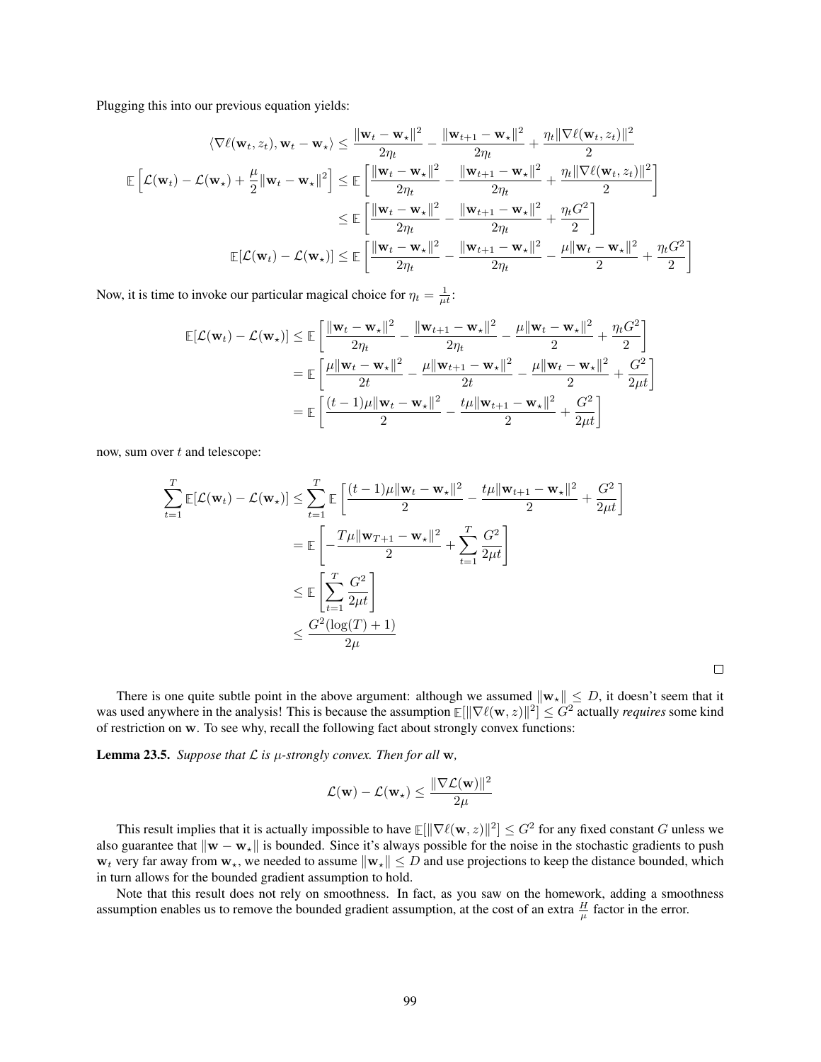Plugging this into our previous equation yields:

$$
\begin{aligned}
\langle \nabla \ell(\mathbf{w}_t, z_t), \mathbf{w}_t - \mathbf{w}_\star \rangle &\leq \frac{\|\mathbf{w}_t - \mathbf{w}_\star\|^2}{2\eta_t} - \frac{\|\mathbf{w}_{t+1} - \mathbf{w}_\star\|^2}{2\eta_t} + \frac{\eta_t \|\nabla \ell(\mathbf{w}_t, z_t)\|^2}{2} \\
\mathbb{E}\left[\mathcal{L}(\mathbf{w}_t) - \mathcal{L}(\mathbf{w}_\star) + \frac{\mu}{2}\|\mathbf{w}_t - \mathbf{w}_\star\|^2\right] &\leq \mathbb{E}\left[\frac{\|\mathbf{w}_t - \mathbf{w}_\star\|^2}{2\eta_t} - \frac{\|\mathbf{w}_{t+1} - \mathbf{w}_\star\|^2}{2\eta_t} + \frac{\eta_t \|\nabla \ell(\mathbf{w}_t, z_t)\|^2}{2}\right] \\
&\leq \mathbb{E}\left[\frac{\|\mathbf{w}_t - \mathbf{w}_\star\|^2}{2\eta_t} - \frac{\|\mathbf{w}_{t+1} - \mathbf{w}_\star\|^2}{2\eta_t} + \frac{\eta_t G^2}{2}\right] \\
\mathbb{E}[\mathcal{L}(\mathbf{w}_t) - \mathcal{L}(\mathbf{w}_\star)] &\leq \mathbb{E}\left[\frac{\|\mathbf{w}_t - \mathbf{w}_\star\|^2}{2\eta_t} - \frac{\|\mathbf{w}_{t+1} - \mathbf{w}_\star\|^2}{2\eta_t} - \frac{\mu\|\mathbf{w}_t - \mathbf{w}_\star\|^2}{2} + \frac{\eta_t G^2}{2}\right]
\end{aligned}
$$

Now, it is time to invoke our particular magical choice for $\eta_t = \frac{1}{\mu t}$:

$$
\begin{aligned}
\mathbb{E}[\mathcal{L}(\mathbf{w}_t) - \mathcal{L}(\mathbf{w}_\star)] &\leq \mathbb{E}\left[\frac{\|\mathbf{w}_t - \mathbf{w}_\star\|^2}{2\eta_t} - \frac{\|\mathbf{w}_{t+1} - \mathbf{w}_\star\|^2}{2\eta_t} - \frac{\mu\|\mathbf{w}_t - \mathbf{w}_\star\|^2}{2} + \frac{\eta_t G^2}{2}\right] \\
&= \mathbb{E}\left[\frac{\mu\|\mathbf{w}_t - \mathbf{w}_\star\|^2}{2t} - \frac{\mu\|\mathbf{w}_{t+1} - \mathbf{w}_\star\|^2}{2t} - \frac{\mu\|\mathbf{w}_t - \mathbf{w}_\star\|^2}{2} + \frac{G^2}{2\mu t}\right] \\
&= \mathbb{E}\left[\frac{(t-1)\mu\|\mathbf{w}_t - \mathbf{w}_\star\|^2}{2} - \frac{t\mu\|\mathbf{w}_{t+1} - \mathbf{w}_\star\|^2}{2} + \frac{G^2}{2\mu t}\right]
\end{aligned}
$$

now, sum over $t$ and telescope:

$$
\begin{aligned}
\sum_{t=1}^{T} \mathbb{E}[\mathcal{L}(\mathbf{w}_t) - \mathcal{L}(\mathbf{w}_\star)] &\leq \sum_{t=1}^{T} \mathbb{E}\left[\frac{(t-1)\mu\|\mathbf{w}_t - \mathbf{w}_\star\|^2}{2} - \frac{t\mu\|\mathbf{w}_{t+1} - \mathbf{w}_\star\|^2}{2} + \frac{G^2}{2\mu t}\right] \\
&= \mathbb{E}\left[-\frac{T\mu\|\mathbf{w}_{T+1} - \mathbf{w}_\star\|^2}{2} + \sum_{t=1}^{T} \frac{G^2}{2\mu t}\right] \\
&\leq \mathbb{E}\left[\sum_{t=1}^{T} \frac{G^2}{2\mu t}\right] \\
&\leq \frac{G^2(\log(T) + 1)}{2\mu}
\end{aligned}
$$

□

There is one quite subtle point in the above argument: although we assumed $\|\mathbf{w}_\star\| \leq D$, it doesn't seem that it was used anywhere in the analysis! This is because the assumption $\mathbb{E}[\|\nabla \ell(\mathbf{w}, z)\|^2] \leq G^2$ actually *requires* some kind of restriction on $\mathbf{w}$. To see why, recall the following fact about strongly convex functions:

**Lemma 23.5.** *Suppose that $\mathcal{L}$ is $\mu$-strongly convex. Then for all $\mathbf{w}$,*

$$
\mathcal{L}(\mathbf{w}) - \mathcal{L}(\mathbf{w}_\star) \leq \frac{\|\nabla \mathcal{L}(\mathbf{w})\|^2}{2\mu}
$$

This result implies that it is actually impossible to have $\mathbb{E}[\|\nabla \ell(\mathbf{w}, z)\|^2] \leq G^2$ for any fixed constant $G$ unless we also guarantee that $\|\mathbf{w} - \mathbf{w}_\star\|$ is bounded. Since it's always possible for the noise in the stochastic gradients to push $\mathbf{w}_t$ very far away from $\mathbf{w}_\star$, we needed to assume $\|\mathbf{w}_\star\| \leq D$ and use projections to keep the distance bounded, which in turn allows for the bounded gradient assumption to hold.

Note that this result does not rely on smoothness. In fact, as you saw on the homework, adding a smoothness assumption enables us to remove the bounded gradient assumption, at the cost of an extra $\frac{H}{\mu}$ factor in the error.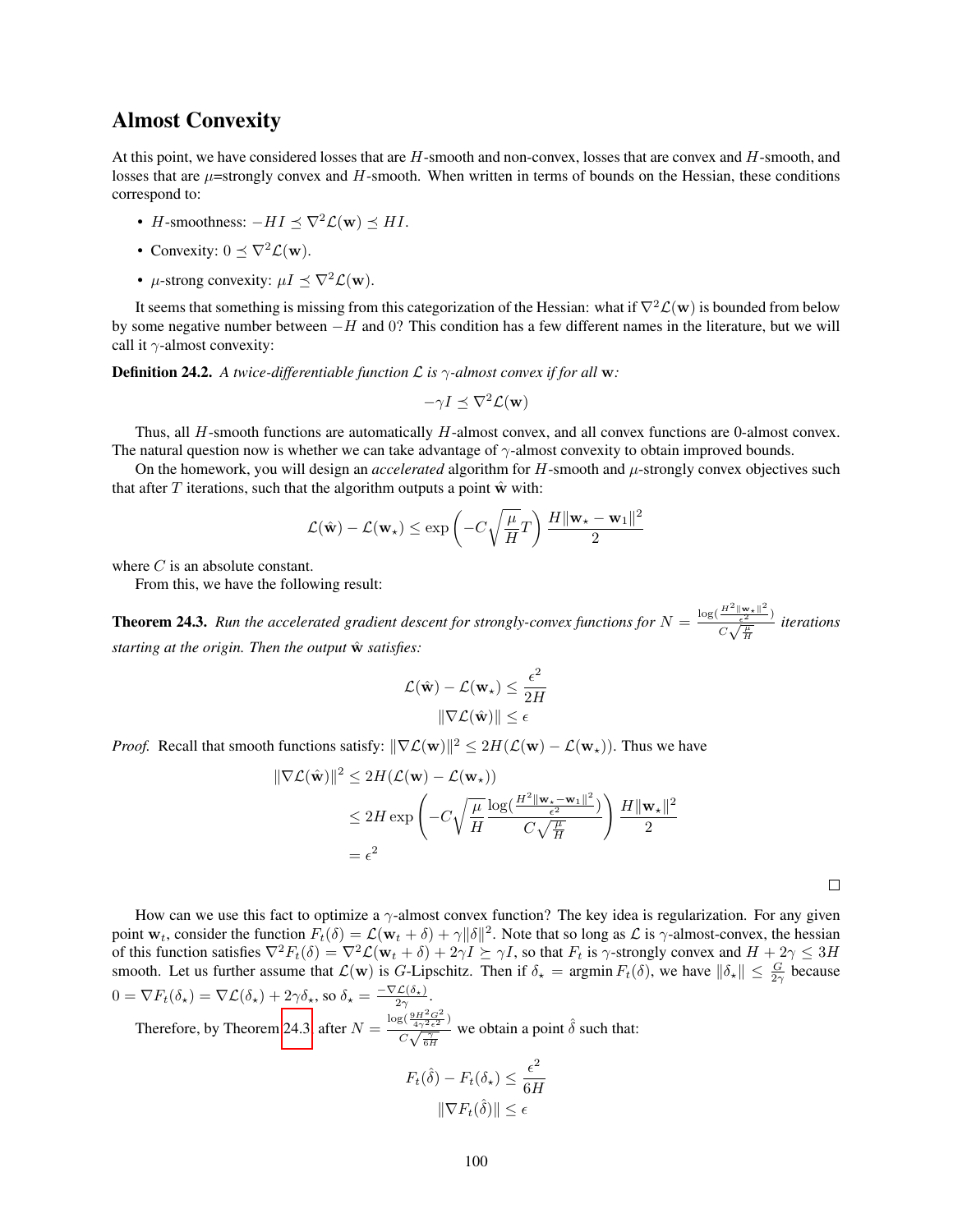## Almost Convexity

At this point, we have considered losses that are $H$-smooth and non-convex, losses that are convex and $H$-smooth, and losses that are $\mu$=strongly convex and $H$-smooth. When written in terms of bounds on the Hessian, these conditions correspond to:

- $H$-smoothness: $-HI \preceq \nabla^2\mathcal{L}(\mathbf{w}) \preceq HI$.
- Convexity: $0 \preceq \nabla^2\mathcal{L}(\mathbf{w})$.
- $\mu$-strong convexity: $\mu I \preceq \nabla^2\mathcal{L}(\mathbf{w})$.

It seems that something is missing from this categorization of the Hessian: what if $\nabla^2\mathcal{L}(\mathbf{w})$ is bounded from below by some negative number between $-H$ and 0? This condition has a few different names in the literature, but we will call it $\gamma$-almost convexity:

**Definition 24.2.** *A twice-differentiable function $\mathcal{L}$ is $\gamma$-almost convex if for all $\mathbf{w}$:*

$$-\gamma I \preceq \nabla^2\mathcal{L}(\mathbf{w})$$

Thus, all $H$-smooth functions are automatically $H$-almost convex, and all convex functions are 0-almost convex. The natural question now is whether we can take advantage of $\gamma$-almost convexity to obtain improved bounds.

On the homework, you will design an *accelerated* algorithm for $H$-smooth and $\mu$-strongly convex objectives such that after $T$ iterations, such that the algorithm outputs a point $\hat{\mathbf{w}}$ with:

$$\mathcal{L}(\hat{\mathbf{w}}) - \mathcal{L}(\mathbf{w}_\star) \le \exp\left(-C\sqrt{\frac{\mu}{H}}T\right)\frac{H\|\mathbf{w}_\star - \mathbf{w}_1\|^2}{2}$$

where $C$ is an absolute constant.

From this, we have the following result:

**Theorem 24.3.** *Run the accelerated gradient descent for strongly-convex functions for $N = \frac{\log(\frac{H^2\|\mathbf{w}_\star\|^2}{\epsilon^2})}{C\sqrt{\frac{\mu}{H}}}$ iterations starting at the origin. Then the output $\hat{\mathbf{w}}$ satisfies:*

$$\mathcal{L}(\hat{\mathbf{w}}) - \mathcal{L}(\mathbf{w}_\star) \le \frac{\epsilon^2}{2H}$$
$$\|\nabla\mathcal{L}(\hat{\mathbf{w}})\| \le \epsilon$$

*Proof.* Recall that smooth functions satisfy: $\|\nabla\mathcal{L}(\mathbf{w})\|^2 \le 2H(\mathcal{L}(\mathbf{w}) - \mathcal{L}(\mathbf{w}_\star))$. Thus we have

$$\begin{aligned}
\|\nabla\mathcal{L}(\hat{\mathbf{w}})\|^2 &\le 2H(\mathcal{L}(\mathbf{w}) - \mathcal{L}(\mathbf{w}_\star)) \\
&\le 2H\exp\left(-C\sqrt{\frac{\mu}{H}}\frac{\log(\frac{H^2\|\mathbf{w}_\star - \mathbf{w}_1\|^2}{\epsilon^2})}{C\sqrt{\frac{\mu}{H}}}\right)\frac{H\|\mathbf{w}_\star\|^2}{2} \\
&= \epsilon^2
\end{aligned}$$

□

How can we use this fact to optimize a $\gamma$-almost convex function? The key idea is regularization. For any given point $\mathbf{w}_t$, consider the function $F_t(\delta) = \mathcal{L}(\mathbf{w}_t + \delta) + \gamma\|\delta\|^2$. Note that so long as $\mathcal{L}$ is $\gamma$-almost-convex, the hessian of this function satisfies $\nabla^2 F_t(\delta) = \nabla^2\mathcal{L}(\mathbf{w}_t + \delta) + 2\gamma I \succeq \gamma I$, so that $F_t$ is $\gamma$-strongly convex and $H + 2\gamma \le 3H$ smooth. Let us further assume that $\mathcal{L}(\mathbf{w})$ is $G$-Lipschitz. Then if $\delta_\star = \operatorname{argmin} F_t(\delta)$, we have $\|\delta_\star\| \le \frac{G}{2\gamma}$ because $0 = \nabla F_t(\delta_\star) = \nabla\mathcal{L}(\delta_\star) + 2\gamma\delta_\star$, so $\delta_\star = \frac{-\nabla\mathcal{L}(\delta_\star)}{2\gamma}$.

Therefore, by Theorem 24.3 after $N = \frac{\log(\frac{9H^2G^2}{4\gamma^2\epsilon^2})}{C\sqrt{\frac{\gamma}{6H}}}$ we obtain a point $\hat{\delta}$ such that:

$$F_t(\hat{\delta}) - F_t(\delta_\star) \le \frac{\epsilon^2}{6H}$$
$$\|\nabla F_t(\hat{\delta})\| \le \epsilon$$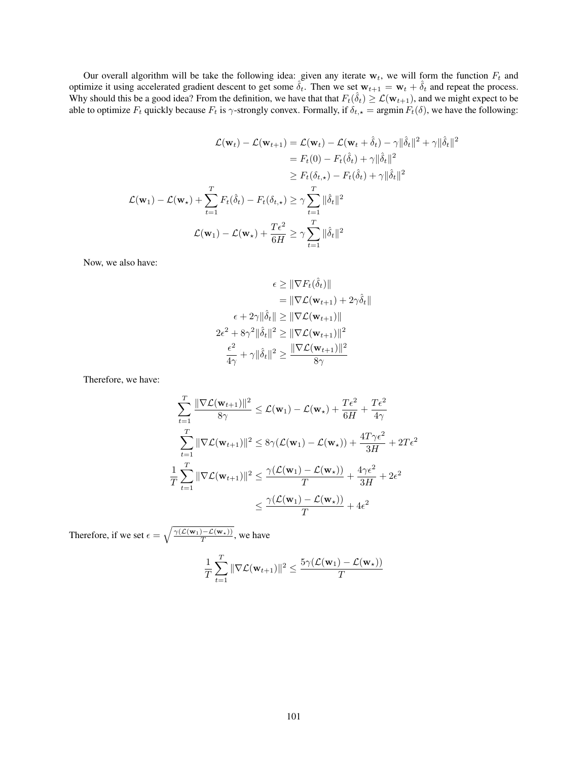Our overall algorithm will be take the following idea: given any iterate $\mathbf{w}_t$, we will form the function $F_t$ and optimize it using accelerated gradient descent to get some $\hat{\delta}_t$. Then we set $\mathbf{w}_{t+1} = \mathbf{w}_t + \hat{\delta}_t$ and repeat the process. Why should this be a good idea? From the definition, we have that that $F_t(\hat{\delta}_t) \geq \mathcal{L}(\mathbf{w}_{t+1})$, and we might expect to be able to optimize $F_t$ quickly because $F_t$ is $\gamma$-strongly convex. Formally, if $\delta_{t,\star} = \operatorname{argmin} F_t(\delta)$, we have the following:

$$
\begin{aligned}
\mathcal{L}(\mathbf{w}_t) - \mathcal{L}(\mathbf{w}_{t+1}) &= \mathcal{L}(\mathbf{w}_t) - \mathcal{L}(\mathbf{w}_t + \hat{\delta}_t) - \gamma\|\hat{\delta}_t\|^2 + \gamma\|\hat{\delta}_t\|^2 \\
&= F_t(0) - F_t(\hat{\delta}_t) + \gamma\|\hat{\delta}_t\|^2 \\
&\geq F_t(\delta_{t,\star}) - F_t(\hat{\delta}_t) + \gamma\|\hat{\delta}_t\|^2 \\
\mathcal{L}(\mathbf{w}_1) - \mathcal{L}(\mathbf{w}_\star) + \sum_{t=1}^T F_t(\hat{\delta}_t) - F_t(\delta_{t,\star}) &\geq \gamma \sum_{t=1}^T \|\hat{\delta}_t\|^2 \\
\mathcal{L}(\mathbf{w}_1) - \mathcal{L}(\mathbf{w}_\star) + \frac{T\epsilon^2}{6H} &\geq \gamma \sum_{t=1}^T \|\hat{\delta}_t\|^2
\end{aligned}
$$

Now, we also have:

$$
\begin{aligned}
\epsilon &\geq \|\nabla F_t(\hat{\delta}_t)\| \\
&= \|\nabla \mathcal{L}(\mathbf{w}_{t+1}) + 2\gamma\hat{\delta}_t\| \\
\epsilon + 2\gamma\|\hat{\delta}_t\| &\geq \|\nabla \mathcal{L}(\mathbf{w}_{t+1})\| \\
2\epsilon^2 + 8\gamma^2\|\hat{\delta}_t\|^2 &\geq \|\nabla \mathcal{L}(\mathbf{w}_{t+1})\|^2 \\
\frac{\epsilon^2}{4\gamma} + \gamma\|\hat{\delta}_t\|^2 &\geq \frac{\|\nabla \mathcal{L}(\mathbf{w}_{t+1})\|^2}{8\gamma}
\end{aligned}
$$

Therefore, we have:

$$
\begin{aligned}
\sum_{t=1}^T \frac{\|\nabla \mathcal{L}(\mathbf{w}_{t+1})\|^2}{8\gamma} &\leq \mathcal{L}(\mathbf{w}_1) - \mathcal{L}(\mathbf{w}_\star) + \frac{T\epsilon^2}{6H} + \frac{T\epsilon^2}{4\gamma} \\
\sum_{t=1}^T \|\nabla \mathcal{L}(\mathbf{w}_{t+1})\|^2 &\leq 8\gamma(\mathcal{L}(\mathbf{w}_1) - \mathcal{L}(\mathbf{w}_\star)) + \frac{4T\gamma\epsilon^2}{3H} + 2T\epsilon^2 \\
\frac{1}{T}\sum_{t=1}^T \|\nabla \mathcal{L}(\mathbf{w}_{t+1})\|^2 &\leq \frac{\gamma(\mathcal{L}(\mathbf{w}_1) - \mathcal{L}(\mathbf{w}_\star))}{T} + \frac{4\gamma\epsilon^2}{3H} + 2\epsilon^2 \\
&\leq \frac{\gamma(\mathcal{L}(\mathbf{w}_1) - \mathcal{L}(\mathbf{w}_\star))}{T} + 4\epsilon^2
\end{aligned}
$$

Therefore, if we set $\epsilon = \sqrt{\frac{\gamma(\mathcal{L}(\mathbf{w}_1) - \mathcal{L}(\mathbf{w}_\star))}{T}}$, we have

$$
\frac{1}{T}\sum_{t=1}^T \|\nabla \mathcal{L}(\mathbf{w}_{t+1})\|^2 \leq \frac{5\gamma(\mathcal{L}(\mathbf{w}_1) - \mathcal{L}(\mathbf{w}_\star))}{T}
$$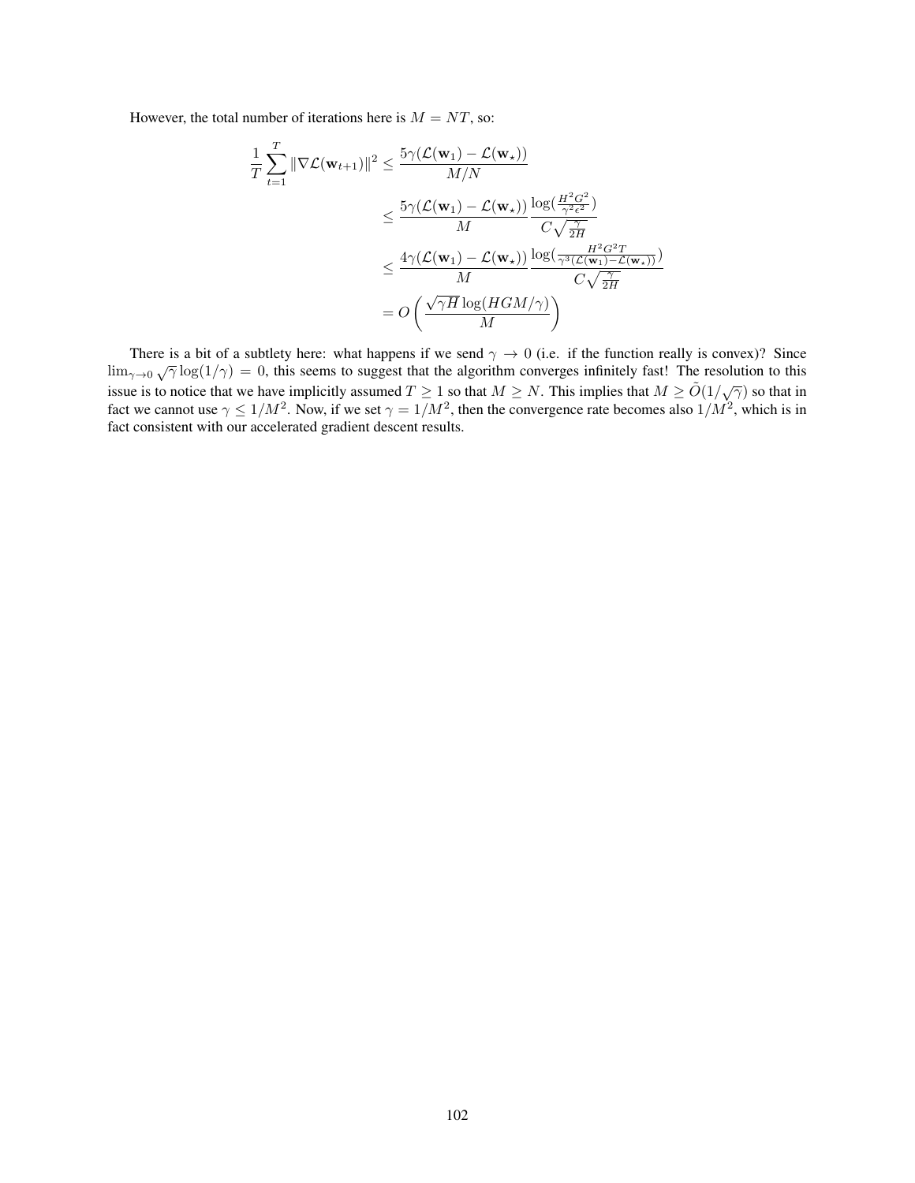However, the total number of iterations here is $M = NT$, so:

$$
\begin{aligned}
\frac{1}{T}\sum_{t=1}^{T}\|\nabla\mathcal{L}(\mathbf{w}_{t+1})\|^2 &\le \frac{5\gamma(\mathcal{L}(\mathbf{w}_1)-\mathcal{L}(\mathbf{w}_\star))}{M/N}\\
&\le \frac{5\gamma(\mathcal{L}(\mathbf{w}_1)-\mathcal{L}(\mathbf{w}_\star))}{M}\frac{\log(\frac{H^2G^2}{\gamma^2\epsilon^2})}{C\sqrt{\frac{\gamma}{2H}}}\\
&\le \frac{4\gamma(\mathcal{L}(\mathbf{w}_1)-\mathcal{L}(\mathbf{w}_\star))}{M}\frac{\log(\frac{H^2G^2T}{\gamma^3(\mathcal{L}(\mathbf{w}_1)-\mathcal{L}(\mathbf{w}_\star))})}{C\sqrt{\frac{\gamma}{2H}}}\\
&= O\left(\frac{\sqrt{\gamma H}\log(HGM/\gamma)}{M}\right)
\end{aligned}
$$

There is a bit of a subtlety here: what happens if we send $\gamma \to 0$ (i.e. if the function really is convex)? Since $\lim_{\gamma\to 0}\sqrt{\gamma}\log(1/\gamma) = 0$, this seems to suggest that the algorithm converges infinitely fast! The resolution to this issue is to notice that we have implicitly assumed $T \ge 1$ so that $M \ge N$. This implies that $M \ge \tilde{O}(1/\sqrt{\gamma})$ so that in fact we cannot use $\gamma \le 1/M^2$. Now, if we set $\gamma = 1/M^2$, then the convergence rate becomes also $1/M^2$, which is in fact consistent with our accelerated gradient descent results.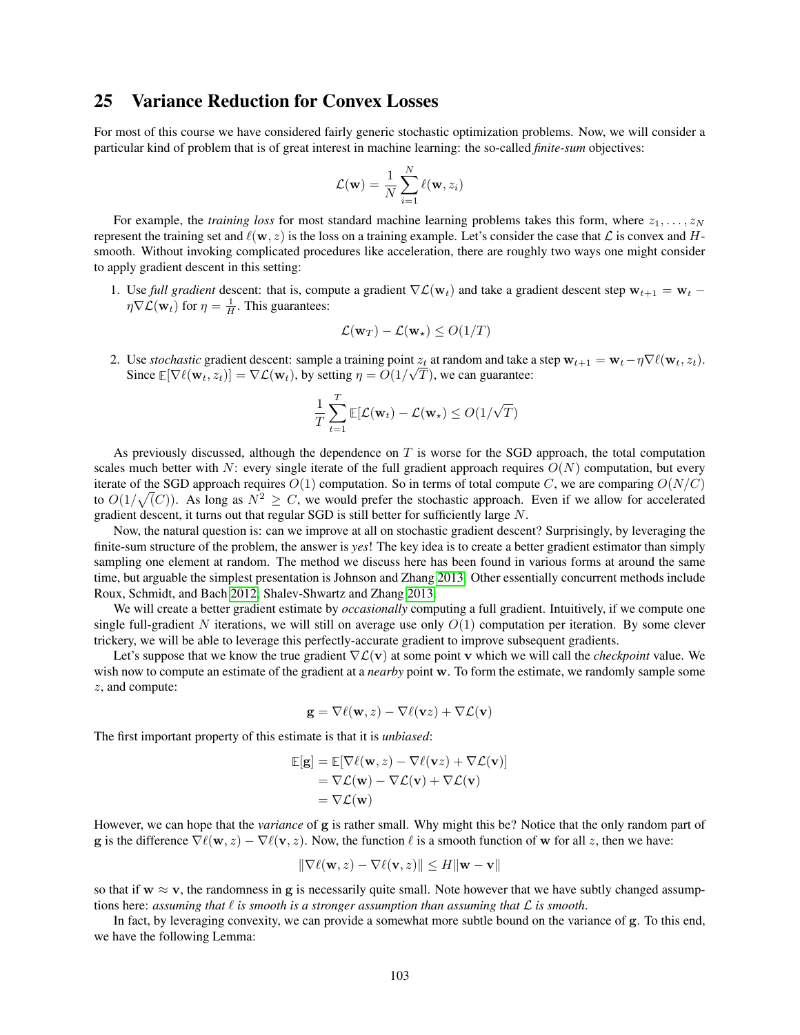## 25 Variance Reduction for Convex Losses

For most of this course we have considered fairly generic stochastic optimization problems. Now, we will consider a particular kind of problem that is of great interest in machine learning: the so-called *finite-sum* objectives:

$$\mathcal{L}(\mathbf{w}) = \frac{1}{N}\sum_{i=1}^{N} \ell(\mathbf{w}, z_i)$$

For example, the *training loss* for most standard machine learning problems takes this form, where $z_1, \dots, z_N$ represent the training set and $\ell(\mathbf{w}, z)$ is the loss on a training example. Let's consider the case that $\mathcal{L}$ is convex and $H$-smooth. Without invoking complicated procedures like acceleration, there are roughly two ways one might consider to apply gradient descent in this setting:

1. Use *full gradient* descent: that is, compute a gradient $\nabla\mathcal{L}(\mathbf{w}_t)$ and take a gradient descent step $\mathbf{w}_{t+1} = \mathbf{w}_t - \eta\nabla\mathcal{L}(\mathbf{w}_t)$ for $\eta = \frac{1}{H}$. This guarantees:

$$\mathcal{L}(\mathbf{w}_T) - \mathcal{L}(\mathbf{w}_\star) \le O(1/T)$$

2. Use *stochastic* gradient descent: sample a training point $z_t$ at random and take a step $\mathbf{w}_{t+1} = \mathbf{w}_t - \eta\nabla\ell(\mathbf{w}_t, z_t)$. Since $\mathbb{E}[\nabla\ell(\mathbf{w}_t, z_t)] = \nabla\mathcal{L}(\mathbf{w}_t)$, by setting $\eta = O(1/\sqrt{T})$, we can guarantee:

$$\frac{1}{T}\sum_{t=1}^{T} \mathbb{E}[\mathcal{L}(\mathbf{w}_t) - \mathcal{L}(\mathbf{w}_\star)] \le O(1/\sqrt{T})$$

As previously discussed, although the dependence on $T$ is worse for the SGD approach, the total computation scales much better with $N$: every single iterate of the full gradient approach requires $O(N)$ computation, but every iterate of the SGD approach requires $O(1)$ computation. So in terms of total compute $C$, we are comparing $O(N/C)$ to $O(1/\sqrt{(C)})$. As long as $N^2 \ge C$, we would prefer the stochastic approach. Even if we allow for accelerated gradient descent, it turns out that regular SGD is still better for sufficiently large $N$.

Now, the natural question is: can we improve at all on stochastic gradient descent? Surprisingly, by leveraging the finite-sum structure of the problem, the answer is *yes*! The key idea is to create a better gradient estimator than simply sampling one element at random. The method we discuss here has been found in various forms at around the same time, but arguable the simplest presentation is Johnson and Zhang 2013. Other essentially concurrent methods include Roux, Schmidt, and Bach 2012; Shalev-Shwartz and Zhang 2013.

We will create a better gradient estimate by *occasionally* computing a full gradient. Intuitively, if we compute one single full-gradient $N$ iterations, we will still on average use only $O(1)$ computation per iteration. By some clever trickery, we will be able to leverage this perfectly-accurate gradient to improve subsequent gradients.

Let's suppose that we know the true gradient $\nabla\mathcal{L}(\mathbf{v})$ at some point $\mathbf{v}$ which we will call the *checkpoint* value. We wish now to compute an estimate of the gradient at a *nearby* point $\mathbf{w}$. To form the estimate, we randomly sample some $z$, and compute:

$$\mathbf{g} = \nabla\ell(\mathbf{w}, z) - \nabla\ell(\mathbf{v}z) + \nabla\mathcal{L}(\mathbf{v})$$

The first important property of this estimate is that it is *unbiased*:

$$\begin{aligned}
\mathbb{E}[\mathbf{g}] &= \mathbb{E}[\nabla\ell(\mathbf{w}, z) - \nabla\ell(\mathbf{v}z) + \nabla\mathcal{L}(\mathbf{v})] \\
&= \nabla\mathcal{L}(\mathbf{w}) - \nabla\mathcal{L}(\mathbf{v}) + \nabla\mathcal{L}(\mathbf{v}) \\
&= \nabla\mathcal{L}(\mathbf{w})
\end{aligned}$$

However, we can hope that the *variance* of $\mathbf{g}$ is rather small. Why might this be? Notice that the only random part of $\mathbf{g}$ is the difference $\nabla\ell(\mathbf{w}, z) - \nabla\ell(\mathbf{v}, z)$. Now, the function $\ell$ is a smooth function of $\mathbf{w}$ for all $z$, then we have:

$$\|\nabla\ell(\mathbf{w}, z) - \nabla\ell(\mathbf{v}, z)\| \le H\|\mathbf{w} - \mathbf{v}\|$$

so that if $\mathbf{w} \approx \mathbf{v}$, the randomness in $\mathbf{g}$ is necessarily quite small. Note however that we have subtly changed assumptions here: *assuming that $\ell$ is smooth is a stronger assumption than assuming that $\mathcal{L}$ is smooth*.

In fact, by leveraging convexity, we can provide a somewhat more subtle bound on the variance of $\mathbf{g}$. To this end, we have the following Lemma: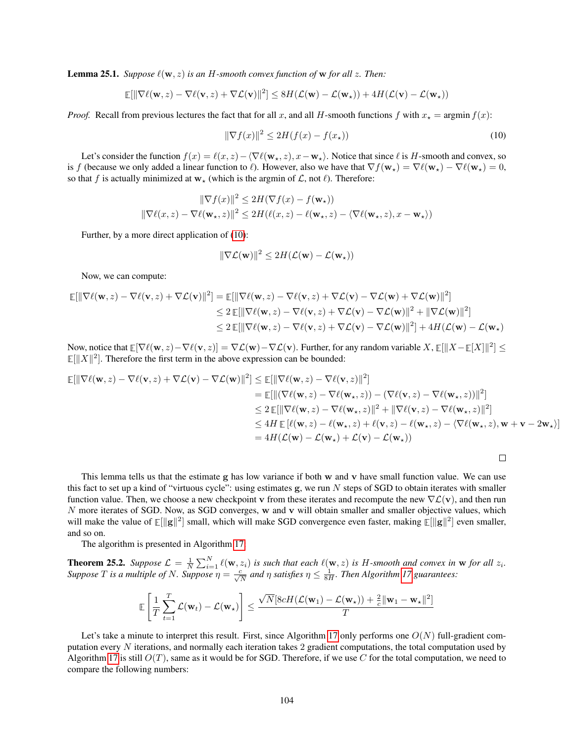**Lemma 25.1.** *Suppose $\ell(\mathbf{w}, z)$ is an $H$-smooth convex function of $\mathbf{w}$ for all $z$. Then:*

$$\mathbb{E}[\|\nabla \ell(\mathbf{w}, z) - \nabla \ell(\mathbf{v}, z) + \nabla \mathcal{L}(\mathbf{v})\|^2] \le 8H(\mathcal{L}(\mathbf{w}) - \mathcal{L}(\mathbf{w}_\star)) + 4H(\mathcal{L}(\mathbf{v}) - \mathcal{L}(\mathbf{w}_\star))$$

*Proof.* Recall from previous lectures the fact that for all $x$, and all $H$-smooth functions $f$ with $x_\star = \operatorname{argmin} f(x)$:

$$\|\nabla f(x)\|^2 \le 2H(f(x) - f(x_\star)) \tag{10}$$

Let's consider the function $f(x) = \ell(x, z) - \langle \nabla \ell(\mathbf{w}_\star, z), x - \mathbf{w}_\star \rangle$. Notice that since $\ell$ is $H$-smooth and convex, so is $f$ (because we only added a linear function to $\ell$). However, also we have that $\nabla f(\mathbf{w}_\star) = \nabla \ell(\mathbf{w}_\star) - \nabla \ell(\mathbf{w}_\star) = 0$, so that $f$ is actually minimized at $\mathbf{w}_\star$ (which is the argmin of $\mathcal{L}$, not $\ell$). Therefore:

$$\|\nabla f(x)\|^2 \le 2H(\nabla f(x) - f(\mathbf{w}_\star))$$
$$\|\nabla \ell(x, z) - \nabla \ell(\mathbf{w}_\star, z)\|^2 \le 2H(\ell(x, z) - \ell(\mathbf{w}_\star, z) - \langle \nabla \ell(\mathbf{w}_\star, z), x - \mathbf{w}_\star \rangle)$$

Further, by a more direct application of (10):

$$\|\nabla \mathcal{L}(\mathbf{w})\|^2 \le 2H(\mathcal{L}(\mathbf{w}) - \mathcal{L}(\mathbf{w}_\star))$$

Now, we can compute:

$$\begin{aligned}
\mathbb{E}[\|\nabla \ell(\mathbf{w}, z) - \nabla \ell(\mathbf{v}, z) + \nabla \mathcal{L}(\mathbf{v})\|^2] &= \mathbb{E}[\|\nabla \ell(\mathbf{w}, z) - \nabla \ell(\mathbf{v}, z) + \nabla \mathcal{L}(\mathbf{v}) - \nabla \mathcal{L}(\mathbf{w}) + \nabla \mathcal{L}(\mathbf{w})\|^2] \\
&\le 2\,\mathbb{E}[\|\nabla \ell(\mathbf{w}, z) - \nabla \ell(\mathbf{v}, z) + \nabla \mathcal{L}(\mathbf{v}) - \nabla \mathcal{L}(\mathbf{w})\|^2 + \|\nabla \mathcal{L}(\mathbf{w})\|^2] \\
&\le 2\,\mathbb{E}[\|\nabla \ell(\mathbf{w}, z) - \nabla \ell(\mathbf{v}, z) + \nabla \mathcal{L}(\mathbf{v}) - \nabla \mathcal{L}(\mathbf{w})\|^2] + 4H(\mathcal{L}(\mathbf{w}) - \mathcal{L}(\mathbf{w}_\star))
\end{aligned}$$

Now, notice that $\mathbb{E}[\nabla \ell(\mathbf{w}, z) - \nabla \ell(\mathbf{v}, z)] = \nabla \mathcal{L}(\mathbf{w}) - \nabla \mathcal{L}(\mathbf{v})$. Further, for any random variable $X$, $\mathbb{E}[\|X - \mathbb{E}[X]\|^2] \le \mathbb{E}[\|X\|^2]$. Therefore the first term in the above expression can be bounded:

$$\begin{aligned}
\mathbb{E}[\|\nabla \ell(\mathbf{w}, z) - \nabla \ell(\mathbf{v}, z) + \nabla \mathcal{L}(\mathbf{v}) - \nabla \mathcal{L}(\mathbf{w})\|^2] &\le \mathbb{E}[\|\nabla \ell(\mathbf{w}, z) - \nabla \ell(\mathbf{v}, z)\|^2] \\
&= \mathbb{E}[\|(\nabla \ell(\mathbf{w}, z) - \nabla \ell(\mathbf{w}_\star, z)) - (\nabla \ell(\mathbf{v}, z) - \nabla \ell(\mathbf{w}_\star, z))\|^2] \\
&\le 2\,\mathbb{E}[\|\nabla \ell(\mathbf{w}, z) - \nabla \ell(\mathbf{w}_\star, z)\|^2 + \|\nabla \ell(\mathbf{v}, z) - \nabla \ell(\mathbf{w}_\star, z)\|^2] \\
&\le 4H\,\mathbb{E}\left[\ell(\mathbf{w}, z) - \ell(\mathbf{w}_\star, z) + \ell(\mathbf{v}, z) - \ell(\mathbf{w}_\star, z) - \langle \nabla \ell(\mathbf{w}_\star, z), \mathbf{w} + \mathbf{v} - 2\mathbf{w}_\star \rangle\right] \\
&= 4H(\mathcal{L}(\mathbf{w}) - \mathcal{L}(\mathbf{w}_\star) + \mathcal{L}(\mathbf{v}) - \mathcal{L}(\mathbf{w}_\star))
\end{aligned}$$

□

This lemma tells us that the estimate $\mathbf{g}$ has low variance if both $\mathbf{w}$ and $\mathbf{v}$ have small function value. We can use this fact to set up a kind of "virtuous cycle": using estimates $\mathbf{g}$, we run $N$ steps of SGD to obtain iterates with smaller function value. Then, we choose a new checkpoint $\mathbf{v}$ from these iterates and recompute the new $\nabla \mathcal{L}(\mathbf{v})$, and then run $N$ more iterates of SGD. Now, as SGD converges, $\mathbf{w}$ and $\mathbf{v}$ will obtain smaller and smaller objective values, which will make the value of $\mathbb{E}[\|\mathbf{g}\|^2]$ small, which will make SGD convergence even faster, making $\mathbb{E}[\|\mathbf{g}\|^2]$ even smaller, and so on.

The algorithm is presented in Algorithm 17.

**Theorem 25.2.** *Suppose $\mathcal{L} = \frac{1}{N}\sum_{i=1}^N \ell(\mathbf{w}, z_i)$ is such that each $\ell(\mathbf{w}, z)$ is $H$-smooth and convex in $\mathbf{w}$ for all $z_i$. Suppose $T$ is a multiple of $N$. Suppose $\eta = \frac{c}{\sqrt{N}}$ and $\eta$ satisfies $\eta \le \frac{1}{8H}$. Then Algorithm 17 guarantees:*

$$\mathbb{E}\left[\frac{1}{T}\sum_{t=1}^T \mathcal{L}(\mathbf{w}_t) - \mathcal{L}(\mathbf{w}_\star)\right] \le \frac{\sqrt{N}[8cH(\mathcal{L}(\mathbf{w}_1) - \mathcal{L}(\mathbf{w}_\star)) + \frac{2}{c}\|\mathbf{w}_1 - \mathbf{w}_\star\|^2]}{T}$$

Let's take a minute to interpret this result. First, since Algorithm 17 only performs one $O(N)$ full-gradient computation every $N$ iterations, and normally each iteration takes 2 gradient computations, the total computation used by Algorithm 17 is still $O(T)$, same as it would be for SGD. Therefore, if we use $C$ for the total computation, we need to compare the following numbers: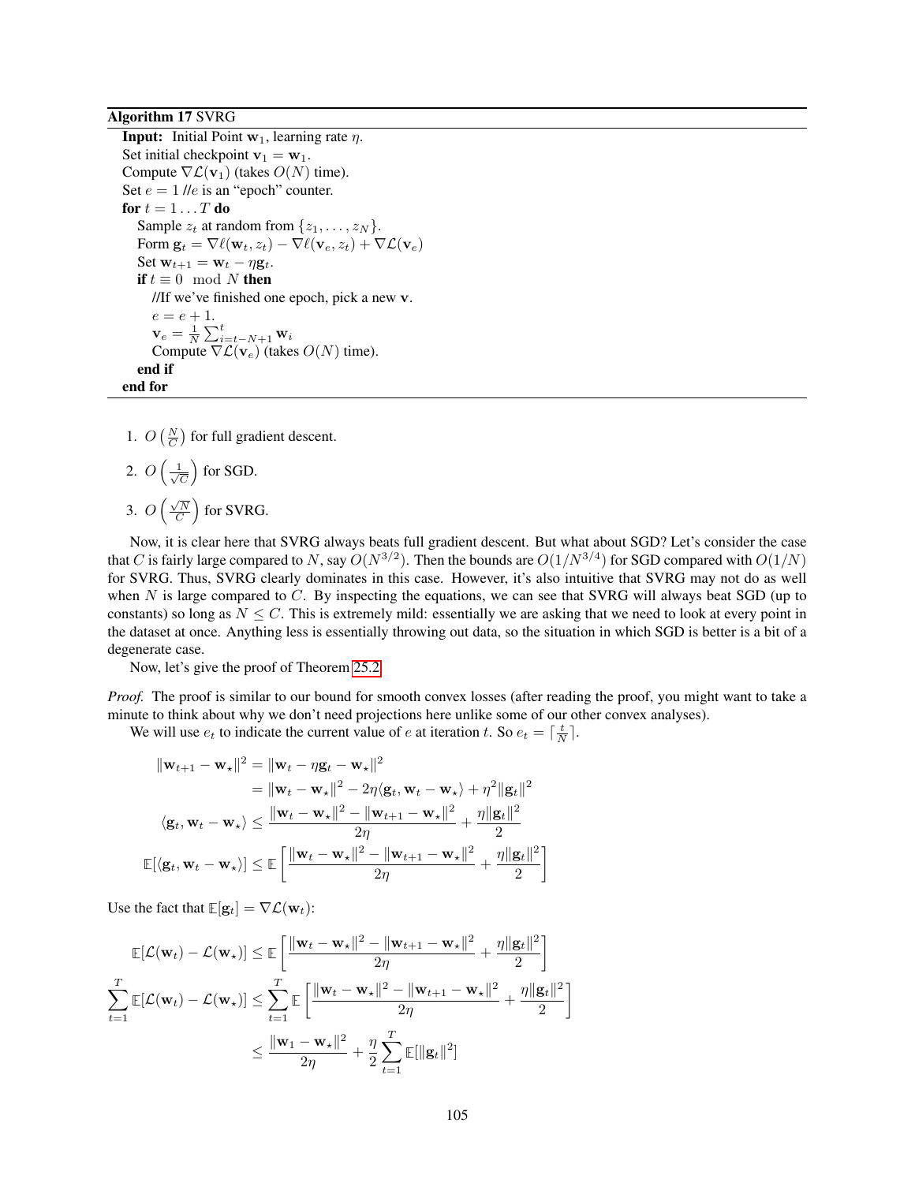**Algorithm 17** SVRG

```
Input: Initial Point w_1, learning rate η.
Set initial checkpoint v_1 = w_1.
Compute ∇L(v_1) (takes O(N) time).
Set e = 1 //e is an "epoch" counter.
for t = 1 ... T do
    Sample z_t at random from {z_1, ..., z_N}.
    Form g_t = ∇ℓ(w_t, z_t) − ∇ℓ(v_e, z_t) + ∇L(v_e)
    Set w_{t+1} = w_t − η g_t.
    if t ≡ 0 mod N then
        //If we've finished one epoch, pick a new v.
        e = e + 1.
        v_e = (1/N) Σ_{i=t−N+1}^{t} w_i
        Compute ∇L(v_e) (takes O(N) time).
    end if
end for
```

1. $O\left(\frac{N}{C}\right)$ for full gradient descent.
2. $O\left(\frac{1}{\sqrt{C}}\right)$ for SGD.
3. $O\left(\frac{\sqrt{N}}{C}\right)$ for SVRG.

Now, it is clear here that SVRG always beats full gradient descent. But what about SGD? Let's consider the case that $C$ is fairly large compared to $N$, say $O(N^{3/2})$. Then the bounds are $O(1/N^{3/4})$ for SGD compared with $O(1/N)$ for SVRG. Thus, SVRG clearly dominates in this case. However, it's also intuitive that SVRG may not do as well when $N$ is large compared to $C$. By inspecting the equations, we can see that SVRG will always beat SGD (up to constants) so long as $N \le C$. This is extremely mild: essentially we are asking that we need to look at every point in the dataset at once. Anything less is essentially throwing out data, so the situation in which SGD is better is a bit of a degenerate case.

Now, let's give the proof of Theorem 25.2.

*Proof.* The proof is similar to our bound for smooth convex losses (after reading the proof, you might want to take a minute to think about why we don't need projections here unlike some of our other convex analyses).

We will use $e_t$ to indicate the current value of $e$ at iteration $t$. So $e_t = \lceil \frac{t}{N} \rceil$.

$$
\begin{aligned}
\|\mathbf{w}_{t+1} - \mathbf{w}_\star\|^2 &= \|\mathbf{w}_t - \eta \mathbf{g}_t - \mathbf{w}_\star\|^2 \\
&= \|\mathbf{w}_t - \mathbf{w}_\star\|^2 - 2\eta\langle \mathbf{g}_t, \mathbf{w}_t - \mathbf{w}_\star\rangle + \eta^2\|\mathbf{g}_t\|^2 \\
\langle \mathbf{g}_t, \mathbf{w}_t - \mathbf{w}_\star\rangle &\le \frac{\|\mathbf{w}_t - \mathbf{w}_\star\|^2 - \|\mathbf{w}_{t+1} - \mathbf{w}_\star\|^2}{2\eta} + \frac{\eta\|\mathbf{g}_t\|^2}{2} \\
\mathbb{E}[\langle \mathbf{g}_t, \mathbf{w}_t - \mathbf{w}_\star\rangle] &\le \mathbb{E}\left[\frac{\|\mathbf{w}_t - \mathbf{w}_\star\|^2 - \|\mathbf{w}_{t+1} - \mathbf{w}_\star\|^2}{2\eta} + \frac{\eta\|\mathbf{g}_t\|^2}{2}\right]
\end{aligned}
$$

Use the fact that $\mathbb{E}[\mathbf{g}_t] = \nabla\mathcal{L}(\mathbf{w}_t)$:

$$
\begin{aligned}
\mathbb{E}[\mathcal{L}(\mathbf{w}_t) - \mathcal{L}(\mathbf{w}_\star)] &\le \mathbb{E}\left[\frac{\|\mathbf{w}_t - \mathbf{w}_\star\|^2 - \|\mathbf{w}_{t+1} - \mathbf{w}_\star\|^2}{2\eta} + \frac{\eta\|\mathbf{g}_t\|^2}{2}\right] \\
\sum_{t=1}^T \mathbb{E}[\mathcal{L}(\mathbf{w}_t) - \mathcal{L}(\mathbf{w}_\star)] &\le \sum_{t=1}^T \mathbb{E}\left[\frac{\|\mathbf{w}_t - \mathbf{w}_\star\|^2 - \|\mathbf{w}_{t+1} - \mathbf{w}_\star\|^2}{2\eta} + \frac{\eta\|\mathbf{g}_t\|^2}{2}\right] \\
&\le \frac{\|\mathbf{w}_1 - \mathbf{w}_\star\|^2}{2\eta} + \frac{\eta}{2}\sum_{t=1}^T \mathbb{E}[\|\mathbf{g}_t\|^2]
\end{aligned}
$$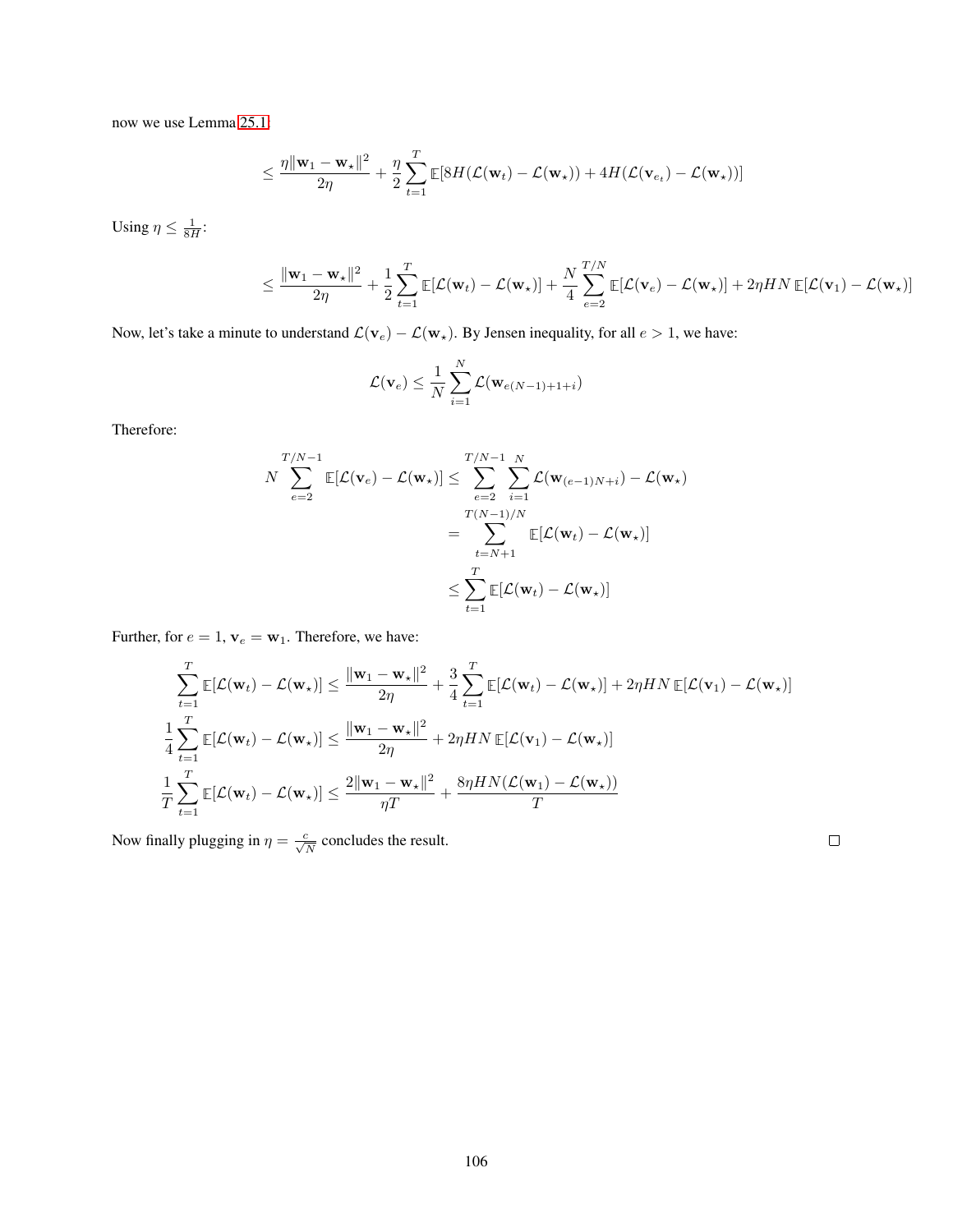now we use Lemma 25.1:

$$\leq \frac{\eta \|\mathbf{w}_1 - \mathbf{w}_\star\|^2}{2\eta} + \frac{\eta}{2}\sum_{t=1}^{T} \mathbb{E}[8H(\mathcal{L}(\mathbf{w}_t) - \mathcal{L}(\mathbf{w}_\star)) + 4H(\mathcal{L}(\mathbf{v}_{e_t}) - \mathcal{L}(\mathbf{w}_\star))]$$

Using $\eta \leq \frac{1}{8H}$:

$$\leq \frac{\|\mathbf{w}_1 - \mathbf{w}_\star\|^2}{2\eta} + \frac{1}{2}\sum_{t=1}^{T} \mathbb{E}[\mathcal{L}(\mathbf{w}_t) - \mathcal{L}(\mathbf{w}_\star)] + \frac{N}{4}\sum_{e=2}^{T/N} \mathbb{E}[\mathcal{L}(\mathbf{v}_e) - \mathcal{L}(\mathbf{w}_\star)] + 2\eta HN\,\mathbb{E}[\mathcal{L}(\mathbf{v}_1) - \mathcal{L}(\mathbf{w}_\star)]$$

Now, let's take a minute to understand $\mathcal{L}(\mathbf{v}_e) - \mathcal{L}(\mathbf{w}_\star)$. By Jensen inequality, for all $e > 1$, we have:

$$\mathcal{L}(\mathbf{v}_e) \leq \frac{1}{N}\sum_{i=1}^{N} \mathcal{L}(\mathbf{w}_{e(N-1)+1+i})$$

Therefore:

$$\begin{aligned}
N\sum_{e=2}^{T/N-1} \mathbb{E}[\mathcal{L}(\mathbf{v}_e) - \mathcal{L}(\mathbf{w}_\star)] &\leq \sum_{e=2}^{T/N-1}\sum_{i=1}^{N} \mathcal{L}(\mathbf{w}_{(e-1)N+i}) - \mathcal{L}(\mathbf{w}_\star) \\
&= \sum_{t=N+1}^{T(N-1)/N} \mathbb{E}[\mathcal{L}(\mathbf{w}_t) - \mathcal{L}(\mathbf{w}_\star)] \\
&\leq \sum_{t=1}^{T} \mathbb{E}[\mathcal{L}(\mathbf{w}_t) - \mathcal{L}(\mathbf{w}_\star)]
\end{aligned}$$

Further, for $e = 1$, $\mathbf{v}_e = \mathbf{w}_1$. Therefore, we have:

$$\begin{aligned}
\sum_{t=1}^{T} \mathbb{E}[\mathcal{L}(\mathbf{w}_t) - \mathcal{L}(\mathbf{w}_\star)] &\leq \frac{\|\mathbf{w}_1 - \mathbf{w}_\star\|^2}{2\eta} + \frac{3}{4}\sum_{t=1}^{T} \mathbb{E}[\mathcal{L}(\mathbf{w}_t) - \mathcal{L}(\mathbf{w}_\star)] + 2\eta HN\,\mathbb{E}[\mathcal{L}(\mathbf{v}_1) - \mathcal{L}(\mathbf{w}_\star)] \\
\frac{1}{4}\sum_{t=1}^{T} \mathbb{E}[\mathcal{L}(\mathbf{w}_t) - \mathcal{L}(\mathbf{w}_\star)] &\leq \frac{\|\mathbf{w}_1 - \mathbf{w}_\star\|^2}{2\eta} + 2\eta HN\,\mathbb{E}[\mathcal{L}(\mathbf{v}_1) - \mathcal{L}(\mathbf{w}_\star)] \\
\frac{1}{T}\sum_{t=1}^{T} \mathbb{E}[\mathcal{L}(\mathbf{w}_t) - \mathcal{L}(\mathbf{w}_\star)] &\leq \frac{2\|\mathbf{w}_1 - \mathbf{w}_\star\|^2}{\eta T} + \frac{8\eta HN(\mathcal{L}(\mathbf{w}_1) - \mathcal{L}(\mathbf{w}_\star))}{T}
\end{aligned}$$

Now finally plugging in $\eta = \frac{c}{\sqrt{N}}$ concludes the result. ◻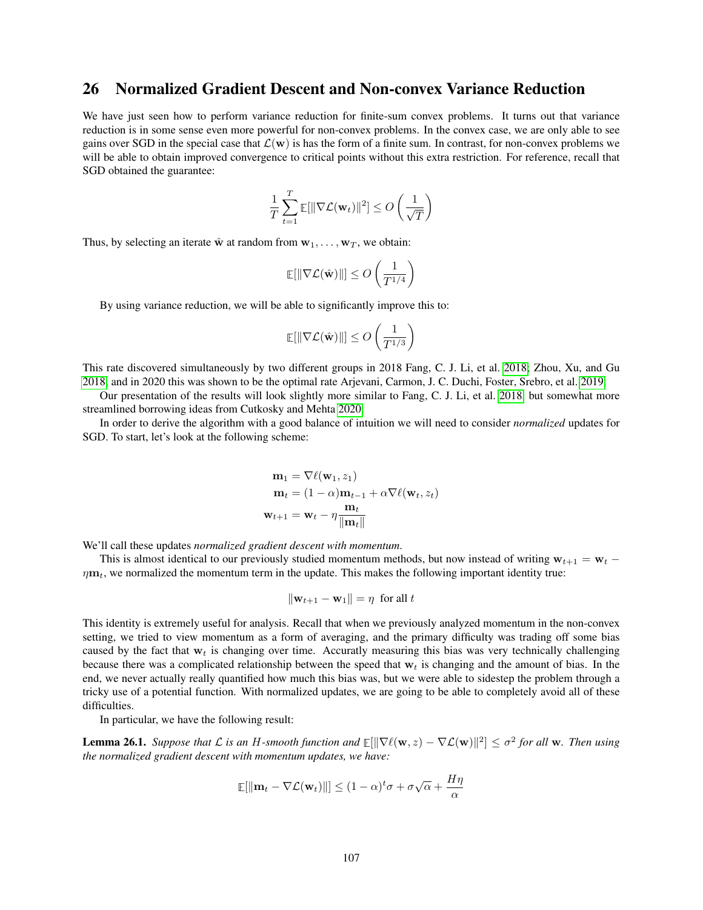# 26 Normalized Gradient Descent and Non-convex Variance Reduction

We have just seen how to perform variance reduction for finite-sum convex problems. It turns out that variance reduction is in some sense even more powerful for non-convex problems. In the convex case, we are only able to see gains over SGD in the special case that $\mathcal{L}(\mathbf{w})$ is has the form of a finite sum. In contrast, for non-convex problems we will be able to obtain improved convergence to critical points without this extra restriction. For reference, recall that SGD obtained the guarantee:

$$\frac{1}{T}\sum_{t=1}^{T}\mathbb{E}[\|\nabla\mathcal{L}(\mathbf{w}_t)\|^2] \le O\left(\frac{1}{\sqrt{T}}\right)$$

Thus, by selecting an iterate $\hat{\mathbf{w}}$ at random from $\mathbf{w}_1, \dots, \mathbf{w}_T$, we obtain:

$$\mathbb{E}[\|\nabla\mathcal{L}(\hat{\mathbf{w}})\|] \le O\left(\frac{1}{T^{1/4}}\right)$$

By using variance reduction, we will be able to significantly improve this to:

$$\mathbb{E}[\|\nabla\mathcal{L}(\hat{\mathbf{w}})\|] \le O\left(\frac{1}{T^{1/3}}\right)$$

This rate discovered simultaneously by two different groups in 2018 Fang, C. J. Li, et al. 2018; Zhou, Xu, and Gu 2018 and in 2020 this was shown to be the optimal rate Arjevani, Carmon, J. C. Duchi, Foster, Srebro, et al. 2019.

Our presentation of the results will look slightly more similar to Fang, C. J. Li, et al. 2018, but somewhat more streamlined borrowing ideas from Cutkosky and Mehta 2020.

In order to derive the algorithm with a good balance of intuition we will need to consider *normalized* updates for SGD. To start, let's look at the following scheme:

$$\begin{aligned}
\mathbf{m}_1 &= \nabla\ell(\mathbf{w}_1, z_1)\\
\mathbf{m}_t &= (1-\alpha)\mathbf{m}_{t-1} + \alpha\nabla\ell(\mathbf{w}_t, z_t)\\
\mathbf{w}_{t+1} &= \mathbf{w}_t - \eta\frac{\mathbf{m}_t}{\|\mathbf{m}_t\|}
\end{aligned}$$

We'll call these updates *normalized gradient descent with momentum*.

This is almost identical to our previously studied momentum methods, but now instead of writing $\mathbf{w}_{t+1} = \mathbf{w}_t - \eta\mathbf{m}_t$, we normalized the momentum term in the update. This makes the following important identity true:

$$\|\mathbf{w}_{t+1} - \mathbf{w}_1\| = \eta \text{ for all } t$$

This identity is extremely useful for analysis. Recall that when we previously analyzed momentum in the non-convex setting, we tried to view momentum as a form of averaging, and the primary difficulty was trading off some bias caused by the fact that $\mathbf{w}_t$ is changing over time. Accuratly measuring this bias was very technically challenging because there was a complicated relationship between the speed that $\mathbf{w}_t$ is changing and the amount of bias. In the end, we never actually really quantified how much this bias was, but we were able to sidestep the problem through a tricky use of a potential function. With normalized updates, we are going to be able to completely avoid all of these difficulties.

In particular, we have the following result:

**Lemma 26.1.** *Suppose that $\mathcal{L}$ is an $H$-smooth function and $\mathbb{E}[\|\nabla\ell(\mathbf{w}, z) - \nabla\mathcal{L}(\mathbf{w})\|^2] \le \sigma^2$ for all $\mathbf{w}$. Then using the normalized gradient descent with momentum updates, we have:*

$$\mathbb{E}[\|\mathbf{m}_t - \nabla\mathcal{L}(\mathbf{w}_t)\|] \le (1-\alpha)^t\sigma + \sigma\sqrt{\alpha} + \frac{H\eta}{\alpha}$$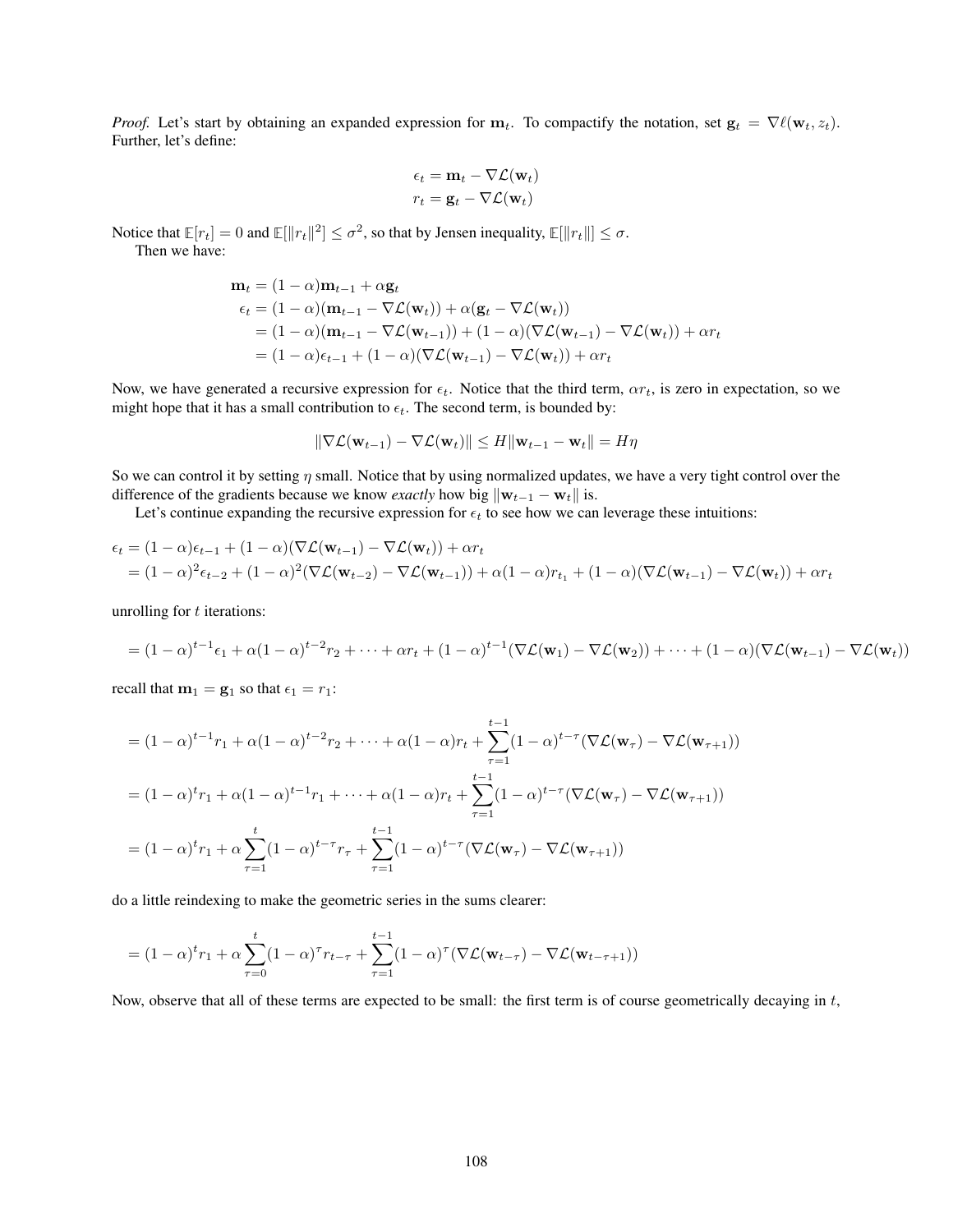*Proof.* Let's start by obtaining an expanded expression for $\mathbf{m}_t$. To compactify the notation, set $\mathbf{g}_t = \nabla \ell(\mathbf{w}_t, z_t)$. Further, let's define:

$$\epsilon_t = \mathbf{m}_t - \nabla \mathcal{L}(\mathbf{w}_t)$$
$$r_t = \mathbf{g}_t - \nabla \mathcal{L}(\mathbf{w}_t)$$

Notice that $\mathbb{E}[r_t] = 0$ and $\mathbb{E}[\|r_t\|^2] \le \sigma^2$, so that by Jensen inequality, $\mathbb{E}[\|r_t\|] \le \sigma$.

Then we have:

$$\begin{aligned}
\mathbf{m}_t &= (1-\alpha)\mathbf{m}_{t-1} + \alpha \mathbf{g}_t \\
\epsilon_t &= (1-\alpha)(\mathbf{m}_{t-1} - \nabla \mathcal{L}(\mathbf{w}_t)) + \alpha(\mathbf{g}_t - \nabla \mathcal{L}(\mathbf{w}_t)) \\
&= (1-\alpha)(\mathbf{m}_{t-1} - \nabla \mathcal{L}(\mathbf{w}_{t-1})) + (1-\alpha)(\nabla \mathcal{L}(\mathbf{w}_{t-1}) - \nabla \mathcal{L}(\mathbf{w}_t)) + \alpha r_t \\
&= (1-\alpha)\epsilon_{t-1} + (1-\alpha)(\nabla \mathcal{L}(\mathbf{w}_{t-1}) - \nabla \mathcal{L}(\mathbf{w}_t)) + \alpha r_t
\end{aligned}$$

Now, we have generated a recursive expression for $\epsilon_t$. Notice that the third term, $\alpha r_t$, is zero in expectation, so we might hope that it has a small contribution to $\epsilon_t$. The second term, is bounded by:

$$\|\nabla \mathcal{L}(\mathbf{w}_{t-1}) - \nabla \mathcal{L}(\mathbf{w}_t)\| \le H\|\mathbf{w}_{t-1} - \mathbf{w}_t\| = H\eta$$

So we can control it by setting $\eta$ small. Notice that by using normalized updates, we have a very tight control over the difference of the gradients because we know *exactly* how big $\|\mathbf{w}_{t-1} - \mathbf{w}_t\|$ is.

Let's continue expanding the recursive expression for $\epsilon_t$ to see how we can leverage these intuitions:

$$\begin{aligned}
\epsilon_t &= (1-\alpha)\epsilon_{t-1} + (1-\alpha)(\nabla \mathcal{L}(\mathbf{w}_{t-1}) - \nabla \mathcal{L}(\mathbf{w}_t)) + \alpha r_t \\
&= (1-\alpha)^2\epsilon_{t-2} + (1-\alpha)^2(\nabla \mathcal{L}(\mathbf{w}_{t-2}) - \nabla \mathcal{L}(\mathbf{w}_{t-1})) + \alpha(1-\alpha)r_{t_1} + (1-\alpha)(\nabla \mathcal{L}(\mathbf{w}_{t-1}) - \nabla \mathcal{L}(\mathbf{w}_t)) + \alpha r_t
\end{aligned}$$

unrolling for $t$ iterations:

$$= (1-\alpha)^{t-1}\epsilon_1 + \alpha(1-\alpha)^{t-2}r_2 + \cdots + \alpha r_t + (1-\alpha)^{t-1}(\nabla \mathcal{L}(\mathbf{w}_1) - \nabla \mathcal{L}(\mathbf{w}_2)) + \cdots + (1-\alpha)(\nabla \mathcal{L}(\mathbf{w}_{t-1}) - \nabla \mathcal{L}(\mathbf{w}_t))$$

recall that $\mathbf{m}_1 = \mathbf{g}_1$ so that $\epsilon_1 = r_1$:

$$\begin{aligned}
&= (1-\alpha)^{t-1}r_1 + \alpha(1-\alpha)^{t-2}r_2 + \cdots + \alpha(1-\alpha)r_t + \sum_{\tau=1}^{t-1}(1-\alpha)^{t-\tau}(\nabla \mathcal{L}(\mathbf{w}_\tau) - \nabla \mathcal{L}(\mathbf{w}_{\tau+1})) \\
&= (1-\alpha)^{t}r_1 + \alpha(1-\alpha)^{t-1}r_1 + \cdots + \alpha(1-\alpha)r_t + \sum_{\tau=1}^{t-1}(1-\alpha)^{t-\tau}(\nabla \mathcal{L}(\mathbf{w}_\tau) - \nabla \mathcal{L}(\mathbf{w}_{\tau+1})) \\
&= (1-\alpha)^{t}r_1 + \alpha\sum_{\tau=1}^{t}(1-\alpha)^{t-\tau}r_\tau + \sum_{\tau=1}^{t-1}(1-\alpha)^{t-\tau}(\nabla \mathcal{L}(\mathbf{w}_\tau) - \nabla \mathcal{L}(\mathbf{w}_{\tau+1}))
\end{aligned}$$

do a little reindexing to make the geometric series in the sums clearer:

$$= (1-\alpha)^{t}r_1 + \alpha\sum_{\tau=0}^{t}(1-\alpha)^{\tau}r_{t-\tau} + \sum_{\tau=1}^{t-1}(1-\alpha)^{\tau}(\nabla \mathcal{L}(\mathbf{w}_{t-\tau}) - \nabla \mathcal{L}(\mathbf{w}_{t-\tau+1}))$$

Now, observe that all of these terms are expected to be small: the first term is of course geometrically decaying in $t$,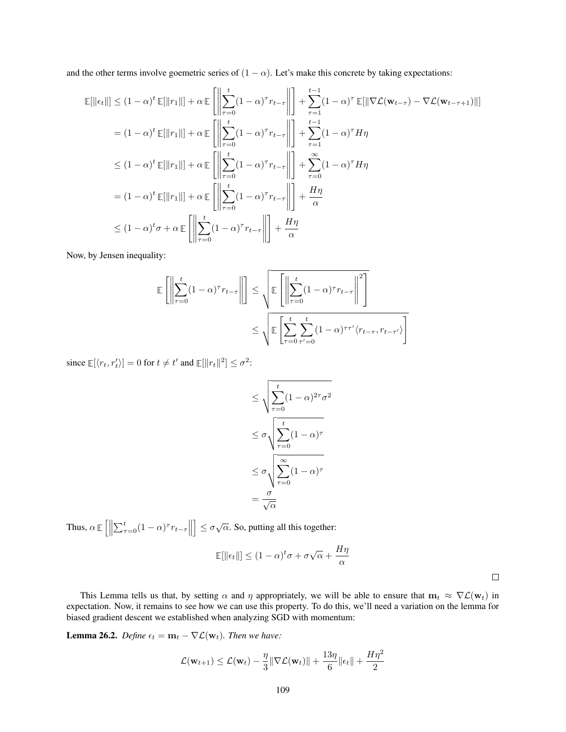and the other terms involve goemetric series of $(1-\alpha)$. Let's make this concrete by taking expectations:

$$
\begin{aligned}
\mathbb{E}[\|\epsilon_t\|] &\leq (1-\alpha)^t\,\mathbb{E}[\|r_1\|] + \alpha\,\mathbb{E}\left[\left\|\sum_{\tau=0}^{t}(1-\alpha)^\tau r_{t-\tau}\right\|\right] + \sum_{\tau=1}^{t-1}(1-\alpha)^\tau\,\mathbb{E}[\|\nabla\mathcal{L}(\mathbf{w}_{t-\tau}) - \nabla\mathcal{L}(\mathbf{w}_{t-\tau+1})\|] \\
&= (1-\alpha)^t\,\mathbb{E}[\|r_1\|] + \alpha\,\mathbb{E}\left[\left\|\sum_{\tau=0}^{t}(1-\alpha)^\tau r_{t-\tau}\right\|\right] + \sum_{\tau=1}^{t-1}(1-\alpha)^\tau H\eta \\
&\leq (1-\alpha)^t\,\mathbb{E}[\|r_1\|] + \alpha\,\mathbb{E}\left[\left\|\sum_{\tau=0}^{t}(1-\alpha)^\tau r_{t-\tau}\right\|\right] + \sum_{\tau=0}^{\infty}(1-\alpha)^\tau H\eta \\
&= (1-\alpha)^t\,\mathbb{E}[\|r_1\|] + \alpha\,\mathbb{E}\left[\left\|\sum_{\tau=0}^{t}(1-\alpha)^\tau r_{t-\tau}\right\|\right] + \frac{H\eta}{\alpha} \\
&\leq (1-\alpha)^t\sigma + \alpha\,\mathbb{E}\left[\left\|\sum_{\tau=0}^{t}(1-\alpha)^\tau r_{t-\tau}\right\|\right] + \frac{H\eta}{\alpha}
\end{aligned}
$$

Now, by Jensen inequality:

$$
\begin{aligned}
\mathbb{E}\left[\left\|\sum_{\tau=0}^{t}(1-\alpha)^\tau r_{t-\tau}\right\|\right] &\leq \sqrt{\mathbb{E}\left[\left\|\sum_{\tau=0}^{t}(1-\alpha)^\tau r_{t-\tau}\right\|^2\right]} \\
&\leq \sqrt{\mathbb{E}\left[\sum_{\tau=0}^{t}\sum_{\tau'=0}^{t}(1-\alpha)^{\tau\tau'}\langle r_{t-\tau}, r_{t-\tau'}\rangle\right]}
\end{aligned}
$$

since $\mathbb{E}[\langle r_t, r_t'\rangle] = 0$ for $t \neq t'$ and $\mathbb{E}[\|r_t\|^2] \leq \sigma^2$:

$$
\begin{aligned}
&\leq \sqrt{\sum_{\tau=0}^{t}(1-\alpha)^{2\tau}\sigma^2} \\
&\leq \sigma\sqrt{\sum_{\tau=0}^{t}(1-\alpha)^{\tau}} \\
&\leq \sigma\sqrt{\sum_{\tau=0}^{\infty}(1-\alpha)^{\tau}} \\
&= \frac{\sigma}{\sqrt{\alpha}}
\end{aligned}
$$

Thus, $\alpha\,\mathbb{E}\left[\left\|\sum_{\tau=0}^{t}(1-\alpha)^\tau r_{t-\tau}\right\|\right] \leq \sigma\sqrt{\alpha}$. So, putting all this together:

$$
\mathbb{E}[\|\epsilon_t\|] \leq (1-\alpha)^t\sigma + \sigma\sqrt{\alpha} + \frac{H\eta}{\alpha}
$$

□

This Lemma tells us that, by setting $\alpha$ and $\eta$ appropriately, we will be able to ensure that $\mathbf{m}_t \approx \nabla\mathcal{L}(\mathbf{w}_t)$ in expectation. Now, it remains to see how we can use this property. To do this, we'll need a variation on the lemma for biased gradient descent we established when analyzing SGD with momentum:

**Lemma 26.2.** *Define $\epsilon_t = \mathbf{m}_t - \nabla\mathcal{L}(\mathbf{w}_t)$. Then we have:*

$$
\mathcal{L}(\mathbf{w}_{t+1}) \leq \mathcal{L}(\mathbf{w}_t) - \frac{\eta}{3}\|\nabla\mathcal{L}(\mathbf{w}_t)\| + \frac{13\eta}{6}\|\epsilon_t\| + \frac{H\eta^2}{2}
$$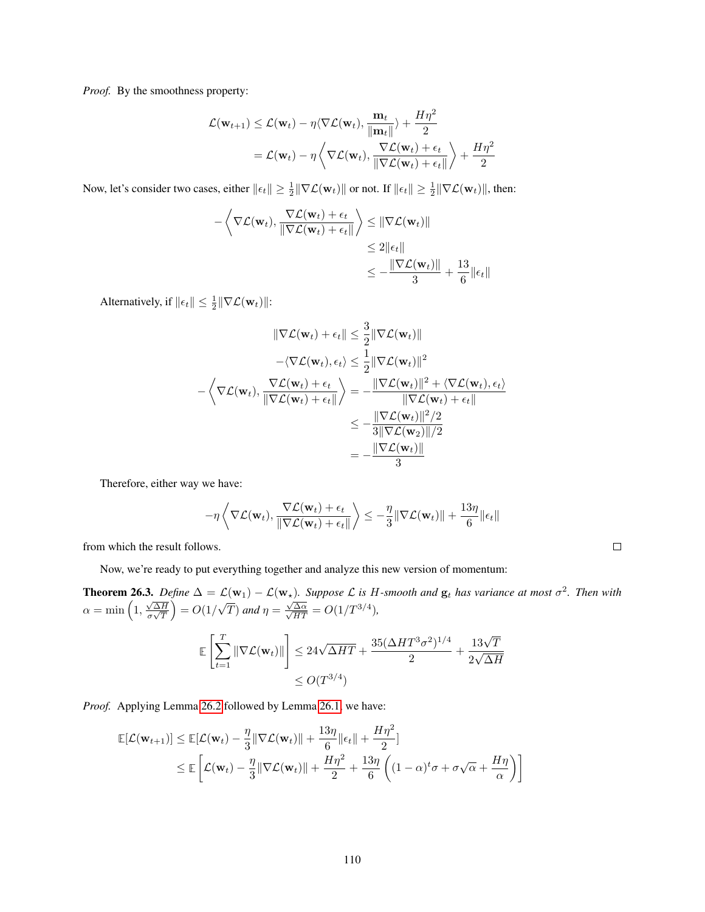*Proof.* By the smoothness property:

$$
\begin{aligned}
\mathcal{L}(\mathbf{w}_{t+1}) &\le \mathcal{L}(\mathbf{w}_t) - \eta\langle \nabla\mathcal{L}(\mathbf{w}_t), \frac{\mathbf{m}_t}{\|\mathbf{m}_t\|}\rangle + \frac{H\eta^2}{2} \\
&= \mathcal{L}(\mathbf{w}_t) - \eta\left\langle \nabla\mathcal{L}(\mathbf{w}_t), \frac{\nabla\mathcal{L}(\mathbf{w}_t) + \epsilon_t}{\|\nabla\mathcal{L}(\mathbf{w}_t) + \epsilon_t\|}\right\rangle + \frac{H\eta^2}{2}
\end{aligned}
$$

Now, let's consider two cases, either $\|\epsilon_t\| \ge \frac{1}{2}\|\nabla\mathcal{L}(\mathbf{w}_t)\|$ or not. If $\|\epsilon_t\| \ge \frac{1}{2}\|\nabla\mathcal{L}(\mathbf{w}_t)\|$, then:

$$
\begin{aligned}
-\left\langle \nabla\mathcal{L}(\mathbf{w}_t), \frac{\nabla\mathcal{L}(\mathbf{w}_t) + \epsilon_t}{\|\nabla\mathcal{L}(\mathbf{w}_t) + \epsilon_t\|}\right\rangle &\le \|\nabla\mathcal{L}(\mathbf{w}_t)\| \\
&\le 2\|\epsilon_t\| \\
&\le -\frac{\|\nabla\mathcal{L}(\mathbf{w}_t)\|}{3} + \frac{13}{6}\|\epsilon_t\|
\end{aligned}
$$

Alternatively, if $\|\epsilon_t\| \le \frac{1}{2}\|\nabla\mathcal{L}(\mathbf{w}_t)\|$:

$$
\begin{aligned}
\|\nabla\mathcal{L}(\mathbf{w}_t) + \epsilon_t\| &\le \frac{3}{2}\|\nabla\mathcal{L}(\mathbf{w}_t)\| \\
-\langle \nabla\mathcal{L}(\mathbf{w}_t), \epsilon_t\rangle &\le \frac{1}{2}\|\nabla\mathcal{L}(\mathbf{w}_t)\|^2 \\
-\left\langle \nabla\mathcal{L}(\mathbf{w}_t), \frac{\nabla\mathcal{L}(\mathbf{w}_t) + \epsilon_t}{\|\nabla\mathcal{L}(\mathbf{w}_t) + \epsilon_t\|}\right\rangle &= -\frac{\|\nabla\mathcal{L}(\mathbf{w}_t)\|^2 + \langle \nabla\mathcal{L}(\mathbf{w}_t), \epsilon_t\rangle}{\|\nabla\mathcal{L}(\mathbf{w}_t) + \epsilon_t\|} \\
&\le -\frac{\|\nabla\mathcal{L}(\mathbf{w}_t)\|^2/2}{3\|\nabla\mathcal{L}(\mathbf{w}_2)\|/2} \\
&= -\frac{\|\nabla\mathcal{L}(\mathbf{w}_t)\|}{3}
\end{aligned}
$$

Therefore, either way we have:

$$
-\eta\left\langle \nabla\mathcal{L}(\mathbf{w}_t), \frac{\nabla\mathcal{L}(\mathbf{w}_t) + \epsilon_t}{\|\nabla\mathcal{L}(\mathbf{w}_t) + \epsilon_t\|}\right\rangle \le -\frac{\eta}{3}\|\nabla\mathcal{L}(\mathbf{w}_t)\| + \frac{13\eta}{6}\|\epsilon_t\|
$$

from which the result follows. □

Now, we're ready to put everything together and analyze this new version of momentum:

**Theorem 26.3.** *Define $\Delta = \mathcal{L}(\mathbf{w}_1) - \mathcal{L}(\mathbf{w}_\star)$. Suppose $\mathcal{L}$ is $H$-smooth and $\mathbf{g}_t$ has variance at most $\sigma^2$. Then with $\alpha = \min\left(1, \frac{\sqrt{\Delta H}}{\sigma\sqrt{T}}\right) = O(1/\sqrt{T})$ and $\eta = \frac{\sqrt{\Delta\alpha}}{\sqrt{HT}} = O(1/T^{3/4})$,*

$$
\begin{aligned}
\mathbb{E}\left[\sum_{t=1}^T \|\nabla\mathcal{L}(\mathbf{w}_t)\|\right] &\le 24\sqrt{\Delta HT} + \frac{35(\Delta HT^3\sigma^2)^{1/4}}{2} + \frac{13\sqrt{T}}{2\sqrt{\Delta H}} \\
&\le O(T^{3/4})
\end{aligned}
$$

*Proof.* Applying Lemma 26.2 followed by Lemma 26.1, we have:

$$
\begin{aligned}
\mathbb{E}[\mathcal{L}(\mathbf{w}_{t+1})] &\le \mathbb{E}[\mathcal{L}(\mathbf{w}_t) - \frac{\eta}{3}\|\nabla\mathcal{L}(\mathbf{w}_t)\| + \frac{13\eta}{6}\|\epsilon_t\| + \frac{H\eta^2}{2}] \\
&\le \mathbb{E}\left[\mathcal{L}(\mathbf{w}_t) - \frac{\eta}{3}\|\nabla\mathcal{L}(\mathbf{w}_t)\| + \frac{H\eta^2}{2} + \frac{13\eta}{6}\left((1-\alpha)^t\sigma + \sigma\sqrt{\alpha} + \frac{H\eta}{\alpha}\right)\right]
\end{aligned}
$$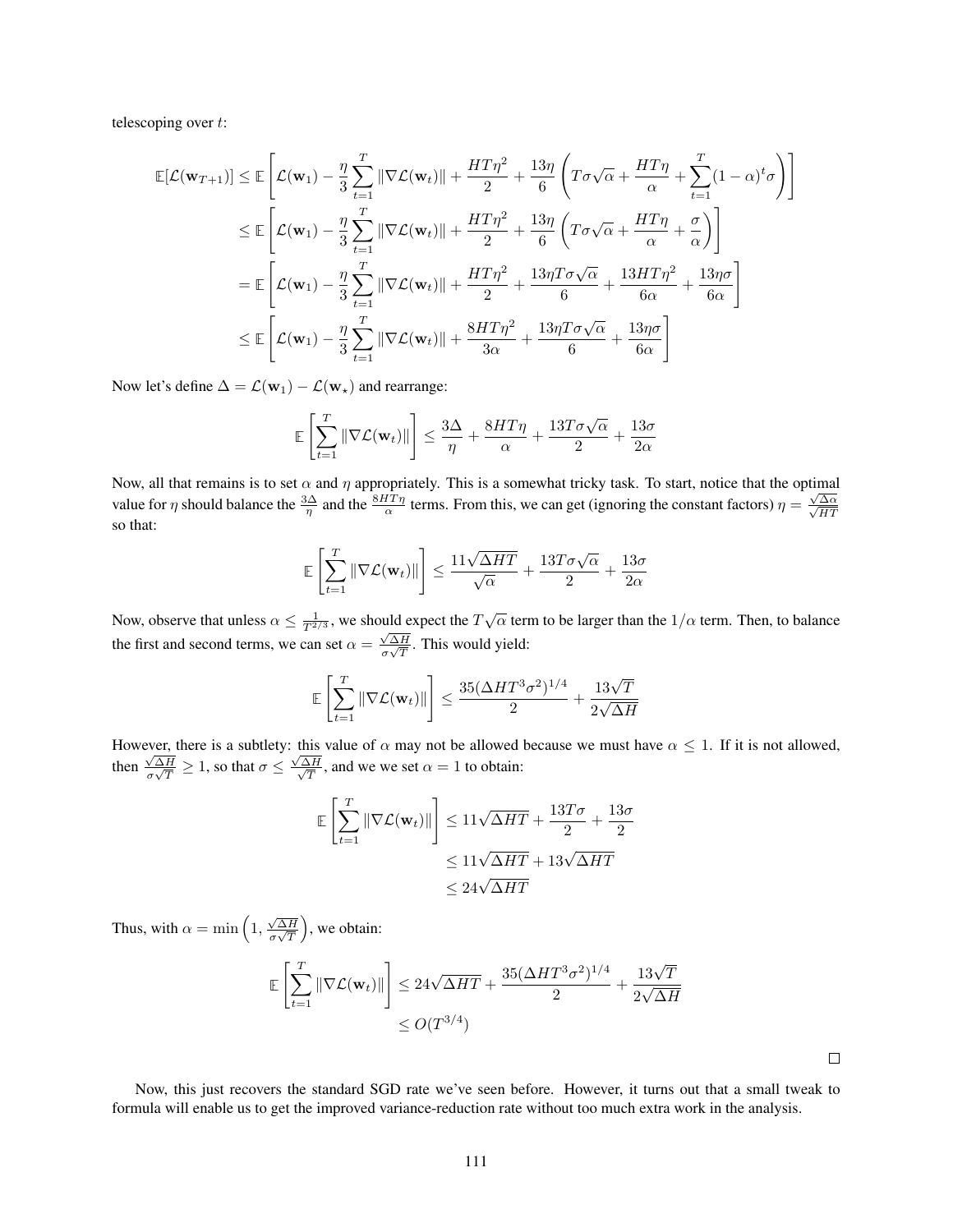telescoping over $t$:

$$
\begin{aligned}
\mathbb{E}[\mathcal{L}(\mathbf{w}_{T+1})] &\leq \mathbb{E}\left[\mathcal{L}(\mathbf{w}_1) - \frac{\eta}{3}\sum_{t=1}^{T}\|\nabla\mathcal{L}(\mathbf{w}_t)\| + \frac{HT\eta^2}{2} + \frac{13\eta}{6}\left(T\sigma\sqrt{\alpha} + \frac{HT\eta}{\alpha} + \sum_{t=1}^{T}(1-\alpha)^t\sigma\right)\right] \\
&\leq \mathbb{E}\left[\mathcal{L}(\mathbf{w}_1) - \frac{\eta}{3}\sum_{t=1}^{T}\|\nabla\mathcal{L}(\mathbf{w}_t)\| + \frac{HT\eta^2}{2} + \frac{13\eta}{6}\left(T\sigma\sqrt{\alpha} + \frac{HT\eta}{\alpha} + \frac{\sigma}{\alpha}\right)\right] \\
&= \mathbb{E}\left[\mathcal{L}(\mathbf{w}_1) - \frac{\eta}{3}\sum_{t=1}^{T}\|\nabla\mathcal{L}(\mathbf{w}_t)\| + \frac{HT\eta^2}{2} + \frac{13\eta T\sigma\sqrt{\alpha}}{6} + \frac{13HT\eta^2}{6\alpha} + \frac{13\eta\sigma}{6\alpha}\right] \\
&\leq \mathbb{E}\left[\mathcal{L}(\mathbf{w}_1) - \frac{\eta}{3}\sum_{t=1}^{T}\|\nabla\mathcal{L}(\mathbf{w}_t)\| + \frac{8HT\eta^2}{3\alpha} + \frac{13\eta T\sigma\sqrt{\alpha}}{6} + \frac{13\eta\sigma}{6\alpha}\right]
\end{aligned}
$$

Now let's define $\Delta = \mathcal{L}(\mathbf{w}_1) - \mathcal{L}(\mathbf{w}_\star)$ and rearrange:

$$
\mathbb{E}\left[\sum_{t=1}^{T}\|\nabla\mathcal{L}(\mathbf{w}_t)\|\right] \leq \frac{3\Delta}{\eta} + \frac{8HT\eta}{\alpha} + \frac{13T\sigma\sqrt{\alpha}}{2} + \frac{13\sigma}{2\alpha}
$$

Now, all that remains is to set $\alpha$ and $\eta$ appropriately. This is a somewhat tricky task. To start, notice that the optimal value for $\eta$ should balance the $\frac{3\Delta}{\eta}$ and the $\frac{8HT\eta}{\alpha}$ terms. From this, we can get (ignoring the constant factors) $\eta = \frac{\sqrt{\Delta\alpha}}{\sqrt{HT}}$ so that:

$$
\mathbb{E}\left[\sum_{t=1}^{T}\|\nabla\mathcal{L}(\mathbf{w}_t)\|\right] \leq \frac{11\sqrt{\Delta HT}}{\sqrt{\alpha}} + \frac{13T\sigma\sqrt{\alpha}}{2} + \frac{13\sigma}{2\alpha}
$$

Now, observe that unless $\alpha \leq \frac{1}{T^{2/3}}$, we should expect the $T\sqrt{\alpha}$ term to be larger than the $1/\alpha$ term. Then, to balance the first and second terms, we can set $\alpha = \frac{\sqrt{\Delta H}}{\sigma\sqrt{T}}$. This would yield:

$$
\mathbb{E}\left[\sum_{t=1}^{T}\|\nabla\mathcal{L}(\mathbf{w}_t)\|\right] \leq \frac{35(\Delta HT^3\sigma^2)^{1/4}}{2} + \frac{13\sqrt{T}}{2\sqrt{\Delta H}}
$$

However, there is a subtlety: this value of $\alpha$ may not be allowed because we must have $\alpha \leq 1$. If it is not allowed, then $\frac{\sqrt{\Delta H}}{\sigma\sqrt{T}} \geq 1$, so that $\sigma \leq \frac{\sqrt{\Delta H}}{\sqrt{T}}$, and we we set $\alpha = 1$ to obtain:

$$
\begin{aligned}
\mathbb{E}\left[\sum_{t=1}^{T}\|\nabla\mathcal{L}(\mathbf{w}_t)\|\right] &\leq 11\sqrt{\Delta HT} + \frac{13T\sigma}{2} + \frac{13\sigma}{2} \\
&\leq 11\sqrt{\Delta HT} + 13\sqrt{\Delta HT} \\
&\leq 24\sqrt{\Delta HT}
\end{aligned}
$$

Thus, with $\alpha = \min\left(1, \frac{\sqrt{\Delta H}}{\sigma\sqrt{T}}\right)$, we obtain:

$$
\begin{aligned}
\mathbb{E}\left[\sum_{t=1}^{T}\|\nabla\mathcal{L}(\mathbf{w}_t)\|\right] &\leq 24\sqrt{\Delta HT} + \frac{35(\Delta HT^3\sigma^2)^{1/4}}{2} + \frac{13\sqrt{T}}{2\sqrt{\Delta H}} \\
&\leq O(T^{3/4})
\end{aligned}
$$

□

Now, this just recovers the standard SGD rate we've seen before. However, it turns out that a small tweak to formula will enable us to get the improved variance-reduction rate without too much extra work in the analysis.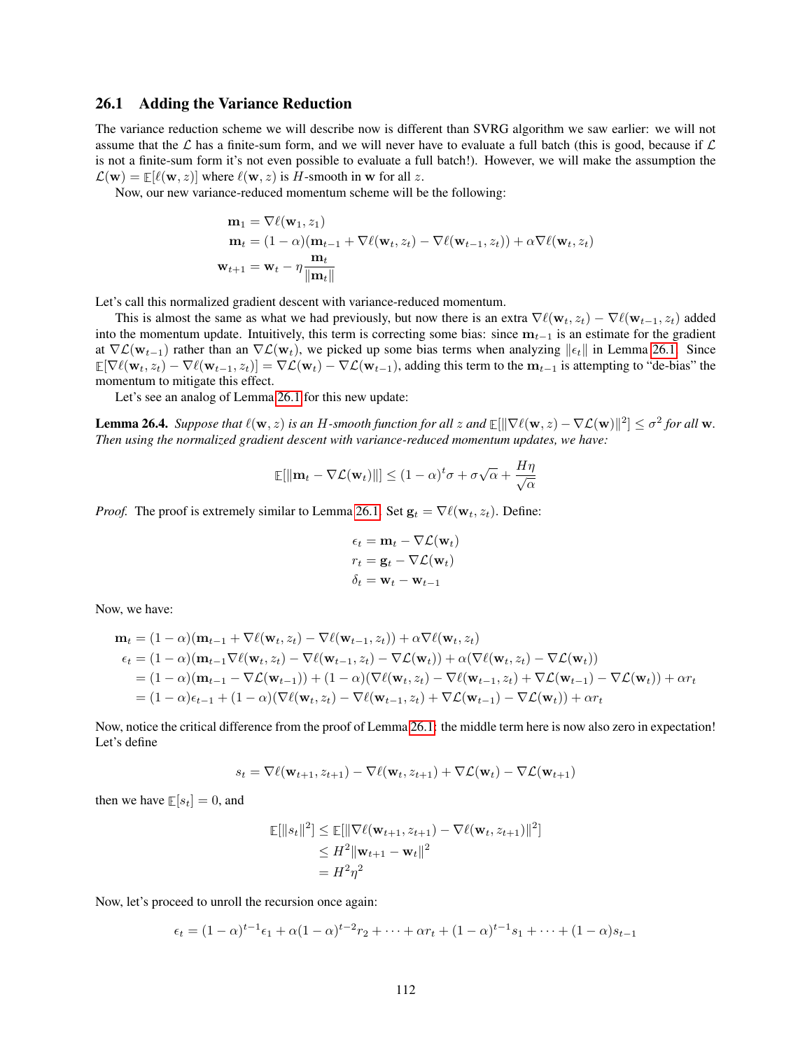## 26.1 Adding the Variance Reduction

The variance reduction scheme we will describe now is different than SVRG algorithm we saw earlier: we will not assume that the $\mathcal{L}$ has a finite-sum form, and we will never have to evaluate a full batch (this is good, because if $\mathcal{L}$ is not a finite-sum form it's not even possible to evaluate a full batch!). However, we will make the assumption the $\mathcal{L}(\mathbf{w}) = \mathbb{E}[\ell(\mathbf{w}, z)]$ where $\ell(\mathbf{w}, z)$ is $H$-smooth in $\mathbf{w}$ for all $z$.

Now, our new variance-reduced momentum scheme will be the following:

$$
\begin{aligned}
\mathbf{m}_1 &= \nabla \ell(\mathbf{w}_1, z_1) \\
\mathbf{m}_t &= (1-\alpha)(\mathbf{m}_{t-1} + \nabla \ell(\mathbf{w}_t, z_t) - \nabla \ell(\mathbf{w}_{t-1}, z_t)) + \alpha \nabla \ell(\mathbf{w}_t, z_t) \\
\mathbf{w}_{t+1} &= \mathbf{w}_t - \eta \frac{\mathbf{m}_t}{\|\mathbf{m}_t\|}
\end{aligned}
$$

Let's call this normalized gradient descent with variance-reduced momentum.

This is almost the same as what we had previously, but now there is an extra $\nabla \ell(\mathbf{w}_t, z_t) - \nabla \ell(\mathbf{w}_{t-1}, z_t)$ added into the momentum update. Intuitively, this term is correcting some bias: since $\mathbf{m}_{t-1}$ is an estimate for the gradient at $\nabla \mathcal{L}(\mathbf{w}_{t-1})$ rather than an $\nabla \mathcal{L}(\mathbf{w}_t)$, we picked up some bias terms when analyzing $\|\epsilon_t\|$ in Lemma 26.1. Since $\mathbb{E}[\nabla \ell(\mathbf{w}_t, z_t) - \nabla \ell(\mathbf{w}_{t-1}, z_t)] = \nabla \mathcal{L}(\mathbf{w}_t) - \nabla \mathcal{L}(\mathbf{w}_{t-1})$, adding this term to the $\mathbf{m}_{t-1}$ is attempting to "de-bias" the momentum to mitigate this effect.

Let's see an analog of Lemma 26.1 for this new update:

**Lemma 26.4.** *Suppose that $\ell(\mathbf{w}, z)$ is an $H$-smooth function for all $z$ and $\mathbb{E}[\|\nabla \ell(\mathbf{w}, z) - \nabla \mathcal{L}(\mathbf{w})\|^2] \le \sigma^2$ for all $\mathbf{w}$. Then using the normalized gradient descent with variance-reduced momentum updates, we have:*

$$
\mathbb{E}[\|\mathbf{m}_t - \nabla \mathcal{L}(\mathbf{w}_t)\|] \le (1-\alpha)^t \sigma + \sigma\sqrt{\alpha} + \frac{H\eta}{\sqrt{\alpha}}
$$

*Proof.* The proof is extremely similar to Lemma 26.1. Set $\mathbf{g}_t = \nabla \ell(\mathbf{w}_t, z_t)$. Define:

$$
\begin{aligned}
\epsilon_t &= \mathbf{m}_t - \nabla \mathcal{L}(\mathbf{w}_t) \\
r_t &= \mathbf{g}_t - \nabla \mathcal{L}(\mathbf{w}_t) \\
\delta_t &= \mathbf{w}_t - \mathbf{w}_{t-1}
\end{aligned}
$$

Now, we have:

$$
\begin{aligned}
\mathbf{m}_t &= (1-\alpha)(\mathbf{m}_{t-1} + \nabla \ell(\mathbf{w}_t, z_t) - \nabla \ell(\mathbf{w}_{t-1}, z_t)) + \alpha \nabla \ell(\mathbf{w}_t, z_t) \\
\epsilon_t &= (1-\alpha)(\mathbf{m}_{t-1} \nabla \ell(\mathbf{w}_t, z_t) - \nabla \ell(\mathbf{w}_{t-1}, z_t) - \nabla \mathcal{L}(\mathbf{w}_t)) + \alpha(\nabla \ell(\mathbf{w}_t, z_t) - \nabla \mathcal{L}(\mathbf{w}_t)) \\
&= (1-\alpha)(\mathbf{m}_{t-1} - \nabla \mathcal{L}(\mathbf{w}_{t-1})) + (1-\alpha)(\nabla \ell(\mathbf{w}_t, z_t) - \nabla \ell(\mathbf{w}_{t-1}, z_t) + \nabla \mathcal{L}(\mathbf{w}_{t-1}) - \nabla \mathcal{L}(\mathbf{w}_t)) + \alpha r_t \\
&= (1-\alpha)\epsilon_{t-1} + (1-\alpha)(\nabla \ell(\mathbf{w}_t, z_t) - \nabla \ell(\mathbf{w}_{t-1}, z_t) + \nabla \mathcal{L}(\mathbf{w}_{t-1}) - \nabla \mathcal{L}(\mathbf{w}_t)) + \alpha r_t
\end{aligned}
$$

Now, notice the critical difference from the proof of Lemma 26.1: the middle term here is now also zero in expectation! Let's define

$$
s_t = \nabla \ell(\mathbf{w}_{t+1}, z_{t+1}) - \nabla \ell(\mathbf{w}_t, z_{t+1}) + \nabla \mathcal{L}(\mathbf{w}_t) - \nabla \mathcal{L}(\mathbf{w}_{t+1})
$$

then we have $\mathbb{E}[s_t] = 0$, and

$$
\begin{aligned}
\mathbb{E}[\|s_t\|^2] &\le \mathbb{E}[\|\nabla \ell(\mathbf{w}_{t+1}, z_{t+1}) - \nabla \ell(\mathbf{w}_t, z_{t+1})\|^2] \\
&\le H^2 \|\mathbf{w}_{t+1} - \mathbf{w}_t\|^2 \\
&= H^2 \eta^2
\end{aligned}
$$

Now, let's proceed to unroll the recursion once again:

$$
\epsilon_t = (1-\alpha)^{t-1}\epsilon_1 + \alpha(1-\alpha)^{t-2} r_2 + \cdots + \alpha r_t + (1-\alpha)^{t-1} s_1 + \cdots + (1-\alpha) s_{t-1}
$$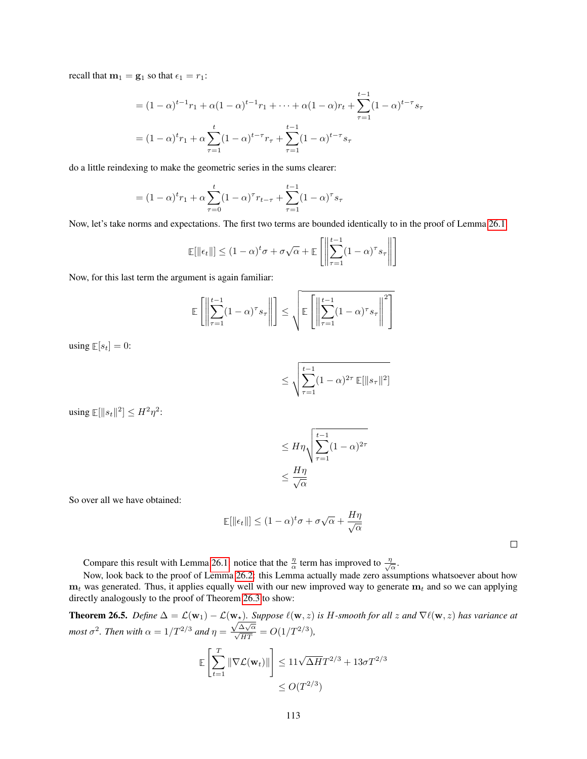recall that $\mathbf{m}_1 = \mathbf{g}_1$ so that $\epsilon_1 = r_1$:

$$= (1-\alpha)^{t-1} r_1 + \alpha(1-\alpha)^{t-1} r_1 + \cdots + \alpha(1-\alpha) r_t + \sum_{\tau=1}^{t-1} (1-\alpha)^{t-\tau} s_\tau$$

$$= (1-\alpha)^t r_1 + \alpha \sum_{\tau=1}^{t} (1-\alpha)^{t-\tau} r_\tau + \sum_{\tau=1}^{t-1} (1-\alpha)^{t-\tau} s_\tau$$

do a little reindexing to make the geometric series in the sums clearer:

$$= (1-\alpha)^t r_1 + \alpha \sum_{\tau=0}^{t} (1-\alpha)^{\tau} r_{t-\tau} + \sum_{\tau=1}^{t-1} (1-\alpha)^{\tau} s_\tau$$

Now, let's take norms and expectations. The first two terms are bounded identically to in the proof of Lemma 26.1

$$\mathbb{E}[\|\epsilon_t\|] \le (1-\alpha)^t \sigma + \sigma\sqrt{\alpha} + \mathbb{E}\left[\left\|\sum_{\tau=1}^{t-1} (1-\alpha)^\tau s_\tau\right\|\right]$$

Now, for this last term the argument is again familiar:

$$\mathbb{E}\left[\left\|\sum_{\tau=1}^{t-1} (1-\alpha)^\tau s_\tau\right\|\right] \le \sqrt{\mathbb{E}\left[\left\|\sum_{\tau=1}^{t-1} (1-\alpha)^\tau s_\tau\right\|^2\right]}$$

using $\mathbb{E}[s_t] = 0$:

$$\le \sqrt{\sum_{\tau=1}^{t-1} (1-\alpha)^{2\tau}\, \mathbb{E}[\|s_\tau\|^2]}$$

using $\mathbb{E}[\|s_t\|^2] \le H^2\eta^2$:

$$\le H\eta \sqrt{\sum_{\tau=1}^{t-1} (1-\alpha)^{2\tau}}$$

$$\le \frac{H\eta}{\sqrt{\alpha}}$$

So over all we have obtained:

$$\mathbb{E}[\|\epsilon_t\|] \le (1-\alpha)^t \sigma + \sigma\sqrt{\alpha} + \frac{H\eta}{\sqrt{\alpha}}$$

□

Compare this result with Lemma 26.1, notice that the $\frac{\eta}{\alpha}$ term has improved to $\frac{\eta}{\sqrt{\alpha}}$.

Now, look back to the proof of Lemma 26.2: this Lemma actually made zero assumptions whatsoever about how $\mathbf{m}_t$ was generated. Thus, it applies equally well with our new improved way to generate $\mathbf{m}_t$ and so we can applying directly analogously to the proof of Theorem 26.3 to show:

**Theorem 26.5.** *Define $\Delta = \mathcal{L}(\mathbf{w}_1) - \mathcal{L}(\mathbf{w}_\star)$. Suppose $\ell(\mathbf{w}, z)$ is $H$-smooth for all $z$ and $\nabla \ell(\mathbf{w}, z)$ has variance at most $\sigma^2$. Then with $\alpha = 1/T^{2/3}$ and $\eta = \frac{\sqrt{\Delta\sqrt{\alpha}}}{\sqrt{HT}} = O(1/T^{2/3})$,*

$$\mathbb{E}\left[\sum_{t=1}^{T} \|\nabla \mathcal{L}(\mathbf{w}_t)\|\right] \le 11\sqrt{\Delta H} T^{2/3} + 13\sigma T^{2/3}$$

$$\le O(T^{2/3})$$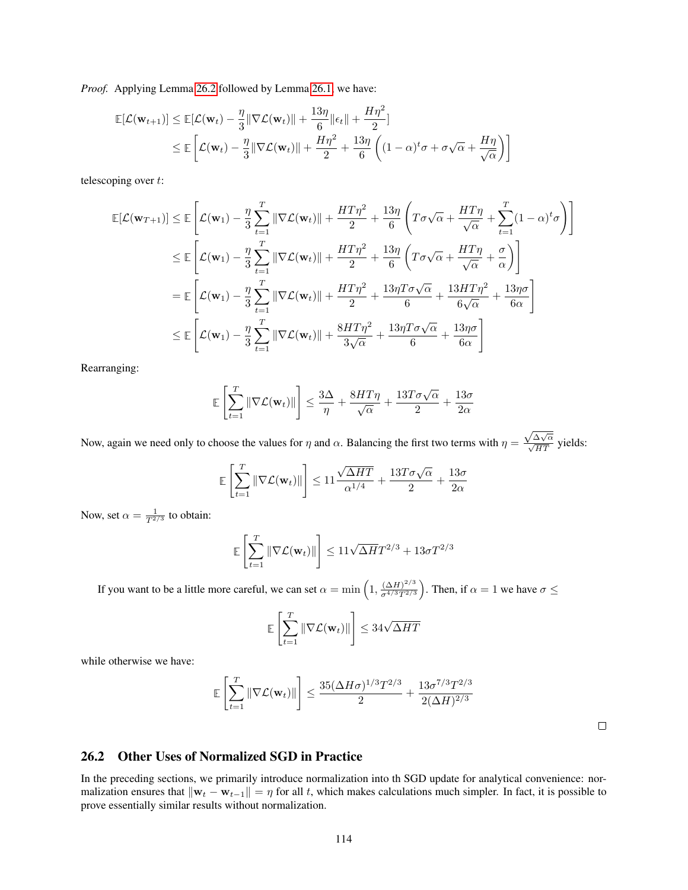*Proof.* Applying Lemma 26.2 followed by Lemma 26.1, we have:

$$
\begin{aligned}
\mathbb{E}[\mathcal{L}(\mathbf{w}_{t+1})] &\leq \mathbb{E}[\mathcal{L}(\mathbf{w}_t) - \frac{\eta}{3}\|\nabla\mathcal{L}(\mathbf{w}_t)\| + \frac{13\eta}{6}\|\epsilon_t\| + \frac{H\eta^2}{2}] \\
&\leq \mathbb{E}\left[\mathcal{L}(\mathbf{w}_t) - \frac{\eta}{3}\|\nabla\mathcal{L}(\mathbf{w}_t)\| + \frac{H\eta^2}{2} + \frac{13\eta}{6}\left((1-\alpha)^t\sigma + \sigma\sqrt{\alpha} + \frac{H\eta}{\sqrt{\alpha}}\right)\right]
\end{aligned}
$$

telescoping over $t$:

$$
\begin{aligned}
\mathbb{E}[\mathcal{L}(\mathbf{w}_{T+1})] &\leq \mathbb{E}\left[\mathcal{L}(\mathbf{w}_1) - \frac{\eta}{3}\sum_{t=1}^{T}\|\nabla\mathcal{L}(\mathbf{w}_t)\| + \frac{HT\eta^2}{2} + \frac{13\eta}{6}\left(T\sigma\sqrt{\alpha} + \frac{HT\eta}{\sqrt{\alpha}} + \sum_{t=1}^{T}(1-\alpha)^t\sigma\right)\right] \\
&\leq \mathbb{E}\left[\mathcal{L}(\mathbf{w}_1) - \frac{\eta}{3}\sum_{t=1}^{T}\|\nabla\mathcal{L}(\mathbf{w}_t)\| + \frac{HT\eta^2}{2} + \frac{13\eta}{6}\left(T\sigma\sqrt{\alpha} + \frac{HT\eta}{\sqrt{\alpha}} + \frac{\sigma}{\alpha}\right)\right] \\
&= \mathbb{E}\left[\mathcal{L}(\mathbf{w}_1) - \frac{\eta}{3}\sum_{t=1}^{T}\|\nabla\mathcal{L}(\mathbf{w}_t)\| + \frac{HT\eta^2}{2} + \frac{13\eta T\sigma\sqrt{\alpha}}{6} + \frac{13HT\eta^2}{6\sqrt{\alpha}} + \frac{13\eta\sigma}{6\alpha}\right] \\
&\leq \mathbb{E}\left[\mathcal{L}(\mathbf{w}_1) - \frac{\eta}{3}\sum_{t=1}^{T}\|\nabla\mathcal{L}(\mathbf{w}_t)\| + \frac{8HT\eta^2}{3\sqrt{\alpha}} + \frac{13\eta T\sigma\sqrt{\alpha}}{6} + \frac{13\eta\sigma}{6\alpha}\right]
\end{aligned}
$$

Rearranging:

$$
\mathbb{E}\left[\sum_{t=1}^{T}\|\nabla\mathcal{L}(\mathbf{w}_t)\|\right] \leq \frac{3\Delta}{\eta} + \frac{8HT\eta}{\sqrt{\alpha}} + \frac{13T\sigma\sqrt{\alpha}}{2} + \frac{13\sigma}{2\alpha}
$$

Now, again we need only to choose the values for $\eta$ and $\alpha$. Balancing the first two terms with $\eta = \frac{\sqrt{\Delta\sqrt{\alpha}}}{\sqrt{HT}}$ yields:

$$
\mathbb{E}\left[\sum_{t=1}^{T}\|\nabla\mathcal{L}(\mathbf{w}_t)\|\right] \leq 11\frac{\sqrt{\Delta HT}}{\alpha^{1/4}} + \frac{13T\sigma\sqrt{\alpha}}{2} + \frac{13\sigma}{2\alpha}
$$

Now, set $\alpha = \frac{1}{T^{2/3}}$ to obtain:

$$
\mathbb{E}\left[\sum_{t=1}^{T}\|\nabla\mathcal{L}(\mathbf{w}_t)\|\right] \leq 11\sqrt{\Delta H}T^{2/3} + 13\sigma T^{2/3}
$$

If you want to be a little more careful, we can set $\alpha = \min\left(1, \frac{(\Delta H)^{2/3}}{\sigma^{4/3}T^{2/3}}\right)$. Then, if $\alpha = 1$ we have $\sigma \leq$

$$
\mathbb{E}\left[\sum_{t=1}^{T}\|\nabla\mathcal{L}(\mathbf{w}_t)\|\right] \leq 34\sqrt{\Delta HT}
$$

while otherwise we have:

$$
\mathbb{E}\left[\sum_{t=1}^{T}\|\nabla\mathcal{L}(\mathbf{w}_t)\|\right] \leq \frac{35(\Delta H\sigma)^{1/3}T^{2/3}}{2} + \frac{13\sigma^{7/3}T^{2/3}}{2(\Delta H)^{2/3}}
$$

□

## 26.2 Other Uses of Normalized SGD in Practice

In the preceding sections, we primarily introduce normalization into th SGD update for analytical convenience: normalization ensures that $\|\mathbf{w}_t - \mathbf{w}_{t-1}\| = \eta$ for all $t$, which makes calculations much simpler. In fact, it is possible to prove essentially similar results without normalization.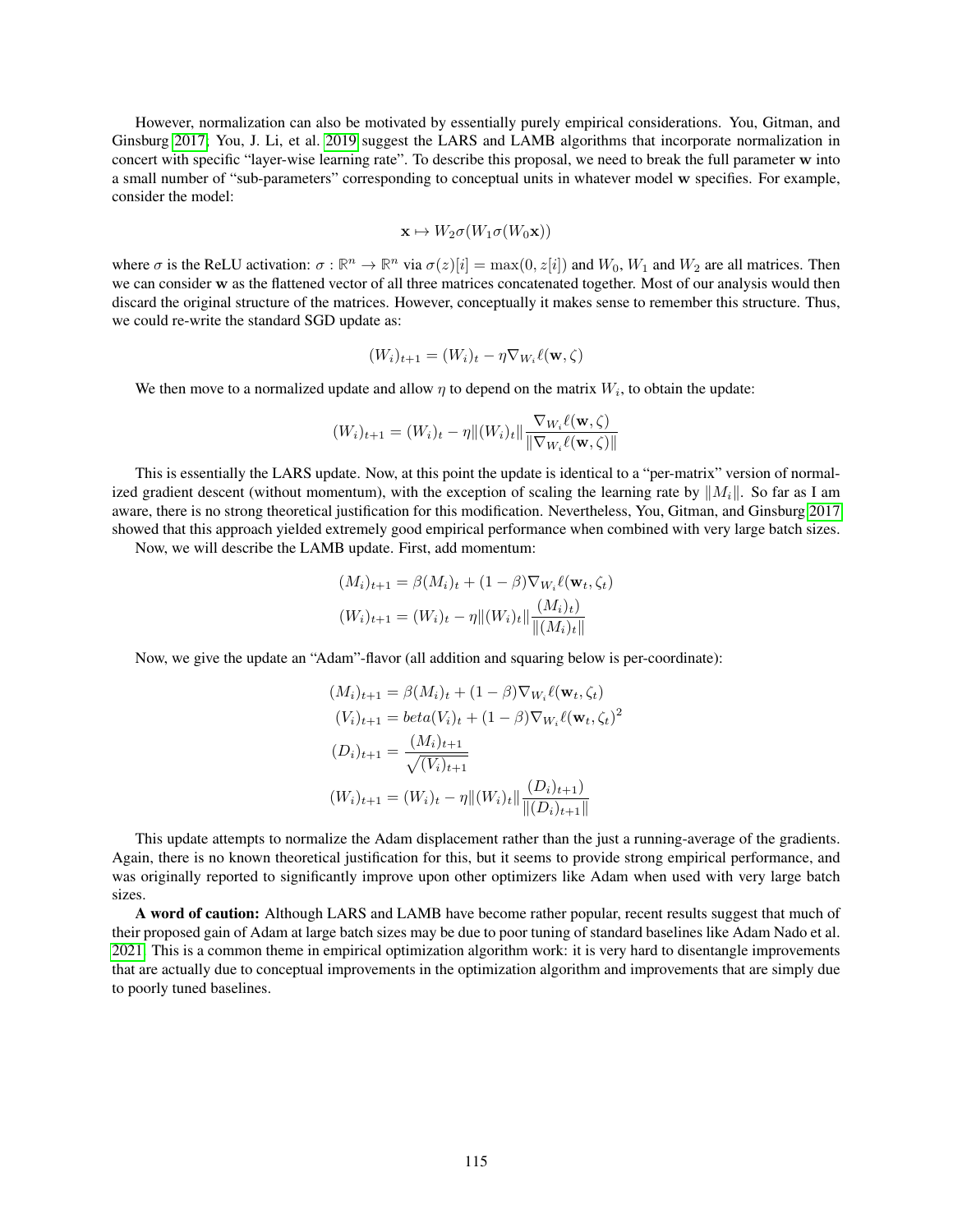However, normalization can also be motivated by essentially purely empirical considerations. You, Gitman, and Ginsburg 2017; You, J. Li, et al. 2019 suggest the LARS and LAMB algorithms that incorporate normalization in concert with specific "layer-wise learning rate". To describe this proposal, we need to break the full parameter $\mathbf{w}$ into a small number of "sub-parameters" corresponding to conceptual units in whatever model $\mathbf{w}$ specifies. For example, consider the model:

$$\mathbf{x} \mapsto W_2\sigma(W_1\sigma(W_0\mathbf{x}))$$

where $\sigma$ is the ReLU activation: $\sigma : \mathbb{R}^n \to \mathbb{R}^n$ via $\sigma(z)[i] = \max(0, z[i])$ and $W_0$, $W_1$ and $W_2$ are all matrices. Then we can consider $\mathbf{w}$ as the flattened vector of all three matrices concatenated together. Most of our analysis would then discard the original structure of the matrices. However, conceptually it makes sense to remember this structure. Thus, we could re-write the standard SGD update as:

$$(W_i)_{t+1} = (W_i)_t - \eta \nabla_{W_i} \ell(\mathbf{w}, \zeta)$$

We then move to a normalized update and allow $\eta$ to depend on the matrix $W_i$, to obtain the update:

$$(W_i)_{t+1} = (W_i)_t - \eta \|(W_i)_t\| \frac{\nabla_{W_i} \ell(\mathbf{w}, \zeta)}{\|\nabla_{W_i} \ell(\mathbf{w}, \zeta)\|}$$

This is essentially the LARS update. Now, at this point the update is identical to a "per-matrix" version of normalized gradient descent (without momentum), with the exception of scaling the learning rate by $\|M_i\|$. So far as I am aware, there is no strong theoretical justification for this modification. Nevertheless, You, Gitman, and Ginsburg 2017 showed that this approach yielded extremely good empirical performance when combined with very large batch sizes.

Now, we will describe the LAMB update. First, add momentum:

$$\begin{aligned}
(M_i)_{t+1} &= \beta(M_i)_t + (1-\beta)\nabla_{W_i} \ell(\mathbf{w}_t, \zeta_t) \\
(W_i)_{t+1} &= (W_i)_t - \eta \|(W_i)_t\| \frac{(M_i)_t)}{\|(M_i)_t\|}
\end{aligned}$$

Now, we give the update an "Adam"-flavor (all addition and squaring below is per-coordinate):

$$\begin{aligned}
(M_i)_{t+1} &= \beta(M_i)_t + (1-\beta)\nabla_{W_i} \ell(\mathbf{w}_t, \zeta_t) \\
(V_i)_{t+1} &= beta(V_i)_t + (1-\beta)\nabla_{W_i} \ell(\mathbf{w}_t, \zeta_t)^2 \\
(D_i)_{t+1} &= \frac{(M_i)_{t+1}}{\sqrt{(V_i)_{t+1}}} \\
(W_i)_{t+1} &= (W_i)_t - \eta \|(W_i)_t\| \frac{(D_i)_{t+1})}{\|(D_i)_{t+1}\|}
\end{aligned}$$

This update attempts to normalize the Adam displacement rather than the just a running-average of the gradients. Again, there is no known theoretical justification for this, but it seems to provide strong empirical performance, and was originally reported to significantly improve upon other optimizers like Adam when used with very large batch sizes.

**A word of caution:** Although LARS and LAMB have become rather popular, recent results suggest that much of their proposed gain of Adam at large batch sizes may be due to poor tuning of standard baselines like Adam Nado et al. 2021. This is a common theme in empirical optimization algorithm work: it is very hard to disentangle improvements that are actually due to conceptual improvements in the optimization algorithm and improvements that are simply due to poorly tuned baselines.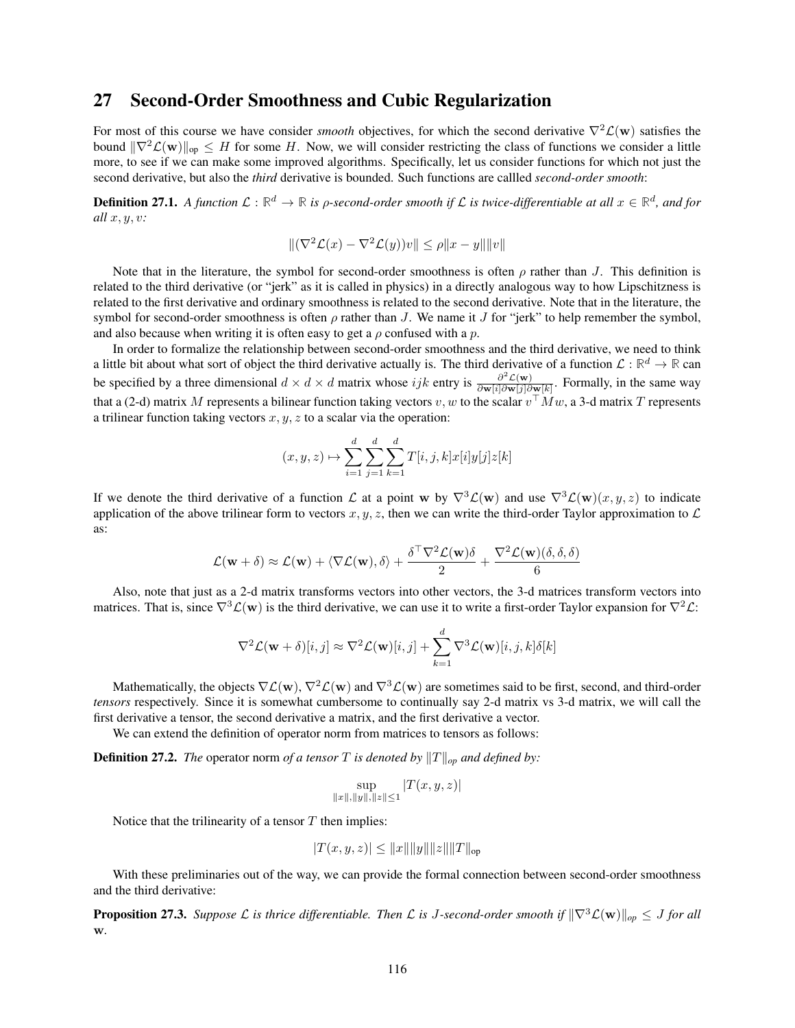## 27 Second-Order Smoothness and Cubic Regularization

For most of this course we have consider *smooth* objectives, for which the second derivative $\nabla^2\mathcal{L}(\mathbf{w})$ satisfies the bound $\|\nabla^2\mathcal{L}(\mathbf{w})\|_{\text{op}} \le H$ for some $H$. Now, we will consider restricting the class of functions we consider a little more, to see if we can make some improved algorithms. Specifically, let us consider functions for which not just the second derivative, but also the *third* derivative is bounded. Such functions are callled *second-order smooth*:

**Definition 27.1.** *A function $\mathcal{L} : \mathbb{R}^d \to \mathbb{R}$ is $\rho$-second-order smooth if $\mathcal{L}$ is twice-differentiable at all $x \in \mathbb{R}^d$, and for all $x, y, v$:*

$$\|(\nabla^2\mathcal{L}(x) - \nabla^2\mathcal{L}(y))v\| \le \rho\|x - y\|\|v\|$$

Note that in the literature, the symbol for second-order smoothness is often $\rho$ rather than $J$. This definition is related to the third derivative (or "jerk" as it is called in physics) in a directly analogous way to how Lipschitzness is related to the first derivative and ordinary smoothness is related to the second derivative. Note that in the literature, the symbol for second-order smoothness is often $\rho$ rather than $J$. We name it $J$ for "jerk" to help remember the symbol, and also because when writing it is often easy to get a $\rho$ confused with a $p$.

In order to formalize the relationship between second-order smoothness and the third derivative, we need to think a little bit about what sort of object the third derivative actually is. The third derivative of a function $\mathcal{L} : \mathbb{R}^d \to \mathbb{R}$ can be specified by a three dimensional $d \times d \times d$ matrix whose $ijk$ entry is $\frac{\partial^2\mathcal{L}(\mathbf{w})}{\partial\mathbf{w}[i]\partial\mathbf{w}[j]\partial\mathbf{w}[k]}$. Formally, in the same way that a (2-d) matrix $M$ represents a bilinear function taking vectors $v, w$ to the scalar $v^\top Mw$, a 3-d matrix $T$ represents a trilinear function taking vectors $x, y, z$ to a scalar via the operation:

$$(x, y, z) \mapsto \sum_{i=1}^{d}\sum_{j=1}^{d}\sum_{k=1}^{d} T[i, j, k]x[i]y[j]z[k]$$

If we denote the third derivative of a function $\mathcal{L}$ at a point $\mathbf{w}$ by $\nabla^3\mathcal{L}(\mathbf{w})$ and use $\nabla^3\mathcal{L}(\mathbf{w})(x, y, z)$ to indicate application of the above trilinear form to vectors $x, y, z$, then we can write the third-order Taylor approximation to $\mathcal{L}$ as:

$$\mathcal{L}(\mathbf{w} + \delta) \approx \mathcal{L}(\mathbf{w}) + \langle\nabla\mathcal{L}(\mathbf{w}), \delta\rangle + \frac{\delta^\top\nabla^2\mathcal{L}(\mathbf{w})\delta}{2} + \frac{\nabla^2\mathcal{L}(\mathbf{w})(\delta, \delta, \delta)}{6}$$

Also, note that just as a 2-d matrix transforms vectors into other vectors, the 3-d matrices transform vectors into matrices. That is, since $\nabla^3\mathcal{L}(\mathbf{w})$ is the third derivative, we can use it to write a first-order Taylor expansion for $\nabla^2\mathcal{L}$:

$$\nabla^2\mathcal{L}(\mathbf{w} + \delta)[i, j] \approx \nabla^2\mathcal{L}(\mathbf{w})[i, j] + \sum_{k=1}^{d}\nabla^3\mathcal{L}(\mathbf{w})[i, j, k]\delta[k]$$

Mathematically, the objects $\nabla\mathcal{L}(\mathbf{w})$, $\nabla^2\mathcal{L}(\mathbf{w})$ and $\nabla^3\mathcal{L}(\mathbf{w})$ are sometimes said to be first, second, and third-order *tensors* respectively. Since it is somewhat cumbersome to continually say 2-d matrix vs 3-d matrix, we will call the first derivative a tensor, the second derivative a matrix, and the first derivative a vector.

We can extend the definition of operator norm from matrices to tensors as follows:

**Definition 27.2.** *The* operator norm *of a tensor $T$ is denoted by $\|T\|_{op}$ and defined by:*

$$\sup_{\|x\|,\|y\|,\|z\|\le 1} |T(x, y, z)|$$

Notice that the trilinearity of a tensor $T$ then implies:

$$|T(x, y, z)| \le \|x\|\|y\|\|z\|\|T\|_{\text{op}}$$

With these preliminaries out of the way, we can provide the formal connection between second-order smoothness and the third derivative:

**Proposition 27.3.** *Suppose $\mathcal{L}$ is thrice differentiable. Then $\mathcal{L}$ is $J$-second-order smooth if $\|\nabla^3\mathcal{L}(\mathbf{w})\|_{op} \le J$ for all* $\mathbf{w}$.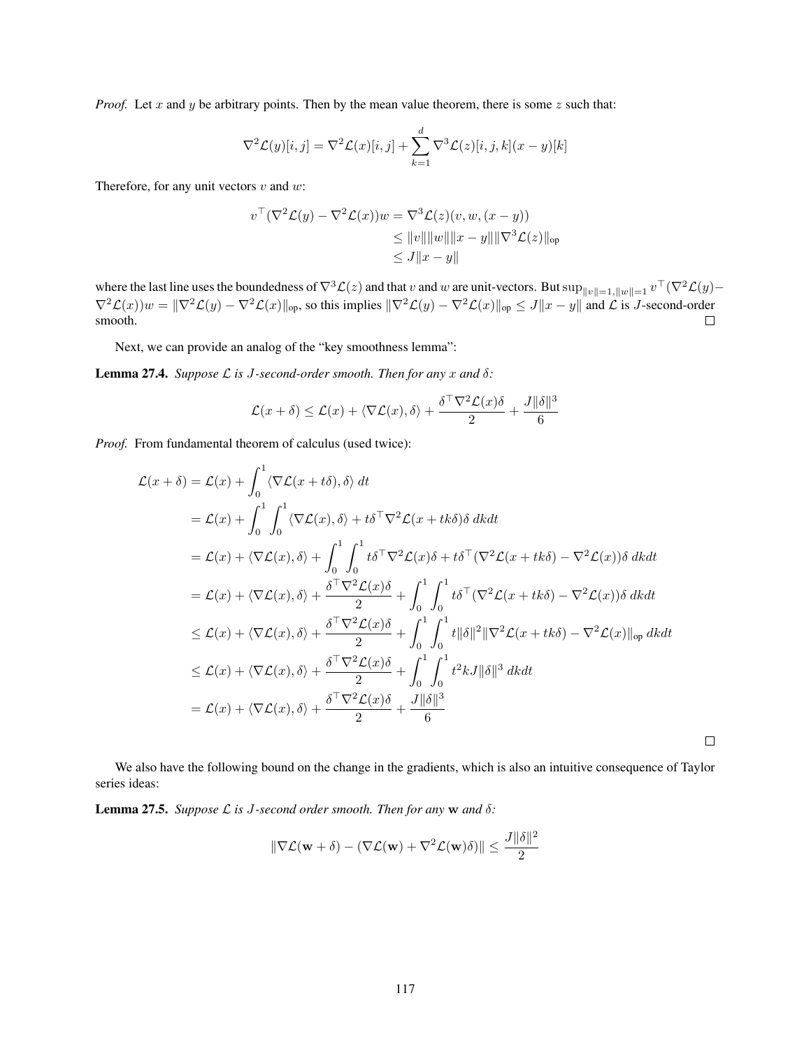*Proof.* Let $x$ and $y$ be arbitrary points. Then by the mean value theorem, there is some $z$ such that:

$$\nabla^2 \mathcal{L}(y)[i,j] = \nabla^2 \mathcal{L}(x)[i,j] + \sum_{k=1}^{d} \nabla^3 \mathcal{L}(z)[i,j,k](x-y)[k]$$

Therefore, for any unit vectors $v$ and $w$:

$$\begin{aligned} v^\top (\nabla^2 \mathcal{L}(y) - \nabla^2 \mathcal{L}(x)) w &= \nabla^3 \mathcal{L}(z)(v, w, (x-y)) \\ &\leq \|v\| \|w\| \|x-y\| \|\nabla^3 \mathcal{L}(z)\|_{\text{op}} \\ &\leq J\|x-y\| \end{aligned}$$

where the last line uses the boundedness of $\nabla^3 \mathcal{L}(z)$ and that $v$ and $w$ are unit-vectors. But $\sup_{\|v\|=1, \|w\|=1} v^\top (\nabla^2 \mathcal{L}(y) - \nabla^2 \mathcal{L}(x)) w = \|\nabla^2 \mathcal{L}(y) - \nabla^2 \mathcal{L}(x)\|_{\text{op}}$, so this implies $\|\nabla^2 \mathcal{L}(y) - \nabla^2 \mathcal{L}(x)\|_{\text{op}} \leq J\|x-y\|$ and $\mathcal{L}$ is $J$-second-order smooth. □

Next, we can provide an analog of the "key smoothness lemma":

**Lemma 27.4.** *Suppose $\mathcal{L}$ is $J$-second-order smooth. Then for any $x$ and $\delta$:*

$$\mathcal{L}(x+\delta) \leq \mathcal{L}(x) + \langle \nabla \mathcal{L}(x), \delta \rangle + \frac{\delta^\top \nabla^2 \mathcal{L}(x) \delta}{2} + \frac{J\|\delta\|^3}{6}$$

*Proof.* From fundamental theorem of calculus (used twice):

$$\begin{aligned} \mathcal{L}(x+\delta) &= \mathcal{L}(x) + \int_0^1 \langle \nabla \mathcal{L}(x+t\delta), \delta \rangle \, dt \\ &= \mathcal{L}(x) + \int_0^1 \int_0^1 \langle \nabla \mathcal{L}(x), \delta \rangle + t\delta^\top \nabla^2 \mathcal{L}(x+tk\delta)\delta \, dkdt \\ &= \mathcal{L}(x) + \langle \nabla \mathcal{L}(x), \delta \rangle + \int_0^1 \int_0^1 t\delta^\top \nabla^2 \mathcal{L}(x)\delta + t\delta^\top (\nabla^2 \mathcal{L}(x+tk\delta) - \nabla^2 \mathcal{L}(x))\delta \, dkdt \\ &= \mathcal{L}(x) + \langle \nabla \mathcal{L}(x), \delta \rangle + \frac{\delta^\top \nabla^2 \mathcal{L}(x)\delta}{2} + \int_0^1 \int_0^1 t\delta^\top (\nabla^2 \mathcal{L}(x+tk\delta) - \nabla^2 \mathcal{L}(x))\delta \, dkdt \\ &\leq \mathcal{L}(x) + \langle \nabla \mathcal{L}(x), \delta \rangle + \frac{\delta^\top \nabla^2 \mathcal{L}(x)\delta}{2} + \int_0^1 \int_0^1 t\|\delta\|^2 \|\nabla^2 \mathcal{L}(x+tk\delta) - \nabla^2 \mathcal{L}(x)\|_{\text{op}} \, dkdt \\ &\leq \mathcal{L}(x) + \langle \nabla \mathcal{L}(x), \delta \rangle + \frac{\delta^\top \nabla^2 \mathcal{L}(x)\delta}{2} + \int_0^1 \int_0^1 t^2 kJ\|\delta\|^3 \, dkdt \\ &= \mathcal{L}(x) + \langle \nabla \mathcal{L}(x), \delta \rangle + \frac{\delta^\top \nabla^2 \mathcal{L}(x)\delta}{2} + \frac{J\|\delta\|^3}{6} \end{aligned}$$

□

We also have the following bound on the change in the gradients, which is also an intuitive consequence of Taylor series ideas:

**Lemma 27.5.** *Suppose $\mathcal{L}$ is $J$-second order smooth. Then for any $\mathbf{w}$ and $\delta$:*

$$\|\nabla \mathcal{L}(\mathbf{w}+\delta) - (\nabla \mathcal{L}(\mathbf{w}) + \nabla^2 \mathcal{L}(\mathbf{w})\delta)\| \leq \frac{J\|\delta\|^2}{2}$$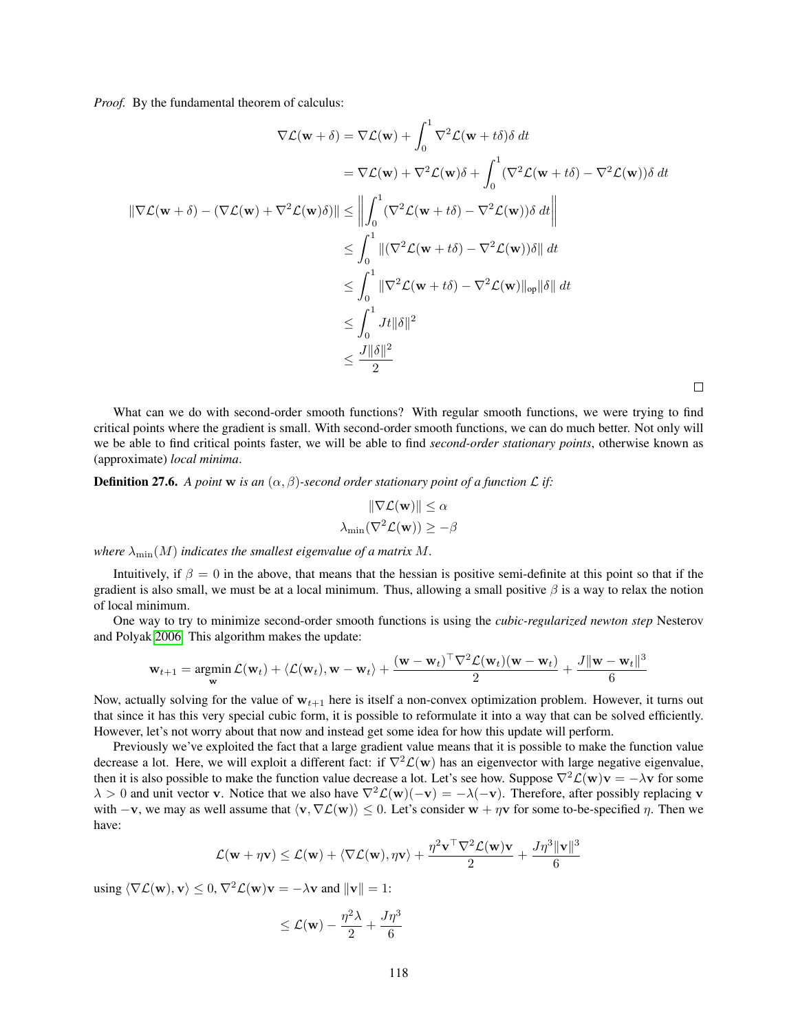*Proof.* By the fundamental theorem of calculus:

$$
\begin{aligned}
\nabla\mathcal{L}(\mathbf{w}+\delta) &= \nabla\mathcal{L}(\mathbf{w}) + \int_0^1 \nabla^2\mathcal{L}(\mathbf{w}+t\delta)\delta\ dt \\
&= \nabla\mathcal{L}(\mathbf{w}) + \nabla^2\mathcal{L}(\mathbf{w})\delta + \int_0^1 (\nabla^2\mathcal{L}(\mathbf{w}+t\delta) - \nabla^2\mathcal{L}(\mathbf{w}))\delta\ dt \\
\|\nabla\mathcal{L}(\mathbf{w}+\delta) - (\nabla\mathcal{L}(\mathbf{w}) + \nabla^2\mathcal{L}(\mathbf{w})\delta)\| &\le \left\| \int_0^1 (\nabla^2\mathcal{L}(\mathbf{w}+t\delta) - \nabla^2\mathcal{L}(\mathbf{w}))\delta\ dt \right\| \\
&\le \int_0^1 \|(\nabla^2\mathcal{L}(\mathbf{w}+t\delta) - \nabla^2\mathcal{L}(\mathbf{w}))\delta\|\ dt \\
&\le \int_0^1 \|\nabla^2\mathcal{L}(\mathbf{w}+t\delta) - \nabla^2\mathcal{L}(\mathbf{w})\|_{\text{op}}\|\delta\|\ dt \\
&\le \int_0^1 Jt\|\delta\|^2 \\
&\le \frac{J\|\delta\|^2}{2}
\end{aligned}
$$

□

What can we do with second-order smooth functions? With regular smooth functions, we were trying to find critical points where the gradient is small. With second-order smooth functions, we can do much better. Not only will we be able to find critical points faster, we will be able to find *second-order stationary points*, otherwise known as (approximate) *local minima*.

**Definition 27.6.** *A point* $\mathbf{w}$ *is an* $(\alpha, \beta)$*-second order stationary point of a function* $\mathcal{L}$ *if:*

$$
\begin{aligned}
\|\nabla\mathcal{L}(\mathbf{w})\| &\le \alpha \\
\lambda_{\min}(\nabla^2\mathcal{L}(\mathbf{w})) &\ge -\beta
\end{aligned}
$$

*where* $\lambda_{\min}(M)$ *indicates the smallest eigenvalue of a matrix* $M$.

Intuitively, if $\beta = 0$ in the above, that means that the hessian is positive semi-definite at this point so that if the gradient is also small, we must be at a local minimum. Thus, allowing a small positive $\beta$ is a way to relax the notion of local minimum.

One way to try to minimize second-order smooth functions is using the *cubic-regularized newton step* Nesterov and Polyak 2006. This algorithm makes the update:

$$
\mathbf{w}_{t+1} = \operatorname*{argmin}_{\mathbf{w}} \mathcal{L}(\mathbf{w}_t) + \langle \mathcal{L}(\mathbf{w}_t), \mathbf{w}-\mathbf{w}_t\rangle + \frac{(\mathbf{w}-\mathbf{w}_t)^\top \nabla^2\mathcal{L}(\mathbf{w}_t)(\mathbf{w}-\mathbf{w}_t)}{2} + \frac{J\|\mathbf{w}-\mathbf{w}_t\|^3}{6}
$$

Now, actually solving for the value of $\mathbf{w}_{t+1}$ here is itself a non-convex optimization problem. However, it turns out that since it has this very special cubic form, it is possible to reformulate it into a way that can be solved efficiently. However, let's not worry about that now and instead get some idea for how this update will perform.

Previously we've exploited the fact that a large gradient value means that it is possible to make the function value decrease a lot. Here, we will exploit a different fact: if $\nabla^2\mathcal{L}(\mathbf{w})$ has an eigenvector with large negative eigenvalue, then it is also possible to make the function value decrease a lot. Let's see how. Suppose $\nabla^2\mathcal{L}(\mathbf{w})\mathbf{v} = -\lambda\mathbf{v}$ for some $\lambda > 0$ and unit vector $\mathbf{v}$. Notice that we also have $\nabla^2\mathcal{L}(\mathbf{w})(-\mathbf{v}) = -\lambda(-\mathbf{v})$. Therefore, after possibly replacing $\mathbf{v}$ with $-\mathbf{v}$, we may as well assume that $\langle \mathbf{v}, \nabla\mathcal{L}(\mathbf{w})\rangle \le 0$. Let's consider $\mathbf{w} + \eta\mathbf{v}$ for some to-be-specified $\eta$. Then we have:

$$
\mathcal{L}(\mathbf{w}+\eta\mathbf{v}) \le \mathcal{L}(\mathbf{w}) + \langle \nabla\mathcal{L}(\mathbf{w}), \eta\mathbf{v}\rangle + \frac{\eta^2\mathbf{v}^\top\nabla^2\mathcal{L}(\mathbf{w})\mathbf{v}}{2} + \frac{J\eta^3\|\mathbf{v}\|^3}{6}
$$

using $\langle \nabla\mathcal{L}(\mathbf{w}), \mathbf{v}\rangle \le 0$, $\nabla^2\mathcal{L}(\mathbf{w})\mathbf{v} = -\lambda\mathbf{v}$ and $\|\mathbf{v}\| = 1$:

$$
\le \mathcal{L}(\mathbf{w}) - \frac{\eta^2\lambda}{2} + \frac{J\eta^3}{6}
$$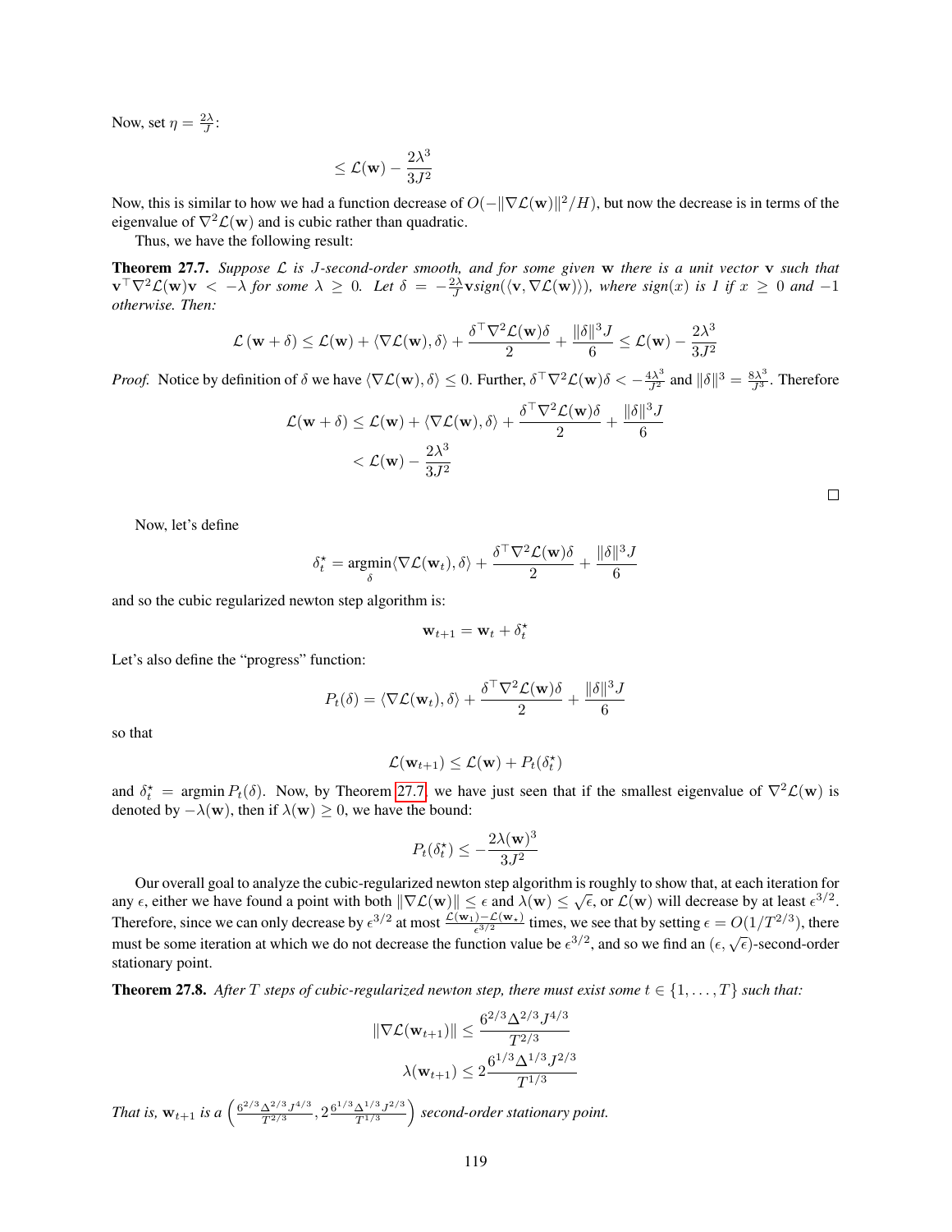Now, set $\eta = \frac{2\lambda}{J}$:

$$\leq \mathcal{L}(\mathbf{w}) - \frac{2\lambda^3}{3J^2}$$

Now, this is similar to how we had a function decrease of $O(-\|\nabla \mathcal{L}(\mathbf{w})\|^2/H)$, but now the decrease is in terms of the eigenvalue of $\nabla^2 \mathcal{L}(\mathbf{w})$ and is cubic rather than quadratic.

Thus, we have the following result:

**Theorem 27.7.** *Suppose $\mathcal{L}$ is $J$-second-order smooth, and for some given $\mathbf{w}$ there is a unit vector $\mathbf{v}$ such that $\mathbf{v}^\top \nabla^2 \mathcal{L}(\mathbf{w})\mathbf{v} < -\lambda$ for some $\lambda \geq 0$. Let $\delta = -\frac{2\lambda}{J}\mathbf{v}\text{sign}(\langle \mathbf{v}, \nabla \mathcal{L}(\mathbf{w})\rangle)$, where $\text{sign}(x)$ is 1 if $x \geq 0$ and $-1$ otherwise. Then:*

$$\mathcal{L}(\mathbf{w} + \delta) \leq \mathcal{L}(\mathbf{w}) + \langle \nabla \mathcal{L}(\mathbf{w}), \delta \rangle + \frac{\delta^\top \nabla^2 \mathcal{L}(\mathbf{w})\delta}{2} + \frac{\|\delta\|^3 J}{6} \leq \mathcal{L}(\mathbf{w}) - \frac{2\lambda^3}{3J^2}$$

*Proof.* Notice by definition of $\delta$ we have $\langle \nabla \mathcal{L}(\mathbf{w}), \delta \rangle \leq 0$. Further, $\delta^\top \nabla^2 \mathcal{L}(\mathbf{w})\delta < -\frac{4\lambda^3}{J^2}$ and $\|\delta\|^3 = \frac{8\lambda^3}{J^3}$. Therefore

$$\begin{aligned}
\mathcal{L}(\mathbf{w} + \delta) &\leq \mathcal{L}(\mathbf{w}) + \langle \nabla \mathcal{L}(\mathbf{w}), \delta \rangle + \frac{\delta^\top \nabla^2 \mathcal{L}(\mathbf{w})\delta}{2} + \frac{\|\delta\|^3 J}{6} \\
&< \mathcal{L}(\mathbf{w}) - \frac{2\lambda^3}{3J^2}
\end{aligned}$$

□

Now, let's define

$$\delta_t^\star = \underset{\delta}{\text{argmin}} \langle \nabla \mathcal{L}(\mathbf{w}_t), \delta \rangle + \frac{\delta^\top \nabla^2 \mathcal{L}(\mathbf{w})\delta}{2} + \frac{\|\delta\|^3 J}{6}$$

and so the cubic regularized newton step algorithm is:

$$\mathbf{w}_{t+1} = \mathbf{w}_t + \delta_t^\star$$

Let's also define the "progress" function:

$$P_t(\delta) = \langle \nabla \mathcal{L}(\mathbf{w}_t), \delta \rangle + \frac{\delta^\top \nabla^2 \mathcal{L}(\mathbf{w})\delta}{2} + \frac{\|\delta\|^3 J}{6}$$

so that

$$\mathcal{L}(\mathbf{w}_{t+1}) \leq \mathcal{L}(\mathbf{w}) + P_t(\delta_t^\star)$$

and $\delta_t^\star = \text{argmin}\, P_t(\delta)$. Now, by Theorem 27.7, we have just seen that if the smallest eigenvalue of $\nabla^2 \mathcal{L}(\mathbf{w})$ is denoted by $-\lambda(\mathbf{w})$, then if $\lambda(\mathbf{w}) \geq 0$, we have the bound:

$$P_t(\delta_t^\star) \leq -\frac{2\lambda(\mathbf{w})^3}{3J^2}$$

Our overall goal to analyze the cubic-regularized newton step algorithm is roughly to show that, at each iteration for any $\epsilon$, either we have found a point with both $\|\nabla \mathcal{L}(\mathbf{w})\| \leq \epsilon$ and $\lambda(\mathbf{w}) \leq \sqrt{\epsilon}$, or $\mathcal{L}(\mathbf{w})$ will decrease by at least $\epsilon^{3/2}$. Therefore, since we can only decrease by $\epsilon^{3/2}$ at most $\frac{\mathcal{L}(\mathbf{w}_1) - \mathcal{L}(\mathbf{w}_\star)}{\epsilon^{3/2}}$ times, we see that by setting $\epsilon = O(1/T^{2/3})$, there must be some iteration at which we do not decrease the function value be $\epsilon^{3/2}$, and so we find an $(\epsilon, \sqrt{\epsilon})$-second-order stationary point.

**Theorem 27.8.** *After $T$ steps of cubic-regularized newton step, there must exist some $t \in \{1, \ldots, T\}$ such that:*

$$\|\nabla \mathcal{L}(\mathbf{w}_{t+1})\| \leq \frac{6^{2/3}\Delta^{2/3}J^{4/3}}{T^{2/3}}$$

$$\lambda(\mathbf{w}_{t+1}) \leq 2\frac{6^{1/3}\Delta^{1/3}J^{2/3}}{T^{1/3}}$$

*That is, $\mathbf{w}_{t+1}$ is a $\left(\frac{6^{2/3}\Delta^{2/3}J^{4/3}}{T^{2/3}}, 2\frac{6^{1/3}\Delta^{1/3}J^{2/3}}{T^{1/3}}\right)$ second-order stationary point.*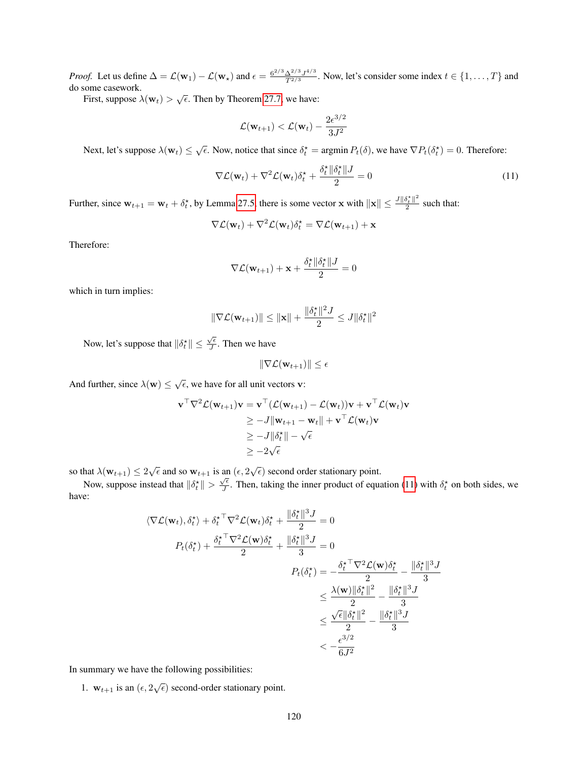*Proof.* Let us define $\Delta = \mathcal{L}(\mathbf{w}_1) - \mathcal{L}(\mathbf{w}_\star)$ and $\epsilon = \frac{6^{2/3}\Delta^{2/3}J^{4/3}}{T^{2/3}}$. Now, let's consider some index $t \in \{1, \dots, T\}$ and do some casework.

First, suppose $\lambda(\mathbf{w}_t) > \sqrt{\epsilon}$. Then by Theorem 27.7, we have:

$$\mathcal{L}(\mathbf{w}_{t+1}) < \mathcal{L}(\mathbf{w}_t) - \frac{2\epsilon^{3/2}}{3J^2}$$

Next, let's suppose $\lambda(\mathbf{w}_t) \le \sqrt{\epsilon}$. Now, notice that since $\delta_t^\star = \operatorname{argmin} P_t(\delta)$, we have $\nabla P_t(\delta_t^\star) = 0$. Therefore:

$$\nabla\mathcal{L}(\mathbf{w}_t) + \nabla^2\mathcal{L}(\mathbf{w}_t)\delta_t^\star + \frac{\delta_t^\star\|\delta_t^\star\|J}{2} = 0 \tag{11}$$

Further, since $\mathbf{w}_{t+1} = \mathbf{w}_t + \delta_t^\star$, by Lemma 27.5 there is some vector $\mathbf{x}$ with $\|\mathbf{x}\| \le \frac{J\|\delta_t^\star\|^2}{2}$ such that:

$$\nabla\mathcal{L}(\mathbf{w}_t) + \nabla^2\mathcal{L}(\mathbf{w}_t)\delta_t^\star = \nabla\mathcal{L}(\mathbf{w}_{t+1}) + \mathbf{x}$$

Therefore:

$$\nabla\mathcal{L}(\mathbf{w}_{t+1}) + \mathbf{x} + \frac{\delta_t^\star\|\delta_t^\star\|J}{2} = 0$$

which in turn implies:

$$\|\nabla\mathcal{L}(\mathbf{w}_{t+1})\| \le \|\mathbf{x}\| + \frac{\|\delta_t^\star\|^2 J}{2} \le J\|\delta_t^\star\|^2$$

Now, let's suppose that $\|\delta_t^\star\| \le \frac{\sqrt{\epsilon}}{J}$. Then we have

$$\|\nabla\mathcal{L}(\mathbf{w}_{t+1})\| \le \epsilon$$

And further, since $\lambda(\mathbf{w}) \le \sqrt{\epsilon}$, we have for all unit vectors $\mathbf{v}$:

$$\begin{aligned}
\mathbf{v}^\top\nabla^2\mathcal{L}(\mathbf{w}_{t+1})\mathbf{v} &= \mathbf{v}^\top(\mathcal{L}(\mathbf{w}_{t+1}) - \mathcal{L}(\mathbf{w}_t))\mathbf{v} + \mathbf{v}^\top\mathcal{L}(\mathbf{w}_t)\mathbf{v} \\
&\ge -J\|\mathbf{w}_{t+1} - \mathbf{w}_t\| + \mathbf{v}^\top\mathcal{L}(\mathbf{w}_t)\mathbf{v} \\
&\ge -J\|\delta_t^\star\| - \sqrt{\epsilon} \\
&\ge -2\sqrt{\epsilon}
\end{aligned}$$

so that $\lambda(\mathbf{w}_{t+1}) \le 2\sqrt{\epsilon}$ and so $\mathbf{w}_{t+1}$ is an $(\epsilon, 2\sqrt{\epsilon})$ second order stationary point.

Now, suppose instead that $\|\delta_t^\star\| > \frac{\sqrt{\epsilon}}{J}$. Then, taking the inner product of equation (11) with $\delta_t^\star$ on both sides, we have:

$$\begin{aligned}
\langle\nabla\mathcal{L}(\mathbf{w}_t), \delta_t^\star\rangle + {\delta_t^\star}^\top\nabla^2\mathcal{L}(\mathbf{w}_t)\delta_t^\star + \frac{\|\delta_t^\star\|^3 J}{2} &= 0 \\
P_t(\delta_t^\star) + \frac{{\delta_t^\star}^\top\nabla^2\mathcal{L}(\mathbf{w})\delta_t^\star}{2} + \frac{\|\delta_t^\star\|^3 J}{3} &= 0 \\
P_t(\delta_t^\star) &= -\frac{{\delta_t^\star}^\top\nabla^2\mathcal{L}(\mathbf{w})\delta_t^\star}{2} - \frac{\|\delta_t^\star\|^3 J}{3} \\
&\le \frac{\lambda(\mathbf{w})\|\delta_t^\star\|^2}{2} - \frac{\|\delta_t^\star\|^3 J}{3} \\
&\le \frac{\sqrt{\epsilon}\|\delta_t^\star\|^2}{2} - \frac{\|\delta_t^\star\|^3 J}{3} \\
&< -\frac{\epsilon^{3/2}}{6J^2}
\end{aligned}$$

In summary we have the following possibilities:

1. $\mathbf{w}_{t+1}$ is an $(\epsilon, 2\sqrt{\epsilon})$ second-order stationary point.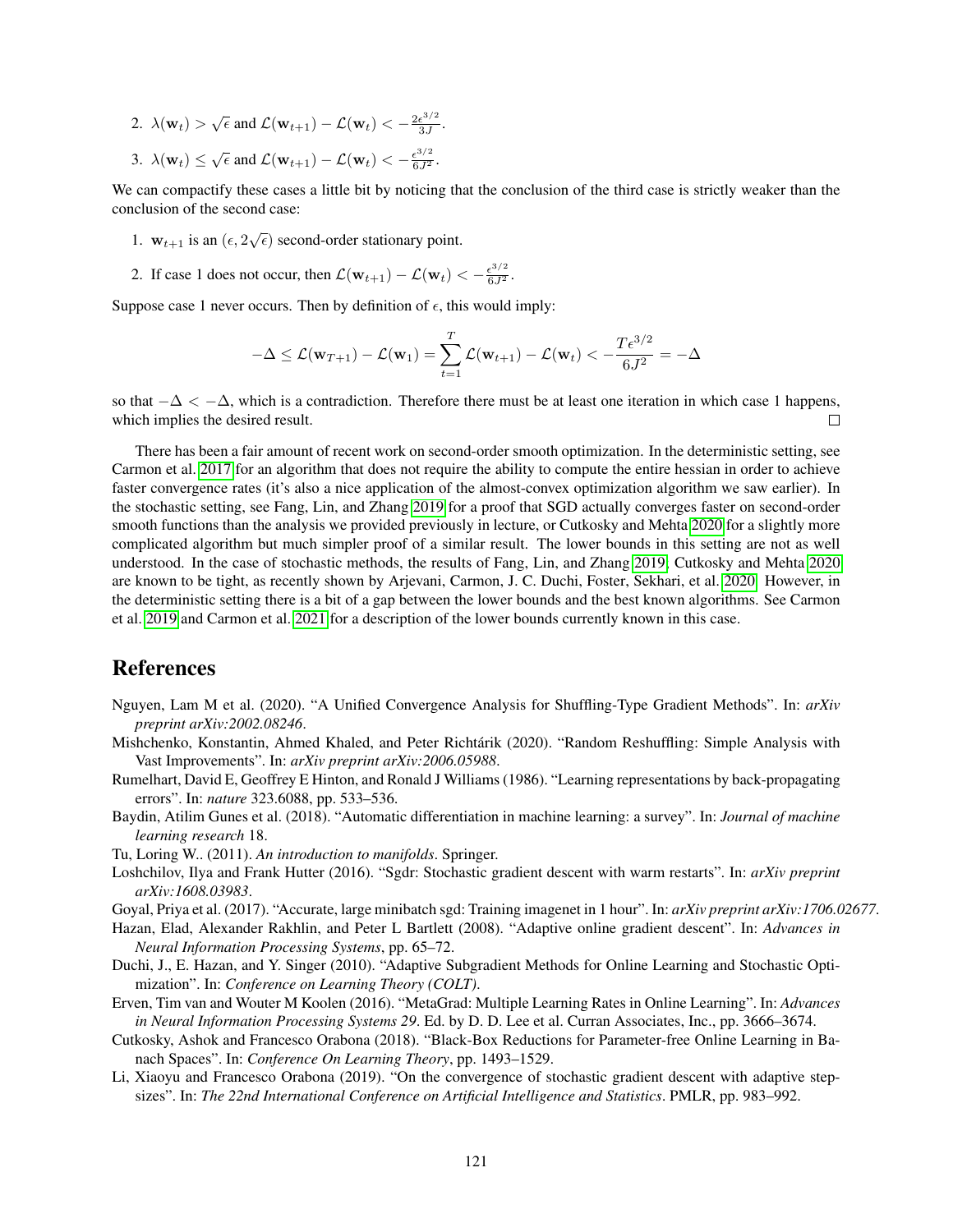2. $\lambda(\mathbf{w}_t) > \sqrt{\epsilon}$ and $\mathcal{L}(\mathbf{w}_{t+1}) - \mathcal{L}(\mathbf{w}_t) < -\frac{2\epsilon^{3/2}}{3J}$.

3. $\lambda(\mathbf{w}_t) \le \sqrt{\epsilon}$ and $\mathcal{L}(\mathbf{w}_{t+1}) - \mathcal{L}(\mathbf{w}_t) < -\frac{\epsilon^{3/2}}{6J^2}$.

We can compactify these cases a little bit by noticing that the conclusion of the third case is strictly weaker than the conclusion of the second case:

1. $\mathbf{w}_{t+1}$ is an $(\epsilon, 2\sqrt{\epsilon})$ second-order stationary point.

2. If case 1 does not occur, then $\mathcal{L}(\mathbf{w}_{t+1}) - \mathcal{L}(\mathbf{w}_t) < -\frac{\epsilon^{3/2}}{6J^2}$.

Suppose case 1 never occurs. Then by definition of $\epsilon$, this would imply:

$$-\Delta \le \mathcal{L}(\mathbf{w}_{T+1}) - \mathcal{L}(\mathbf{w}_1) = \sum_{t=1}^{T} \mathcal{L}(\mathbf{w}_{t+1}) - \mathcal{L}(\mathbf{w}_t) < -\frac{T\epsilon^{3/2}}{6J^2} = -\Delta$$

so that $-\Delta < -\Delta$, which is a contradiction. Therefore there must be at least one iteration in which case 1 happens, which implies the desired result. $\square$

There has been a fair amount of recent work on second-order smooth optimization. In the deterministic setting, see Carmon et al. 2017 for an algorithm that does not require the ability to compute the entire hessian in order to achieve faster convergence rates (it's also a nice application of the almost-convex optimization algorithm we saw earlier). In the stochastic setting, see Fang, Lin, and Zhang 2019 for a proof that SGD actually converges faster on second-order smooth functions than the analysis we provided previously in lecture, or Cutkosky and Mehta 2020 for a slightly more complicated algorithm but much simpler proof of a similar result. The lower bounds in this setting are not as well understood. In the case of stochastic methods, the results of Fang, Lin, and Zhang 2019; Cutkosky and Mehta 2020 are known to be tight, as recently shown by Arjevani, Carmon, J. C. Duchi, Foster, Sekhari, et al. 2020. However, in the deterministic setting there is a bit of a gap between the lower bounds and the best known algorithms. See Carmon et al. 2019 and Carmon et al. 2021 for a description of the lower bounds currently known in this case.

# References

Nguyen, Lam M et al. (2020). "A Unified Convergence Analysis for Shuffling-Type Gradient Methods". In: *arXiv preprint arXiv:2002.08246*.

Mishchenko, Konstantin, Ahmed Khaled, and Peter Richtárik (2020). "Random Reshuffling: Simple Analysis with Vast Improvements". In: *arXiv preprint arXiv:2006.05988*.

Rumelhart, David E, Geoffrey E Hinton, and Ronald J Williams (1986). "Learning representations by back-propagating errors". In: *nature* 323.6088, pp. 533–536.

Baydin, Atilim Gunes et al. (2018). "Automatic differentiation in machine learning: a survey". In: *Journal of machine learning research* 18.

Tu, Loring W.. (2011). *An introduction to manifolds*. Springer.

Loshchilov, Ilya and Frank Hutter (2016). "Sgdr: Stochastic gradient descent with warm restarts". In: *arXiv preprint arXiv:1608.03983*.

Goyal, Priya et al. (2017). "Accurate, large minibatch sgd: Training imagenet in 1 hour". In: *arXiv preprint arXiv:1706.02677*.

Hazan, Elad, Alexander Rakhlin, and Peter L Bartlett (2008). "Adaptive online gradient descent". In: *Advances in Neural Information Processing Systems*, pp. 65–72.

Duchi, J., E. Hazan, and Y. Singer (2010). "Adaptive Subgradient Methods for Online Learning and Stochastic Optimization". In: *Conference on Learning Theory (COLT)*.

Erven, Tim van and Wouter M Koolen (2016). "MetaGrad: Multiple Learning Rates in Online Learning". In: *Advances in Neural Information Processing Systems 29*. Ed. by D. D. Lee et al. Curran Associates, Inc., pp. 3666–3674.

Cutkosky, Ashok and Francesco Orabona (2018). "Black-Box Reductions for Parameter-free Online Learning in Banach Spaces". In: *Conference On Learning Theory*, pp. 1493–1529.

Li, Xiaoyu and Francesco Orabona (2019). "On the convergence of stochastic gradient descent with adaptive stepsizes". In: *The 22nd International Conference on Artificial Intelligence and Statistics*. PMLR, pp. 983–992.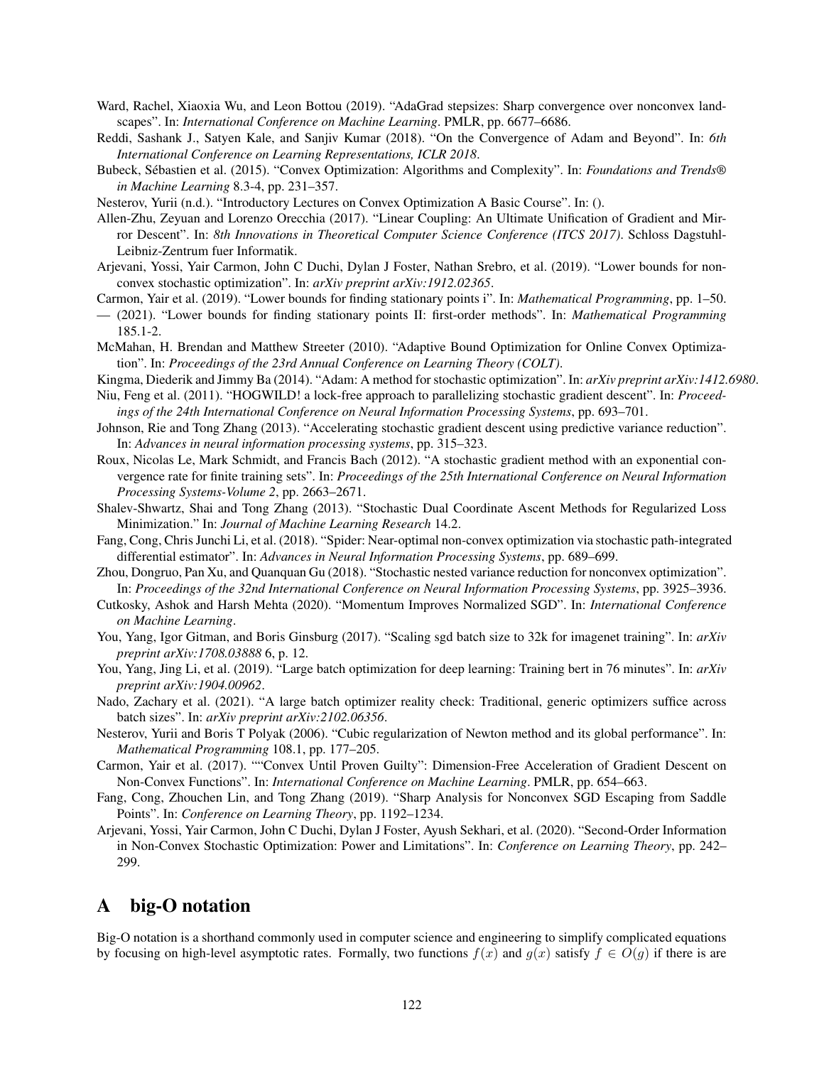Ward, Rachel, Xiaoxia Wu, and Leon Bottou (2019). "AdaGrad stepsizes: Sharp convergence over nonconvex landscapes". In: *International Conference on Machine Learning*. PMLR, pp. 6677–6686.

Reddi, Sashank J., Satyen Kale, and Sanjiv Kumar (2018). "On the Convergence of Adam and Beyond". In: *6th International Conference on Learning Representations, ICLR 2018*.

Bubeck, Sébastien et al. (2015). "Convex Optimization: Algorithms and Complexity". In: *Foundations and Trends® in Machine Learning* 8.3-4, pp. 231–357.

Nesterov, Yurii (n.d.). "Introductory Lectures on Convex Optimization A Basic Course". In: ().

Allen-Zhu, Zeyuan and Lorenzo Orecchia (2017). "Linear Coupling: An Ultimate Unification of Gradient and Mirror Descent". In: *8th Innovations in Theoretical Computer Science Conference (ITCS 2017)*. Schloss Dagstuhl-Leibniz-Zentrum fuer Informatik.

Arjevani, Yossi, Yair Carmon, John C Duchi, Dylan J Foster, Nathan Srebro, et al. (2019). "Lower bounds for nonconvex stochastic optimization". In: *arXiv preprint arXiv:1912.02365*.

Carmon, Yair et al. (2019). "Lower bounds for finding stationary points i". In: *Mathematical Programming*, pp. 1–50.

— (2021). "Lower bounds for finding stationary points II: first-order methods". In: *Mathematical Programming* 185.1-2.

McMahan, H. Brendan and Matthew Streeter (2010). "Adaptive Bound Optimization for Online Convex Optimization". In: *Proceedings of the 23rd Annual Conference on Learning Theory (COLT)*.

Kingma, Diederik and Jimmy Ba (2014). "Adam: A method for stochastic optimization". In: *arXiv preprint arXiv:1412.6980*.

Niu, Feng et al. (2011). "HOGWILD! a lock-free approach to parallelizing stochastic gradient descent". In: *Proceedings of the 24th International Conference on Neural Information Processing Systems*, pp. 693–701.

Johnson, Rie and Tong Zhang (2013). "Accelerating stochastic gradient descent using predictive variance reduction". In: *Advances in neural information processing systems*, pp. 315–323.

Roux, Nicolas Le, Mark Schmidt, and Francis Bach (2012). "A stochastic gradient method with an exponential convergence rate for finite training sets". In: *Proceedings of the 25th International Conference on Neural Information Processing Systems-Volume 2*, pp. 2663–2671.

Shalev-Shwartz, Shai and Tong Zhang (2013). "Stochastic Dual Coordinate Ascent Methods for Regularized Loss Minimization." In: *Journal of Machine Learning Research* 14.2.

Fang, Cong, Chris Junchi Li, et al. (2018). "Spider: Near-optimal non-convex optimization via stochastic path-integrated differential estimator". In: *Advances in Neural Information Processing Systems*, pp. 689–699.

Zhou, Dongruo, Pan Xu, and Quanquan Gu (2018). "Stochastic nested variance reduction for nonconvex optimization". In: *Proceedings of the 32nd International Conference on Neural Information Processing Systems*, pp. 3925–3936.

Cutkosky, Ashok and Harsh Mehta (2020). "Momentum Improves Normalized SGD". In: *International Conference on Machine Learning*.

You, Yang, Igor Gitman, and Boris Ginsburg (2017). "Scaling sgd batch size to 32k for imagenet training". In: *arXiv preprint arXiv:1708.03888* 6, p. 12.

You, Yang, Jing Li, et al. (2019). "Large batch optimization for deep learning: Training bert in 76 minutes". In: *arXiv preprint arXiv:1904.00962*.

Nado, Zachary et al. (2021). "A large batch optimizer reality check: Traditional, generic optimizers suffice across batch sizes". In: *arXiv preprint arXiv:2102.06356*.

Nesterov, Yurii and Boris T Polyak (2006). "Cubic regularization of Newton method and its global performance". In: *Mathematical Programming* 108.1, pp. 177–205.

Carmon, Yair et al. (2017). ""Convex Until Proven Guilty": Dimension-Free Acceleration of Gradient Descent on Non-Convex Functions". In: *International Conference on Machine Learning*. PMLR, pp. 654–663.

Fang, Cong, Zhouchen Lin, and Tong Zhang (2019). "Sharp Analysis for Nonconvex SGD Escaping from Saddle Points". In: *Conference on Learning Theory*, pp. 1192–1234.

Arjevani, Yossi, Yair Carmon, John C Duchi, Dylan J Foster, Ayush Sekhari, et al. (2020). "Second-Order Information in Non-Convex Stochastic Optimization: Power and Limitations". In: *Conference on Learning Theory*, pp. 242–299.

# A big-O notation

Big-O notation is a shorthand commonly used in computer science and engineering to simplify complicated equations by focusing on high-level asymptotic rates. Formally, two functions $f(x)$ and $g(x)$ satisfy $f \in O(g)$ if there is are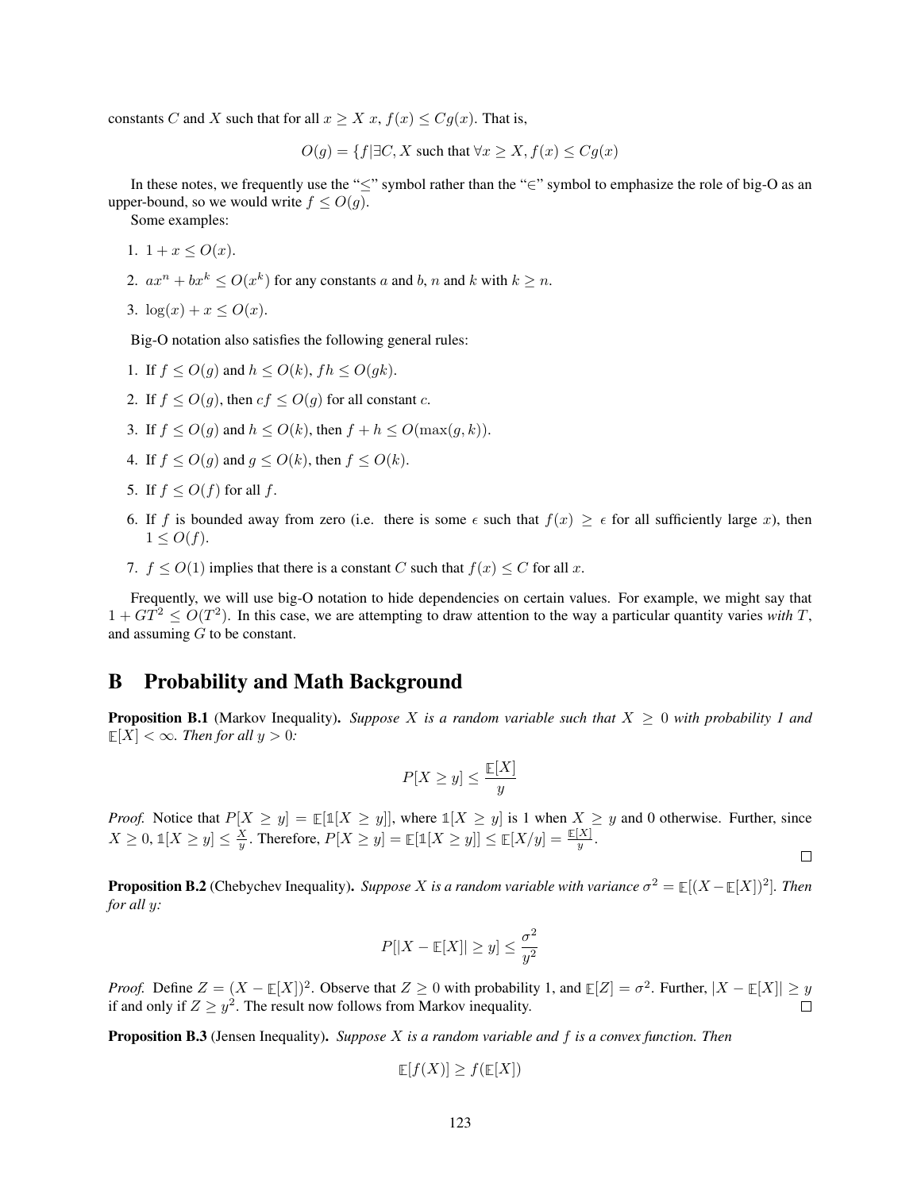constants $C$ and $X$ such that for all $x \geq X$ $x$, $f(x) \leq Cg(x)$. That is,

$$O(g) = \{f | \exists C, X \text{ such that } \forall x \geq X, f(x) \leq Cg(x)$$

In these notes, we frequently use the "$\leq$" symbol rather than the "$\in$" symbol to emphasize the role of big-O as an upper-bound, so we would write $f \leq O(g)$.

Some examples:

1. $1 + x \leq O(x)$.
2. $ax^n + bx^k \leq O(x^k)$ for any constants $a$ and $b$, $n$ and $k$ with $k \geq n$.
3. $\log(x) + x \leq O(x)$.

Big-O notation also satisfies the following general rules:

1. If $f \leq O(g)$ and $h \leq O(k)$, $fh \leq O(gk)$.
2. If $f \leq O(g)$, then $cf \leq O(g)$ for all constant $c$.
3. If $f \leq O(g)$ and $h \leq O(k)$, then $f + h \leq O(\max(g, k))$.
4. If $f \leq O(g)$ and $g \leq O(k)$, then $f \leq O(k)$.
5. If $f \leq O(f)$ for all $f$.
6. If $f$ is bounded away from zero (i.e. there is some $\epsilon$ such that $f(x) \geq \epsilon$ for all sufficiently large $x$), then $1 \leq O(f)$.
7. $f \leq O(1)$ implies that there is a constant $C$ such that $f(x) \leq C$ for all $x$.

Frequently, we will use big-O notation to hide dependencies on certain values. For example, we might say that $1 + GT^2 \leq O(T^2)$. In this case, we are attempting to draw attention to the way a particular quantity varies *with* $T$, and assuming $G$ to be constant.

# B Probability and Math Background

**Proposition B.1** (Markov Inequality). *Suppose $X$ is a random variable such that $X \geq 0$ with probability 1 and $\mathbb{E}[X] < \infty$. Then for all $y > 0$:*

$$P[X \geq y] \leq \frac{\mathbb{E}[X]}{y}$$

*Proof.* Notice that $P[X \geq y] = \mathbb{E}[\mathbb{1}[X \geq y]]$, where $\mathbb{1}[X \geq y]$ is 1 when $X \geq y$ and 0 otherwise. Further, since $X \geq 0$, $\mathbb{1}[X \geq y] \leq \frac{X}{y}$. Therefore, $P[X \geq y] = \mathbb{E}[\mathbb{1}[X \geq y]] \leq \mathbb{E}[X/y] = \frac{\mathbb{E}[X]}{y}$. □

**Proposition B.2** (Chebychev Inequality). *Suppose $X$ is a random variable with variance $\sigma^2 = \mathbb{E}[(X - \mathbb{E}[X])^2]$. Then for all $y$:*

$$P[|X - \mathbb{E}[X]| \geq y] \leq \frac{\sigma^2}{y^2}$$

*Proof.* Define $Z = (X - \mathbb{E}[X])^2$. Observe that $Z \geq 0$ with probability 1, and $\mathbb{E}[Z] = \sigma^2$. Further, $|X - \mathbb{E}[X]| \geq y$ if and only if $Z \geq y^2$. The result now follows from Markov inequality. □

**Proposition B.3** (Jensen Inequality). *Suppose $X$ is a random variable and $f$ is a convex function. Then*

$$\mathbb{E}[f(X)] \geq f(\mathbb{E}[X])$$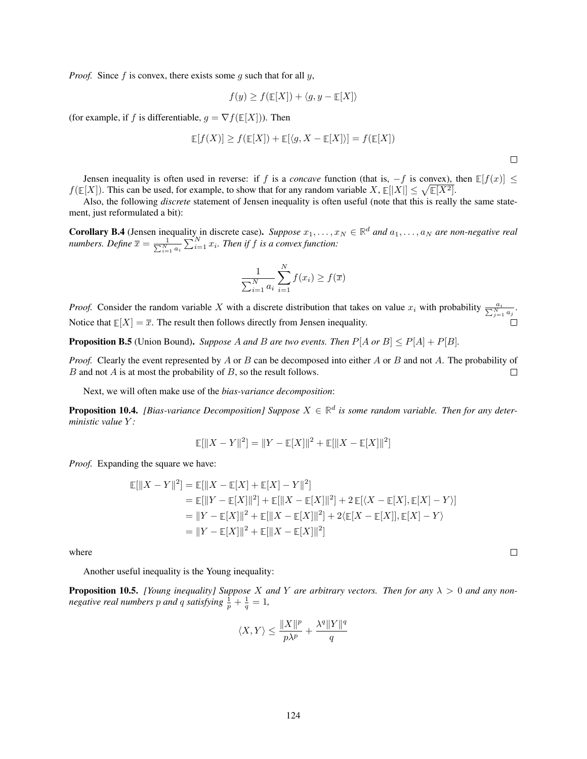*Proof.* Since $f$ is convex, there exists some $g$ such that for all $y$,

$$f(y) \geq f(\mathbb{E}[X]) + \langle g, y - \mathbb{E}[X] \rangle$$

(for example, if $f$ is differentiable, $g = \nabla f(\mathbb{E}[X])$). Then

$$\mathbb{E}[f(X)] \geq f(\mathbb{E}[X]) + \mathbb{E}[\langle g, X - \mathbb{E}[X] \rangle] = f(\mathbb{E}[X])$$

□

Jensen inequality is often used in reverse: if $f$ is a *concave* function (that is, $-f$ is convex), then $\mathbb{E}[f(x)] \leq f(\mathbb{E}[X])$. This can be used, for example, to show that for any random variable $X$, $\mathbb{E}[|X|] \leq \sqrt{\mathbb{E}[X^2]}$.

Also, the following *discrete* statement of Jensen inequality is often useful (note that this is really the same statement, just reformulated a bit):

**Corollary B.4** (Jensen inequality in discrete case). *Suppose $x_1, \dots, x_N \in \mathbb{R}^d$ and $a_1, \dots, a_N$ are non-negative real numbers. Define $\overline{x} = \frac{1}{\sum_{i=1}^N a_i} \sum_{i=1}^N x_i$. Then if $f$ is a convex function:*

$$\frac{1}{\sum_{i=1}^N a_i} \sum_{i=1}^N f(x_i) \geq f(\overline{x})$$

*Proof.* Consider the random variable $X$ with a discrete distribution that takes on value $x_i$ with probability $\frac{a_i}{\sum_{j=1}^N a_j}$. Notice that $\mathbb{E}[X] = \overline{x}$. The result then follows directly from Jensen inequality. □

**Proposition B.5** (Union Bound). *Suppose $A$ and $B$ are two events. Then $P[A \text{ or } B] \leq P[A] + P[B]$.*

*Proof.* Clearly the event represented by $A$ or $B$ can be decomposed into either $A$ or $B$ and not $A$. The probability of $B$ and not $A$ is at most the probability of $B$, so the result follows. □

Next, we will often make use of the *bias-variance decomposition*:

**Proposition 10.4.** *[Bias-variance Decomposition] Suppose $X \in \mathbb{R}^d$ is some random variable. Then for any deterministic value $Y$:*

$$\mathbb{E}[\|X - Y\|^2] = \|Y - \mathbb{E}[X]\|^2 + \mathbb{E}[\|X - \mathbb{E}[X]\|^2]$$

*Proof.* Expanding the square we have:

$$\begin{aligned}
\mathbb{E}[\|X - Y\|^2] &= \mathbb{E}[\|X - \mathbb{E}[X] + \mathbb{E}[X] - Y\|^2] \\
&= \mathbb{E}[\|Y - \mathbb{E}[X]\|^2] + \mathbb{E}[\|X - \mathbb{E}[X]\|^2] + 2\,\mathbb{E}[\langle X - \mathbb{E}[X], \mathbb{E}[X] - Y \rangle] \\
&= \|Y - \mathbb{E}[X]\|^2 + \mathbb{E}[\|X - \mathbb{E}[X]\|^2] + 2\langle \mathbb{E}[X - \mathbb{E}[X]], \mathbb{E}[X] - Y \rangle \\
&= \|Y - \mathbb{E}[X]\|^2 + \mathbb{E}[\|X - \mathbb{E}[X]\|^2]
\end{aligned}$$

where □

Another useful inequality is the Young inequality:

**Proposition 10.5.** *[Young inequality] Suppose $X$ and $Y$ are arbitrary vectors. Then for any $\lambda > 0$ and any non-negative real numbers $p$ and $q$ satisfying $\frac{1}{p} + \frac{1}{q} = 1$,*

$$\langle X, Y \rangle \leq \frac{\|X\|^p}{p\lambda^p} + \frac{\lambda^q \|Y\|^q}{q}$$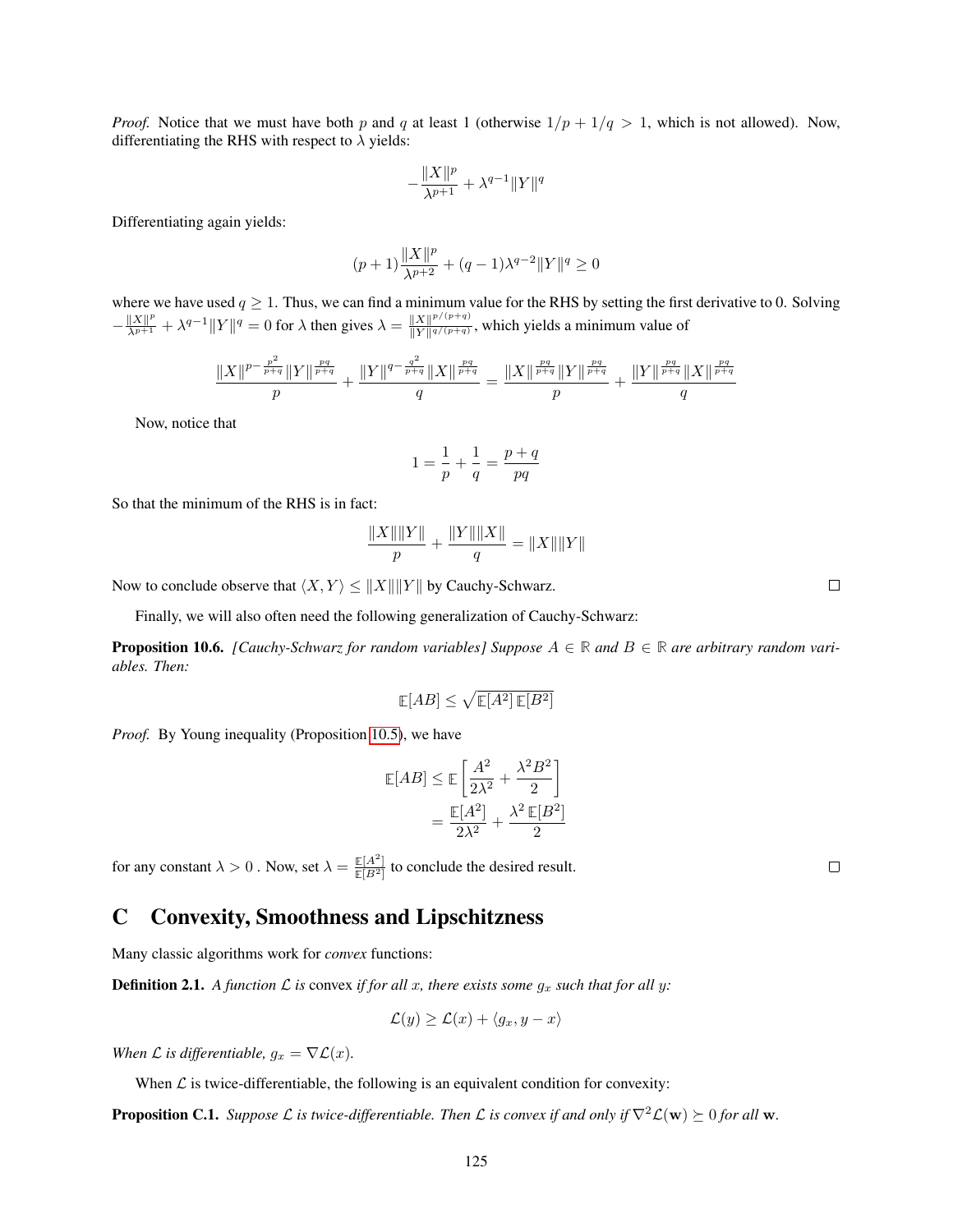*Proof.* Notice that we must have both $p$ and $q$ at least 1 (otherwise $1/p + 1/q > 1$, which is not allowed). Now, differentiating the RHS with respect to $\lambda$ yields:

$$-\frac{\|X\|^p}{\lambda^{p+1}} + \lambda^{q-1}\|Y\|^q$$

Differentiating again yields:

$$(p+1)\frac{\|X\|^p}{\lambda^{p+2}} + (q-1)\lambda^{q-2}\|Y\|^q \geq 0$$

where we have used $q \geq 1$. Thus, we can find a minimum value for the RHS by setting the first derivative to 0. Solving $-\frac{\|X\|^p}{\lambda^{p+1}} + \lambda^{q-1}\|Y\|^q = 0$ for $\lambda$ then gives $\lambda = \frac{\|X\|^{p/(p+q)}}{\|Y\|^{q/(p+q)}}$, which yields a minimum value of

$$\frac{\|X\|^{p-\frac{p^2}{p+q}}\|Y\|^{\frac{pq}{p+q}}}{p} + \frac{\|Y\|^{q-\frac{q^2}{p+q}}\|X\|^{\frac{pq}{p+q}}}{q} = \frac{\|X\|^{\frac{pq}{p+q}}\|Y\|^{\frac{pq}{p+q}}}{p} + \frac{\|Y\|^{\frac{pq}{p+q}}\|X\|^{\frac{pq}{p+q}}}{q}$$

Now, notice that

$$1 = \frac{1}{p} + \frac{1}{q} = \frac{p+q}{pq}$$

So that the minimum of the RHS is in fact:

$$\frac{\|X\|\|Y\|}{p} + \frac{\|Y\|\|X\|}{q} = \|X\|\|Y\|$$

Now to conclude observe that $\langle X, Y\rangle \leq \|X\|\|Y\|$ by Cauchy-Schwarz. □

Finally, we will also often need the following generalization of Cauchy-Schwarz:

**Proposition 10.6.** *[Cauchy-Schwarz for random variables] Suppose $A \in \mathbb{R}$ and $B \in \mathbb{R}$ are arbitrary random variables. Then:*

$$\mathbb{E}[AB] \leq \sqrt{\mathbb{E}[A^2]\,\mathbb{E}[B^2]}$$

*Proof.* By Young inequality (Proposition 10.5), we have

$$\begin{aligned}
\mathbb{E}[AB] &\leq \mathbb{E}\left[\frac{A^2}{2\lambda^2} + \frac{\lambda^2 B^2}{2}\right] \\
&= \frac{\mathbb{E}[A^2]}{2\lambda^2} + \frac{\lambda^2\,\mathbb{E}[B^2]}{2}
\end{aligned}$$

for any constant $\lambda > 0$ . Now, set $\lambda = \frac{\mathbb{E}[A^2]}{\mathbb{E}[B^2]}$ to conclude the desired result. □

# C Convexity, Smoothness and Lipschitzness

Many classic algorithms work for *convex* functions:

**Definition 2.1.** *A function $\mathcal{L}$ is* convex *if for all $x$, there exists some $g_x$ such that for all $y$:*

$$\mathcal{L}(y) \geq \mathcal{L}(x) + \langle g_x, y - x\rangle$$

*When $\mathcal{L}$ is differentiable, $g_x = \nabla\mathcal{L}(x)$.*

When $\mathcal{L}$ is twice-differentiable, the following is an equivalent condition for convexity:

**Proposition C.1.** *Suppose $\mathcal{L}$ is twice-differentiable. Then $\mathcal{L}$ is convex if and only if $\nabla^2\mathcal{L}(\mathbf{w}) \succeq 0$ for all $\mathbf{w}$.*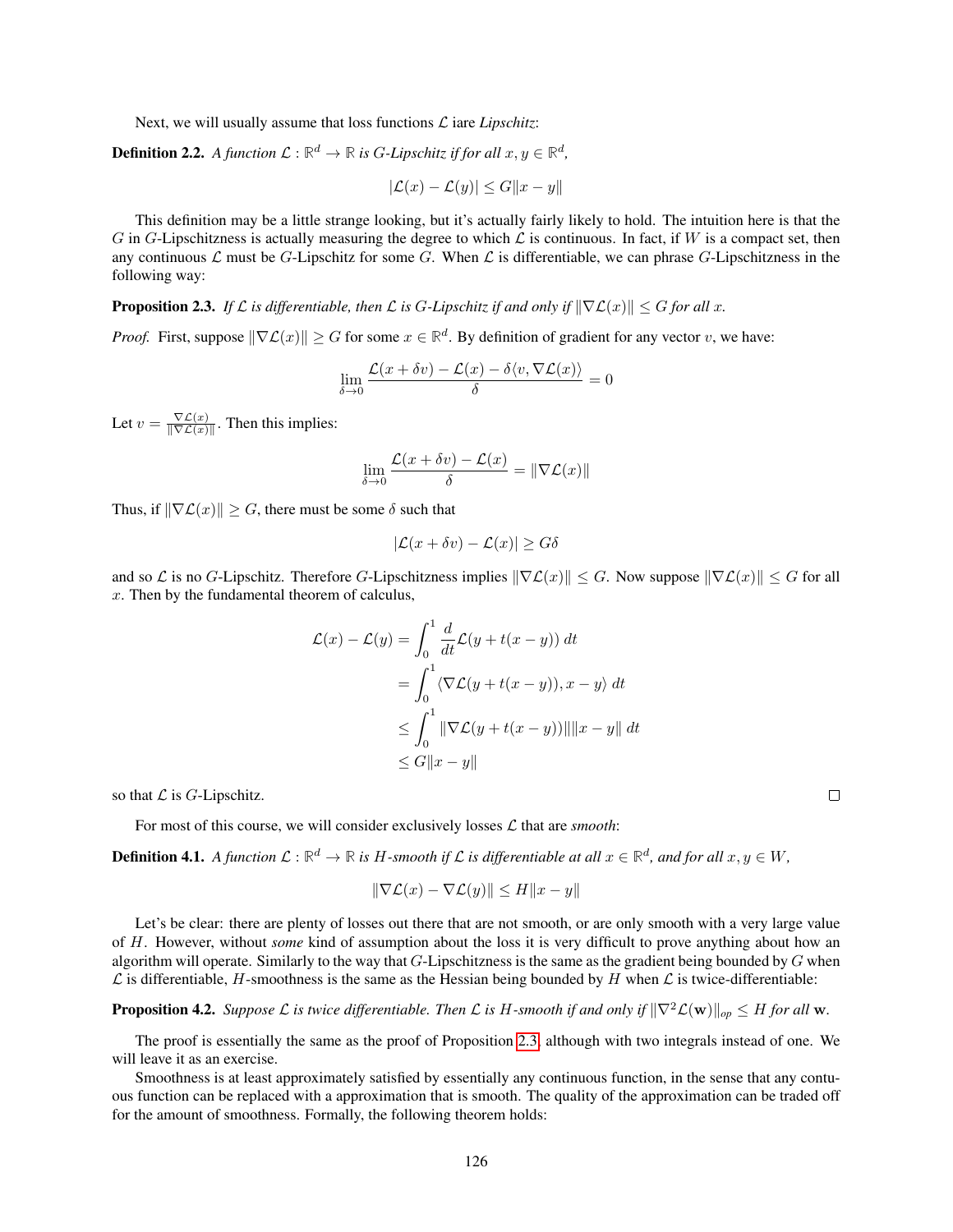Next, we will usually assume that loss functions $\mathcal{L}$ iare *Lipschitz*:

**Definition 2.2.** *A function $\mathcal{L} : \mathbb{R}^d \to \mathbb{R}$ is G-Lipschitz if for all $x, y \in \mathbb{R}^d$,*

$$|\mathcal{L}(x) - \mathcal{L}(y)| \le G\|x - y\|$$

This definition may be a little strange looking, but it's actually fairly likely to hold. The intuition here is that the $G$ in $G$-Lipschitzness is actually measuring the degree to which $\mathcal{L}$ is continuous. In fact, if $W$ is a compact set, then any continuous $\mathcal{L}$ must be $G$-Lipschitz for some $G$. When $\mathcal{L}$ is differentiable, we can phrase $G$-Lipschitzness in the following way:

**Proposition 2.3.** *If $\mathcal{L}$ is differentiable, then $\mathcal{L}$ is G-Lipschitz if and only if $\|\nabla\mathcal{L}(x)\| \le G$ for all $x$.*

*Proof.* First, suppose $\|\nabla\mathcal{L}(x)\| \ge G$ for some $x \in \mathbb{R}^d$. By definition of gradient for any vector $v$, we have:

$$\lim_{\delta \to 0} \frac{\mathcal{L}(x + \delta v) - \mathcal{L}(x) - \delta\langle v, \nabla\mathcal{L}(x)\rangle}{\delta} = 0$$

Let $v = \frac{\nabla\mathcal{L}(x)}{\|\nabla\mathcal{L}(x)\|}$. Then this implies:

$$\lim_{\delta \to 0} \frac{\mathcal{L}(x + \delta v) - \mathcal{L}(x)}{\delta} = \|\nabla\mathcal{L}(x)\|$$

Thus, if $\|\nabla\mathcal{L}(x)\| \ge G$, there must be some $\delta$ such that

$$|\mathcal{L}(x + \delta v) - \mathcal{L}(x)| \ge G\delta$$

and so $\mathcal{L}$ is no $G$-Lipschitz. Therefore $G$-Lipschitzness implies $\|\nabla\mathcal{L}(x)\| \le G$. Now suppose $\|\nabla\mathcal{L}(x)\| \le G$ for all $x$. Then by the fundamental theorem of calculus,

$$\begin{aligned}
\mathcal{L}(x) - \mathcal{L}(y) &= \int_0^1 \frac{d}{dt}\mathcal{L}(y + t(x - y))\, dt \\
&= \int_0^1 \langle \nabla\mathcal{L}(y + t(x - y)), x - y\rangle\, dt \\
&\le \int_0^1 \|\nabla\mathcal{L}(y + t(x - y))\|\|x - y\|\, dt \\
&\le G\|x - y\|
\end{aligned}$$

so that $\mathcal{L}$ is $G$-Lipschitz. □

For most of this course, we will consider exclusively losses $\mathcal{L}$ that are *smooth*:

**Definition 4.1.** *A function $\mathcal{L} : \mathbb{R}^d \to \mathbb{R}$ is H-smooth if $\mathcal{L}$ is differentiable at all $x \in \mathbb{R}^d$, and for all $x, y \in W$,*

$$\|\nabla\mathcal{L}(x) - \nabla\mathcal{L}(y)\| \le H\|x - y\|$$

Let's be clear: there are plenty of losses out there that are not smooth, or are only smooth with a very large value of $H$. However, without *some* kind of assumption about the loss it is very difficult to prove anything about how an algorithm will operate. Similarly to the way that $G$-Lipschitzness is the same as the gradient being bounded by $G$ when $\mathcal{L}$ is differentiable, $H$-smoothness is the same as the Hessian being bounded by $H$ when $\mathcal{L}$ is twice-differentiable:

**Proposition 4.2.** *Suppose $\mathcal{L}$ is twice differentiable. Then $\mathcal{L}$ is H-smooth if and only if $\|\nabla^2\mathcal{L}(\mathbf{w})\|_{op} \le H$ for all $\mathbf{w}$.*

The proof is essentially the same as the proof of Proposition 2.3, although with two integrals instead of one. We will leave it as an exercise.

Smoothness is at least approximately satisfied by essentially any continuous function, in the sense that any contuous function can be replaced with a approximation that is smooth. The quality of the approximation can be traded off for the amount of smoothness. Formally, the following theorem holds: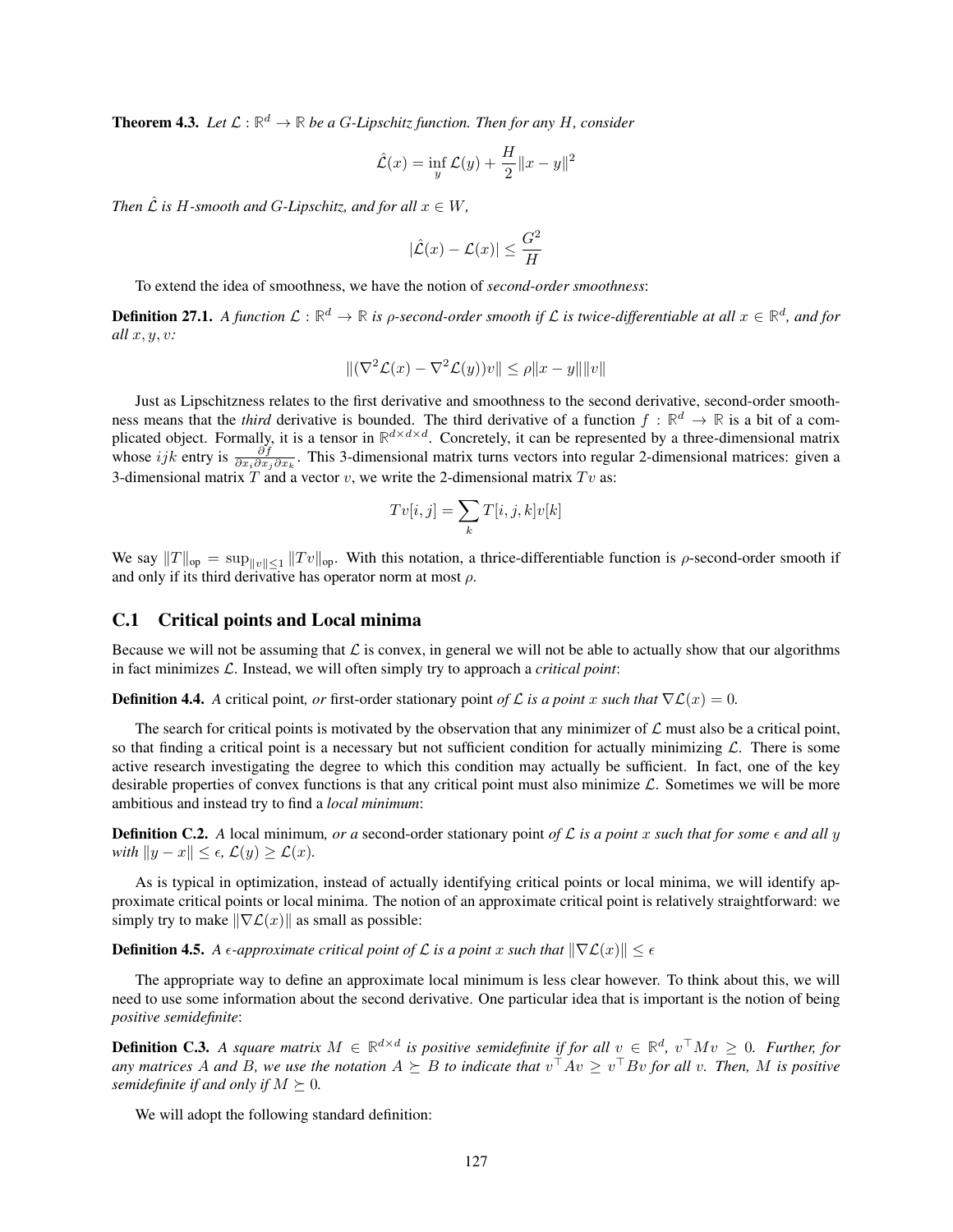**Theorem 4.3.** *Let $\mathcal{L} : \mathbb{R}^d \to \mathbb{R}$ be a G-Lipschitz function. Then for any $H$, consider*

$$\hat{\mathcal{L}}(x) = \inf_y \mathcal{L}(y) + \frac{H}{2}\|x - y\|^2$$

*Then $\hat{\mathcal{L}}$ is $H$-smooth and $G$-Lipschitz, and for all $x \in W$,*

$$|\hat{\mathcal{L}}(x) - \mathcal{L}(x)| \leq \frac{G^2}{H}$$

To extend the idea of smoothness, we have the notion of *second-order smoothness*:

**Definition 27.1.** *A function $\mathcal{L} : \mathbb{R}^d \to \mathbb{R}$ is $\rho$-second-order smooth if $\mathcal{L}$ is twice-differentiable at all $x \in \mathbb{R}^d$, and for all $x, y, v$:*

$$\|(\nabla^2 \mathcal{L}(x) - \nabla^2 \mathcal{L}(y))v\| \leq \rho\|x - y\|\|v\|$$

Just as Lipschitzness relates to the first derivative and smoothness to the second derivative, second-order smoothness means that the *third* derivative is bounded. The third derivative of a function $f : \mathbb{R}^d \to \mathbb{R}$ is a bit of a complicated object. Formally, it is a tensor in $\mathbb{R}^{d \times d \times d}$. Concretely, it can be represented by a three-dimensional matrix whose $ijk$ entry is $\frac{\partial f}{\partial x_i \partial x_j \partial x_k}$. This 3-dimensional matrix turns vectors into regular 2-dimensional matrices: given a 3-dimensional matrix $T$ and a vector $v$, we write the 2-dimensional matrix $Tv$ as:

$$Tv[i,j] = \sum_k T[i,j,k]v[k]$$

We say $\|T\|_{\text{op}} = \sup_{\|v\| \leq 1} \|Tv\|_{\text{op}}$. With this notation, a thrice-differentiable function is $\rho$-second-order smooth if and only if its third derivative has operator norm at most $\rho$.

## C.1 Critical points and Local minima

Because we will not be assuming that $\mathcal{L}$ is convex, in general we will not be able to actually show that our algorithms in fact minimizes $\mathcal{L}$. Instead, we will often simply try to approach a *critical point*:

**Definition 4.4.** *A* critical point*, or* first-order stationary point *of $\mathcal{L}$ is a point $x$ such that $\nabla \mathcal{L}(x) = 0$.*

The search for critical points is motivated by the observation that any minimizer of $\mathcal{L}$ must also be a critical point, so that finding a critical point is a necessary but not sufficient condition for actually minimizing $\mathcal{L}$. There is some active research investigating the degree to which this condition may actually be sufficient. In fact, one of the key desirable properties of convex functions is that any critical point must also minimize $\mathcal{L}$. Sometimes we will be more ambitious and instead try to find a *local minimum*:

**Definition C.2.** *A* local minimum*, or a* second-order stationary point *of $\mathcal{L}$ is a point $x$ such that for some $\epsilon$ and all $y$ with $\|y - x\| \leq \epsilon$, $\mathcal{L}(y) \geq \mathcal{L}(x)$.*

As is typical in optimization, instead of actually identifying critical points or local minima, we will identify approximate critical points or local minima. The notion of an approximate critical point is relatively straightforward: we simply try to make $\|\nabla \mathcal{L}(x)\|$ as small as possible:

**Definition 4.5.** *A $\epsilon$-approximate critical point of $\mathcal{L}$ is a point $x$ such that $\|\nabla \mathcal{L}(x)\| \leq \epsilon$*

The appropriate way to define an approximate local minimum is less clear however. To think about this, we will need to use some information about the second derivative. One particular idea that is important is the notion of being *positive semidefinite*:

**Definition C.3.** *A square matrix $M \in \mathbb{R}^{d \times d}$ is positive semidefinite if for all $v \in \mathbb{R}^d$, $v^\top Mv \geq 0$. Further, for any matrices $A$ and $B$, we use the notation $A \succeq B$ to indicate that $v^\top Av \geq v^\top Bv$ for all $v$. Then, $M$ is positive semidefinite if and only if $M \succeq 0$.*

We will adopt the following standard definition: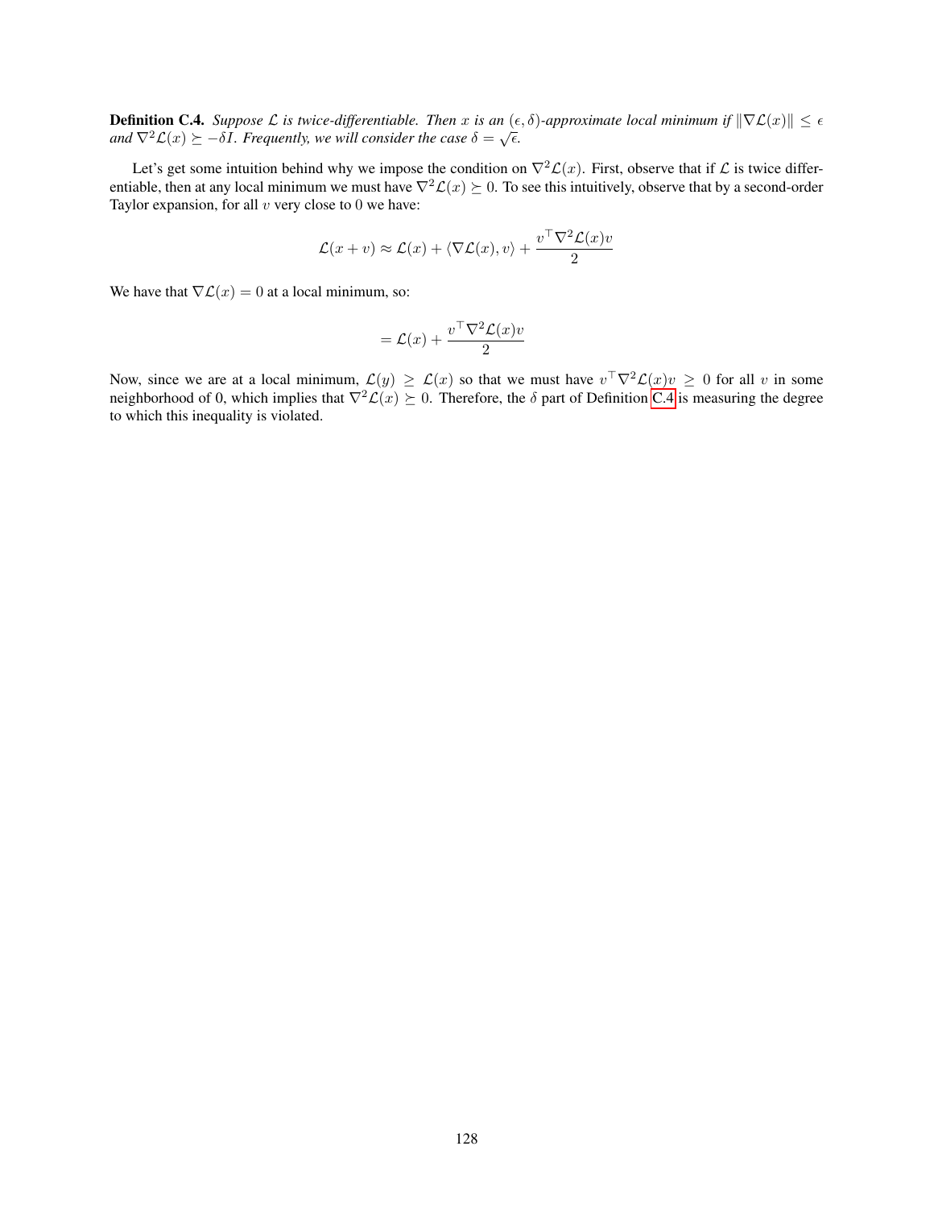**Definition C.4.** *Suppose $\mathcal{L}$ is twice-differentiable. Then $x$ is an $(\epsilon, \delta)$-approximate local minimum if $\|\nabla \mathcal{L}(x)\| \leq \epsilon$ and $\nabla^2 \mathcal{L}(x) \succeq -\delta I$. Frequently, we will consider the case $\delta = \sqrt{\epsilon}$.*

Let's get some intuition behind why we impose the condition on $\nabla^2 \mathcal{L}(x)$. First, observe that if $\mathcal{L}$ is twice differentiable, then at any local minimum we must have $\nabla^2 \mathcal{L}(x) \succeq 0$. To see this intuitively, observe that by a second-order Taylor expansion, for all $v$ very close to 0 we have:

$$\mathcal{L}(x + v) \approx \mathcal{L}(x) + \langle \nabla \mathcal{L}(x), v \rangle + \frac{v^\top \nabla^2 \mathcal{L}(x) v}{2}$$

We have that $\nabla \mathcal{L}(x) = 0$ at a local minimum, so:

$$= \mathcal{L}(x) + \frac{v^\top \nabla^2 \mathcal{L}(x) v}{2}$$

Now, since we are at a local minimum, $\mathcal{L}(y) \geq \mathcal{L}(x)$ so that we must have $v^\top \nabla^2 \mathcal{L}(x) v \geq 0$ for all $v$ in some neighborhood of 0, which implies that $\nabla^2 \mathcal{L}(x) \succeq 0$. Therefore, the $\delta$ part of Definition C.4 is measuring the degree to which this inequality is violated.